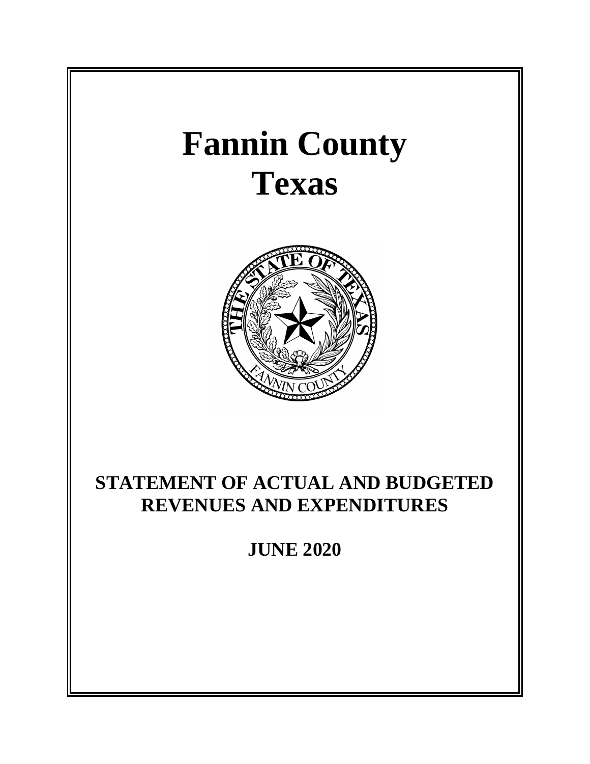# Fannin County
# Texas

## STATEMENT OF ACTUAL AND BUDGETED REVENUES AND EXPENDITURES

## JUNE 2020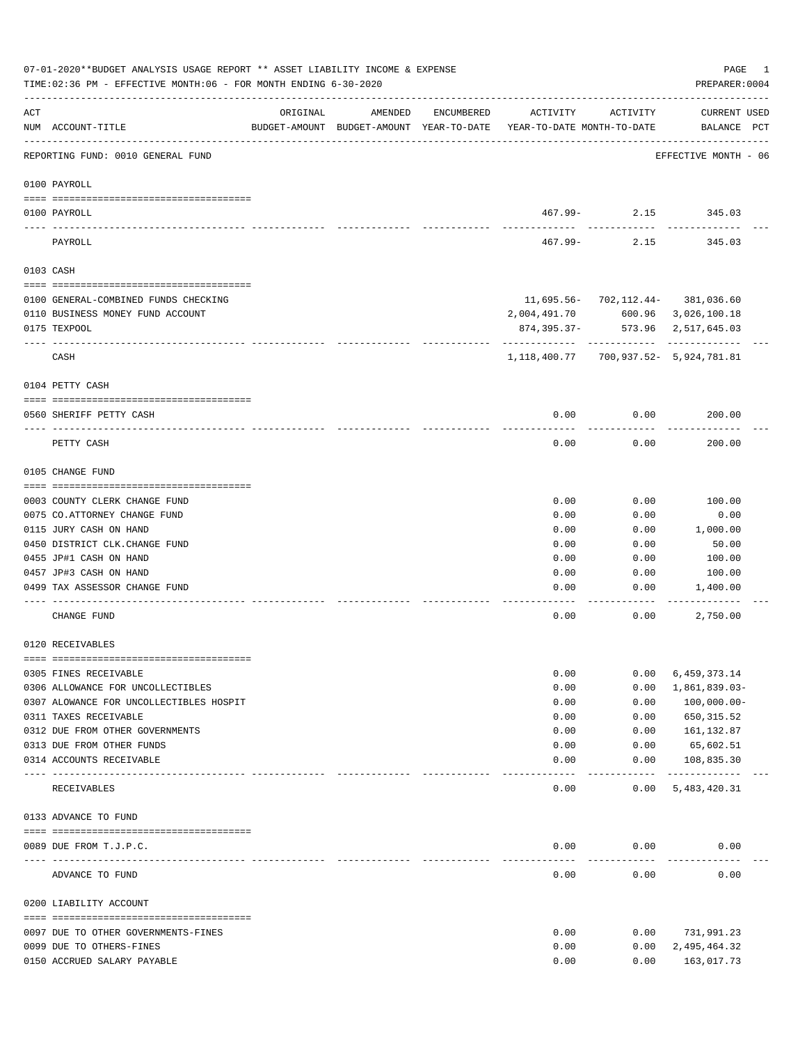07-01-2020**BUDGET ANALYSIS USAGE REPORT ** ASSET LIABILITY INCOME & EXPENSE

TIME:02:36 PM - EFFECTIVE MONTH:06 - FOR MONTH ENDING 6-30-2020

PREPARER:0004

| ACT NUM | ACCOUNT-TITLE | ORIGINAL BUDGET-AMOUNT | AMENDED BUDGET-AMOUNT | ENCUMBERED YEAR-TO-DATE | ACTIVITY YEAR-TO-DATE | ACTIVITY MONTH-TO-DATE | CURRENT BALANCE | USED PCT |
|---|---|---|---|---|---|---|---|---|
| | REPORTING FUND: 0010 GENERAL FUND | | | | | | EFFECTIVE MONTH - 06 | |
| | **0100 PAYROLL** | | | | | | | |
| 0100 | PAYROLL | | | | 467.99- | 2.15 | 345.03 | |
| | PAYROLL | | | | 467.99- | 2.15 | 345.03 | |
| | **0103 CASH** | | | | | | | |
| 0100 | GENERAL-COMBINED FUNDS CHECKING | | | | 11,695.56- | 702,112.44- | 381,036.60 | |
| 0110 | BUSINESS MONEY FUND ACCOUNT | | | | 2,004,491.70 | 600.96 | 3,026,100.18 | |
| 0175 | TEXPOOL | | | | 874,395.37- | 573.96 | 2,517,645.03 | |
| | CASH | | | | 1,118,400.77 | 700,937.52- | 5,924,781.81 | |
| | **0104 PETTY CASH** | | | | | | | |
| 0560 | SHERIFF PETTY CASH | | | | 0.00 | 0.00 | 200.00 | |
| | PETTY CASH | | | | 0.00 | 0.00 | 200.00 | |
| | **0105 CHANGE FUND** | | | | | | | |
| 0003 | COUNTY CLERK CHANGE FUND | | | | 0.00 | 0.00 | 100.00 | |
| 0075 | CO.ATTORNEY CHANGE FUND | | | | 0.00 | 0.00 | 0.00 | |
| 0115 | JURY CASH ON HAND | | | | 0.00 | 0.00 | 1,000.00 | |
| 0450 | DISTRICT CLK.CHANGE FUND | | | | 0.00 | 0.00 | 50.00 | |
| 0455 | JP#1 CASH ON HAND | | | | 0.00 | 0.00 | 100.00 | |
| 0457 | JP#3 CASH ON HAND | | | | 0.00 | 0.00 | 100.00 | |
| 0499 | TAX ASSESSOR CHANGE FUND | | | | 0.00 | 0.00 | 1,400.00 | |
| | CHANGE FUND | | | | 0.00 | 0.00 | 2,750.00 | |
| | **0120 RECEIVABLES** | | | | | | | |
| 0305 | FINES RECEIVABLE | | | | 0.00 | 0.00 | 6,459,373.14 | |
| 0306 | ALLOWANCE FOR UNCOLLECTIBLES | | | | 0.00 | 0.00 | 1,861,839.03- | |
| 0307 | ALOWANCE FOR UNCOLLECTIBLES HOSPIT | | | | 0.00 | 0.00 | 100,000.00- | |
| 0311 | TAXES RECEIVABLE | | | | 0.00 | 0.00 | 650,315.52 | |
| 0312 | DUE FROM OTHER GOVERNMENTS | | | | 0.00 | 0.00 | 161,132.87 | |
| 0313 | DUE FROM OTHER FUNDS | | | | 0.00 | 0.00 | 65,602.51 | |
| 0314 | ACCOUNTS RECEIVABLE | | | | 0.00 | 0.00 | 108,835.30 | |
| | RECEIVABLES | | | | 0.00 | 0.00 | 5,483,420.31 | |
| | **0133 ADVANCE TO FUND** | | | | | | | |
| 0089 | DUE FROM T.J.P.C. | | | | 0.00 | 0.00 | 0.00 | |
| | ADVANCE TO FUND | | | | 0.00 | 0.00 | 0.00 | |
| | **0200 LIABILITY ACCOUNT** | | | | | | | |
| 0097 | DUE TO OTHER GOVERNMENTS-FINES | | | | 0.00 | 0.00 | 731,991.23 | |
| 0099 | DUE TO OTHERS-FINES | | | | 0.00 | 0.00 | 2,495,464.32 | |
| 0150 | ACCRUED SALARY PAYABLE | | | | 0.00 | 0.00 | 163,017.73 | |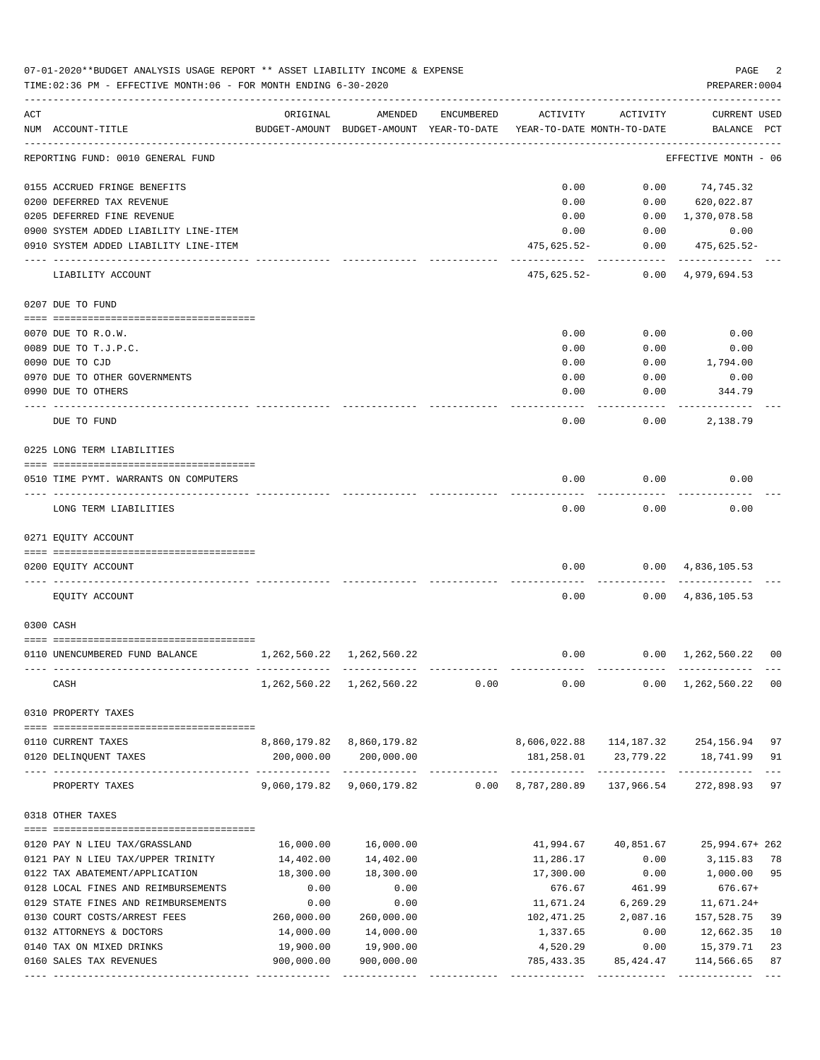07-01-2020**BUDGET ANALYSIS USAGE REPORT ** ASSET LIABILITY INCOME & EXPENSE

TIME:02:36 PM - EFFECTIVE MONTH:06 - FOR MONTH ENDING 6-30-2020

PREPARER:0004

| ACT NUM | ACCOUNT-TITLE | ORIGINAL BUDGET-AMOUNT | AMENDED BUDGET-AMOUNT | ENCUMBERED YEAR-TO-DATE | ACTIVITY YEAR-TO-DATE | ACTIVITY MONTH-TO-DATE | CURRENT BALANCE | USED PCT |
|---|---|---|---|---|---|---|---|---|
| | REPORTING FUND: 0010 GENERAL FUND | | | | | | EFFECTIVE MONTH - 06 | |
| 0155 | ACCRUED FRINGE BENEFITS | | | | 0.00 | 0.00 | 74,745.32 | |
| 0200 | DEFERRED TAX REVENUE | | | | 0.00 | 0.00 | 620,022.87 | |
| 0205 | DEFERRED FINE REVENUE | | | | 0.00 | 0.00 | 1,370,078.58 | |
| 0900 | SYSTEM ADDED LIABILITY LINE-ITEM | | | | 0.00 | 0.00 | 0.00 | |
| 0910 | SYSTEM ADDED LIABILITY LINE-ITEM | | | | 475,625.52- | 0.00 | 475,625.52- | |
| | LIABILITY ACCOUNT | | | | 475,625.52- | 0.00 | 4,979,694.53 | |
| | 0207 DUE TO FUND | | | | | | | |
| 0070 | DUE TO R.O.W. | | | | 0.00 | 0.00 | 0.00 | |
| 0089 | DUE TO T.J.P.C. | | | | 0.00 | 0.00 | 0.00 | |
| 0090 | DUE TO CJD | | | | 0.00 | 0.00 | 1,794.00 | |
| 0970 | DUE TO OTHER GOVERNMENTS | | | | 0.00 | 0.00 | 0.00 | |
| 0990 | DUE TO OTHERS | | | | 0.00 | 0.00 | 344.79 | |
| | DUE TO FUND | | | | 0.00 | 0.00 | 2,138.79 | |
| | 0225 LONG TERM LIABILITIES | | | | | | | |
| 0510 | TIME PYMT. WARRANTS ON COMPUTERS | | | | 0.00 | 0.00 | 0.00 | |
| | LONG TERM LIABILITIES | | | | 0.00 | 0.00 | 0.00 | |
| | 0271 EQUITY ACCOUNT | | | | | | | |
| 0200 | EQUITY ACCOUNT | | | | 0.00 | 0.00 | 4,836,105.53 | |
| | EQUITY ACCOUNT | | | | 0.00 | 0.00 | 4,836,105.53 | |
| | 0300 CASH | | | | | | | |
| 0110 | UNENCUMBERED FUND BALANCE | 1,262,560.22 | 1,262,560.22 | | 0.00 | 0.00 | 1,262,560.22 | 00 |
| | CASH | 1,262,560.22 | 1,262,560.22 | 0.00 | 0.00 | 0.00 | 1,262,560.22 | 00 |
| | 0310 PROPERTY TAXES | | | | | | | |
| 0110 | CURRENT TAXES | 8,860,179.82 | 8,860,179.82 | | 8,606,022.88 | 114,187.32 | 254,156.94 | 97 |
| 0120 | DELINQUENT TAXES | 200,000.00 | 200,000.00 | | 181,258.01 | 23,779.22 | 18,741.99 | 91 |
| | PROPERTY TAXES | 9,060,179.82 | 9,060,179.82 | 0.00 | 8,787,280.89 | 137,966.54 | 272,898.93 | 97 |
| | 0318 OTHER TAXES | | | | | | | |
| 0120 | PAY N LIEU TAX/GRASSLAND | 16,000.00 | 16,000.00 | | 41,994.67 | 40,851.67 | 25,994.67+ | 262 |
| 0121 | PAY N LIEU TAX/UPPER TRINITY | 14,402.00 | 14,402.00 | | 11,286.17 | 0.00 | 3,115.83 | 78 |
| 0122 | TAX ABATEMENT/APPLICATION | 18,300.00 | 18,300.00 | | 17,300.00 | 0.00 | 1,000.00 | 95 |
| 0128 | LOCAL FINES AND REIMBURSEMENTS | 0.00 | 0.00 | | 676.67 | 461.99 | 676.67+ | |
| 0129 | STATE FINES AND REIMBURSEMENTS | 0.00 | 0.00 | | 11,671.24 | 6,269.29 | 11,671.24+ | |
| 0130 | COURT COSTS/ARREST FEES | 260,000.00 | 260,000.00 | | 102,471.25 | 2,087.16 | 157,528.75 | 39 |
| 0132 | ATTORNEYS & DOCTORS | 14,000.00 | 14,000.00 | | 1,337.65 | 0.00 | 12,662.35 | 10 |
| 0140 | TAX ON MIXED DRINKS | 19,900.00 | 19,900.00 | | 4,520.29 | 0.00 | 15,379.71 | 23 |
| 0160 | SALES TAX REVENUES | 900,000.00 | 900,000.00 | | 785,433.35 | 85,424.47 | 114,566.65 | 87 |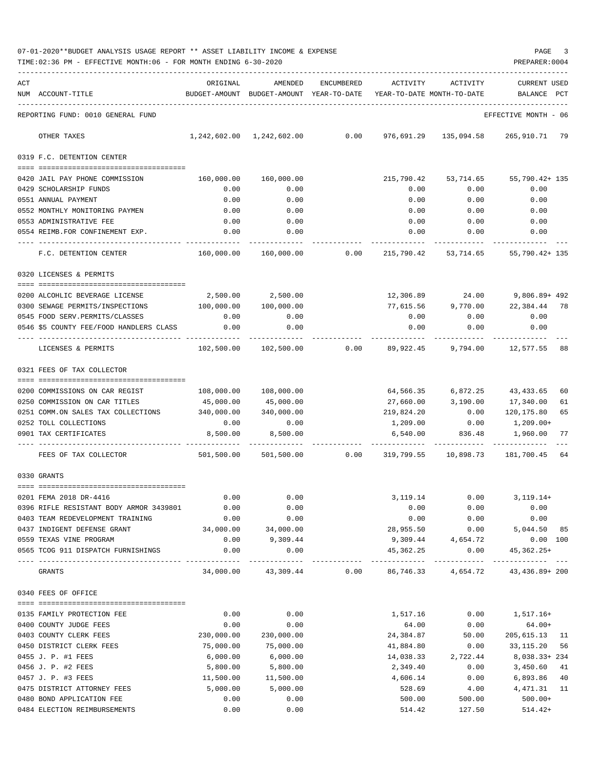07-01-2020**BUDGET ANALYSIS USAGE REPORT ** ASSET LIABILITY INCOME & EXPENSE

TIME:02:36 PM - EFFECTIVE MONTH:06 - FOR MONTH ENDING 6-30-2020

REPORTING FUND: 0010 GENERAL FUND — EFFECTIVE MONTH - 06

| ACT NUM | ACCOUNT-TITLE | ORIGINAL BUDGET-AMOUNT | AMENDED BUDGET-AMOUNT | ENCUMBERED YEAR-TO-DATE | ACTIVITY YEAR-TO-DATE | ACTIVITY MONTH-TO-DATE | CURRENT BALANCE | USED PCT |
|---|---|---|---|---|---|---|---|---|
| | OTHER TAXES | 1,242,602.00 | 1,242,602.00 | 0.00 | 976,691.29 | 135,094.58 | 265,910.71 | 79 |
| | **0319 F.C. DETENTION CENTER** | | | | | | | |
| 0420 | JAIL PAY PHONE COMMISSION | 160,000.00 | 160,000.00 | | 215,790.42 | 53,714.65 | 55,790.42+ | 135 |
| 0429 | SCHOLARSHIP FUNDS | 0.00 | 0.00 | | 0.00 | 0.00 | 0.00 | |
| 0551 | ANNUAL PAYMENT | 0.00 | 0.00 | | 0.00 | 0.00 | 0.00 | |
| 0552 | MONTHLY MONITORING PAYMEN | 0.00 | 0.00 | | 0.00 | 0.00 | 0.00 | |
| 0553 | ADMINISTRATIVE FEE | 0.00 | 0.00 | | 0.00 | 0.00 | 0.00 | |
| 0554 | REIMB.FOR CONFINEMENT EXP. | 0.00 | 0.00 | | 0.00 | 0.00 | 0.00 | |
| | F.C. DETENTION CENTER | 160,000.00 | 160,000.00 | 0.00 | 215,790.42 | 53,714.65 | 55,790.42+ | 135 |
| | **0320 LICENSES & PERMITS** | | | | | | | |
| 0200 | ALCOHLIC BEVERAGE LICENSE | 2,500.00 | 2,500.00 | | 12,306.89 | 24.00 | 9,806.89+ | 492 |
| 0300 | SEWAGE PERMITS/INSPECTIONS | 100,000.00 | 100,000.00 | | 77,615.56 | 9,770.00 | 22,384.44 | 78 |
| 0545 | FOOD SERV.PERMITS/CLASSES | 0.00 | 0.00 | | 0.00 | 0.00 | 0.00 | |
| 0546 | $5 COUNTY FEE/FOOD HANDLERS CLASS | 0.00 | 0.00 | | 0.00 | 0.00 | 0.00 | |
| | LICENSES & PERMITS | 102,500.00 | 102,500.00 | 0.00 | 89,922.45 | 9,794.00 | 12,577.55 | 88 |
| | **0321 FEES OF TAX COLLECTOR** | | | | | | | |
| 0200 | COMMISSIONS ON CAR REGIST | 108,000.00 | 108,000.00 | | 64,566.35 | 6,872.25 | 43,433.65 | 60 |
| 0250 | COMMISSION ON CAR TITLES | 45,000.00 | 45,000.00 | | 27,660.00 | 3,190.00 | 17,340.00 | 61 |
| 0251 | COMM.ON SALES TAX COLLECTIONS | 340,000.00 | 340,000.00 | | 219,824.20 | 0.00 | 120,175.80 | 65 |
| 0252 | TOLL COLLECTIONS | 0.00 | 0.00 | | 1,209.00 | 0.00 | 1,209.00+ | |
| 0901 | TAX CERTIFICATES | 8,500.00 | 8,500.00 | | 6,540.00 | 836.48 | 1,960.00 | 77 |
| | FEES OF TAX COLLECTOR | 501,500.00 | 501,500.00 | 0.00 | 319,799.55 | 10,898.73 | 181,700.45 | 64 |
| | **0330 GRANTS** | | | | | | | |
| 0201 | FEMA 2018 DR-4416 | 0.00 | 0.00 | | 3,119.14 | 0.00 | 3,119.14+ | |
| 0396 | RIFLE RESISTANT BODY ARMOR 3439801 | 0.00 | 0.00 | | 0.00 | 0.00 | 0.00 | |
| 0403 | TEAM REDEVELOPMENT TRAINING | 0.00 | 0.00 | | 0.00 | 0.00 | 0.00 | |
| 0437 | INDIGENT DEFENSE GRANT | 34,000.00 | 34,000.00 | | 28,955.50 | 0.00 | 5,044.50 | 85 |
| 0559 | TEXAS VINE PROGRAM | 0.00 | 9,309.44 | | 9,309.44 | 4,654.72 | 0.00 | 100 |
| 0565 | TCOG 911 DISPATCH FURNISHINGS | 0.00 | 0.00 | | 45,362.25 | 0.00 | 45,362.25+ | |
| | GRANTS | 34,000.00 | 43,309.44 | 0.00 | 86,746.33 | 4,654.72 | 43,436.89+ | 200 |
| | **0340 FEES OF OFFICE** | | | | | | | |
| 0135 | FAMILY PROTECTION FEE | 0.00 | 0.00 | | 1,517.16 | 0.00 | 1,517.16+ | |
| 0400 | COUNTY JUDGE FEES | 0.00 | 0.00 | | 64.00 | 0.00 | 64.00+ | |
| 0403 | COUNTY CLERK FEES | 230,000.00 | 230,000.00 | | 24,384.87 | 50.00 | 205,615.13 | 11 |
| 0450 | DISTRICT CLERK FEES | 75,000.00 | 75,000.00 | | 41,884.80 | 0.00 | 33,115.20 | 56 |
| 0455 | J. P. #1 FEES | 6,000.00 | 6,000.00 | | 14,038.33 | 2,722.44 | 8,038.33+ | 234 |
| 0456 | J. P. #2 FEES | 5,800.00 | 5,800.00 | | 2,349.40 | 0.00 | 3,450.60 | 41 |
| 0457 | J. P. #3 FEES | 11,500.00 | 11,500.00 | | 4,606.14 | 0.00 | 6,893.86 | 40 |
| 0475 | DISTRICT ATTORNEY FEES | 5,000.00 | 5,000.00 | | 528.69 | 4.00 | 4,471.31 | 11 |
| 0480 | BOND APPLICATION FEE | 0.00 | 0.00 | | 500.00 | 500.00 | 500.00+ | |
| 0484 | ELECTION REIMBURSEMENTS | 0.00 | 0.00 | | 514.42 | 127.50 | 514.42+ | |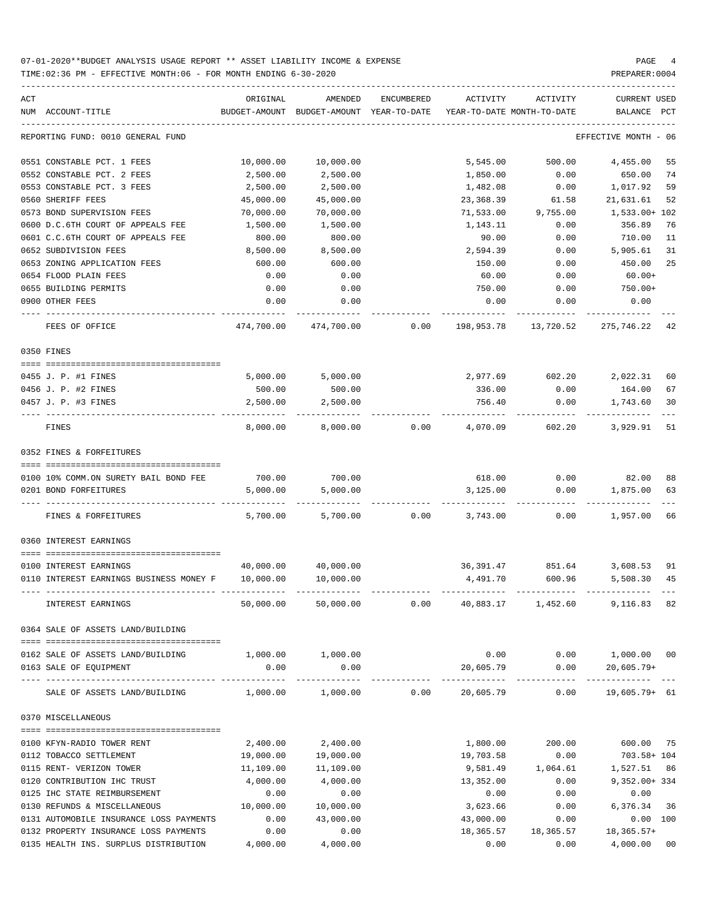07-01-2020**BUDGET ANALYSIS USAGE REPORT ** ASSET LIABILITY INCOME & EXPENSE

TIME:02:36 PM - EFFECTIVE MONTH:06 - FOR MONTH ENDING 6-30-2020

REPORTING FUND: 0010 GENERAL FUND — EFFECTIVE MONTH - 06

| ACT NUM | ACCOUNT-TITLE | ORIGINAL BUDGET-AMOUNT | AMENDED BUDGET-AMOUNT | ENCUMBERED YEAR-TO-DATE | ACTIVITY YEAR-TO-DATE | ACTIVITY MONTH-TO-DATE | CURRENT BALANCE | USED PCT |
|---|---|---|---|---|---|---|---|---|
| 0551 | CONSTABLE PCT. 1 FEES | 10,000.00 | 10,000.00 | | 5,545.00 | 500.00 | 4,455.00 | 55 |
| 0552 | CONSTABLE PCT. 2 FEES | 2,500.00 | 2,500.00 | | 1,850.00 | 0.00 | 650.00 | 74 |
| 0553 | CONSTABLE PCT. 3 FEES | 2,500.00 | 2,500.00 | | 1,482.08 | 0.00 | 1,017.92 | 59 |
| 0560 | SHERIFF FEES | 45,000.00 | 45,000.00 | | 23,368.39 | 61.58 | 21,631.61 | 52 |
| 0573 | BOND SUPERVISION FEES | 70,000.00 | 70,000.00 | | 71,533.00 | 9,755.00 | 1,533.00+ | 102 |
| 0600 | D.C.6TH COURT OF APPEALS FEE | 1,500.00 | 1,500.00 | | 1,143.11 | 0.00 | 356.89 | 76 |
| 0601 | C.C.6TH COURT OF APPEALS FEE | 800.00 | 800.00 | | 90.00 | 0.00 | 710.00 | 11 |
| 0652 | SUBDIVISION FEES | 8,500.00 | 8,500.00 | | 2,594.39 | 0.00 | 5,905.61 | 31 |
| 0653 | ZONING APPLICATION FEES | 600.00 | 600.00 | | 150.00 | 0.00 | 450.00 | 25 |
| 0654 | FLOOD PLAIN FEES | 0.00 | 0.00 | | 60.00 | 0.00 | 60.00+ | |
| 0655 | BUILDING PERMITS | 0.00 | 0.00 | | 750.00 | 0.00 | 750.00+ | |
| 0900 | OTHER FEES | 0.00 | 0.00 | | 0.00 | 0.00 | 0.00 | |
| | FEES OF OFFICE | 474,700.00 | 474,700.00 | 0.00 | 198,953.78 | 13,720.52 | 275,746.22 | 42 |
| | **0350 FINES** | | | | | | | |
| 0455 | J. P. #1 FINES | 5,000.00 | 5,000.00 | | 2,977.69 | 602.20 | 2,022.31 | 60 |
| 0456 | J. P. #2 FINES | 500.00 | 500.00 | | 336.00 | 0.00 | 164.00 | 67 |
| 0457 | J. P. #3 FINES | 2,500.00 | 2,500.00 | | 756.40 | 0.00 | 1,743.60 | 30 |
| | FINES | 8,000.00 | 8,000.00 | 0.00 | 4,070.09 | 602.20 | 3,929.91 | 51 |
| | **0352 FINES & FORFEITURES** | | | | | | | |
| 0100 | 10% COMM.ON SURETY BAIL BOND FEE | 700.00 | 700.00 | | 618.00 | 0.00 | 82.00 | 88 |
| 0201 | BOND FORFEITURES | 5,000.00 | 5,000.00 | | 3,125.00 | 0.00 | 1,875.00 | 63 |
| | FINES & FORFEITURES | 5,700.00 | 5,700.00 | 0.00 | 3,743.00 | 0.00 | 1,957.00 | 66 |
| | **0360 INTEREST EARNINGS** | | | | | | | |
| 0100 | INTEREST EARNINGS | 40,000.00 | 40,000.00 | | 36,391.47 | 851.64 | 3,608.53 | 91 |
| 0110 | INTEREST EARNINGS BUSINESS MONEY F | 10,000.00 | 10,000.00 | | 4,491.70 | 600.96 | 5,508.30 | 45 |
| | INTEREST EARNINGS | 50,000.00 | 50,000.00 | 0.00 | 40,883.17 | 1,452.60 | 9,116.83 | 82 |
| | **0364 SALE OF ASSETS LAND/BUILDING** | | | | | | | |
| 0162 | SALE OF ASSETS LAND/BUILDING | 1,000.00 | 1,000.00 | | 0.00 | 0.00 | 1,000.00 | 00 |
| 0163 | SALE OF EQUIPMENT | 0.00 | 0.00 | | 20,605.79 | 0.00 | 20,605.79+ | |
| | SALE OF ASSETS LAND/BUILDING | 1,000.00 | 1,000.00 | 0.00 | 20,605.79 | 0.00 | 19,605.79+ | 61 |
| | **0370 MISCELLANEOUS** | | | | | | | |
| 0100 | KFYN-RADIO TOWER RENT | 2,400.00 | 2,400.00 | | 1,800.00 | 200.00 | 600.00 | 75 |
| 0112 | TOBACCO SETTLEMENT | 19,000.00 | 19,000.00 | | 19,703.58 | 0.00 | 703.58+ | 104 |
| 0115 | RENT- VERIZON TOWER | 11,109.00 | 11,109.00 | | 9,581.49 | 1,064.61 | 1,527.51 | 86 |
| 0120 | CONTRIBUTION IHC TRUST | 4,000.00 | 4,000.00 | | 13,352.00 | 0.00 | 9,352.00+ | 334 |
| 0125 | IHC STATE REIMBURSEMENT | 0.00 | 0.00 | | 0.00 | 0.00 | 0.00 | |
| 0130 | REFUNDS & MISCELLANEOUS | 10,000.00 | 10,000.00 | | 3,623.66 | 0.00 | 6,376.34 | 36 |
| 0131 | AUTOMOBILE INSURANCE LOSS PAYMENTS | 0.00 | 43,000.00 | | 43,000.00 | 0.00 | 0.00 | 100 |
| 0132 | PROPERTY INSURANCE LOSS PAYMENTS | 0.00 | 0.00 | | 18,365.57 | 18,365.57 | 18,365.57+ | |
| 0135 | HEALTH INS. SURPLUS DISTRIBUTION | 4,000.00 | 4,000.00 | | 0.00 | 0.00 | 4,000.00 | 00 |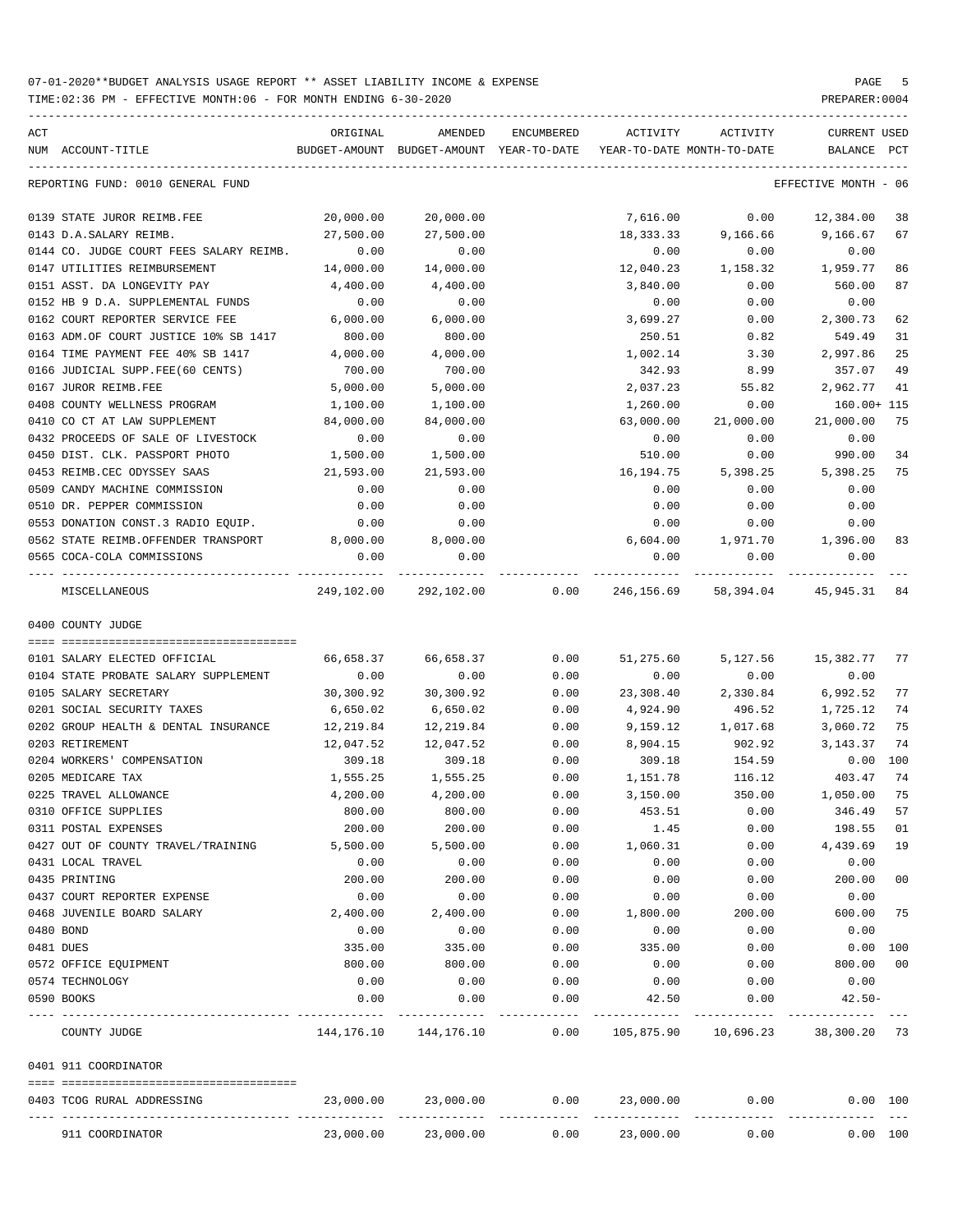07-01-2020**BUDGET ANALYSIS USAGE REPORT ** ASSET LIABILITY INCOME & EXPENSE

TIME:02:36 PM - EFFECTIVE MONTH:06 - FOR MONTH ENDING 6-30-2020

REPORTING FUND: 0010 GENERAL FUND — EFFECTIVE MONTH - 06

| ACT NUM | ACCOUNT-TITLE | ORIGINAL BUDGET-AMOUNT | AMENDED BUDGET-AMOUNT | ENCUMBERED YEAR-TO-DATE | ACTIVITY YEAR-TO-DATE | ACTIVITY MONTH-TO-DATE | CURRENT BALANCE | USED PCT |
|---|---|---|---|---|---|---|---|---|
| 0139 | STATE JUROR REIMB.FEE | 20,000.00 | 20,000.00 | | 7,616.00 | 0.00 | 12,384.00 | 38 |
| 0143 | D.A.SALARY REIMB. | 27,500.00 | 27,500.00 | | 18,333.33 | 9,166.66 | 9,166.67 | 67 |
| 0144 | CO. JUDGE COURT FEES SALARY REIMB. | 0.00 | 0.00 | | 0.00 | 0.00 | 0.00 | |
| 0147 | UTILITIES REIMBURSEMENT | 14,000.00 | 14,000.00 | | 12,040.23 | 1,158.32 | 1,959.77 | 86 |
| 0151 | ASST. DA LONGEVITY PAY | 4,400.00 | 4,400.00 | | 3,840.00 | 0.00 | 560.00 | 87 |
| 0152 | HB 9 D.A. SUPPLEMENTAL FUNDS | 0.00 | 0.00 | | 0.00 | 0.00 | 0.00 | |
| 0162 | COURT REPORTER SERVICE FEE | 6,000.00 | 6,000.00 | | 3,699.27 | 0.00 | 2,300.73 | 62 |
| 0163 | ADM.OF COURT JUSTICE 10% SB 1417 | 800.00 | 800.00 | | 250.51 | 0.82 | 549.49 | 31 |
| 0164 | TIME PAYMENT FEE 40% SB 1417 | 4,000.00 | 4,000.00 | | 1,002.14 | 3.30 | 2,997.86 | 25 |
| 0166 | JUDICIAL SUPP.FEE(60 CENTS) | 700.00 | 700.00 | | 342.93 | 8.99 | 357.07 | 49 |
| 0167 | JUROR REIMB.FEE | 5,000.00 | 5,000.00 | | 2,037.23 | 55.82 | 2,962.77 | 41 |
| 0408 | COUNTY WELLNESS PROGRAM | 1,100.00 | 1,100.00 | | 1,260.00 | 0.00 | 160.00+ | 115 |
| 0410 | CO CT AT LAW SUPPLEMENT | 84,000.00 | 84,000.00 | | 63,000.00 | 21,000.00 | 21,000.00 | 75 |
| 0432 | PROCEEDS OF SALE OF LIVESTOCK | 0.00 | 0.00 | | 0.00 | 0.00 | 0.00 | |
| 0450 | DIST. CLK. PASSPORT PHOTO | 1,500.00 | 1,500.00 | | 510.00 | 0.00 | 990.00 | 34 |
| 0453 | REIMB.CEC ODYSSEY SAAS | 21,593.00 | 21,593.00 | | 16,194.75 | 5,398.25 | 5,398.25 | 75 |
| 0509 | CANDY MACHINE COMMISSION | 0.00 | 0.00 | | 0.00 | 0.00 | 0.00 | |
| 0510 | DR. PEPPER COMMISSION | 0.00 | 0.00 | | 0.00 | 0.00 | 0.00 | |
| 0553 | DONATION CONST.3 RADIO EQUIP. | 0.00 | 0.00 | | 0.00 | 0.00 | 0.00 | |
| 0562 | STATE REIMB.OFFENDER TRANSPORT | 8,000.00 | 8,000.00 | | 6,604.00 | 1,971.70 | 1,396.00 | 83 |
| 0565 | COCA-COLA COMMISSIONS | 0.00 | 0.00 | | 0.00 | 0.00 | 0.00 | |
| | MISCELLANEOUS | 249,102.00 | 292,102.00 | 0.00 | 246,156.69 | 58,394.04 | 45,945.31 | 84 |

0400 COUNTY JUDGE

| ACT NUM | ACCOUNT-TITLE | ORIGINAL BUDGET-AMOUNT | AMENDED BUDGET-AMOUNT | ENCUMBERED YEAR-TO-DATE | ACTIVITY YEAR-TO-DATE | ACTIVITY MONTH-TO-DATE | CURRENT BALANCE | USED PCT |
|---|---|---|---|---|---|---|---|---|
| 0101 | SALARY ELECTED OFFICIAL | 66,658.37 | 66,658.37 | 0.00 | 51,275.60 | 5,127.56 | 15,382.77 | 77 |
| 0104 | STATE PROBATE SALARY SUPPLEMENT | 0.00 | 0.00 | 0.00 | 0.00 | 0.00 | 0.00 | |
| 0105 | SALARY SECRETARY | 30,300.92 | 30,300.92 | 0.00 | 23,308.40 | 2,330.84 | 6,992.52 | 77 |
| 0201 | SOCIAL SECURITY TAXES | 6,650.02 | 6,650.02 | 0.00 | 4,924.90 | 496.52 | 1,725.12 | 74 |
| 0202 | GROUP HEALTH & DENTAL INSURANCE | 12,219.84 | 12,219.84 | 0.00 | 9,159.12 | 1,017.68 | 3,060.72 | 75 |
| 0203 | RETIREMENT | 12,047.52 | 12,047.52 | 0.00 | 8,904.15 | 902.92 | 3,143.37 | 74 |
| 0204 | WORKERS' COMPENSATION | 309.18 | 309.18 | 0.00 | 309.18 | 154.59 | 0.00 | 100 |
| 0205 | MEDICARE TAX | 1,555.25 | 1,555.25 | 0.00 | 1,151.78 | 116.12 | 403.47 | 74 |
| 0225 | TRAVEL ALLOWANCE | 4,200.00 | 4,200.00 | 0.00 | 3,150.00 | 350.00 | 1,050.00 | 75 |
| 0310 | OFFICE SUPPLIES | 800.00 | 800.00 | 0.00 | 453.51 | 0.00 | 346.49 | 57 |
| 0311 | POSTAL EXPENSES | 200.00 | 200.00 | 0.00 | 1.45 | 0.00 | 198.55 | 01 |
| 0427 | OUT OF COUNTY TRAVEL/TRAINING | 5,500.00 | 5,500.00 | 0.00 | 1,060.31 | 0.00 | 4,439.69 | 19 |
| 0431 | LOCAL TRAVEL | 0.00 | 0.00 | 0.00 | 0.00 | 0.00 | 0.00 | |
| 0435 | PRINTING | 200.00 | 200.00 | 0.00 | 0.00 | 0.00 | 200.00 | 00 |
| 0437 | COURT REPORTER EXPENSE | 0.00 | 0.00 | 0.00 | 0.00 | 0.00 | 0.00 | |
| 0468 | JUVENILE BOARD SALARY | 2,400.00 | 2,400.00 | 0.00 | 1,800.00 | 200.00 | 600.00 | 75 |
| 0480 | BOND | 0.00 | 0.00 | 0.00 | 0.00 | 0.00 | 0.00 | |
| 0481 | DUES | 335.00 | 335.00 | 0.00 | 335.00 | 0.00 | 0.00 | 100 |
| 0572 | OFFICE EQUIPMENT | 800.00 | 800.00 | 0.00 | 0.00 | 0.00 | 800.00 | 00 |
| 0574 | TECHNOLOGY | 0.00 | 0.00 | 0.00 | 0.00 | 0.00 | 0.00 | |
| 0590 | BOOKS | 0.00 | 0.00 | 0.00 | 42.50 | 0.00 | 42.50- | |
| | COUNTY JUDGE | 144,176.10 | 144,176.10 | 0.00 | 105,875.90 | 10,696.23 | 38,300.20 | 73 |

0401 911 COORDINATOR

| ACT NUM | ACCOUNT-TITLE | ORIGINAL BUDGET-AMOUNT | AMENDED BUDGET-AMOUNT | ENCUMBERED YEAR-TO-DATE | ACTIVITY YEAR-TO-DATE | ACTIVITY MONTH-TO-DATE | CURRENT BALANCE | USED PCT |
|---|---|---|---|---|---|---|---|---|
| 0403 | TCOG RURAL ADDRESSING | 23,000.00 | 23,000.00 | 0.00 | 23,000.00 | 0.00 | 0.00 | 100 |
| | 911 COORDINATOR | 23,000.00 | 23,000.00 | 0.00 | 23,000.00 | 0.00 | 0.00 | 100 |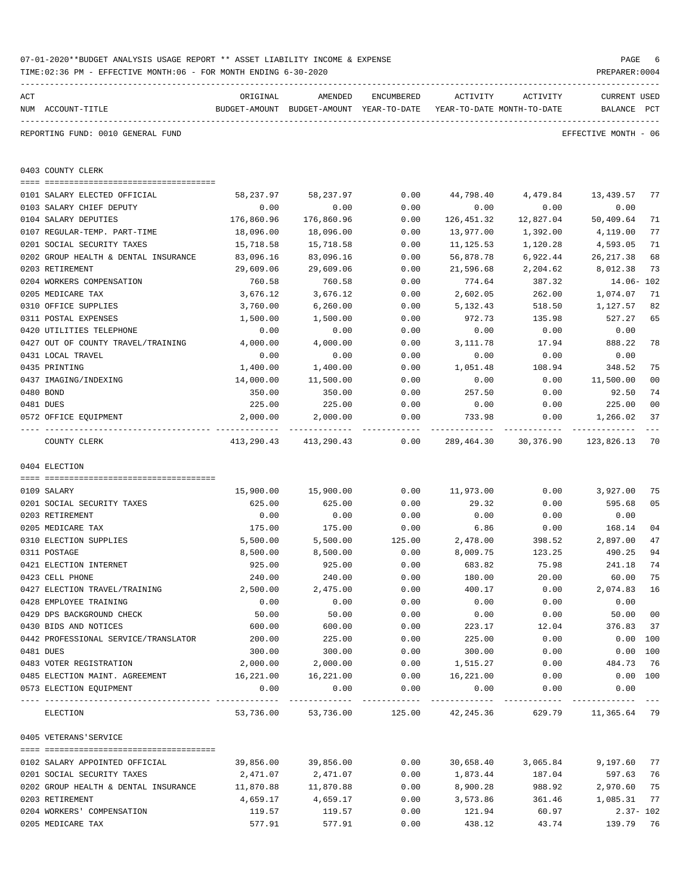07-01-2020**BUDGET ANALYSIS USAGE REPORT ** ASSET LIABILITY INCOME & EXPENSE

TIME:02:36 PM - EFFECTIVE MONTH:06 - FOR MONTH ENDING 6-30-2020

PREPARER:0004

REPORTING FUND: 0010 GENERAL FUND — EFFECTIVE MONTH - 06

## 0403 COUNTY CLERK

| ACT NUM | ACCOUNT-TITLE | ORIGINAL BUDGET-AMOUNT | AMENDED BUDGET-AMOUNT | ENCUMBERED YEAR-TO-DATE | ACTIVITY YEAR-TO-DATE | ACTIVITY MONTH-TO-DATE | CURRENT USED BALANCE | PCT |
|---|---|---|---|---|---|---|---|---|
| 0101 | SALARY ELECTED OFFICIAL | 58,237.97 | 58,237.97 | 0.00 | 44,798.40 | 4,479.84 | 13,439.57 | 77 |
| 0103 | SALARY CHIEF DEPUTY | 0.00 | 0.00 | 0.00 | 0.00 | 0.00 | 0.00 | |
| 0104 | SALARY DEPUTIES | 176,860.96 | 176,860.96 | 0.00 | 126,451.32 | 12,827.04 | 50,409.64 | 71 |
| 0107 | REGULAR-TEMP. PART-TIME | 18,096.00 | 18,096.00 | 0.00 | 13,977.00 | 1,392.00 | 4,119.00 | 77 |
| 0201 | SOCIAL SECURITY TAXES | 15,718.58 | 15,718.58 | 0.00 | 11,125.53 | 1,120.28 | 4,593.05 | 71 |
| 0202 | GROUP HEALTH & DENTAL INSURANCE | 83,096.16 | 83,096.16 | 0.00 | 56,878.78 | 6,922.44 | 26,217.38 | 68 |
| 0203 | RETIREMENT | 29,609.06 | 29,609.06 | 0.00 | 21,596.68 | 2,204.62 | 8,012.38 | 73 |
| 0204 | WORKERS COMPENSATION | 760.58 | 760.58 | 0.00 | 774.64 | 387.32 | 14.06- | 102 |
| 0205 | MEDICARE TAX | 3,676.12 | 3,676.12 | 0.00 | 2,602.05 | 262.00 | 1,074.07 | 71 |
| 0310 | OFFICE SUPPLIES | 3,760.00 | 6,260.00 | 0.00 | 5,132.43 | 518.50 | 1,127.57 | 82 |
| 0311 | POSTAL EXPENSES | 1,500.00 | 1,500.00 | 0.00 | 972.73 | 135.98 | 527.27 | 65 |
| 0420 | UTILITIES TELEPHONE | 0.00 | 0.00 | 0.00 | 0.00 | 0.00 | 0.00 | |
| 0427 | OUT OF COUNTY TRAVEL/TRAINING | 4,000.00 | 4,000.00 | 0.00 | 3,111.78 | 17.94 | 888.22 | 78 |
| 0431 | LOCAL TRAVEL | 0.00 | 0.00 | 0.00 | 0.00 | 0.00 | 0.00 | |
| 0435 | PRINTING | 1,400.00 | 1,400.00 | 0.00 | 1,051.48 | 108.94 | 348.52 | 75 |
| 0437 | IMAGING/INDEXING | 14,000.00 | 11,500.00 | 0.00 | 0.00 | 0.00 | 11,500.00 | 00 |
| 0480 | BOND | 350.00 | 350.00 | 0.00 | 257.50 | 0.00 | 92.50 | 74 |
| 0481 | DUES | 225.00 | 225.00 | 0.00 | 0.00 | 0.00 | 225.00 | 00 |
| 0572 | OFFICE EQUIPMENT | 2,000.00 | 2,000.00 | 0.00 | 733.98 | 0.00 | 1,266.02 | 37 |
| | COUNTY CLERK | 413,290.43 | 413,290.43 | 0.00 | 289,464.30 | 30,376.90 | 123,826.13 | 70 |

## 0404 ELECTION

| ACT NUM | ACCOUNT-TITLE | ORIGINAL BUDGET-AMOUNT | AMENDED BUDGET-AMOUNT | ENCUMBERED YEAR-TO-DATE | ACTIVITY YEAR-TO-DATE | ACTIVITY MONTH-TO-DATE | CURRENT USED BALANCE | PCT |
|---|---|---|---|---|---|---|---|---|
| 0109 | SALARY | 15,900.00 | 15,900.00 | 0.00 | 11,973.00 | 0.00 | 3,927.00 | 75 |
| 0201 | SOCIAL SECURITY TAXES | 625.00 | 625.00 | 0.00 | 29.32 | 0.00 | 595.68 | 05 |
| 0203 | RETIREMENT | 0.00 | 0.00 | 0.00 | 0.00 | 0.00 | 0.00 | |
| 0205 | MEDICARE TAX | 175.00 | 175.00 | 0.00 | 6.86 | 0.00 | 168.14 | 04 |
| 0310 | ELECTION SUPPLIES | 5,500.00 | 5,500.00 | 125.00 | 2,478.00 | 398.52 | 2,897.00 | 47 |
| 0311 | POSTAGE | 8,500.00 | 8,500.00 | 0.00 | 8,009.75 | 123.25 | 490.25 | 94 |
| 0421 | ELECTION INTERNET | 925.00 | 925.00 | 0.00 | 683.82 | 75.98 | 241.18 | 74 |
| 0423 | CELL PHONE | 240.00 | 240.00 | 0.00 | 180.00 | 20.00 | 60.00 | 75 |
| 0427 | ELECTION TRAVEL/TRAINING | 2,500.00 | 2,475.00 | 0.00 | 400.17 | 0.00 | 2,074.83 | 16 |
| 0428 | EMPLOYEE TRAINING | 0.00 | 0.00 | 0.00 | 0.00 | 0.00 | 0.00 | |
| 0429 | DPS BACKGROUND CHECK | 50.00 | 50.00 | 0.00 | 0.00 | 0.00 | 50.00 | 00 |
| 0430 | BIDS AND NOTICES | 600.00 | 600.00 | 0.00 | 223.17 | 12.04 | 376.83 | 37 |
| 0442 | PROFESSIONAL SERVICE/TRANSLATOR | 200.00 | 225.00 | 0.00 | 225.00 | 0.00 | 0.00 | 100 |
| 0481 | DUES | 300.00 | 300.00 | 0.00 | 300.00 | 0.00 | 0.00 | 100 |
| 0483 | VOTER REGISTRATION | 2,000.00 | 2,000.00 | 0.00 | 1,515.27 | 0.00 | 484.73 | 76 |
| 0485 | ELECTION MAINT. AGREEMENT | 16,221.00 | 16,221.00 | 0.00 | 16,221.00 | 0.00 | 0.00 | 100 |
| 0573 | ELECTION EQUIPMENT | 0.00 | 0.00 | 0.00 | 0.00 | 0.00 | 0.00 | |
| | ELECTION | 53,736.00 | 53,736.00 | 125.00 | 42,245.36 | 629.79 | 11,365.64 | 79 |

## 0405 VETERANS'SERVICE

| ACT NUM | ACCOUNT-TITLE | ORIGINAL BUDGET-AMOUNT | AMENDED BUDGET-AMOUNT | ENCUMBERED YEAR-TO-DATE | ACTIVITY YEAR-TO-DATE | ACTIVITY MONTH-TO-DATE | CURRENT USED BALANCE | PCT |
|---|---|---|---|---|---|---|---|---|
| 0102 | SALARY APPOINTED OFFICIAL | 39,856.00 | 39,856.00 | 0.00 | 30,658.40 | 3,065.84 | 9,197.60 | 77 |
| 0201 | SOCIAL SECURITY TAXES | 2,471.07 | 2,471.07 | 0.00 | 1,873.44 | 187.04 | 597.63 | 76 |
| 0202 | GROUP HEALTH & DENTAL INSURANCE | 11,870.88 | 11,870.88 | 0.00 | 8,900.28 | 988.92 | 2,970.60 | 75 |
| 0203 | RETIREMENT | 4,659.17 | 4,659.17 | 0.00 | 3,573.86 | 361.46 | 1,085.31 | 77 |
| 0204 | WORKERS' COMPENSATION | 119.57 | 119.57 | 0.00 | 121.94 | 60.97 | 2.37- | 102 |
| 0205 | MEDICARE TAX | 577.91 | 577.91 | 0.00 | 438.12 | 43.74 | 139.79 | 76 |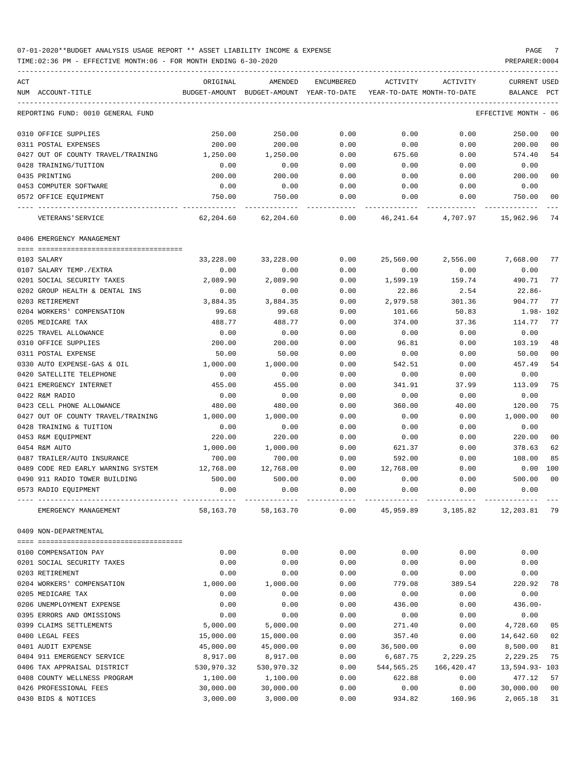07-01-2020**BUDGET ANALYSIS USAGE REPORT ** ASSET LIABILITY INCOME & EXPENSE

TIME:02:36 PM - EFFECTIVE MONTH:06 - FOR MONTH ENDING 6-30-2020

PREPARER:0004

| ACT NUM | ACCOUNT-TITLE | ORIGINAL BUDGET-AMOUNT | AMENDED BUDGET-AMOUNT | ENCUMBERED YEAR-TO-DATE | ACTIVITY YEAR-TO-DATE | ACTIVITY MONTH-TO-DATE | CURRENT BALANCE | USED PCT |
|---|---|---|---|---|---|---|---|---|
| | REPORTING FUND: 0010 GENERAL FUND | | | | | | EFFECTIVE MONTH - 06 | |
| 0310 | OFFICE SUPPLIES | 250.00 | 250.00 | 0.00 | 0.00 | 0.00 | 250.00 | 00 |
| 0311 | POSTAL EXPENSES | 200.00 | 200.00 | 0.00 | 0.00 | 0.00 | 200.00 | 00 |
| 0427 | OUT OF COUNTY TRAVEL/TRAINING | 1,250.00 | 1,250.00 | 0.00 | 675.60 | 0.00 | 574.40 | 54 |
| 0428 | TRAINING/TUITION | 0.00 | 0.00 | 0.00 | 0.00 | 0.00 | 0.00 | |
| 0435 | PRINTING | 200.00 | 200.00 | 0.00 | 0.00 | 0.00 | 200.00 | 00 |
| 0453 | COMPUTER SOFTWARE | 0.00 | 0.00 | 0.00 | 0.00 | 0.00 | 0.00 | |
| 0572 | OFFICE EQUIPMENT | 750.00 | 750.00 | 0.00 | 0.00 | 0.00 | 750.00 | 00 |
| | VETERANS'SERVICE | 62,204.60 | 62,204.60 | 0.00 | 46,241.64 | 4,707.97 | 15,962.96 | 74 |
| | 0406 EMERGENCY MANAGEMENT | | | | | | | |
| 0103 | SALARY | 33,228.00 | 33,228.00 | 0.00 | 25,560.00 | 2,556.00 | 7,668.00 | 77 |
| 0107 | SALARY TEMP./EXTRA | 0.00 | 0.00 | 0.00 | 0.00 | 0.00 | 0.00 | |
| 0201 | SOCIAL SECURITY TAXES | 2,089.90 | 2,089.90 | 0.00 | 1,599.19 | 159.74 | 490.71 | 77 |
| 0202 | GROUP HEALTH & DENTAL INS | 0.00 | 0.00 | 0.00 | 22.86 | 2.54 | 22.86- | |
| 0203 | RETIREMENT | 3,884.35 | 3,884.35 | 0.00 | 2,979.58 | 301.36 | 904.77 | 77 |
| 0204 | WORKERS' COMPENSATION | 99.68 | 99.68 | 0.00 | 101.66 | 50.83 | 1.98- | 102 |
| 0205 | MEDICARE TAX | 488.77 | 488.77 | 0.00 | 374.00 | 37.36 | 114.77 | 77 |
| 0225 | TRAVEL ALLOWANCE | 0.00 | 0.00 | 0.00 | 0.00 | 0.00 | 0.00 | |
| 0310 | OFFICE SUPPLIES | 200.00 | 200.00 | 0.00 | 96.81 | 0.00 | 103.19 | 48 |
| 0311 | POSTAL EXPENSE | 50.00 | 50.00 | 0.00 | 0.00 | 0.00 | 50.00 | 00 |
| 0330 | AUTO EXPENSE-GAS & OIL | 1,000.00 | 1,000.00 | 0.00 | 542.51 | 0.00 | 457.49 | 54 |
| 0420 | SATELLITE TELEPHONE | 0.00 | 0.00 | 0.00 | 0.00 | 0.00 | 0.00 | |
| 0421 | EMERGENCY INTERNET | 455.00 | 455.00 | 0.00 | 341.91 | 37.99 | 113.09 | 75 |
| 0422 | R&M RADIO | 0.00 | 0.00 | 0.00 | 0.00 | 0.00 | 0.00 | |
| 0423 | CELL PHONE ALLOWANCE | 480.00 | 480.00 | 0.00 | 360.00 | 40.00 | 120.00 | 75 |
| 0427 | OUT OF COUNTY TRAVEL/TRAINING | 1,000.00 | 1,000.00 | 0.00 | 0.00 | 0.00 | 1,000.00 | 00 |
| 0428 | TRAINING & TUITION | 0.00 | 0.00 | 0.00 | 0.00 | 0.00 | 0.00 | |
| 0453 | R&M EQUIPMENT | 220.00 | 220.00 | 0.00 | 0.00 | 0.00 | 220.00 | 00 |
| 0454 | R&M AUTO | 1,000.00 | 1,000.00 | 0.00 | 621.37 | 0.00 | 378.63 | 62 |
| 0487 | TRAILER/AUTO INSURANCE | 700.00 | 700.00 | 0.00 | 592.00 | 0.00 | 108.00 | 85 |
| 0489 | CODE RED EARLY WARNING SYSTEM | 12,768.00 | 12,768.00 | 0.00 | 12,768.00 | 0.00 | 0.00 | 100 |
| 0490 | 911 RADIO TOWER BUILDING | 500.00 | 500.00 | 0.00 | 0.00 | 0.00 | 500.00 | 00 |
| 0573 | RADIO EQUIPMENT | 0.00 | 0.00 | 0.00 | 0.00 | 0.00 | 0.00 | |
| | EMERGENCY MANAGEMENT | 58,163.70 | 58,163.70 | 0.00 | 45,959.89 | 3,185.82 | 12,203.81 | 79 |
| | 0409 NON-DEPARTMENTAL | | | | | | | |
| 0100 | COMPENSATION PAY | 0.00 | 0.00 | 0.00 | 0.00 | 0.00 | 0.00 | |
| 0201 | SOCIAL SECURITY TAXES | 0.00 | 0.00 | 0.00 | 0.00 | 0.00 | 0.00 | |
| 0203 | RETIREMENT | 0.00 | 0.00 | 0.00 | 0.00 | 0.00 | 0.00 | |
| 0204 | WORKERS' COMPENSATION | 1,000.00 | 1,000.00 | 0.00 | 779.08 | 389.54 | 220.92 | 78 |
| 0205 | MEDICARE TAX | 0.00 | 0.00 | 0.00 | 0.00 | 0.00 | 0.00 | |
| 0206 | UNEMPLOYMENT EXPENSE | 0.00 | 0.00 | 0.00 | 436.00 | 0.00 | 436.00- | |
| 0395 | ERRORS AND OMISSIONS | 0.00 | 0.00 | 0.00 | 0.00 | 0.00 | 0.00 | |
| 0399 | CLAIMS SETTLEMENTS | 5,000.00 | 5,000.00 | 0.00 | 271.40 | 0.00 | 4,728.60 | 05 |
| 0400 | LEGAL FEES | 15,000.00 | 15,000.00 | 0.00 | 357.40 | 0.00 | 14,642.60 | 02 |
| 0401 | AUDIT EXPENSE | 45,000.00 | 45,000.00 | 0.00 | 36,500.00 | 0.00 | 8,500.00 | 81 |
| 0404 | 911 EMERGENCY SERVICE | 8,917.00 | 8,917.00 | 0.00 | 6,687.75 | 2,229.25 | 2,229.25 | 75 |
| 0406 | TAX APPRAISAL DISTRICT | 530,970.32 | 530,970.32 | 0.00 | 544,565.25 | 166,420.47 | 13,594.93- | 103 |
| 0408 | COUNTY WELLNESS PROGRAM | 1,100.00 | 1,100.00 | 0.00 | 622.88 | 0.00 | 477.12 | 57 |
| 0426 | PROFESSIONAL FEES | 30,000.00 | 30,000.00 | 0.00 | 0.00 | 0.00 | 30,000.00 | 00 |
| 0430 | BIDS & NOTICES | 3,000.00 | 3,000.00 | 0.00 | 934.82 | 160.96 | 2,065.18 | 31 |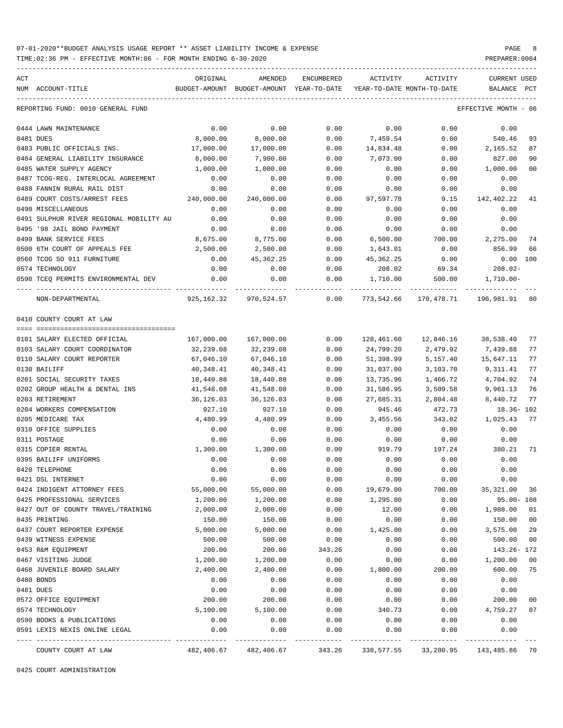07-01-2020**BUDGET ANALYSIS USAGE REPORT ** ASSET LIABILITY INCOME & EXPENSE

TIME:02:36 PM - EFFECTIVE MONTH:06 - FOR MONTH ENDING 6-30-2020

PREPARER:0004

REPORTING FUND: 0010 GENERAL FUND — EFFECTIVE MONTH - 06

| ACT NUM | ACCOUNT-TITLE | ORIGINAL BUDGET-AMOUNT | AMENDED BUDGET-AMOUNT | ENCUMBERED YEAR-TO-DATE | ACTIVITY YEAR-TO-DATE | ACTIVITY MONTH-TO-DATE | CURRENT USED BALANCE | PCT |
|---|---|---|---|---|---|---|---|---|
| 0444 | LAWN MAINTENANCE | 0.00 | 0.00 | 0.00 | 0.00 | 0.00 | 0.00 | |
| 0481 | DUES | 8,000.00 | 8,000.00 | 0.00 | 7,459.54 | 0.00 | 540.46 | 93 |
| 0483 | PUBLIC OFFICIALS INS. | 17,000.00 | 17,000.00 | 0.00 | 14,834.48 | 0.00 | 2,165.52 | 87 |
| 0484 | GENERAL LIABILITY INSURANCE | 8,000.00 | 7,900.00 | 0.00 | 7,073.00 | 0.00 | 827.00 | 90 |
| 0485 | WATER SUPPLY AGENCY | 1,000.00 | 1,000.00 | 0.00 | 0.00 | 0.00 | 1,000.00 | 00 |
| 0487 | TCOG-REG. INTERLOCAL AGREEMENT | 0.00 | 0.00 | 0.00 | 0.00 | 0.00 | 0.00 | |
| 0488 | FANNIN RURAL RAIL DIST | 0.00 | 0.00 | 0.00 | 0.00 | 0.00 | 0.00 | |
| 0489 | COURT COSTS/ARREST FEES | 240,000.00 | 240,000.00 | 0.00 | 97,597.78 | 9.15 | 142,402.22 | 41 |
| 0490 | MISCELLANEOUS | 0.00 | 0.00 | 0.00 | 0.00 | 0.00 | 0.00 | |
| 0491 | SULPHUR RIVER REGIONAL MOBILITY AU | 0.00 | 0.00 | 0.00 | 0.00 | 0.00 | 0.00 | |
| 0495 | '98 JAIL BOND PAYMENT | 0.00 | 0.00 | 0.00 | 0.00 | 0.00 | 0.00 | |
| 0499 | BANK SERVICE FEES | 8,675.00 | 8,775.00 | 0.00 | 6,500.00 | 700.00 | 2,275.00 | 74 |
| 0500 | 6TH COURT OF APPEALS FEE | 2,500.00 | 2,500.00 | 0.00 | 1,643.01 | 0.00 | 856.99 | 66 |
| 0560 | TCOG SO 911 FURNITURE | 0.00 | 45,362.25 | 0.00 | 45,362.25 | 0.00 | 0.00 | 100 |
| 0574 | TECHNOLOGY | 0.00 | 0.00 | 0.00 | 208.02 | 69.34 | 208.02- | |
| 0590 | TCEQ PERMITS ENVIRONMENTAL DEV | 0.00 | 0.00 | 0.00 | 1,710.00 | 500.00 | 1,710.00- | |
| | NON-DEPARTMENTAL | 925,162.32 | 970,524.57 | 0.00 | 773,542.66 | 170,478.71 | 196,981.91 | 80 |

0410 COUNTY COURT AT LAW

| ACT NUM | ACCOUNT-TITLE | ORIGINAL BUDGET-AMOUNT | AMENDED BUDGET-AMOUNT | ENCUMBERED YEAR-TO-DATE | ACTIVITY YEAR-TO-DATE | ACTIVITY MONTH-TO-DATE | CURRENT USED BALANCE | PCT |
|---|---|---|---|---|---|---|---|---|
| 0101 | SALARY ELECTED OFFICIAL | 167,000.00 | 167,000.00 | 0.00 | 128,461.60 | 12,846.16 | 38,538.40 | 77 |
| 0103 | SALARY COURT COORDINATOR | 32,239.08 | 32,239.08 | 0.00 | 24,799.20 | 2,479.92 | 7,439.88 | 77 |
| 0110 | SALARY COURT REPORTER | 67,046.10 | 67,046.10 | 0.00 | 51,398.99 | 5,157.40 | 15,647.11 | 77 |
| 0130 | BAILIFF | 40,348.41 | 40,348.41 | 0.00 | 31,037.00 | 3,103.70 | 9,311.41 | 77 |
| 0201 | SOCIAL SECURITY TAXES | 18,440.88 | 18,440.88 | 0.00 | 13,735.96 | 1,466.72 | 4,704.92 | 74 |
| 0202 | GROUP HEALTH & DENTAL INS | 41,548.08 | 41,548.08 | 0.00 | 31,586.95 | 3,509.58 | 9,961.13 | 76 |
| 0203 | RETIREMENT | 36,126.03 | 36,126.03 | 0.00 | 27,685.31 | 2,804.48 | 8,440.72 | 77 |
| 0204 | WORKERS COMPENSATION | 927.10 | 927.10 | 0.00 | 945.46 | 472.73 | 18.36- | 102 |
| 0205 | MEDICARE TAX | 4,480.99 | 4,480.99 | 0.00 | 3,455.56 | 343.02 | 1,025.43 | 77 |
| 0310 | OFFICE SUPPLIES | 0.00 | 0.00 | 0.00 | 0.00 | 0.00 | 0.00 | |
| 0311 | POSTAGE | 0.00 | 0.00 | 0.00 | 0.00 | 0.00 | 0.00 | |
| 0315 | COPIER RENTAL | 1,300.00 | 1,300.00 | 0.00 | 919.79 | 197.24 | 380.21 | 71 |
| 0395 | BAILIFF UNIFORMS | 0.00 | 0.00 | 0.00 | 0.00 | 0.00 | 0.00 | |
| 0420 | TELEPHONE | 0.00 | 0.00 | 0.00 | 0.00 | 0.00 | 0.00 | |
| 0421 | DSL INTERNET | 0.00 | 0.00 | 0.00 | 0.00 | 0.00 | 0.00 | |
| 0424 | INDIGENT ATTORNEY FEES | 55,000.00 | 55,000.00 | 0.00 | 19,679.00 | 700.00 | 35,321.00 | 36 |
| 0425 | PROFESSIONAL SERVICES | 1,200.00 | 1,200.00 | 0.00 | 1,295.00 | 0.00 | 95.00- | 108 |
| 0427 | OUT OF COUNTY TRAVEL/TRAINING | 2,000.00 | 2,000.00 | 0.00 | 12.00 | 0.00 | 1,988.00 | 01 |
| 0435 | PRINTING | 150.00 | 150.00 | 0.00 | 0.00 | 0.00 | 150.00 | 00 |
| 0437 | COURT REPORTER EXPENSE | 5,000.00 | 5,000.00 | 0.00 | 1,425.00 | 0.00 | 3,575.00 | 29 |
| 0439 | WITNESS EXPENSE | 500.00 | 500.00 | 0.00 | 0.00 | 0.00 | 500.00 | 00 |
| 0453 | R&M EQUIPMENT | 200.00 | 200.00 | 343.26 | 0.00 | 0.00 | 143.26- | 172 |
| 0467 | VISITING JUDGE | 1,200.00 | 1,200.00 | 0.00 | 0.00 | 0.00 | 1,200.00 | 00 |
| 0468 | JUVENILE BOARD SALARY | 2,400.00 | 2,400.00 | 0.00 | 1,800.00 | 200.00 | 600.00 | 75 |
| 0480 | BONDS | 0.00 | 0.00 | 0.00 | 0.00 | 0.00 | 0.00 | |
| 0481 | DUES | 0.00 | 0.00 | 0.00 | 0.00 | 0.00 | 0.00 | |
| 0572 | OFFICE EQUIPMENT | 200.00 | 200.00 | 0.00 | 0.00 | 0.00 | 200.00 | 00 |
| 0574 | TECHNOLOGY | 5,100.00 | 5,100.00 | 0.00 | 340.73 | 0.00 | 4,759.27 | 07 |
| 0590 | BOOKS & PUBLICATIONS | 0.00 | 0.00 | 0.00 | 0.00 | 0.00 | 0.00 | |
| 0591 | LEXIS NEXIS ONLINE LEGAL | 0.00 | 0.00 | 0.00 | 0.00 | 0.00 | 0.00 | |
| | COUNTY COURT AT LAW | 482,406.67 | 482,406.67 | 343.26 | 338,577.55 | 33,280.95 | 143,485.86 | 70 |

0425 COURT ADMINISTRATION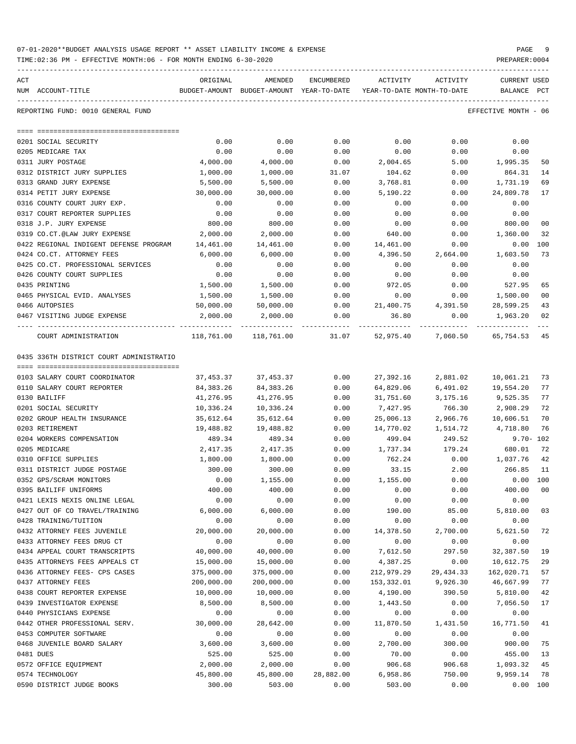07-01-2020**BUDGET ANALYSIS USAGE REPORT ** ASSET LIABILITY INCOME & EXPENSE

TIME:02:36 PM - EFFECTIVE MONTH:06 - FOR MONTH ENDING 6-30-2020

PREPARER:0004

REPORTING FUND: 0010 GENERAL FUND — EFFECTIVE MONTH - 06

| ACT NUM | ACCOUNT-TITLE | ORIGINAL BUDGET-AMOUNT | AMENDED BUDGET-AMOUNT | ENCUMBERED YEAR-TO-DATE | ACTIVITY YEAR-TO-DATE | ACTIVITY MONTH-TO-DATE | CURRENT BALANCE | USED PCT |
|---|---|---|---|---|---|---|---|---|
| 0201 | SOCIAL SECURITY | 0.00 | 0.00 | 0.00 | 0.00 | 0.00 | 0.00 | |
| 0205 | MEDICARE TAX | 0.00 | 0.00 | 0.00 | 0.00 | 0.00 | 0.00 | |
| 0311 | JURY POSTAGE | 4,000.00 | 4,000.00 | 0.00 | 2,004.65 | 5.00 | 1,995.35 | 50 |
| 0312 | DISTRICT JURY SUPPLIES | 1,000.00 | 1,000.00 | 31.07 | 104.62 | 0.00 | 864.31 | 14 |
| 0313 | GRAND JURY EXPENSE | 5,500.00 | 5,500.00 | 0.00 | 3,768.81 | 0.00 | 1,731.19 | 69 |
| 0314 | PETIT JURY EXPENSE | 30,000.00 | 30,000.00 | 0.00 | 5,190.22 | 0.00 | 24,809.78 | 17 |
| 0316 | COUNTY COURT JURY EXP. | 0.00 | 0.00 | 0.00 | 0.00 | 0.00 | 0.00 | |
| 0317 | COURT REPORTER SUPPLIES | 0.00 | 0.00 | 0.00 | 0.00 | 0.00 | 0.00 | |
| 0318 | J.P. JURY EXPENSE | 800.00 | 800.00 | 0.00 | 0.00 | 0.00 | 800.00 | 00 |
| 0319 | CO.CT.@LAW JURY EXPENSE | 2,000.00 | 2,000.00 | 0.00 | 640.00 | 0.00 | 1,360.00 | 32 |
| 0422 | REGIONAL INDIGENT DEFENSE PROGRAM | 14,461.00 | 14,461.00 | 0.00 | 14,461.00 | 0.00 | 0.00 | 100 |
| 0424 | CO.CT. ATTORNEY FEES | 6,000.00 | 6,000.00 | 0.00 | 4,396.50 | 2,664.00 | 1,603.50 | 73 |
| 0425 | CO.CT. PROFESSIONAL SERVICES | 0.00 | 0.00 | 0.00 | 0.00 | 0.00 | 0.00 | |
| 0426 | COUNTY COURT SUPPLIES | 0.00 | 0.00 | 0.00 | 0.00 | 0.00 | 0.00 | |
| 0435 | PRINTING | 1,500.00 | 1,500.00 | 0.00 | 972.05 | 0.00 | 527.95 | 65 |
| 0465 | PHYSICAL EVID. ANALYSES | 1,500.00 | 1,500.00 | 0.00 | 0.00 | 0.00 | 1,500.00 | 00 |
| 0466 | AUTOPSIES | 50,000.00 | 50,000.00 | 0.00 | 21,400.75 | 4,391.50 | 28,599.25 | 43 |
| 0467 | VISITING JUDGE EXPENSE | 2,000.00 | 2,000.00 | 0.00 | 36.80 | 0.00 | 1,963.20 | 02 |
| | COURT ADMINISTRATION | 118,761.00 | 118,761.00 | 31.07 | 52,975.40 | 7,060.50 | 65,754.53 | 45 |

0435 336TH DISTRICT COURT ADMINISTRATIO

| ACT NUM | ACCOUNT-TITLE | ORIGINAL BUDGET-AMOUNT | AMENDED BUDGET-AMOUNT | ENCUMBERED YEAR-TO-DATE | ACTIVITY YEAR-TO-DATE | ACTIVITY MONTH-TO-DATE | CURRENT BALANCE | USED PCT |
|---|---|---|---|---|---|---|---|---|
| 0103 | SALARY COURT COORDINATOR | 37,453.37 | 37,453.37 | 0.00 | 27,392.16 | 2,881.02 | 10,061.21 | 73 |
| 0110 | SALARY COURT REPORTER | 84,383.26 | 84,383.26 | 0.00 | 64,829.06 | 6,491.02 | 19,554.20 | 77 |
| 0130 | BAILIFF | 41,276.95 | 41,276.95 | 0.00 | 31,751.60 | 3,175.16 | 9,525.35 | 77 |
| 0201 | SOCIAL SECURITY | 10,336.24 | 10,336.24 | 0.00 | 7,427.95 | 766.30 | 2,908.29 | 72 |
| 0202 | GROUP HEALTH INSURANCE | 35,612.64 | 35,612.64 | 0.00 | 25,006.13 | 2,966.76 | 10,606.51 | 70 |
| 0203 | RETIREMENT | 19,488.82 | 19,488.82 | 0.00 | 14,770.02 | 1,514.72 | 4,718.80 | 76 |
| 0204 | WORKERS COMPENSATION | 489.34 | 489.34 | 0.00 | 499.04 | 249.52 | 9.70- | 102 |
| 0205 | MEDICARE | 2,417.35 | 2,417.35 | 0.00 | 1,737.34 | 179.24 | 680.01 | 72 |
| 0310 | OFFICE SUPPLIES | 1,800.00 | 1,800.00 | 0.00 | 762.24 | 0.00 | 1,037.76 | 42 |
| 0311 | DISTRICT JUDGE POSTAGE | 300.00 | 300.00 | 0.00 | 33.15 | 2.00 | 266.85 | 11 |
| 0352 | GPS/SCRAM MONITORS | 0.00 | 1,155.00 | 0.00 | 1,155.00 | 0.00 | 0.00 | 100 |
| 0395 | BAILIFF UNIFORMS | 400.00 | 400.00 | 0.00 | 0.00 | 0.00 | 400.00 | 00 |
| 0421 | LEXIS NEXIS ONLINE LEGAL | 0.00 | 0.00 | 0.00 | 0.00 | 0.00 | 0.00 | |
| 0427 | OUT OF CO TRAVEL/TRAINING | 6,000.00 | 6,000.00 | 0.00 | 190.00 | 85.00 | 5,810.00 | 03 |
| 0428 | TRAINING/TUITION | 0.00 | 0.00 | 0.00 | 0.00 | 0.00 | 0.00 | |
| 0432 | ATTORNEY FEES JUVENILE | 20,000.00 | 20,000.00 | 0.00 | 14,378.50 | 2,700.00 | 5,621.50 | 72 |
| 0433 | ATTORNEY FEES DRUG CT | 0.00 | 0.00 | 0.00 | 0.00 | 0.00 | 0.00 | |
| 0434 | APPEAL COURT TRANSCRIPTS | 40,000.00 | 40,000.00 | 0.00 | 7,612.50 | 297.50 | 32,387.50 | 19 |
| 0435 | ATTORNEYS FEES APPEALS CT | 15,000.00 | 15,000.00 | 0.00 | 4,387.25 | 0.00 | 10,612.75 | 29 |
| 0436 | ATTORNEY FEES- CPS CASES | 375,000.00 | 375,000.00 | 0.00 | 212,979.29 | 29,434.33 | 162,020.71 | 57 |
| 0437 | ATTORNEY FEES | 200,000.00 | 200,000.00 | 0.00 | 153,332.01 | 9,926.30 | 46,667.99 | 77 |
| 0438 | COURT REPORTER EXPENSE | 10,000.00 | 10,000.00 | 0.00 | 4,190.00 | 390.50 | 5,810.00 | 42 |
| 0439 | INVESTIGATOR EXPENSE | 8,500.00 | 8,500.00 | 0.00 | 1,443.50 | 0.00 | 7,056.50 | 17 |
| 0440 | PHYSICIANS EXPENSE | 0.00 | 0.00 | 0.00 | 0.00 | 0.00 | 0.00 | |
| 0442 | OTHER PROFESSIONAL SERV. | 30,000.00 | 28,642.00 | 0.00 | 11,870.50 | 1,431.50 | 16,771.50 | 41 |
| 0453 | COMPUTER SOFTWARE | 0.00 | 0.00 | 0.00 | 0.00 | 0.00 | 0.00 | |
| 0468 | JUVENILE BOARD SALARY | 3,600.00 | 3,600.00 | 0.00 | 2,700.00 | 300.00 | 900.00 | 75 |
| 0481 | DUES | 525.00 | 525.00 | 0.00 | 70.00 | 0.00 | 455.00 | 13 |
| 0572 | OFFICE EQUIPMENT | 2,000.00 | 2,000.00 | 0.00 | 906.68 | 906.68 | 1,093.32 | 45 |
| 0574 | TECHNOLOGY | 45,800.00 | 45,800.00 | 28,882.00 | 6,958.86 | 750.00 | 9,959.14 | 78 |
| 0590 | DISTRICT JUDGE BOOKS | 300.00 | 503.00 | 0.00 | 503.00 | 0.00 | 0.00 | 100 |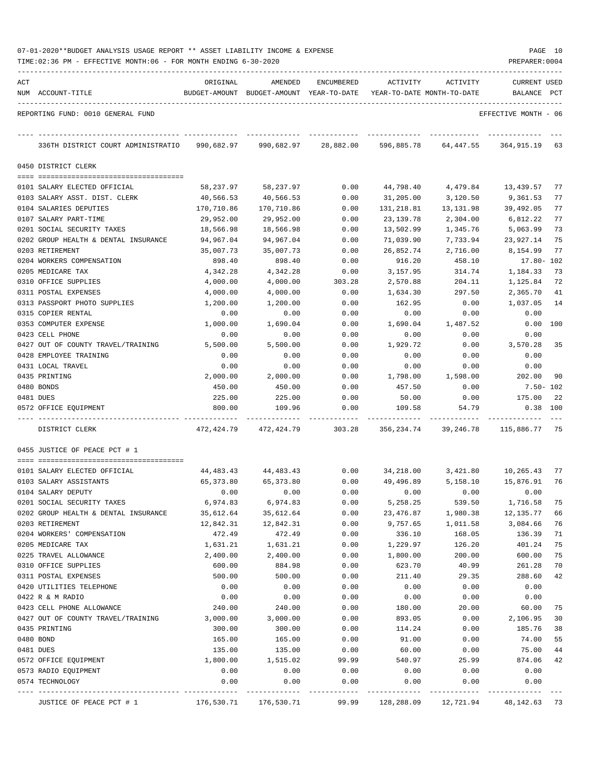07-01-2020**BUDGET ANALYSIS USAGE REPORT ** ASSET LIABILITY INCOME & EXPENSE

TIME:02:36 PM - EFFECTIVE MONTH:06 - FOR MONTH ENDING 6-30-2020

PREPARER:0004

REPORTING FUND: 0010 GENERAL FUND — EFFECTIVE MONTH - 06

| ACT NUM | ACCOUNT-TITLE | ORIGINAL BUDGET-AMOUNT | AMENDED BUDGET-AMOUNT | ENCUMBERED YEAR-TO-DATE | ACTIVITY YEAR-TO-DATE | ACTIVITY MONTH-TO-DATE | CURRENT BALANCE | USED PCT |
|---|---|---|---|---|---|---|---|---|
| | 336TH DISTRICT COURT ADMINISTRATIO | 990,682.97 | 990,682.97 | 28,882.00 | 596,885.78 | 64,447.55 | 364,915.19 | 63 |
| | **0450 DISTRICT CLERK** | | | | | | | |
| 0101 | SALARY ELECTED OFFICIAL | 58,237.97 | 58,237.97 | 0.00 | 44,798.40 | 4,479.84 | 13,439.57 | 77 |
| 0103 | SALARY ASST. DIST. CLERK | 40,566.53 | 40,566.53 | 0.00 | 31,205.00 | 3,120.50 | 9,361.53 | 77 |
| 0104 | SALARIES DEPUTIES | 170,710.86 | 170,710.86 | 0.00 | 131,218.81 | 13,131.98 | 39,492.05 | 77 |
| 0107 | SALARY PART-TIME | 29,952.00 | 29,952.00 | 0.00 | 23,139.78 | 2,304.00 | 6,812.22 | 77 |
| 0201 | SOCIAL SECURITY TAXES | 18,566.98 | 18,566.98 | 0.00 | 13,502.99 | 1,345.76 | 5,063.99 | 73 |
| 0202 | GROUP HEALTH & DENTAL INSURANCE | 94,967.04 | 94,967.04 | 0.00 | 71,039.90 | 7,733.94 | 23,927.14 | 75 |
| 0203 | RETIREMENT | 35,007.73 | 35,007.73 | 0.00 | 26,852.74 | 2,716.00 | 8,154.99 | 77 |
| 0204 | WORKERS COMPENSATION | 898.40 | 898.40 | 0.00 | 916.20 | 458.10 | 17.80- | 102 |
| 0205 | MEDICARE TAX | 4,342.28 | 4,342.28 | 0.00 | 3,157.95 | 314.74 | 1,184.33 | 73 |
| 0310 | OFFICE SUPPLIES | 4,000.00 | 4,000.00 | 303.28 | 2,570.88 | 204.11 | 1,125.84 | 72 |
| 0311 | POSTAL EXPENSES | 4,000.00 | 4,000.00 | 0.00 | 1,634.30 | 297.50 | 2,365.70 | 41 |
| 0313 | PASSPORT PHOTO SUPPLIES | 1,200.00 | 1,200.00 | 0.00 | 162.95 | 0.00 | 1,037.05 | 14 |
| 0315 | COPIER RENTAL | 0.00 | 0.00 | 0.00 | 0.00 | 0.00 | 0.00 | |
| 0353 | COMPUTER EXPENSE | 1,000.00 | 1,690.04 | 0.00 | 1,690.04 | 1,487.52 | 0.00 | 100 |
| 0423 | CELL PHONE | 0.00 | 0.00 | 0.00 | 0.00 | 0.00 | 0.00 | |
| 0427 | OUT OF COUNTY TRAVEL/TRAINING | 5,500.00 | 5,500.00 | 0.00 | 1,929.72 | 0.00 | 3,570.28 | 35 |
| 0428 | EMPLOYEE TRAINING | 0.00 | 0.00 | 0.00 | 0.00 | 0.00 | 0.00 | |
| 0431 | LOCAL TRAVEL | 0.00 | 0.00 | 0.00 | 0.00 | 0.00 | 0.00 | |
| 0435 | PRINTING | 2,000.00 | 2,000.00 | 0.00 | 1,798.00 | 1,598.00 | 202.00 | 90 |
| 0480 | BONDS | 450.00 | 450.00 | 0.00 | 457.50 | 0.00 | 7.50- | 102 |
| 0481 | DUES | 225.00 | 225.00 | 0.00 | 50.00 | 0.00 | 175.00 | 22 |
| 0572 | OFFICE EQUIPMENT | 800.00 | 109.96 | 0.00 | 109.58 | 54.79 | 0.38 | 100 |
| | DISTRICT CLERK | 472,424.79 | 472,424.79 | 303.28 | 356,234.74 | 39,246.78 | 115,886.77 | 75 |
| | **0455 JUSTICE OF PEACE PCT # 1** | | | | | | | |
| 0101 | SALARY ELECTED OFFICIAL | 44,483.43 | 44,483.43 | 0.00 | 34,218.00 | 3,421.80 | 10,265.43 | 77 |
| 0103 | SALARY ASSISTANTS | 65,373.80 | 65,373.80 | 0.00 | 49,496.89 | 5,158.10 | 15,876.91 | 76 |
| 0104 | SALARY DEPUTY | 0.00 | 0.00 | 0.00 | 0.00 | 0.00 | 0.00 | |
| 0201 | SOCIAL SECURITY TAXES | 6,974.83 | 6,974.83 | 0.00 | 5,258.25 | 539.50 | 1,716.58 | 75 |
| 0202 | GROUP HEALTH & DENTAL INSURANCE | 35,612.64 | 35,612.64 | 0.00 | 23,476.87 | 1,980.38 | 12,135.77 | 66 |
| 0203 | RETIREMENT | 12,842.31 | 12,842.31 | 0.00 | 9,757.65 | 1,011.58 | 3,084.66 | 76 |
| 0204 | WORKERS' COMPENSATION | 472.49 | 472.49 | 0.00 | 336.10 | 168.05 | 136.39 | 71 |
| 0205 | MEDICARE TAX | 1,631.21 | 1,631.21 | 0.00 | 1,229.97 | 126.20 | 401.24 | 75 |
| 0225 | TRAVEL ALLOWANCE | 2,400.00 | 2,400.00 | 0.00 | 1,800.00 | 200.00 | 600.00 | 75 |
| 0310 | OFFICE SUPPLIES | 600.00 | 884.98 | 0.00 | 623.70 | 40.99 | 261.28 | 70 |
| 0311 | POSTAL EXPENSES | 500.00 | 500.00 | 0.00 | 211.40 | 29.35 | 288.60 | 42 |
| 0420 | UTILITIES TELEPHONE | 0.00 | 0.00 | 0.00 | 0.00 | 0.00 | 0.00 | |
| 0422 | R & M RADIO | 0.00 | 0.00 | 0.00 | 0.00 | 0.00 | 0.00 | |
| 0423 | CELL PHONE ALLOWANCE | 240.00 | 240.00 | 0.00 | 180.00 | 20.00 | 60.00 | 75 |
| 0427 | OUT OF COUNTY TRAVEL/TRAINING | 3,000.00 | 3,000.00 | 0.00 | 893.05 | 0.00 | 2,106.95 | 30 |
| 0435 | PRINTING | 300.00 | 300.00 | 0.00 | 114.24 | 0.00 | 185.76 | 38 |
| 0480 | BOND | 165.00 | 165.00 | 0.00 | 91.00 | 0.00 | 74.00 | 55 |
| 0481 | DUES | 135.00 | 135.00 | 0.00 | 60.00 | 0.00 | 75.00 | 44 |
| 0572 | OFFICE EQUIPMENT | 1,800.00 | 1,515.02 | 99.99 | 540.97 | 25.99 | 874.06 | 42 |
| 0573 | RADIO EQUIPMENT | 0.00 | 0.00 | 0.00 | 0.00 | 0.00 | 0.00 | |
| 0574 | TECHNOLOGY | 0.00 | 0.00 | 0.00 | 0.00 | 0.00 | 0.00 | |
| | JUSTICE OF PEACE PCT # 1 | 176,530.71 | 176,530.71 | 99.99 | 128,288.09 | 12,721.94 | 48,142.63 | 73 |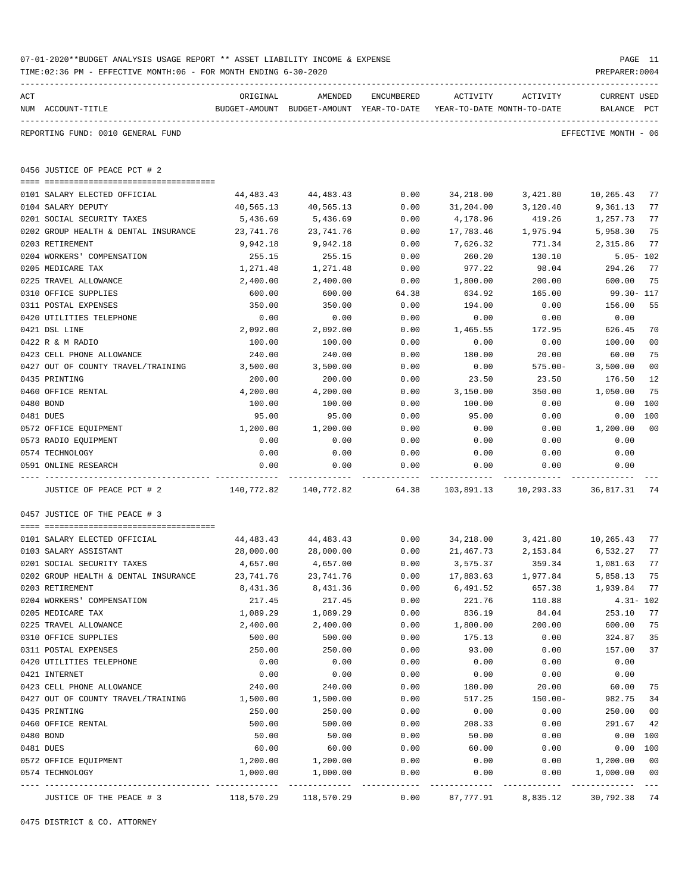07-01-2020**BUDGET ANALYSIS USAGE REPORT ** ASSET LIABILITY INCOME & EXPENSE

TIME:02:36 PM - EFFECTIVE MONTH:06 - FOR MONTH ENDING 6-30-2020

REPORTING FUND: 0010 GENERAL FUND — EFFECTIVE MONTH - 06

## 0456 JUSTICE OF PEACE PCT # 2

| ACT NUM | ACCOUNT-TITLE | ORIGINAL BUDGET-AMOUNT | AMENDED BUDGET-AMOUNT | ENCUMBERED YEAR-TO-DATE | ACTIVITY YEAR-TO-DATE | ACTIVITY MONTH-TO-DATE | CURRENT BALANCE | USED PCT |
|---|---|---|---|---|---|---|---|---|
| 0101 | SALARY ELECTED OFFICIAL | 44,483.43 | 44,483.43 | 0.00 | 34,218.00 | 3,421.80 | 10,265.43 | 77 |
| 0104 | SALARY DEPUTY | 40,565.13 | 40,565.13 | 0.00 | 31,204.00 | 3,120.40 | 9,361.13 | 77 |
| 0201 | SOCIAL SECURITY TAXES | 5,436.69 | 5,436.69 | 0.00 | 4,178.96 | 419.26 | 1,257.73 | 77 |
| 0202 | GROUP HEALTH & DENTAL INSURANCE | 23,741.76 | 23,741.76 | 0.00 | 17,783.46 | 1,975.94 | 5,958.30 | 75 |
| 0203 | RETIREMENT | 9,942.18 | 9,942.18 | 0.00 | 7,626.32 | 771.34 | 2,315.86 | 77 |
| 0204 | WORKERS' COMPENSATION | 255.15 | 255.15 | 0.00 | 260.20 | 130.10 | 5.05- | 102 |
| 0205 | MEDICARE TAX | 1,271.48 | 1,271.48 | 0.00 | 977.22 | 98.04 | 294.26 | 77 |
| 0225 | TRAVEL ALLOWANCE | 2,400.00 | 2,400.00 | 0.00 | 1,800.00 | 200.00 | 600.00 | 75 |
| 0310 | OFFICE SUPPLIES | 600.00 | 600.00 | 64.38 | 634.92 | 165.00 | 99.30- | 117 |
| 0311 | POSTAL EXPENSES | 350.00 | 350.00 | 0.00 | 194.00 | 0.00 | 156.00 | 55 |
| 0420 | UTILITIES TELEPHONE | 0.00 | 0.00 | 0.00 | 0.00 | 0.00 | 0.00 | |
| 0421 | DSL LINE | 2,092.00 | 2,092.00 | 0.00 | 1,465.55 | 172.95 | 626.45 | 70 |
| 0422 | R & M RADIO | 100.00 | 100.00 | 0.00 | 0.00 | 0.00 | 100.00 | 00 |
| 0423 | CELL PHONE ALLOWANCE | 240.00 | 240.00 | 0.00 | 180.00 | 20.00 | 60.00 | 75 |
| 0427 | OUT OF COUNTY TRAVEL/TRAINING | 3,500.00 | 3,500.00 | 0.00 | 0.00 | 575.00- | 3,500.00 | 00 |
| 0435 | PRINTING | 200.00 | 200.00 | 0.00 | 23.50 | 23.50 | 176.50 | 12 |
| 0460 | OFFICE RENTAL | 4,200.00 | 4,200.00 | 0.00 | 3,150.00 | 350.00 | 1,050.00 | 75 |
| 0480 | BOND | 100.00 | 100.00 | 0.00 | 100.00 | 0.00 | 0.00 | 100 |
| 0481 | DUES | 95.00 | 95.00 | 0.00 | 95.00 | 0.00 | 0.00 | 100 |
| 0572 | OFFICE EQUIPMENT | 1,200.00 | 1,200.00 | 0.00 | 0.00 | 0.00 | 1,200.00 | 00 |
| 0573 | RADIO EQUIPMENT | 0.00 | 0.00 | 0.00 | 0.00 | 0.00 | 0.00 | |
| 0574 | TECHNOLOGY | 0.00 | 0.00 | 0.00 | 0.00 | 0.00 | 0.00 | |
| 0591 | ONLINE RESEARCH | 0.00 | 0.00 | 0.00 | 0.00 | 0.00 | 0.00 | |
| | JUSTICE OF PEACE PCT # 2 | 140,772.82 | 140,772.82 | 64.38 | 103,891.13 | 10,293.33 | 36,817.31 | 74 |

## 0457 JUSTICE OF THE PEACE # 3

| ACT NUM | ACCOUNT-TITLE | ORIGINAL BUDGET-AMOUNT | AMENDED BUDGET-AMOUNT | ENCUMBERED YEAR-TO-DATE | ACTIVITY YEAR-TO-DATE | ACTIVITY MONTH-TO-DATE | CURRENT BALANCE | USED PCT |
|---|---|---|---|---|---|---|---|---|
| 0101 | SALARY ELECTED OFFICIAL | 44,483.43 | 44,483.43 | 0.00 | 34,218.00 | 3,421.80 | 10,265.43 | 77 |
| 0103 | SALARY ASSISTANT | 28,000.00 | 28,000.00 | 0.00 | 21,467.73 | 2,153.84 | 6,532.27 | 77 |
| 0201 | SOCIAL SECURITY TAXES | 4,657.00 | 4,657.00 | 0.00 | 3,575.37 | 359.34 | 1,081.63 | 77 |
| 0202 | GROUP HEALTH & DENTAL INSURANCE | 23,741.76 | 23,741.76 | 0.00 | 17,883.63 | 1,977.84 | 5,858.13 | 75 |
| 0203 | RETIREMENT | 8,431.36 | 8,431.36 | 0.00 | 6,491.52 | 657.38 | 1,939.84 | 77 |
| 0204 | WORKERS' COMPENSATION | 217.45 | 217.45 | 0.00 | 221.76 | 110.88 | 4.31- | 102 |
| 0205 | MEDICARE TAX | 1,089.29 | 1,089.29 | 0.00 | 836.19 | 84.04 | 253.10 | 77 |
| 0225 | TRAVEL ALLOWANCE | 2,400.00 | 2,400.00 | 0.00 | 1,800.00 | 200.00 | 600.00 | 75 |
| 0310 | OFFICE SUPPLIES | 500.00 | 500.00 | 0.00 | 175.13 | 0.00 | 324.87 | 35 |
| 0311 | POSTAL EXPENSES | 250.00 | 250.00 | 0.00 | 93.00 | 0.00 | 157.00 | 37 |
| 0420 | UTILITIES TELEPHONE | 0.00 | 0.00 | 0.00 | 0.00 | 0.00 | 0.00 | |
| 0421 | INTERNET | 0.00 | 0.00 | 0.00 | 0.00 | 0.00 | 0.00 | |
| 0423 | CELL PHONE ALLOWANCE | 240.00 | 240.00 | 0.00 | 180.00 | 20.00 | 60.00 | 75 |
| 0427 | OUT OF COUNTY TRAVEL/TRAINING | 1,500.00 | 1,500.00 | 0.00 | 517.25 | 150.00- | 982.75 | 34 |
| 0435 | PRINTING | 250.00 | 250.00 | 0.00 | 0.00 | 0.00 | 250.00 | 00 |
| 0460 | OFFICE RENTAL | 500.00 | 500.00 | 0.00 | 208.33 | 0.00 | 291.67 | 42 |
| 0480 | BOND | 50.00 | 50.00 | 0.00 | 50.00 | 0.00 | 0.00 | 100 |
| 0481 | DUES | 60.00 | 60.00 | 0.00 | 60.00 | 0.00 | 0.00 | 100 |
| 0572 | OFFICE EQUIPMENT | 1,200.00 | 1,200.00 | 0.00 | 0.00 | 0.00 | 1,200.00 | 00 |
| 0574 | TECHNOLOGY | 1,000.00 | 1,000.00 | 0.00 | 0.00 | 0.00 | 1,000.00 | 00 |
| | JUSTICE OF THE PEACE # 3 | 118,570.29 | 118,570.29 | 0.00 | 87,777.91 | 8,835.12 | 30,792.38 | 74 |

## 0475 DISTRICT & CO. ATTORNEY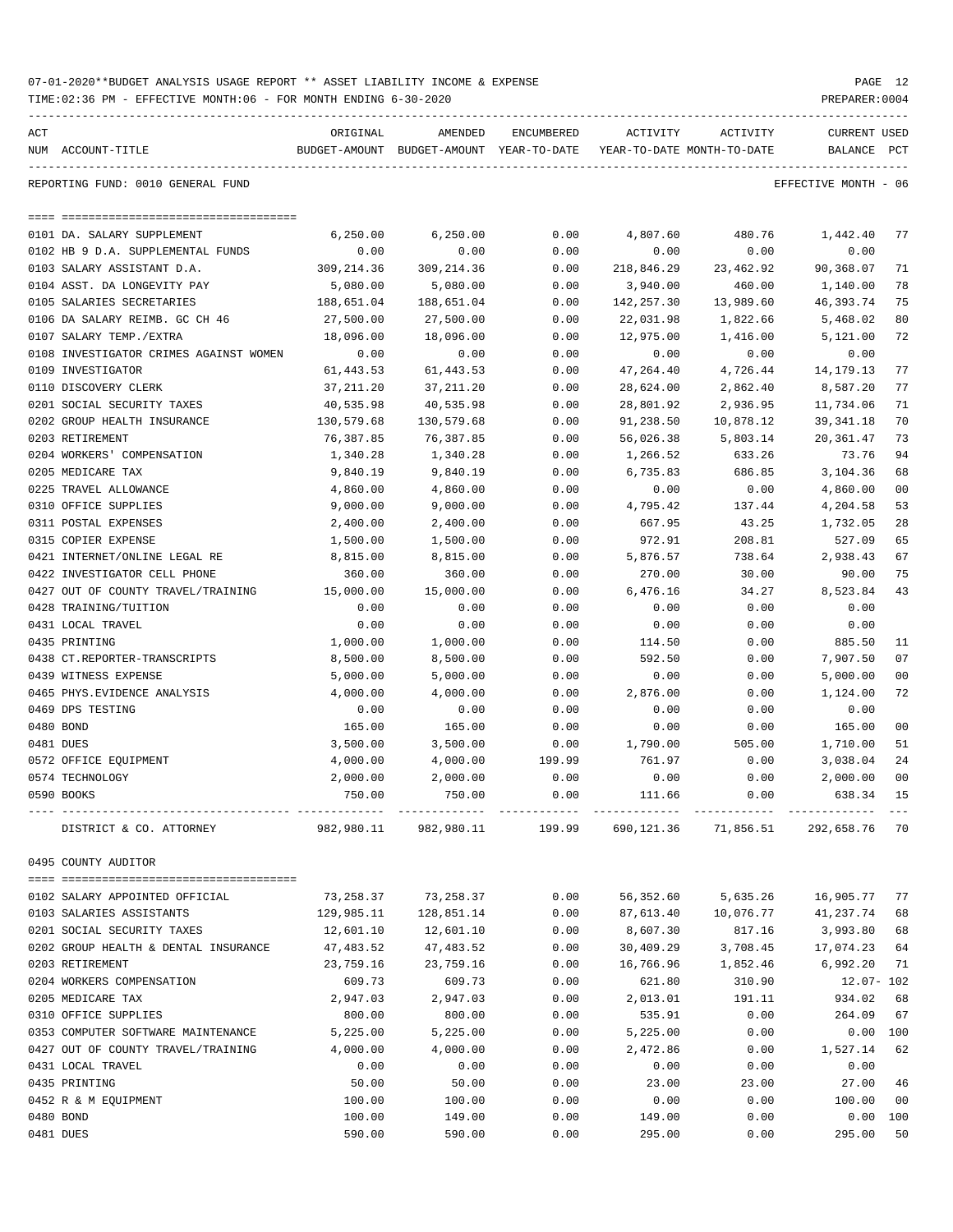07-01-2020**BUDGET ANALYSIS USAGE REPORT ** ASSET LIABILITY INCOME & EXPENSE

TIME:02:36 PM - EFFECTIVE MONTH:06 - FOR MONTH ENDING 6-30-2020

PREPARER:0004

REPORTING FUND: 0010 GENERAL FUND — EFFECTIVE MONTH - 06

| ACT NUM | ACCOUNT-TITLE | ORIGINAL BUDGET-AMOUNT | AMENDED BUDGET-AMOUNT | ENCUMBERED YEAR-TO-DATE | ACTIVITY YEAR-TO-DATE | ACTIVITY MONTH-TO-DATE | CURRENT BALANCE | USED PCT |
|---|---|---|---|---|---|---|---|---|
| 0101 | DA. SALARY SUPPLEMENT | 6,250.00 | 6,250.00 | 0.00 | 4,807.60 | 480.76 | 1,442.40 | 77 |
| 0102 | HB 9 D.A. SUPPLEMENTAL FUNDS | 0.00 | 0.00 | 0.00 | 0.00 | 0.00 | 0.00 | |
| 0103 | SALARY ASSISTANT D.A. | 309,214.36 | 309,214.36 | 0.00 | 218,846.29 | 23,462.92 | 90,368.07 | 71 |
| 0104 | ASST. DA LONGEVITY PAY | 5,080.00 | 5,080.00 | 0.00 | 3,940.00 | 460.00 | 1,140.00 | 78 |
| 0105 | SALARIES SECRETARIES | 188,651.04 | 188,651.04 | 0.00 | 142,257.30 | 13,989.60 | 46,393.74 | 75 |
| 0106 | DA SALARY REIMB. GC CH 46 | 27,500.00 | 27,500.00 | 0.00 | 22,031.98 | 1,822.66 | 5,468.02 | 80 |
| 0107 | SALARY TEMP./EXTRA | 18,096.00 | 18,096.00 | 0.00 | 12,975.00 | 1,416.00 | 5,121.00 | 72 |
| 0108 | INVESTIGATOR CRIMES AGAINST WOMEN | 0.00 | 0.00 | 0.00 | 0.00 | 0.00 | 0.00 | |
| 0109 | INVESTIGATOR | 61,443.53 | 61,443.53 | 0.00 | 47,264.40 | 4,726.44 | 14,179.13 | 77 |
| 0110 | DISCOVERY CLERK | 37,211.20 | 37,211.20 | 0.00 | 28,624.00 | 2,862.40 | 8,587.20 | 77 |
| 0201 | SOCIAL SECURITY TAXES | 40,535.98 | 40,535.98 | 0.00 | 28,801.92 | 2,936.95 | 11,734.06 | 71 |
| 0202 | GROUP HEALTH INSURANCE | 130,579.68 | 130,579.68 | 0.00 | 91,238.50 | 10,878.12 | 39,341.18 | 70 |
| 0203 | RETIREMENT | 76,387.85 | 76,387.85 | 0.00 | 56,026.38 | 5,803.14 | 20,361.47 | 73 |
| 0204 | WORKERS' COMPENSATION | 1,340.28 | 1,340.28 | 0.00 | 1,266.52 | 633.26 | 73.76 | 94 |
| 0205 | MEDICARE TAX | 9,840.19 | 9,840.19 | 0.00 | 6,735.83 | 686.85 | 3,104.36 | 68 |
| 0225 | TRAVEL ALLOWANCE | 4,860.00 | 4,860.00 | 0.00 | 0.00 | 0.00 | 4,860.00 | 00 |
| 0310 | OFFICE SUPPLIES | 9,000.00 | 9,000.00 | 0.00 | 4,795.42 | 137.44 | 4,204.58 | 53 |
| 0311 | POSTAL EXPENSES | 2,400.00 | 2,400.00 | 0.00 | 667.95 | 43.25 | 1,732.05 | 28 |
| 0315 | COPIER EXPENSE | 1,500.00 | 1,500.00 | 0.00 | 972.91 | 208.81 | 527.09 | 65 |
| 0421 | INTERNET/ONLINE LEGAL RE | 8,815.00 | 8,815.00 | 0.00 | 5,876.57 | 738.64 | 2,938.43 | 67 |
| 0422 | INVESTIGATOR CELL PHONE | 360.00 | 360.00 | 0.00 | 270.00 | 30.00 | 90.00 | 75 |
| 0427 | OUT OF COUNTY TRAVEL/TRAINING | 15,000.00 | 15,000.00 | 0.00 | 6,476.16 | 34.27 | 8,523.84 | 43 |
| 0428 | TRAINING/TUITION | 0.00 | 0.00 | 0.00 | 0.00 | 0.00 | 0.00 | |
| 0431 | LOCAL TRAVEL | 0.00 | 0.00 | 0.00 | 0.00 | 0.00 | 0.00 | |
| 0435 | PRINTING | 1,000.00 | 1,000.00 | 0.00 | 114.50 | 0.00 | 885.50 | 11 |
| 0438 | CT.REPORTER-TRANSCRIPTS | 8,500.00 | 8,500.00 | 0.00 | 592.50 | 0.00 | 7,907.50 | 07 |
| 0439 | WITNESS EXPENSE | 5,000.00 | 5,000.00 | 0.00 | 0.00 | 0.00 | 5,000.00 | 00 |
| 0465 | PHYS.EVIDENCE ANALYSIS | 4,000.00 | 4,000.00 | 0.00 | 2,876.00 | 0.00 | 1,124.00 | 72 |
| 0469 | DPS TESTING | 0.00 | 0.00 | 0.00 | 0.00 | 0.00 | 0.00 | |
| 0480 | BOND | 165.00 | 165.00 | 0.00 | 0.00 | 0.00 | 165.00 | 00 |
| 0481 | DUES | 3,500.00 | 3,500.00 | 0.00 | 1,790.00 | 505.00 | 1,710.00 | 51 |
| 0572 | OFFICE EQUIPMENT | 4,000.00 | 4,000.00 | 199.99 | 761.97 | 0.00 | 3,038.04 | 24 |
| 0574 | TECHNOLOGY | 2,000.00 | 2,000.00 | 0.00 | 0.00 | 0.00 | 2,000.00 | 00 |
| 0590 | BOOKS | 750.00 | 750.00 | 0.00 | 111.66 | 0.00 | 638.34 | 15 |
| | DISTRICT & CO. ATTORNEY | 982,980.11 | 982,980.11 | 199.99 | 690,121.36 | 71,856.51 | 292,658.76 | 70 |

0495 COUNTY AUDITOR

| ACT NUM | ACCOUNT-TITLE | ORIGINAL BUDGET-AMOUNT | AMENDED BUDGET-AMOUNT | ENCUMBERED YEAR-TO-DATE | ACTIVITY YEAR-TO-DATE | ACTIVITY MONTH-TO-DATE | CURRENT BALANCE | USED PCT |
|---|---|---|---|---|---|---|---|---|
| 0102 | SALARY APPOINTED OFFICIAL | 73,258.37 | 73,258.37 | 0.00 | 56,352.60 | 5,635.26 | 16,905.77 | 77 |
| 0103 | SALARIES ASSISTANTS | 129,985.11 | 128,851.14 | 0.00 | 87,613.40 | 10,076.77 | 41,237.74 | 68 |
| 0201 | SOCIAL SECURITY TAXES | 12,601.10 | 12,601.10 | 0.00 | 8,607.30 | 817.16 | 3,993.80 | 68 |
| 0202 | GROUP HEALTH & DENTAL INSURANCE | 47,483.52 | 47,483.52 | 0.00 | 30,409.29 | 3,708.45 | 17,074.23 | 64 |
| 0203 | RETIREMENT | 23,759.16 | 23,759.16 | 0.00 | 16,766.96 | 1,852.46 | 6,992.20 | 71 |
| 0204 | WORKERS COMPENSATION | 609.73 | 609.73 | 0.00 | 621.80 | 310.90 | 12.07- | 102 |
| 0205 | MEDICARE TAX | 2,947.03 | 2,947.03 | 0.00 | 2,013.01 | 191.11 | 934.02 | 68 |
| 0310 | OFFICE SUPPLIES | 800.00 | 800.00 | 0.00 | 535.91 | 0.00 | 264.09 | 67 |
| 0353 | COMPUTER SOFTWARE MAINTENANCE | 5,225.00 | 5,225.00 | 0.00 | 5,225.00 | 0.00 | 0.00 | 100 |
| 0427 | OUT OF COUNTY TRAVEL/TRAINING | 4,000.00 | 4,000.00 | 0.00 | 2,472.86 | 0.00 | 1,527.14 | 62 |
| 0431 | LOCAL TRAVEL | 0.00 | 0.00 | 0.00 | 0.00 | 0.00 | 0.00 | |
| 0435 | PRINTING | 50.00 | 50.00 | 0.00 | 23.00 | 23.00 | 27.00 | 46 |
| 0452 | R & M EQUIPMENT | 100.00 | 100.00 | 0.00 | 0.00 | 0.00 | 100.00 | 00 |
| 0480 | BOND | 100.00 | 149.00 | 0.00 | 149.00 | 0.00 | 0.00 | 100 |
| 0481 | DUES | 590.00 | 590.00 | 0.00 | 295.00 | 0.00 | 295.00 | 50 |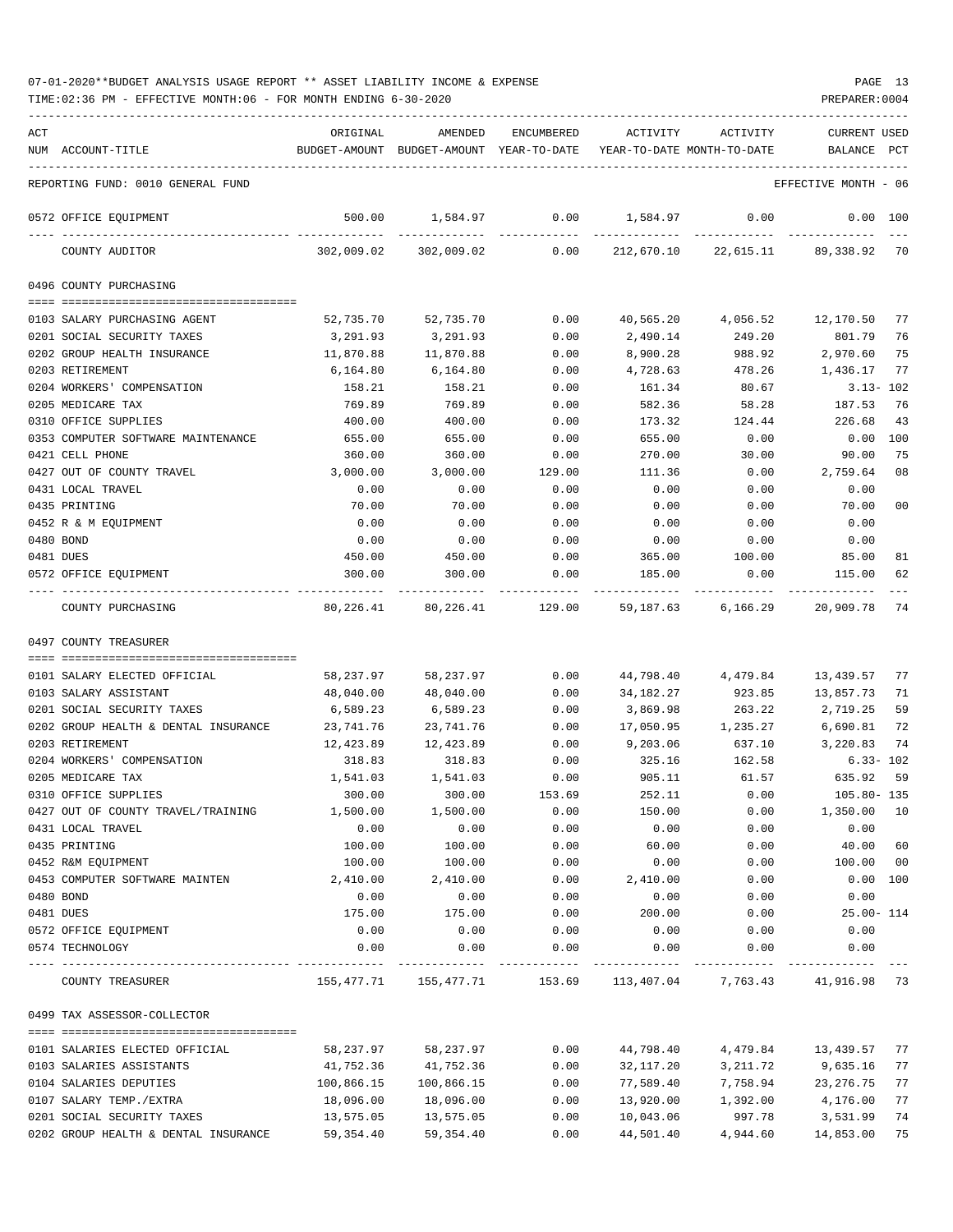07-01-2020**BUDGET ANALYSIS USAGE REPORT ** ASSET LIABILITY INCOME & EXPENSE

TIME:02:36 PM - EFFECTIVE MONTH:06 - FOR MONTH ENDING 6-30-2020

REPORTING FUND: 0010 GENERAL FUND — EFFECTIVE MONTH - 06

| ACT NUM | ACCOUNT-TITLE | ORIGINAL BUDGET-AMOUNT | AMENDED BUDGET-AMOUNT | ENCUMBERED YEAR-TO-DATE | ACTIVITY YEAR-TO-DATE | ACTIVITY MONTH-TO-DATE | CURRENT BALANCE | USED PCT |
|---|---|---|---|---|---|---|---|---|
| 0572 | OFFICE EQUIPMENT | 500.00 | 1,584.97 | 0.00 | 1,584.97 | 0.00 | 0.00 | 100 |
| | COUNTY AUDITOR | 302,009.02 | 302,009.02 | 0.00 | 212,670.10 | 22,615.11 | 89,338.92 | 70 |
| | **0496 COUNTY PURCHASING** | | | | | | | |
| 0103 | SALARY PURCHASING AGENT | 52,735.70 | 52,735.70 | 0.00 | 40,565.20 | 4,056.52 | 12,170.50 | 77 |
| 0201 | SOCIAL SECURITY TAXES | 3,291.93 | 3,291.93 | 0.00 | 2,490.14 | 249.20 | 801.79 | 76 |
| 0202 | GROUP HEALTH INSURANCE | 11,870.88 | 11,870.88 | 0.00 | 8,900.28 | 988.92 | 2,970.60 | 75 |
| 0203 | RETIREMENT | 6,164.80 | 6,164.80 | 0.00 | 4,728.63 | 478.26 | 1,436.17 | 77 |
| 0204 | WORKERS' COMPENSATION | 158.21 | 158.21 | 0.00 | 161.34 | 80.67 | 3.13- | 102 |
| 0205 | MEDICARE TAX | 769.89 | 769.89 | 0.00 | 582.36 | 58.28 | 187.53 | 76 |
| 0310 | OFFICE SUPPLIES | 400.00 | 400.00 | 0.00 | 173.32 | 124.44 | 226.68 | 43 |
| 0353 | COMPUTER SOFTWARE MAINTENANCE | 655.00 | 655.00 | 0.00 | 655.00 | 0.00 | 0.00 | 100 |
| 0421 | CELL PHONE | 360.00 | 360.00 | 0.00 | 270.00 | 30.00 | 90.00 | 75 |
| 0427 | OUT OF COUNTY TRAVEL | 3,000.00 | 3,000.00 | 129.00 | 111.36 | 0.00 | 2,759.64 | 08 |
| 0431 | LOCAL TRAVEL | 0.00 | 0.00 | 0.00 | 0.00 | 0.00 | 0.00 | |
| 0435 | PRINTING | 70.00 | 70.00 | 0.00 | 0.00 | 0.00 | 70.00 | 00 |
| 0452 | R & M EQUIPMENT | 0.00 | 0.00 | 0.00 | 0.00 | 0.00 | 0.00 | |
| 0480 | BOND | 0.00 | 0.00 | 0.00 | 0.00 | 0.00 | 0.00 | |
| 0481 | DUES | 450.00 | 450.00 | 0.00 | 365.00 | 100.00 | 85.00 | 81 |
| 0572 | OFFICE EQUIPMENT | 300.00 | 300.00 | 0.00 | 185.00 | 0.00 | 115.00 | 62 |
| | COUNTY PURCHASING | 80,226.41 | 80,226.41 | 129.00 | 59,187.63 | 6,166.29 | 20,909.78 | 74 |
| | **0497 COUNTY TREASURER** | | | | | | | |
| 0101 | SALARY ELECTED OFFICIAL | 58,237.97 | 58,237.97 | 0.00 | 44,798.40 | 4,479.84 | 13,439.57 | 77 |
| 0103 | SALARY ASSISTANT | 48,040.00 | 48,040.00 | 0.00 | 34,182.27 | 923.85 | 13,857.73 | 71 |
| 0201 | SOCIAL SECURITY TAXES | 6,589.23 | 6,589.23 | 0.00 | 3,869.98 | 263.22 | 2,719.25 | 59 |
| 0202 | GROUP HEALTH & DENTAL INSURANCE | 23,741.76 | 23,741.76 | 0.00 | 17,050.95 | 1,235.27 | 6,690.81 | 72 |
| 0203 | RETIREMENT | 12,423.89 | 12,423.89 | 0.00 | 9,203.06 | 637.10 | 3,220.83 | 74 |
| 0204 | WORKERS' COMPENSATION | 318.83 | 318.83 | 0.00 | 325.16 | 162.58 | 6.33- | 102 |
| 0205 | MEDICARE TAX | 1,541.03 | 1,541.03 | 0.00 | 905.11 | 61.57 | 635.92 | 59 |
| 0310 | OFFICE SUPPLIES | 300.00 | 300.00 | 153.69 | 252.11 | 0.00 | 105.80- | 135 |
| 0427 | OUT OF COUNTY TRAVEL/TRAINING | 1,500.00 | 1,500.00 | 0.00 | 150.00 | 0.00 | 1,350.00 | 10 |
| 0431 | LOCAL TRAVEL | 0.00 | 0.00 | 0.00 | 0.00 | 0.00 | 0.00 | |
| 0435 | PRINTING | 100.00 | 100.00 | 0.00 | 60.00 | 0.00 | 40.00 | 60 |
| 0452 | R&M EQUIPMENT | 100.00 | 100.00 | 0.00 | 0.00 | 0.00 | 100.00 | 00 |
| 0453 | COMPUTER SOFTWARE MAINTEN | 2,410.00 | 2,410.00 | 0.00 | 2,410.00 | 0.00 | 0.00 | 100 |
| 0480 | BOND | 0.00 | 0.00 | 0.00 | 0.00 | 0.00 | 0.00 | |
| 0481 | DUES | 175.00 | 175.00 | 0.00 | 200.00 | 0.00 | 25.00- | 114 |
| 0572 | OFFICE EQUIPMENT | 0.00 | 0.00 | 0.00 | 0.00 | 0.00 | 0.00 | |
| 0574 | TECHNOLOGY | 0.00 | 0.00 | 0.00 | 0.00 | 0.00 | 0.00 | |
| | COUNTY TREASURER | 155,477.71 | 155,477.71 | 153.69 | 113,407.04 | 7,763.43 | 41,916.98 | 73 |
| | **0499 TAX ASSESSOR-COLLECTOR** | | | | | | | |
| 0101 | SALARIES ELECTED OFFICIAL | 58,237.97 | 58,237.97 | 0.00 | 44,798.40 | 4,479.84 | 13,439.57 | 77 |
| 0103 | SALARIES ASSISTANTS | 41,752.36 | 41,752.36 | 0.00 | 32,117.20 | 3,211.72 | 9,635.16 | 77 |
| 0104 | SALARIES DEPUTIES | 100,866.15 | 100,866.15 | 0.00 | 77,589.40 | 7,758.94 | 23,276.75 | 77 |
| 0107 | SALARY TEMP./EXTRA | 18,096.00 | 18,096.00 | 0.00 | 13,920.00 | 1,392.00 | 4,176.00 | 77 |
| 0201 | SOCIAL SECURITY TAXES | 13,575.05 | 13,575.05 | 0.00 | 10,043.06 | 997.78 | 3,531.99 | 74 |
| 0202 | GROUP HEALTH & DENTAL INSURANCE | 59,354.40 | 59,354.40 | 0.00 | 44,501.40 | 4,944.60 | 14,853.00 | 75 |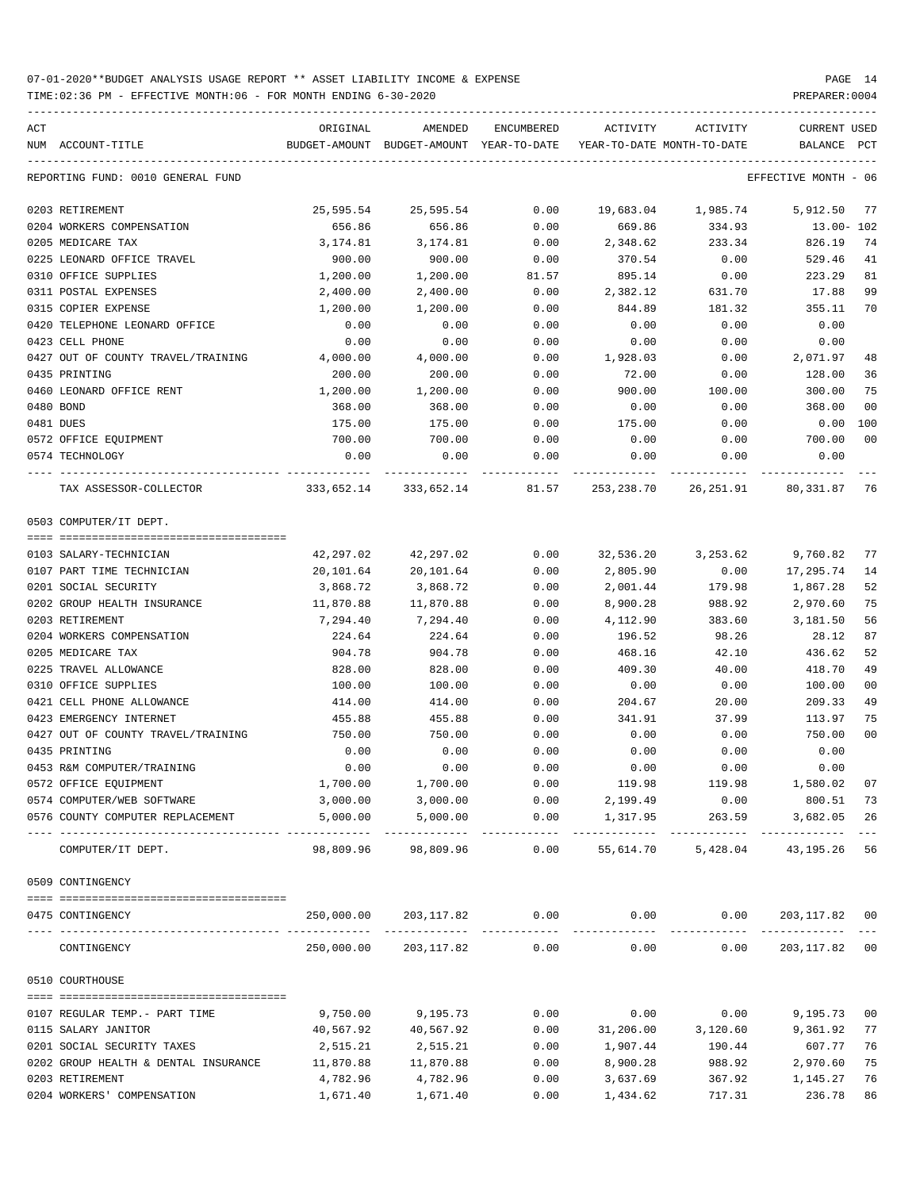07-01-2020**BUDGET ANALYSIS USAGE REPORT ** ASSET LIABILITY INCOME & EXPENSE

TIME:02:36 PM - EFFECTIVE MONTH:06 - FOR MONTH ENDING 6-30-2020

PREPARER:0004

REPORTING FUND: 0010 GENERAL FUND — EFFECTIVE MONTH - 06

| ACT NUM | ACCOUNT-TITLE | ORIGINAL BUDGET-AMOUNT | AMENDED BUDGET-AMOUNT | ENCUMBERED YEAR-TO-DATE | ACTIVITY YEAR-TO-DATE | ACTIVITY MONTH-TO-DATE | CURRENT BALANCE | USED PCT |
|---|---|---|---|---|---|---|---|---|
| 0203 | RETIREMENT | 25,595.54 | 25,595.54 | 0.00 | 19,683.04 | 1,985.74 | 5,912.50 | 77 |
| 0204 | WORKERS COMPENSATION | 656.86 | 656.86 | 0.00 | 669.86 | 334.93 | 13.00- | 102 |
| 0205 | MEDICARE TAX | 3,174.81 | 3,174.81 | 0.00 | 2,348.62 | 233.34 | 826.19 | 74 |
| 0225 | LEONARD OFFICE TRAVEL | 900.00 | 900.00 | 0.00 | 370.54 | 0.00 | 529.46 | 41 |
| 0310 | OFFICE SUPPLIES | 1,200.00 | 1,200.00 | 81.57 | 895.14 | 0.00 | 223.29 | 81 |
| 0311 | POSTAL EXPENSES | 2,400.00 | 2,400.00 | 0.00 | 2,382.12 | 631.70 | 17.88 | 99 |
| 0315 | COPIER EXPENSE | 1,200.00 | 1,200.00 | 0.00 | 844.89 | 181.32 | 355.11 | 70 |
| 0420 | TELEPHONE LEONARD OFFICE | 0.00 | 0.00 | 0.00 | 0.00 | 0.00 | 0.00 | |
| 0423 | CELL PHONE | 0.00 | 0.00 | 0.00 | 0.00 | 0.00 | 0.00 | |
| 0427 | OUT OF COUNTY TRAVEL/TRAINING | 4,000.00 | 4,000.00 | 0.00 | 1,928.03 | 0.00 | 2,071.97 | 48 |
| 0435 | PRINTING | 200.00 | 200.00 | 0.00 | 72.00 | 0.00 | 128.00 | 36 |
| 0460 | LEONARD OFFICE RENT | 1,200.00 | 1,200.00 | 0.00 | 900.00 | 100.00 | 300.00 | 75 |
| 0480 | BOND | 368.00 | 368.00 | 0.00 | 0.00 | 0.00 | 368.00 | 00 |
| 0481 | DUES | 175.00 | 175.00 | 0.00 | 175.00 | 0.00 | 0.00 | 100 |
| 0572 | OFFICE EQUIPMENT | 700.00 | 700.00 | 0.00 | 0.00 | 0.00 | 700.00 | 00 |
| 0574 | TECHNOLOGY | 0.00 | 0.00 | 0.00 | 0.00 | 0.00 | 0.00 | |
| | TAX ASSESSOR-COLLECTOR | 333,652.14 | 333,652.14 | 81.57 | 253,238.70 | 26,251.91 | 80,331.87 | 76 |

0503 COMPUTER/IT DEPT.

| ACT NUM | ACCOUNT-TITLE | ORIGINAL BUDGET-AMOUNT | AMENDED BUDGET-AMOUNT | ENCUMBERED YEAR-TO-DATE | ACTIVITY YEAR-TO-DATE | ACTIVITY MONTH-TO-DATE | CURRENT BALANCE | USED PCT |
|---|---|---|---|---|---|---|---|---|
| 0103 | SALARY-TECHNICIAN | 42,297.02 | 42,297.02 | 0.00 | 32,536.20 | 3,253.62 | 9,760.82 | 77 |
| 0107 | PART TIME TECHNICIAN | 20,101.64 | 20,101.64 | 0.00 | 2,805.90 | 0.00 | 17,295.74 | 14 |
| 0201 | SOCIAL SECURITY | 3,868.72 | 3,868.72 | 0.00 | 2,001.44 | 179.98 | 1,867.28 | 52 |
| 0202 | GROUP HEALTH INSURANCE | 11,870.88 | 11,870.88 | 0.00 | 8,900.28 | 988.92 | 2,970.60 | 75 |
| 0203 | RETIREMENT | 7,294.40 | 7,294.40 | 0.00 | 4,112.90 | 383.60 | 3,181.50 | 56 |
| 0204 | WORKERS COMPENSATION | 224.64 | 224.64 | 0.00 | 196.52 | 98.26 | 28.12 | 87 |
| 0205 | MEDICARE TAX | 904.78 | 904.78 | 0.00 | 468.16 | 42.10 | 436.62 | 52 |
| 0225 | TRAVEL ALLOWANCE | 828.00 | 828.00 | 0.00 | 409.30 | 40.00 | 418.70 | 49 |
| 0310 | OFFICE SUPPLIES | 100.00 | 100.00 | 0.00 | 0.00 | 0.00 | 100.00 | 00 |
| 0421 | CELL PHONE ALLOWANCE | 414.00 | 414.00 | 0.00 | 204.67 | 20.00 | 209.33 | 49 |
| 0423 | EMERGENCY INTERNET | 455.88 | 455.88 | 0.00 | 341.91 | 37.99 | 113.97 | 75 |
| 0427 | OUT OF COUNTY TRAVEL/TRAINING | 750.00 | 750.00 | 0.00 | 0.00 | 0.00 | 750.00 | 00 |
| 0435 | PRINTING | 0.00 | 0.00 | 0.00 | 0.00 | 0.00 | 0.00 | |
| 0453 | R&M COMPUTER/TRAINING | 0.00 | 0.00 | 0.00 | 0.00 | 0.00 | 0.00 | |
| 0572 | OFFICE EQUIPMENT | 1,700.00 | 1,700.00 | 0.00 | 119.98 | 119.98 | 1,580.02 | 07 |
| 0574 | COMPUTER/WEB SOFTWARE | 3,000.00 | 3,000.00 | 0.00 | 2,199.49 | 0.00 | 800.51 | 73 |
| 0576 | COUNTY COMPUTER REPLACEMENT | 5,000.00 | 5,000.00 | 0.00 | 1,317.95 | 263.59 | 3,682.05 | 26 |
| | COMPUTER/IT DEPT. | 98,809.96 | 98,809.96 | 0.00 | 55,614.70 | 5,428.04 | 43,195.26 | 56 |

0509 CONTINGENCY

| ACT NUM | ACCOUNT-TITLE | ORIGINAL BUDGET-AMOUNT | AMENDED BUDGET-AMOUNT | ENCUMBERED YEAR-TO-DATE | ACTIVITY YEAR-TO-DATE | ACTIVITY MONTH-TO-DATE | CURRENT BALANCE | USED PCT |
|---|---|---|---|---|---|---|---|---|
| 0475 | CONTINGENCY | 250,000.00 | 203,117.82 | 0.00 | 0.00 | 0.00 | 203,117.82 | 00 |
| | CONTINGENCY | 250,000.00 | 203,117.82 | 0.00 | 0.00 | 0.00 | 203,117.82 | 00 |

0510 COURTHOUSE

| ACT NUM | ACCOUNT-TITLE | ORIGINAL BUDGET-AMOUNT | AMENDED BUDGET-AMOUNT | ENCUMBERED YEAR-TO-DATE | ACTIVITY YEAR-TO-DATE | ACTIVITY MONTH-TO-DATE | CURRENT BALANCE | USED PCT |
|---|---|---|---|---|---|---|---|---|
| 0107 | REGULAR TEMP.- PART TIME | 9,750.00 | 9,195.73 | 0.00 | 0.00 | 0.00 | 9,195.73 | 00 |
| 0115 | SALARY JANITOR | 40,567.92 | 40,567.92 | 0.00 | 31,206.00 | 3,120.60 | 9,361.92 | 77 |
| 0201 | SOCIAL SECURITY TAXES | 2,515.21 | 2,515.21 | 0.00 | 1,907.44 | 190.44 | 607.77 | 76 |
| 0202 | GROUP HEALTH & DENTAL INSURANCE | 11,870.88 | 11,870.88 | 0.00 | 8,900.28 | 988.92 | 2,970.60 | 75 |
| 0203 | RETIREMENT | 4,782.96 | 4,782.96 | 0.00 | 3,637.69 | 367.92 | 1,145.27 | 76 |
| 0204 | WORKERS' COMPENSATION | 1,671.40 | 1,671.40 | 0.00 | 1,434.62 | 717.31 | 236.78 | 86 |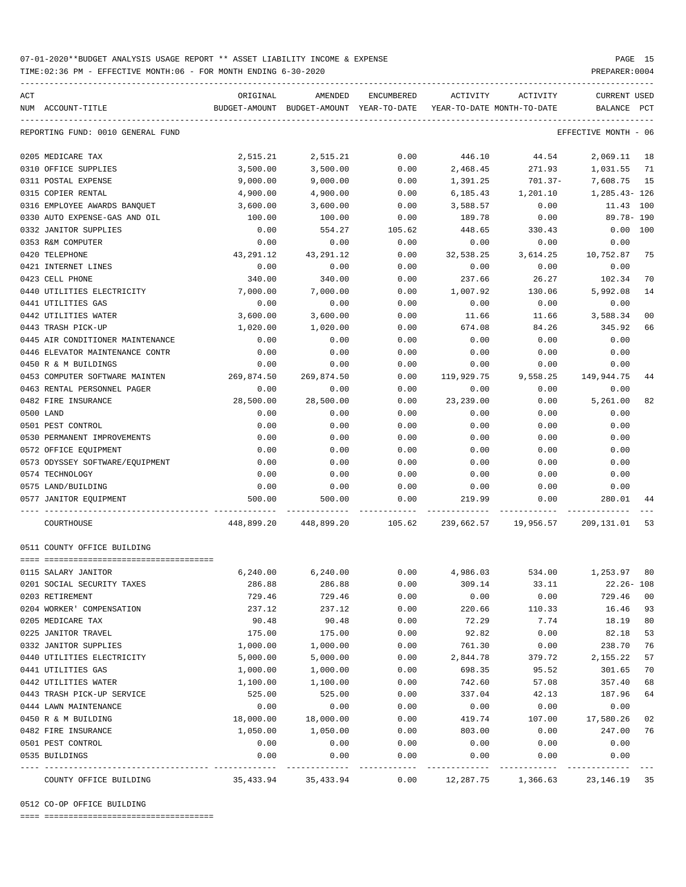07-01-2020**BUDGET ANALYSIS USAGE REPORT ** ASSET LIABILITY INCOME & EXPENSE

TIME:02:36 PM - EFFECTIVE MONTH:06 - FOR MONTH ENDING 6-30-2020

PREPARER:0004

REPORTING FUND: 0010 GENERAL FUND — EFFECTIVE MONTH - 06

| ACT NUM | ACCOUNT-TITLE | ORIGINAL BUDGET-AMOUNT | AMENDED BUDGET-AMOUNT | ENCUMBERED YEAR-TO-DATE | ACTIVITY YEAR-TO-DATE | ACTIVITY MONTH-TO-DATE | CURRENT BALANCE | USED PCT |
|---|---|---|---|---|---|---|---|---|
| 0205 | MEDICARE TAX | 2,515.21 | 2,515.21 | 0.00 | 446.10 | 44.54 | 2,069.11 | 18 |
| 0310 | OFFICE SUPPLIES | 3,500.00 | 3,500.00 | 0.00 | 2,468.45 | 271.93 | 1,031.55 | 71 |
| 0311 | POSTAL EXPENSE | 9,000.00 | 9,000.00 | 0.00 | 1,391.25 | 701.37- | 7,608.75 | 15 |
| 0315 | COPIER RENTAL | 4,900.00 | 4,900.00 | 0.00 | 6,185.43 | 1,201.10 | 1,285.43- | 126 |
| 0316 | EMPLOYEE AWARDS BANQUET | 3,600.00 | 3,600.00 | 0.00 | 3,588.57 | 0.00 | 11.43 | 100 |
| 0330 | AUTO EXPENSE-GAS AND OIL | 100.00 | 100.00 | 0.00 | 189.78 | 0.00 | 89.78- | 190 |
| 0332 | JANITOR SUPPLIES | 0.00 | 554.27 | 105.62 | 448.65 | 330.43 | 0.00 | 100 |
| 0353 | R&M COMPUTER | 0.00 | 0.00 | 0.00 | 0.00 | 0.00 | 0.00 | |
| 0420 | TELEPHONE | 43,291.12 | 43,291.12 | 0.00 | 32,538.25 | 3,614.25 | 10,752.87 | 75 |
| 0421 | INTERNET LINES | 0.00 | 0.00 | 0.00 | 0.00 | 0.00 | 0.00 | |
| 0423 | CELL PHONE | 340.00 | 340.00 | 0.00 | 237.66 | 26.27 | 102.34 | 70 |
| 0440 | UTILITIES ELECTRICITY | 7,000.00 | 7,000.00 | 0.00 | 1,007.92 | 130.06 | 5,992.08 | 14 |
| 0441 | UTILITIES GAS | 0.00 | 0.00 | 0.00 | 0.00 | 0.00 | 0.00 | |
| 0442 | UTILITIES WATER | 3,600.00 | 3,600.00 | 0.00 | 11.66 | 11.66 | 3,588.34 | 00 |
| 0443 | TRASH PICK-UP | 1,020.00 | 1,020.00 | 0.00 | 674.08 | 84.26 | 345.92 | 66 |
| 0445 | AIR CONDITIONER MAINTENANCE | 0.00 | 0.00 | 0.00 | 0.00 | 0.00 | 0.00 | |
| 0446 | ELEVATOR MAINTENANCE CONTR | 0.00 | 0.00 | 0.00 | 0.00 | 0.00 | 0.00 | |
| 0450 | R & M BUILDINGS | 0.00 | 0.00 | 0.00 | 0.00 | 0.00 | 0.00 | |
| 0453 | COMPUTER SOFTWARE MAINTEN | 269,874.50 | 269,874.50 | 0.00 | 119,929.75 | 9,558.25 | 149,944.75 | 44 |
| 0463 | RENTAL PERSONNEL PAGER | 0.00 | 0.00 | 0.00 | 0.00 | 0.00 | 0.00 | |
| 0482 | FIRE INSURANCE | 28,500.00 | 28,500.00 | 0.00 | 23,239.00 | 0.00 | 5,261.00 | 82 |
| 0500 | LAND | 0.00 | 0.00 | 0.00 | 0.00 | 0.00 | 0.00 | |
| 0501 | PEST CONTROL | 0.00 | 0.00 | 0.00 | 0.00 | 0.00 | 0.00 | |
| 0530 | PERMANENT IMPROVEMENTS | 0.00 | 0.00 | 0.00 | 0.00 | 0.00 | 0.00 | |
| 0572 | OFFICE EQUIPMENT | 0.00 | 0.00 | 0.00 | 0.00 | 0.00 | 0.00 | |
| 0573 | ODYSSEY SOFTWARE/EQUIPMENT | 0.00 | 0.00 | 0.00 | 0.00 | 0.00 | 0.00 | |
| 0574 | TECHNOLOGY | 0.00 | 0.00 | 0.00 | 0.00 | 0.00 | 0.00 | |
| 0575 | LAND/BUILDING | 0.00 | 0.00 | 0.00 | 0.00 | 0.00 | 0.00 | |
| 0577 | JANITOR EQUIPMENT | 500.00 | 500.00 | 0.00 | 219.99 | 0.00 | 280.01 | 44 |
| | COURTHOUSE | 448,899.20 | 448,899.20 | 105.62 | 239,662.57 | 19,956.57 | 209,131.01 | 53 |

0511 COUNTY OFFICE BUILDING

| ACT NUM | ACCOUNT-TITLE | ORIGINAL BUDGET-AMOUNT | AMENDED BUDGET-AMOUNT | ENCUMBERED YEAR-TO-DATE | ACTIVITY YEAR-TO-DATE | ACTIVITY MONTH-TO-DATE | CURRENT BALANCE | USED PCT |
|---|---|---|---|---|---|---|---|---|
| 0115 | SALARY JANITOR | 6,240.00 | 6,240.00 | 0.00 | 4,986.03 | 534.00 | 1,253.97 | 80 |
| 0201 | SOCIAL SECURITY TAXES | 286.88 | 286.88 | 0.00 | 309.14 | 33.11 | 22.26- | 108 |
| 0203 | RETIREMENT | 729.46 | 729.46 | 0.00 | 0.00 | 0.00 | 729.46 | 00 |
| 0204 | WORKER' COMPENSATION | 237.12 | 237.12 | 0.00 | 220.66 | 110.33 | 16.46 | 93 |
| 0205 | MEDICARE TAX | 90.48 | 90.48 | 0.00 | 72.29 | 7.74 | 18.19 | 80 |
| 0225 | JANITOR TRAVEL | 175.00 | 175.00 | 0.00 | 92.82 | 0.00 | 82.18 | 53 |
| 0332 | JANITOR SUPPLIES | 1,000.00 | 1,000.00 | 0.00 | 761.30 | 0.00 | 238.70 | 76 |
| 0440 | UTILITIES ELECTRICITY | 5,000.00 | 5,000.00 | 0.00 | 2,844.78 | 379.72 | 2,155.22 | 57 |
| 0441 | UTILITIES GAS | 1,000.00 | 1,000.00 | 0.00 | 698.35 | 95.52 | 301.65 | 70 |
| 0442 | UTILITIES WATER | 1,100.00 | 1,100.00 | 0.00 | 742.60 | 57.08 | 357.40 | 68 |
| 0443 | TRASH PICK-UP SERVICE | 525.00 | 525.00 | 0.00 | 337.04 | 42.13 | 187.96 | 64 |
| 0444 | LAWN MAINTENANCE | 0.00 | 0.00 | 0.00 | 0.00 | 0.00 | 0.00 | |
| 0450 | R & M BUILDING | 18,000.00 | 18,000.00 | 0.00 | 419.74 | 107.00 | 17,580.26 | 02 |
| 0482 | FIRE INSURANCE | 1,050.00 | 1,050.00 | 0.00 | 803.00 | 0.00 | 247.00 | 76 |
| 0501 | PEST CONTROL | 0.00 | 0.00 | 0.00 | 0.00 | 0.00 | 0.00 | |
| 0535 | BUILDINGS | 0.00 | 0.00 | 0.00 | 0.00 | 0.00 | 0.00 | |
| | COUNTY OFFICE BUILDING | 35,433.94 | 35,433.94 | 0.00 | 12,287.75 | 1,366.63 | 23,146.19 | 35 |

0512 CO-OP OFFICE BUILDING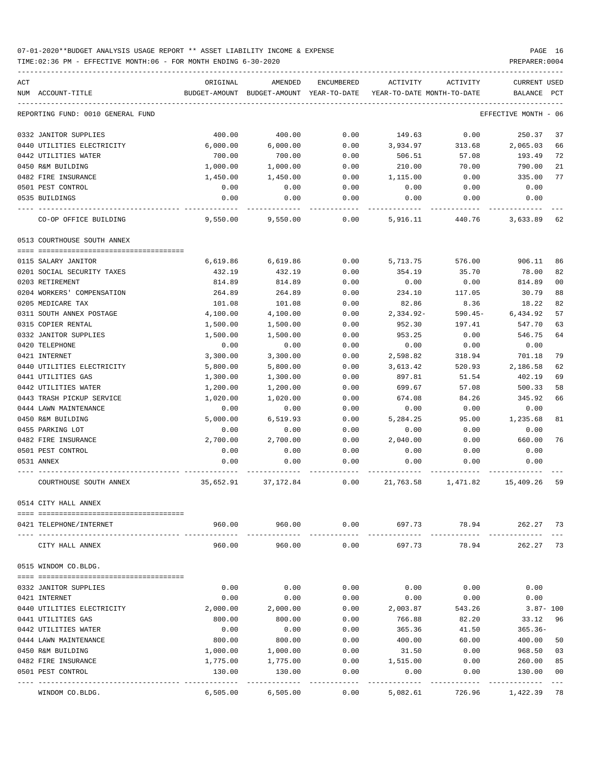07-01-2020**BUDGET ANALYSIS USAGE REPORT ** ASSET LIABILITY INCOME & EXPENSE

TIME:02:36 PM - EFFECTIVE MONTH:06 - FOR MONTH ENDING 6-30-2020

PREPARER:0004

REPORTING FUND: 0010 GENERAL FUND — EFFECTIVE MONTH - 06

| ACT NUM | ACCOUNT-TITLE | ORIGINAL BUDGET-AMOUNT | AMENDED BUDGET-AMOUNT | ENCUMBERED YEAR-TO-DATE | ACTIVITY YEAR-TO-DATE | ACTIVITY MONTH-TO-DATE | CURRENT BALANCE | USED PCT |
|---|---|---|---|---|---|---|---|---|
| 0332 | JANITOR SUPPLIES | 400.00 | 400.00 | 0.00 | 149.63 | 0.00 | 250.37 | 37 |
| 0440 | UTILITIES ELECTRICITY | 6,000.00 | 6,000.00 | 0.00 | 3,934.97 | 313.68 | 2,065.03 | 66 |
| 0442 | UTILITIES WATER | 700.00 | 700.00 | 0.00 | 506.51 | 57.08 | 193.49 | 72 |
| 0450 | R&M BUILDING | 1,000.00 | 1,000.00 | 0.00 | 210.00 | 70.00 | 790.00 | 21 |
| 0482 | FIRE INSURANCE | 1,450.00 | 1,450.00 | 0.00 | 1,115.00 | 0.00 | 335.00 | 77 |
| 0501 | PEST CONTROL | 0.00 | 0.00 | 0.00 | 0.00 | 0.00 | 0.00 | |
| 0535 | BUILDINGS | 0.00 | 0.00 | 0.00 | 0.00 | 0.00 | 0.00 | |
| | CO-OP OFFICE BUILDING | 9,550.00 | 9,550.00 | 0.00 | 5,916.11 | 440.76 | 3,633.89 | 62 |
| | **0513 COURTHOUSE SOUTH ANNEX** | | | | | | | |
| 0115 | SALARY JANITOR | 6,619.86 | 6,619.86 | 0.00 | 5,713.75 | 576.00 | 906.11 | 86 |
| 0201 | SOCIAL SECURITY TAXES | 432.19 | 432.19 | 0.00 | 354.19 | 35.70 | 78.00 | 82 |
| 0203 | RETIREMENT | 814.89 | 814.89 | 0.00 | 0.00 | 0.00 | 814.89 | 00 |
| 0204 | WORKERS' COMPENSATION | 264.89 | 264.89 | 0.00 | 234.10 | 117.05 | 30.79 | 88 |
| 0205 | MEDICARE TAX | 101.08 | 101.08 | 0.00 | 82.86 | 8.36 | 18.22 | 82 |
| 0311 | SOUTH ANNEX POSTAGE | 4,100.00 | 4,100.00 | 0.00 | 2,334.92- | 590.45- | 6,434.92 | 57 |
| 0315 | COPIER RENTAL | 1,500.00 | 1,500.00 | 0.00 | 952.30 | 197.41 | 547.70 | 63 |
| 0332 | JANITOR SUPPLIES | 1,500.00 | 1,500.00 | 0.00 | 953.25 | 0.00 | 546.75 | 64 |
| 0420 | TELEPHONE | 0.00 | 0.00 | 0.00 | 0.00 | 0.00 | 0.00 | |
| 0421 | INTERNET | 3,300.00 | 3,300.00 | 0.00 | 2,598.82 | 318.94 | 701.18 | 79 |
| 0440 | UTILITIES ELECTRICITY | 5,800.00 | 5,800.00 | 0.00 | 3,613.42 | 520.93 | 2,186.58 | 62 |
| 0441 | UTILITIES GAS | 1,300.00 | 1,300.00 | 0.00 | 897.81 | 51.54 | 402.19 | 69 |
| 0442 | UTILITIES WATER | 1,200.00 | 1,200.00 | 0.00 | 699.67 | 57.08 | 500.33 | 58 |
| 0443 | TRASH PICKUP SERVICE | 1,020.00 | 1,020.00 | 0.00 | 674.08 | 84.26 | 345.92 | 66 |
| 0444 | LAWN MAINTENANCE | 0.00 | 0.00 | 0.00 | 0.00 | 0.00 | 0.00 | |
| 0450 | R&M BUILDING | 5,000.00 | 6,519.93 | 0.00 | 5,284.25 | 95.00 | 1,235.68 | 81 |
| 0455 | PARKING LOT | 0.00 | 0.00 | 0.00 | 0.00 | 0.00 | 0.00 | |
| 0482 | FIRE INSURANCE | 2,700.00 | 2,700.00 | 0.00 | 2,040.00 | 0.00 | 660.00 | 76 |
| 0501 | PEST CONTROL | 0.00 | 0.00 | 0.00 | 0.00 | 0.00 | 0.00 | |
| 0531 | ANNEX | 0.00 | 0.00 | 0.00 | 0.00 | 0.00 | 0.00 | |
| | COURTHOUSE SOUTH ANNEX | 35,652.91 | 37,172.84 | 0.00 | 21,763.58 | 1,471.82 | 15,409.26 | 59 |
| | **0514 CITY HALL ANNEX** | | | | | | | |
| 0421 | TELEPHONE/INTERNET | 960.00 | 960.00 | 0.00 | 697.73 | 78.94 | 262.27 | 73 |
| | CITY HALL ANNEX | 960.00 | 960.00 | 0.00 | 697.73 | 78.94 | 262.27 | 73 |
| | **0515 WINDOM CO.BLDG.** | | | | | | | |
| 0332 | JANITOR SUPPLIES | 0.00 | 0.00 | 0.00 | 0.00 | 0.00 | 0.00 | |
| 0421 | INTERNET | 0.00 | 0.00 | 0.00 | 0.00 | 0.00 | 0.00 | |
| 0440 | UTILITIES ELECTRICITY | 2,000.00 | 2,000.00 | 0.00 | 2,003.87 | 543.26 | 3.87- | 100 |
| 0441 | UTILITIES GAS | 800.00 | 800.00 | 0.00 | 766.88 | 82.20 | 33.12 | 96 |
| 0442 | UTILITIES WATER | 0.00 | 0.00 | 0.00 | 365.36 | 41.50 | 365.36- | |
| 0444 | LAWN MAINTENANCE | 800.00 | 800.00 | 0.00 | 400.00 | 60.00 | 400.00 | 50 |
| 0450 | R&M BUILDING | 1,000.00 | 1,000.00 | 0.00 | 31.50 | 0.00 | 968.50 | 03 |
| 0482 | FIRE INSURANCE | 1,775.00 | 1,775.00 | 0.00 | 1,515.00 | 0.00 | 260.00 | 85 |
| 0501 | PEST CONTROL | 130.00 | 130.00 | 0.00 | 0.00 | 0.00 | 130.00 | 00 |
| | WINDOM CO.BLDG. | 6,505.00 | 6,505.00 | 0.00 | 5,082.61 | 726.96 | 1,422.39 | 78 |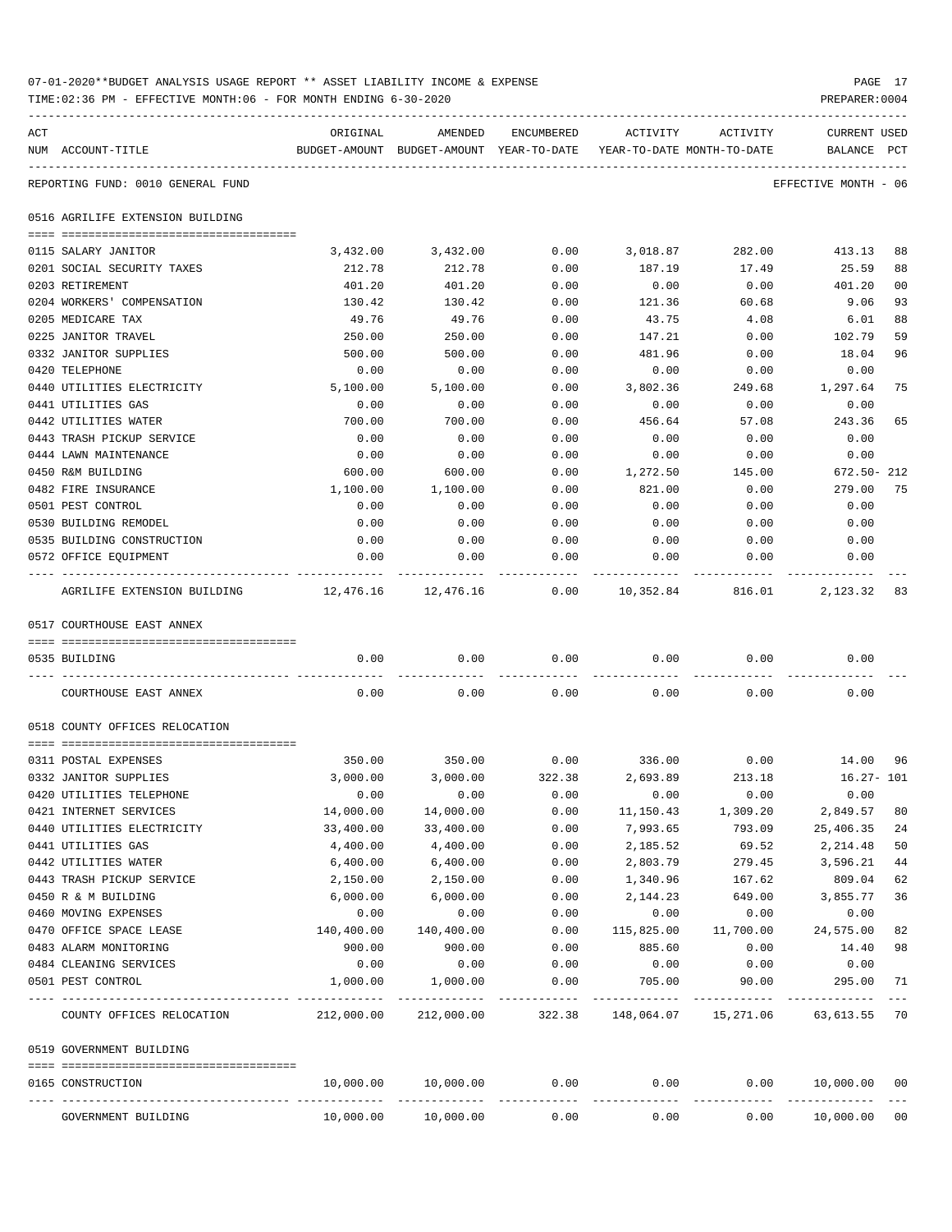07-01-2020**BUDGET ANALYSIS USAGE REPORT ** ASSET LIABILITY INCOME & EXPENSE

TIME:02:36 PM - EFFECTIVE MONTH:06 - FOR MONTH ENDING 6-30-2020

PREPARER:0004

REPORTING FUND: 0010 GENERAL FUND — EFFECTIVE MONTH - 06

## 0516 AGRILIFE EXTENSION BUILDING

| ACT NUM | ACCOUNT-TITLE | ORIGINAL BUDGET-AMOUNT | AMENDED BUDGET-AMOUNT | ENCUMBERED YEAR-TO-DATE | ACTIVITY YEAR-TO-DATE | ACTIVITY MONTH-TO-DATE | CURRENT BALANCE | USED PCT |
|---|---|---|---|---|---|---|---|---|
| 0115 | SALARY JANITOR | 3,432.00 | 3,432.00 | 0.00 | 3,018.87 | 282.00 | 413.13 | 88 |
| 0201 | SOCIAL SECURITY TAXES | 212.78 | 212.78 | 0.00 | 187.19 | 17.49 | 25.59 | 88 |
| 0203 | RETIREMENT | 401.20 | 401.20 | 0.00 | 0.00 | 0.00 | 401.20 | 00 |
| 0204 | WORKERS' COMPENSATION | 130.42 | 130.42 | 0.00 | 121.36 | 60.68 | 9.06 | 93 |
| 0205 | MEDICARE TAX | 49.76 | 49.76 | 0.00 | 43.75 | 4.08 | 6.01 | 88 |
| 0225 | JANITOR TRAVEL | 250.00 | 250.00 | 0.00 | 147.21 | 0.00 | 102.79 | 59 |
| 0332 | JANITOR SUPPLIES | 500.00 | 500.00 | 0.00 | 481.96 | 0.00 | 18.04 | 96 |
| 0420 | TELEPHONE | 0.00 | 0.00 | 0.00 | 0.00 | 0.00 | 0.00 | |
| 0440 | UTILITIES ELECTRICITY | 5,100.00 | 5,100.00 | 0.00 | 3,802.36 | 249.68 | 1,297.64 | 75 |
| 0441 | UTILITIES GAS | 0.00 | 0.00 | 0.00 | 0.00 | 0.00 | 0.00 | |
| 0442 | UTILITIES WATER | 700.00 | 700.00 | 0.00 | 456.64 | 57.08 | 243.36 | 65 |
| 0443 | TRASH PICKUP SERVICE | 0.00 | 0.00 | 0.00 | 0.00 | 0.00 | 0.00 | |
| 0444 | LAWN MAINTENANCE | 0.00 | 0.00 | 0.00 | 0.00 | 0.00 | 0.00 | |
| 0450 | R&M BUILDING | 600.00 | 600.00 | 0.00 | 1,272.50 | 145.00 | 672.50- | 212 |
| 0482 | FIRE INSURANCE | 1,100.00 | 1,100.00 | 0.00 | 821.00 | 0.00 | 279.00 | 75 |
| 0501 | PEST CONTROL | 0.00 | 0.00 | 0.00 | 0.00 | 0.00 | 0.00 | |
| 0530 | BUILDING REMODEL | 0.00 | 0.00 | 0.00 | 0.00 | 0.00 | 0.00 | |
| 0535 | BUILDING CONSTRUCTION | 0.00 | 0.00 | 0.00 | 0.00 | 0.00 | 0.00 | |
| 0572 | OFFICE EQUIPMENT | 0.00 | 0.00 | 0.00 | 0.00 | 0.00 | 0.00 | |
| | AGRILIFE EXTENSION BUILDING | 12,476.16 | 12,476.16 | 0.00 | 10,352.84 | 816.01 | 2,123.32 | 83 |

## 0517 COURTHOUSE EAST ANNEX

| ACT NUM | ACCOUNT-TITLE | ORIGINAL BUDGET-AMOUNT | AMENDED BUDGET-AMOUNT | ENCUMBERED YEAR-TO-DATE | ACTIVITY YEAR-TO-DATE | ACTIVITY MONTH-TO-DATE | CURRENT BALANCE | USED PCT |
|---|---|---|---|---|---|---|---|---|
| 0535 | BUILDING | 0.00 | 0.00 | 0.00 | 0.00 | 0.00 | 0.00 | |
| | COURTHOUSE EAST ANNEX | 0.00 | 0.00 | 0.00 | 0.00 | 0.00 | 0.00 | |

## 0518 COUNTY OFFICES RELOCATION

| ACT NUM | ACCOUNT-TITLE | ORIGINAL BUDGET-AMOUNT | AMENDED BUDGET-AMOUNT | ENCUMBERED YEAR-TO-DATE | ACTIVITY YEAR-TO-DATE | ACTIVITY MONTH-TO-DATE | CURRENT BALANCE | USED PCT |
|---|---|---|---|---|---|---|---|---|
| 0311 | POSTAL EXPENSES | 350.00 | 350.00 | 0.00 | 336.00 | 0.00 | 14.00 | 96 |
| 0332 | JANITOR SUPPLIES | 3,000.00 | 3,000.00 | 322.38 | 2,693.89 | 213.18 | 16.27- | 101 |
| 0420 | UTILITIES TELEPHONE | 0.00 | 0.00 | 0.00 | 0.00 | 0.00 | 0.00 | |
| 0421 | INTERNET SERVICES | 14,000.00 | 14,000.00 | 0.00 | 11,150.43 | 1,309.20 | 2,849.57 | 80 |
| 0440 | UTILITIES ELECTRICITY | 33,400.00 | 33,400.00 | 0.00 | 7,993.65 | 793.09 | 25,406.35 | 24 |
| 0441 | UTILITIES GAS | 4,400.00 | 4,400.00 | 0.00 | 2,185.52 | 69.52 | 2,214.48 | 50 |
| 0442 | UTILITIES WATER | 6,400.00 | 6,400.00 | 0.00 | 2,803.79 | 279.45 | 3,596.21 | 44 |
| 0443 | TRASH PICKUP SERVICE | 2,150.00 | 2,150.00 | 0.00 | 1,340.96 | 167.62 | 809.04 | 62 |
| 0450 | R & M BUILDING | 6,000.00 | 6,000.00 | 0.00 | 2,144.23 | 649.00 | 3,855.77 | 36 |
| 0460 | MOVING EXPENSES | 0.00 | 0.00 | 0.00 | 0.00 | 0.00 | 0.00 | |
| 0470 | OFFICE SPACE LEASE | 140,400.00 | 140,400.00 | 0.00 | 115,825.00 | 11,700.00 | 24,575.00 | 82 |
| 0483 | ALARM MONITORING | 900.00 | 900.00 | 0.00 | 885.60 | 0.00 | 14.40 | 98 |
| 0484 | CLEANING SERVICES | 0.00 | 0.00 | 0.00 | 0.00 | 0.00 | 0.00 | |
| 0501 | PEST CONTROL | 1,000.00 | 1,000.00 | 0.00 | 705.00 | 90.00 | 295.00 | 71 |
| | COUNTY OFFICES RELOCATION | 212,000.00 | 212,000.00 | 322.38 | 148,064.07 | 15,271.06 | 63,613.55 | 70 |

## 0519 GOVERNMENT BUILDING

| ACT NUM | ACCOUNT-TITLE | ORIGINAL BUDGET-AMOUNT | AMENDED BUDGET-AMOUNT | ENCUMBERED YEAR-TO-DATE | ACTIVITY YEAR-TO-DATE | ACTIVITY MONTH-TO-DATE | CURRENT BALANCE | USED PCT |
|---|---|---|---|---|---|---|---|---|
| 0165 | CONSTRUCTION | 10,000.00 | 10,000.00 | 0.00 | 0.00 | 0.00 | 10,000.00 | 00 |
| | GOVERNMENT BUILDING | 10,000.00 | 10,000.00 | 0.00 | 0.00 | 0.00 | 10,000.00 | 00 |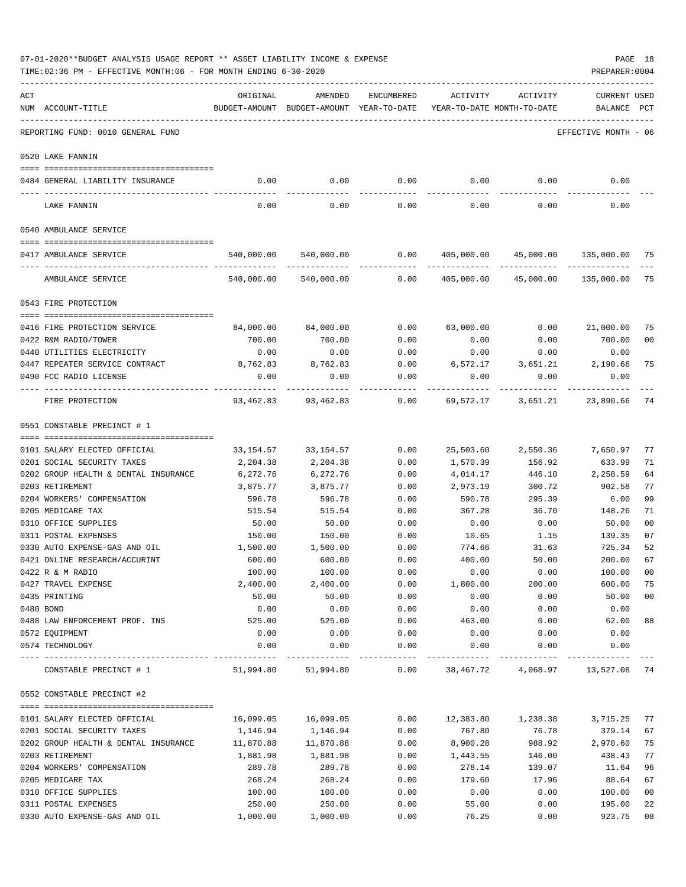07-01-2020**BUDGET ANALYSIS USAGE REPORT ** ASSET LIABILITY INCOME & EXPENSE

TIME:02:36 PM - EFFECTIVE MONTH:06 - FOR MONTH ENDING 6-30-2020

PREPARER:0004

REPORTING FUND: 0010 GENERAL FUND — EFFECTIVE MONTH - 06

| ACT NUM | ACCOUNT-TITLE | ORIGINAL BUDGET-AMOUNT | AMENDED BUDGET-AMOUNT | ENCUMBERED YEAR-TO-DATE | ACTIVITY YEAR-TO-DATE | ACTIVITY MONTH-TO-DATE | CURRENT BALANCE | USED PCT |
|---|---|---|---|---|---|---|---|---|
| | **0520 LAKE FANNIN** | | | | | | | |
| 0484 | GENERAL LIABILITY INSURANCE | 0.00 | 0.00 | 0.00 | 0.00 | 0.00 | 0.00 | |
| | LAKE FANNIN | 0.00 | 0.00 | 0.00 | 0.00 | 0.00 | 0.00 | |
| | **0540 AMBULANCE SERVICE** | | | | | | | |
| 0417 | AMBULANCE SERVICE | 540,000.00 | 540,000.00 | 0.00 | 405,000.00 | 45,000.00 | 135,000.00 | 75 |
| | AMBULANCE SERVICE | 540,000.00 | 540,000.00 | 0.00 | 405,000.00 | 45,000.00 | 135,000.00 | 75 |
| | **0543 FIRE PROTECTION** | | | | | | | |
| 0416 | FIRE PROTECTION SERVICE | 84,000.00 | 84,000.00 | 0.00 | 63,000.00 | 0.00 | 21,000.00 | 75 |
| 0422 | R&M RADIO/TOWER | 700.00 | 700.00 | 0.00 | 0.00 | 0.00 | 700.00 | 00 |
| 0440 | UTILITIES ELECTRICITY | 0.00 | 0.00 | 0.00 | 0.00 | 0.00 | 0.00 | |
| 0447 | REPEATER SERVICE CONTRACT | 8,762.83 | 8,762.83 | 0.00 | 6,572.17 | 3,651.21 | 2,190.66 | 75 |
| 0490 | FCC RADIO LICENSE | 0.00 | 0.00 | 0.00 | 0.00 | 0.00 | 0.00 | |
| | FIRE PROTECTION | 93,462.83 | 93,462.83 | 0.00 | 69,572.17 | 3,651.21 | 23,890.66 | 74 |
| | **0551 CONSTABLE PRECINCT # 1** | | | | | | | |
| 0101 | SALARY ELECTED OFFICIAL | 33,154.57 | 33,154.57 | 0.00 | 25,503.60 | 2,550.36 | 7,650.97 | 77 |
| 0201 | SOCIAL SECURITY TAXES | 2,204.38 | 2,204.38 | 0.00 | 1,570.39 | 156.92 | 633.99 | 71 |
| 0202 | GROUP HEALTH & DENTAL INSURANCE | 6,272.76 | 6,272.76 | 0.00 | 4,014.17 | 446.10 | 2,258.59 | 64 |
| 0203 | RETIREMENT | 3,875.77 | 3,875.77 | 0.00 | 2,973.19 | 300.72 | 902.58 | 77 |
| 0204 | WORKERS' COMPENSATION | 596.78 | 596.78 | 0.00 | 590.78 | 295.39 | 6.00 | 99 |
| 0205 | MEDICARE TAX | 515.54 | 515.54 | 0.00 | 367.28 | 36.70 | 148.26 | 71 |
| 0310 | OFFICE SUPPLIES | 50.00 | 50.00 | 0.00 | 0.00 | 0.00 | 50.00 | 00 |
| 0311 | POSTAL EXPENSES | 150.00 | 150.00 | 0.00 | 10.65 | 1.15 | 139.35 | 07 |
| 0330 | AUTO EXPENSE-GAS AND OIL | 1,500.00 | 1,500.00 | 0.00 | 774.66 | 31.63 | 725.34 | 52 |
| 0421 | ONLINE RESEARCH/ACCURINT | 600.00 | 600.00 | 0.00 | 400.00 | 50.00 | 200.00 | 67 |
| 0422 | R & M RADIO | 100.00 | 100.00 | 0.00 | 0.00 | 0.00 | 100.00 | 00 |
| 0427 | TRAVEL EXPENSE | 2,400.00 | 2,400.00 | 0.00 | 1,800.00 | 200.00 | 600.00 | 75 |
| 0435 | PRINTING | 50.00 | 50.00 | 0.00 | 0.00 | 0.00 | 50.00 | 00 |
| 0480 | BOND | 0.00 | 0.00 | 0.00 | 0.00 | 0.00 | 0.00 | |
| 0488 | LAW ENFORCEMENT PROF. INS | 525.00 | 525.00 | 0.00 | 463.00 | 0.00 | 62.00 | 88 |
| 0572 | EQUIPMENT | 0.00 | 0.00 | 0.00 | 0.00 | 0.00 | 0.00 | |
| 0574 | TECHNOLOGY | 0.00 | 0.00 | 0.00 | 0.00 | 0.00 | 0.00 | |
| | CONSTABLE PRECINCT # 1 | 51,994.80 | 51,994.80 | 0.00 | 38,467.72 | 4,068.97 | 13,527.08 | 74 |
| | **0552 CONSTABLE PRECINCT #2** | | | | | | | |
| 0101 | SALARY ELECTED OFFICIAL | 16,099.05 | 16,099.05 | 0.00 | 12,383.80 | 1,238.38 | 3,715.25 | 77 |
| 0201 | SOCIAL SECURITY TAXES | 1,146.94 | 1,146.94 | 0.00 | 767.80 | 76.78 | 379.14 | 67 |
| 0202 | GROUP HEALTH & DENTAL INSURANCE | 11,870.88 | 11,870.88 | 0.00 | 8,900.28 | 988.92 | 2,970.60 | 75 |
| 0203 | RETIREMENT | 1,881.98 | 1,881.98 | 0.00 | 1,443.55 | 146.00 | 438.43 | 77 |
| 0204 | WORKERS' COMPENSATION | 289.78 | 289.78 | 0.00 | 278.14 | 139.07 | 11.64 | 96 |
| 0205 | MEDICARE TAX | 268.24 | 268.24 | 0.00 | 179.60 | 17.96 | 88.64 | 67 |
| 0310 | OFFICE SUPPLIES | 100.00 | 100.00 | 0.00 | 0.00 | 0.00 | 100.00 | 00 |
| 0311 | POSTAL EXPENSES | 250.00 | 250.00 | 0.00 | 55.00 | 0.00 | 195.00 | 22 |
| 0330 | AUTO EXPENSE-GAS AND OIL | 1,000.00 | 1,000.00 | 0.00 | 76.25 | 0.00 | 923.75 | 08 |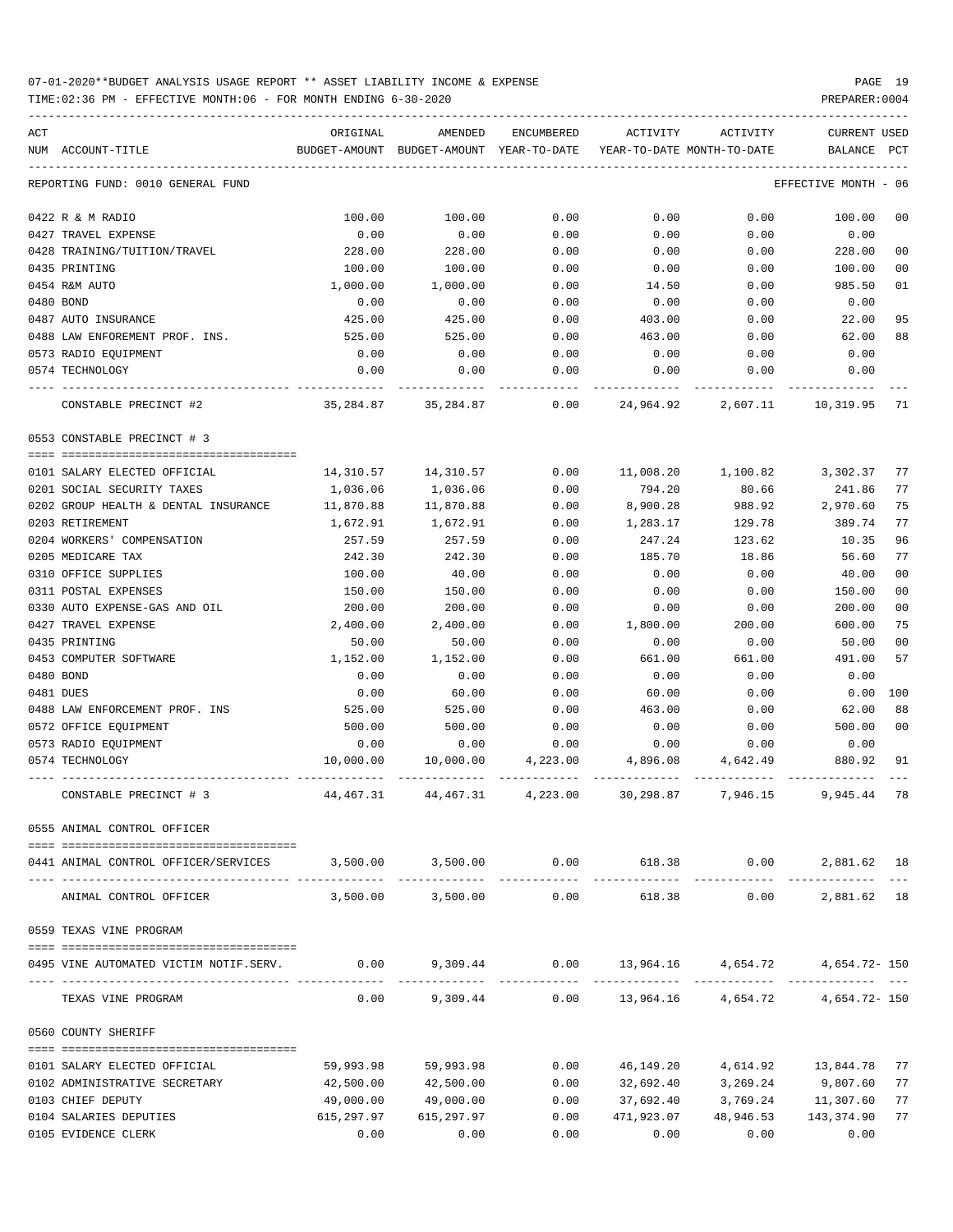07-01-2020**BUDGET ANALYSIS USAGE REPORT ** ASSET LIABILITY INCOME & EXPENSE

TIME:02:36 PM - EFFECTIVE MONTH:06 - FOR MONTH ENDING 6-30-2020

REPORTING FUND: 0010 GENERAL FUND — EFFECTIVE MONTH - 06

| ACT NUM | ACCOUNT-TITLE | ORIGINAL BUDGET-AMOUNT | AMENDED BUDGET-AMOUNT | ENCUMBERED YEAR-TO-DATE | ACTIVITY YEAR-TO-DATE | ACTIVITY MONTH-TO-DATE | CURRENT BALANCE | USED PCT |
|---|---|---|---|---|---|---|---|---|
| 0422 | R & M RADIO | 100.00 | 100.00 | 0.00 | 0.00 | 0.00 | 100.00 | 00 |
| 0427 | TRAVEL EXPENSE | 0.00 | 0.00 | 0.00 | 0.00 | 0.00 | 0.00 | |
| 0428 | TRAINING/TUITION/TRAVEL | 228.00 | 228.00 | 0.00 | 0.00 | 0.00 | 228.00 | 00 |
| 0435 | PRINTING | 100.00 | 100.00 | 0.00 | 0.00 | 0.00 | 100.00 | 00 |
| 0454 | R&M AUTO | 1,000.00 | 1,000.00 | 0.00 | 14.50 | 0.00 | 985.50 | 01 |
| 0480 | BOND | 0.00 | 0.00 | 0.00 | 0.00 | 0.00 | 0.00 | |
| 0487 | AUTO INSURANCE | 425.00 | 425.00 | 0.00 | 403.00 | 0.00 | 22.00 | 95 |
| 0488 | LAW ENFOREMENT PROF. INS. | 525.00 | 525.00 | 0.00 | 463.00 | 0.00 | 62.00 | 88 |
| 0573 | RADIO EQUIPMENT | 0.00 | 0.00 | 0.00 | 0.00 | 0.00 | 0.00 | |
| 0574 | TECHNOLOGY | 0.00 | 0.00 | 0.00 | 0.00 | 0.00 | 0.00 | |
| | CONSTABLE PRECINCT #2 | 35,284.87 | 35,284.87 | 0.00 | 24,964.92 | 2,607.11 | 10,319.95 | 71 |
| | **0553 CONSTABLE PRECINCT # 3** | | | | | | | |
| 0101 | SALARY ELECTED OFFICIAL | 14,310.57 | 14,310.57 | 0.00 | 11,008.20 | 1,100.82 | 3,302.37 | 77 |
| 0201 | SOCIAL SECURITY TAXES | 1,036.06 | 1,036.06 | 0.00 | 794.20 | 80.66 | 241.86 | 77 |
| 0202 | GROUP HEALTH & DENTAL INSURANCE | 11,870.88 | 11,870.88 | 0.00 | 8,900.28 | 988.92 | 2,970.60 | 75 |
| 0203 | RETIREMENT | 1,672.91 | 1,672.91 | 0.00 | 1,283.17 | 129.78 | 389.74 | 77 |
| 0204 | WORKERS' COMPENSATION | 257.59 | 257.59 | 0.00 | 247.24 | 123.62 | 10.35 | 96 |
| 0205 | MEDICARE TAX | 242.30 | 242.30 | 0.00 | 185.70 | 18.86 | 56.60 | 77 |
| 0310 | OFFICE SUPPLIES | 100.00 | 40.00 | 0.00 | 0.00 | 0.00 | 40.00 | 00 |
| 0311 | POSTAL EXPENSES | 150.00 | 150.00 | 0.00 | 0.00 | 0.00 | 150.00 | 00 |
| 0330 | AUTO EXPENSE-GAS AND OIL | 200.00 | 200.00 | 0.00 | 0.00 | 0.00 | 200.00 | 00 |
| 0427 | TRAVEL EXPENSE | 2,400.00 | 2,400.00 | 0.00 | 1,800.00 | 200.00 | 600.00 | 75 |
| 0435 | PRINTING | 50.00 | 50.00 | 0.00 | 0.00 | 0.00 | 50.00 | 00 |
| 0453 | COMPUTER SOFTWARE | 1,152.00 | 1,152.00 | 0.00 | 661.00 | 661.00 | 491.00 | 57 |
| 0480 | BOND | 0.00 | 0.00 | 0.00 | 0.00 | 0.00 | 0.00 | |
| 0481 | DUES | 0.00 | 60.00 | 0.00 | 60.00 | 0.00 | 0.00 | 100 |
| 0488 | LAW ENFORCEMENT PROF. INS | 525.00 | 525.00 | 0.00 | 463.00 | 0.00 | 62.00 | 88 |
| 0572 | OFFICE EQUIPMENT | 500.00 | 500.00 | 0.00 | 0.00 | 0.00 | 500.00 | 00 |
| 0573 | RADIO EQUIPMENT | 0.00 | 0.00 | 0.00 | 0.00 | 0.00 | 0.00 | |
| 0574 | TECHNOLOGY | 10,000.00 | 10,000.00 | 4,223.00 | 4,896.08 | 4,642.49 | 880.92 | 91 |
| | CONSTABLE PRECINCT # 3 | 44,467.31 | 44,467.31 | 4,223.00 | 30,298.87 | 7,946.15 | 9,945.44 | 78 |
| | **0555 ANIMAL CONTROL OFFICER** | | | | | | | |
| 0441 | ANIMAL CONTROL OFFICER/SERVICES | 3,500.00 | 3,500.00 | 0.00 | 618.38 | 0.00 | 2,881.62 | 18 |
| | ANIMAL CONTROL OFFICER | 3,500.00 | 3,500.00 | 0.00 | 618.38 | 0.00 | 2,881.62 | 18 |
| | **0559 TEXAS VINE PROGRAM** | | | | | | | |
| 0495 | VINE AUTOMATED VICTIM NOTIF.SERV. | 0.00 | 9,309.44 | 0.00 | 13,964.16 | 4,654.72 | 4,654.72- | 150 |
| | TEXAS VINE PROGRAM | 0.00 | 9,309.44 | 0.00 | 13,964.16 | 4,654.72 | 4,654.72- | 150 |
| | **0560 COUNTY SHERIFF** | | | | | | | |
| 0101 | SALARY ELECTED OFFICIAL | 59,993.98 | 59,993.98 | 0.00 | 46,149.20 | 4,614.92 | 13,844.78 | 77 |
| 0102 | ADMINISTRATIVE SECRETARY | 42,500.00 | 42,500.00 | 0.00 | 32,692.40 | 3,269.24 | 9,807.60 | 77 |
| 0103 | CHIEF DEPUTY | 49,000.00 | 49,000.00 | 0.00 | 37,692.40 | 3,769.24 | 11,307.60 | 77 |
| 0104 | SALARIES DEPUTIES | 615,297.97 | 615,297.97 | 0.00 | 471,923.07 | 48,946.53 | 143,374.90 | 77 |
| 0105 | EVIDENCE CLERK | 0.00 | 0.00 | 0.00 | 0.00 | 0.00 | 0.00 | |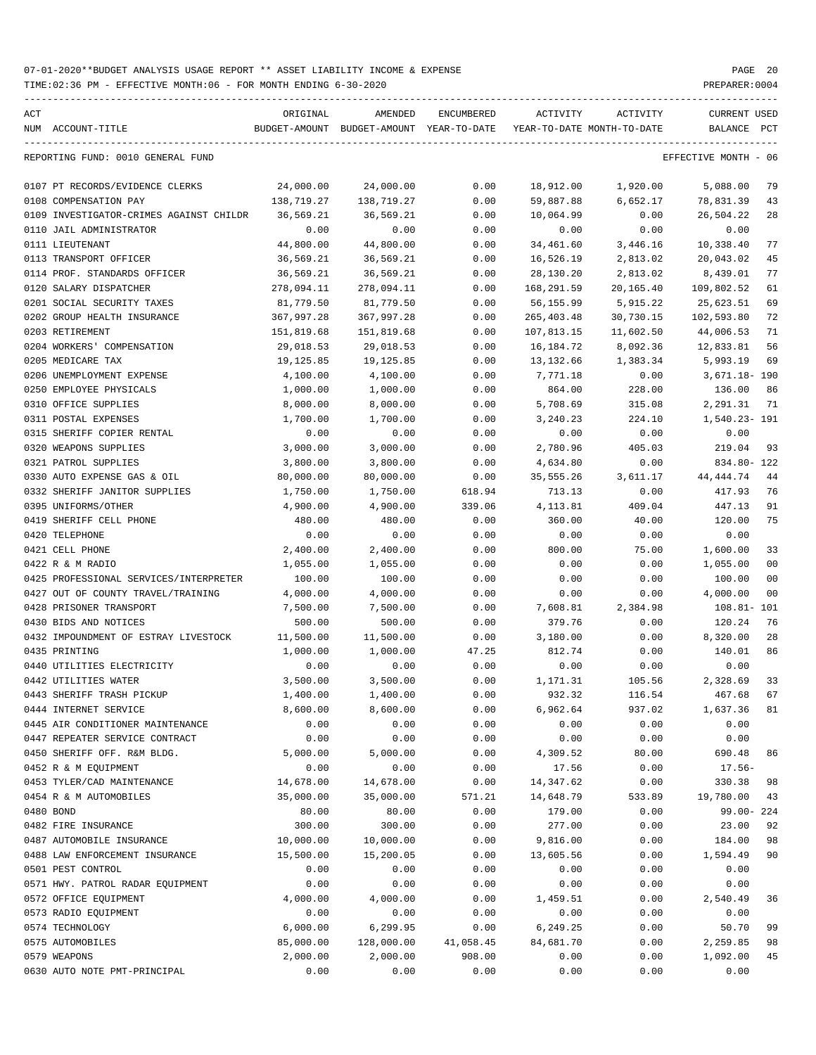07-01-2020**BUDGET ANALYSIS USAGE REPORT ** ASSET LIABILITY INCOME & EXPENSE

TIME:02:36 PM - EFFECTIVE MONTH:06 - FOR MONTH ENDING 6-30-2020

PREPARER:0004

REPORTING FUND: 0010 GENERAL FUND

EFFECTIVE MONTH - 06

| ACT NUM | ACCOUNT-TITLE | ORIGINAL BUDGET-AMOUNT | AMENDED BUDGET-AMOUNT | ENCUMBERED YEAR-TO-DATE | ACTIVITY YEAR-TO-DATE | ACTIVITY MONTH-TO-DATE | CURRENT USED BALANCE | PCT |
|---|---|---|---|---|---|---|---|---|
| 0107 | PT RECORDS/EVIDENCE CLERKS | 24,000.00 | 24,000.00 | 0.00 | 18,912.00 | 1,920.00 | 5,088.00 | 79 |
| 0108 | COMPENSATION PAY | 138,719.27 | 138,719.27 | 0.00 | 59,887.88 | 6,652.17 | 78,831.39 | 43 |
| 0109 | INVESTIGATOR-CRIMES AGAINST CHILDR | 36,569.21 | 36,569.21 | 0.00 | 10,064.99 | 0.00 | 26,504.22 | 28 |
| 0110 | JAIL ADMINISTRATOR | 0.00 | 0.00 | 0.00 | 0.00 | 0.00 | 0.00 | |
| 0111 | LIEUTENANT | 44,800.00 | 44,800.00 | 0.00 | 34,461.60 | 3,446.16 | 10,338.40 | 77 |
| 0113 | TRANSPORT OFFICER | 36,569.21 | 36,569.21 | 0.00 | 16,526.19 | 2,813.02 | 20,043.02 | 45 |
| 0114 | PROF. STANDARDS OFFICER | 36,569.21 | 36,569.21 | 0.00 | 28,130.20 | 2,813.02 | 8,439.01 | 77 |
| 0120 | SALARY DISPATCHER | 278,094.11 | 278,094.11 | 0.00 | 168,291.59 | 20,165.40 | 109,802.52 | 61 |
| 0201 | SOCIAL SECURITY TAXES | 81,779.50 | 81,779.50 | 0.00 | 56,155.99 | 5,915.22 | 25,623.51 | 69 |
| 0202 | GROUP HEALTH INSURANCE | 367,997.28 | 367,997.28 | 0.00 | 265,403.48 | 30,730.15 | 102,593.80 | 72 |
| 0203 | RETIREMENT | 151,819.68 | 151,819.68 | 0.00 | 107,813.15 | 11,602.50 | 44,006.53 | 71 |
| 0204 | WORKERS' COMPENSATION | 29,018.53 | 29,018.53 | 0.00 | 16,184.72 | 8,092.36 | 12,833.81 | 56 |
| 0205 | MEDICARE TAX | 19,125.85 | 19,125.85 | 0.00 | 13,132.66 | 1,383.34 | 5,993.19 | 69 |
| 0206 | UNEMPLOYMENT EXPENSE | 4,100.00 | 4,100.00 | 0.00 | 7,771.18 | 0.00 | 3,671.18- | 190 |
| 0250 | EMPLOYEE PHYSICALS | 1,000.00 | 1,000.00 | 0.00 | 864.00 | 228.00 | 136.00 | 86 |
| 0310 | OFFICE SUPPLIES | 8,000.00 | 8,000.00 | 0.00 | 5,708.69 | 315.08 | 2,291.31 | 71 |
| 0311 | POSTAL EXPENSES | 1,700.00 | 1,700.00 | 0.00 | 3,240.23 | 224.10 | 1,540.23- | 191 |
| 0315 | SHERIFF COPIER RENTAL | 0.00 | 0.00 | 0.00 | 0.00 | 0.00 | 0.00 | |
| 0320 | WEAPONS SUPPLIES | 3,000.00 | 3,000.00 | 0.00 | 2,780.96 | 405.03 | 219.04 | 93 |
| 0321 | PATROL SUPPLIES | 3,800.00 | 3,800.00 | 0.00 | 4,634.80 | 0.00 | 834.80- | 122 |
| 0330 | AUTO EXPENSE GAS & OIL | 80,000.00 | 80,000.00 | 0.00 | 35,555.26 | 3,611.17 | 44,444.74 | 44 |
| 0332 | SHERIFF JANITOR SUPPLIES | 1,750.00 | 1,750.00 | 618.94 | 713.13 | 0.00 | 417.93 | 76 |
| 0395 | UNIFORMS/OTHER | 4,900.00 | 4,900.00 | 339.06 | 4,113.81 | 409.04 | 447.13 | 91 |
| 0419 | SHERIFF CELL PHONE | 480.00 | 480.00 | 0.00 | 360.00 | 40.00 | 120.00 | 75 |
| 0420 | TELEPHONE | 0.00 | 0.00 | 0.00 | 0.00 | 0.00 | 0.00 | |
| 0421 | CELL PHONE | 2,400.00 | 2,400.00 | 0.00 | 800.00 | 75.00 | 1,600.00 | 33 |
| 0422 | R & M RADIO | 1,055.00 | 1,055.00 | 0.00 | 0.00 | 0.00 | 1,055.00 | 00 |
| 0425 | PROFESSIONAL SERVICES/INTERPRETER | 100.00 | 100.00 | 0.00 | 0.00 | 0.00 | 100.00 | 00 |
| 0427 | OUT OF COUNTY TRAVEL/TRAINING | 4,000.00 | 4,000.00 | 0.00 | 0.00 | 0.00 | 4,000.00 | 00 |
| 0428 | PRISONER TRANSPORT | 7,500.00 | 7,500.00 | 0.00 | 7,608.81 | 2,384.98 | 108.81- | 101 |
| 0430 | BIDS AND NOTICES | 500.00 | 500.00 | 0.00 | 379.76 | 0.00 | 120.24 | 76 |
| 0432 | IMPOUNDMENT OF ESTRAY LIVESTOCK | 11,500.00 | 11,500.00 | 0.00 | 3,180.00 | 0.00 | 8,320.00 | 28 |
| 0435 | PRINTING | 1,000.00 | 1,000.00 | 47.25 | 812.74 | 0.00 | 140.01 | 86 |
| 0440 | UTILITIES ELECTRICITY | 0.00 | 0.00 | 0.00 | 0.00 | 0.00 | 0.00 | |
| 0442 | UTILITIES WATER | 3,500.00 | 3,500.00 | 0.00 | 1,171.31 | 105.56 | 2,328.69 | 33 |
| 0443 | SHERIFF TRASH PICKUP | 1,400.00 | 1,400.00 | 0.00 | 932.32 | 116.54 | 467.68 | 67 |
| 0444 | INTERNET SERVICE | 8,600.00 | 8,600.00 | 0.00 | 6,962.64 | 937.02 | 1,637.36 | 81 |
| 0445 | AIR CONDITIONER MAINTENANCE | 0.00 | 0.00 | 0.00 | 0.00 | 0.00 | 0.00 | |
| 0447 | REPEATER SERVICE CONTRACT | 0.00 | 0.00 | 0.00 | 0.00 | 0.00 | 0.00 | |
| 0450 | SHERIFF OFF. R&M BLDG. | 5,000.00 | 5,000.00 | 0.00 | 4,309.52 | 80.00 | 690.48 | 86 |
| 0452 | R & M EQUIPMENT | 0.00 | 0.00 | 0.00 | 17.56 | 0.00 | 17.56- | |
| 0453 | TYLER/CAD MAINTENANCE | 14,678.00 | 14,678.00 | 0.00 | 14,347.62 | 0.00 | 330.38 | 98 |
| 0454 | R & M AUTOMOBILES | 35,000.00 | 35,000.00 | 571.21 | 14,648.79 | 533.89 | 19,780.00 | 43 |
| 0480 | BOND | 80.00 | 80.00 | 0.00 | 179.00 | 0.00 | 99.00- | 224 |
| 0482 | FIRE INSURANCE | 300.00 | 300.00 | 0.00 | 277.00 | 0.00 | 23.00 | 92 |
| 0487 | AUTOMOBILE INSURANCE | 10,000.00 | 10,000.00 | 0.00 | 9,816.00 | 0.00 | 184.00 | 98 |
| 0488 | LAW ENFORCEMENT INSURANCE | 15,500.00 | 15,200.05 | 0.00 | 13,605.56 | 0.00 | 1,594.49 | 90 |
| 0501 | PEST CONTROL | 0.00 | 0.00 | 0.00 | 0.00 | 0.00 | 0.00 | |
| 0571 | HWY. PATROL RADAR EQUIPMENT | 0.00 | 0.00 | 0.00 | 0.00 | 0.00 | 0.00 | |
| 0572 | OFFICE EQUIPMENT | 4,000.00 | 4,000.00 | 0.00 | 1,459.51 | 0.00 | 2,540.49 | 36 |
| 0573 | RADIO EQUIPMENT | 0.00 | 0.00 | 0.00 | 0.00 | 0.00 | 0.00 | |
| 0574 | TECHNOLOGY | 6,000.00 | 6,299.95 | 0.00 | 6,249.25 | 0.00 | 50.70 | 99 |
| 0575 | AUTOMOBILES | 85,000.00 | 128,000.00 | 41,058.45 | 84,681.70 | 0.00 | 2,259.85 | 98 |
| 0579 | WEAPONS | 2,000.00 | 2,000.00 | 908.00 | 0.00 | 0.00 | 1,092.00 | 45 |
| 0630 | AUTO NOTE PMT-PRINCIPAL | 0.00 | 0.00 | 0.00 | 0.00 | 0.00 | 0.00 | |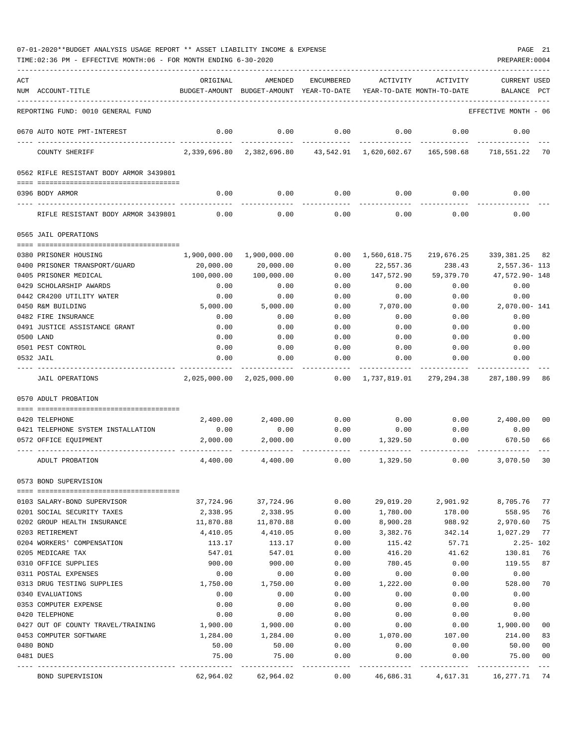07-01-2020**BUDGET ANALYSIS USAGE REPORT ** ASSET LIABILITY INCOME & EXPENSE

TIME:02:36 PM - EFFECTIVE MONTH:06 - FOR MONTH ENDING 6-30-2020

PREPARER:0004

| ACT NUM | ACCOUNT-TITLE | ORIGINAL BUDGET-AMOUNT | AMENDED BUDGET-AMOUNT | ENCUMBERED YEAR-TO-DATE | ACTIVITY YEAR-TO-DATE | ACTIVITY MONTH-TO-DATE | CURRENT BALANCE | USED PCT |
|---|---|---|---|---|---|---|---|---|
| | REPORTING FUND: 0010 GENERAL FUND | | | | | | EFFECTIVE MONTH - 06 | |
| 0670 | AUTO NOTE PMT-INTEREST | 0.00 | 0.00 | 0.00 | 0.00 | 0.00 | 0.00 | |
| | COUNTY SHERIFF | 2,339,696.80 | 2,382,696.80 | 43,542.91 | 1,620,602.67 | 165,598.68 | 718,551.22 | 70 |
| | **0562 RIFLE RESISTANT BODY ARMOR 3439801** | | | | | | | |
| 0396 | BODY ARMOR | 0.00 | 0.00 | 0.00 | 0.00 | 0.00 | 0.00 | |
| | RIFLE RESISTANT BODY ARMOR 3439801 | 0.00 | 0.00 | 0.00 | 0.00 | 0.00 | 0.00 | |
| | **0565 JAIL OPERATIONS** | | | | | | | |
| 0380 | PRISONER HOUSING | 1,900,000.00 | 1,900,000.00 | 0.00 | 1,560,618.75 | 219,676.25 | 339,381.25 | 82 |
| 0400 | PRISONER TRANSPORT/GUARD | 20,000.00 | 20,000.00 | 0.00 | 22,557.36 | 238.43 | 2,557.36- | 113 |
| 0405 | PRISONER MEDICAL | 100,000.00 | 100,000.00 | 0.00 | 147,572.90 | 59,379.70 | 47,572.90- | 148 |
| 0429 | SCHOLARSHIP AWARDS | 0.00 | 0.00 | 0.00 | 0.00 | 0.00 | 0.00 | |
| 0442 | CR4200 UTILITY WATER | 0.00 | 0.00 | 0.00 | 0.00 | 0.00 | 0.00 | |
| 0450 | R&M BUILDING | 5,000.00 | 5,000.00 | 0.00 | 7,070.00 | 0.00 | 2,070.00- | 141 |
| 0482 | FIRE INSURANCE | 0.00 | 0.00 | 0.00 | 0.00 | 0.00 | 0.00 | |
| 0491 | JUSTICE ASSISTANCE GRANT | 0.00 | 0.00 | 0.00 | 0.00 | 0.00 | 0.00 | |
| 0500 | LAND | 0.00 | 0.00 | 0.00 | 0.00 | 0.00 | 0.00 | |
| 0501 | PEST CONTROL | 0.00 | 0.00 | 0.00 | 0.00 | 0.00 | 0.00 | |
| 0532 | JAIL | 0.00 | 0.00 | 0.00 | 0.00 | 0.00 | 0.00 | |
| | JAIL OPERATIONS | 2,025,000.00 | 2,025,000.00 | 0.00 | 1,737,819.01 | 279,294.38 | 287,180.99 | 86 |
| | **0570 ADULT PROBATION** | | | | | | | |
| 0420 | TELEPHONE | 2,400.00 | 2,400.00 | 0.00 | 0.00 | 0.00 | 2,400.00 | 00 |
| 0421 | TELEPHONE SYSTEM INSTALLATION | 0.00 | 0.00 | 0.00 | 0.00 | 0.00 | 0.00 | |
| 0572 | OFFICE EQUIPMENT | 2,000.00 | 2,000.00 | 0.00 | 1,329.50 | 0.00 | 670.50 | 66 |
| | ADULT PROBATION | 4,400.00 | 4,400.00 | 0.00 | 1,329.50 | 0.00 | 3,070.50 | 30 |
| | **0573 BOND SUPERVISION** | | | | | | | |
| 0103 | SALARY-BOND SUPERVISOR | 37,724.96 | 37,724.96 | 0.00 | 29,019.20 | 2,901.92 | 8,705.76 | 77 |
| 0201 | SOCIAL SECURITY TAXES | 2,338.95 | 2,338.95 | 0.00 | 1,780.00 | 178.00 | 558.95 | 76 |
| 0202 | GROUP HEALTH INSURANCE | 11,870.88 | 11,870.88 | 0.00 | 8,900.28 | 988.92 | 2,970.60 | 75 |
| 0203 | RETIREMENT | 4,410.05 | 4,410.05 | 0.00 | 3,382.76 | 342.14 | 1,027.29 | 77 |
| 0204 | WORKERS' COMPENSATION | 113.17 | 113.17 | 0.00 | 115.42 | 57.71 | 2.25- | 102 |
| 0205 | MEDICARE TAX | 547.01 | 547.01 | 0.00 | 416.20 | 41.62 | 130.81 | 76 |
| 0310 | OFFICE SUPPLIES | 900.00 | 900.00 | 0.00 | 780.45 | 0.00 | 119.55 | 87 |
| 0311 | POSTAL EXPENSES | 0.00 | 0.00 | 0.00 | 0.00 | 0.00 | 0.00 | |
| 0313 | DRUG TESTING SUPPLIES | 1,750.00 | 1,750.00 | 0.00 | 1,222.00 | 0.00 | 528.00 | 70 |
| 0340 | EVALUATIONS | 0.00 | 0.00 | 0.00 | 0.00 | 0.00 | 0.00 | |
| 0353 | COMPUTER EXPENSE | 0.00 | 0.00 | 0.00 | 0.00 | 0.00 | 0.00 | |
| 0420 | TELEPHONE | 0.00 | 0.00 | 0.00 | 0.00 | 0.00 | 0.00 | |
| 0427 | OUT OF COUNTY TRAVEL/TRAINING | 1,900.00 | 1,900.00 | 0.00 | 0.00 | 0.00 | 1,900.00 | 00 |
| 0453 | COMPUTER SOFTWARE | 1,284.00 | 1,284.00 | 0.00 | 1,070.00 | 107.00 | 214.00 | 83 |
| 0480 | BOND | 50.00 | 50.00 | 0.00 | 0.00 | 0.00 | 50.00 | 00 |
| 0481 | DUES | 75.00 | 75.00 | 0.00 | 0.00 | 0.00 | 75.00 | 00 |
| | BOND SUPERVISION | 62,964.02 | 62,964.02 | 0.00 | 46,686.31 | 4,617.31 | 16,277.71 | 74 |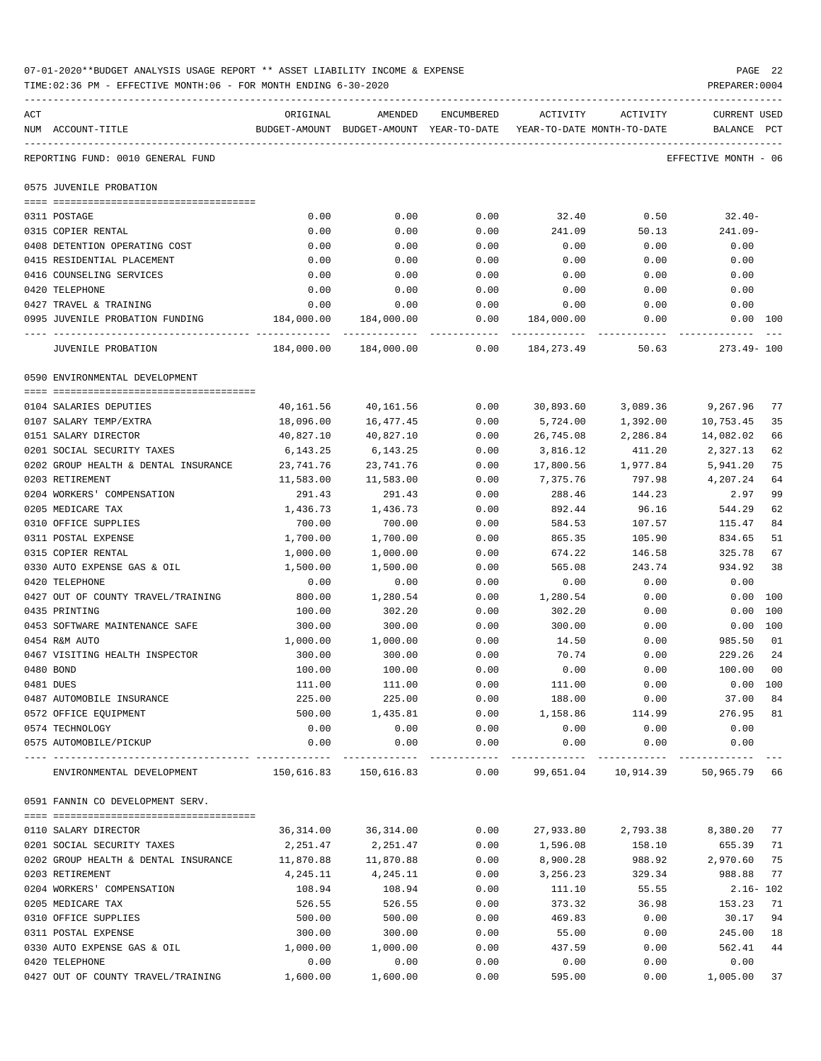07-01-2020**BUDGET ANALYSIS USAGE REPORT ** ASSET LIABILITY INCOME & EXPENSE

TIME:02:36 PM - EFFECTIVE MONTH:06 - FOR MONTH ENDING 6-30-2020

PREPARER:0004

REPORTING FUND: 0010 GENERAL FUND — EFFECTIVE MONTH - 06

## 0575 JUVENILE PROBATION

| ACT NUM | ACCOUNT-TITLE | ORIGINAL BUDGET-AMOUNT | AMENDED BUDGET-AMOUNT | ENCUMBERED YEAR-TO-DATE | ACTIVITY YEAR-TO-DATE | ACTIVITY MONTH-TO-DATE | CURRENT BALANCE | USED PCT |
|---|---|---|---|---|---|---|---|---|
| 0311 | POSTAGE | 0.00 | 0.00 | 0.00 | 32.40 | 0.50 | 32.40- | |
| 0315 | COPIER RENTAL | 0.00 | 0.00 | 0.00 | 241.09 | 50.13 | 241.09- | |
| 0408 | DETENTION OPERATING COST | 0.00 | 0.00 | 0.00 | 0.00 | 0.00 | 0.00 | |
| 0415 | RESIDENTIAL PLACEMENT | 0.00 | 0.00 | 0.00 | 0.00 | 0.00 | 0.00 | |
| 0416 | COUNSELING SERVICES | 0.00 | 0.00 | 0.00 | 0.00 | 0.00 | 0.00 | |
| 0420 | TELEPHONE | 0.00 | 0.00 | 0.00 | 0.00 | 0.00 | 0.00 | |
| 0427 | TRAVEL & TRAINING | 0.00 | 0.00 | 0.00 | 0.00 | 0.00 | 0.00 | |
| 0995 | JUVENILE PROBATION FUNDING | 184,000.00 | 184,000.00 | 0.00 | 184,000.00 | 0.00 | 0.00 | 100 |
| | JUVENILE PROBATION | 184,000.00 | 184,000.00 | 0.00 | 184,273.49 | 50.63 | 273.49- | 100 |

## 0590 ENVIRONMENTAL DEVELOPMENT

| ACT NUM | ACCOUNT-TITLE | ORIGINAL BUDGET-AMOUNT | AMENDED BUDGET-AMOUNT | ENCUMBERED YEAR-TO-DATE | ACTIVITY YEAR-TO-DATE | ACTIVITY MONTH-TO-DATE | CURRENT BALANCE | USED PCT |
|---|---|---|---|---|---|---|---|---|
| 0104 | SALARIES DEPUTIES | 40,161.56 | 40,161.56 | 0.00 | 30,893.60 | 3,089.36 | 9,267.96 | 77 |
| 0107 | SALARY TEMP/EXTRA | 18,096.00 | 16,477.45 | 0.00 | 5,724.00 | 1,392.00 | 10,753.45 | 35 |
| 0151 | SALARY DIRECTOR | 40,827.10 | 40,827.10 | 0.00 | 26,745.08 | 2,286.84 | 14,082.02 | 66 |
| 0201 | SOCIAL SECURITY TAXES | 6,143.25 | 6,143.25 | 0.00 | 3,816.12 | 411.20 | 2,327.13 | 62 |
| 0202 | GROUP HEALTH & DENTAL INSURANCE | 23,741.76 | 23,741.76 | 0.00 | 17,800.56 | 1,977.84 | 5,941.20 | 75 |
| 0203 | RETIREMENT | 11,583.00 | 11,583.00 | 0.00 | 7,375.76 | 797.98 | 4,207.24 | 64 |
| 0204 | WORKERS' COMPENSATION | 291.43 | 291.43 | 0.00 | 288.46 | 144.23 | 2.97 | 99 |
| 0205 | MEDICARE TAX | 1,436.73 | 1,436.73 | 0.00 | 892.44 | 96.16 | 544.29 | 62 |
| 0310 | OFFICE SUPPLIES | 700.00 | 700.00 | 0.00 | 584.53 | 107.57 | 115.47 | 84 |
| 0311 | POSTAL EXPENSE | 1,700.00 | 1,700.00 | 0.00 | 865.35 | 105.90 | 834.65 | 51 |
| 0315 | COPIER RENTAL | 1,000.00 | 1,000.00 | 0.00 | 674.22 | 146.58 | 325.78 | 67 |
| 0330 | AUTO EXPENSE GAS & OIL | 1,500.00 | 1,500.00 | 0.00 | 565.08 | 243.74 | 934.92 | 38 |
| 0420 | TELEPHONE | 0.00 | 0.00 | 0.00 | 0.00 | 0.00 | 0.00 | |
| 0427 | OUT OF COUNTY TRAVEL/TRAINING | 800.00 | 1,280.54 | 0.00 | 1,280.54 | 0.00 | 0.00 | 100 |
| 0435 | PRINTING | 100.00 | 302.20 | 0.00 | 302.20 | 0.00 | 0.00 | 100 |
| 0453 | SOFTWARE MAINTENANCE SAFE | 300.00 | 300.00 | 0.00 | 300.00 | 0.00 | 0.00 | 100 |
| 0454 | R&M AUTO | 1,000.00 | 1,000.00 | 0.00 | 14.50 | 0.00 | 985.50 | 01 |
| 0467 | VISITING HEALTH INSPECTOR | 300.00 | 300.00 | 0.00 | 70.74 | 0.00 | 229.26 | 24 |
| 0480 | BOND | 100.00 | 100.00 | 0.00 | 0.00 | 0.00 | 100.00 | 00 |
| 0481 | DUES | 111.00 | 111.00 | 0.00 | 111.00 | 0.00 | 0.00 | 100 |
| 0487 | AUTOMOBILE INSURANCE | 225.00 | 225.00 | 0.00 | 188.00 | 0.00 | 37.00 | 84 |
| 0572 | OFFICE EQUIPMENT | 500.00 | 1,435.81 | 0.00 | 1,158.86 | 114.99 | 276.95 | 81 |
| 0574 | TECHNOLOGY | 0.00 | 0.00 | 0.00 | 0.00 | 0.00 | 0.00 | |
| 0575 | AUTOMOBILE/PICKUP | 0.00 | 0.00 | 0.00 | 0.00 | 0.00 | 0.00 | |
| | ENVIRONMENTAL DEVELOPMENT | 150,616.83 | 150,616.83 | 0.00 | 99,651.04 | 10,914.39 | 50,965.79 | 66 |

## 0591 FANNIN CO DEVELOPMENT SERV.

| ACT NUM | ACCOUNT-TITLE | ORIGINAL BUDGET-AMOUNT | AMENDED BUDGET-AMOUNT | ENCUMBERED YEAR-TO-DATE | ACTIVITY YEAR-TO-DATE | ACTIVITY MONTH-TO-DATE | CURRENT BALANCE | USED PCT |
|---|---|---|---|---|---|---|---|---|
| 0110 | SALARY DIRECTOR | 36,314.00 | 36,314.00 | 0.00 | 27,933.80 | 2,793.38 | 8,380.20 | 77 |
| 0201 | SOCIAL SECURITY TAXES | 2,251.47 | 2,251.47 | 0.00 | 1,596.08 | 158.10 | 655.39 | 71 |
| 0202 | GROUP HEALTH & DENTAL INSURANCE | 11,870.88 | 11,870.88 | 0.00 | 8,900.28 | 988.92 | 2,970.60 | 75 |
| 0203 | RETIREMENT | 4,245.11 | 4,245.11 | 0.00 | 3,256.23 | 329.34 | 988.88 | 77 |
| 0204 | WORKERS' COMPENSATION | 108.94 | 108.94 | 0.00 | 111.10 | 55.55 | 2.16- | 102 |
| 0205 | MEDICARE TAX | 526.55 | 526.55 | 0.00 | 373.32 | 36.98 | 153.23 | 71 |
| 0310 | OFFICE SUPPLIES | 500.00 | 500.00 | 0.00 | 469.83 | 0.00 | 30.17 | 94 |
| 0311 | POSTAL EXPENSE | 300.00 | 300.00 | 0.00 | 55.00 | 0.00 | 245.00 | 18 |
| 0330 | AUTO EXPENSE GAS & OIL | 1,000.00 | 1,000.00 | 0.00 | 437.59 | 0.00 | 562.41 | 44 |
| 0420 | TELEPHONE | 0.00 | 0.00 | 0.00 | 0.00 | 0.00 | 0.00 | |
| 0427 | OUT OF COUNTY TRAVEL/TRAINING | 1,600.00 | 1,600.00 | 0.00 | 595.00 | 0.00 | 1,005.00 | 37 |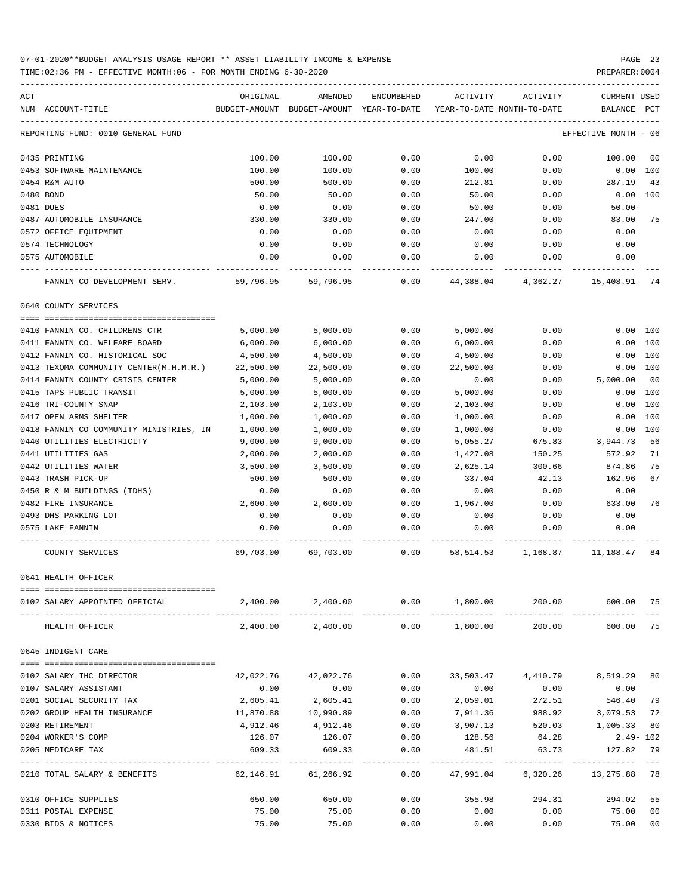07-01-2020**BUDGET ANALYSIS USAGE REPORT ** ASSET LIABILITY INCOME & EXPENSE

TIME:02:36 PM - EFFECTIVE MONTH:06 - FOR MONTH ENDING 6-30-2020

PREPARER:0004

| ACT NUM | ACCOUNT-TITLE | ORIGINAL BUDGET-AMOUNT | AMENDED BUDGET-AMOUNT | ENCUMBERED YEAR-TO-DATE | ACTIVITY YEAR-TO-DATE | ACTIVITY MONTH-TO-DATE | CURRENT BALANCE | USED PCT |
|---|---|---|---|---|---|---|---|---|
| | REPORTING FUND: 0010 GENERAL FUND | | | | | | EFFECTIVE MONTH - 06 | |
| 0435 | PRINTING | 100.00 | 100.00 | 0.00 | 0.00 | 0.00 | 100.00 | 00 |
| 0453 | SOFTWARE MAINTENANCE | 100.00 | 100.00 | 0.00 | 100.00 | 0.00 | 0.00 | 100 |
| 0454 | R&M AUTO | 500.00 | 500.00 | 0.00 | 212.81 | 0.00 | 287.19 | 43 |
| 0480 | BOND | 50.00 | 50.00 | 0.00 | 50.00 | 0.00 | 0.00 | 100 |
| 0481 | DUES | 0.00 | 0.00 | 0.00 | 50.00 | 0.00 | 50.00- | |
| 0487 | AUTOMOBILE INSURANCE | 330.00 | 330.00 | 0.00 | 247.00 | 0.00 | 83.00 | 75 |
| 0572 | OFFICE EQUIPMENT | 0.00 | 0.00 | 0.00 | 0.00 | 0.00 | 0.00 | |
| 0574 | TECHNOLOGY | 0.00 | 0.00 | 0.00 | 0.00 | 0.00 | 0.00 | |
| 0575 | AUTOMOBILE | 0.00 | 0.00 | 0.00 | 0.00 | 0.00 | 0.00 | |
| | FANNIN CO DEVELOPMENT SERV. | 59,796.95 | 59,796.95 | 0.00 | 44,388.04 | 4,362.27 | 15,408.91 | 74 |
| | 0640 COUNTY SERVICES | | | | | | | |
| 0410 | FANNIN CO. CHILDRENS CTR | 5,000.00 | 5,000.00 | 0.00 | 5,000.00 | 0.00 | 0.00 | 100 |
| 0411 | FANNIN CO. WELFARE BOARD | 6,000.00 | 6,000.00 | 0.00 | 6,000.00 | 0.00 | 0.00 | 100 |
| 0412 | FANNIN CO. HISTORICAL SOC | 4,500.00 | 4,500.00 | 0.00 | 4,500.00 | 0.00 | 0.00 | 100 |
| 0413 | TEXOMA COMMUNITY CENTER(M.H.M.R.) | 22,500.00 | 22,500.00 | 0.00 | 22,500.00 | 0.00 | 0.00 | 100 |
| 0414 | FANNIN COUNTY CRISIS CENTER | 5,000.00 | 5,000.00 | 0.00 | 0.00 | 0.00 | 5,000.00 | 00 |
| 0415 | TAPS PUBLIC TRANSIT | 5,000.00 | 5,000.00 | 0.00 | 5,000.00 | 0.00 | 0.00 | 100 |
| 0416 | TRI-COUNTY SNAP | 2,103.00 | 2,103.00 | 0.00 | 2,103.00 | 0.00 | 0.00 | 100 |
| 0417 | OPEN ARMS SHELTER | 1,000.00 | 1,000.00 | 0.00 | 1,000.00 | 0.00 | 0.00 | 100 |
| 0418 | FANNIN CO COMMUNITY MINISTRIES, IN | 1,000.00 | 1,000.00 | 0.00 | 1,000.00 | 0.00 | 0.00 | 100 |
| 0440 | UTILITIES ELECTRICITY | 9,000.00 | 9,000.00 | 0.00 | 5,055.27 | 675.83 | 3,944.73 | 56 |
| 0441 | UTILITIES GAS | 2,000.00 | 2,000.00 | 0.00 | 1,427.08 | 150.25 | 572.92 | 71 |
| 0442 | UTILITIES WATER | 3,500.00 | 3,500.00 | 0.00 | 2,625.14 | 300.66 | 874.86 | 75 |
| 0443 | TRASH PICK-UP | 500.00 | 500.00 | 0.00 | 337.04 | 42.13 | 162.96 | 67 |
| 0450 | R & M BUILDINGS (TDHS) | 0.00 | 0.00 | 0.00 | 0.00 | 0.00 | 0.00 | |
| 0482 | FIRE INSURANCE | 2,600.00 | 2,600.00 | 0.00 | 1,967.00 | 0.00 | 633.00 | 76 |
| 0493 | DHS PARKING LOT | 0.00 | 0.00 | 0.00 | 0.00 | 0.00 | 0.00 | |
| 0575 | LAKE FANNIN | 0.00 | 0.00 | 0.00 | 0.00 | 0.00 | 0.00 | |
| | COUNTY SERVICES | 69,703.00 | 69,703.00 | 0.00 | 58,514.53 | 1,168.87 | 11,188.47 | 84 |
| | 0641 HEALTH OFFICER | | | | | | | |
| 0102 | SALARY APPOINTED OFFICIAL | 2,400.00 | 2,400.00 | 0.00 | 1,800.00 | 200.00 | 600.00 | 75 |
| | HEALTH OFFICER | 2,400.00 | 2,400.00 | 0.00 | 1,800.00 | 200.00 | 600.00 | 75 |
| | 0645 INDIGENT CARE | | | | | | | |
| 0102 | SALARY IHC DIRECTOR | 42,022.76 | 42,022.76 | 0.00 | 33,503.47 | 4,410.79 | 8,519.29 | 80 |
| 0107 | SALARY ASSISTANT | 0.00 | 0.00 | 0.00 | 0.00 | 0.00 | 0.00 | |
| 0201 | SOCIAL SECURITY TAX | 2,605.41 | 2,605.41 | 0.00 | 2,059.01 | 272.51 | 546.40 | 79 |
| 0202 | GROUP HEALTH INSURANCE | 11,870.88 | 10,990.89 | 0.00 | 7,911.36 | 988.92 | 3,079.53 | 72 |
| 0203 | RETIREMENT | 4,912.46 | 4,912.46 | 0.00 | 3,907.13 | 520.03 | 1,005.33 | 80 |
| 0204 | WORKER'S COMP | 126.07 | 126.07 | 0.00 | 128.56 | 64.28 | 2.49- | 102 |
| 0205 | MEDICARE TAX | 609.33 | 609.33 | 0.00 | 481.51 | 63.73 | 127.82 | 79 |
| 0210 | TOTAL SALARY & BENEFITS | 62,146.91 | 61,266.92 | 0.00 | 47,991.04 | 6,320.26 | 13,275.88 | 78 |
| 0310 | OFFICE SUPPLIES | 650.00 | 650.00 | 0.00 | 355.98 | 294.31 | 294.02 | 55 |
| 0311 | POSTAL EXPENSE | 75.00 | 75.00 | 0.00 | 0.00 | 0.00 | 75.00 | 00 |
| 0330 | BIDS & NOTICES | 75.00 | 75.00 | 0.00 | 0.00 | 0.00 | 75.00 | 00 |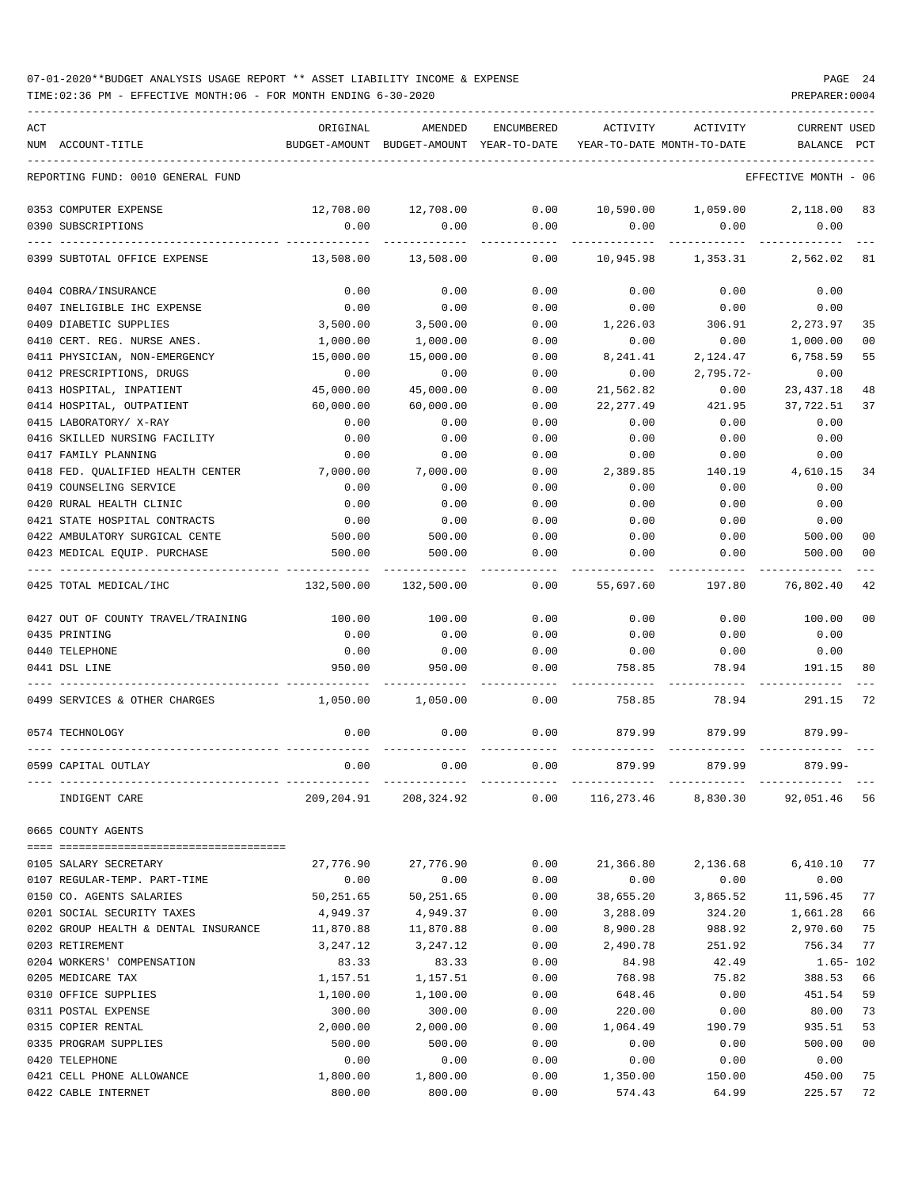07-01-2020**BUDGET ANALYSIS USAGE REPORT ** ASSET LIABILITY INCOME & EXPENSE

TIME:02:36 PM - EFFECTIVE MONTH:06 - FOR MONTH ENDING 6-30-2020

| ACT NUM | ACCOUNT-TITLE | ORIGINAL BUDGET-AMOUNT | AMENDED BUDGET-AMOUNT | ENCUMBERED YEAR-TO-DATE | ACTIVITY YEAR-TO-DATE | ACTIVITY MONTH-TO-DATE | CURRENT BALANCE | USED PCT |
|---|---|---|---|---|---|---|---|---|
| | REPORTING FUND: 0010 GENERAL FUND | | | | | | EFFECTIVE MONTH - 06 | |
| 0353 | COMPUTER EXPENSE | 12,708.00 | 12,708.00 | 0.00 | 10,590.00 | 1,059.00 | 2,118.00 | 83 |
| 0390 | SUBSCRIPTIONS | 0.00 | 0.00 | 0.00 | 0.00 | 0.00 | 0.00 | |
| 0399 | SUBTOTAL OFFICE EXPENSE | 13,508.00 | 13,508.00 | 0.00 | 10,945.98 | 1,353.31 | 2,562.02 | 81 |
| 0404 | COBRA/INSURANCE | 0.00 | 0.00 | 0.00 | 0.00 | 0.00 | 0.00 | |
| 0407 | INELIGIBLE IHC EXPENSE | 0.00 | 0.00 | 0.00 | 0.00 | 0.00 | 0.00 | |
| 0409 | DIABETIC SUPPLIES | 3,500.00 | 3,500.00 | 0.00 | 1,226.03 | 306.91 | 2,273.97 | 35 |
| 0410 | CERT. REG. NURSE ANES. | 1,000.00 | 1,000.00 | 0.00 | 0.00 | 0.00 | 1,000.00 | 00 |
| 0411 | PHYSICIAN, NON-EMERGENCY | 15,000.00 | 15,000.00 | 0.00 | 8,241.41 | 2,124.47 | 6,758.59 | 55 |
| 0412 | PRESCRIPTIONS, DRUGS | 0.00 | 0.00 | 0.00 | 0.00 | 2,795.72- | 0.00 | |
| 0413 | HOSPITAL, INPATIENT | 45,000.00 | 45,000.00 | 0.00 | 21,562.82 | 0.00 | 23,437.18 | 48 |
| 0414 | HOSPITAL, OUTPATIENT | 60,000.00 | 60,000.00 | 0.00 | 22,277.49 | 421.95 | 37,722.51 | 37 |
| 0415 | LABORATORY/ X-RAY | 0.00 | 0.00 | 0.00 | 0.00 | 0.00 | 0.00 | |
| 0416 | SKILLED NURSING FACILITY | 0.00 | 0.00 | 0.00 | 0.00 | 0.00 | 0.00 | |
| 0417 | FAMILY PLANNING | 0.00 | 0.00 | 0.00 | 0.00 | 0.00 | 0.00 | |
| 0418 | FED. QUALIFIED HEALTH CENTER | 7,000.00 | 7,000.00 | 0.00 | 2,389.85 | 140.19 | 4,610.15 | 34 |
| 0419 | COUNSELING SERVICE | 0.00 | 0.00 | 0.00 | 0.00 | 0.00 | 0.00 | |
| 0420 | RURAL HEALTH CLINIC | 0.00 | 0.00 | 0.00 | 0.00 | 0.00 | 0.00 | |
| 0421 | STATE HOSPITAL CONTRACTS | 0.00 | 0.00 | 0.00 | 0.00 | 0.00 | 0.00 | |
| 0422 | AMBULATORY SURGICAL CENTE | 500.00 | 500.00 | 0.00 | 0.00 | 0.00 | 500.00 | 00 |
| 0423 | MEDICAL EQUIP. PURCHASE | 500.00 | 500.00 | 0.00 | 0.00 | 0.00 | 500.00 | 00 |
| 0425 | TOTAL MEDICAL/IHC | 132,500.00 | 132,500.00 | 0.00 | 55,697.60 | 197.80 | 76,802.40 | 42 |
| 0427 | OUT OF COUNTY TRAVEL/TRAINING | 100.00 | 100.00 | 0.00 | 0.00 | 0.00 | 100.00 | 00 |
| 0435 | PRINTING | 0.00 | 0.00 | 0.00 | 0.00 | 0.00 | 0.00 | |
| 0440 | TELEPHONE | 0.00 | 0.00 | 0.00 | 0.00 | 0.00 | 0.00 | |
| 0441 | DSL LINE | 950.00 | 950.00 | 0.00 | 758.85 | 78.94 | 191.15 | 80 |
| 0499 | SERVICES & OTHER CHARGES | 1,050.00 | 1,050.00 | 0.00 | 758.85 | 78.94 | 291.15 | 72 |
| 0574 | TECHNOLOGY | 0.00 | 0.00 | 0.00 | 879.99 | 879.99 | 879.99- | |
| 0599 | CAPITAL OUTLAY | 0.00 | 0.00 | 0.00 | 879.99 | 879.99 | 879.99- | |
| | INDIGENT CARE | 209,204.91 | 208,324.92 | 0.00 | 116,273.46 | 8,830.30 | 92,051.46 | 56 |
| 0665 | COUNTY AGENTS | | | | | | | |
| 0105 | SALARY SECRETARY | 27,776.90 | 27,776.90 | 0.00 | 21,366.80 | 2,136.68 | 6,410.10 | 77 |
| 0107 | REGULAR-TEMP. PART-TIME | 0.00 | 0.00 | 0.00 | 0.00 | 0.00 | 0.00 | |
| 0150 | CO. AGENTS SALARIES | 50,251.65 | 50,251.65 | 0.00 | 38,655.20 | 3,865.52 | 11,596.45 | 77 |
| 0201 | SOCIAL SECURITY TAXES | 4,949.37 | 4,949.37 | 0.00 | 3,288.09 | 324.20 | 1,661.28 | 66 |
| 0202 | GROUP HEALTH & DENTAL INSURANCE | 11,870.88 | 11,870.88 | 0.00 | 8,900.28 | 988.92 | 2,970.60 | 75 |
| 0203 | RETIREMENT | 3,247.12 | 3,247.12 | 0.00 | 2,490.78 | 251.92 | 756.34 | 77 |
| 0204 | WORKERS' COMPENSATION | 83.33 | 83.33 | 0.00 | 84.98 | 42.49 | 1.65- | 102 |
| 0205 | MEDICARE TAX | 1,157.51 | 1,157.51 | 0.00 | 768.98 | 75.82 | 388.53 | 66 |
| 0310 | OFFICE SUPPLIES | 1,100.00 | 1,100.00 | 0.00 | 648.46 | 0.00 | 451.54 | 59 |
| 0311 | POSTAL EXPENSE | 300.00 | 300.00 | 0.00 | 220.00 | 0.00 | 80.00 | 73 |
| 0315 | COPIER RENTAL | 2,000.00 | 2,000.00 | 0.00 | 1,064.49 | 190.79 | 935.51 | 53 |
| 0335 | PROGRAM SUPPLIES | 500.00 | 500.00 | 0.00 | 0.00 | 0.00 | 500.00 | 00 |
| 0420 | TELEPHONE | 0.00 | 0.00 | 0.00 | 0.00 | 0.00 | 0.00 | |
| 0421 | CELL PHONE ALLOWANCE | 1,800.00 | 1,800.00 | 0.00 | 1,350.00 | 150.00 | 450.00 | 75 |
| 0422 | CABLE INTERNET | 800.00 | 800.00 | 0.00 | 574.43 | 64.99 | 225.57 | 72 |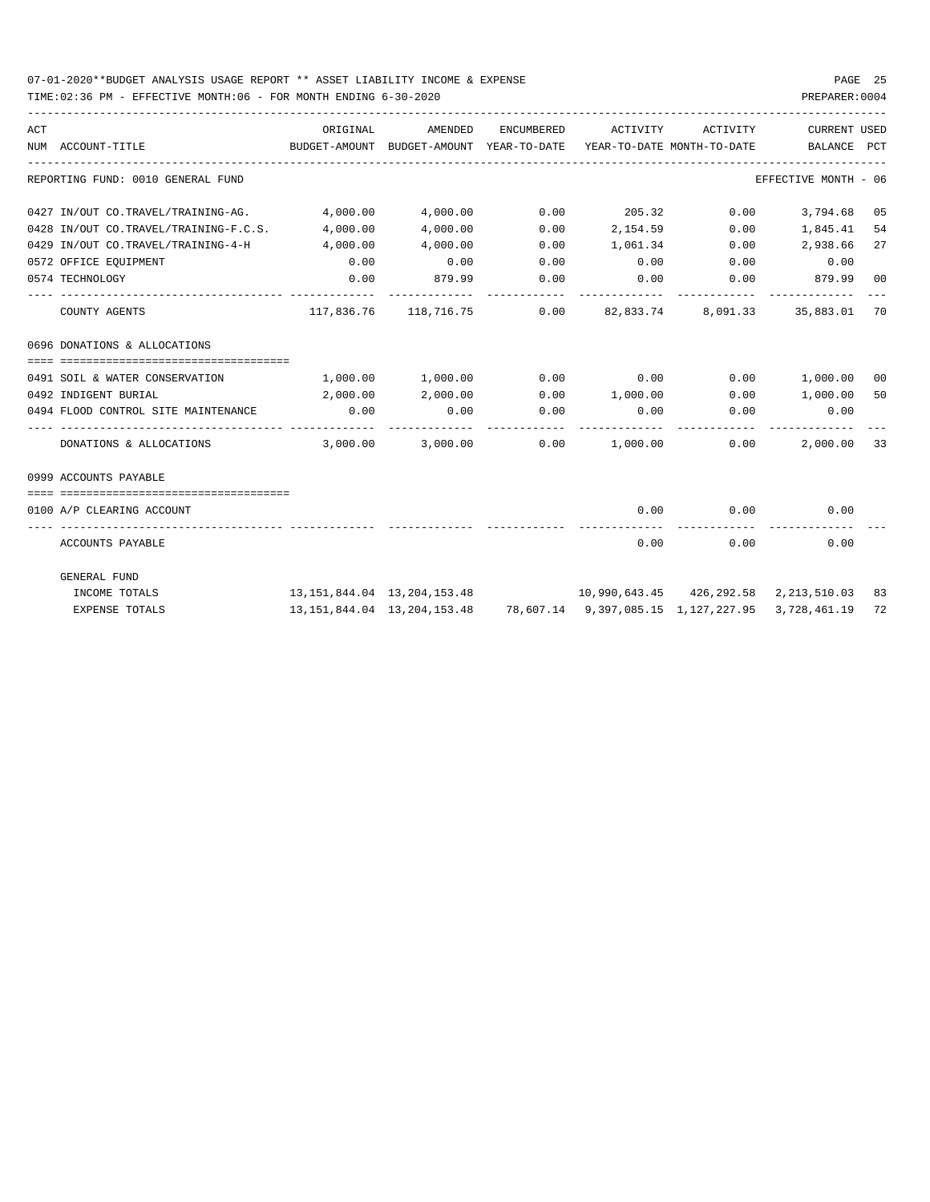07-01-2020**BUDGET ANALYSIS USAGE REPORT ** ASSET LIABILITY INCOME & EXPENSE

TIME:02:36 PM - EFFECTIVE MONTH:06 - FOR MONTH ENDING 6-30-2020

PREPARER:0004

| ACT NUM | ACCOUNT-TITLE | ORIGINAL BUDGET-AMOUNT | AMENDED BUDGET-AMOUNT | ENCUMBERED YEAR-TO-DATE | ACTIVITY YEAR-TO-DATE | ACTIVITY MONTH-TO-DATE | CURRENT BALANCE | USED PCT |
|---|---|---|---|---|---|---|---|---|
| | REPORTING FUND: 0010 GENERAL FUND | | | | | | EFFECTIVE MONTH - 06 | |
| 0427 | IN/OUT CO.TRAVEL/TRAINING-AG. | 4,000.00 | 4,000.00 | 0.00 | 205.32 | 0.00 | 3,794.68 | 05 |
| 0428 | IN/OUT CO.TRAVEL/TRAINING-F.C.S. | 4,000.00 | 4,000.00 | 0.00 | 2,154.59 | 0.00 | 1,845.41 | 54 |
| 0429 | IN/OUT CO.TRAVEL/TRAINING-4-H | 4,000.00 | 4,000.00 | 0.00 | 1,061.34 | 0.00 | 2,938.66 | 27 |
| 0572 | OFFICE EQUIPMENT | 0.00 | 0.00 | 0.00 | 0.00 | 0.00 | 0.00 | |
| 0574 | TECHNOLOGY | 0.00 | 879.99 | 0.00 | 0.00 | 0.00 | 879.99 | 00 |
| | COUNTY AGENTS | 117,836.76 | 118,716.75 | 0.00 | 82,833.74 | 8,091.33 | 35,883.01 | 70 |
| | 0696 DONATIONS & ALLOCATIONS | | | | | | | |
| 0491 | SOIL & WATER CONSERVATION | 1,000.00 | 1,000.00 | 0.00 | 0.00 | 0.00 | 1,000.00 | 00 |
| 0492 | INDIGENT BURIAL | 2,000.00 | 2,000.00 | 0.00 | 1,000.00 | 0.00 | 1,000.00 | 50 |
| 0494 | FLOOD CONTROL SITE MAINTENANCE | 0.00 | 0.00 | 0.00 | 0.00 | 0.00 | 0.00 | |
| | DONATIONS & ALLOCATIONS | 3,000.00 | 3,000.00 | 0.00 | 1,000.00 | 0.00 | 2,000.00 | 33 |
| | 0999 ACCOUNTS PAYABLE | | | | | | | |
| 0100 | A/P CLEARING ACCOUNT | | | | 0.00 | 0.00 | 0.00 | |
| | ACCOUNTS PAYABLE | | | | 0.00 | 0.00 | 0.00 | |
| | GENERAL FUND | | | | | | | |
| | INCOME TOTALS | 13,151,844.04 | 13,204,153.48 | | 10,990,643.45 | 426,292.58 | 2,213,510.03 | 83 |
| | EXPENSE TOTALS | 13,151,844.04 | 13,204,153.48 | 78,607.14 | 9,397,085.15 | 1,127,227.95 | 3,728,461.19 | 72 |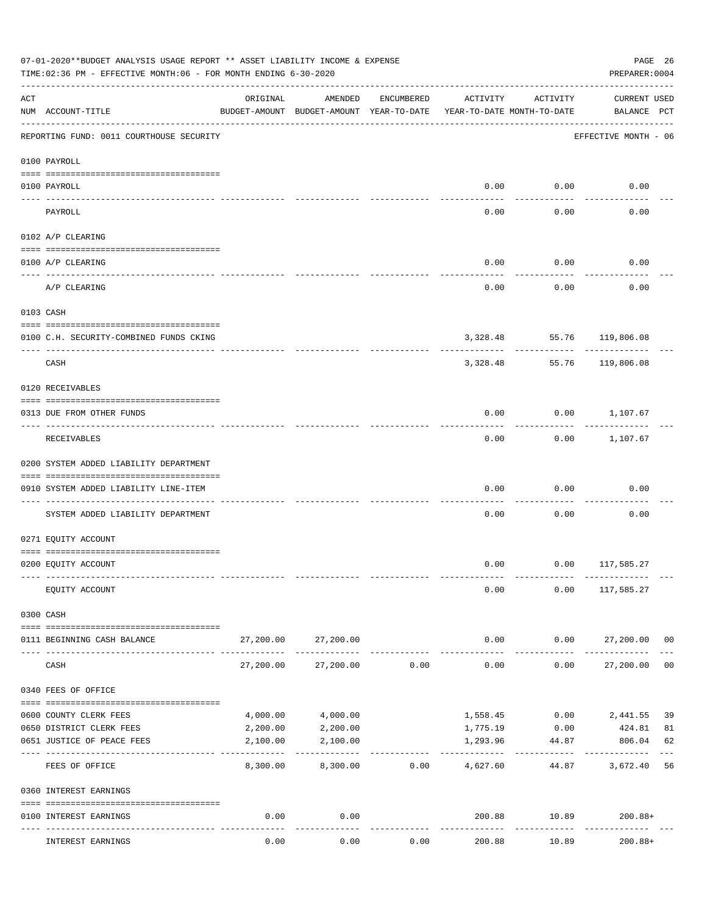07-01-2020**BUDGET ANALYSIS USAGE REPORT ** ASSET LIABILITY INCOME & EXPENSE

TIME:02:36 PM - EFFECTIVE MONTH:06 - FOR MONTH ENDING 6-30-2020

PREPARER:0004

| ACT NUM | ACCOUNT-TITLE | ORIGINAL BUDGET-AMOUNT | AMENDED BUDGET-AMOUNT | ENCUMBERED YEAR-TO-DATE | ACTIVITY YEAR-TO-DATE | ACTIVITY MONTH-TO-DATE | CURRENT USED BALANCE | PCT |
|---|---|---|---|---|---|---|---|---|
| | REPORTING FUND: 0011 COURTHOUSE SECURITY | | | | | | EFFECTIVE MONTH - 06 | |
| | 0100 PAYROLL | | | | | | | |
| 0100 | PAYROLL | | | | 0.00 | 0.00 | 0.00 | |
| | PAYROLL | | | | 0.00 | 0.00 | 0.00 | |
| | 0102 A/P CLEARING | | | | | | | |
| 0100 | A/P CLEARING | | | | 0.00 | 0.00 | 0.00 | |
| | A/P CLEARING | | | | 0.00 | 0.00 | 0.00 | |
| | 0103 CASH | | | | | | | |
| 0100 | C.H. SECURITY-COMBINED FUNDS CKING | | | | 3,328.48 | 55.76 | 119,806.08 | |
| | CASH | | | | 3,328.48 | 55.76 | 119,806.08 | |
| | 0120 RECEIVABLES | | | | | | | |
| 0313 | DUE FROM OTHER FUNDS | | | | 0.00 | 0.00 | 1,107.67 | |
| | RECEIVABLES | | | | 0.00 | 0.00 | 1,107.67 | |
| | 0200 SYSTEM ADDED LIABILITY DEPARTMENT | | | | | | | |
| 0910 | SYSTEM ADDED LIABILITY LINE-ITEM | | | | 0.00 | 0.00 | 0.00 | |
| | SYSTEM ADDED LIABILITY DEPARTMENT | | | | 0.00 | 0.00 | 0.00 | |
| | 0271 EQUITY ACCOUNT | | | | | | | |
| 0200 | EQUITY ACCOUNT | | | | 0.00 | 0.00 | 117,585.27 | |
| | EQUITY ACCOUNT | | | | 0.00 | 0.00 | 117,585.27 | |
| | 0300 CASH | | | | | | | |
| 0111 | BEGINNING CASH BALANCE | 27,200.00 | 27,200.00 | | 0.00 | 0.00 | 27,200.00 | 00 |
| | CASH | 27,200.00 | 27,200.00 | 0.00 | 0.00 | 0.00 | 27,200.00 | 00 |
| | 0340 FEES OF OFFICE | | | | | | | |
| 0600 | COUNTY CLERK FEES | 4,000.00 | 4,000.00 | | 1,558.45 | 0.00 | 2,441.55 | 39 |
| 0650 | DISTRICT CLERK FEES | 2,200.00 | 2,200.00 | | 1,775.19 | 0.00 | 424.81 | 81 |
| 0651 | JUSTICE OF PEACE FEES | 2,100.00 | 2,100.00 | | 1,293.96 | 44.87 | 806.04 | 62 |
| | FEES OF OFFICE | 8,300.00 | 8,300.00 | 0.00 | 4,627.60 | 44.87 | 3,672.40 | 56 |
| | 0360 INTEREST EARNINGS | | | | | | | |
| 0100 | INTEREST EARNINGS | 0.00 | 0.00 | | 200.88 | 10.89 | 200.88+ | |
| | INTEREST EARNINGS | 0.00 | 0.00 | 0.00 | 200.88 | 10.89 | 200.88+ | |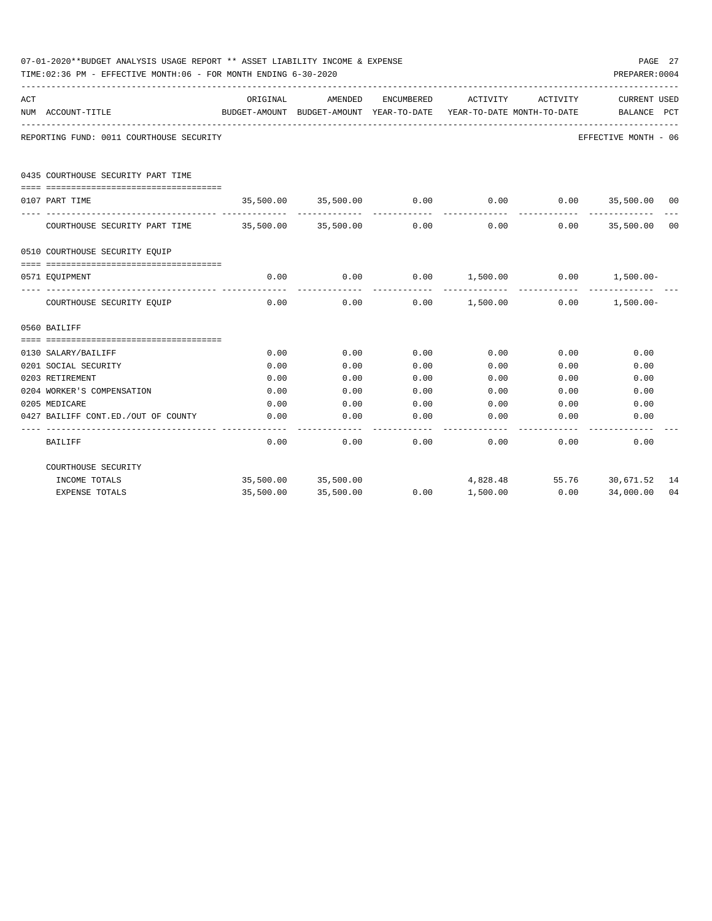07-01-2020**BUDGET ANALYSIS USAGE REPORT ** ASSET LIABILITY INCOME & EXPENSE

TIME:02:36 PM - EFFECTIVE MONTH:06 - FOR MONTH ENDING 6-30-2020

PREPARER:0004

REPORTING FUND: 0011 COURTHOUSE SECURITY — EFFECTIVE MONTH - 06

| ACT NUM | ACCOUNT-TITLE | ORIGINAL BUDGET-AMOUNT | AMENDED BUDGET-AMOUNT | ENCUMBERED YEAR-TO-DATE | ACTIVITY YEAR-TO-DATE | ACTIVITY MONTH-TO-DATE | CURRENT BALANCE | USED PCT |
|---|---|---|---|---|---|---|---|---|
| | **0435 COURTHOUSE SECURITY PART TIME** | | | | | | | |
| 0107 | PART TIME | 35,500.00 | 35,500.00 | 0.00 | 0.00 | 0.00 | 35,500.00 | 00 |
| | COURTHOUSE SECURITY PART TIME | 35,500.00 | 35,500.00 | 0.00 | 0.00 | 0.00 | 35,500.00 | 00 |
| | **0510 COURTHOUSE SECURITY EQUIP** | | | | | | | |
| 0571 | EQUIPMENT | 0.00 | 0.00 | 0.00 | 1,500.00 | 0.00 | 1,500.00- | |
| | COURTHOUSE SECURITY EQUIP | 0.00 | 0.00 | 0.00 | 1,500.00 | 0.00 | 1,500.00- | |
| | **0560 BAILIFF** | | | | | | | |
| 0130 | SALARY/BAILIFF | 0.00 | 0.00 | 0.00 | 0.00 | 0.00 | 0.00 | |
| 0201 | SOCIAL SECURITY | 0.00 | 0.00 | 0.00 | 0.00 | 0.00 | 0.00 | |
| 0203 | RETIREMENT | 0.00 | 0.00 | 0.00 | 0.00 | 0.00 | 0.00 | |
| 0204 | WORKER'S COMPENSATION | 0.00 | 0.00 | 0.00 | 0.00 | 0.00 | 0.00 | |
| 0205 | MEDICARE | 0.00 | 0.00 | 0.00 | 0.00 | 0.00 | 0.00 | |
| 0427 | BAILIFF CONT.ED./OUT OF COUNTY | 0.00 | 0.00 | 0.00 | 0.00 | 0.00 | 0.00 | |
| | BAILIFF | 0.00 | 0.00 | 0.00 | 0.00 | 0.00 | 0.00 | |
| | **COURTHOUSE SECURITY** | | | | | | | |
| | INCOME TOTALS | 35,500.00 | 35,500.00 | | 4,828.48 | 55.76 | 30,671.52 | 14 |
| | EXPENSE TOTALS | 35,500.00 | 35,500.00 | 0.00 | 1,500.00 | 0.00 | 34,000.00 | 04 |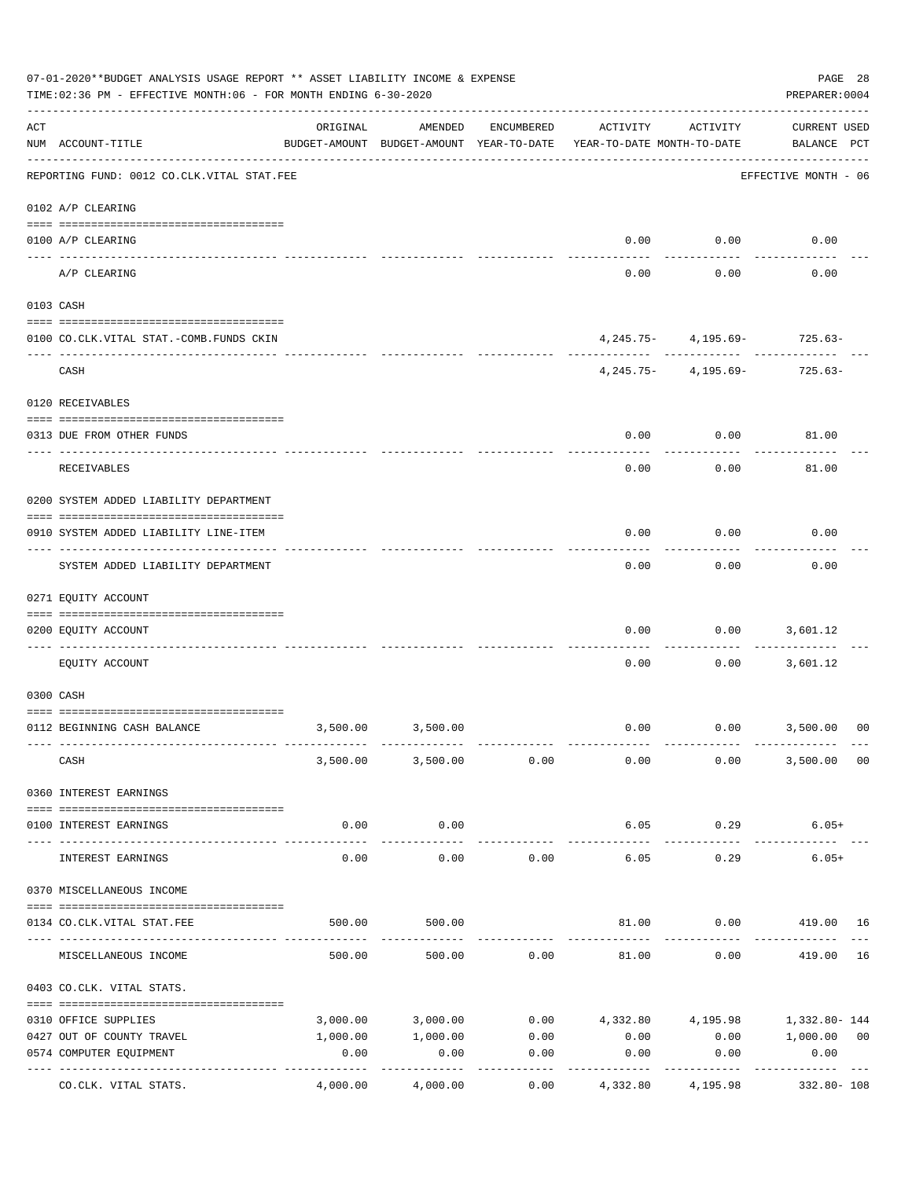07-01-2020**BUDGET ANALYSIS USAGE REPORT ** ASSET LIABILITY INCOME & EXPENSE

TIME:02:36 PM - EFFECTIVE MONTH:06 - FOR MONTH ENDING 6-30-2020

PREPARER:0004

| ACT NUM | ACCOUNT-TITLE | ORIGINAL BUDGET-AMOUNT | AMENDED BUDGET-AMOUNT | ENCUMBERED YEAR-TO-DATE | ACTIVITY YEAR-TO-DATE | ACTIVITY MONTH-TO-DATE | CURRENT USED BALANCE | PCT |
|---|---|---|---|---|---|---|---|---|
| | REPORTING FUND: 0012 CO.CLK.VITAL STAT.FEE | | | | | | EFFECTIVE MONTH - 06 | |
| | 0102 A/P CLEARING | | | | | | | |
| 0100 | A/P CLEARING | | | | 0.00 | 0.00 | 0.00 | |
| | A/P CLEARING | | | | 0.00 | 0.00 | 0.00 | |
| | 0103 CASH | | | | | | | |
| 0100 | CO.CLK.VITAL STAT.-COMB.FUNDS CKIN | | | | 4,245.75- | 4,195.69- | 725.63- | |
| | CASH | | | | 4,245.75- | 4,195.69- | 725.63- | |
| | 0120 RECEIVABLES | | | | | | | |
| 0313 | DUE FROM OTHER FUNDS | | | | 0.00 | 0.00 | 81.00 | |
| | RECEIVABLES | | | | 0.00 | 0.00 | 81.00 | |
| | 0200 SYSTEM ADDED LIABILITY DEPARTMENT | | | | | | | |
| 0910 | SYSTEM ADDED LIABILITY LINE-ITEM | | | | 0.00 | 0.00 | 0.00 | |
| | SYSTEM ADDED LIABILITY DEPARTMENT | | | | 0.00 | 0.00 | 0.00 | |
| | 0271 EQUITY ACCOUNT | | | | | | | |
| 0200 | EQUITY ACCOUNT | | | | 0.00 | 0.00 | 3,601.12 | |
| | EQUITY ACCOUNT | | | | 0.00 | 0.00 | 3,601.12 | |
| | 0300 CASH | | | | | | | |
| 0112 | BEGINNING CASH BALANCE | 3,500.00 | 3,500.00 | | 0.00 | 0.00 | 3,500.00 | 00 |
| | CASH | 3,500.00 | 3,500.00 | 0.00 | 0.00 | 0.00 | 3,500.00 | 00 |
| | 0360 INTEREST EARNINGS | | | | | | | |
| 0100 | INTEREST EARNINGS | 0.00 | 0.00 | | 6.05 | 0.29 | 6.05+ | |
| | INTEREST EARNINGS | 0.00 | 0.00 | 0.00 | 6.05 | 0.29 | 6.05+ | |
| | 0370 MISCELLANEOUS INCOME | | | | | | | |
| 0134 | CO.CLK.VITAL STAT.FEE | 500.00 | 500.00 | | 81.00 | 0.00 | 419.00 | 16 |
| | MISCELLANEOUS INCOME | 500.00 | 500.00 | 0.00 | 81.00 | 0.00 | 419.00 | 16 |
| | 0403 CO.CLK. VITAL STATS. | | | | | | | |
| 0310 | OFFICE SUPPLIES | 3,000.00 | 3,000.00 | 0.00 | 4,332.80 | 4,195.98 | 1,332.80- | 144 |
| 0427 | OUT OF COUNTY TRAVEL | 1,000.00 | 1,000.00 | 0.00 | 0.00 | 0.00 | 1,000.00 | 00 |
| 0574 | COMPUTER EQUIPMENT | 0.00 | 0.00 | 0.00 | 0.00 | 0.00 | 0.00 | |
| | CO.CLK. VITAL STATS. | 4,000.00 | 4,000.00 | 0.00 | 4,332.80 | 4,195.98 | 332.80- | 108 |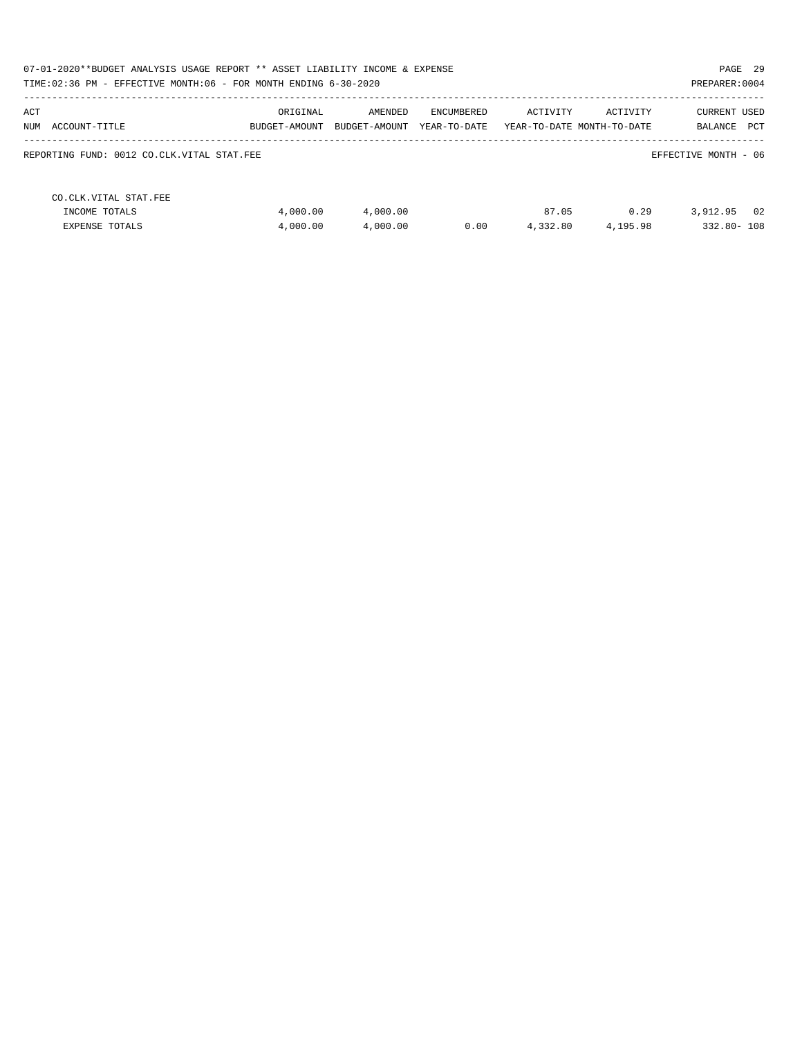07-01-2020**BUDGET ANALYSIS USAGE REPORT ** ASSET LIABILITY INCOME & EXPENSE

TIME:02:36 PM - EFFECTIVE MONTH:06 - FOR MONTH ENDING 6-30-2020

| ACT NUM | ACCOUNT-TITLE | ORIGINAL BUDGET-AMOUNT | AMENDED BUDGET-AMOUNT | ENCUMBERED YEAR-TO-DATE | ACTIVITY YEAR-TO-DATE | ACTIVITY MONTH-TO-DATE | CURRENT BALANCE | USED PCT |
|---|---|---|---|---|---|---|---|---|

REPORTING FUND: 0012 CO.CLK.VITAL STAT.FEE EFFECTIVE MONTH - 06

| ACT NUM | ACCOUNT-TITLE | ORIGINAL BUDGET-AMOUNT | AMENDED BUDGET-AMOUNT | ENCUMBERED YEAR-TO-DATE | ACTIVITY YEAR-TO-DATE | ACTIVITY MONTH-TO-DATE | CURRENT BALANCE | USED PCT |
|---|---|---|---|---|---|---|---|---|
| | CO.CLK.VITAL STAT.FEE | | | | | | | |
| | INCOME TOTALS | 4,000.00 | 4,000.00 | | 87.05 | 0.29 | 3,912.95 | 02 |
| | EXPENSE TOTALS | 4,000.00 | 4,000.00 | 0.00 | 4,332.80 | 4,195.98 | 332.80- | 108 |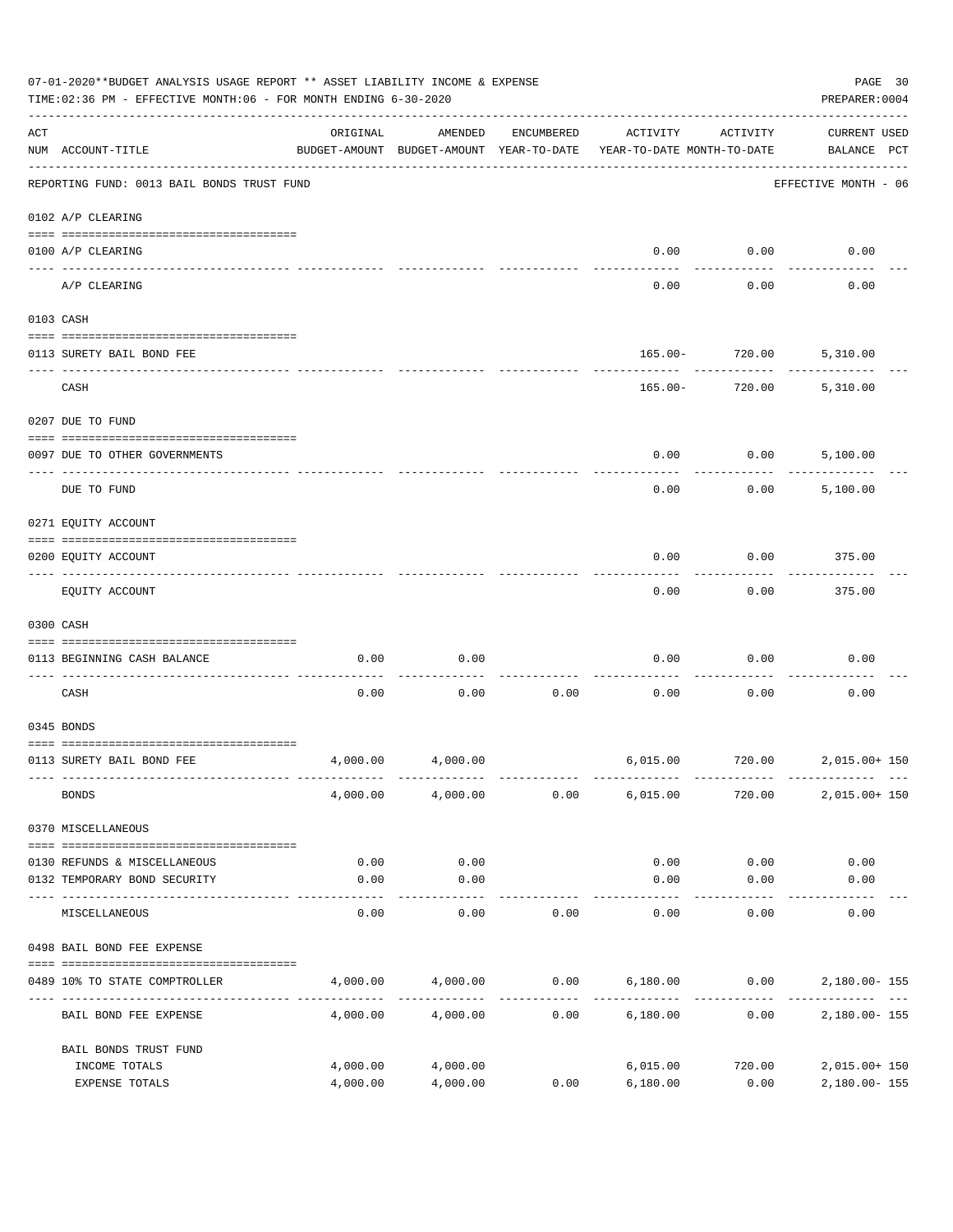07-01-2020**BUDGET ANALYSIS USAGE REPORT ** ASSET LIABILITY INCOME & EXPENSE

TIME:02:36 PM - EFFECTIVE MONTH:06 - FOR MONTH ENDING 6-30-2020

PREPARER:0004

| ACT NUM | ACCOUNT-TITLE | ORIGINAL BUDGET-AMOUNT | AMENDED BUDGET-AMOUNT | ENCUMBERED YEAR-TO-DATE | ACTIVITY YEAR-TO-DATE | ACTIVITY MONTH-TO-DATE | CURRENT USED BALANCE | PCT |
|---|---|---|---|---|---|---|---|---|
| | REPORTING FUND: 0013 BAIL BONDS TRUST FUND | | | | | | EFFECTIVE MONTH - 06 | |
| | 0102 A/P CLEARING | | | | | | | |
| 0100 | A/P CLEARING | | | | 0.00 | 0.00 | 0.00 | |
| | A/P CLEARING | | | | 0.00 | 0.00 | 0.00 | |
| | 0103 CASH | | | | | | | |
| 0113 | SURETY BAIL BOND FEE | | | | 165.00- | 720.00 | 5,310.00 | |
| | CASH | | | | 165.00- | 720.00 | 5,310.00 | |
| | 0207 DUE TO FUND | | | | | | | |
| 0097 | DUE TO OTHER GOVERNMENTS | | | | 0.00 | 0.00 | 5,100.00 | |
| | DUE TO FUND | | | | 0.00 | 0.00 | 5,100.00 | |
| | 0271 EQUITY ACCOUNT | | | | | | | |
| 0200 | EQUITY ACCOUNT | | | | 0.00 | 0.00 | 375.00 | |
| | EQUITY ACCOUNT | | | | 0.00 | 0.00 | 375.00 | |
| | 0300 CASH | | | | | | | |
| 0113 | BEGINNING CASH BALANCE | 0.00 | 0.00 | | 0.00 | 0.00 | 0.00 | |
| | CASH | 0.00 | 0.00 | 0.00 | 0.00 | 0.00 | 0.00 | |
| | 0345 BONDS | | | | | | | |
| 0113 | SURETY BAIL BOND FEE | 4,000.00 | 4,000.00 | | 6,015.00 | 720.00 | 2,015.00+ | 150 |
| | BONDS | 4,000.00 | 4,000.00 | 0.00 | 6,015.00 | 720.00 | 2,015.00+ | 150 |
| | 0370 MISCELLANEOUS | | | | | | | |
| 0130 | REFUNDS & MISCELLANEOUS | 0.00 | 0.00 | | 0.00 | 0.00 | 0.00 | |
| 0132 | TEMPORARY BOND SECURITY | 0.00 | 0.00 | | 0.00 | 0.00 | 0.00 | |
| | MISCELLANEOUS | 0.00 | 0.00 | 0.00 | 0.00 | 0.00 | 0.00 | |
| | 0498 BAIL BOND FEE EXPENSE | | | | | | | |
| 0489 | 10% TO STATE COMPTROLLER | 4,000.00 | 4,000.00 | 0.00 | 6,180.00 | 0.00 | 2,180.00- | 155 |
| | BAIL BOND FEE EXPENSE | 4,000.00 | 4,000.00 | 0.00 | 6,180.00 | 0.00 | 2,180.00- | 155 |
| | BAIL BONDS TRUST FUND | | | | | | | |
| | INCOME TOTALS | 4,000.00 | 4,000.00 | | 6,015.00 | 720.00 | 2,015.00+ | 150 |
| | EXPENSE TOTALS | 4,000.00 | 4,000.00 | 0.00 | 6,180.00 | 0.00 | 2,180.00- | 155 |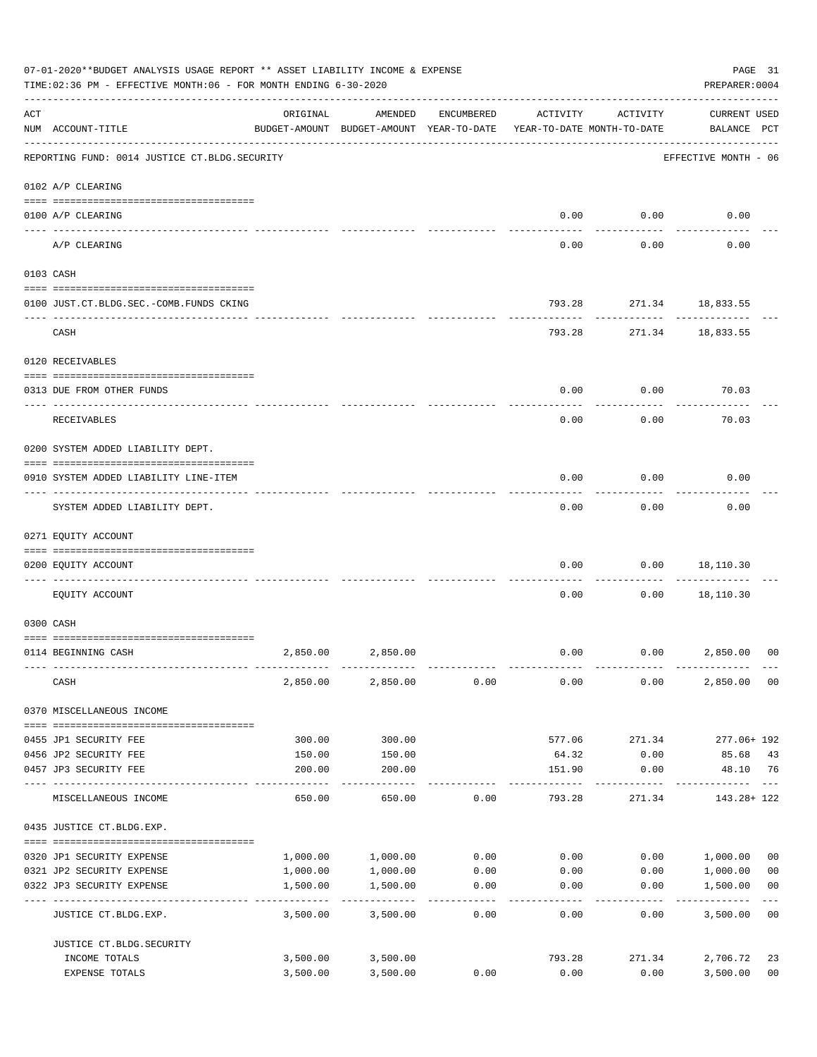07-01-2020**BUDGET ANALYSIS USAGE REPORT ** ASSET LIABILITY INCOME & EXPENSE

TIME:02:36 PM - EFFECTIVE MONTH:06 - FOR MONTH ENDING 6-30-2020

PREPARER:0004

| ACT NUM | ACCOUNT-TITLE | ORIGINAL BUDGET-AMOUNT | AMENDED BUDGET-AMOUNT | ENCUMBERED YEAR-TO-DATE | ACTIVITY YEAR-TO-DATE | ACTIVITY MONTH-TO-DATE | CURRENT BALANCE | USED PCT |
|---|---|---|---|---|---|---|---|---|
| | REPORTING FUND: 0014 JUSTICE CT.BLDG.SECURITY | | | | | | EFFECTIVE MONTH - 06 | |
| | 0102 A/P CLEARING | | | | | | | |
| 0100 | A/P CLEARING | | | | 0.00 | 0.00 | 0.00 | |
| | A/P CLEARING | | | | 0.00 | 0.00 | 0.00 | |
| | 0103 CASH | | | | | | | |
| 0100 | JUST.CT.BLDG.SEC.-COMB.FUNDS CKING | | | | 793.28 | 271.34 | 18,833.55 | |
| | CASH | | | | 793.28 | 271.34 | 18,833.55 | |
| | 0120 RECEIVABLES | | | | | | | |
| 0313 | DUE FROM OTHER FUNDS | | | | 0.00 | 0.00 | 70.03 | |
| | RECEIVABLES | | | | 0.00 | 0.00 | 70.03 | |
| | 0200 SYSTEM ADDED LIABILITY DEPT. | | | | | | | |
| 0910 | SYSTEM ADDED LIABILITY LINE-ITEM | | | | 0.00 | 0.00 | 0.00 | |
| | SYSTEM ADDED LIABILITY DEPT. | | | | 0.00 | 0.00 | 0.00 | |
| | 0271 EQUITY ACCOUNT | | | | | | | |
| 0200 | EQUITY ACCOUNT | | | | 0.00 | 0.00 | 18,110.30 | |
| | EQUITY ACCOUNT | | | | 0.00 | 0.00 | 18,110.30 | |
| | 0300 CASH | | | | | | | |
| 0114 | BEGINNING CASH | 2,850.00 | 2,850.00 | | 0.00 | 0.00 | 2,850.00 | 00 |
| | CASH | 2,850.00 | 2,850.00 | 0.00 | 0.00 | 0.00 | 2,850.00 | 00 |
| | 0370 MISCELLANEOUS INCOME | | | | | | | |
| 0455 | JP1 SECURITY FEE | 300.00 | 300.00 | | 577.06 | 271.34 | 277.06+ | 192 |
| 0456 | JP2 SECURITY FEE | 150.00 | 150.00 | | 64.32 | 0.00 | 85.68 | 43 |
| 0457 | JP3 SECURITY FEE | 200.00 | 200.00 | | 151.90 | 0.00 | 48.10 | 76 |
| | MISCELLANEOUS INCOME | 650.00 | 650.00 | 0.00 | 793.28 | 271.34 | 143.28+ | 122 |
| | 0435 JUSTICE CT.BLDG.EXP. | | | | | | | |
| 0320 | JP1 SECURITY EXPENSE | 1,000.00 | 1,000.00 | 0.00 | 0.00 | 0.00 | 1,000.00 | 00 |
| 0321 | JP2 SECURITY EXPENSE | 1,000.00 | 1,000.00 | 0.00 | 0.00 | 0.00 | 1,000.00 | 00 |
| 0322 | JP3 SECURITY EXPENSE | 1,500.00 | 1,500.00 | 0.00 | 0.00 | 0.00 | 1,500.00 | 00 |
| | JUSTICE CT.BLDG.EXP. | 3,500.00 | 3,500.00 | 0.00 | 0.00 | 0.00 | 3,500.00 | 00 |
| | JUSTICE CT.BLDG.SECURITY | | | | | | | |
| | INCOME TOTALS | 3,500.00 | 3,500.00 | | 793.28 | 271.34 | 2,706.72 | 23 |
| | EXPENSE TOTALS | 3,500.00 | 3,500.00 | 0.00 | 0.00 | 0.00 | 3,500.00 | 00 |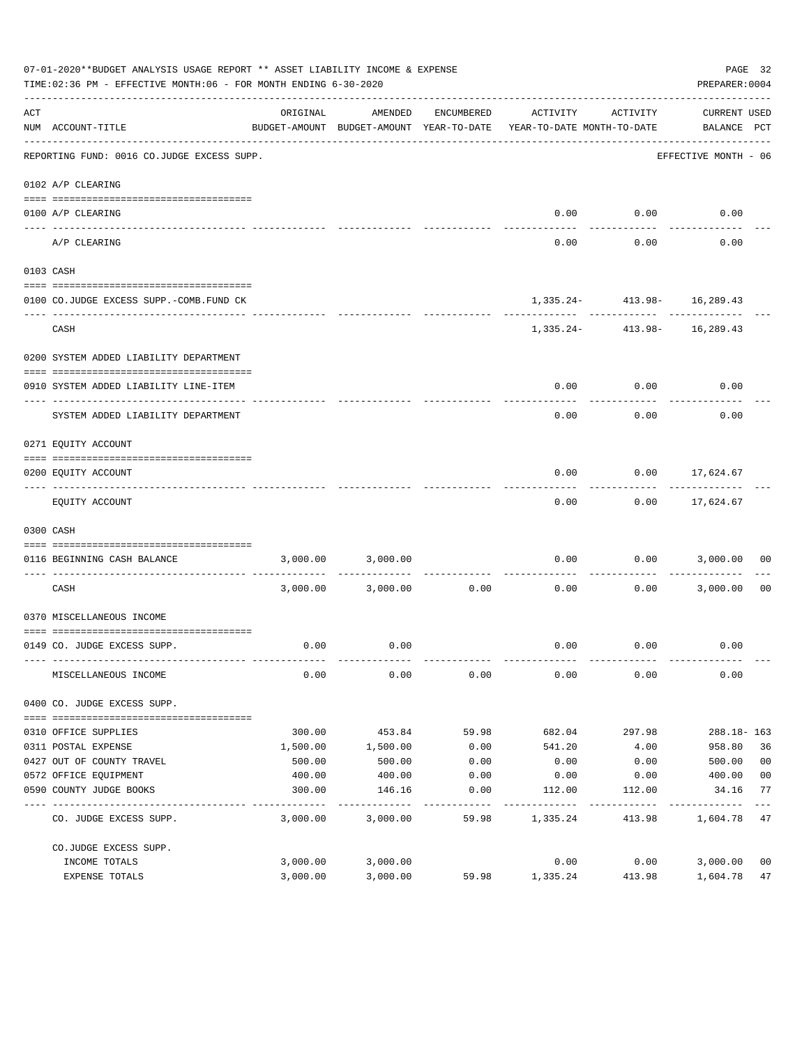07-01-2020**BUDGET ANALYSIS USAGE REPORT ** ASSET LIABILITY INCOME & EXPENSE

TIME:02:36 PM - EFFECTIVE MONTH:06 - FOR MONTH ENDING 6-30-2020

PREPARER:0004

REPORTING FUND: 0016 CO.JUDGE EXCESS SUPP. — EFFECTIVE MONTH - 06

| ACT NUM | ACCOUNT-TITLE | ORIGINAL BUDGET-AMOUNT | AMENDED BUDGET-AMOUNT | ENCUMBERED YEAR-TO-DATE | ACTIVITY YEAR-TO-DATE | ACTIVITY MONTH-TO-DATE | CURRENT BALANCE | USED PCT |
|---|---|---|---|---|---|---|---|---|
| | **0102 A/P CLEARING** | | | | | | | |
| 0100 | A/P CLEARING | | | | 0.00 | 0.00 | 0.00 | |
| | A/P CLEARING | | | | 0.00 | 0.00 | 0.00 | |
| | **0103 CASH** | | | | | | | |
| 0100 | CO.JUDGE EXCESS SUPP.-COMB.FUND CK | | | | 1,335.24- | 413.98- | 16,289.43 | |
| | CASH | | | | 1,335.24- | 413.98- | 16,289.43 | |
| | **0200 SYSTEM ADDED LIABILITY DEPARTMENT** | | | | | | | |
| 0910 | SYSTEM ADDED LIABILITY LINE-ITEM | | | | 0.00 | 0.00 | 0.00 | |
| | SYSTEM ADDED LIABILITY DEPARTMENT | | | | 0.00 | 0.00 | 0.00 | |
| | **0271 EQUITY ACCOUNT** | | | | | | | |
| 0200 | EQUITY ACCOUNT | | | | 0.00 | 0.00 | 17,624.67 | |
| | EQUITY ACCOUNT | | | | 0.00 | 0.00 | 17,624.67 | |
| | **0300 CASH** | | | | | | | |
| 0116 | BEGINNING CASH BALANCE | 3,000.00 | 3,000.00 | | 0.00 | 0.00 | 3,000.00 | 00 |
| | CASH | 3,000.00 | 3,000.00 | 0.00 | 0.00 | 0.00 | 3,000.00 | 00 |
| | **0370 MISCELLANEOUS INCOME** | | | | | | | |
| 0149 | CO. JUDGE EXCESS SUPP. | 0.00 | 0.00 | | 0.00 | 0.00 | 0.00 | |
| | MISCELLANEOUS INCOME | 0.00 | 0.00 | 0.00 | 0.00 | 0.00 | 0.00 | |
| | **0400 CO. JUDGE EXCESS SUPP.** | | | | | | | |
| 0310 | OFFICE SUPPLIES | 300.00 | 453.84 | 59.98 | 682.04 | 297.98 | 288.18- | 163 |
| 0311 | POSTAL EXPENSE | 1,500.00 | 1,500.00 | 0.00 | 541.20 | 4.00 | 958.80 | 36 |
| 0427 | OUT OF COUNTY TRAVEL | 500.00 | 500.00 | 0.00 | 0.00 | 0.00 | 500.00 | 00 |
| 0572 | OFFICE EQUIPMENT | 400.00 | 400.00 | 0.00 | 0.00 | 0.00 | 400.00 | 00 |
| 0590 | COUNTY JUDGE BOOKS | 300.00 | 146.16 | 0.00 | 112.00 | 112.00 | 34.16 | 77 |
| | CO. JUDGE EXCESS SUPP. | 3,000.00 | 3,000.00 | 59.98 | 1,335.24 | 413.98 | 1,604.78 | 47 |
| | CO.JUDGE EXCESS SUPP. | | | | | | | |
| | INCOME TOTALS | 3,000.00 | 3,000.00 | | 0.00 | 0.00 | 3,000.00 | 00 |
| | EXPENSE TOTALS | 3,000.00 | 3,000.00 | 59.98 | 1,335.24 | 413.98 | 1,604.78 | 47 |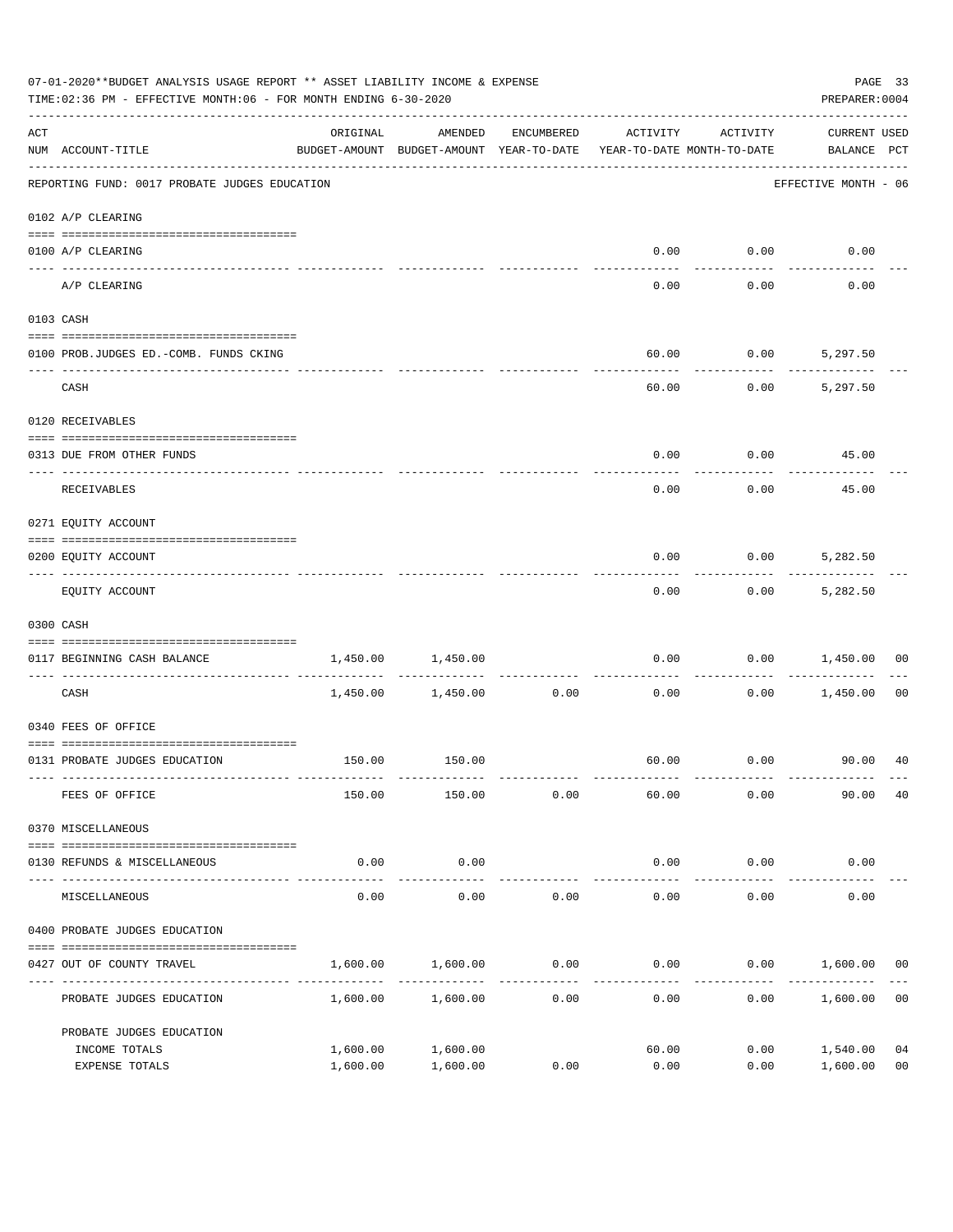07-01-2020**BUDGET ANALYSIS USAGE REPORT ** ASSET LIABILITY INCOME & EXPENSE

TIME:02:36 PM - EFFECTIVE MONTH:06 - FOR MONTH ENDING 6-30-2020

PREPARER:0004

| ACT NUM | ACCOUNT-TITLE | ORIGINAL BUDGET-AMOUNT | AMENDED BUDGET-AMOUNT | ENCUMBERED YEAR-TO-DATE | ACTIVITY YEAR-TO-DATE | ACTIVITY MONTH-TO-DATE | CURRENT USED BALANCE | PCT |
|---|---|---|---|---|---|---|---|---|
| | REPORTING FUND: 0017 PROBATE JUDGES EDUCATION | | | | | | EFFECTIVE MONTH - 06 | |
| | 0102 A/P CLEARING | | | | | | | |
| 0100 | A/P CLEARING | | | | 0.00 | 0.00 | 0.00 | |
| | A/P CLEARING | | | | 0.00 | 0.00 | 0.00 | |
| | 0103 CASH | | | | | | | |
| 0100 | PROB.JUDGES ED.-COMB. FUNDS CKING | | | | 60.00 | 0.00 | 5,297.50 | |
| | CASH | | | | 60.00 | 0.00 | 5,297.50 | |
| | 0120 RECEIVABLES | | | | | | | |
| 0313 | DUE FROM OTHER FUNDS | | | | 0.00 | 0.00 | 45.00 | |
| | RECEIVABLES | | | | 0.00 | 0.00 | 45.00 | |
| | 0271 EQUITY ACCOUNT | | | | | | | |
| 0200 | EQUITY ACCOUNT | | | | 0.00 | 0.00 | 5,282.50 | |
| | EQUITY ACCOUNT | | | | 0.00 | 0.00 | 5,282.50 | |
| | 0300 CASH | | | | | | | |
| 0117 | BEGINNING CASH BALANCE | 1,450.00 | 1,450.00 | | 0.00 | 0.00 | 1,450.00 | 00 |
| | CASH | 1,450.00 | 1,450.00 | 0.00 | 0.00 | 0.00 | 1,450.00 | 00 |
| | 0340 FEES OF OFFICE | | | | | | | |
| 0131 | PROBATE JUDGES EDUCATION | 150.00 | 150.00 | | 60.00 | 0.00 | 90.00 | 40 |
| | FEES OF OFFICE | 150.00 | 150.00 | 0.00 | 60.00 | 0.00 | 90.00 | 40 |
| | 0370 MISCELLANEOUS | | | | | | | |
| 0130 | REFUNDS & MISCELLANEOUS | 0.00 | 0.00 | | 0.00 | 0.00 | 0.00 | |
| | MISCELLANEOUS | 0.00 | 0.00 | 0.00 | 0.00 | 0.00 | 0.00 | |
| | 0400 PROBATE JUDGES EDUCATION | | | | | | | |
| 0427 | OUT OF COUNTY TRAVEL | 1,600.00 | 1,600.00 | 0.00 | 0.00 | 0.00 | 1,600.00 | 00 |
| | PROBATE JUDGES EDUCATION | 1,600.00 | 1,600.00 | 0.00 | 0.00 | 0.00 | 1,600.00 | 00 |
| | PROBATE JUDGES EDUCATION | | | | | | | |
| | INCOME TOTALS | 1,600.00 | 1,600.00 | | 60.00 | 0.00 | 1,540.00 | 04 |
| | EXPENSE TOTALS | 1,600.00 | 1,600.00 | 0.00 | 0.00 | 0.00 | 1,600.00 | 00 |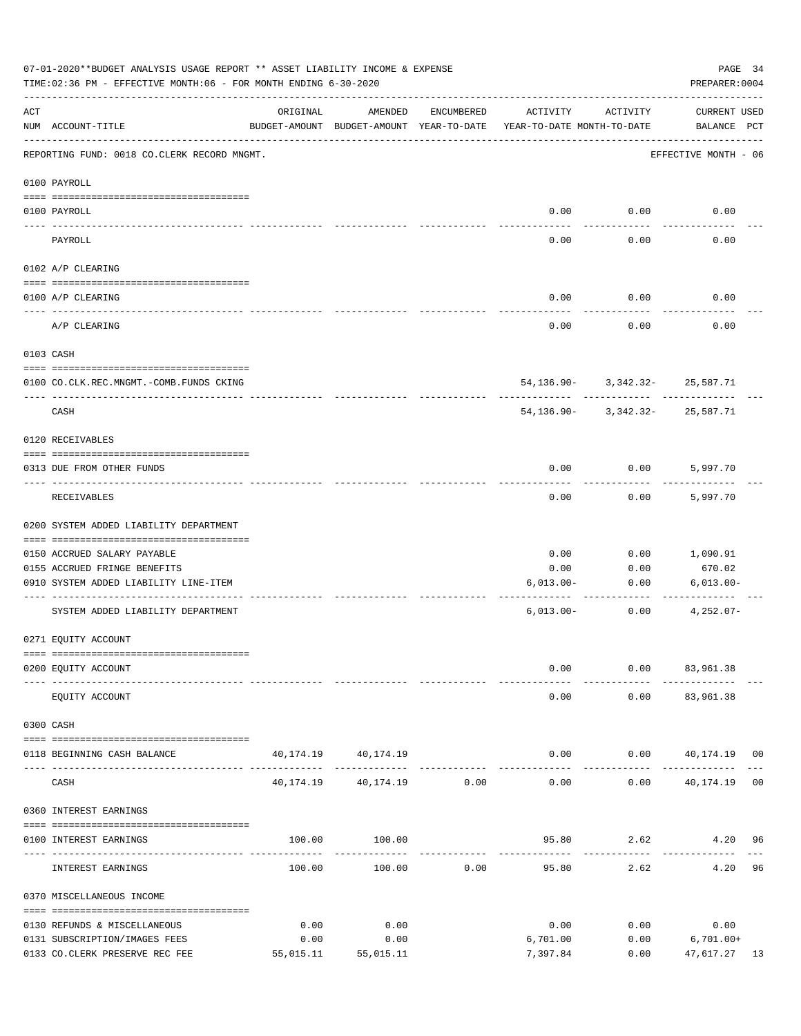07-01-2020**BUDGET ANALYSIS USAGE REPORT ** ASSET LIABILITY INCOME & EXPENSE

TIME:02:36 PM - EFFECTIVE MONTH:06 - FOR MONTH ENDING 6-30-2020

PREPARER:0004

| ACT NUM | ACCOUNT-TITLE | ORIGINAL BUDGET-AMOUNT | AMENDED BUDGET-AMOUNT | ENCUMBERED YEAR-TO-DATE | ACTIVITY YEAR-TO-DATE | ACTIVITY MONTH-TO-DATE | CURRENT USED BALANCE | PCT |
|---|---|---|---|---|---|---|---|---|
| | REPORTING FUND: 0018 CO.CLERK RECORD MNGMT. | | | | | | EFFECTIVE MONTH - 06 | |
| | 0100 PAYROLL | | | | | | | |
| 0100 | PAYROLL | | | | 0.00 | 0.00 | 0.00 | |
| | PAYROLL | | | | 0.00 | 0.00 | 0.00 | |
| | 0102 A/P CLEARING | | | | | | | |
| 0100 | A/P CLEARING | | | | 0.00 | 0.00 | 0.00 | |
| | A/P CLEARING | | | | 0.00 | 0.00 | 0.00 | |
| | 0103 CASH | | | | | | | |
| 0100 | CO.CLK.REC.MNGMT.-COMB.FUNDS CKING | | | | 54,136.90- | 3,342.32- | 25,587.71 | |
| | CASH | | | | 54,136.90- | 3,342.32- | 25,587.71 | |
| | 0120 RECEIVABLES | | | | | | | |
| 0313 | DUE FROM OTHER FUNDS | | | | 0.00 | 0.00 | 5,997.70 | |
| | RECEIVABLES | | | | 0.00 | 0.00 | 5,997.70 | |
| | 0200 SYSTEM ADDED LIABILITY DEPARTMENT | | | | | | | |
| 0150 | ACCRUED SALARY PAYABLE | | | | 0.00 | 0.00 | 1,090.91 | |
| 0155 | ACCRUED FRINGE BENEFITS | | | | 0.00 | 0.00 | 670.02 | |
| 0910 | SYSTEM ADDED LIABILITY LINE-ITEM | | | | 6,013.00- | 0.00 | 6,013.00- | |
| | SYSTEM ADDED LIABILITY DEPARTMENT | | | | 6,013.00- | 0.00 | 4,252.07- | |
| | 0271 EQUITY ACCOUNT | | | | | | | |
| 0200 | EQUITY ACCOUNT | | | | 0.00 | 0.00 | 83,961.38 | |
| | EQUITY ACCOUNT | | | | 0.00 | 0.00 | 83,961.38 | |
| | 0300 CASH | | | | | | | |
| 0118 | BEGINNING CASH BALANCE | 40,174.19 | 40,174.19 | | 0.00 | 0.00 | 40,174.19 | 00 |
| | CASH | 40,174.19 | 40,174.19 | 0.00 | 0.00 | 0.00 | 40,174.19 | 00 |
| | 0360 INTEREST EARNINGS | | | | | | | |
| 0100 | INTEREST EARNINGS | 100.00 | 100.00 | | 95.80 | 2.62 | 4.20 | 96 |
| | INTEREST EARNINGS | 100.00 | 100.00 | 0.00 | 95.80 | 2.62 | 4.20 | 96 |
| | 0370 MISCELLANEOUS INCOME | | | | | | | |
| 0130 | REFUNDS & MISCELLANEOUS | 0.00 | 0.00 | | 0.00 | 0.00 | 0.00 | |
| 0131 | SUBSCRIPTION/IMAGES FEES | 0.00 | 0.00 | | 6,701.00 | 0.00 | 6,701.00+ | |
| 0133 | CO.CLERK PRESERVE REC FEE | 55,015.11 | 55,015.11 | | 7,397.84 | 0.00 | 47,617.27 | 13 |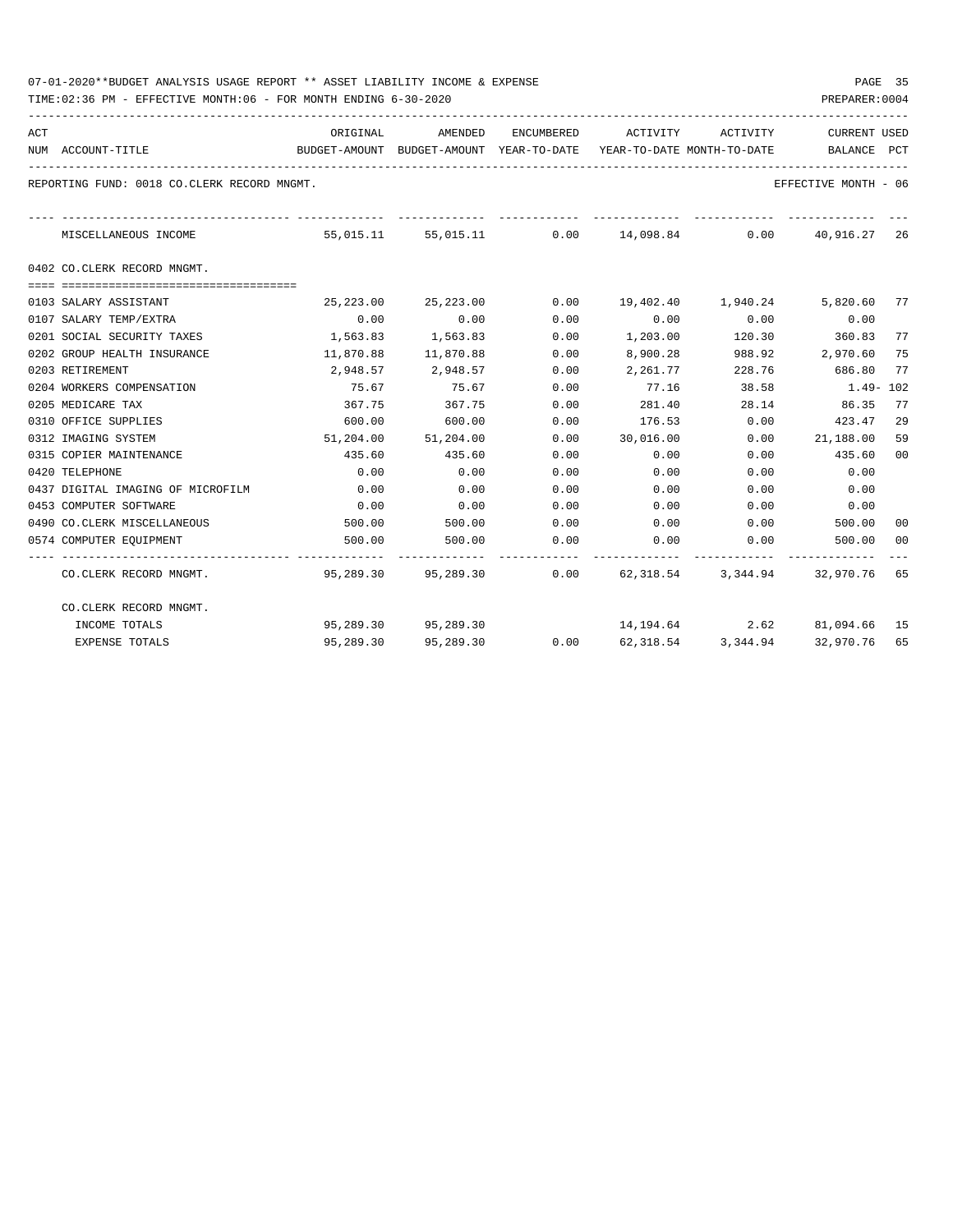07-01-2020**BUDGET ANALYSIS USAGE REPORT ** ASSET LIABILITY INCOME & EXPENSE

TIME:02:36 PM - EFFECTIVE MONTH:06 - FOR MONTH ENDING 6-30-2020

REPORTING FUND: 0018 CO.CLERK RECORD MNGMT. EFFECTIVE MONTH - 06

| ACT NUM | ACCOUNT-TITLE | ORIGINAL BUDGET-AMOUNT | AMENDED BUDGET-AMOUNT | ENCUMBERED YEAR-TO-DATE | ACTIVITY YEAR-TO-DATE | ACTIVITY MONTH-TO-DATE | CURRENT BALANCE | USED PCT |
|---|---|---|---|---|---|---|---|---|
| | MISCELLANEOUS INCOME | 55,015.11 | 55,015.11 | 0.00 | 14,098.84 | 0.00 | 40,916.27 | 26 |
| | **0402 CO.CLERK RECORD MNGMT.** | | | | | | | |
| 0103 | SALARY ASSISTANT | 25,223.00 | 25,223.00 | 0.00 | 19,402.40 | 1,940.24 | 5,820.60 | 77 |
| 0107 | SALARY TEMP/EXTRA | 0.00 | 0.00 | 0.00 | 0.00 | 0.00 | 0.00 | |
| 0201 | SOCIAL SECURITY TAXES | 1,563.83 | 1,563.83 | 0.00 | 1,203.00 | 120.30 | 360.83 | 77 |
| 0202 | GROUP HEALTH INSURANCE | 11,870.88 | 11,870.88 | 0.00 | 8,900.28 | 988.92 | 2,970.60 | 75 |
| 0203 | RETIREMENT | 2,948.57 | 2,948.57 | 0.00 | 2,261.77 | 228.76 | 686.80 | 77 |
| 0204 | WORKERS COMPENSATION | 75.67 | 75.67 | 0.00 | 77.16 | 38.58 | 1.49- | 102 |
| 0205 | MEDICARE TAX | 367.75 | 367.75 | 0.00 | 281.40 | 28.14 | 86.35 | 77 |
| 0310 | OFFICE SUPPLIES | 600.00 | 600.00 | 0.00 | 176.53 | 0.00 | 423.47 | 29 |
| 0312 | IMAGING SYSTEM | 51,204.00 | 51,204.00 | 0.00 | 30,016.00 | 0.00 | 21,188.00 | 59 |
| 0315 | COPIER MAINTENANCE | 435.60 | 435.60 | 0.00 | 0.00 | 0.00 | 435.60 | 00 |
| 0420 | TELEPHONE | 0.00 | 0.00 | 0.00 | 0.00 | 0.00 | 0.00 | |
| 0437 | DIGITAL IMAGING OF MICROFILM | 0.00 | 0.00 | 0.00 | 0.00 | 0.00 | 0.00 | |
| 0453 | COMPUTER SOFTWARE | 0.00 | 0.00 | 0.00 | 0.00 | 0.00 | 0.00 | |
| 0490 | CO.CLERK MISCELLANEOUS | 500.00 | 500.00 | 0.00 | 0.00 | 0.00 | 500.00 | 00 |
| 0574 | COMPUTER EQUIPMENT | 500.00 | 500.00 | 0.00 | 0.00 | 0.00 | 500.00 | 00 |
| | CO.CLERK RECORD MNGMT. | 95,289.30 | 95,289.30 | 0.00 | 62,318.54 | 3,344.94 | 32,970.76 | 65 |
| | CO.CLERK RECORD MNGMT. | | | | | | | |
| | INCOME TOTALS | 95,289.30 | 95,289.30 | | 14,194.64 | 2.62 | 81,094.66 | 15 |
| | EXPENSE TOTALS | 95,289.30 | 95,289.30 | 0.00 | 62,318.54 | 3,344.94 | 32,970.76 | 65 |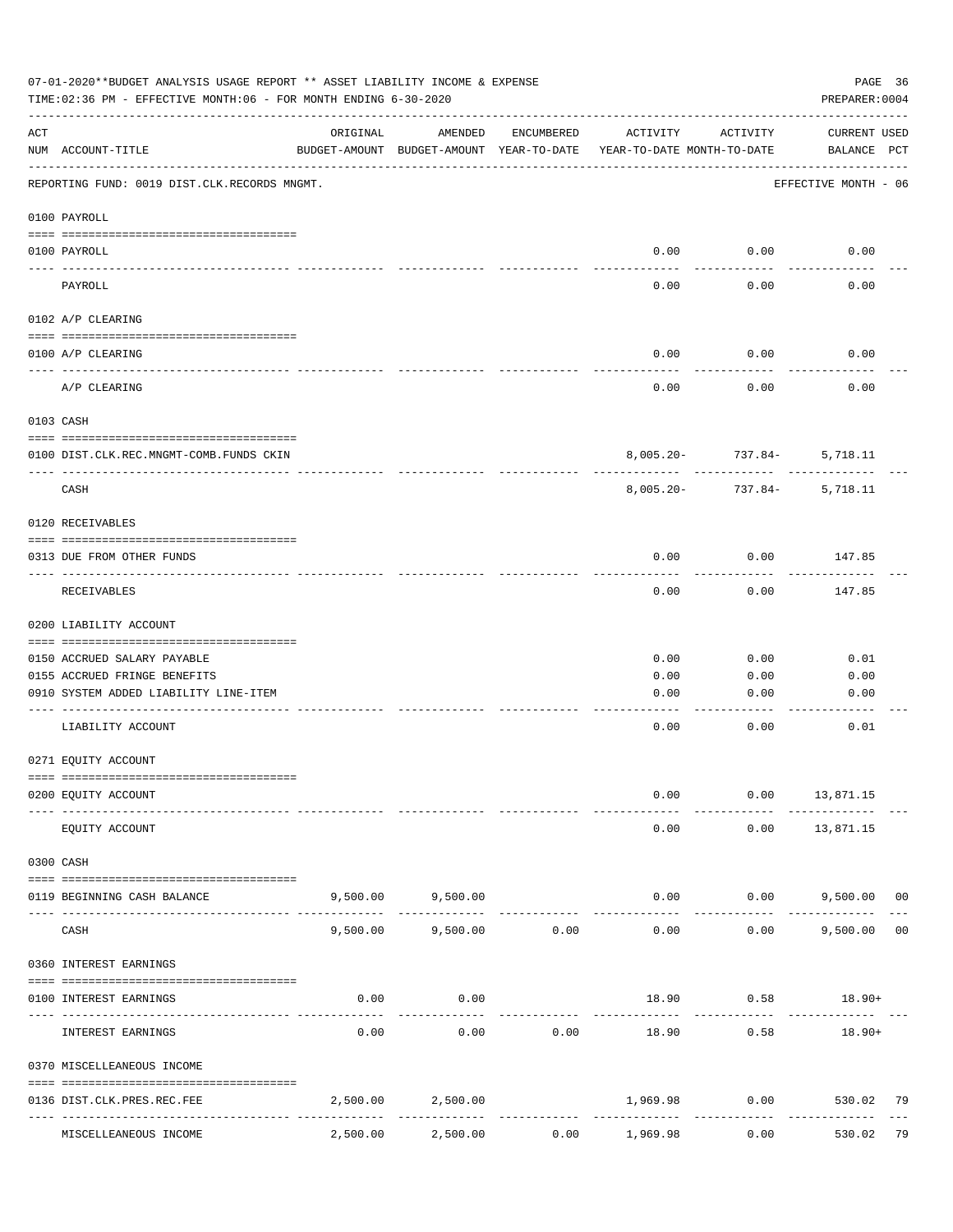07-01-2020**BUDGET ANALYSIS USAGE REPORT ** ASSET LIABILITY INCOME & EXPENSE

TIME:02:36 PM - EFFECTIVE MONTH:06 - FOR MONTH ENDING 6-30-2020

PREPARER:0004

| ACT NUM | ACCOUNT-TITLE | ORIGINAL BUDGET-AMOUNT | AMENDED BUDGET-AMOUNT | ENCUMBERED YEAR-TO-DATE | ACTIVITY YEAR-TO-DATE | ACTIVITY MONTH-TO-DATE | CURRENT BALANCE | USED PCT |
|---|---|---|---|---|---|---|---|---|
| | REPORTING FUND: 0019 DIST.CLK.RECORDS MNGMT. | | | | | | EFFECTIVE MONTH - 06 | |
| | 0100 PAYROLL | | | | | | | |
| 0100 | PAYROLL | | | | 0.00 | 0.00 | 0.00 | |
| | PAYROLL | | | | 0.00 | 0.00 | 0.00 | |
| | 0102 A/P CLEARING | | | | | | | |
| 0100 | A/P CLEARING | | | | 0.00 | 0.00 | 0.00 | |
| | A/P CLEARING | | | | 0.00 | 0.00 | 0.00 | |
| | 0103 CASH | | | | | | | |
| 0100 | DIST.CLK.REC.MNGMT-COMB.FUNDS CKIN | | | | 8,005.20- | 737.84- | 5,718.11 | |
| | CASH | | | | 8,005.20- | 737.84- | 5,718.11 | |
| | 0120 RECEIVABLES | | | | | | | |
| 0313 | DUE FROM OTHER FUNDS | | | | 0.00 | 0.00 | 147.85 | |
| | RECEIVABLES | | | | 0.00 | 0.00 | 147.85 | |
| | 0200 LIABILITY ACCOUNT | | | | | | | |
| 0150 | ACCRUED SALARY PAYABLE | | | | 0.00 | 0.00 | 0.01 | |
| 0155 | ACCRUED FRINGE BENEFITS | | | | 0.00 | 0.00 | 0.00 | |
| 0910 | SYSTEM ADDED LIABILITY LINE-ITEM | | | | 0.00 | 0.00 | 0.00 | |
| | LIABILITY ACCOUNT | | | | 0.00 | 0.00 | 0.01 | |
| | 0271 EQUITY ACCOUNT | | | | | | | |
| 0200 | EQUITY ACCOUNT | | | | 0.00 | 0.00 | 13,871.15 | |
| | EQUITY ACCOUNT | | | | 0.00 | 0.00 | 13,871.15 | |
| | 0300 CASH | | | | | | | |
| 0119 | BEGINNING CASH BALANCE | 9,500.00 | 9,500.00 | | 0.00 | 0.00 | 9,500.00 | 00 |
| | CASH | 9,500.00 | 9,500.00 | 0.00 | 0.00 | 0.00 | 9,500.00 | 00 |
| | 0360 INTEREST EARNINGS | | | | | | | |
| 0100 | INTEREST EARNINGS | 0.00 | 0.00 | | 18.90 | 0.58 | 18.90+ | |
| | INTEREST EARNINGS | 0.00 | 0.00 | 0.00 | 18.90 | 0.58 | 18.90+ | |
| | 0370 MISCELLEANEOUS INCOME | | | | | | | |
| 0136 | DIST.CLK.PRES.REC.FEE | 2,500.00 | 2,500.00 | | 1,969.98 | 0.00 | 530.02 | 79 |
| | MISCELLEANEOUS INCOME | 2,500.00 | 2,500.00 | 0.00 | 1,969.98 | 0.00 | 530.02 | 79 |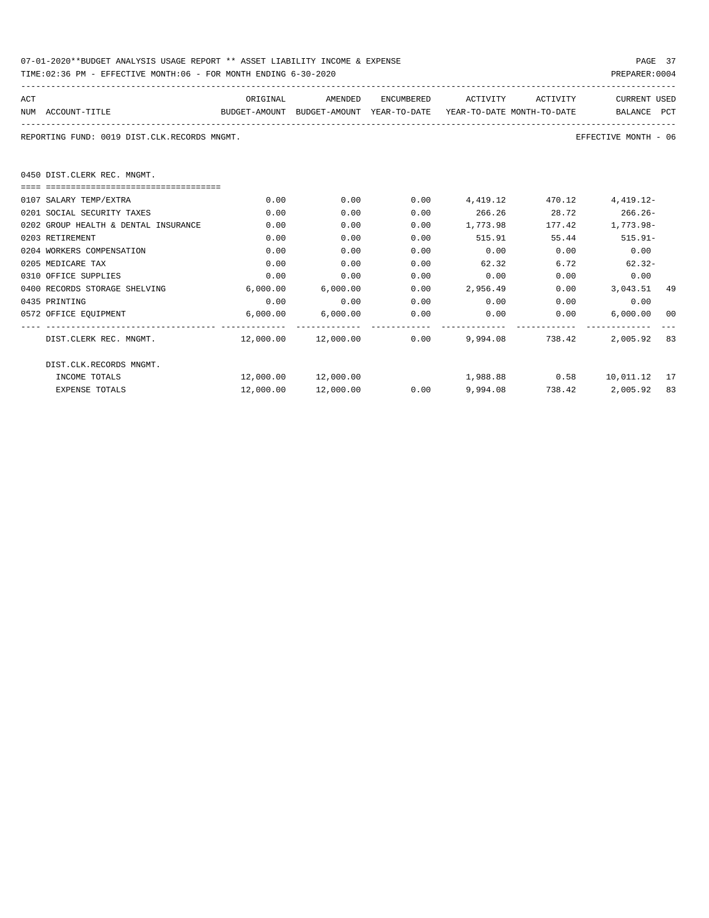REPORTING FUND: 0019 DIST.CLK.RECORDS MNGMT. EFFECTIVE MONTH - 06

0450 DIST.CLERK REC. MNGMT.

| ACT NUM | ACCOUNT-TITLE | ORIGINAL BUDGET-AMOUNT | AMENDED BUDGET-AMOUNT | ENCUMBERED YEAR-TO-DATE | ACTIVITY YEAR-TO-DATE | ACTIVITY MONTH-TO-DATE | CURRENT BALANCE | USED PCT |
|---|---|---|---|---|---|---|---|---|
| 0107 | SALARY TEMP/EXTRA | 0.00 | 0.00 | 0.00 | 4,419.12 | 470.12 | 4,419.12- | |
| 0201 | SOCIAL SECURITY TAXES | 0.00 | 0.00 | 0.00 | 266.26 | 28.72 | 266.26- | |
| 0202 | GROUP HEALTH & DENTAL INSURANCE | 0.00 | 0.00 | 0.00 | 1,773.98 | 177.42 | 1,773.98- | |
| 0203 | RETIREMENT | 0.00 | 0.00 | 0.00 | 515.91 | 55.44 | 515.91- | |
| 0204 | WORKERS COMPENSATION | 0.00 | 0.00 | 0.00 | 0.00 | 0.00 | 0.00 | |
| 0205 | MEDICARE TAX | 0.00 | 0.00 | 0.00 | 62.32 | 6.72 | 62.32- | |
| 0310 | OFFICE SUPPLIES | 0.00 | 0.00 | 0.00 | 0.00 | 0.00 | 0.00 | |
| 0400 | RECORDS STORAGE SHELVING | 6,000.00 | 6,000.00 | 0.00 | 2,956.49 | 0.00 | 3,043.51 | 49 |
| 0435 | PRINTING | 0.00 | 0.00 | 0.00 | 0.00 | 0.00 | 0.00 | |
| 0572 | OFFICE EQUIPMENT | 6,000.00 | 6,000.00 | 0.00 | 0.00 | 0.00 | 6,000.00 | 00 |
| | DIST.CLERK REC. MNGMT. | 12,000.00 | 12,000.00 | 0.00 | 9,994.08 | 738.42 | 2,005.92 | 83 |
| | DIST.CLK.RECORDS MNGMT. | | | | | | | |
| | INCOME TOTALS | 12,000.00 | 12,000.00 | | 1,988.88 | 0.58 | 10,011.12 | 17 |
| | EXPENSE TOTALS | 12,000.00 | 12,000.00 | 0.00 | 9,994.08 | 738.42 | 2,005.92 | 83 |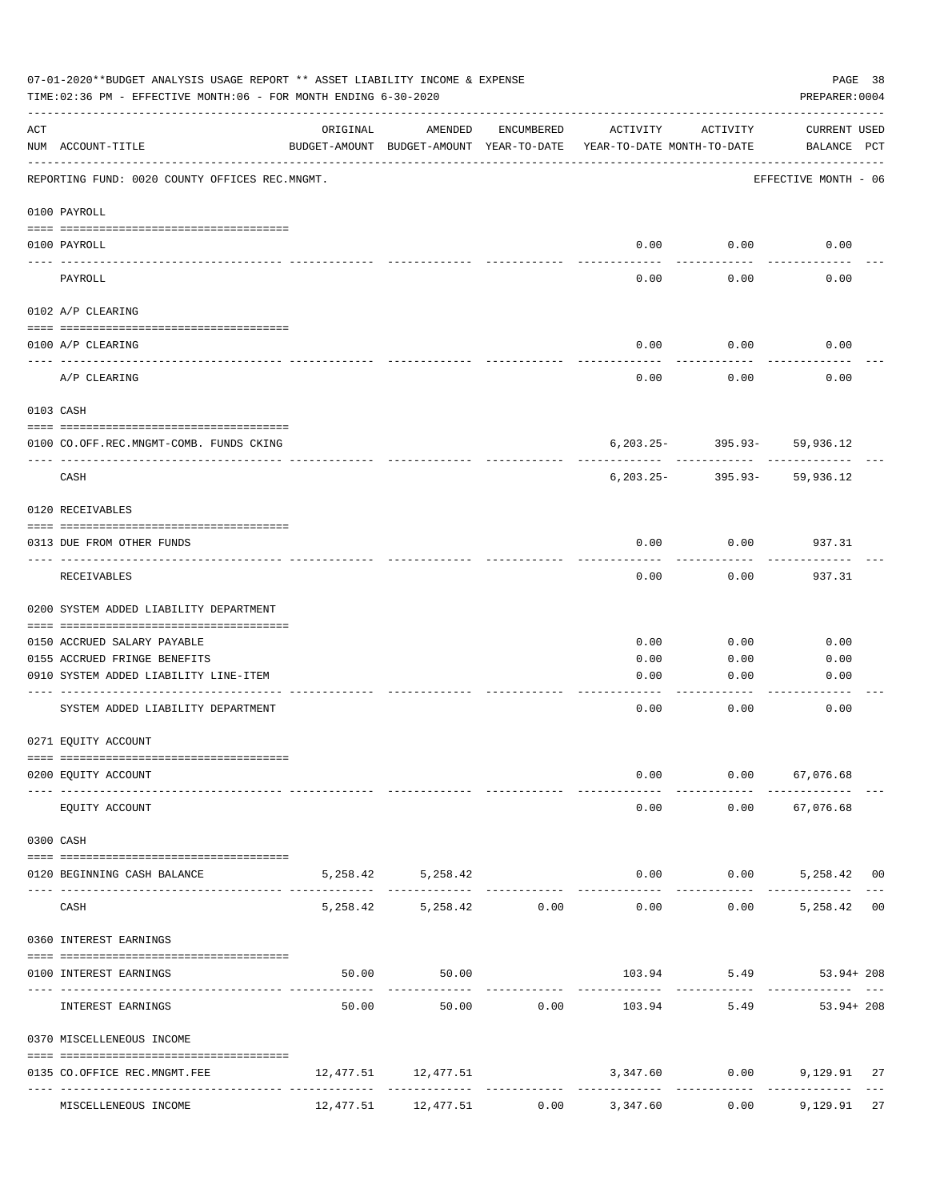07-01-2020**BUDGET ANALYSIS USAGE REPORT ** ASSET LIABILITY INCOME & EXPENSE

TIME:02:36 PM - EFFECTIVE MONTH:06 - FOR MONTH ENDING 6-30-2020

PREPARER:0004

REPORTING FUND: 0020 COUNTY OFFICES REC.MNGMT. — EFFECTIVE MONTH - 06

| ACT NUM | ACCOUNT-TITLE | ORIGINAL BUDGET-AMOUNT | AMENDED BUDGET-AMOUNT | ENCUMBERED YEAR-TO-DATE | ACTIVITY YEAR-TO-DATE | ACTIVITY MONTH-TO-DATE | CURRENT USED BALANCE | PCT |
|---|---|---|---|---|---|---|---|---|
| | **0100 PAYROLL** | | | | | | | |
| 0100 | PAYROLL | | | | 0.00 | 0.00 | 0.00 | |
| | PAYROLL | | | | 0.00 | 0.00 | 0.00 | |
| | **0102 A/P CLEARING** | | | | | | | |
| 0100 | A/P CLEARING | | | | 0.00 | 0.00 | 0.00 | |
| | A/P CLEARING | | | | 0.00 | 0.00 | 0.00 | |
| | **0103 CASH** | | | | | | | |
| 0100 | CO.OFF.REC.MNGMT-COMB. FUNDS CKING | | | | 6,203.25- | 395.93- | 59,936.12 | |
| | CASH | | | | 6,203.25- | 395.93- | 59,936.12 | |
| | **0120 RECEIVABLES** | | | | | | | |
| 0313 | DUE FROM OTHER FUNDS | | | | 0.00 | 0.00 | 937.31 | |
| | RECEIVABLES | | | | 0.00 | 0.00 | 937.31 | |
| | **0200 SYSTEM ADDED LIABILITY DEPARTMENT** | | | | | | | |
| 0150 | ACCRUED SALARY PAYABLE | | | | 0.00 | 0.00 | 0.00 | |
| 0155 | ACCRUED FRINGE BENEFITS | | | | 0.00 | 0.00 | 0.00 | |
| 0910 | SYSTEM ADDED LIABILITY LINE-ITEM | | | | 0.00 | 0.00 | 0.00 | |
| | SYSTEM ADDED LIABILITY DEPARTMENT | | | | 0.00 | 0.00 | 0.00 | |
| | **0271 EQUITY ACCOUNT** | | | | | | | |
| 0200 | EQUITY ACCOUNT | | | | 0.00 | 0.00 | 67,076.68 | |
| | EQUITY ACCOUNT | | | | 0.00 | 0.00 | 67,076.68 | |
| | **0300 CASH** | | | | | | | |
| 0120 | BEGINNING CASH BALANCE | 5,258.42 | 5,258.42 | | 0.00 | 0.00 | 5,258.42 | 00 |
| | CASH | 5,258.42 | 5,258.42 | 0.00 | 0.00 | 0.00 | 5,258.42 | 00 |
| | **0360 INTEREST EARNINGS** | | | | | | | |
| 0100 | INTEREST EARNINGS | 50.00 | 50.00 | | 103.94 | 5.49 | 53.94+ | 208 |
| | INTEREST EARNINGS | 50.00 | 50.00 | 0.00 | 103.94 | 5.49 | 53.94+ | 208 |
| | **0370 MISCELLENEOUS INCOME** | | | | | | | |
| 0135 | CO.OFFICE REC.MNGMT.FEE | 12,477.51 | 12,477.51 | | 3,347.60 | 0.00 | 9,129.91 | 27 |
| | MISCELLENEOUS INCOME | 12,477.51 | 12,477.51 | 0.00 | 3,347.60 | 0.00 | 9,129.91 | 27 |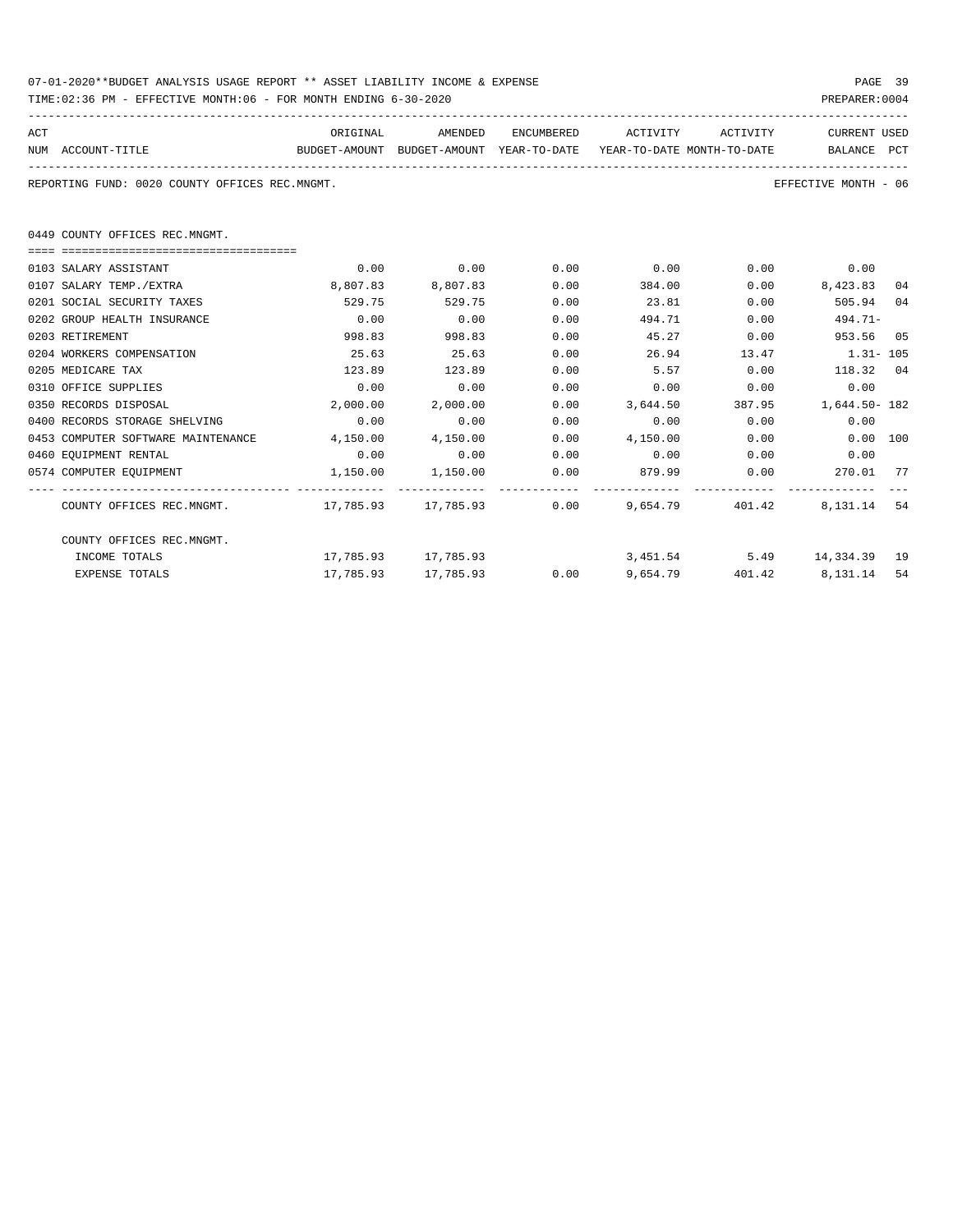07-01-2020**BUDGET ANALYSIS USAGE REPORT ** ASSET LIABILITY INCOME & EXPENSE

TIME:02:36 PM - EFFECTIVE MONTH:06 - FOR MONTH ENDING 6-30-2020

PREPARER:0004

REPORTING FUND: 0020 COUNTY OFFICES REC.MNGMT.

EFFECTIVE MONTH - 06

0449 COUNTY OFFICES REC.MNGMT.

| ACT NUM | ACCOUNT-TITLE | ORIGINAL BUDGET-AMOUNT | AMENDED BUDGET-AMOUNT | ENCUMBERED YEAR-TO-DATE | ACTIVITY YEAR-TO-DATE | ACTIVITY MONTH-TO-DATE | CURRENT BALANCE | USED PCT |
|---|---|---|---|---|---|---|---|---|
| 0103 | SALARY ASSISTANT | 0.00 | 0.00 | 0.00 | 0.00 | 0.00 | 0.00 | |
| 0107 | SALARY TEMP./EXTRA | 8,807.83 | 8,807.83 | 0.00 | 384.00 | 0.00 | 8,423.83 | 04 |
| 0201 | SOCIAL SECURITY TAXES | 529.75 | 529.75 | 0.00 | 23.81 | 0.00 | 505.94 | 04 |
| 0202 | GROUP HEALTH INSURANCE | 0.00 | 0.00 | 0.00 | 494.71 | 0.00 | 494.71- | |
| 0203 | RETIREMENT | 998.83 | 998.83 | 0.00 | 45.27 | 0.00 | 953.56 | 05 |
| 0204 | WORKERS COMPENSATION | 25.63 | 25.63 | 0.00 | 26.94 | 13.47 | 1.31- | 105 |
| 0205 | MEDICARE TAX | 123.89 | 123.89 | 0.00 | 5.57 | 0.00 | 118.32 | 04 |
| 0310 | OFFICE SUPPLIES | 0.00 | 0.00 | 0.00 | 0.00 | 0.00 | 0.00 | |
| 0350 | RECORDS DISPOSAL | 2,000.00 | 2,000.00 | 0.00 | 3,644.50 | 387.95 | 1,644.50- | 182 |
| 0400 | RECORDS STORAGE SHELVING | 0.00 | 0.00 | 0.00 | 0.00 | 0.00 | 0.00 | |
| 0453 | COMPUTER SOFTWARE MAINTENANCE | 4,150.00 | 4,150.00 | 0.00 | 4,150.00 | 0.00 | 0.00 | 100 |
| 0460 | EQUIPMENT RENTAL | 0.00 | 0.00 | 0.00 | 0.00 | 0.00 | 0.00 | |
| 0574 | COMPUTER EQUIPMENT | 1,150.00 | 1,150.00 | 0.00 | 879.99 | 0.00 | 270.01 | 77 |
| | COUNTY OFFICES REC.MNGMT. | 17,785.93 | 17,785.93 | 0.00 | 9,654.79 | 401.42 | 8,131.14 | 54 |
| | COUNTY OFFICES REC.MNGMT. | | | | | | | |
| | INCOME TOTALS | 17,785.93 | 17,785.93 | | 3,451.54 | 5.49 | 14,334.39 | 19 |
| | EXPENSE TOTALS | 17,785.93 | 17,785.93 | 0.00 | 9,654.79 | 401.42 | 8,131.14 | 54 |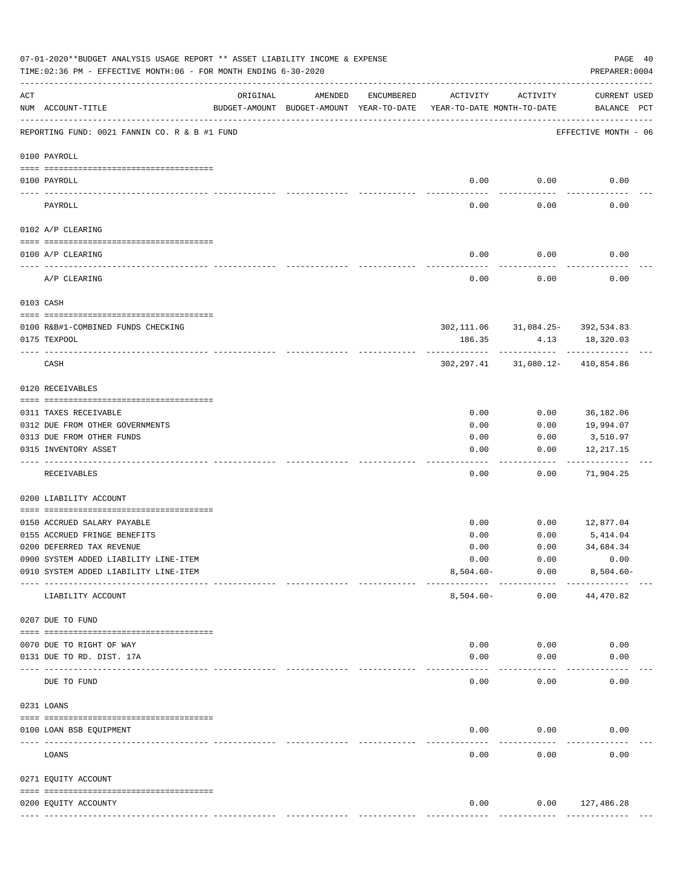07-01-2020**BUDGET ANALYSIS USAGE REPORT ** ASSET LIABILITY INCOME & EXPENSE

TIME:02:36 PM - EFFECTIVE MONTH:06 - FOR MONTH ENDING 6-30-2020

PREPARER:0004

| ACT NUM | ACCOUNT-TITLE | ORIGINAL BUDGET-AMOUNT | AMENDED BUDGET-AMOUNT | ENCUMBERED YEAR-TO-DATE | ACTIVITY YEAR-TO-DATE | ACTIVITY MONTH-TO-DATE | CURRENT BALANCE | USED PCT |
|---|---|---|---|---|---|---|---|---|
| | REPORTING FUND: 0021 FANNIN CO. R & B #1 FUND | | | | | | EFFECTIVE MONTH - 06 | |
| | 0100 PAYROLL | | | | | | | |
| 0100 | PAYROLL | | | | 0.00 | 0.00 | 0.00 | |
| | PAYROLL | | | | 0.00 | 0.00 | 0.00 | |
| | 0102 A/P CLEARING | | | | | | | |
| 0100 | A/P CLEARING | | | | 0.00 | 0.00 | 0.00 | |
| | A/P CLEARING | | | | 0.00 | 0.00 | 0.00 | |
| | 0103 CASH | | | | | | | |
| 0100 | R&B#1-COMBINED FUNDS CHECKING | | | | 302,111.06 | 31,084.25- | 392,534.83 | |
| 0175 | TEXPOOL | | | | 186.35 | 4.13 | 18,320.03 | |
| | CASH | | | | 302,297.41 | 31,080.12- | 410,854.86 | |
| | 0120 RECEIVABLES | | | | | | | |
| 0311 | TAXES RECEIVABLE | | | | 0.00 | 0.00 | 36,182.06 | |
| 0312 | DUE FROM OTHER GOVERNMENTS | | | | 0.00 | 0.00 | 19,994.07 | |
| 0313 | DUE FROM OTHER FUNDS | | | | 0.00 | 0.00 | 3,510.97 | |
| 0315 | INVENTORY ASSET | | | | 0.00 | 0.00 | 12,217.15 | |
| | RECEIVABLES | | | | 0.00 | 0.00 | 71,904.25 | |
| | 0200 LIABILITY ACCOUNT | | | | | | | |
| 0150 | ACCRUED SALARY PAYABLE | | | | 0.00 | 0.00 | 12,877.04 | |
| 0155 | ACCRUED FRINGE BENEFITS | | | | 0.00 | 0.00 | 5,414.04 | |
| 0200 | DEFERRED TAX REVENUE | | | | 0.00 | 0.00 | 34,684.34 | |
| 0900 | SYSTEM ADDED LIABILITY LINE-ITEM | | | | 0.00 | 0.00 | 0.00 | |
| 0910 | SYSTEM ADDED LIABILITY LINE-ITEM | | | | 8,504.60- | 0.00 | 8,504.60- | |
| | LIABILITY ACCOUNT | | | | 8,504.60- | 0.00 | 44,470.82 | |
| | 0207 DUE TO FUND | | | | | | | |
| 0070 | DUE TO RIGHT OF WAY | | | | 0.00 | 0.00 | 0.00 | |
| 0131 | DUE TO RD. DIST. 17A | | | | 0.00 | 0.00 | 0.00 | |
| | DUE TO FUND | | | | 0.00 | 0.00 | 0.00 | |
| | 0231 LOANS | | | | | | | |
| 0100 | LOAN BSB EQUIPMENT | | | | 0.00 | 0.00 | 0.00 | |
| | LOANS | | | | 0.00 | 0.00 | 0.00 | |
| | 0271 EQUITY ACCOUNT | | | | | | | |
| 0200 | EQUITY ACCOUNTY | | | | 0.00 | 0.00 | 127,486.28 | |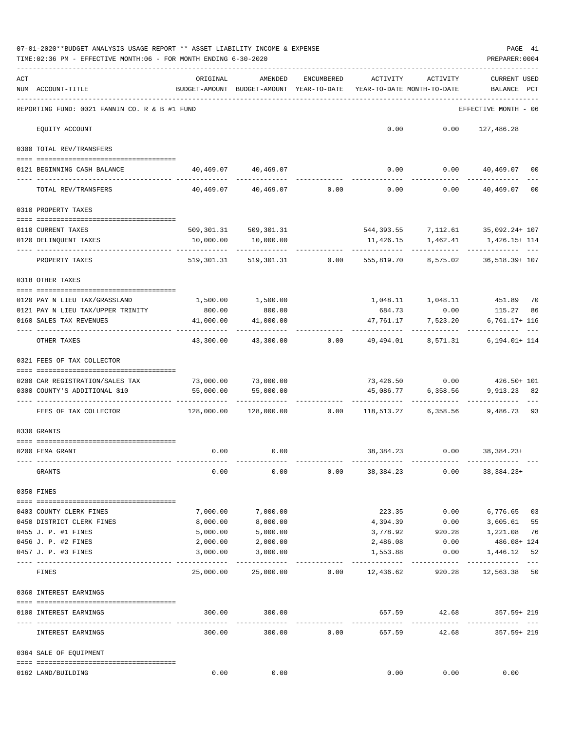07-01-2020**BUDGET ANALYSIS USAGE REPORT ** ASSET LIABILITY INCOME & EXPENSE

TIME:02:36 PM - EFFECTIVE MONTH:06 - FOR MONTH ENDING 6-30-2020

PREPARER:0004

REPORTING FUND: 0021 FANNIN CO. R & B #1 FUND — EFFECTIVE MONTH - 06

| ACT NUM | ACCOUNT-TITLE | ORIGINAL BUDGET-AMOUNT | AMENDED BUDGET-AMOUNT | ENCUMBERED YEAR-TO-DATE | ACTIVITY YEAR-TO-DATE | ACTIVITY MONTH-TO-DATE | CURRENT USED BALANCE | PCT |
|---|---|---|---|---|---|---|---|---|
| | EQUITY ACCOUNT | | | | 0.00 | 0.00 | 127,486.28 | |
| | **0300 TOTAL REV/TRANSFERS** | | | | | | | |
| 0121 | BEGINNING CASH BALANCE | 40,469.07 | 40,469.07 | | 0.00 | 0.00 | 40,469.07 | 00 |
| | TOTAL REV/TRANSFERS | 40,469.07 | 40,469.07 | 0.00 | 0.00 | 0.00 | 40,469.07 | 00 |
| | **0310 PROPERTY TAXES** | | | | | | | |
| 0110 | CURRENT TAXES | 509,301.31 | 509,301.31 | | 544,393.55 | 7,112.61 | 35,092.24+ | 107 |
| 0120 | DELINQUENT TAXES | 10,000.00 | 10,000.00 | | 11,426.15 | 1,462.41 | 1,426.15+ | 114 |
| | PROPERTY TAXES | 519,301.31 | 519,301.31 | 0.00 | 555,819.70 | 8,575.02 | 36,518.39+ | 107 |
| | **0318 OTHER TAXES** | | | | | | | |
| 0120 | PAY N LIEU TAX/GRASSLAND | 1,500.00 | 1,500.00 | | 1,048.11 | 1,048.11 | 451.89 | 70 |
| 0121 | PAY N LIEU TAX/UPPER TRINITY | 800.00 | 800.00 | | 684.73 | 0.00 | 115.27 | 86 |
| 0160 | SALES TAX REVENUES | 41,000.00 | 41,000.00 | | 47,761.17 | 7,523.20 | 6,761.17+ | 116 |
| | OTHER TAXES | 43,300.00 | 43,300.00 | 0.00 | 49,494.01 | 8,571.31 | 6,194.01+ | 114 |
| | **0321 FEES OF TAX COLLECTOR** | | | | | | | |
| 0200 | CAR REGISTRATION/SALES TAX | 73,000.00 | 73,000.00 | | 73,426.50 | 0.00 | 426.50+ | 101 |
| 0300 | COUNTY'S ADDITIONAL $10 | 55,000.00 | 55,000.00 | | 45,086.77 | 6,358.56 | 9,913.23 | 82 |
| | FEES OF TAX COLLECTOR | 128,000.00 | 128,000.00 | 0.00 | 118,513.27 | 6,358.56 | 9,486.73 | 93 |
| | **0330 GRANTS** | | | | | | | |
| 0200 | FEMA GRANT | 0.00 | 0.00 | | 38,384.23 | 0.00 | 38,384.23+ | |
| | GRANTS | 0.00 | 0.00 | 0.00 | 38,384.23 | 0.00 | 38,384.23+ | |
| | **0350 FINES** | | | | | | | |
| 0403 | COUNTY CLERK FINES | 7,000.00 | 7,000.00 | | 223.35 | 0.00 | 6,776.65 | 03 |
| 0450 | DISTRICT CLERK FINES | 8,000.00 | 8,000.00 | | 4,394.39 | 0.00 | 3,605.61 | 55 |
| 0455 | J. P. #1 FINES | 5,000.00 | 5,000.00 | | 3,778.92 | 920.28 | 1,221.08 | 76 |
| 0456 | J. P. #2 FINES | 2,000.00 | 2,000.00 | | 2,486.08 | 0.00 | 486.08+ | 124 |
| 0457 | J. P. #3 FINES | 3,000.00 | 3,000.00 | | 1,553.88 | 0.00 | 1,446.12 | 52 |
| | FINES | 25,000.00 | 25,000.00 | 0.00 | 12,436.62 | 920.28 | 12,563.38 | 50 |
| | **0360 INTEREST EARNINGS** | | | | | | | |
| 0100 | INTEREST EARNINGS | 300.00 | 300.00 | | 657.59 | 42.68 | 357.59+ | 219 |
| | INTEREST EARNINGS | 300.00 | 300.00 | 0.00 | 657.59 | 42.68 | 357.59+ | 219 |
| | **0364 SALE OF EQUIPMENT** | | | | | | | |
| 0162 | LAND/BUILDING | 0.00 | 0.00 | | 0.00 | 0.00 | 0.00 | |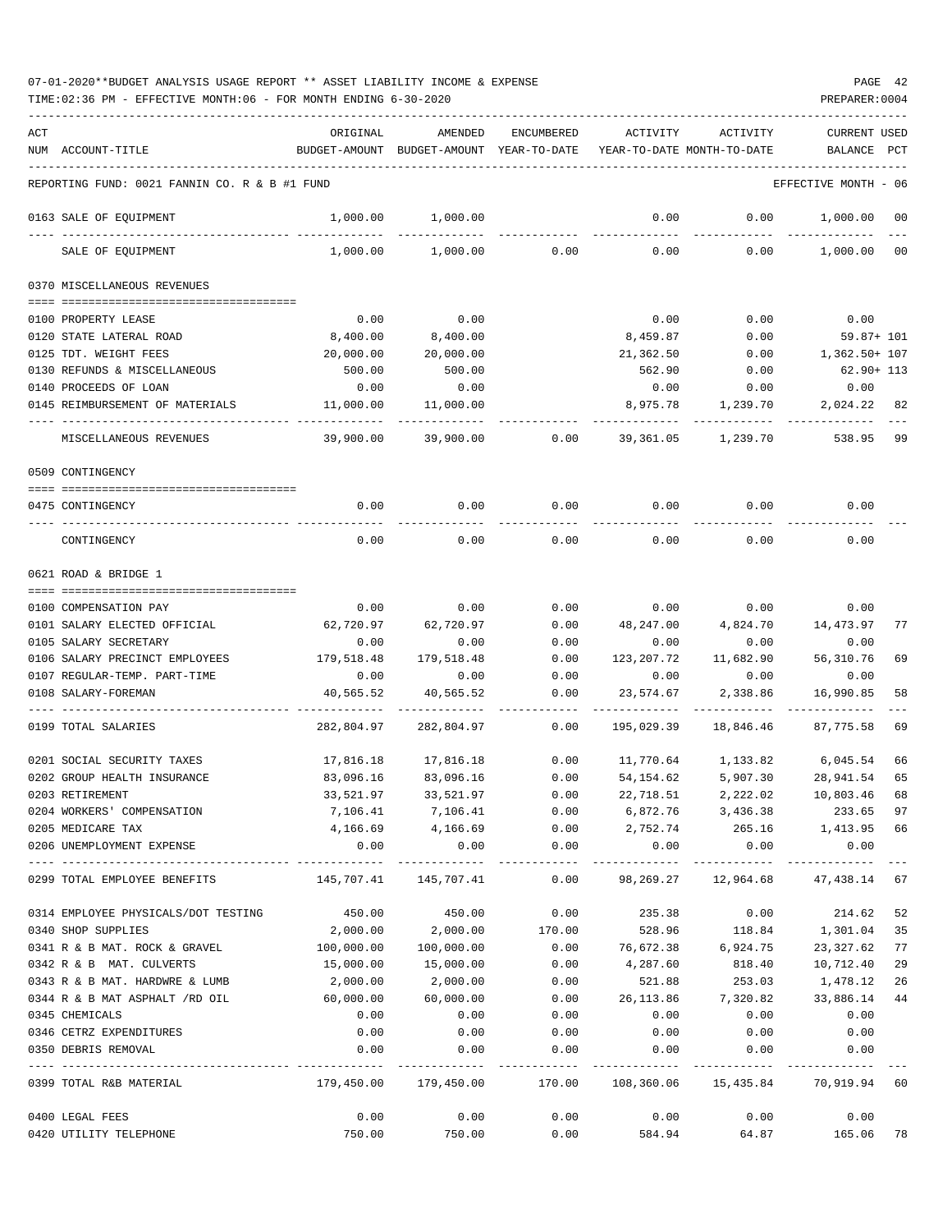07-01-2020**BUDGET ANALYSIS USAGE REPORT ** ASSET LIABILITY INCOME & EXPENSE

TIME:02:36 PM - EFFECTIVE MONTH:06 - FOR MONTH ENDING 6-30-2020

PREPARER:0004

REPORTING FUND: 0021 FANNIN CO. R & B #1 FUND — EFFECTIVE MONTH - 06

| ACT NUM | ACCOUNT-TITLE | ORIGINAL BUDGET-AMOUNT | AMENDED BUDGET-AMOUNT | ENCUMBERED YEAR-TO-DATE | ACTIVITY YEAR-TO-DATE | ACTIVITY MONTH-TO-DATE | CURRENT BALANCE | USED PCT |
|---|---|---|---|---|---|---|---|---|
| 0163 | SALE OF EQUIPMENT | 1,000.00 | 1,000.00 | | 0.00 | 0.00 | 1,000.00 | 00 |
| | SALE OF EQUIPMENT | 1,000.00 | 1,000.00 | 0.00 | 0.00 | 0.00 | 1,000.00 | 00 |
| | **0370 MISCELLANEOUS REVENUES** | | | | | | | |
| 0100 | PROPERTY LEASE | 0.00 | 0.00 | | 0.00 | 0.00 | 0.00 | |
| 0120 | STATE LATERAL ROAD | 8,400.00 | 8,400.00 | | 8,459.87 | 0.00 | 59.87+ | 101 |
| 0125 | TDT. WEIGHT FEES | 20,000.00 | 20,000.00 | | 21,362.50 | 0.00 | 1,362.50+ | 107 |
| 0130 | REFUNDS & MISCELLANEOUS | 500.00 | 500.00 | | 562.90 | 0.00 | 62.90+ | 113 |
| 0140 | PROCEEDS OF LOAN | 0.00 | 0.00 | | 0.00 | 0.00 | 0.00 | |
| 0145 | REIMBURSEMENT OF MATERIALS | 11,000.00 | 11,000.00 | | 8,975.78 | 1,239.70 | 2,024.22 | 82 |
| | MISCELLANEOUS REVENUES | 39,900.00 | 39,900.00 | 0.00 | 39,361.05 | 1,239.70 | 538.95 | 99 |
| | **0509 CONTINGENCY** | | | | | | | |
| 0475 | CONTINGENCY | 0.00 | 0.00 | 0.00 | 0.00 | 0.00 | 0.00 | |
| | CONTINGENCY | 0.00 | 0.00 | 0.00 | 0.00 | 0.00 | 0.00 | |
| | **0621 ROAD & BRIDGE 1** | | | | | | | |
| 0100 | COMPENSATION PAY | 0.00 | 0.00 | 0.00 | 0.00 | 0.00 | 0.00 | |
| 0101 | SALARY ELECTED OFFICIAL | 62,720.97 | 62,720.97 | 0.00 | 48,247.00 | 4,824.70 | 14,473.97 | 77 |
| 0105 | SALARY SECRETARY | 0.00 | 0.00 | 0.00 | 0.00 | 0.00 | 0.00 | |
| 0106 | SALARY PRECINCT EMPLOYEES | 179,518.48 | 179,518.48 | 0.00 | 123,207.72 | 11,682.90 | 56,310.76 | 69 |
| 0107 | REGULAR-TEMP. PART-TIME | 0.00 | 0.00 | 0.00 | 0.00 | 0.00 | 0.00 | |
| 0108 | SALARY-FOREMAN | 40,565.52 | 40,565.52 | 0.00 | 23,574.67 | 2,338.86 | 16,990.85 | 58 |
| 0199 | TOTAL SALARIES | 282,804.97 | 282,804.97 | 0.00 | 195,029.39 | 18,846.46 | 87,775.58 | 69 |
| 0201 | SOCIAL SECURITY TAXES | 17,816.18 | 17,816.18 | 0.00 | 11,770.64 | 1,133.82 | 6,045.54 | 66 |
| 0202 | GROUP HEALTH INSURANCE | 83,096.16 | 83,096.16 | 0.00 | 54,154.62 | 5,907.30 | 28,941.54 | 65 |
| 0203 | RETIREMENT | 33,521.97 | 33,521.97 | 0.00 | 22,718.51 | 2,222.02 | 10,803.46 | 68 |
| 0204 | WORKERS' COMPENSATION | 7,106.41 | 7,106.41 | 0.00 | 6,872.76 | 3,436.38 | 233.65 | 97 |
| 0205 | MEDICARE TAX | 4,166.69 | 4,166.69 | 0.00 | 2,752.74 | 265.16 | 1,413.95 | 66 |
| 0206 | UNEMPLOYMENT EXPENSE | 0.00 | 0.00 | 0.00 | 0.00 | 0.00 | 0.00 | |
| 0299 | TOTAL EMPLOYEE BENEFITS | 145,707.41 | 145,707.41 | 0.00 | 98,269.27 | 12,964.68 | 47,438.14 | 67 |
| 0314 | EMPLOYEE PHYSICALS/DOT TESTING | 450.00 | 450.00 | 0.00 | 235.38 | 0.00 | 214.62 | 52 |
| 0340 | SHOP SUPPLIES | 2,000.00 | 2,000.00 | 170.00 | 528.96 | 118.84 | 1,301.04 | 35 |
| 0341 | R & B MAT. ROCK & GRAVEL | 100,000.00 | 100,000.00 | 0.00 | 76,672.38 | 6,924.75 | 23,327.62 | 77 |
| 0342 | R & B MAT. CULVERTS | 15,000.00 | 15,000.00 | 0.00 | 4,287.60 | 818.40 | 10,712.40 | 29 |
| 0343 | R & B MAT. HARDWRE & LUMB | 2,000.00 | 2,000.00 | 0.00 | 521.88 | 253.03 | 1,478.12 | 26 |
| 0344 | R & B MAT ASPHALT /RD OIL | 60,000.00 | 60,000.00 | 0.00 | 26,113.86 | 7,320.82 | 33,886.14 | 44 |
| 0345 | CHEMICALS | 0.00 | 0.00 | 0.00 | 0.00 | 0.00 | 0.00 | |
| 0346 | CETRZ EXPENDITURES | 0.00 | 0.00 | 0.00 | 0.00 | 0.00 | 0.00 | |
| 0350 | DEBRIS REMOVAL | 0.00 | 0.00 | 0.00 | 0.00 | 0.00 | 0.00 | |
| 0399 | TOTAL R&B MATERIAL | 179,450.00 | 179,450.00 | 170.00 | 108,360.06 | 15,435.84 | 70,919.94 | 60 |
| 0400 | LEGAL FEES | 0.00 | 0.00 | 0.00 | 0.00 | 0.00 | 0.00 | |
| 0420 | UTILITY TELEPHONE | 750.00 | 750.00 | 0.00 | 584.94 | 64.87 | 165.06 | 78 |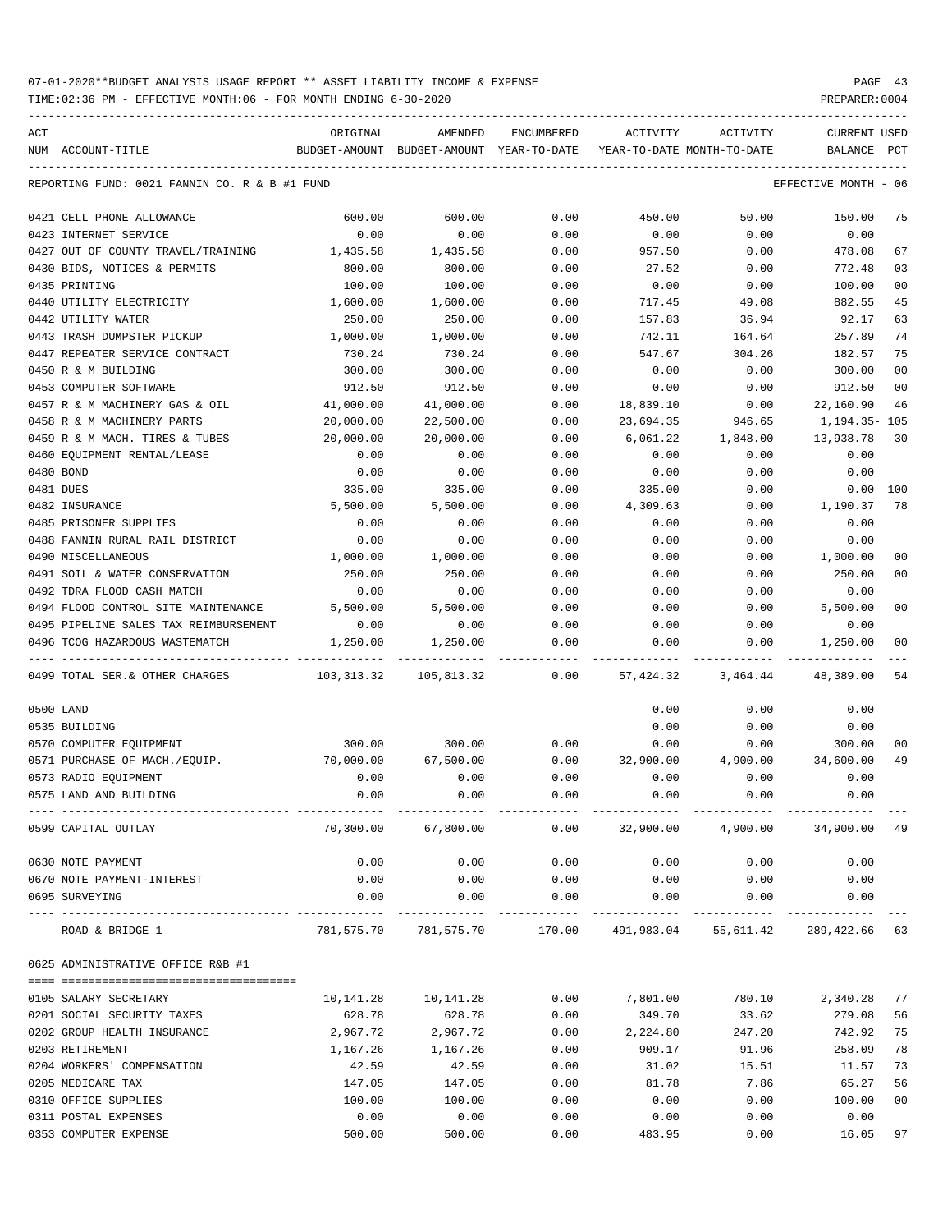07-01-2020**BUDGET ANALYSIS USAGE REPORT ** ASSET LIABILITY INCOME & EXPENSE

TIME:02:36 PM - EFFECTIVE MONTH:06 - FOR MONTH ENDING 6-30-2020

PREPARER:0004

REPORTING FUND: 0021 FANNIN CO. R & B #1 FUND — EFFECTIVE MONTH - 06

| ACT NUM | ACCOUNT-TITLE | ORIGINAL BUDGET-AMOUNT | AMENDED BUDGET-AMOUNT | ENCUMBERED YEAR-TO-DATE | ACTIVITY YEAR-TO-DATE | ACTIVITY MONTH-TO-DATE | CURRENT BALANCE | USED PCT |
|---|---|---|---|---|---|---|---|---|
| 0421 | CELL PHONE ALLOWANCE | 600.00 | 600.00 | 0.00 | 450.00 | 50.00 | 150.00 | 75 |
| 0423 | INTERNET SERVICE | 0.00 | 0.00 | 0.00 | 0.00 | 0.00 | 0.00 | |
| 0427 | OUT OF COUNTY TRAVEL/TRAINING | 1,435.58 | 1,435.58 | 0.00 | 957.50 | 0.00 | 478.08 | 67 |
| 0430 | BIDS, NOTICES & PERMITS | 800.00 | 800.00 | 0.00 | 27.52 | 0.00 | 772.48 | 03 |
| 0435 | PRINTING | 100.00 | 100.00 | 0.00 | 0.00 | 0.00 | 100.00 | 00 |
| 0440 | UTILITY ELECTRICITY | 1,600.00 | 1,600.00 | 0.00 | 717.45 | 49.08 | 882.55 | 45 |
| 0442 | UTILITY WATER | 250.00 | 250.00 | 0.00 | 157.83 | 36.94 | 92.17 | 63 |
| 0443 | TRASH DUMPSTER PICKUP | 1,000.00 | 1,000.00 | 0.00 | 742.11 | 164.64 | 257.89 | 74 |
| 0447 | REPEATER SERVICE CONTRACT | 730.24 | 730.24 | 0.00 | 547.67 | 304.26 | 182.57 | 75 |
| 0450 | R & M BUILDING | 300.00 | 300.00 | 0.00 | 0.00 | 0.00 | 300.00 | 00 |
| 0453 | COMPUTER SOFTWARE | 912.50 | 912.50 | 0.00 | 0.00 | 0.00 | 912.50 | 00 |
| 0457 | R & M MACHINERY GAS & OIL | 41,000.00 | 41,000.00 | 0.00 | 18,839.10 | 0.00 | 22,160.90 | 46 |
| 0458 | R & M MACHINERY PARTS | 20,000.00 | 22,500.00 | 0.00 | 23,694.35 | 946.65 | 1,194.35- | 105 |
| 0459 | R & M MACH. TIRES & TUBES | 20,000.00 | 20,000.00 | 0.00 | 6,061.22 | 1,848.00 | 13,938.78 | 30 |
| 0460 | EQUIPMENT RENTAL/LEASE | 0.00 | 0.00 | 0.00 | 0.00 | 0.00 | 0.00 | |
| 0480 | BOND | 0.00 | 0.00 | 0.00 | 0.00 | 0.00 | 0.00 | |
| 0481 | DUES | 335.00 | 335.00 | 0.00 | 335.00 | 0.00 | 0.00 | 100 |
| 0482 | INSURANCE | 5,500.00 | 5,500.00 | 0.00 | 4,309.63 | 0.00 | 1,190.37 | 78 |
| 0485 | PRISONER SUPPLIES | 0.00 | 0.00 | 0.00 | 0.00 | 0.00 | 0.00 | |
| 0488 | FANNIN RURAL RAIL DISTRICT | 0.00 | 0.00 | 0.00 | 0.00 | 0.00 | 0.00 | |
| 0490 | MISCELLANEOUS | 1,000.00 | 1,000.00 | 0.00 | 0.00 | 0.00 | 1,000.00 | 00 |
| 0491 | SOIL & WATER CONSERVATION | 250.00 | 250.00 | 0.00 | 0.00 | 0.00 | 250.00 | 00 |
| 0492 | TDRA FLOOD CASH MATCH | 0.00 | 0.00 | 0.00 | 0.00 | 0.00 | 0.00 | |
| 0494 | FLOOD CONTROL SITE MAINTENANCE | 5,500.00 | 5,500.00 | 0.00 | 0.00 | 0.00 | 5,500.00 | 00 |
| 0495 | PIPELINE SALES TAX REIMBURSEMENT | 0.00 | 0.00 | 0.00 | 0.00 | 0.00 | 0.00 | |
| 0496 | TCOG HAZARDOUS WASTEMATCH | 1,250.00 | 1,250.00 | 0.00 | 0.00 | 0.00 | 1,250.00 | 00 |
| 0499 | TOTAL SER.& OTHER CHARGES | 103,313.32 | 105,813.32 | 0.00 | 57,424.32 | 3,464.44 | 48,389.00 | 54 |
| 0500 | LAND | | | | 0.00 | 0.00 | 0.00 | |
| 0535 | BUILDING | | | | 0.00 | 0.00 | 0.00 | |
| 0570 | COMPUTER EQUIPMENT | 300.00 | 300.00 | 0.00 | 0.00 | 0.00 | 300.00 | 00 |
| 0571 | PURCHASE OF MACH./EQUIP. | 70,000.00 | 67,500.00 | 0.00 | 32,900.00 | 4,900.00 | 34,600.00 | 49 |
| 0573 | RADIO EQUIPMENT | 0.00 | 0.00 | 0.00 | 0.00 | 0.00 | 0.00 | |
| 0575 | LAND AND BUILDING | 0.00 | 0.00 | 0.00 | 0.00 | 0.00 | 0.00 | |
| 0599 | CAPITAL OUTLAY | 70,300.00 | 67,800.00 | 0.00 | 32,900.00 | 4,900.00 | 34,900.00 | 49 |
| 0630 | NOTE PAYMENT | 0.00 | 0.00 | 0.00 | 0.00 | 0.00 | 0.00 | |
| 0670 | NOTE PAYMENT-INTEREST | 0.00 | 0.00 | 0.00 | 0.00 | 0.00 | 0.00 | |
| 0695 | SURVEYING | 0.00 | 0.00 | 0.00 | 0.00 | 0.00 | 0.00 | |
| | ROAD & BRIDGE 1 | 781,575.70 | 781,575.70 | 170.00 | 491,983.04 | 55,611.42 | 289,422.66 | 63 |

0625 ADMINISTRATIVE OFFICE R&B #1

| ACT NUM | ACCOUNT-TITLE | ORIGINAL BUDGET-AMOUNT | AMENDED BUDGET-AMOUNT | ENCUMBERED YEAR-TO-DATE | ACTIVITY YEAR-TO-DATE | ACTIVITY MONTH-TO-DATE | CURRENT BALANCE | USED PCT |
|---|---|---|---|---|---|---|---|---|
| 0105 | SALARY SECRETARY | 10,141.28 | 10,141.28 | 0.00 | 7,801.00 | 780.10 | 2,340.28 | 77 |
| 0201 | SOCIAL SECURITY TAXES | 628.78 | 628.78 | 0.00 | 349.70 | 33.62 | 279.08 | 56 |
| 0202 | GROUP HEALTH INSURANCE | 2,967.72 | 2,967.72 | 0.00 | 2,224.80 | 247.20 | 742.92 | 75 |
| 0203 | RETIREMENT | 1,167.26 | 1,167.26 | 0.00 | 909.17 | 91.96 | 258.09 | 78 |
| 0204 | WORKERS' COMPENSATION | 42.59 | 42.59 | 0.00 | 31.02 | 15.51 | 11.57 | 73 |
| 0205 | MEDICARE TAX | 147.05 | 147.05 | 0.00 | 81.78 | 7.86 | 65.27 | 56 |
| 0310 | OFFICE SUPPLIES | 100.00 | 100.00 | 0.00 | 0.00 | 0.00 | 100.00 | 00 |
| 0311 | POSTAL EXPENSES | 0.00 | 0.00 | 0.00 | 0.00 | 0.00 | 0.00 | |
| 0353 | COMPUTER EXPENSE | 500.00 | 500.00 | 0.00 | 483.95 | 0.00 | 16.05 | 97 |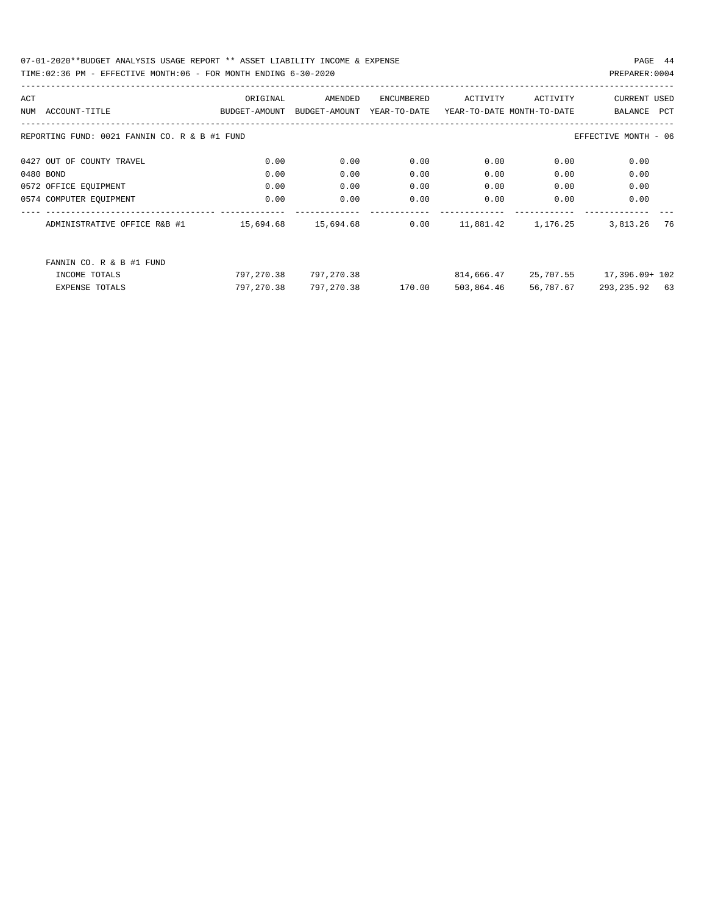REPORTING FUND: 0021 FANNIN CO. R & B #1 FUND — EFFECTIVE MONTH - 06

| ACT NUM | ACCOUNT-TITLE | ORIGINAL BUDGET-AMOUNT | AMENDED BUDGET-AMOUNT | ENCUMBERED YEAR-TO-DATE | ACTIVITY YEAR-TO-DATE | ACTIVITY MONTH-TO-DATE | CURRENT BALANCE | USED PCT |
|---|---|---|---|---|---|---|---|---|
| 0427 | OUT OF COUNTY TRAVEL | 0.00 | 0.00 | 0.00 | 0.00 | 0.00 | 0.00 | |
| 0480 | BOND | 0.00 | 0.00 | 0.00 | 0.00 | 0.00 | 0.00 | |
| 0572 | OFFICE EQUIPMENT | 0.00 | 0.00 | 0.00 | 0.00 | 0.00 | 0.00 | |
| 0574 | COMPUTER EQUIPMENT | 0.00 | 0.00 | 0.00 | 0.00 | 0.00 | 0.00 | |
| | ADMINISTRATIVE OFFICE R&B #1 | 15,694.68 | 15,694.68 | 0.00 | 11,881.42 | 1,176.25 | 3,813.26 | 76 |
| | FANNIN CO. R & B #1 FUND | | | | | | | |
| | INCOME TOTALS | 797,270.38 | 797,270.38 | | 814,666.47 | 25,707.55 | 17,396.09+ | 102 |
| | EXPENSE TOTALS | 797,270.38 | 797,270.38 | 170.00 | 503,864.46 | 56,787.67 | 293,235.92 | 63 |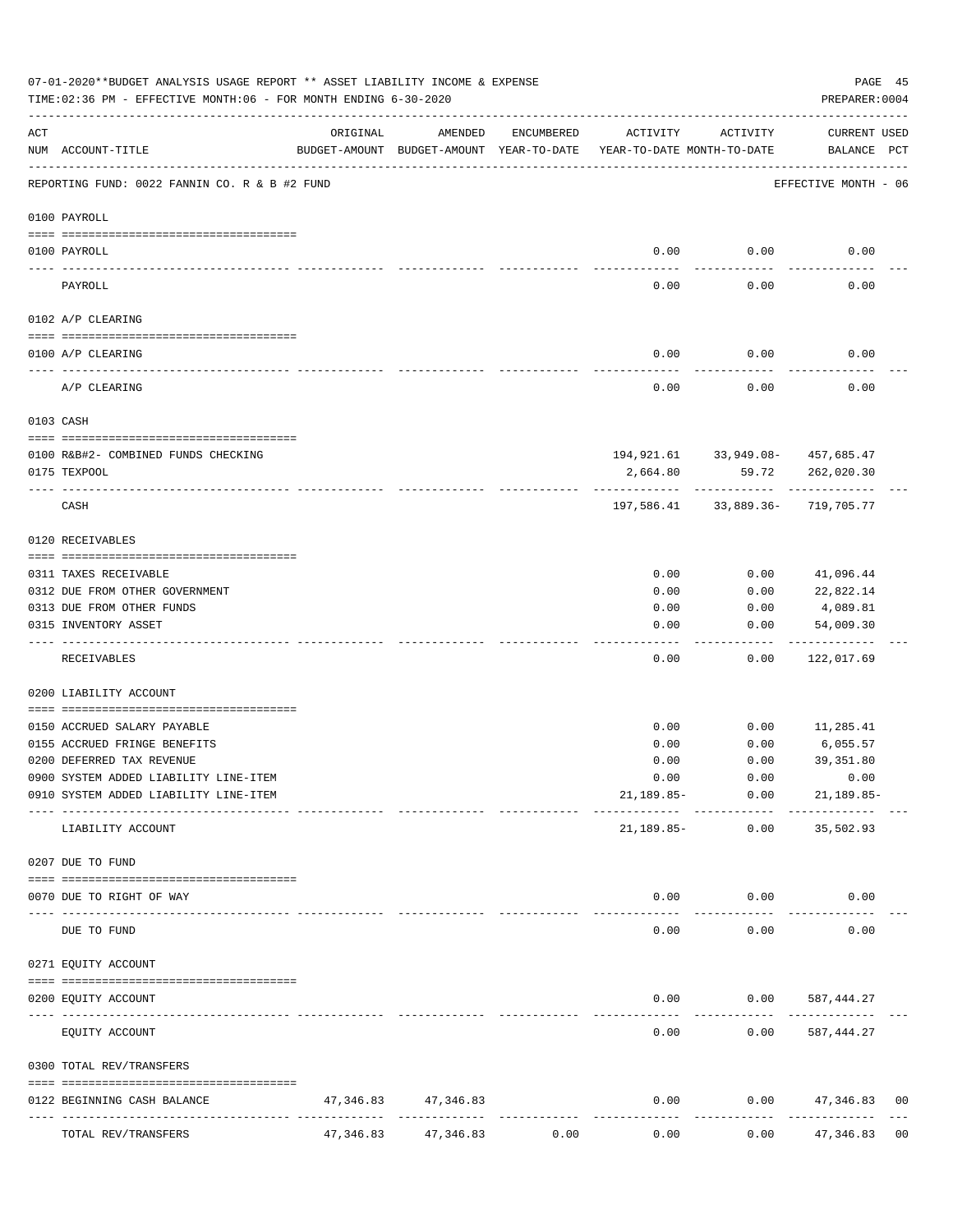07-01-2020**BUDGET ANALYSIS USAGE REPORT ** ASSET LIABILITY INCOME & EXPENSE

TIME:02:36 PM - EFFECTIVE MONTH:06 - FOR MONTH ENDING 6-30-2020

PREPARER:0004

| ACT NUM | ACCOUNT-TITLE | ORIGINAL BUDGET-AMOUNT | AMENDED BUDGET-AMOUNT | ENCUMBERED YEAR-TO-DATE | ACTIVITY YEAR-TO-DATE | ACTIVITY MONTH-TO-DATE | CURRENT BALANCE | USED PCT |
|---|---|---|---|---|---|---|---|---|

REPORTING FUND: 0022 FANNIN CO. R & B #2 FUND — EFFECTIVE MONTH - 06

| ACT NUM | ACCOUNT-TITLE | ORIGINAL BUDGET-AMOUNT | AMENDED BUDGET-AMOUNT | ENCUMBERED YEAR-TO-DATE | ACTIVITY YEAR-TO-DATE | ACTIVITY MONTH-TO-DATE | CURRENT BALANCE | USED PCT |
|---|---|---|---|---|---|---|---|---|
| **0100 PAYROLL** | | | | | | | | |
| 0100 | PAYROLL | | | | 0.00 | 0.00 | 0.00 | |
| | PAYROLL | | | | 0.00 | 0.00 | 0.00 | |
| **0102 A/P CLEARING** | | | | | | | | |
| 0100 | A/P CLEARING | | | | 0.00 | 0.00 | 0.00 | |
| | A/P CLEARING | | | | 0.00 | 0.00 | 0.00 | |
| **0103 CASH** | | | | | | | | |
| 0100 | R&B#2- COMBINED FUNDS CHECKING | | | | 194,921.61 | 33,949.08- | 457,685.47 | |
| 0175 | TEXPOOL | | | | 2,664.80 | 59.72 | 262,020.30 | |
| | CASH | | | | 197,586.41 | 33,889.36- | 719,705.77 | |
| **0120 RECEIVABLES** | | | | | | | | |
| 0311 | TAXES RECEIVABLE | | | | 0.00 | 0.00 | 41,096.44 | |
| 0312 | DUE FROM OTHER GOVERNMENT | | | | 0.00 | 0.00 | 22,822.14 | |
| 0313 | DUE FROM OTHER FUNDS | | | | 0.00 | 0.00 | 4,089.81 | |
| 0315 | INVENTORY ASSET | | | | 0.00 | 0.00 | 54,009.30 | |
| | RECEIVABLES | | | | 0.00 | 0.00 | 122,017.69 | |
| **0200 LIABILITY ACCOUNT** | | | | | | | | |
| 0150 | ACCRUED SALARY PAYABLE | | | | 0.00 | 0.00 | 11,285.41 | |
| 0155 | ACCRUED FRINGE BENEFITS | | | | 0.00 | 0.00 | 6,055.57 | |
| 0200 | DEFERRED TAX REVENUE | | | | 0.00 | 0.00 | 39,351.80 | |
| 0900 | SYSTEM ADDED LIABILITY LINE-ITEM | | | | 0.00 | 0.00 | 0.00 | |
| 0910 | SYSTEM ADDED LIABILITY LINE-ITEM | | | | 21,189.85- | 0.00 | 21,189.85- | |
| | LIABILITY ACCOUNT | | | | 21,189.85- | 0.00 | 35,502.93 | |
| **0207 DUE TO FUND** | | | | | | | | |
| 0070 | DUE TO RIGHT OF WAY | | | | 0.00 | 0.00 | 0.00 | |
| | DUE TO FUND | | | | 0.00 | 0.00 | 0.00 | |
| **0271 EQUITY ACCOUNT** | | | | | | | | |
| 0200 | EQUITY ACCOUNT | | | | 0.00 | 0.00 | 587,444.27 | |
| | EQUITY ACCOUNT | | | | 0.00 | 0.00 | 587,444.27 | |
| **0300 TOTAL REV/TRANSFERS** | | | | | | | | |
| 0122 | BEGINNING CASH BALANCE | 47,346.83 | 47,346.83 | | 0.00 | 0.00 | 47,346.83 | 00 |
| | TOTAL REV/TRANSFERS | 47,346.83 | 47,346.83 | 0.00 | 0.00 | 0.00 | 47,346.83 | 00 |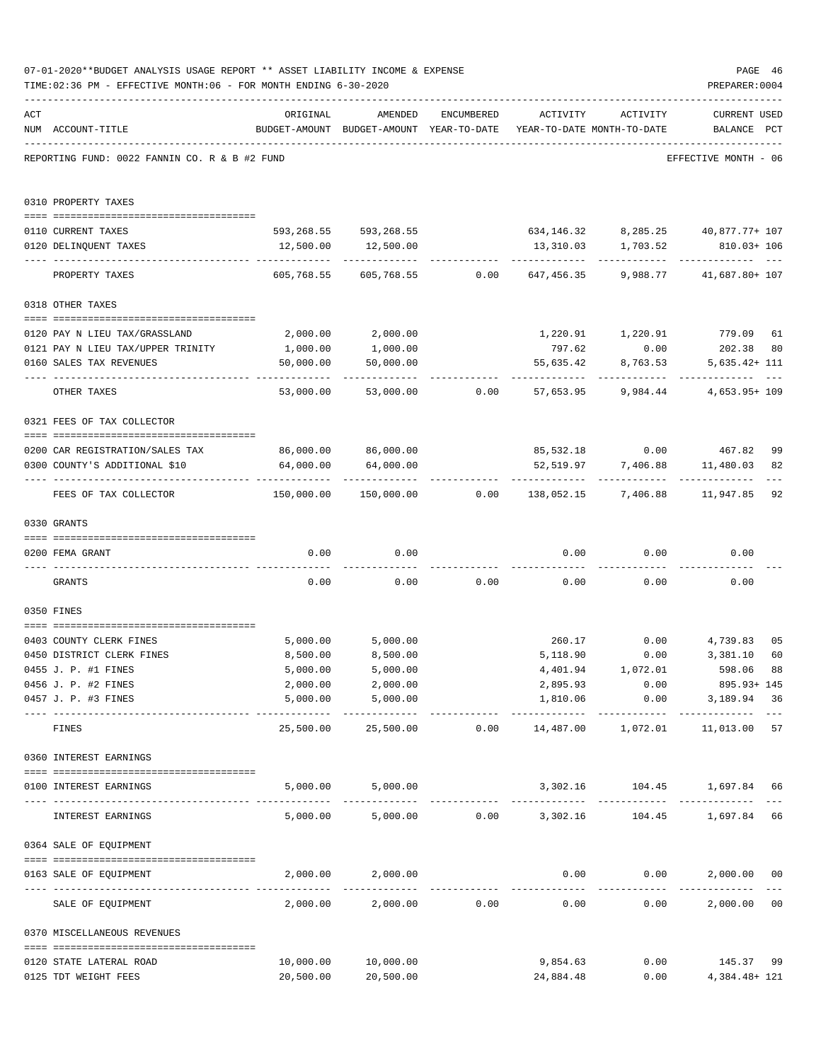07-01-2020**BUDGET ANALYSIS USAGE REPORT ** ASSET LIABILITY INCOME & EXPENSE

TIME:02:36 PM - EFFECTIVE MONTH:06 - FOR MONTH ENDING 6-30-2020

PREPARER:0004

REPORTING FUND: 0022 FANNIN CO. R & B #2 FUND — EFFECTIVE MONTH - 06

| ACT NUM | ACCOUNT-TITLE | ORIGINAL BUDGET-AMOUNT | AMENDED BUDGET-AMOUNT | ENCUMBERED YEAR-TO-DATE | ACTIVITY YEAR-TO-DATE | ACTIVITY MONTH-TO-DATE | CURRENT BALANCE | USED PCT |
|---|---|---|---|---|---|---|---|---|
| **0310** | **PROPERTY TAXES** | | | | | | | |
| 0110 | CURRENT TAXES | 593,268.55 | 593,268.55 | | 634,146.32 | 8,285.25 | 40,877.77+ | 107 |
| 0120 | DELINQUENT TAXES | 12,500.00 | 12,500.00 | | 13,310.03 | 1,703.52 | 810.03+ | 106 |
| | PROPERTY TAXES | 605,768.55 | 605,768.55 | 0.00 | 647,456.35 | 9,988.77 | 41,687.80+ | 107 |
| **0318** | **OTHER TAXES** | | | | | | | |
| 0120 | PAY N LIEU TAX/GRASSLAND | 2,000.00 | 2,000.00 | | 1,220.91 | 1,220.91 | 779.09 | 61 |
| 0121 | PAY N LIEU TAX/UPPER TRINITY | 1,000.00 | 1,000.00 | | 797.62 | 0.00 | 202.38 | 80 |
| 0160 | SALES TAX REVENUES | 50,000.00 | 50,000.00 | | 55,635.42 | 8,763.53 | 5,635.42+ | 111 |
| | OTHER TAXES | 53,000.00 | 53,000.00 | 0.00 | 57,653.95 | 9,984.44 | 4,653.95+ | 109 |
| **0321** | **FEES OF TAX COLLECTOR** | | | | | | | |
| 0200 | CAR REGISTRATION/SALES TAX | 86,000.00 | 86,000.00 | | 85,532.18 | 0.00 | 467.82 | 99 |
| 0300 | COUNTY'S ADDITIONAL $10 | 64,000.00 | 64,000.00 | | 52,519.97 | 7,406.88 | 11,480.03 | 82 |
| | FEES OF TAX COLLECTOR | 150,000.00 | 150,000.00 | 0.00 | 138,052.15 | 7,406.88 | 11,947.85 | 92 |
| **0330** | **GRANTS** | | | | | | | |
| 0200 | FEMA GRANT | 0.00 | 0.00 | | 0.00 | 0.00 | 0.00 | |
| | GRANTS | 0.00 | 0.00 | 0.00 | 0.00 | 0.00 | 0.00 | |
| **0350** | **FINES** | | | | | | | |
| 0403 | COUNTY CLERK FINES | 5,000.00 | 5,000.00 | | 260.17 | 0.00 | 4,739.83 | 05 |
| 0450 | DISTRICT CLERK FINES | 8,500.00 | 8,500.00 | | 5,118.90 | 0.00 | 3,381.10 | 60 |
| 0455 | J. P. #1 FINES | 5,000.00 | 5,000.00 | | 4,401.94 | 1,072.01 | 598.06 | 88 |
| 0456 | J. P. #2 FINES | 2,000.00 | 2,000.00 | | 2,895.93 | 0.00 | 895.93+ | 145 |
| 0457 | J. P. #3 FINES | 5,000.00 | 5,000.00 | | 1,810.06 | 0.00 | 3,189.94 | 36 |
| | FINES | 25,500.00 | 25,500.00 | 0.00 | 14,487.00 | 1,072.01 | 11,013.00 | 57 |
| **0360** | **INTEREST EARNINGS** | | | | | | | |
| 0100 | INTEREST EARNINGS | 5,000.00 | 5,000.00 | | 3,302.16 | 104.45 | 1,697.84 | 66 |
| | INTEREST EARNINGS | 5,000.00 | 5,000.00 | 0.00 | 3,302.16 | 104.45 | 1,697.84 | 66 |
| **0364** | **SALE OF EQUIPMENT** | | | | | | | |
| 0163 | SALE OF EQUIPMENT | 2,000.00 | 2,000.00 | | 0.00 | 0.00 | 2,000.00 | 00 |
| | SALE OF EQUIPMENT | 2,000.00 | 2,000.00 | 0.00 | 0.00 | 0.00 | 2,000.00 | 00 |
| **0370** | **MISCELLANEOUS REVENUES** | | | | | | | |
| 0120 | STATE LATERAL ROAD | 10,000.00 | 10,000.00 | | 9,854.63 | 0.00 | 145.37 | 99 |
| 0125 | TDT WEIGHT FEES | 20,500.00 | 20,500.00 | | 24,884.48 | 0.00 | 4,384.48+ | 121 |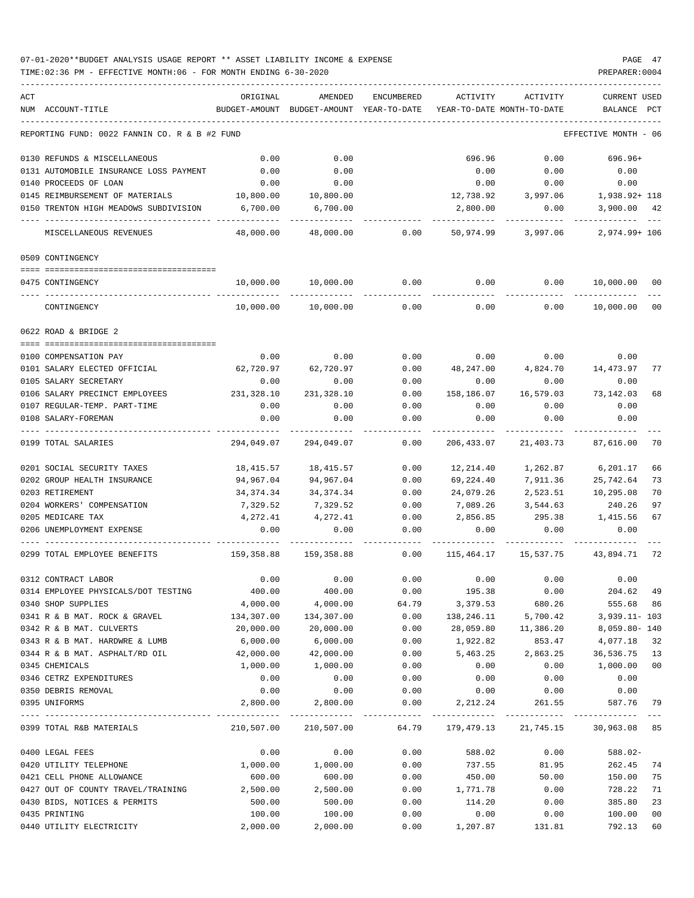07-01-2020**BUDGET ANALYSIS USAGE REPORT ** ASSET LIABILITY INCOME & EXPENSE

TIME:02:36 PM - EFFECTIVE MONTH:06 - FOR MONTH ENDING 6-30-2020

PREPARER:0004

| ACT NUM | ACCOUNT-TITLE | ORIGINAL BUDGET-AMOUNT | AMENDED BUDGET-AMOUNT | ENCUMBERED YEAR-TO-DATE | ACTIVITY YEAR-TO-DATE | ACTIVITY MONTH-TO-DATE | CURRENT USED BALANCE | PCT |
|---|---|---|---|---|---|---|---|---|
| | REPORTING FUND: 0022 FANNIN CO. R & B #2 FUND | | | | | | EFFECTIVE MONTH - 06 | |
| 0130 | REFUNDS & MISCELLANEOUS | 0.00 | 0.00 | | 696.96 | 0.00 | 696.96+ | |
| 0131 | AUTOMOBILE INSURANCE LOSS PAYMENT | 0.00 | 0.00 | | 0.00 | 0.00 | 0.00 | |
| 0140 | PROCEEDS OF LOAN | 0.00 | 0.00 | | 0.00 | 0.00 | 0.00 | |
| 0145 | REIMBURSEMENT OF MATERIALS | 10,800.00 | 10,800.00 | | 12,738.92 | 3,997.06 | 1,938.92+ | 118 |
| 0150 | TRENTON HIGH MEADOWS SUBDIVISION | 6,700.00 | 6,700.00 | | 2,800.00 | 0.00 | 3,900.00 | 42 |
| | MISCELLANEOUS REVENUES | 48,000.00 | 48,000.00 | 0.00 | 50,974.99 | 3,997.06 | 2,974.99+ | 106 |
| | 0509 CONTINGENCY | | | | | | | |
| 0475 | CONTINGENCY | 10,000.00 | 10,000.00 | 0.00 | 0.00 | 0.00 | 10,000.00 | 00 |
| | CONTINGENCY | 10,000.00 | 10,000.00 | 0.00 | 0.00 | 0.00 | 10,000.00 | 00 |
| | 0622 ROAD & BRIDGE 2 | | | | | | | |
| 0100 | COMPENSATION PAY | 0.00 | 0.00 | 0.00 | 0.00 | 0.00 | 0.00 | |
| 0101 | SALARY ELECTED OFFICIAL | 62,720.97 | 62,720.97 | 0.00 | 48,247.00 | 4,824.70 | 14,473.97 | 77 |
| 0105 | SALARY SECRETARY | 0.00 | 0.00 | 0.00 | 0.00 | 0.00 | 0.00 | |
| 0106 | SALARY PRECINCT EMPLOYEES | 231,328.10 | 231,328.10 | 0.00 | 158,186.07 | 16,579.03 | 73,142.03 | 68 |
| 0107 | REGULAR-TEMP. PART-TIME | 0.00 | 0.00 | 0.00 | 0.00 | 0.00 | 0.00 | |
| 0108 | SALARY-FOREMAN | 0.00 | 0.00 | 0.00 | 0.00 | 0.00 | 0.00 | |
| 0199 | TOTAL SALARIES | 294,049.07 | 294,049.07 | 0.00 | 206,433.07 | 21,403.73 | 87,616.00 | 70 |
| 0201 | SOCIAL SECURITY TAXES | 18,415.57 | 18,415.57 | 0.00 | 12,214.40 | 1,262.87 | 6,201.17 | 66 |
| 0202 | GROUP HEALTH INSURANCE | 94,967.04 | 94,967.04 | 0.00 | 69,224.40 | 7,911.36 | 25,742.64 | 73 |
| 0203 | RETIREMENT | 34,374.34 | 34,374.34 | 0.00 | 24,079.26 | 2,523.51 | 10,295.08 | 70 |
| 0204 | WORKERS' COMPENSATION | 7,329.52 | 7,329.52 | 0.00 | 7,089.26 | 3,544.63 | 240.26 | 97 |
| 0205 | MEDICARE TAX | 4,272.41 | 4,272.41 | 0.00 | 2,856.85 | 295.38 | 1,415.56 | 67 |
| 0206 | UNEMPLOYMENT EXPENSE | 0.00 | 0.00 | 0.00 | 0.00 | 0.00 | 0.00 | |
| 0299 | TOTAL EMPLOYEE BENEFITS | 159,358.88 | 159,358.88 | 0.00 | 115,464.17 | 15,537.75 | 43,894.71 | 72 |
| 0312 | CONTRACT LABOR | 0.00 | 0.00 | 0.00 | 0.00 | 0.00 | 0.00 | |
| 0314 | EMPLOYEE PHYSICALS/DOT TESTING | 400.00 | 400.00 | 0.00 | 195.38 | 0.00 | 204.62 | 49 |
| 0340 | SHOP SUPPLIES | 4,000.00 | 4,000.00 | 64.79 | 3,379.53 | 680.26 | 555.68 | 86 |
| 0341 | R & B MAT. ROCK & GRAVEL | 134,307.00 | 134,307.00 | 0.00 | 138,246.11 | 5,700.42 | 3,939.11- | 103 |
| 0342 | R & B MAT. CULVERTS | 20,000.00 | 20,000.00 | 0.00 | 28,059.80 | 11,386.20 | 8,059.80- | 140 |
| 0343 | R & B MAT. HARDWRE & LUMB | 6,000.00 | 6,000.00 | 0.00 | 1,922.82 | 853.47 | 4,077.18 | 32 |
| 0344 | R & B MAT. ASPHALT/RD OIL | 42,000.00 | 42,000.00 | 0.00 | 5,463.25 | 2,863.25 | 36,536.75 | 13 |
| 0345 | CHEMICALS | 1,000.00 | 1,000.00 | 0.00 | 0.00 | 0.00 | 1,000.00 | 00 |
| 0346 | CETRZ EXPENDITURES | 0.00 | 0.00 | 0.00 | 0.00 | 0.00 | 0.00 | |
| 0350 | DEBRIS REMOVAL | 0.00 | 0.00 | 0.00 | 0.00 | 0.00 | 0.00 | |
| 0395 | UNIFORMS | 2,800.00 | 2,800.00 | 0.00 | 2,212.24 | 261.55 | 587.76 | 79 |
| 0399 | TOTAL R&B MATERIALS | 210,507.00 | 210,507.00 | 64.79 | 179,479.13 | 21,745.15 | 30,963.08 | 85 |
| 0400 | LEGAL FEES | 0.00 | 0.00 | 0.00 | 588.02 | 0.00 | 588.02- | |
| 0420 | UTILITY TELEPHONE | 1,000.00 | 1,000.00 | 0.00 | 737.55 | 81.95 | 262.45 | 74 |
| 0421 | CELL PHONE ALLOWANCE | 600.00 | 600.00 | 0.00 | 450.00 | 50.00 | 150.00 | 75 |
| 0427 | OUT OF COUNTY TRAVEL/TRAINING | 2,500.00 | 2,500.00 | 0.00 | 1,771.78 | 0.00 | 728.22 | 71 |
| 0430 | BIDS, NOTICES & PERMITS | 500.00 | 500.00 | 0.00 | 114.20 | 0.00 | 385.80 | 23 |
| 0435 | PRINTING | 100.00 | 100.00 | 0.00 | 0.00 | 0.00 | 100.00 | 00 |
| 0440 | UTILITY ELECTRICITY | 2,000.00 | 2,000.00 | 0.00 | 1,207.87 | 131.81 | 792.13 | 60 |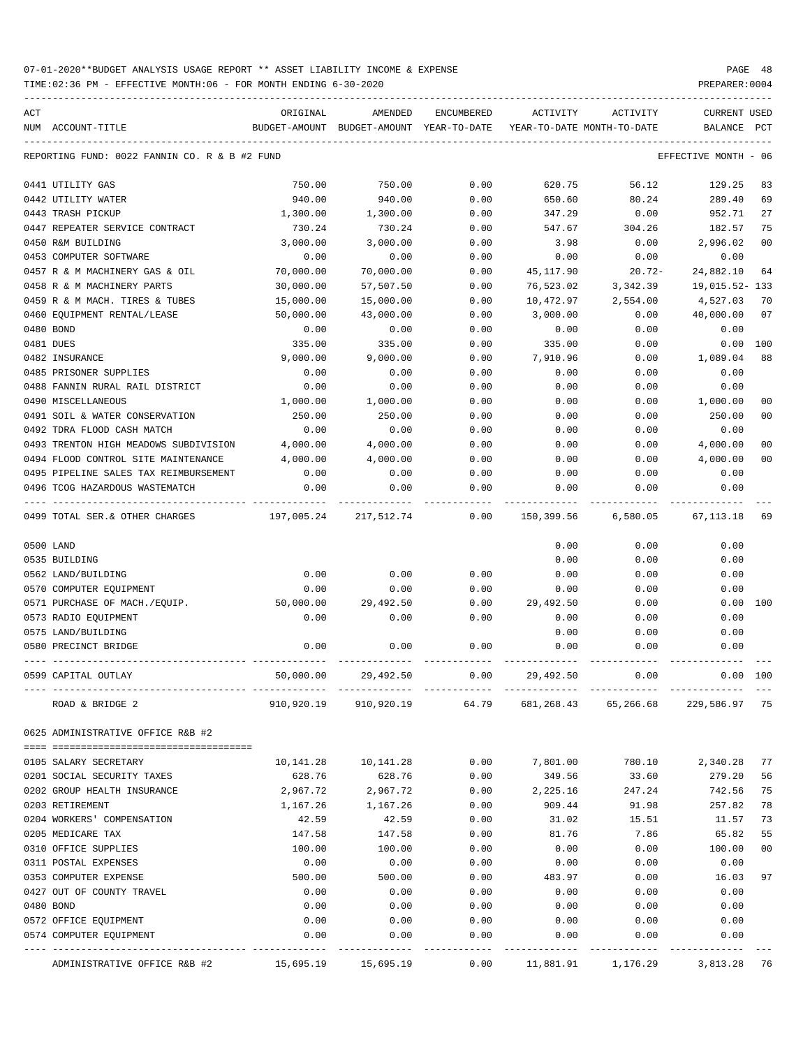07-01-2020**BUDGET ANALYSIS USAGE REPORT ** ASSET LIABILITY INCOME & EXPENSE

TIME:02:36 PM - EFFECTIVE MONTH:06 - FOR MONTH ENDING 6-30-2020

PREPARER:0004

REPORTING FUND: 0022 FANNIN CO. R & B #2 FUND — EFFECTIVE MONTH - 06

| ACT NUM | ACCOUNT-TITLE | ORIGINAL BUDGET-AMOUNT | AMENDED BUDGET-AMOUNT | ENCUMBERED YEAR-TO-DATE | ACTIVITY YEAR-TO-DATE | ACTIVITY MONTH-TO-DATE | CURRENT BALANCE | USED PCT |
|---|---|---|---|---|---|---|---|---|
| 0441 | UTILITY GAS | 750.00 | 750.00 | 0.00 | 620.75 | 56.12 | 129.25 | 83 |
| 0442 | UTILITY WATER | 940.00 | 940.00 | 0.00 | 650.60 | 80.24 | 289.40 | 69 |
| 0443 | TRASH PICKUP | 1,300.00 | 1,300.00 | 0.00 | 347.29 | 0.00 | 952.71 | 27 |
| 0447 | REPEATER SERVICE CONTRACT | 730.24 | 730.24 | 0.00 | 547.67 | 304.26 | 182.57 | 75 |
| 0450 | R&M BUILDING | 3,000.00 | 3,000.00 | 0.00 | 3.98 | 0.00 | 2,996.02 | 00 |
| 0453 | COMPUTER SOFTWARE | 0.00 | 0.00 | 0.00 | 0.00 | 0.00 | 0.00 | |
| 0457 | R & M MACHINERY GAS & OIL | 70,000.00 | 70,000.00 | 0.00 | 45,117.90 | 20.72- | 24,882.10 | 64 |
| 0458 | R & M MACHINERY PARTS | 30,000.00 | 57,507.50 | 0.00 | 76,523.02 | 3,342.39 | 19,015.52- | 133 |
| 0459 | R & M MACH. TIRES & TUBES | 15,000.00 | 15,000.00 | 0.00 | 10,472.97 | 2,554.00 | 4,527.03 | 70 |
| 0460 | EQUIPMENT RENTAL/LEASE | 50,000.00 | 43,000.00 | 0.00 | 3,000.00 | 0.00 | 40,000.00 | 07 |
| 0480 | BOND | 0.00 | 0.00 | 0.00 | 0.00 | 0.00 | 0.00 | |
| 0481 | DUES | 335.00 | 335.00 | 0.00 | 335.00 | 0.00 | 0.00 | 100 |
| 0482 | INSURANCE | 9,000.00 | 9,000.00 | 0.00 | 7,910.96 | 0.00 | 1,089.04 | 88 |
| 0485 | PRISONER SUPPLIES | 0.00 | 0.00 | 0.00 | 0.00 | 0.00 | 0.00 | |
| 0488 | FANNIN RURAL RAIL DISTRICT | 0.00 | 0.00 | 0.00 | 0.00 | 0.00 | 0.00 | |
| 0490 | MISCELLANEOUS | 1,000.00 | 1,000.00 | 0.00 | 0.00 | 0.00 | 1,000.00 | 00 |
| 0491 | SOIL & WATER CONSERVATION | 250.00 | 250.00 | 0.00 | 0.00 | 0.00 | 250.00 | 00 |
| 0492 | TDRA FLOOD CASH MATCH | 0.00 | 0.00 | 0.00 | 0.00 | 0.00 | 0.00 | |
| 0493 | TRENTON HIGH MEADOWS SUBDIVISION | 4,000.00 | 4,000.00 | 0.00 | 0.00 | 0.00 | 4,000.00 | 00 |
| 0494 | FLOOD CONTROL SITE MAINTENANCE | 4,000.00 | 4,000.00 | 0.00 | 0.00 | 0.00 | 4,000.00 | 00 |
| 0495 | PIPELINE SALES TAX REIMBURSEMENT | 0.00 | 0.00 | 0.00 | 0.00 | 0.00 | 0.00 | |
| 0496 | TCOG HAZARDOUS WASTEMATCH | 0.00 | 0.00 | 0.00 | 0.00 | 0.00 | 0.00 | |
| 0499 | TOTAL SER.& OTHER CHARGES | 197,005.24 | 217,512.74 | 0.00 | 150,399.56 | 6,580.05 | 67,113.18 | 69 |
| 0500 | LAND | | | | 0.00 | 0.00 | 0.00 | |
| 0535 | BUILDING | | | | 0.00 | 0.00 | 0.00 | |
| 0562 | LAND/BUILDING | 0.00 | 0.00 | 0.00 | 0.00 | 0.00 | 0.00 | |
| 0570 | COMPUTER EQUIPMENT | 0.00 | 0.00 | 0.00 | 0.00 | 0.00 | 0.00 | |
| 0571 | PURCHASE OF MACH./EQUIP. | 50,000.00 | 29,492.50 | 0.00 | 29,492.50 | 0.00 | 0.00 | 100 |
| 0573 | RADIO EQUIPMENT | 0.00 | 0.00 | 0.00 | 0.00 | 0.00 | 0.00 | |
| 0575 | LAND/BUILDING | | | | 0.00 | 0.00 | 0.00 | |
| 0580 | PRECINCT BRIDGE | 0.00 | 0.00 | 0.00 | 0.00 | 0.00 | 0.00 | |
| 0599 | CAPITAL OUTLAY | 50,000.00 | 29,492.50 | 0.00 | 29,492.50 | 0.00 | 0.00 | 100 |
| | ROAD & BRIDGE 2 | 910,920.19 | 910,920.19 | 64.79 | 681,268.43 | 65,266.68 | 229,586.97 | 75 |

0625 ADMINISTRATIVE OFFICE R&B #2

| ACT NUM | ACCOUNT-TITLE | ORIGINAL BUDGET-AMOUNT | AMENDED BUDGET-AMOUNT | ENCUMBERED YEAR-TO-DATE | ACTIVITY YEAR-TO-DATE | ACTIVITY MONTH-TO-DATE | CURRENT BALANCE | USED PCT |
|---|---|---|---|---|---|---|---|---|
| 0105 | SALARY SECRETARY | 10,141.28 | 10,141.28 | 0.00 | 7,801.00 | 780.10 | 2,340.28 | 77 |
| 0201 | SOCIAL SECURITY TAXES | 628.76 | 628.76 | 0.00 | 349.56 | 33.60 | 279.20 | 56 |
| 0202 | GROUP HEALTH INSURANCE | 2,967.72 | 2,967.72 | 0.00 | 2,225.16 | 247.24 | 742.56 | 75 |
| 0203 | RETIREMENT | 1,167.26 | 1,167.26 | 0.00 | 909.44 | 91.98 | 257.82 | 78 |
| 0204 | WORKERS' COMPENSATION | 42.59 | 42.59 | 0.00 | 31.02 | 15.51 | 11.57 | 73 |
| 0205 | MEDICARE TAX | 147.58 | 147.58 | 0.00 | 81.76 | 7.86 | 65.82 | 55 |
| 0310 | OFFICE SUPPLIES | 100.00 | 100.00 | 0.00 | 0.00 | 0.00 | 100.00 | 00 |
| 0311 | POSTAL EXPENSES | 0.00 | 0.00 | 0.00 | 0.00 | 0.00 | 0.00 | |
| 0353 | COMPUTER EXPENSE | 500.00 | 500.00 | 0.00 | 483.97 | 0.00 | 16.03 | 97 |
| 0427 | OUT OF COUNTY TRAVEL | 0.00 | 0.00 | 0.00 | 0.00 | 0.00 | 0.00 | |
| 0480 | BOND | 0.00 | 0.00 | 0.00 | 0.00 | 0.00 | 0.00 | |
| 0572 | OFFICE EQUIPMENT | 0.00 | 0.00 | 0.00 | 0.00 | 0.00 | 0.00 | |
| 0574 | COMPUTER EQUIPMENT | 0.00 | 0.00 | 0.00 | 0.00 | 0.00 | 0.00 | |
| | ADMINISTRATIVE OFFICE R&B #2 | 15,695.19 | 15,695.19 | 0.00 | 11,881.91 | 1,176.29 | 3,813.28 | 76 |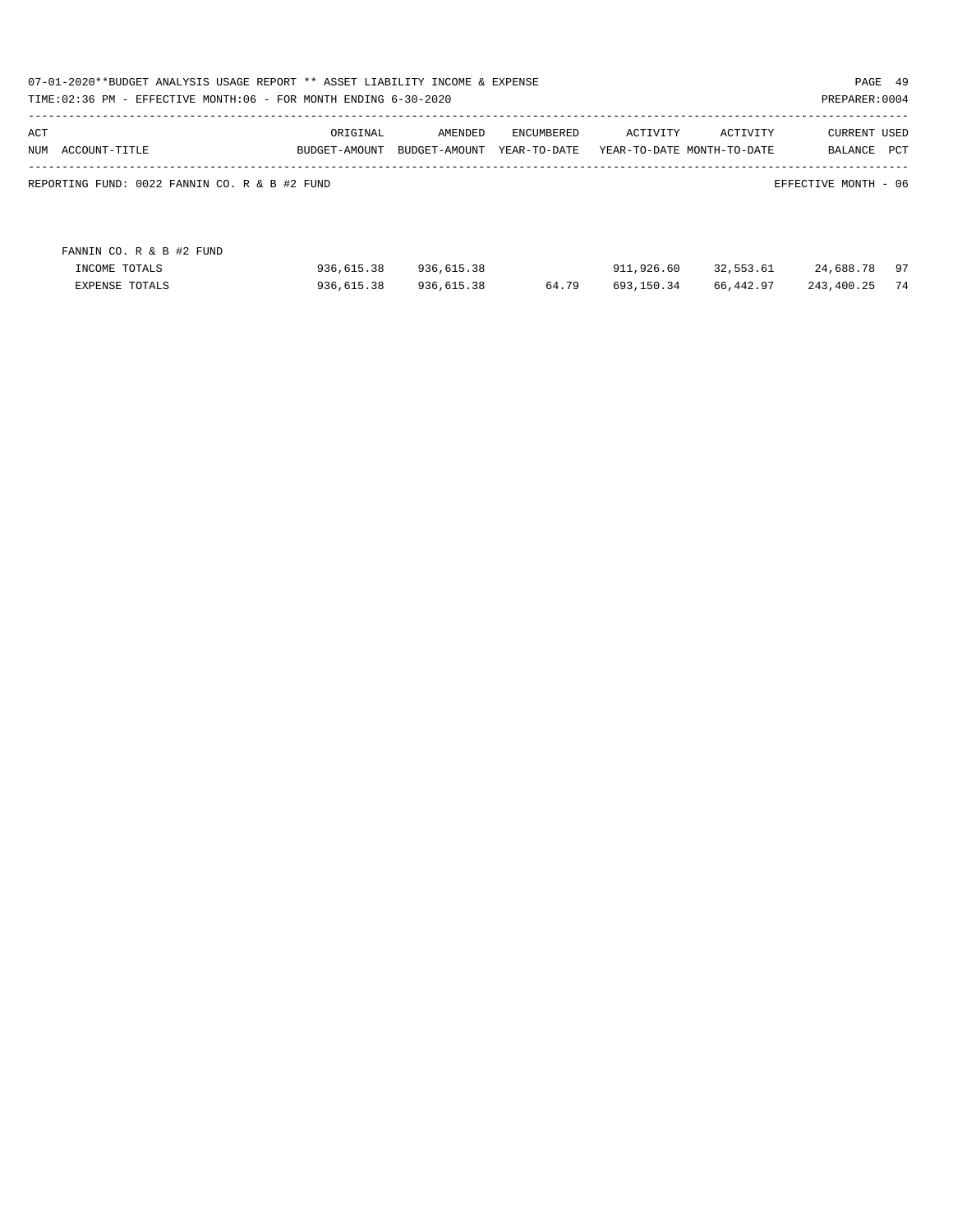REPORTING FUND: 0022 FANNIN CO. R & B #2 FUND

EFFECTIVE MONTH - 06

| ACT NUM ACCOUNT-TITLE | ORIGINAL BUDGET-AMOUNT | AMENDED BUDGET-AMOUNT | ENCUMBERED YEAR-TO-DATE | ACTIVITY YEAR-TO-DATE | ACTIVITY MONTH-TO-DATE | CURRENT BALANCE | USED PCT |
|---|---|---|---|---|---|---|---|
| FANNIN CO. R & B #2 FUND | | | | | | | |
| INCOME TOTALS | 936,615.38 | 936,615.38 | | 911,926.60 | 32,553.61 | 24,688.78 | 97 |
| EXPENSE TOTALS | 936,615.38 | 936,615.38 | 64.79 | 693,150.34 | 66,442.97 | 243,400.25 | 74 |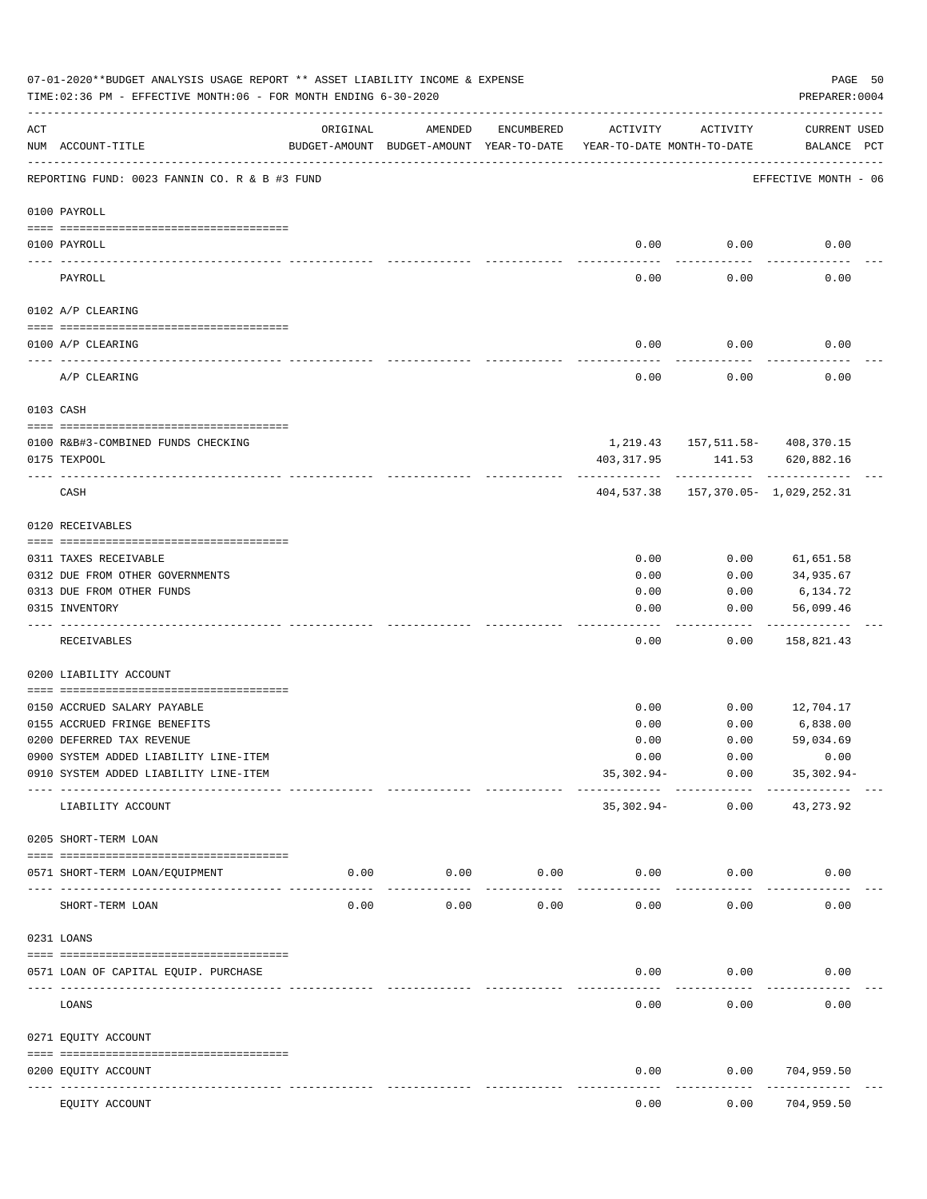07-01-2020**BUDGET ANALYSIS USAGE REPORT ** ASSET LIABILITY INCOME & EXPENSE

TIME:02:36 PM - EFFECTIVE MONTH:06 - FOR MONTH ENDING 6-30-2020

PREPARER:0004

| ACT NUM | ACCOUNT-TITLE | ORIGINAL BUDGET-AMOUNT | AMENDED BUDGET-AMOUNT | ENCUMBERED YEAR-TO-DATE | ACTIVITY YEAR-TO-DATE | ACTIVITY MONTH-TO-DATE | CURRENT USED BALANCE | PCT |
|---|---|---|---|---|---|---|---|---|
| | REPORTING FUND: 0023 FANNIN CO. R & B #3 FUND | | | | | | EFFECTIVE MONTH - 06 | |
| | **0100 PAYROLL** | | | | | | | |
| 0100 | PAYROLL | | | | 0.00 | 0.00 | 0.00 | |
| | PAYROLL | | | | 0.00 | 0.00 | 0.00 | |
| | **0102 A/P CLEARING** | | | | | | | |
| 0100 | A/P CLEARING | | | | 0.00 | 0.00 | 0.00 | |
| | A/P CLEARING | | | | 0.00 | 0.00 | 0.00 | |
| | **0103 CASH** | | | | | | | |
| 0100 | R&B#3-COMBINED FUNDS CHECKING | | | | 1,219.43 | 157,511.58- | 408,370.15 | |
| 0175 | TEXPOOL | | | | 403,317.95 | 141.53 | 620,882.16 | |
| | CASH | | | | 404,537.38 | 157,370.05- | 1,029,252.31 | |
| | **0120 RECEIVABLES** | | | | | | | |
| 0311 | TAXES RECEIVABLE | | | | 0.00 | 0.00 | 61,651.58 | |
| 0312 | DUE FROM OTHER GOVERNMENTS | | | | 0.00 | 0.00 | 34,935.67 | |
| 0313 | DUE FROM OTHER FUNDS | | | | 0.00 | 0.00 | 6,134.72 | |
| 0315 | INVENTORY | | | | 0.00 | 0.00 | 56,099.46 | |
| | RECEIVABLES | | | | 0.00 | 0.00 | 158,821.43 | |
| | **0200 LIABILITY ACCOUNT** | | | | | | | |
| 0150 | ACCRUED SALARY PAYABLE | | | | 0.00 | 0.00 | 12,704.17 | |
| 0155 | ACCRUED FRINGE BENEFITS | | | | 0.00 | 0.00 | 6,838.00 | |
| 0200 | DEFERRED TAX REVENUE | | | | 0.00 | 0.00 | 59,034.69 | |
| 0900 | SYSTEM ADDED LIABILITY LINE-ITEM | | | | 0.00 | 0.00 | 0.00 | |
| 0910 | SYSTEM ADDED LIABILITY LINE-ITEM | | | | 35,302.94- | 0.00 | 35,302.94- | |
| | LIABILITY ACCOUNT | | | | 35,302.94- | 0.00 | 43,273.92 | |
| | **0205 SHORT-TERM LOAN** | | | | | | | |
| 0571 | SHORT-TERM LOAN/EQUIPMENT | 0.00 | 0.00 | 0.00 | 0.00 | 0.00 | 0.00 | |
| | SHORT-TERM LOAN | 0.00 | 0.00 | 0.00 | 0.00 | 0.00 | 0.00 | |
| | **0231 LOANS** | | | | | | | |
| 0571 | LOAN OF CAPITAL EQUIP. PURCHASE | | | | 0.00 | 0.00 | 0.00 | |
| | LOANS | | | | 0.00 | 0.00 | 0.00 | |
| | **0271 EQUITY ACCOUNT** | | | | | | | |
| 0200 | EQUITY ACCOUNT | | | | 0.00 | 0.00 | 704,959.50 | |
| | EQUITY ACCOUNT | | | | 0.00 | 0.00 | 704,959.50 | |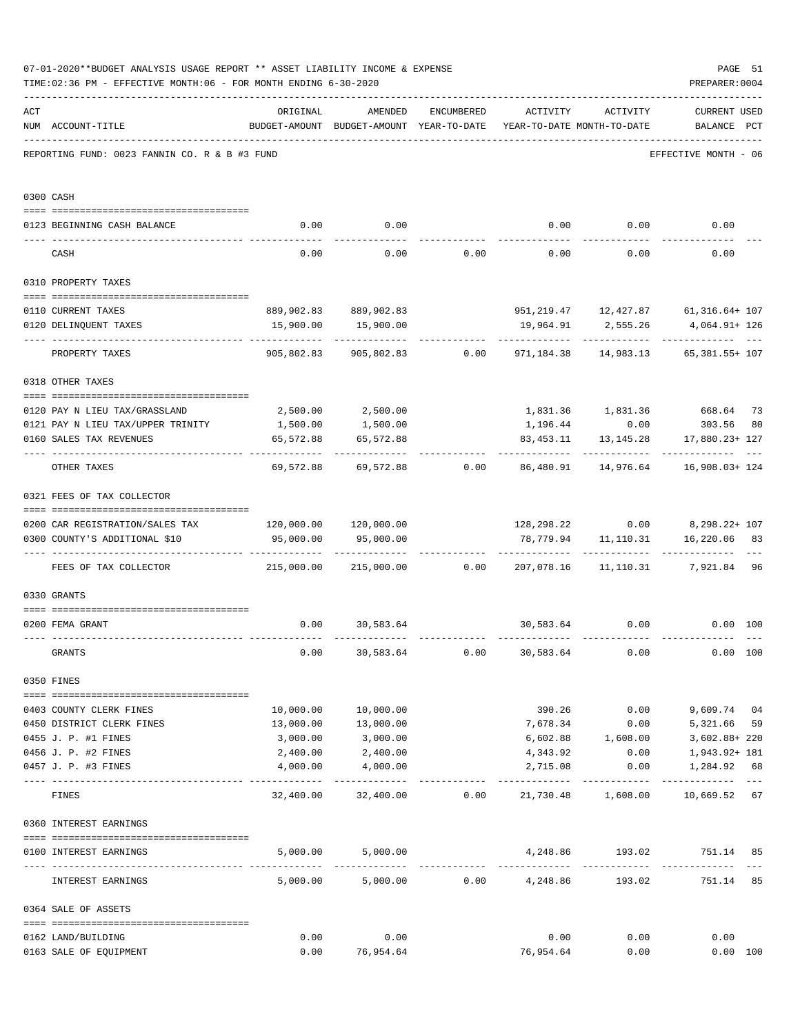07-01-2020**BUDGET ANALYSIS USAGE REPORT ** ASSET LIABILITY INCOME & EXPENSE

TIME:02:36 PM - EFFECTIVE MONTH:06 - FOR MONTH ENDING 6-30-2020

PREPARER:0004

REPORTING FUND: 0023 FANNIN CO. R & B #3 FUND — EFFECTIVE MONTH - 06

| ACT NUM | ACCOUNT-TITLE | ORIGINAL BUDGET-AMOUNT | AMENDED BUDGET-AMOUNT | ENCUMBERED YEAR-TO-DATE | ACTIVITY YEAR-TO-DATE | ACTIVITY MONTH-TO-DATE | CURRENT BALANCE | USED PCT |
|---|---|---|---|---|---|---|---|---|
| | **0300 CASH** | | | | | | | |
| 0123 | BEGINNING CASH BALANCE | 0.00 | 0.00 | | 0.00 | 0.00 | 0.00 | |
| | CASH | 0.00 | 0.00 | 0.00 | 0.00 | 0.00 | 0.00 | |
| | **0310 PROPERTY TAXES** | | | | | | | |
| 0110 | CURRENT TAXES | 889,902.83 | 889,902.83 | | 951,219.47 | 12,427.87 | 61,316.64+ | 107 |
| 0120 | DELINQUENT TAXES | 15,900.00 | 15,900.00 | | 19,964.91 | 2,555.26 | 4,064.91+ | 126 |
| | PROPERTY TAXES | 905,802.83 | 905,802.83 | 0.00 | 971,184.38 | 14,983.13 | 65,381.55+ | 107 |
| | **0318 OTHER TAXES** | | | | | | | |
| 0120 | PAY N LIEU TAX/GRASSLAND | 2,500.00 | 2,500.00 | | 1,831.36 | 1,831.36 | 668.64 | 73 |
| 0121 | PAY N LIEU TAX/UPPER TRINITY | 1,500.00 | 1,500.00 | | 1,196.44 | 0.00 | 303.56 | 80 |
| 0160 | SALES TAX REVENUES | 65,572.88 | 65,572.88 | | 83,453.11 | 13,145.28 | 17,880.23+ | 127 |
| | OTHER TAXES | 69,572.88 | 69,572.88 | 0.00 | 86,480.91 | 14,976.64 | 16,908.03+ | 124 |
| | **0321 FEES OF TAX COLLECTOR** | | | | | | | |
| 0200 | CAR REGISTRATION/SALES TAX | 120,000.00 | 120,000.00 | | 128,298.22 | 0.00 | 8,298.22+ | 107 |
| 0300 | COUNTY'S ADDITIONAL $10 | 95,000.00 | 95,000.00 | | 78,779.94 | 11,110.31 | 16,220.06 | 83 |
| | FEES OF TAX COLLECTOR | 215,000.00 | 215,000.00 | 0.00 | 207,078.16 | 11,110.31 | 7,921.84 | 96 |
| | **0330 GRANTS** | | | | | | | |
| 0200 | FEMA GRANT | 0.00 | 30,583.64 | | 30,583.64 | 0.00 | 0.00 | 100 |
| | GRANTS | 0.00 | 30,583.64 | 0.00 | 30,583.64 | 0.00 | 0.00 | 100 |
| | **0350 FINES** | | | | | | | |
| 0403 | COUNTY CLERK FINES | 10,000.00 | 10,000.00 | | 390.26 | 0.00 | 9,609.74 | 04 |
| 0450 | DISTRICT CLERK FINES | 13,000.00 | 13,000.00 | | 7,678.34 | 0.00 | 5,321.66 | 59 |
| 0455 | J. P. #1 FINES | 3,000.00 | 3,000.00 | | 6,602.88 | 1,608.00 | 3,602.88+ | 220 |
| 0456 | J. P. #2 FINES | 2,400.00 | 2,400.00 | | 4,343.92 | 0.00 | 1,943.92+ | 181 |
| 0457 | J. P. #3 FINES | 4,000.00 | 4,000.00 | | 2,715.08 | 0.00 | 1,284.92 | 68 |
| | FINES | 32,400.00 | 32,400.00 | 0.00 | 21,730.48 | 1,608.00 | 10,669.52 | 67 |
| | **0360 INTEREST EARNINGS** | | | | | | | |
| 0100 | INTEREST EARNINGS | 5,000.00 | 5,000.00 | | 4,248.86 | 193.02 | 751.14 | 85 |
| | INTEREST EARNINGS | 5,000.00 | 5,000.00 | 0.00 | 4,248.86 | 193.02 | 751.14 | 85 |
| | **0364 SALE OF ASSETS** | | | | | | | |
| 0162 | LAND/BUILDING | 0.00 | 0.00 | | 0.00 | 0.00 | 0.00 | |
| 0163 | SALE OF EQUIPMENT | 0.00 | 76,954.64 | | 76,954.64 | 0.00 | 0.00 | 100 |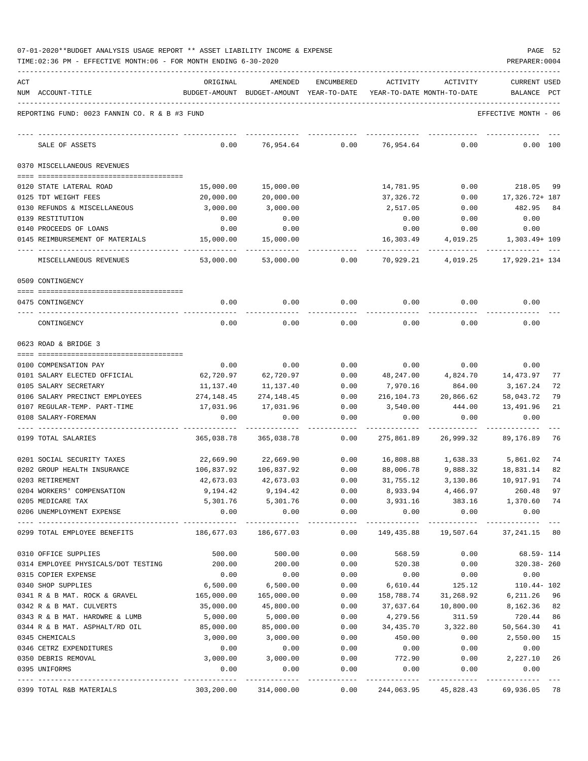07-01-2020**BUDGET ANALYSIS USAGE REPORT ** ASSET LIABILITY INCOME & EXPENSE

TIME:02:36 PM - EFFECTIVE MONTH:06 - FOR MONTH ENDING 6-30-2020

PREPARER:0004

| ACT NUM | ACCOUNT-TITLE | ORIGINAL BUDGET-AMOUNT | AMENDED BUDGET-AMOUNT | ENCUMBERED YEAR-TO-DATE | ACTIVITY YEAR-TO-DATE | ACTIVITY MONTH-TO-DATE | CURRENT USED BALANCE | PCT |
|---|---|---|---|---|---|---|---|---|
| | REPORTING FUND: 0023 FANNIN CO. R & B #3 FUND | | | | | | EFFECTIVE MONTH - 06 | |
| | SALE OF ASSETS | 0.00 | 76,954.64 | 0.00 | 76,954.64 | 0.00 | 0.00 | 100 |
| | **0370 MISCELLANEOUS REVENUES** | | | | | | | |
| 0120 | STATE LATERAL ROAD | 15,000.00 | 15,000.00 | | 14,781.95 | 0.00 | 218.05 | 99 |
| 0125 | TDT WEIGHT FEES | 20,000.00 | 20,000.00 | | 37,326.72 | 0.00 | 17,326.72+ | 187 |
| 0130 | REFUNDS & MISCELLANEOUS | 3,000.00 | 3,000.00 | | 2,517.05 | 0.00 | 482.95 | 84 |
| 0139 | RESTITUTION | 0.00 | 0.00 | | 0.00 | 0.00 | 0.00 | |
| 0140 | PROCEEDS OF LOANS | 0.00 | 0.00 | | 0.00 | 0.00 | 0.00 | |
| 0145 | REIMBURSEMENT OF MATERIALS | 15,000.00 | 15,000.00 | | 16,303.49 | 4,019.25 | 1,303.49+ | 109 |
| | MISCELLANEOUS REVENUES | 53,000.00 | 53,000.00 | 0.00 | 70,929.21 | 4,019.25 | 17,929.21+ | 134 |
| | **0509 CONTINGENCY** | | | | | | | |
| 0475 | CONTINGENCY | 0.00 | 0.00 | 0.00 | 0.00 | 0.00 | 0.00 | |
| | CONTINGENCY | 0.00 | 0.00 | 0.00 | 0.00 | 0.00 | 0.00 | |
| | **0623 ROAD & BRIDGE 3** | | | | | | | |
| 0100 | COMPENSATION PAY | 0.00 | 0.00 | 0.00 | 0.00 | 0.00 | 0.00 | |
| 0101 | SALARY ELECTED OFFICIAL | 62,720.97 | 62,720.97 | 0.00 | 48,247.00 | 4,824.70 | 14,473.97 | 77 |
| 0105 | SALARY SECRETARY | 11,137.40 | 11,137.40 | 0.00 | 7,970.16 | 864.00 | 3,167.24 | 72 |
| 0106 | SALARY PRECINCT EMPLOYEES | 274,148.45 | 274,148.45 | 0.00 | 216,104.73 | 20,866.62 | 58,043.72 | 79 |
| 0107 | REGULAR-TEMP. PART-TIME | 17,031.96 | 17,031.96 | 0.00 | 3,540.00 | 444.00 | 13,491.96 | 21 |
| 0108 | SALARY-FOREMAN | 0.00 | 0.00 | 0.00 | 0.00 | 0.00 | 0.00 | |
| 0199 | TOTAL SALARIES | 365,038.78 | 365,038.78 | 0.00 | 275,861.89 | 26,999.32 | 89,176.89 | 76 |
| 0201 | SOCIAL SECURITY TAXES | 22,669.90 | 22,669.90 | 0.00 | 16,808.88 | 1,638.33 | 5,861.02 | 74 |
| 0202 | GROUP HEALTH INSURANCE | 106,837.92 | 106,837.92 | 0.00 | 88,006.78 | 9,888.32 | 18,831.14 | 82 |
| 0203 | RETIREMENT | 42,673.03 | 42,673.03 | 0.00 | 31,755.12 | 3,130.86 | 10,917.91 | 74 |
| 0204 | WORKERS' COMPENSATION | 9,194.42 | 9,194.42 | 0.00 | 8,933.94 | 4,466.97 | 260.48 | 97 |
| 0205 | MEDICARE TAX | 5,301.76 | 5,301.76 | 0.00 | 3,931.16 | 383.16 | 1,370.60 | 74 |
| 0206 | UNEMPLOYMENT EXPENSE | 0.00 | 0.00 | 0.00 | 0.00 | 0.00 | 0.00 | |
| 0299 | TOTAL EMPLOYEE BENEFITS | 186,677.03 | 186,677.03 | 0.00 | 149,435.88 | 19,507.64 | 37,241.15 | 80 |
| 0310 | OFFICE SUPPLIES | 500.00 | 500.00 | 0.00 | 568.59 | 0.00 | 68.59- | 114 |
| 0314 | EMPLOYEE PHYSICALS/DOT TESTING | 200.00 | 200.00 | 0.00 | 520.38 | 0.00 | 320.38- | 260 |
| 0315 | COPIER EXPENSE | 0.00 | 0.00 | 0.00 | 0.00 | 0.00 | 0.00 | |
| 0340 | SHOP SUPPLIES | 6,500.00 | 6,500.00 | 0.00 | 6,610.44 | 125.12 | 110.44- | 102 |
| 0341 | R & B MAT. ROCK & GRAVEL | 165,000.00 | 165,000.00 | 0.00 | 158,788.74 | 31,268.92 | 6,211.26 | 96 |
| 0342 | R & B MAT. CULVERTS | 35,000.00 | 45,800.00 | 0.00 | 37,637.64 | 10,800.00 | 8,162.36 | 82 |
| 0343 | R & B MAT. HARDWRE & LUMB | 5,000.00 | 5,000.00 | 0.00 | 4,279.56 | 311.59 | 720.44 | 86 |
| 0344 | R & B MAT. ASPHALT/RD OIL | 85,000.00 | 85,000.00 | 0.00 | 34,435.70 | 3,322.80 | 50,564.30 | 41 |
| 0345 | CHEMICALS | 3,000.00 | 3,000.00 | 0.00 | 450.00 | 0.00 | 2,550.00 | 15 |
| 0346 | CETRZ EXPENDITURES | 0.00 | 0.00 | 0.00 | 0.00 | 0.00 | 0.00 | |
| 0350 | DEBRIS REMOVAL | 3,000.00 | 3,000.00 | 0.00 | 772.90 | 0.00 | 2,227.10 | 26 |
| 0395 | UNIFORMS | 0.00 | 0.00 | 0.00 | 0.00 | 0.00 | 0.00 | |
| 0399 | TOTAL R&B MATERIALS | 303,200.00 | 314,000.00 | 0.00 | 244,063.95 | 45,828.43 | 69,936.05 | 78 |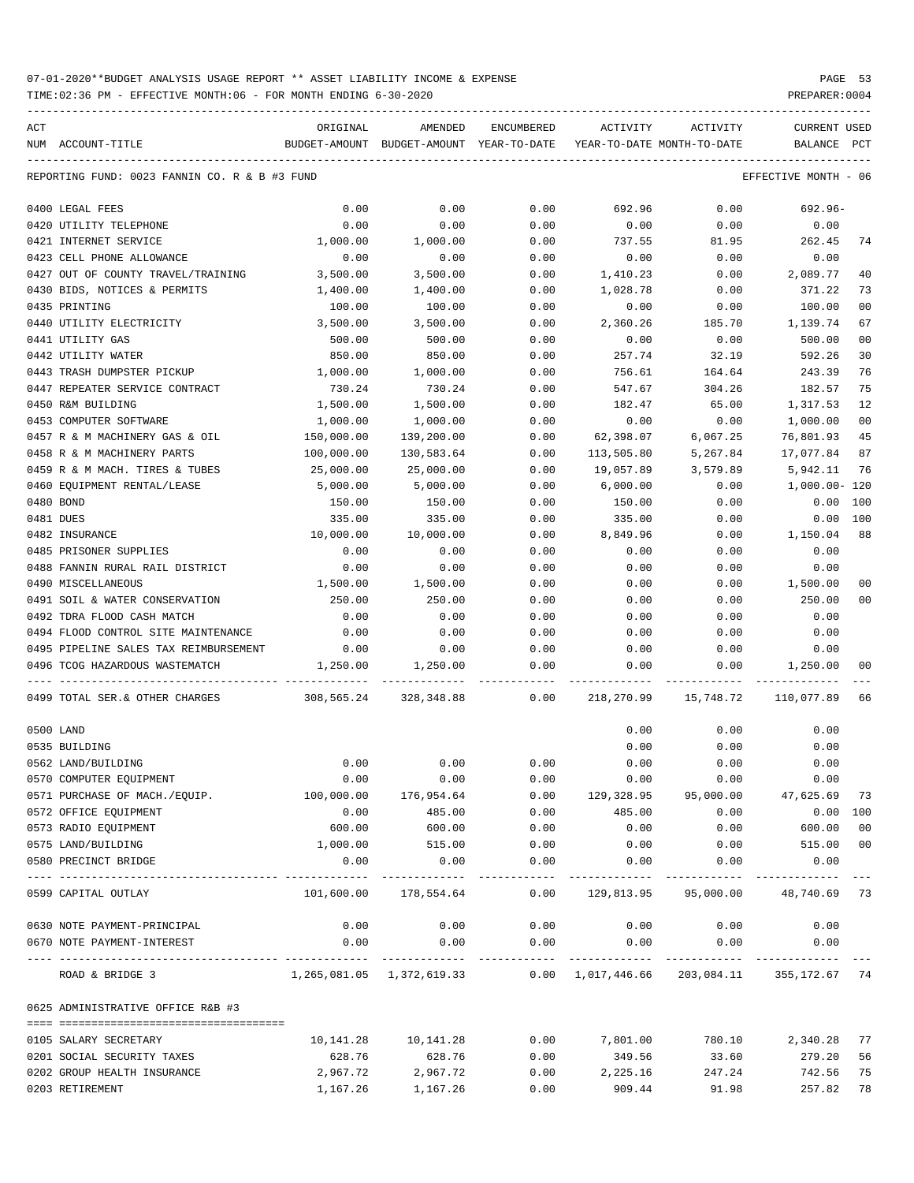07-01-2020**BUDGET ANALYSIS USAGE REPORT ** ASSET LIABILITY INCOME & EXPENSE

TIME:02:36 PM - EFFECTIVE MONTH:06 - FOR MONTH ENDING 6-30-2020

PREPARER:0004

REPORTING FUND: 0023 FANNIN CO. R & B #3 FUND — EFFECTIVE MONTH - 06

| ACT NUM | ACCOUNT-TITLE | ORIGINAL BUDGET-AMOUNT | AMENDED BUDGET-AMOUNT | ENCUMBERED YEAR-TO-DATE | ACTIVITY YEAR-TO-DATE | ACTIVITY MONTH-TO-DATE | CURRENT USED BALANCE | PCT |
|---|---|---|---|---|---|---|---|---|
| 0400 | LEGAL FEES | 0.00 | 0.00 | 0.00 | 692.96 | 0.00 | 692.96- | |
| 0420 | UTILITY TELEPHONE | 0.00 | 0.00 | 0.00 | 0.00 | 0.00 | 0.00 | |
| 0421 | INTERNET SERVICE | 1,000.00 | 1,000.00 | 0.00 | 737.55 | 81.95 | 262.45 | 74 |
| 0423 | CELL PHONE ALLOWANCE | 0.00 | 0.00 | 0.00 | 0.00 | 0.00 | 0.00 | |
| 0427 | OUT OF COUNTY TRAVEL/TRAINING | 3,500.00 | 3,500.00 | 0.00 | 1,410.23 | 0.00 | 2,089.77 | 40 |
| 0430 | BIDS, NOTICES & PERMITS | 1,400.00 | 1,400.00 | 0.00 | 1,028.78 | 0.00 | 371.22 | 73 |
| 0435 | PRINTING | 100.00 | 100.00 | 0.00 | 0.00 | 0.00 | 100.00 | 00 |
| 0440 | UTILITY ELECTRICITY | 3,500.00 | 3,500.00 | 0.00 | 2,360.26 | 185.70 | 1,139.74 | 67 |
| 0441 | UTILITY GAS | 500.00 | 500.00 | 0.00 | 0.00 | 0.00 | 500.00 | 00 |
| 0442 | UTILITY WATER | 850.00 | 850.00 | 0.00 | 257.74 | 32.19 | 592.26 | 30 |
| 0443 | TRASH DUMPSTER PICKUP | 1,000.00 | 1,000.00 | 0.00 | 756.61 | 164.64 | 243.39 | 76 |
| 0447 | REPEATER SERVICE CONTRACT | 730.24 | 730.24 | 0.00 | 547.67 | 304.26 | 182.57 | 75 |
| 0450 | R&M BUILDING | 1,500.00 | 1,500.00 | 0.00 | 182.47 | 65.00 | 1,317.53 | 12 |
| 0453 | COMPUTER SOFTWARE | 1,000.00 | 1,000.00 | 0.00 | 0.00 | 0.00 | 1,000.00 | 00 |
| 0457 | R & M MACHINERY GAS & OIL | 150,000.00 | 139,200.00 | 0.00 | 62,398.07 | 6,067.25 | 76,801.93 | 45 |
| 0458 | R & M MACHINERY PARTS | 100,000.00 | 130,583.64 | 0.00 | 113,505.80 | 5,267.84 | 17,077.84 | 87 |
| 0459 | R & M MACH. TIRES & TUBES | 25,000.00 | 25,000.00 | 0.00 | 19,057.89 | 3,579.89 | 5,942.11 | 76 |
| 0460 | EQUIPMENT RENTAL/LEASE | 5,000.00 | 5,000.00 | 0.00 | 6,000.00 | 0.00 | 1,000.00- | 120 |
| 0480 | BOND | 150.00 | 150.00 | 0.00 | 150.00 | 0.00 | 0.00 | 100 |
| 0481 | DUES | 335.00 | 335.00 | 0.00 | 335.00 | 0.00 | 0.00 | 100 |
| 0482 | INSURANCE | 10,000.00 | 10,000.00 | 0.00 | 8,849.96 | 0.00 | 1,150.04 | 88 |
| 0485 | PRISONER SUPPLIES | 0.00 | 0.00 | 0.00 | 0.00 | 0.00 | 0.00 | |
| 0488 | FANNIN RURAL RAIL DISTRICT | 0.00 | 0.00 | 0.00 | 0.00 | 0.00 | 0.00 | |
| 0490 | MISCELLANEOUS | 1,500.00 | 1,500.00 | 0.00 | 0.00 | 0.00 | 1,500.00 | 00 |
| 0491 | SOIL & WATER CONSERVATION | 250.00 | 250.00 | 0.00 | 0.00 | 0.00 | 250.00 | 00 |
| 0492 | TDRA FLOOD CASH MATCH | 0.00 | 0.00 | 0.00 | 0.00 | 0.00 | 0.00 | |
| 0494 | FLOOD CONTROL SITE MAINTENANCE | 0.00 | 0.00 | 0.00 | 0.00 | 0.00 | 0.00 | |
| 0495 | PIPELINE SALES TAX REIMBURSEMENT | 0.00 | 0.00 | 0.00 | 0.00 | 0.00 | 0.00 | |
| 0496 | TCOG HAZARDOUS WASTEMATCH | 1,250.00 | 1,250.00 | 0.00 | 0.00 | 0.00 | 1,250.00 | 00 |
| 0499 | TOTAL SER.& OTHER CHARGES | 308,565.24 | 328,348.88 | 0.00 | 218,270.99 | 15,748.72 | 110,077.89 | 66 |
| 0500 | LAND | | | | 0.00 | 0.00 | 0.00 | |
| 0535 | BUILDING | | | | 0.00 | 0.00 | 0.00 | |
| 0562 | LAND/BUILDING | 0.00 | 0.00 | 0.00 | 0.00 | 0.00 | 0.00 | |
| 0570 | COMPUTER EQUIPMENT | 0.00 | 0.00 | 0.00 | 0.00 | 0.00 | 0.00 | |
| 0571 | PURCHASE OF MACH./EQUIP. | 100,000.00 | 176,954.64 | 0.00 | 129,328.95 | 95,000.00 | 47,625.69 | 73 |
| 0572 | OFFICE EQUIPMENT | 0.00 | 485.00 | 0.00 | 485.00 | 0.00 | 0.00 | 100 |
| 0573 | RADIO EQUIPMENT | 600.00 | 600.00 | 0.00 | 0.00 | 0.00 | 600.00 | 00 |
| 0575 | LAND/BUILDING | 1,000.00 | 515.00 | 0.00 | 0.00 | 0.00 | 515.00 | 00 |
| 0580 | PRECINCT BRIDGE | 0.00 | 0.00 | 0.00 | 0.00 | 0.00 | 0.00 | |
| 0599 | CAPITAL OUTLAY | 101,600.00 | 178,554.64 | 0.00 | 129,813.95 | 95,000.00 | 48,740.69 | 73 |
| 0630 | NOTE PAYMENT-PRINCIPAL | 0.00 | 0.00 | 0.00 | 0.00 | 0.00 | 0.00 | |
| 0670 | NOTE PAYMENT-INTEREST | 0.00 | 0.00 | 0.00 | 0.00 | 0.00 | 0.00 | |
| | ROAD & BRIDGE 3 | 1,265,081.05 | 1,372,619.33 | 0.00 | 1,017,446.66 | 203,084.11 | 355,172.67 | 74 |

0625 ADMINISTRATIVE OFFICE R&B #3

| ACT NUM | ACCOUNT-TITLE | ORIGINAL BUDGET-AMOUNT | AMENDED BUDGET-AMOUNT | ENCUMBERED YEAR-TO-DATE | ACTIVITY YEAR-TO-DATE | ACTIVITY MONTH-TO-DATE | CURRENT USED BALANCE | PCT |
|---|---|---|---|---|---|---|---|---|
| 0105 | SALARY SECRETARY | 10,141.28 | 10,141.28 | 0.00 | 7,801.00 | 780.10 | 2,340.28 | 77 |
| 0201 | SOCIAL SECURITY TAXES | 628.76 | 628.76 | 0.00 | 349.56 | 33.60 | 279.20 | 56 |
| 0202 | GROUP HEALTH INSURANCE | 2,967.72 | 2,967.72 | 0.00 | 2,225.16 | 247.24 | 742.56 | 75 |
| 0203 | RETIREMENT | 1,167.26 | 1,167.26 | 0.00 | 909.44 | 91.98 | 257.82 | 78 |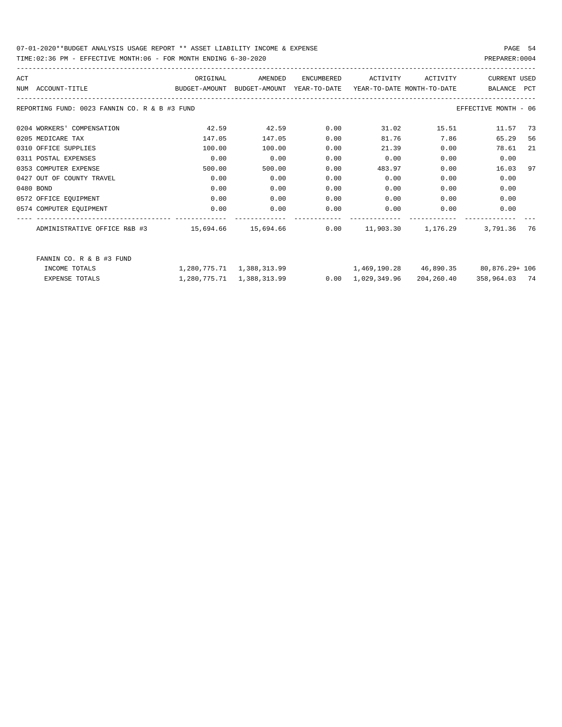REPORTING FUND: 0023 FANNIN CO. R & B #3 FUND — EFFECTIVE MONTH - 06

| ACT NUM | ACCOUNT-TITLE | ORIGINAL BUDGET-AMOUNT | AMENDED BUDGET-AMOUNT | ENCUMBERED YEAR-TO-DATE | ACTIVITY YEAR-TO-DATE | ACTIVITY MONTH-TO-DATE | CURRENT BALANCE | USED PCT |
|---|---|---|---|---|---|---|---|---|
| 0204 | WORKERS' COMPENSATION | 42.59 | 42.59 | 0.00 | 31.02 | 15.51 | 11.57 | 73 |
| 0205 | MEDICARE TAX | 147.05 | 147.05 | 0.00 | 81.76 | 7.86 | 65.29 | 56 |
| 0310 | OFFICE SUPPLIES | 100.00 | 100.00 | 0.00 | 21.39 | 0.00 | 78.61 | 21 |
| 0311 | POSTAL EXPENSES | 0.00 | 0.00 | 0.00 | 0.00 | 0.00 | 0.00 | |
| 0353 | COMPUTER EXPENSE | 500.00 | 500.00 | 0.00 | 483.97 | 0.00 | 16.03 | 97 |
| 0427 | OUT OF COUNTY TRAVEL | 0.00 | 0.00 | 0.00 | 0.00 | 0.00 | 0.00 | |
| 0480 | BOND | 0.00 | 0.00 | 0.00 | 0.00 | 0.00 | 0.00 | |
| 0572 | OFFICE EQUIPMENT | 0.00 | 0.00 | 0.00 | 0.00 | 0.00 | 0.00 | |
| 0574 | COMPUTER EQUIPMENT | 0.00 | 0.00 | 0.00 | 0.00 | 0.00 | 0.00 | |
| | ADMINISTRATIVE OFFICE R&B #3 | 15,694.66 | 15,694.66 | 0.00 | 11,903.30 | 1,176.29 | 3,791.36 | 76 |

FANNIN CO. R & B #3 FUND

| | ORIGINAL BUDGET-AMOUNT | AMENDED BUDGET-AMOUNT | ENCUMBERED YEAR-TO-DATE | ACTIVITY YEAR-TO-DATE | ACTIVITY MONTH-TO-DATE | CURRENT BALANCE | USED PCT |
|---|---|---|---|---|---|---|---|
| INCOME TOTALS | 1,280,775.71 | 1,388,313.99 | | 1,469,190.28 | 46,890.35 | 80,876.29+ | 106 |
| EXPENSE TOTALS | 1,280,775.71 | 1,388,313.99 | 0.00 | 1,029,349.96 | 204,260.40 | 358,964.03 | 74 |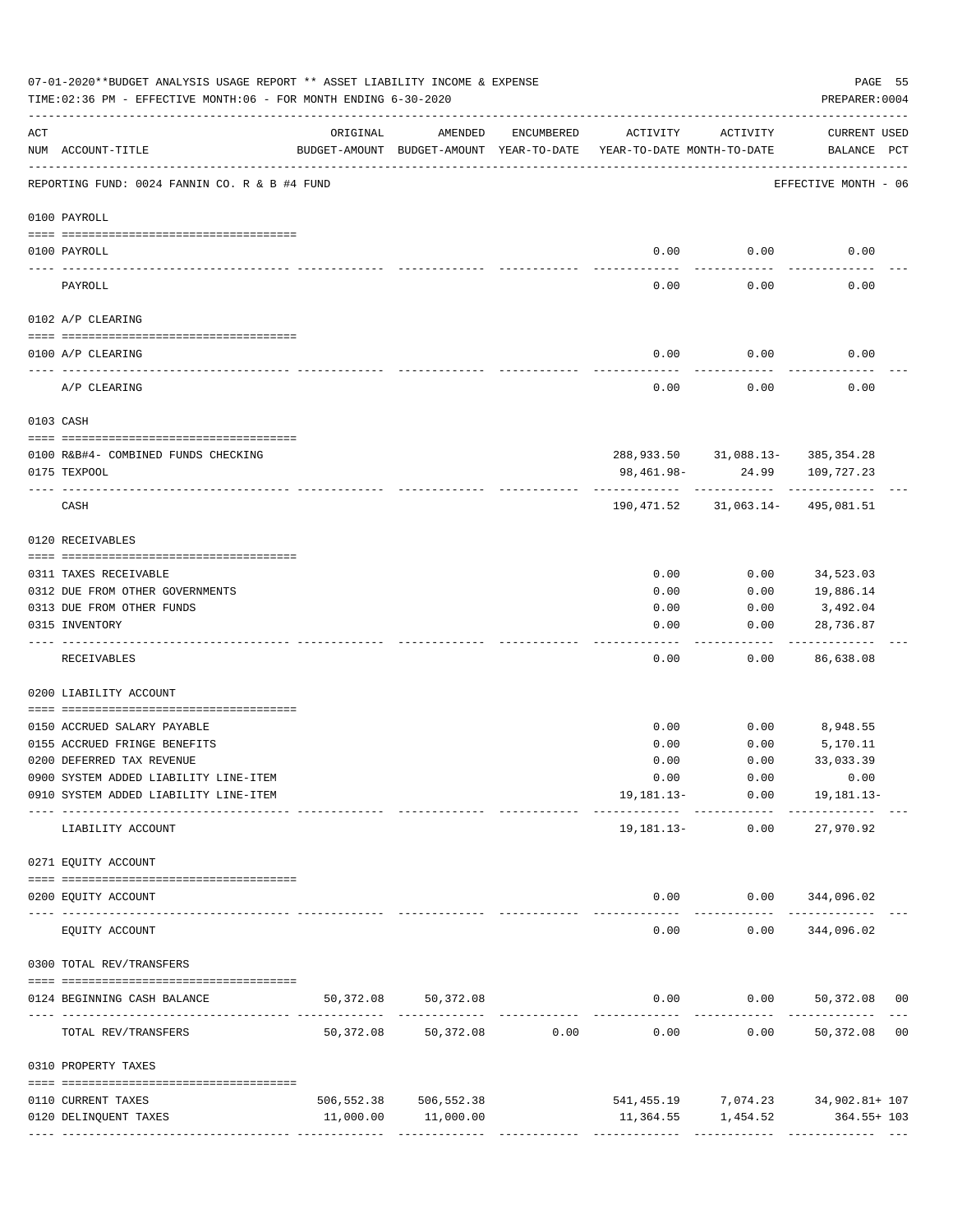07-01-2020**BUDGET ANALYSIS USAGE REPORT ** ASSET LIABILITY INCOME & EXPENSE

TIME:02:36 PM - EFFECTIVE MONTH:06 - FOR MONTH ENDING 6-30-2020

PREPARER:0004

| ACT NUM | ACCOUNT-TITLE | ORIGINAL BUDGET-AMOUNT | AMENDED BUDGET-AMOUNT | ENCUMBERED YEAR-TO-DATE | ACTIVITY YEAR-TO-DATE | ACTIVITY MONTH-TO-DATE | CURRENT USED BALANCE | PCT |
|---|---|---|---|---|---|---|---|---|
| | REPORTING FUND: 0024 FANNIN CO. R & B #4 FUND | | | | | | EFFECTIVE MONTH - 06 | |
| | **0100 PAYROLL** | | | | | | | |
| 0100 | PAYROLL | | | | 0.00 | 0.00 | 0.00 | |
| | PAYROLL | | | | 0.00 | 0.00 | 0.00 | |
| | **0102 A/P CLEARING** | | | | | | | |
| 0100 | A/P CLEARING | | | | 0.00 | 0.00 | 0.00 | |
| | A/P CLEARING | | | | 0.00 | 0.00 | 0.00 | |
| | **0103 CASH** | | | | | | | |
| 0100 | R&B#4- COMBINED FUNDS CHECKING | | | | 288,933.50 | 31,088.13- | 385,354.28 | |
| 0175 | TEXPOOL | | | | 98,461.98- | 24.99 | 109,727.23 | |
| | CASH | | | | 190,471.52 | 31,063.14- | 495,081.51 | |
| | **0120 RECEIVABLES** | | | | | | | |
| 0311 | TAXES RECEIVABLE | | | | 0.00 | 0.00 | 34,523.03 | |
| 0312 | DUE FROM OTHER GOVERNMENTS | | | | 0.00 | 0.00 | 19,886.14 | |
| 0313 | DUE FROM OTHER FUNDS | | | | 0.00 | 0.00 | 3,492.04 | |
| 0315 | INVENTORY | | | | 0.00 | 0.00 | 28,736.87 | |
| | RECEIVABLES | | | | 0.00 | 0.00 | 86,638.08 | |
| | **0200 LIABILITY ACCOUNT** | | | | | | | |
| 0150 | ACCRUED SALARY PAYABLE | | | | 0.00 | 0.00 | 8,948.55 | |
| 0155 | ACCRUED FRINGE BENEFITS | | | | 0.00 | 0.00 | 5,170.11 | |
| 0200 | DEFERRED TAX REVENUE | | | | 0.00 | 0.00 | 33,033.39 | |
| 0900 | SYSTEM ADDED LIABILITY LINE-ITEM | | | | 0.00 | 0.00 | 0.00 | |
| 0910 | SYSTEM ADDED LIABILITY LINE-ITEM | | | | 19,181.13- | 0.00 | 19,181.13- | |
| | LIABILITY ACCOUNT | | | | 19,181.13- | 0.00 | 27,970.92 | |
| | **0271 EQUITY ACCOUNT** | | | | | | | |
| 0200 | EQUITY ACCOUNT | | | | 0.00 | 0.00 | 344,096.02 | |
| | EQUITY ACCOUNT | | | | 0.00 | 0.00 | 344,096.02 | |
| | **0300 TOTAL REV/TRANSFERS** | | | | | | | |
| 0124 | BEGINNING CASH BALANCE | 50,372.08 | 50,372.08 | | 0.00 | 0.00 | 50,372.08 | 00 |
| | TOTAL REV/TRANSFERS | 50,372.08 | 50,372.08 | 0.00 | 0.00 | 0.00 | 50,372.08 | 00 |
| | **0310 PROPERTY TAXES** | | | | | | | |
| 0110 | CURRENT TAXES | 506,552.38 | 506,552.38 | | 541,455.19 | 7,074.23 | 34,902.81+ | 107 |
| 0120 | DELINQUENT TAXES | 11,000.00 | 11,000.00 | | 11,364.55 | 1,454.52 | 364.55+ | 103 |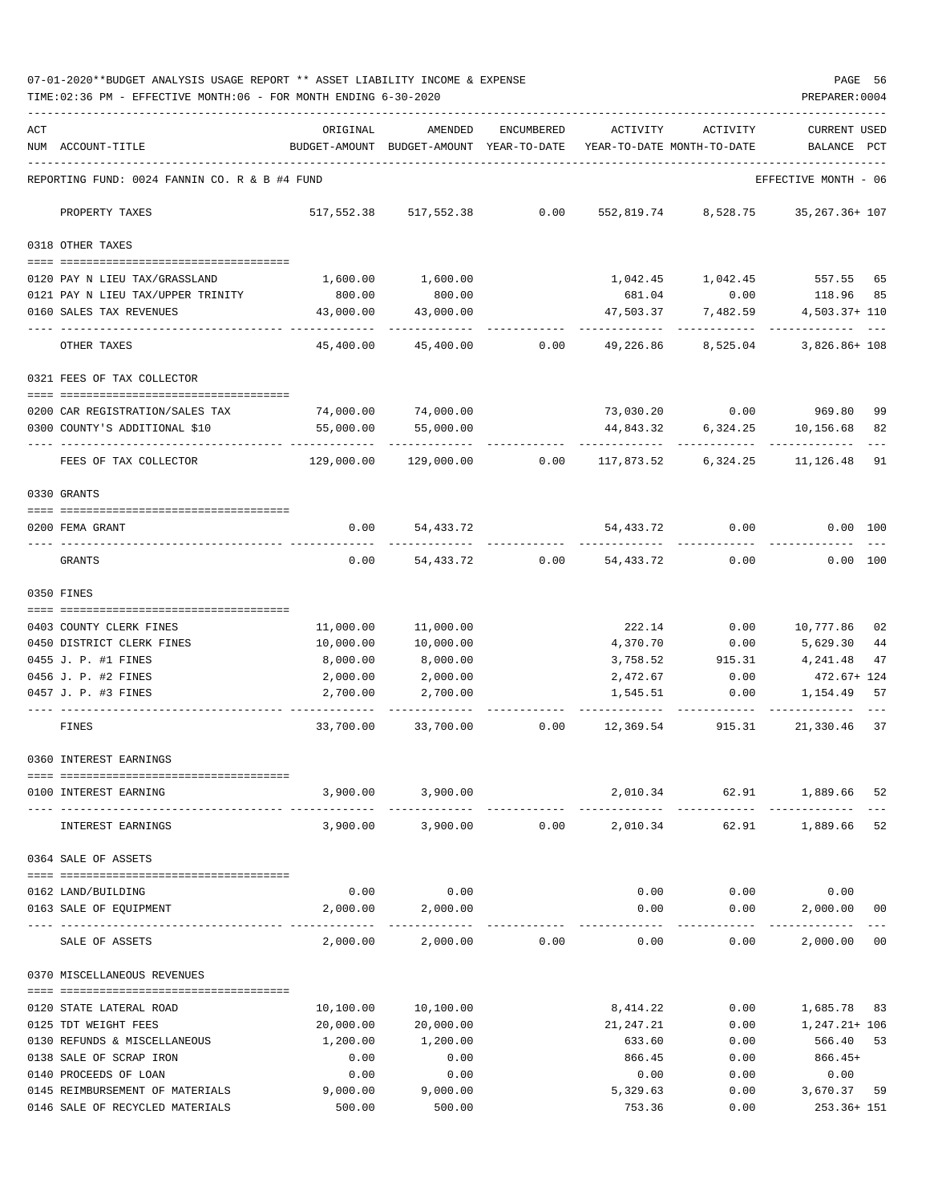07-01-2020**BUDGET ANALYSIS USAGE REPORT ** ASSET LIABILITY INCOME & EXPENSE

TIME:02:36 PM - EFFECTIVE MONTH:06 - FOR MONTH ENDING 6-30-2020

PREPARER:0004

REPORTING FUND: 0024 FANNIN CO. R & B #4 FUND — EFFECTIVE MONTH - 06

| ACT NUM | ACCOUNT-TITLE | ORIGINAL BUDGET-AMOUNT | AMENDED BUDGET-AMOUNT | ENCUMBERED YEAR-TO-DATE | ACTIVITY YEAR-TO-DATE | ACTIVITY MONTH-TO-DATE | CURRENT USED BALANCE | PCT |
|---|---|---|---|---|---|---|---|---|
| | PROPERTY TAXES | 517,552.38 | 517,552.38 | 0.00 | 552,819.74 | 8,528.75 | 35,267.36+ | 107 |
| | **0318 OTHER TAXES** | | | | | | | |
| 0120 | PAY N LIEU TAX/GRASSLAND | 1,600.00 | 1,600.00 | | 1,042.45 | 1,042.45 | 557.55 | 65 |
| 0121 | PAY N LIEU TAX/UPPER TRINITY | 800.00 | 800.00 | | 681.04 | 0.00 | 118.96 | 85 |
| 0160 | SALES TAX REVENUES | 43,000.00 | 43,000.00 | | 47,503.37 | 7,482.59 | 4,503.37+ | 110 |
| | OTHER TAXES | 45,400.00 | 45,400.00 | 0.00 | 49,226.86 | 8,525.04 | 3,826.86+ | 108 |
| | **0321 FEES OF TAX COLLECTOR** | | | | | | | |
| 0200 | CAR REGISTRATION/SALES TAX | 74,000.00 | 74,000.00 | | 73,030.20 | 0.00 | 969.80 | 99 |
| 0300 | COUNTY'S ADDITIONAL $10 | 55,000.00 | 55,000.00 | | 44,843.32 | 6,324.25 | 10,156.68 | 82 |
| | FEES OF TAX COLLECTOR | 129,000.00 | 129,000.00 | 0.00 | 117,873.52 | 6,324.25 | 11,126.48 | 91 |
| | **0330 GRANTS** | | | | | | | |
| 0200 | FEMA GRANT | 0.00 | 54,433.72 | | 54,433.72 | 0.00 | 0.00 | 100 |
| | GRANTS | 0.00 | 54,433.72 | 0.00 | 54,433.72 | 0.00 | 0.00 | 100 |
| | **0350 FINES** | | | | | | | |
| 0403 | COUNTY CLERK FINES | 11,000.00 | 11,000.00 | | 222.14 | 0.00 | 10,777.86 | 02 |
| 0450 | DISTRICT CLERK FINES | 10,000.00 | 10,000.00 | | 4,370.70 | 0.00 | 5,629.30 | 44 |
| 0455 | J. P. #1 FINES | 8,000.00 | 8,000.00 | | 3,758.52 | 915.31 | 4,241.48 | 47 |
| 0456 | J. P. #2 FINES | 2,000.00 | 2,000.00 | | 2,472.67 | 0.00 | 472.67+ | 124 |
| 0457 | J. P. #3 FINES | 2,700.00 | 2,700.00 | | 1,545.51 | 0.00 | 1,154.49 | 57 |
| | FINES | 33,700.00 | 33,700.00 | 0.00 | 12,369.54 | 915.31 | 21,330.46 | 37 |
| | **0360 INTEREST EARNINGS** | | | | | | | |
| 0100 | INTEREST EARNING | 3,900.00 | 3,900.00 | | 2,010.34 | 62.91 | 1,889.66 | 52 |
| | INTEREST EARNINGS | 3,900.00 | 3,900.00 | 0.00 | 2,010.34 | 62.91 | 1,889.66 | 52 |
| | **0364 SALE OF ASSETS** | | | | | | | |
| 0162 | LAND/BUILDING | 0.00 | 0.00 | | 0.00 | 0.00 | 0.00 | |
| 0163 | SALE OF EQUIPMENT | 2,000.00 | 2,000.00 | | 0.00 | 0.00 | 2,000.00 | 00 |
| | SALE OF ASSETS | 2,000.00 | 2,000.00 | 0.00 | 0.00 | 0.00 | 2,000.00 | 00 |
| | **0370 MISCELLANEOUS REVENUES** | | | | | | | |
| 0120 | STATE LATERAL ROAD | 10,100.00 | 10,100.00 | | 8,414.22 | 0.00 | 1,685.78 | 83 |
| 0125 | TDT WEIGHT FEES | 20,000.00 | 20,000.00 | | 21,247.21 | 0.00 | 1,247.21+ | 106 |
| 0130 | REFUNDS & MISCELLANEOUS | 1,200.00 | 1,200.00 | | 633.60 | 0.00 | 566.40 | 53 |
| 0138 | SALE OF SCRAP IRON | 0.00 | 0.00 | | 866.45 | 0.00 | 866.45+ | |
| 0140 | PROCEEDS OF LOAN | 0.00 | 0.00 | | 0.00 | 0.00 | 0.00 | |
| 0145 | REIMBURSEMENT OF MATERIALS | 9,000.00 | 9,000.00 | | 5,329.63 | 0.00 | 3,670.37 | 59 |
| 0146 | SALE OF RECYCLED MATERIALS | 500.00 | 500.00 | | 753.36 | 0.00 | 253.36+ | 151 |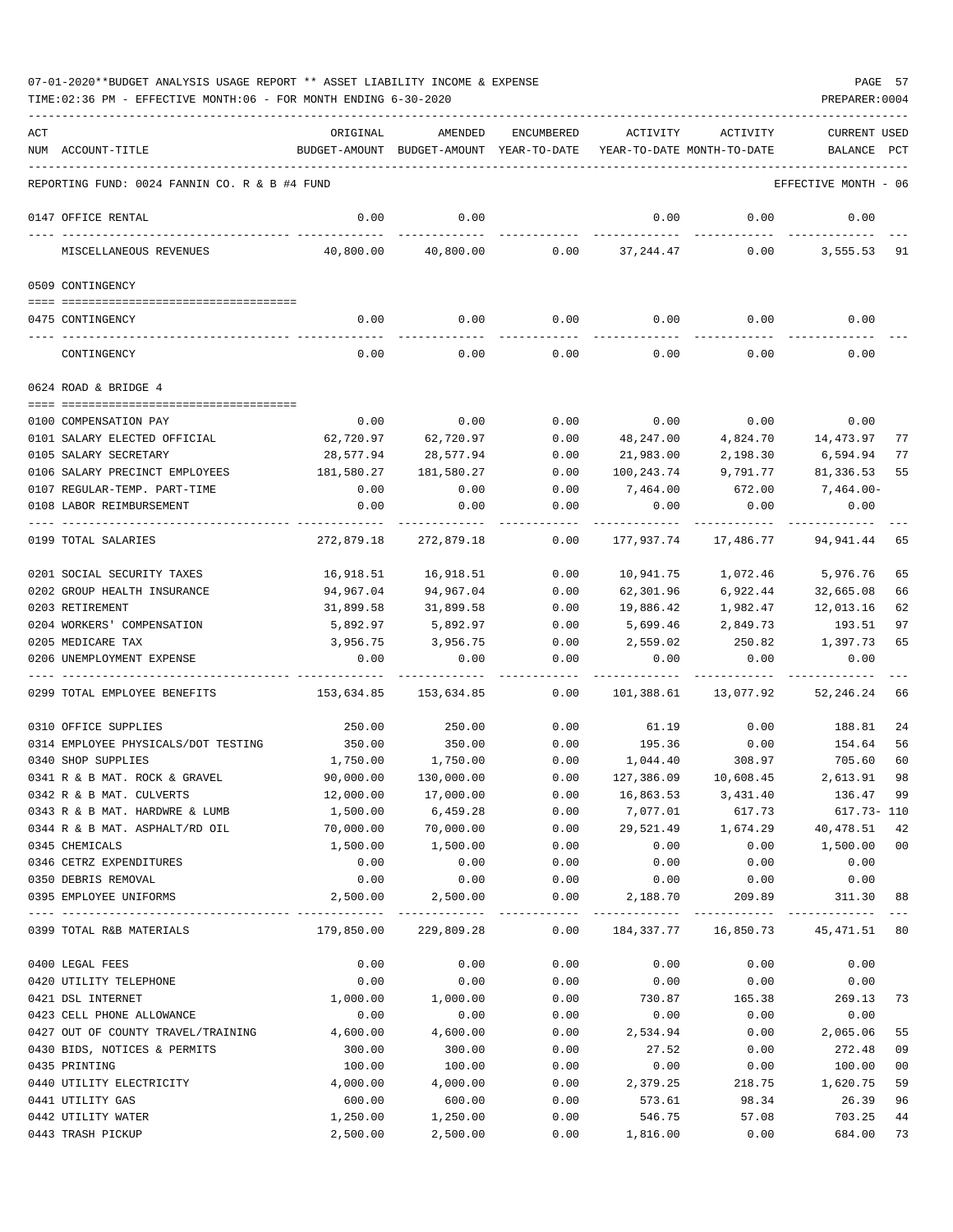07-01-2020**BUDGET ANALYSIS USAGE REPORT ** ASSET LIABILITY INCOME & EXPENSE

TIME:02:36 PM - EFFECTIVE MONTH:06 - FOR MONTH ENDING 6-30-2020

PREPARER:0004

REPORTING FUND: 0024 FANNIN CO. R & B #4 FUND — EFFECTIVE MONTH - 06

| ACT NUM | ACCOUNT-TITLE | ORIGINAL BUDGET-AMOUNT | AMENDED BUDGET-AMOUNT | ENCUMBERED YEAR-TO-DATE | ACTIVITY YEAR-TO-DATE | ACTIVITY MONTH-TO-DATE | CURRENT BALANCE | USED PCT |
|---|---|---|---|---|---|---|---|---|
| 0147 | OFFICE RENTAL | 0.00 | 0.00 | | 0.00 | 0.00 | 0.00 | |
| | MISCELLANEOUS REVENUES | 40,800.00 | 40,800.00 | 0.00 | 37,244.47 | 0.00 | 3,555.53 | 91 |
| | **0509 CONTINGENCY** | | | | | | | |
| 0475 | CONTINGENCY | 0.00 | 0.00 | 0.00 | 0.00 | 0.00 | 0.00 | |
| | CONTINGENCY | 0.00 | 0.00 | 0.00 | 0.00 | 0.00 | 0.00 | |
| | **0624 ROAD & BRIDGE 4** | | | | | | | |
| 0100 | COMPENSATION PAY | 0.00 | 0.00 | 0.00 | 0.00 | 0.00 | 0.00 | |
| 0101 | SALARY ELECTED OFFICIAL | 62,720.97 | 62,720.97 | 0.00 | 48,247.00 | 4,824.70 | 14,473.97 | 77 |
| 0105 | SALARY SECRETARY | 28,577.94 | 28,577.94 | 0.00 | 21,983.00 | 2,198.30 | 6,594.94 | 77 |
| 0106 | SALARY PRECINCT EMPLOYEES | 181,580.27 | 181,580.27 | 0.00 | 100,243.74 | 9,791.77 | 81,336.53 | 55 |
| 0107 | REGULAR-TEMP. PART-TIME | 0.00 | 0.00 | 0.00 | 7,464.00 | 672.00 | 7,464.00- | |
| 0108 | LABOR REIMBURSEMENT | 0.00 | 0.00 | 0.00 | 0.00 | 0.00 | 0.00 | |
| 0199 | TOTAL SALARIES | 272,879.18 | 272,879.18 | 0.00 | 177,937.74 | 17,486.77 | 94,941.44 | 65 |
| 0201 | SOCIAL SECURITY TAXES | 16,918.51 | 16,918.51 | 0.00 | 10,941.75 | 1,072.46 | 5,976.76 | 65 |
| 0202 | GROUP HEALTH INSURANCE | 94,967.04 | 94,967.04 | 0.00 | 62,301.96 | 6,922.44 | 32,665.08 | 66 |
| 0203 | RETIREMENT | 31,899.58 | 31,899.58 | 0.00 | 19,886.42 | 1,982.47 | 12,013.16 | 62 |
| 0204 | WORKERS' COMPENSATION | 5,892.97 | 5,892.97 | 0.00 | 5,699.46 | 2,849.73 | 193.51 | 97 |
| 0205 | MEDICARE TAX | 3,956.75 | 3,956.75 | 0.00 | 2,559.02 | 250.82 | 1,397.73 | 65 |
| 0206 | UNEMPLOYMENT EXPENSE | 0.00 | 0.00 | 0.00 | 0.00 | 0.00 | 0.00 | |
| 0299 | TOTAL EMPLOYEE BENEFITS | 153,634.85 | 153,634.85 | 0.00 | 101,388.61 | 13,077.92 | 52,246.24 | 66 |
| 0310 | OFFICE SUPPLIES | 250.00 | 250.00 | 0.00 | 61.19 | 0.00 | 188.81 | 24 |
| 0314 | EMPLOYEE PHYSICALS/DOT TESTING | 350.00 | 350.00 | 0.00 | 195.36 | 0.00 | 154.64 | 56 |
| 0340 | SHOP SUPPLIES | 1,750.00 | 1,750.00 | 0.00 | 1,044.40 | 308.97 | 705.60 | 60 |
| 0341 | R & B MAT. ROCK & GRAVEL | 90,000.00 | 130,000.00 | 0.00 | 127,386.09 | 10,608.45 | 2,613.91 | 98 |
| 0342 | R & B MAT. CULVERTS | 12,000.00 | 17,000.00 | 0.00 | 16,863.53 | 3,431.40 | 136.47 | 99 |
| 0343 | R & B MAT. HARDWRE & LUMB | 1,500.00 | 6,459.28 | 0.00 | 7,077.01 | 617.73 | 617.73- | 110 |
| 0344 | R & B MAT. ASPHALT/RD OIL | 70,000.00 | 70,000.00 | 0.00 | 29,521.49 | 1,674.29 | 40,478.51 | 42 |
| 0345 | CHEMICALS | 1,500.00 | 1,500.00 | 0.00 | 0.00 | 0.00 | 1,500.00 | 00 |
| 0346 | CETRZ EXPENDITURES | 0.00 | 0.00 | 0.00 | 0.00 | 0.00 | 0.00 | |
| 0350 | DEBRIS REMOVAL | 0.00 | 0.00 | 0.00 | 0.00 | 0.00 | 0.00 | |
| 0395 | EMPLOYEE UNIFORMS | 2,500.00 | 2,500.00 | 0.00 | 2,188.70 | 209.89 | 311.30 | 88 |
| 0399 | TOTAL R&B MATERIALS | 179,850.00 | 229,809.28 | 0.00 | 184,337.77 | 16,850.73 | 45,471.51 | 80 |
| 0400 | LEGAL FEES | 0.00 | 0.00 | 0.00 | 0.00 | 0.00 | 0.00 | |
| 0420 | UTILITY TELEPHONE | 0.00 | 0.00 | 0.00 | 0.00 | 0.00 | 0.00 | |
| 0421 | DSL INTERNET | 1,000.00 | 1,000.00 | 0.00 | 730.87 | 165.38 | 269.13 | 73 |
| 0423 | CELL PHONE ALLOWANCE | 0.00 | 0.00 | 0.00 | 0.00 | 0.00 | 0.00 | |
| 0427 | OUT OF COUNTY TRAVEL/TRAINING | 4,600.00 | 4,600.00 | 0.00 | 2,534.94 | 0.00 | 2,065.06 | 55 |
| 0430 | BIDS, NOTICES & PERMITS | 300.00 | 300.00 | 0.00 | 27.52 | 0.00 | 272.48 | 09 |
| 0435 | PRINTING | 100.00 | 100.00 | 0.00 | 0.00 | 0.00 | 100.00 | 00 |
| 0440 | UTILITY ELECTRICITY | 4,000.00 | 4,000.00 | 0.00 | 2,379.25 | 218.75 | 1,620.75 | 59 |
| 0441 | UTILITY GAS | 600.00 | 600.00 | 0.00 | 573.61 | 98.34 | 26.39 | 96 |
| 0442 | UTILITY WATER | 1,250.00 | 1,250.00 | 0.00 | 546.75 | 57.08 | 703.25 | 44 |
| 0443 | TRASH PICKUP | 2,500.00 | 2,500.00 | 0.00 | 1,816.00 | 0.00 | 684.00 | 73 |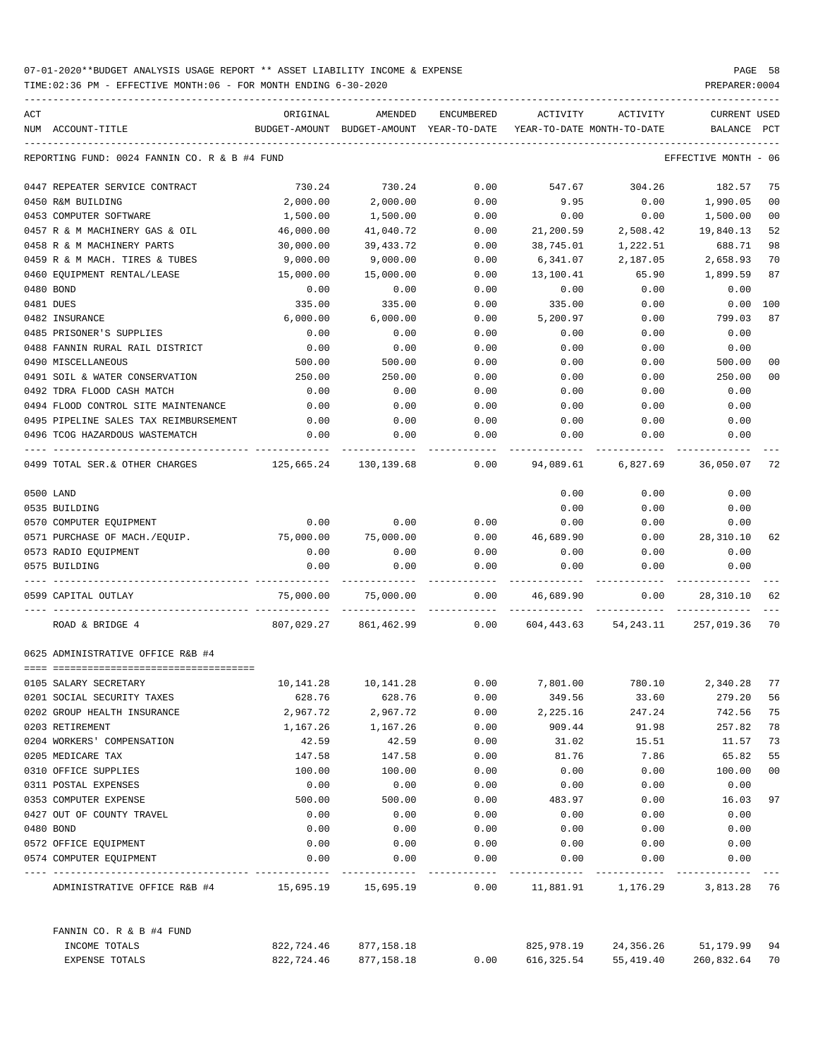07-01-2020**BUDGET ANALYSIS USAGE REPORT ** ASSET LIABILITY INCOME & EXPENSE

TIME:02:36 PM - EFFECTIVE MONTH:06 - FOR MONTH ENDING 6-30-2020 PREPARER:0004

REPORTING FUND: 0024 FANNIN CO. R & B #4 FUND EFFECTIVE MONTH - 06

| ACT NUM | ACCOUNT-TITLE | ORIGINAL BUDGET-AMOUNT | AMENDED BUDGET-AMOUNT | ENCUMBERED YEAR-TO-DATE | ACTIVITY YEAR-TO-DATE | ACTIVITY MONTH-TO-DATE | CURRENT BALANCE | USED PCT |
|---|---|---|---|---|---|---|---|---|
| 0447 | REPEATER SERVICE CONTRACT | 730.24 | 730.24 | 0.00 | 547.67 | 304.26 | 182.57 | 75 |
| 0450 | R&M BUILDING | 2,000.00 | 2,000.00 | 0.00 | 9.95 | 0.00 | 1,990.05 | 00 |
| 0453 | COMPUTER SOFTWARE | 1,500.00 | 1,500.00 | 0.00 | 0.00 | 0.00 | 1,500.00 | 00 |
| 0457 | R & M MACHINERY GAS & OIL | 46,000.00 | 41,040.72 | 0.00 | 21,200.59 | 2,508.42 | 19,840.13 | 52 |
| 0458 | R & M MACHINERY PARTS | 30,000.00 | 39,433.72 | 0.00 | 38,745.01 | 1,222.51 | 688.71 | 98 |
| 0459 | R & M MACH. TIRES & TUBES | 9,000.00 | 9,000.00 | 0.00 | 6,341.07 | 2,187.05 | 2,658.93 | 70 |
| 0460 | EQUIPMENT RENTAL/LEASE | 15,000.00 | 15,000.00 | 0.00 | 13,100.41 | 65.90 | 1,899.59 | 87 |
| 0480 | BOND | 0.00 | 0.00 | 0.00 | 0.00 | 0.00 | 0.00 | |
| 0481 | DUES | 335.00 | 335.00 | 0.00 | 335.00 | 0.00 | 0.00 | 100 |
| 0482 | INSURANCE | 6,000.00 | 6,000.00 | 0.00 | 5,200.97 | 0.00 | 799.03 | 87 |
| 0485 | PRISONER'S SUPPLIES | 0.00 | 0.00 | 0.00 | 0.00 | 0.00 | 0.00 | |
| 0488 | FANNIN RURAL RAIL DISTRICT | 0.00 | 0.00 | 0.00 | 0.00 | 0.00 | 0.00 | |
| 0490 | MISCELLANEOUS | 500.00 | 500.00 | 0.00 | 0.00 | 0.00 | 500.00 | 00 |
| 0491 | SOIL & WATER CONSERVATION | 250.00 | 250.00 | 0.00 | 0.00 | 0.00 | 250.00 | 00 |
| 0492 | TDRA FLOOD CASH MATCH | 0.00 | 0.00 | 0.00 | 0.00 | 0.00 | 0.00 | |
| 0494 | FLOOD CONTROL SITE MAINTENANCE | 0.00 | 0.00 | 0.00 | 0.00 | 0.00 | 0.00 | |
| 0495 | PIPELINE SALES TAX REIMBURSEMENT | 0.00 | 0.00 | 0.00 | 0.00 | 0.00 | 0.00 | |
| 0496 | TCOG HAZARDOUS WASTEMATCH | 0.00 | 0.00 | 0.00 | 0.00 | 0.00 | 0.00 | |
| 0499 | TOTAL SER.& OTHER CHARGES | 125,665.24 | 130,139.68 | 0.00 | 94,089.61 | 6,827.69 | 36,050.07 | 72 |
| 0500 | LAND | | | | 0.00 | 0.00 | 0.00 | |
| 0535 | BUILDING | | | | 0.00 | 0.00 | 0.00 | |
| 0570 | COMPUTER EQUIPMENT | 0.00 | 0.00 | 0.00 | 0.00 | 0.00 | 0.00 | |
| 0571 | PURCHASE OF MACH./EQUIP. | 75,000.00 | 75,000.00 | 0.00 | 46,689.90 | 0.00 | 28,310.10 | 62 |
| 0573 | RADIO EQUIPMENT | 0.00 | 0.00 | 0.00 | 0.00 | 0.00 | 0.00 | |
| 0575 | BUILDING | 0.00 | 0.00 | 0.00 | 0.00 | 0.00 | 0.00 | |
| 0599 | CAPITAL OUTLAY | 75,000.00 | 75,000.00 | 0.00 | 46,689.90 | 0.00 | 28,310.10 | 62 |
| | ROAD & BRIDGE 4 | 807,029.27 | 861,462.99 | 0.00 | 604,443.63 | 54,243.11 | 257,019.36 | 70 |

0625 ADMINISTRATIVE OFFICE R&B #4

| ACT NUM | ACCOUNT-TITLE | ORIGINAL BUDGET-AMOUNT | AMENDED BUDGET-AMOUNT | ENCUMBERED YEAR-TO-DATE | ACTIVITY YEAR-TO-DATE | ACTIVITY MONTH-TO-DATE | CURRENT BALANCE | USED PCT |
|---|---|---|---|---|---|---|---|---|
| 0105 | SALARY SECRETARY | 10,141.28 | 10,141.28 | 0.00 | 7,801.00 | 780.10 | 2,340.28 | 77 |
| 0201 | SOCIAL SECURITY TAXES | 628.76 | 628.76 | 0.00 | 349.56 | 33.60 | 279.20 | 56 |
| 0202 | GROUP HEALTH INSURANCE | 2,967.72 | 2,967.72 | 0.00 | 2,225.16 | 247.24 | 742.56 | 75 |
| 0203 | RETIREMENT | 1,167.26 | 1,167.26 | 0.00 | 909.44 | 91.98 | 257.82 | 78 |
| 0204 | WORKERS' COMPENSATION | 42.59 | 42.59 | 0.00 | 31.02 | 15.51 | 11.57 | 73 |
| 0205 | MEDICARE TAX | 147.58 | 147.58 | 0.00 | 81.76 | 7.86 | 65.82 | 55 |
| 0310 | OFFICE SUPPLIES | 100.00 | 100.00 | 0.00 | 0.00 | 0.00 | 100.00 | 00 |
| 0311 | POSTAL EXPENSES | 0.00 | 0.00 | 0.00 | 0.00 | 0.00 | 0.00 | |
| 0353 | COMPUTER EXPENSE | 500.00 | 500.00 | 0.00 | 483.97 | 0.00 | 16.03 | 97 |
| 0427 | OUT OF COUNTY TRAVEL | 0.00 | 0.00 | 0.00 | 0.00 | 0.00 | 0.00 | |
| 0480 | BOND | 0.00 | 0.00 | 0.00 | 0.00 | 0.00 | 0.00 | |
| 0572 | OFFICE EQUIPMENT | 0.00 | 0.00 | 0.00 | 0.00 | 0.00 | 0.00 | |
| 0574 | COMPUTER EQUIPMENT | 0.00 | 0.00 | 0.00 | 0.00 | 0.00 | 0.00 | |
| | ADMINISTRATIVE OFFICE R&B #4 | 15,695.19 | 15,695.19 | 0.00 | 11,881.91 | 1,176.29 | 3,813.28 | 76 |

FANNIN CO. R & B #4 FUND

| | ORIGINAL BUDGET-AMOUNT | AMENDED BUDGET-AMOUNT | ENCUMBERED YEAR-TO-DATE | ACTIVITY YEAR-TO-DATE | ACTIVITY MONTH-TO-DATE | CURRENT BALANCE | USED PCT |
|---|---|---|---|---|---|---|---|
| INCOME TOTALS | 822,724.46 | 877,158.18 | | 825,978.19 | 24,356.26 | 51,179.99 | 94 |
| EXPENSE TOTALS | 822,724.46 | 877,158.18 | 0.00 | 616,325.54 | 55,419.40 | 260,832.64 | 70 |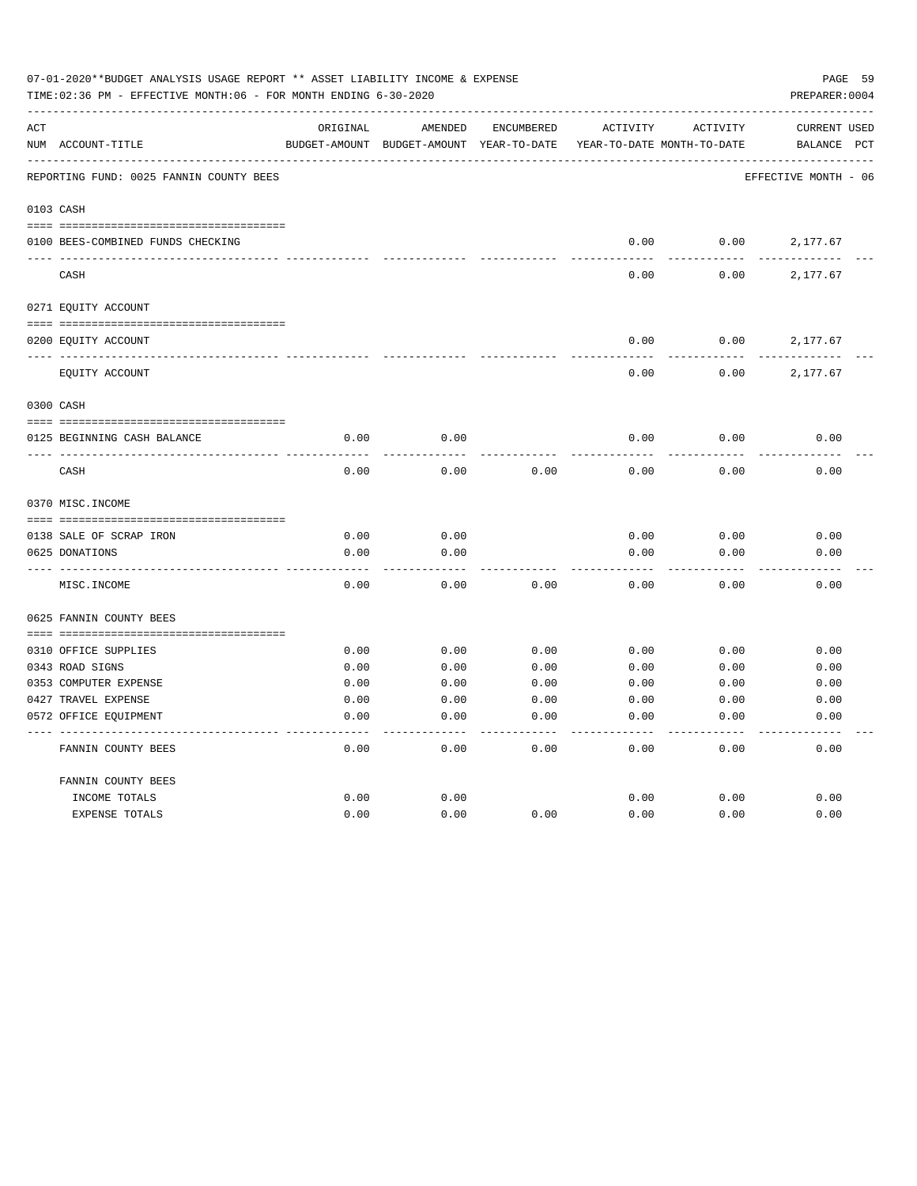07-01-2020**BUDGET ANALYSIS USAGE REPORT ** ASSET LIABILITY INCOME & EXPENSE

TIME:02:36 PM - EFFECTIVE MONTH:06 - FOR MONTH ENDING 6-30-2020

PREPARER:0004

REPORTING FUND: 0025 FANNIN COUNTY BEES — EFFECTIVE MONTH - 06

| ACT NUM | ACCOUNT-TITLE | ORIGINAL BUDGET-AMOUNT | AMENDED BUDGET-AMOUNT | ENCUMBERED YEAR-TO-DATE | ACTIVITY YEAR-TO-DATE | ACTIVITY MONTH-TO-DATE | CURRENT BALANCE | USED PCT |
|---|---|---|---|---|---|---|---|---|
| **0103** | **CASH** | | | | | | | |
| 0100 | BEES-COMBINED FUNDS CHECKING | | | | 0.00 | 0.00 | 2,177.67 | |
| | CASH | | | | 0.00 | 0.00 | 2,177.67 | |
| **0271** | **EQUITY ACCOUNT** | | | | | | | |
| 0200 | EQUITY ACCOUNT | | | | 0.00 | 0.00 | 2,177.67 | |
| | EQUITY ACCOUNT | | | | 0.00 | 0.00 | 2,177.67 | |
| **0300** | **CASH** | | | | | | | |
| 0125 | BEGINNING CASH BALANCE | 0.00 | 0.00 | | 0.00 | 0.00 | 0.00 | |
| | CASH | 0.00 | 0.00 | 0.00 | 0.00 | 0.00 | 0.00 | |
| **0370** | **MISC.INCOME** | | | | | | | |
| 0138 | SALE OF SCRAP IRON | 0.00 | 0.00 | | 0.00 | 0.00 | 0.00 | |
| 0625 | DONATIONS | 0.00 | 0.00 | | 0.00 | 0.00 | 0.00 | |
| | MISC.INCOME | 0.00 | 0.00 | 0.00 | 0.00 | 0.00 | 0.00 | |
| **0625** | **FANNIN COUNTY BEES** | | | | | | | |
| 0310 | OFFICE SUPPLIES | 0.00 | 0.00 | 0.00 | 0.00 | 0.00 | 0.00 | |
| 0343 | ROAD SIGNS | 0.00 | 0.00 | 0.00 | 0.00 | 0.00 | 0.00 | |
| 0353 | COMPUTER EXPENSE | 0.00 | 0.00 | 0.00 | 0.00 | 0.00 | 0.00 | |
| 0427 | TRAVEL EXPENSE | 0.00 | 0.00 | 0.00 | 0.00 | 0.00 | 0.00 | |
| 0572 | OFFICE EQUIPMENT | 0.00 | 0.00 | 0.00 | 0.00 | 0.00 | 0.00 | |
| | FANNIN COUNTY BEES | 0.00 | 0.00 | 0.00 | 0.00 | 0.00 | 0.00 | |
| | **FANNIN COUNTY BEES** | | | | | | | |
| | INCOME TOTALS | 0.00 | 0.00 | | 0.00 | 0.00 | 0.00 | |
| | EXPENSE TOTALS | 0.00 | 0.00 | 0.00 | 0.00 | 0.00 | 0.00 | |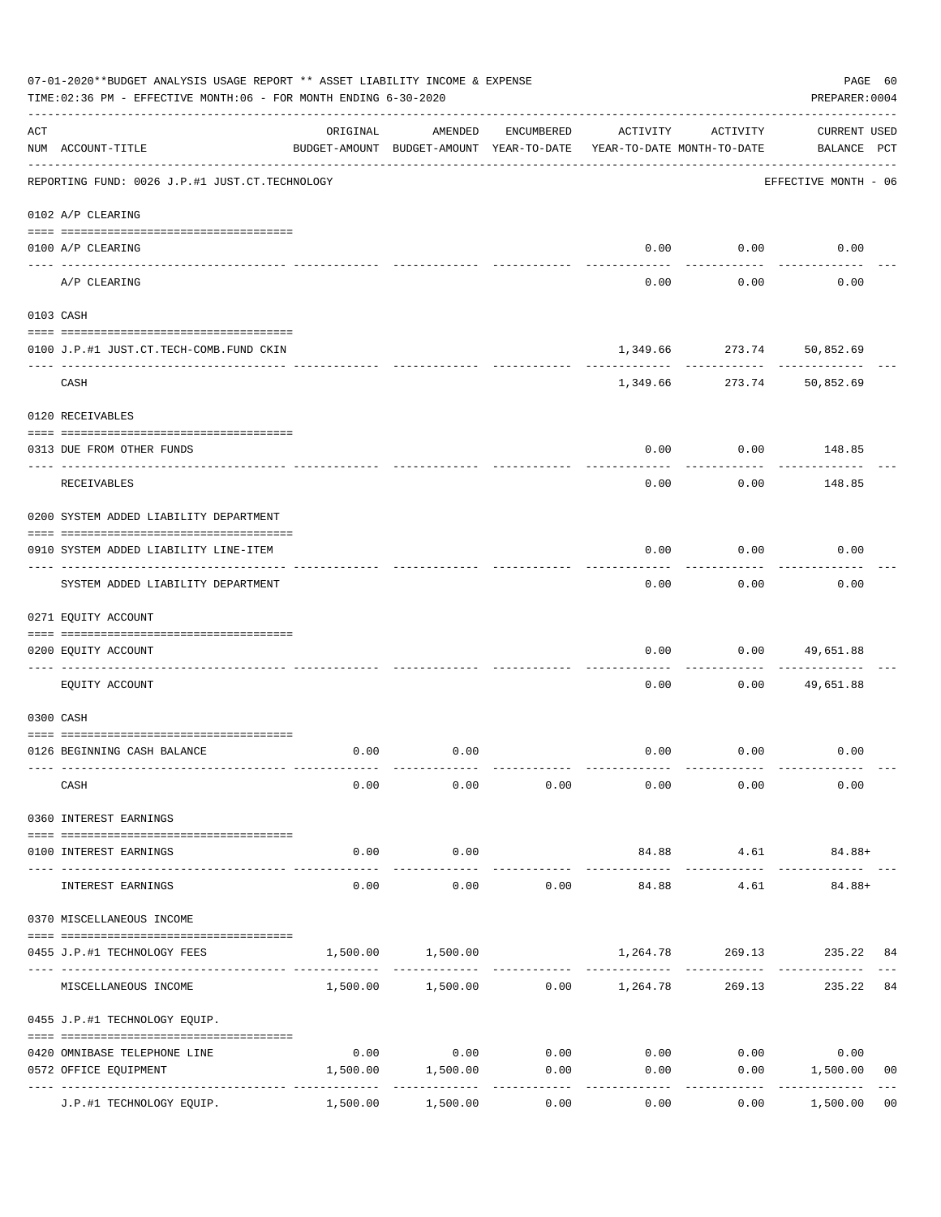07-01-2020**BUDGET ANALYSIS USAGE REPORT ** ASSET LIABILITY INCOME & EXPENSE

TIME:02:36 PM - EFFECTIVE MONTH:06 - FOR MONTH ENDING 6-30-2020

PREPARER:0004

REPORTING FUND: 0026 J.P.#1 JUST.CT.TECHNOLOGY — EFFECTIVE MONTH - 06

| ACT NUM | ACCOUNT-TITLE | ORIGINAL BUDGET-AMOUNT | AMENDED BUDGET-AMOUNT | ENCUMBERED YEAR-TO-DATE | ACTIVITY YEAR-TO-DATE | ACTIVITY MONTH-TO-DATE | CURRENT USED BALANCE | PCT |
|---|---|---|---|---|---|---|---|---|
| **0102** | **A/P CLEARING** | | | | | | | |
| 0100 | A/P CLEARING | | | | 0.00 | 0.00 | 0.00 | |
| | A/P CLEARING | | | | 0.00 | 0.00 | 0.00 | |
| **0103** | **CASH** | | | | | | | |
| 0100 | J.P.#1 JUST.CT.TECH-COMB.FUND CKIN | | | | 1,349.66 | 273.74 | 50,852.69 | |
| | CASH | | | | 1,349.66 | 273.74 | 50,852.69 | |
| **0120** | **RECEIVABLES** | | | | | | | |
| 0313 | DUE FROM OTHER FUNDS | | | | 0.00 | 0.00 | 148.85 | |
| | RECEIVABLES | | | | 0.00 | 0.00 | 148.85 | |
| **0200** | **SYSTEM ADDED LIABILITY DEPARTMENT** | | | | | | | |
| 0910 | SYSTEM ADDED LIABILITY LINE-ITEM | | | | 0.00 | 0.00 | 0.00 | |
| | SYSTEM ADDED LIABILITY DEPARTMENT | | | | 0.00 | 0.00 | 0.00 | |
| **0271** | **EQUITY ACCOUNT** | | | | | | | |
| 0200 | EQUITY ACCOUNT | | | | 0.00 | 0.00 | 49,651.88 | |
| | EQUITY ACCOUNT | | | | 0.00 | 0.00 | 49,651.88 | |
| **0300** | **CASH** | | | | | | | |
| 0126 | BEGINNING CASH BALANCE | 0.00 | 0.00 | | 0.00 | 0.00 | 0.00 | |
| | CASH | 0.00 | 0.00 | 0.00 | 0.00 | 0.00 | 0.00 | |
| **0360** | **INTEREST EARNINGS** | | | | | | | |
| 0100 | INTEREST EARNINGS | 0.00 | 0.00 | | 84.88 | 4.61 | 84.88+ | |
| | INTEREST EARNINGS | 0.00 | 0.00 | 0.00 | 84.88 | 4.61 | 84.88+ | |
| **0370** | **MISCELLANEOUS INCOME** | | | | | | | |
| 0455 | J.P.#1 TECHNOLOGY FEES | 1,500.00 | 1,500.00 | | 1,264.78 | 269.13 | 235.22 | 84 |
| | MISCELLANEOUS INCOME | 1,500.00 | 1,500.00 | 0.00 | 1,264.78 | 269.13 | 235.22 | 84 |
| **0455** | **J.P.#1 TECHNOLOGY EQUIP.** | | | | | | | |
| 0420 | OMNIBASE TELEPHONE LINE | 0.00 | 0.00 | 0.00 | 0.00 | 0.00 | 0.00 | |
| 0572 | OFFICE EQUIPMENT | 1,500.00 | 1,500.00 | 0.00 | 0.00 | 0.00 | 1,500.00 | 00 |
| | J.P.#1 TECHNOLOGY EQUIP. | 1,500.00 | 1,500.00 | 0.00 | 0.00 | 0.00 | 1,500.00 | 00 |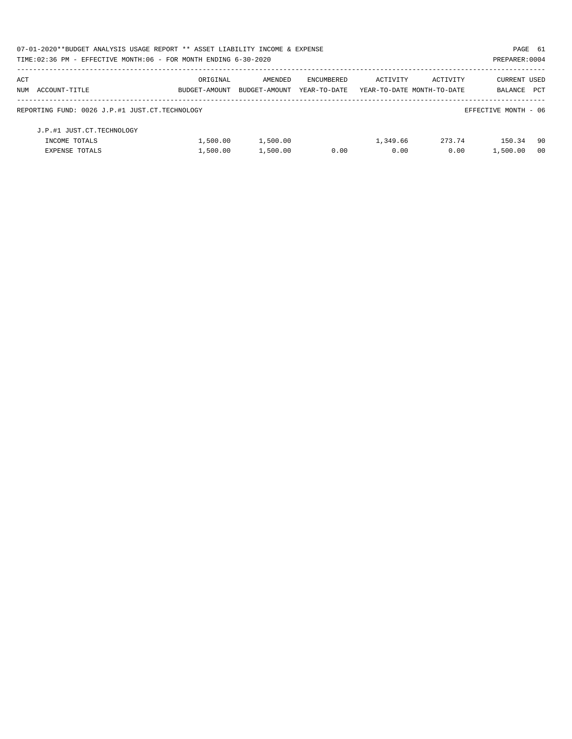07-01-2020**BUDGET ANALYSIS USAGE REPORT ** ASSET LIABILITY INCOME & EXPENSE

TIME:02:36 PM - EFFECTIVE MONTH:06 - FOR MONTH ENDING 6-30-2020

PREPARER:0004

| ACT NUM | ACCOUNT-TITLE | ORIGINAL BUDGET-AMOUNT | AMENDED BUDGET-AMOUNT | ENCUMBERED YEAR-TO-DATE | ACTIVITY YEAR-TO-DATE | ACTIVITY MONTH-TO-DATE | CURRENT BALANCE | USED PCT |
|---|---|---|---|---|---|---|---|---|
| | REPORTING FUND: 0026 J.P.#1 JUST.CT.TECHNOLOGY | | | | | | EFFECTIVE MONTH - 06 | |
| | J.P.#1 JUST.CT.TECHNOLOGY | | | | | | | |
| | INCOME TOTALS | 1,500.00 | 1,500.00 | | 1,349.66 | 273.74 | 150.34 | 90 |
| | EXPENSE TOTALS | 1,500.00 | 1,500.00 | 0.00 | 0.00 | 0.00 | 1,500.00 | 00 |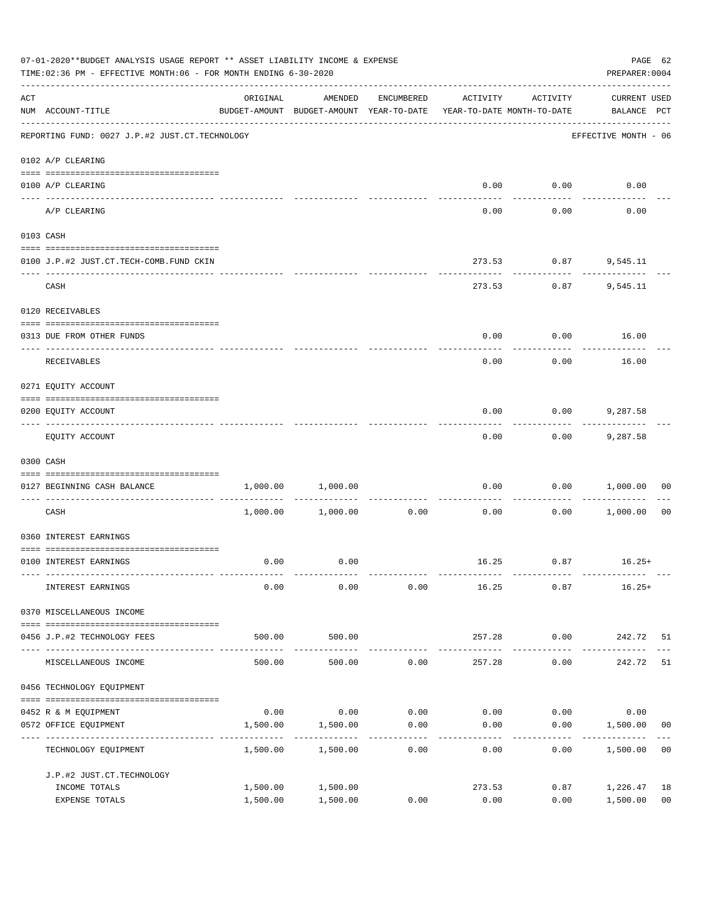07-01-2020**BUDGET ANALYSIS USAGE REPORT ** ASSET LIABILITY INCOME & EXPENSE

TIME:02:36 PM - EFFECTIVE MONTH:06 - FOR MONTH ENDING 6-30-2020

PREPARER:0004

| ACT NUM | ACCOUNT-TITLE | ORIGINAL BUDGET-AMOUNT | AMENDED BUDGET-AMOUNT | ENCUMBERED YEAR-TO-DATE | ACTIVITY YEAR-TO-DATE | ACTIVITY MONTH-TO-DATE | CURRENT USED BALANCE | PCT |
|---|---|---|---|---|---|---|---|---|
| | REPORTING FUND: 0027 J.P.#2 JUST.CT.TECHNOLOGY | | | | | | EFFECTIVE MONTH - 06 | |
| | 0102 A/P CLEARING | | | | | | | |
| 0100 | A/P CLEARING | | | | 0.00 | 0.00 | 0.00 | |
| | A/P CLEARING | | | | 0.00 | 0.00 | 0.00 | |
| | 0103 CASH | | | | | | | |
| 0100 | J.P.#2 JUST.CT.TECH-COMB.FUND CKIN | | | | 273.53 | 0.87 | 9,545.11 | |
| | CASH | | | | 273.53 | 0.87 | 9,545.11 | |
| | 0120 RECEIVABLES | | | | | | | |
| 0313 | DUE FROM OTHER FUNDS | | | | 0.00 | 0.00 | 16.00 | |
| | RECEIVABLES | | | | 0.00 | 0.00 | 16.00 | |
| | 0271 EQUITY ACCOUNT | | | | | | | |
| 0200 | EQUITY ACCOUNT | | | | 0.00 | 0.00 | 9,287.58 | |
| | EQUITY ACCOUNT | | | | 0.00 | 0.00 | 9,287.58 | |
| | 0300 CASH | | | | | | | |
| 0127 | BEGINNING CASH BALANCE | 1,000.00 | 1,000.00 | | 0.00 | 0.00 | 1,000.00 | 00 |
| | CASH | 1,000.00 | 1,000.00 | 0.00 | 0.00 | 0.00 | 1,000.00 | 00 |
| | 0360 INTEREST EARNINGS | | | | | | | |
| 0100 | INTEREST EARNINGS | 0.00 | 0.00 | | 16.25 | 0.87 | 16.25+ | |
| | INTEREST EARNINGS | 0.00 | 0.00 | 0.00 | 16.25 | 0.87 | 16.25+ | |
| | 0370 MISCELLANEOUS INCOME | | | | | | | |
| 0456 | J.P.#2 TECHNOLOGY FEES | 500.00 | 500.00 | | 257.28 | 0.00 | 242.72 | 51 |
| | MISCELLANEOUS INCOME | 500.00 | 500.00 | 0.00 | 257.28 | 0.00 | 242.72 | 51 |
| | 0456 TECHNOLOGY EQUIPMENT | | | | | | | |
| 0452 | R & M EQUIPMENT | 0.00 | 0.00 | 0.00 | 0.00 | 0.00 | 0.00 | |
| 0572 | OFFICE EQUIPMENT | 1,500.00 | 1,500.00 | 0.00 | 0.00 | 0.00 | 1,500.00 | 00 |
| | TECHNOLOGY EQUIPMENT | 1,500.00 | 1,500.00 | 0.00 | 0.00 | 0.00 | 1,500.00 | 00 |
| | J.P.#2 JUST.CT.TECHNOLOGY | | | | | | | |
| | INCOME TOTALS | 1,500.00 | 1,500.00 | | 273.53 | 0.87 | 1,226.47 | 18 |
| | EXPENSE TOTALS | 1,500.00 | 1,500.00 | 0.00 | 0.00 | 0.00 | 1,500.00 | 00 |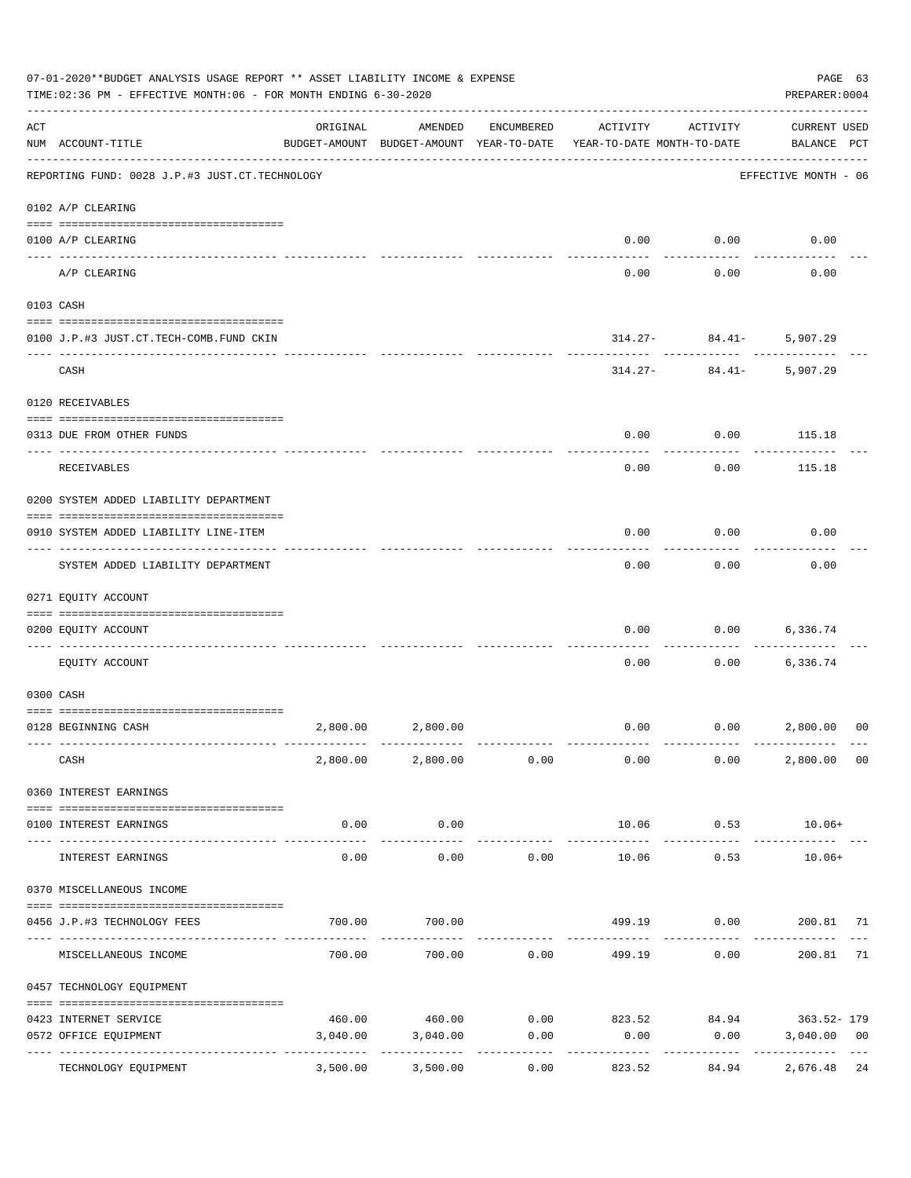07-01-2020**BUDGET ANALYSIS USAGE REPORT ** ASSET LIABILITY INCOME & EXPENSE

TIME:02:36 PM - EFFECTIVE MONTH:06 - FOR MONTH ENDING 6-30-2020

PREPARER:0004

| ACT NUM | ACCOUNT-TITLE | ORIGINAL BUDGET-AMOUNT | AMENDED BUDGET-AMOUNT | ENCUMBERED YEAR-TO-DATE | ACTIVITY YEAR-TO-DATE | ACTIVITY MONTH-TO-DATE | CURRENT USED BALANCE | PCT |
|---|---|---|---|---|---|---|---|---|
| | REPORTING FUND: 0028 J.P.#3 JUST.CT.TECHNOLOGY | | | | | | EFFECTIVE MONTH - 06 | |
| | 0102 A/P CLEARING | | | | | | | |
| 0100 | A/P CLEARING | | | | 0.00 | 0.00 | 0.00 | |
| | A/P CLEARING | | | | 0.00 | 0.00 | 0.00 | |
| | 0103 CASH | | | | | | | |
| 0100 | J.P.#3 JUST.CT.TECH-COMB.FUND CKIN | | | | 314.27- | 84.41- | 5,907.29 | |
| | CASH | | | | 314.27- | 84.41- | 5,907.29 | |
| | 0120 RECEIVABLES | | | | | | | |
| 0313 | DUE FROM OTHER FUNDS | | | | 0.00 | 0.00 | 115.18 | |
| | RECEIVABLES | | | | 0.00 | 0.00 | 115.18 | |
| | 0200 SYSTEM ADDED LIABILITY DEPARTMENT | | | | | | | |
| 0910 | SYSTEM ADDED LIABILITY LINE-ITEM | | | | 0.00 | 0.00 | 0.00 | |
| | SYSTEM ADDED LIABILITY DEPARTMENT | | | | 0.00 | 0.00 | 0.00 | |
| | 0271 EQUITY ACCOUNT | | | | | | | |
| 0200 | EQUITY ACCOUNT | | | | 0.00 | 0.00 | 6,336.74 | |
| | EQUITY ACCOUNT | | | | 0.00 | 0.00 | 6,336.74 | |
| | 0300 CASH | | | | | | | |
| 0128 | BEGINNING CASH | 2,800.00 | 2,800.00 | | 0.00 | 0.00 | 2,800.00 | 00 |
| | CASH | 2,800.00 | 2,800.00 | 0.00 | 0.00 | 0.00 | 2,800.00 | 00 |
| | 0360 INTEREST EARNINGS | | | | | | | |
| 0100 | INTEREST EARNINGS | 0.00 | 0.00 | | 10.06 | 0.53 | 10.06+ | |
| | INTEREST EARNINGS | 0.00 | 0.00 | 0.00 | 10.06 | 0.53 | 10.06+ | |
| | 0370 MISCELLANEOUS INCOME | | | | | | | |
| 0456 | J.P.#3 TECHNOLOGY FEES | 700.00 | 700.00 | | 499.19 | 0.00 | 200.81 | 71 |
| | MISCELLANEOUS INCOME | 700.00 | 700.00 | 0.00 | 499.19 | 0.00 | 200.81 | 71 |
| | 0457 TECHNOLOGY EQUIPMENT | | | | | | | |
| 0423 | INTERNET SERVICE | 460.00 | 460.00 | 0.00 | 823.52 | 84.94 | 363.52- | 179 |
| 0572 | OFFICE EQUIPMENT | 3,040.00 | 3,040.00 | 0.00 | 0.00 | 0.00 | 3,040.00 | 00 |
| | TECHNOLOGY EQUIPMENT | 3,500.00 | 3,500.00 | 0.00 | 823.52 | 84.94 | 2,676.48 | 24 |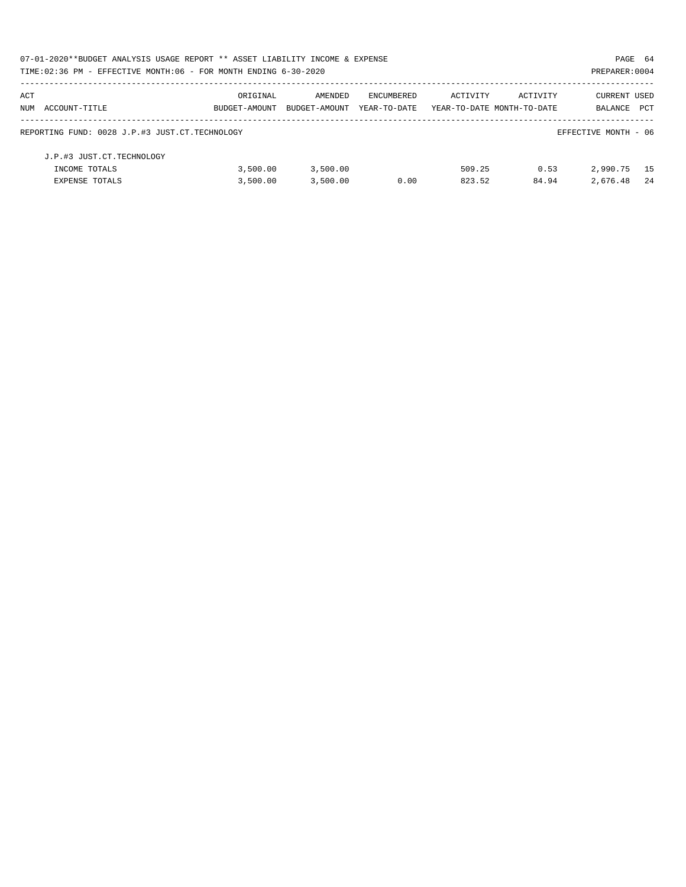| ACT NUM | ACCOUNT-TITLE | ORIGINAL BUDGET-AMOUNT | AMENDED BUDGET-AMOUNT | ENCUMBERED YEAR-TO-DATE | ACTIVITY YEAR-TO-DATE | ACTIVITY MONTH-TO-DATE | CURRENT BALANCE | USED PCT |
|---|---|---|---|---|---|---|---|---|
| REPORTING FUND: 0028 J.P.#3 JUST.CT.TECHNOLOGY | | | | | | | EFFECTIVE MONTH - 06 | |
| | J.P.#3 JUST.CT.TECHNOLOGY | | | | | | | |
| | INCOME TOTALS | 3,500.00 | 3,500.00 | | 509.25 | 0.53 | 2,990.75 | 15 |
| | EXPENSE TOTALS | 3,500.00 | 3,500.00 | 0.00 | 823.52 | 84.94 | 2,676.48 | 24 |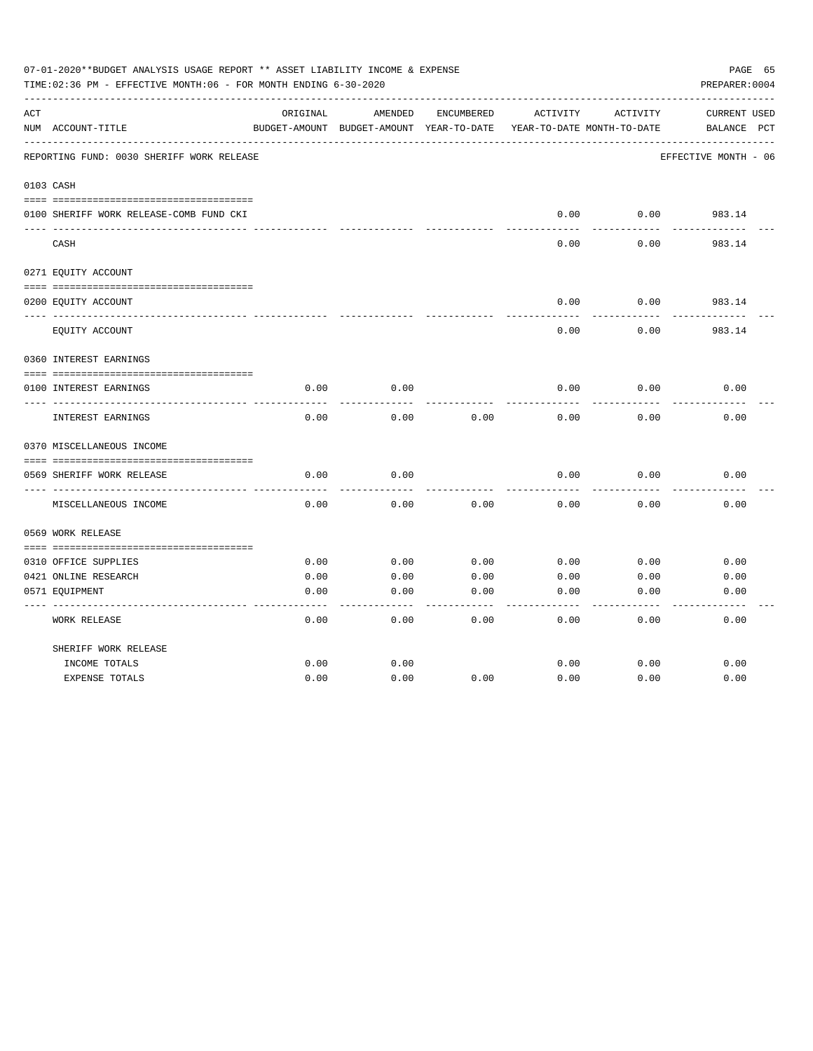07-01-2020**BUDGET ANALYSIS USAGE REPORT ** ASSET LIABILITY INCOME & EXPENSE

TIME:02:36 PM - EFFECTIVE MONTH:06 - FOR MONTH ENDING 6-30-2020

PREPARER:0004

REPORTING FUND: 0030 SHERIFF WORK RELEASE — EFFECTIVE MONTH - 06

| ACT NUM | ACCOUNT-TITLE | ORIGINAL BUDGET-AMOUNT | AMENDED BUDGET-AMOUNT | ENCUMBERED YEAR-TO-DATE | ACTIVITY YEAR-TO-DATE | ACTIVITY MONTH-TO-DATE | CURRENT BALANCE | USED PCT |
|---|---|---|---|---|---|---|---|---|
| 0103 | CASH | | | | | | | |
| 0100 | SHERIFF WORK RELEASE-COMB FUND CKI | | | | 0.00 | 0.00 | 983.14 | |
| | CASH | | | | 0.00 | 0.00 | 983.14 | |
| 0271 | EQUITY ACCOUNT | | | | | | | |
| 0200 | EQUITY ACCOUNT | | | | 0.00 | 0.00 | 983.14 | |
| | EQUITY ACCOUNT | | | | 0.00 | 0.00 | 983.14 | |
| 0360 | INTEREST EARNINGS | | | | | | | |
| 0100 | INTEREST EARNINGS | 0.00 | 0.00 | | 0.00 | 0.00 | 0.00 | |
| | INTEREST EARNINGS | 0.00 | 0.00 | 0.00 | 0.00 | 0.00 | 0.00 | |
| 0370 | MISCELLANEOUS INCOME | | | | | | | |
| 0569 | SHERIFF WORK RELEASE | 0.00 | 0.00 | | 0.00 | 0.00 | 0.00 | |
| | MISCELLANEOUS INCOME | 0.00 | 0.00 | 0.00 | 0.00 | 0.00 | 0.00 | |
| 0569 | WORK RELEASE | | | | | | | |
| 0310 | OFFICE SUPPLIES | 0.00 | 0.00 | 0.00 | 0.00 | 0.00 | 0.00 | |
| 0421 | ONLINE RESEARCH | 0.00 | 0.00 | 0.00 | 0.00 | 0.00 | 0.00 | |
| 0571 | EQUIPMENT | 0.00 | 0.00 | 0.00 | 0.00 | 0.00 | 0.00 | |
| | WORK RELEASE | 0.00 | 0.00 | 0.00 | 0.00 | 0.00 | 0.00 | |
| | SHERIFF WORK RELEASE | | | | | | | |
| | INCOME TOTALS | 0.00 | 0.00 | | 0.00 | 0.00 | 0.00 | |
| | EXPENSE TOTALS | 0.00 | 0.00 | 0.00 | 0.00 | 0.00 | 0.00 | |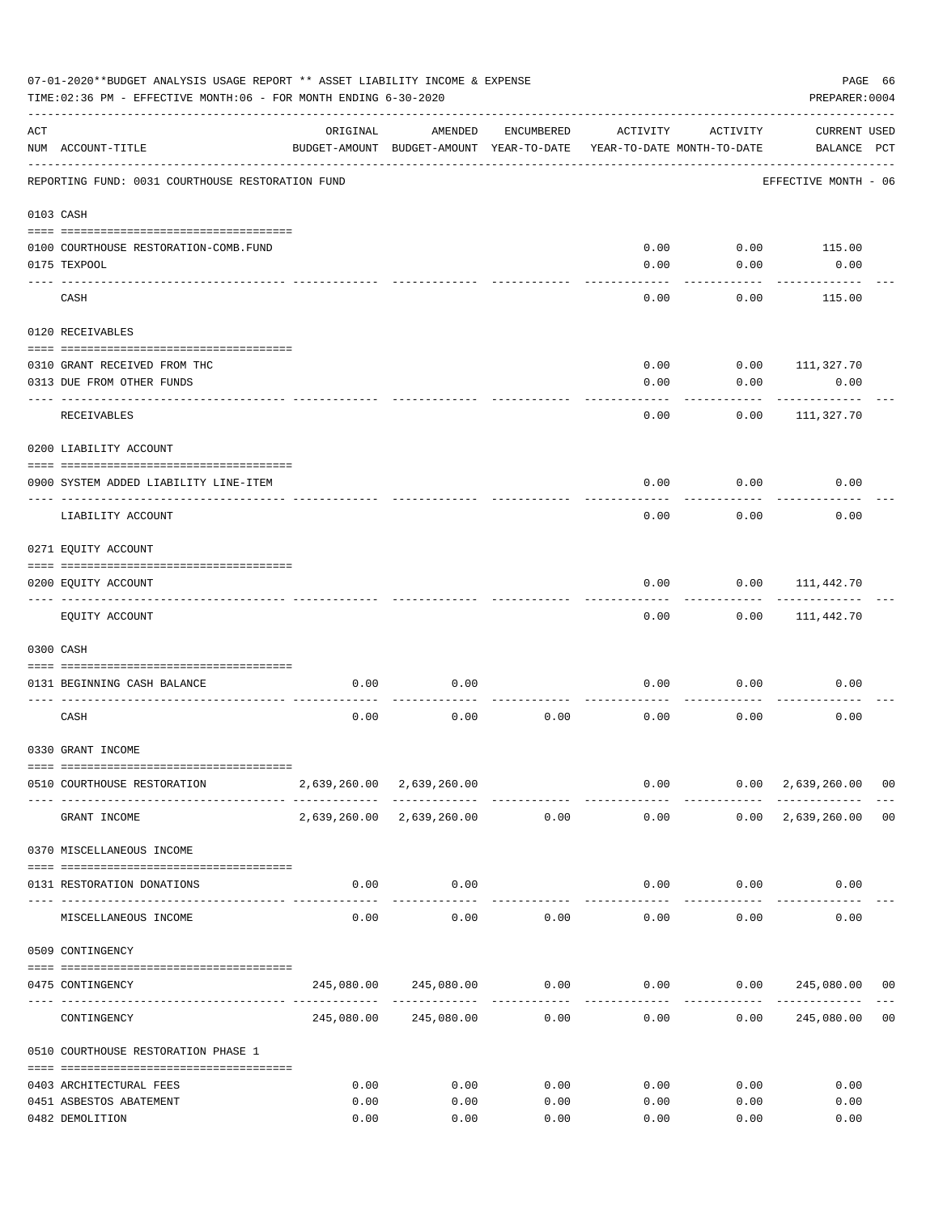07-01-2020**BUDGET ANALYSIS USAGE REPORT ** ASSET LIABILITY INCOME & EXPENSE

TIME:02:36 PM - EFFECTIVE MONTH:06 - FOR MONTH ENDING 6-30-2020

PREPARER:0004

| ACT NUM | ACCOUNT-TITLE | ORIGINAL BUDGET-AMOUNT | AMENDED BUDGET-AMOUNT | ENCUMBERED YEAR-TO-DATE | ACTIVITY YEAR-TO-DATE | ACTIVITY MONTH-TO-DATE | CURRENT BALANCE | USED PCT |
|---|---|---|---|---|---|---|---|---|
| | REPORTING FUND: 0031 COURTHOUSE RESTORATION FUND | | | | | | EFFECTIVE MONTH - 06 | |
| 0103 | CASH | | | | | | | |
| 0100 | COURTHOUSE RESTORATION-COMB.FUND | | | | 0.00 | 0.00 | 115.00 | |
| 0175 | TEXPOOL | | | | 0.00 | 0.00 | 0.00 | |
| | CASH | | | | 0.00 | 0.00 | 115.00 | |
| 0120 | RECEIVABLES | | | | | | | |
| 0310 | GRANT RECEIVED FROM THC | | | | 0.00 | 0.00 | 111,327.70 | |
| 0313 | DUE FROM OTHER FUNDS | | | | 0.00 | 0.00 | 0.00 | |
| | RECEIVABLES | | | | 0.00 | 0.00 | 111,327.70 | |
| 0200 | LIABILITY ACCOUNT | | | | | | | |
| 0900 | SYSTEM ADDED LIABILITY LINE-ITEM | | | | 0.00 | 0.00 | 0.00 | |
| | LIABILITY ACCOUNT | | | | 0.00 | 0.00 | 0.00 | |
| 0271 | EQUITY ACCOUNT | | | | | | | |
| 0200 | EQUITY ACCOUNT | | | | 0.00 | 0.00 | 111,442.70 | |
| | EQUITY ACCOUNT | | | | 0.00 | 0.00 | 111,442.70 | |
| 0300 | CASH | | | | | | | |
| 0131 | BEGINNING CASH BALANCE | 0.00 | 0.00 | | 0.00 | 0.00 | 0.00 | |
| | CASH | 0.00 | 0.00 | 0.00 | 0.00 | 0.00 | 0.00 | |
| 0330 | GRANT INCOME | | | | | | | |
| 0510 | COURTHOUSE RESTORATION | 2,639,260.00 | 2,639,260.00 | | 0.00 | 0.00 | 2,639,260.00 | 00 |
| | GRANT INCOME | 2,639,260.00 | 2,639,260.00 | 0.00 | 0.00 | 0.00 | 2,639,260.00 | 00 |
| 0370 | MISCELLANEOUS INCOME | | | | | | | |
| 0131 | RESTORATION DONATIONS | 0.00 | 0.00 | | 0.00 | 0.00 | 0.00 | |
| | MISCELLANEOUS INCOME | 0.00 | 0.00 | 0.00 | 0.00 | 0.00 | 0.00 | |
| 0509 | CONTINGENCY | | | | | | | |
| 0475 | CONTINGENCY | 245,080.00 | 245,080.00 | 0.00 | 0.00 | 0.00 | 245,080.00 | 00 |
| | CONTINGENCY | 245,080.00 | 245,080.00 | 0.00 | 0.00 | 0.00 | 245,080.00 | 00 |
| 0510 | COURTHOUSE RESTORATION PHASE 1 | | | | | | | |
| 0403 | ARCHITECTURAL FEES | 0.00 | 0.00 | 0.00 | 0.00 | 0.00 | 0.00 | |
| 0451 | ASBESTOS ABATEMENT | 0.00 | 0.00 | 0.00 | 0.00 | 0.00 | 0.00 | |
| 0482 | DEMOLITION | 0.00 | 0.00 | 0.00 | 0.00 | 0.00 | 0.00 | |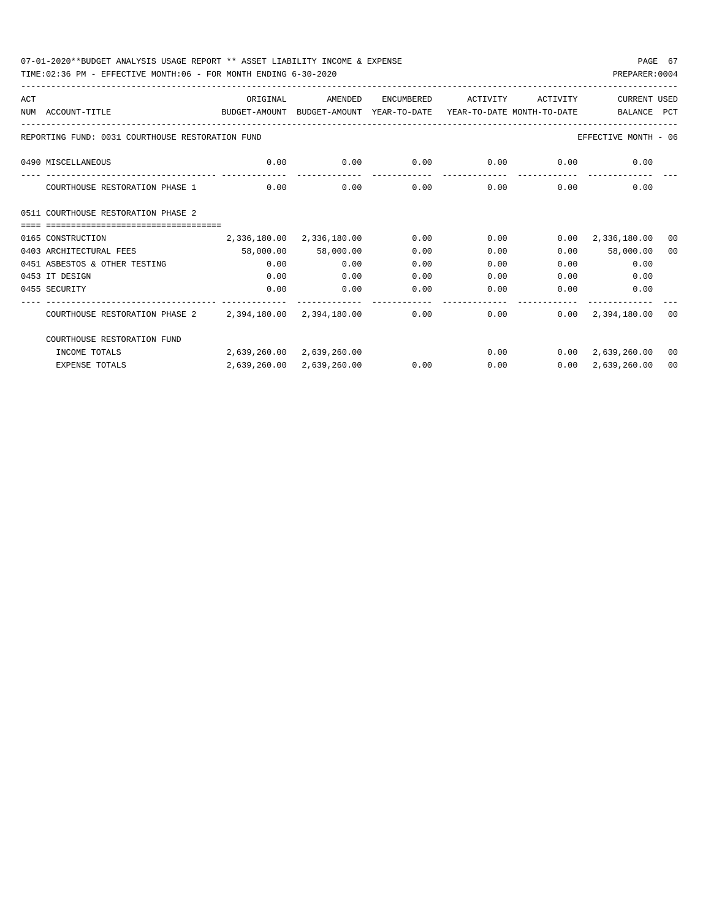07-01-2020**BUDGET ANALYSIS USAGE REPORT ** ASSET LIABILITY INCOME & EXPENSE

TIME:02:36 PM - EFFECTIVE MONTH:06 - FOR MONTH ENDING 6-30-2020

PREPARER:0004

| ACT NUM | ACCOUNT-TITLE | ORIGINAL BUDGET-AMOUNT | AMENDED BUDGET-AMOUNT | ENCUMBERED YEAR-TO-DATE | ACTIVITY YEAR-TO-DATE | ACTIVITY MONTH-TO-DATE | CURRENT BALANCE | USED PCT |
|---|---|---|---|---|---|---|---|---|
| | REPORTING FUND: 0031 COURTHOUSE RESTORATION FUND | | | | | | EFFECTIVE MONTH - 06 | |
| 0490 | MISCELLANEOUS | 0.00 | 0.00 | 0.00 | 0.00 | 0.00 | 0.00 | |
| | COURTHOUSE RESTORATION PHASE 1 | 0.00 | 0.00 | 0.00 | 0.00 | 0.00 | 0.00 | |
| 0511 | COURTHOUSE RESTORATION PHASE 2 | | | | | | | |
| 0165 | CONSTRUCTION | 2,336,180.00 | 2,336,180.00 | 0.00 | 0.00 | 0.00 | 2,336,180.00 | 00 |
| 0403 | ARCHITECTURAL FEES | 58,000.00 | 58,000.00 | 0.00 | 0.00 | 0.00 | 58,000.00 | 00 |
| 0451 | ASBESTOS & OTHER TESTING | 0.00 | 0.00 | 0.00 | 0.00 | 0.00 | 0.00 | |
| 0453 | IT DESIGN | 0.00 | 0.00 | 0.00 | 0.00 | 0.00 | 0.00 | |
| 0455 | SECURITY | 0.00 | 0.00 | 0.00 | 0.00 | 0.00 | 0.00 | |
| | COURTHOUSE RESTORATION PHASE 2 | 2,394,180.00 | 2,394,180.00 | 0.00 | 0.00 | 0.00 | 2,394,180.00 | 00 |
| | COURTHOUSE RESTORATION FUND | | | | | | | |
| | INCOME TOTALS | 2,639,260.00 | 2,639,260.00 | | 0.00 | 0.00 | 2,639,260.00 | 00 |
| | EXPENSE TOTALS | 2,639,260.00 | 2,639,260.00 | 0.00 | 0.00 | 0.00 | 2,639,260.00 | 00 |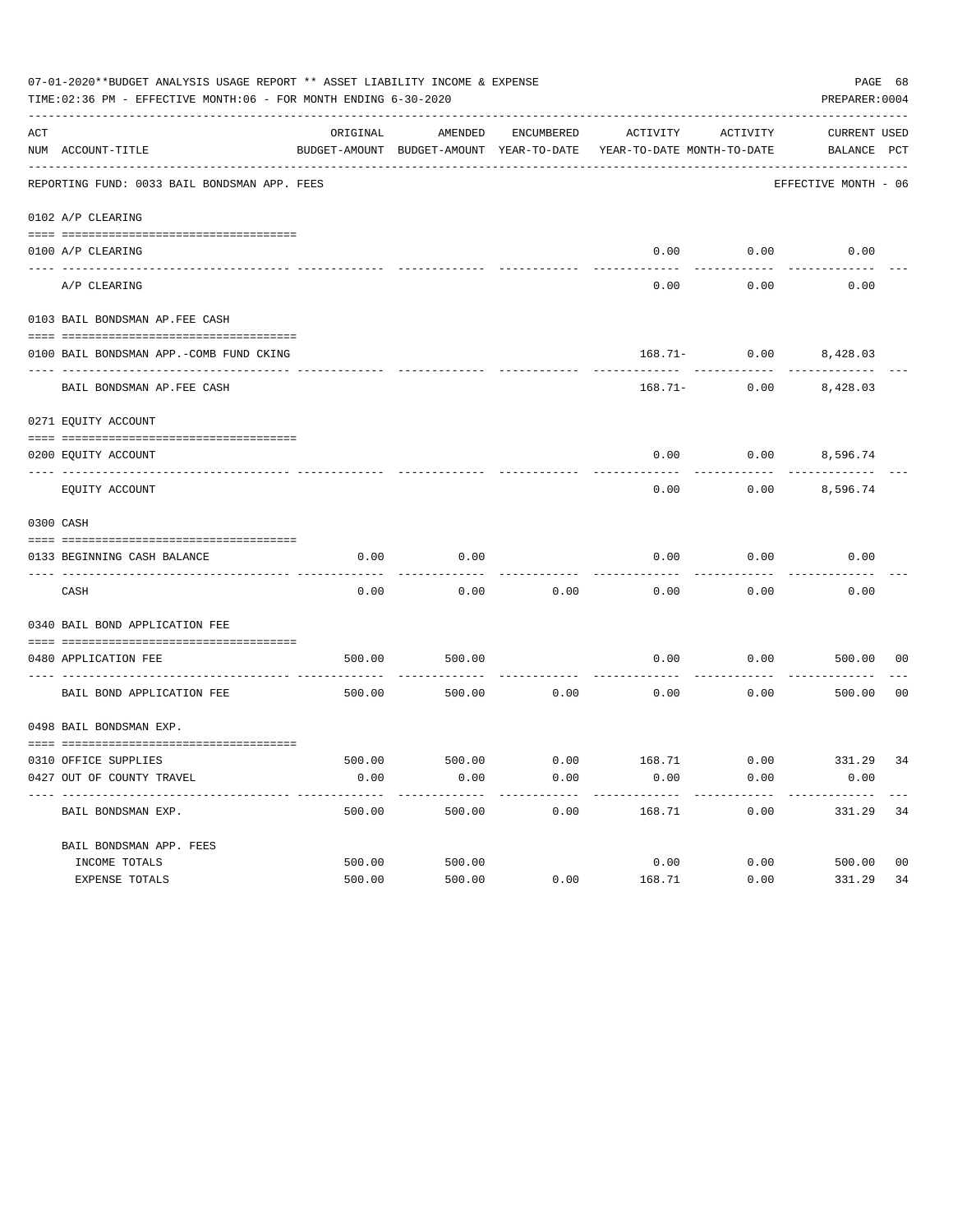07-01-2020**BUDGET ANALYSIS USAGE REPORT ** ASSET LIABILITY INCOME & EXPENSE

TIME:02:36 PM - EFFECTIVE MONTH:06 - FOR MONTH ENDING 6-30-2020

PREPARER:0004

| ACT NUM | ACCOUNT-TITLE | ORIGINAL BUDGET-AMOUNT | AMENDED BUDGET-AMOUNT | ENCUMBERED YEAR-TO-DATE | ACTIVITY YEAR-TO-DATE | ACTIVITY MONTH-TO-DATE | CURRENT BALANCE | USED PCT |
|---|---|---|---|---|---|---|---|---|
| | REPORTING FUND: 0033 BAIL BONDSMAN APP. FEES | | | | | | EFFECTIVE MONTH - 06 | |
| | 0102 A/P CLEARING | | | | | | | |
| 0100 | A/P CLEARING | | | | 0.00 | 0.00 | 0.00 | |
| | A/P CLEARING | | | | 0.00 | 0.00 | 0.00 | |
| | 0103 BAIL BONDSMAN AP.FEE CASH | | | | | | | |
| 0100 | BAIL BONDSMAN APP.-COMB FUND CKING | | | | 168.71- | 0.00 | 8,428.03 | |
| | BAIL BONDSMAN AP.FEE CASH | | | | 168.71- | 0.00 | 8,428.03 | |
| | 0271 EQUITY ACCOUNT | | | | | | | |
| 0200 | EQUITY ACCOUNT | | | | 0.00 | 0.00 | 8,596.74 | |
| | EQUITY ACCOUNT | | | | 0.00 | 0.00 | 8,596.74 | |
| | 0300 CASH | | | | | | | |
| 0133 | BEGINNING CASH BALANCE | 0.00 | 0.00 | | 0.00 | 0.00 | 0.00 | |
| | CASH | 0.00 | 0.00 | 0.00 | 0.00 | 0.00 | 0.00 | |
| | 0340 BAIL BOND APPLICATION FEE | | | | | | | |
| 0480 | APPLICATION FEE | 500.00 | 500.00 | | 0.00 | 0.00 | 500.00 | 00 |
| | BAIL BOND APPLICATION FEE | 500.00 | 500.00 | 0.00 | 0.00 | 0.00 | 500.00 | 00 |
| | 0498 BAIL BONDSMAN EXP. | | | | | | | |
| 0310 | OFFICE SUPPLIES | 500.00 | 500.00 | 0.00 | 168.71 | 0.00 | 331.29 | 34 |
| 0427 | OUT OF COUNTY TRAVEL | 0.00 | 0.00 | 0.00 | 0.00 | 0.00 | 0.00 | |
| | BAIL BONDSMAN EXP. | 500.00 | 500.00 | 0.00 | 168.71 | 0.00 | 331.29 | 34 |
| | BAIL BONDSMAN APP. FEES | | | | | | | |
| | INCOME TOTALS | 500.00 | 500.00 | | 0.00 | 0.00 | 500.00 | 00 |
| | EXPENSE TOTALS | 500.00 | 500.00 | 0.00 | 168.71 | 0.00 | 331.29 | 34 |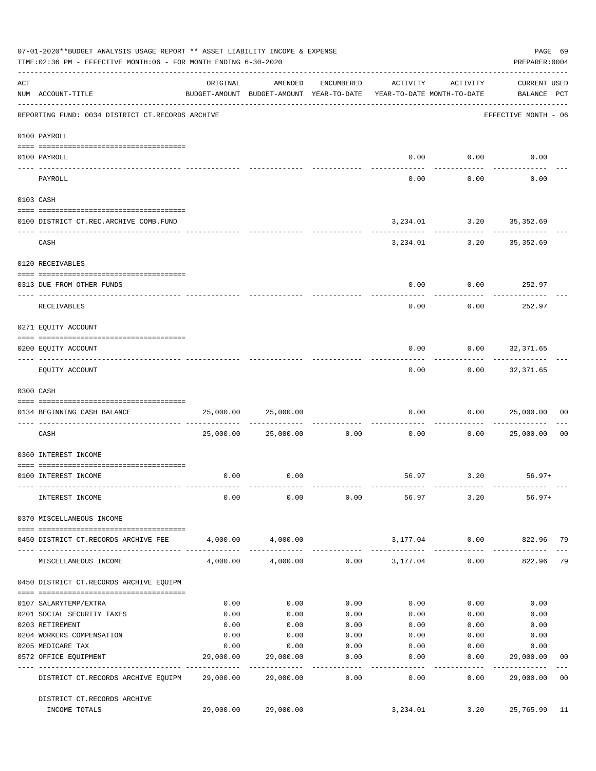07-01-2020**BUDGET ANALYSIS USAGE REPORT ** ASSET LIABILITY INCOME & EXPENSE

TIME:02:36 PM - EFFECTIVE MONTH:06 - FOR MONTH ENDING 6-30-2020

PREPARER:0004

| ACT NUM | ACCOUNT-TITLE | ORIGINAL BUDGET-AMOUNT | AMENDED BUDGET-AMOUNT | ENCUMBERED YEAR-TO-DATE | ACTIVITY YEAR-TO-DATE | ACTIVITY MONTH-TO-DATE | CURRENT USED BALANCE | PCT |
|---|---|---|---|---|---|---|---|---|
| | REPORTING FUND: 0034 DISTRICT CT.RECORDS ARCHIVE | | | | | | EFFECTIVE MONTH - 06 | |
| | 0100 PAYROLL | | | | | | | |
| 0100 | PAYROLL | | | | 0.00 | 0.00 | 0.00 | |
| | PAYROLL | | | | 0.00 | 0.00 | 0.00 | |
| | 0103 CASH | | | | | | | |
| 0100 | DISTRICT CT.REC.ARCHIVE COMB.FUND | | | | 3,234.01 | 3.20 | 35,352.69 | |
| | CASH | | | | 3,234.01 | 3.20 | 35,352.69 | |
| | 0120 RECEIVABLES | | | | | | | |
| 0313 | DUE FROM OTHER FUNDS | | | | 0.00 | 0.00 | 252.97 | |
| | RECEIVABLES | | | | 0.00 | 0.00 | 252.97 | |
| | 0271 EQUITY ACCOUNT | | | | | | | |
| 0200 | EQUITY ACCOUNT | | | | 0.00 | 0.00 | 32,371.65 | |
| | EQUITY ACCOUNT | | | | 0.00 | 0.00 | 32,371.65 | |
| | 0300 CASH | | | | | | | |
| 0134 | BEGINNING CASH BALANCE | 25,000.00 | 25,000.00 | | 0.00 | 0.00 | 25,000.00 | 00 |
| | CASH | 25,000.00 | 25,000.00 | 0.00 | 0.00 | 0.00 | 25,000.00 | 00 |
| | 0360 INTEREST INCOME | | | | | | | |
| 0100 | INTEREST INCOME | 0.00 | 0.00 | | 56.97 | 3.20 | 56.97+ | |
| | INTEREST INCOME | 0.00 | 0.00 | 0.00 | 56.97 | 3.20 | 56.97+ | |
| | 0370 MISCELLANEOUS INCOME | | | | | | | |
| 0450 | DISTRICT CT.RECORDS ARCHIVE FEE | 4,000.00 | 4,000.00 | | 3,177.04 | 0.00 | 822.96 | 79 |
| | MISCELLANEOUS INCOME | 4,000.00 | 4,000.00 | 0.00 | 3,177.04 | 0.00 | 822.96 | 79 |
| | 0450 DISTRICT CT.RECORDS ARCHIVE EQUIPM | | | | | | | |
| 0107 | SALARYTEMP/EXTRA | 0.00 | 0.00 | 0.00 | 0.00 | 0.00 | 0.00 | |
| 0201 | SOCIAL SECURITY TAXES | 0.00 | 0.00 | 0.00 | 0.00 | 0.00 | 0.00 | |
| 0203 | RETIREMENT | 0.00 | 0.00 | 0.00 | 0.00 | 0.00 | 0.00 | |
| 0204 | WORKERS COMPENSATION | 0.00 | 0.00 | 0.00 | 0.00 | 0.00 | 0.00 | |
| 0205 | MEDICARE TAX | 0.00 | 0.00 | 0.00 | 0.00 | 0.00 | 0.00 | |
| 0572 | OFFICE EQUIPMENT | 29,000.00 | 29,000.00 | 0.00 | 0.00 | 0.00 | 29,000.00 | 00 |
| | DISTRICT CT.RECORDS ARCHIVE EQUIPM | 29,000.00 | 29,000.00 | 0.00 | 0.00 | 0.00 | 29,000.00 | 00 |
| | DISTRICT CT.RECORDS ARCHIVE INCOME TOTALS | 29,000.00 | 29,000.00 | | 3,234.01 | 3.20 | 25,765.99 | 11 |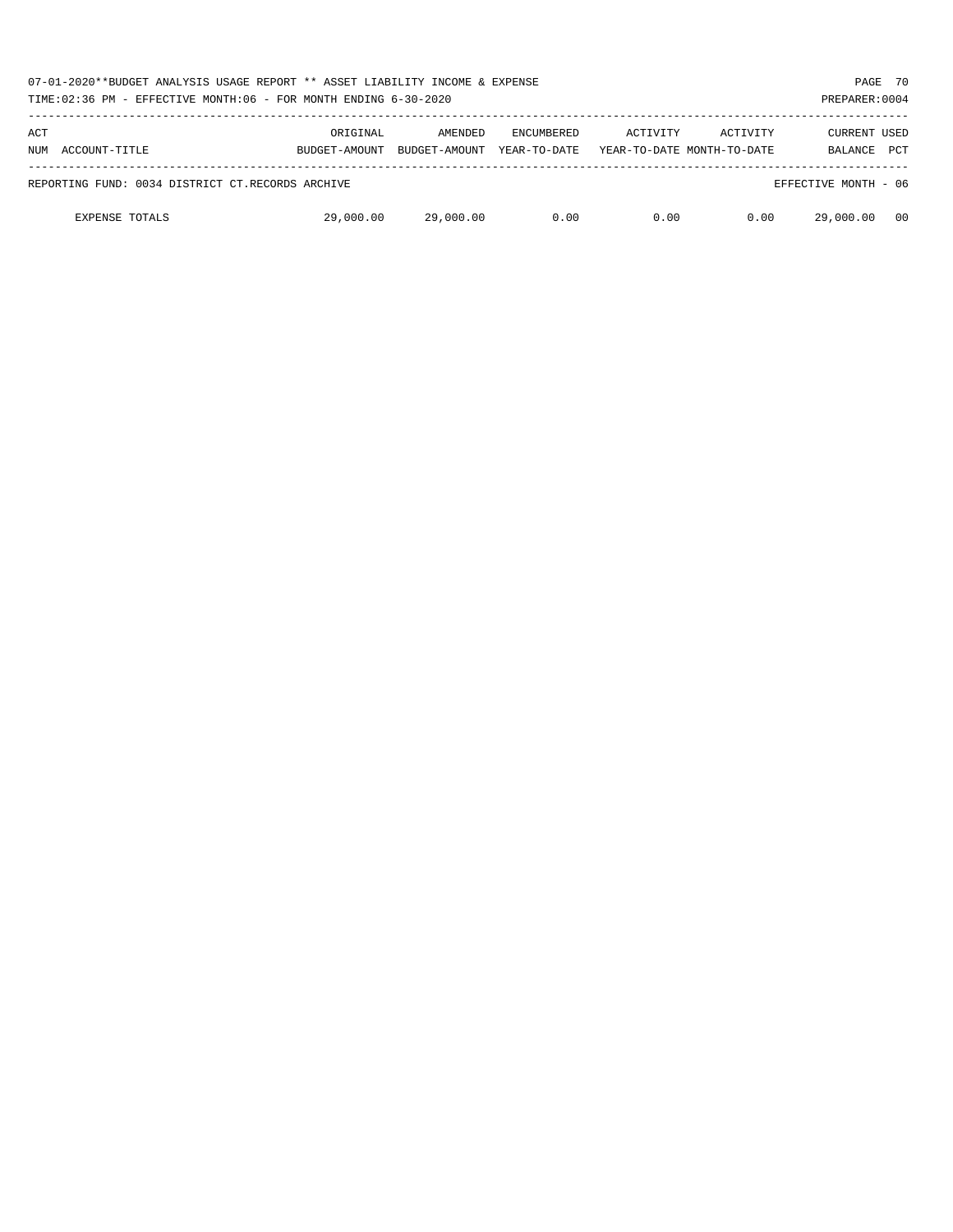07-01-2020**BUDGET ANALYSIS USAGE REPORT ** ASSET LIABILITY INCOME & EXPENSE

TIME:02:36 PM - EFFECTIVE MONTH:06 - FOR MONTH ENDING 6-30-2020

| ACT NUM | ACCOUNT-TITLE | ORIGINAL BUDGET-AMOUNT | AMENDED BUDGET-AMOUNT | ENCUMBERED YEAR-TO-DATE | ACTIVITY YEAR-TO-DATE | ACTIVITY MONTH-TO-DATE | CURRENT BALANCE | USED PCT |
|---|---|---|---|---|---|---|---|---|
| | REPORTING FUND: 0034 DISTRICT CT.RECORDS ARCHIVE | | | | | | EFFECTIVE MONTH - 06 | |
| | EXPENSE TOTALS | 29,000.00 | 29,000.00 | 0.00 | 0.00 | 0.00 | 29,000.00 | 00 |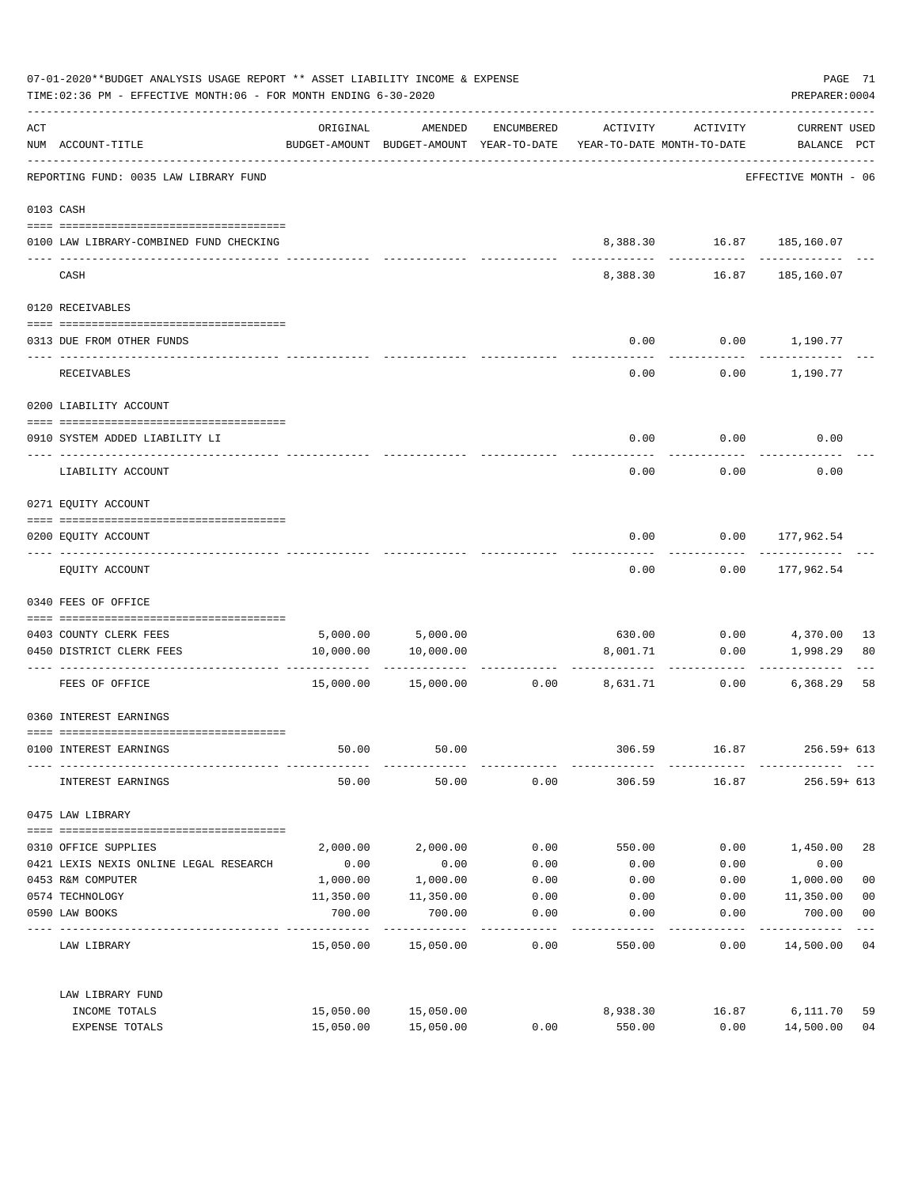07-01-2020**BUDGET ANALYSIS USAGE REPORT ** ASSET LIABILITY INCOME & EXPENSE

TIME:02:36 PM - EFFECTIVE MONTH:06 - FOR MONTH ENDING 6-30-2020

PREPARER:0004

REPORTING FUND: 0035 LAW LIBRARY FUND — EFFECTIVE MONTH - 06

| ACT NUM | ACCOUNT-TITLE | ORIGINAL BUDGET-AMOUNT | AMENDED BUDGET-AMOUNT | ENCUMBERED YEAR-TO-DATE | ACTIVITY YEAR-TO-DATE | ACTIVITY MONTH-TO-DATE | CURRENT USED BALANCE | PCT |
|---|---|---|---|---|---|---|---|---|
| | **0103 CASH** | | | | | | | |
| 0100 | LAW LIBRARY-COMBINED FUND CHECKING | | | | 8,388.30 | 16.87 | 185,160.07 | |
| | CASH | | | | 8,388.30 | 16.87 | 185,160.07 | |
| | **0120 RECEIVABLES** | | | | | | | |
| 0313 | DUE FROM OTHER FUNDS | | | | 0.00 | 0.00 | 1,190.77 | |
| | RECEIVABLES | | | | 0.00 | 0.00 | 1,190.77 | |
| | **0200 LIABILITY ACCOUNT** | | | | | | | |
| 0910 | SYSTEM ADDED LIABILITY LI | | | | 0.00 | 0.00 | 0.00 | |
| | LIABILITY ACCOUNT | | | | 0.00 | 0.00 | 0.00 | |
| | **0271 EQUITY ACCOUNT** | | | | | | | |
| 0200 | EQUITY ACCOUNT | | | | 0.00 | 0.00 | 177,962.54 | |
| | EQUITY ACCOUNT | | | | 0.00 | 0.00 | 177,962.54 | |
| | **0340 FEES OF OFFICE** | | | | | | | |
| 0403 | COUNTY CLERK FEES | 5,000.00 | 5,000.00 | | 630.00 | 0.00 | 4,370.00 | 13 |
| 0450 | DISTRICT CLERK FEES | 10,000.00 | 10,000.00 | | 8,001.71 | 0.00 | 1,998.29 | 80 |
| | FEES OF OFFICE | 15,000.00 | 15,000.00 | 0.00 | 8,631.71 | 0.00 | 6,368.29 | 58 |
| | **0360 INTEREST EARNINGS** | | | | | | | |
| 0100 | INTEREST EARNINGS | 50.00 | 50.00 | | 306.59 | 16.87 | 256.59+ | 613 |
| | INTEREST EARNINGS | 50.00 | 50.00 | 0.00 | 306.59 | 16.87 | 256.59+ | 613 |
| | **0475 LAW LIBRARY** | | | | | | | |
| 0310 | OFFICE SUPPLIES | 2,000.00 | 2,000.00 | 0.00 | 550.00 | 0.00 | 1,450.00 | 28 |
| 0421 | LEXIS NEXIS ONLINE LEGAL RESEARCH | 0.00 | 0.00 | 0.00 | 0.00 | 0.00 | 0.00 | |
| 0453 | R&M COMPUTER | 1,000.00 | 1,000.00 | 0.00 | 0.00 | 0.00 | 1,000.00 | 00 |
| 0574 | TECHNOLOGY | 11,350.00 | 11,350.00 | 0.00 | 0.00 | 0.00 | 11,350.00 | 00 |
| 0590 | LAW BOOKS | 700.00 | 700.00 | 0.00 | 0.00 | 0.00 | 700.00 | 00 |
| | LAW LIBRARY | 15,050.00 | 15,050.00 | 0.00 | 550.00 | 0.00 | 14,500.00 | 04 |
| | **LAW LIBRARY FUND** | | | | | | | |
| | INCOME TOTALS | 15,050.00 | 15,050.00 | | 8,938.30 | 16.87 | 6,111.70 | 59 |
| | EXPENSE TOTALS | 15,050.00 | 15,050.00 | 0.00 | 550.00 | 0.00 | 14,500.00 | 04 |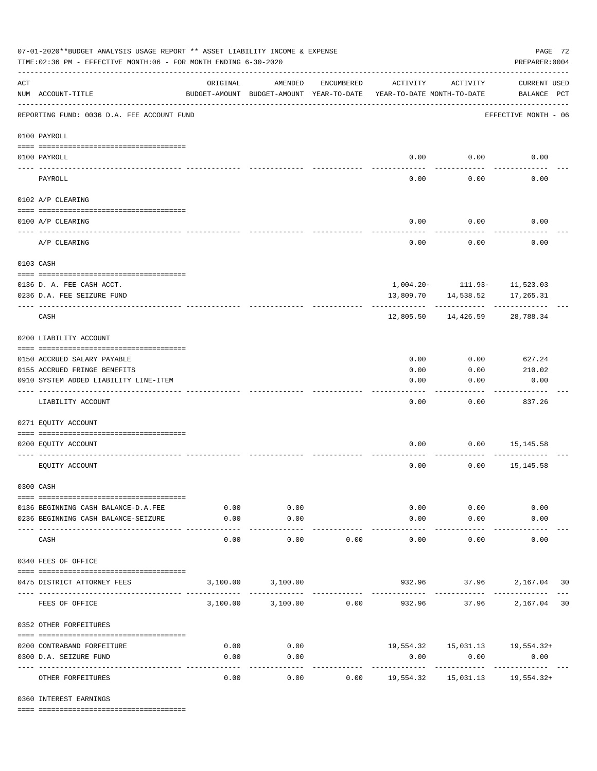07-01-2020**BUDGET ANALYSIS USAGE REPORT ** ASSET LIABILITY INCOME & EXPENSE

TIME:02:36 PM - EFFECTIVE MONTH:06 - FOR MONTH ENDING 6-30-2020

PREPARER:0004

| ACT NUM | ACCOUNT-TITLE | ORIGINAL BUDGET-AMOUNT | AMENDED BUDGET-AMOUNT | ENCUMBERED YEAR-TO-DATE | ACTIVITY YEAR-TO-DATE | ACTIVITY MONTH-TO-DATE | CURRENT USED BALANCE | PCT |
|---|---|---|---|---|---|---|---|---|
| | REPORTING FUND: 0036 D.A. FEE ACCOUNT FUND | | | | | | EFFECTIVE MONTH - 06 | |
| | 0100 PAYROLL | | | | | | | |
| 0100 | PAYROLL | | | | 0.00 | 0.00 | 0.00 | |
| | PAYROLL | | | | 0.00 | 0.00 | 0.00 | |
| | 0102 A/P CLEARING | | | | | | | |
| 0100 | A/P CLEARING | | | | 0.00 | 0.00 | 0.00 | |
| | A/P CLEARING | | | | 0.00 | 0.00 | 0.00 | |
| | 0103 CASH | | | | | | | |
| 0136 | D. A. FEE CASH ACCT. | | | | 1,004.20- | 111.93- | 11,523.03 | |
| 0236 | D.A. FEE SEIZURE FUND | | | | 13,809.70 | 14,538.52 | 17,265.31 | |
| | CASH | | | | 12,805.50 | 14,426.59 | 28,788.34 | |
| | 0200 LIABILITY ACCOUNT | | | | | | | |
| 0150 | ACCRUED SALARY PAYABLE | | | | 0.00 | 0.00 | 627.24 | |
| 0155 | ACCRUED FRINGE BENEFITS | | | | 0.00 | 0.00 | 210.02 | |
| 0910 | SYSTEM ADDED LIABILITY LINE-ITEM | | | | 0.00 | 0.00 | 0.00 | |
| | LIABILITY ACCOUNT | | | | 0.00 | 0.00 | 837.26 | |
| | 0271 EQUITY ACCOUNT | | | | | | | |
| 0200 | EQUITY ACCOUNT | | | | 0.00 | 0.00 | 15,145.58 | |
| | EQUITY ACCOUNT | | | | 0.00 | 0.00 | 15,145.58 | |
| | 0300 CASH | | | | | | | |
| 0136 | BEGINNING CASH BALANCE-D.A.FEE | 0.00 | 0.00 | | 0.00 | 0.00 | 0.00 | |
| 0236 | BEGINNING CASH BALANCE-SEIZURE | 0.00 | 0.00 | | 0.00 | 0.00 | 0.00 | |
| | CASH | 0.00 | 0.00 | 0.00 | 0.00 | 0.00 | 0.00 | |
| | 0340 FEES OF OFFICE | | | | | | | |
| 0475 | DISTRICT ATTORNEY FEES | 3,100.00 | 3,100.00 | | 932.96 | 37.96 | 2,167.04 | 30 |
| | FEES OF OFFICE | 3,100.00 | 3,100.00 | 0.00 | 932.96 | 37.96 | 2,167.04 | 30 |
| | 0352 OTHER FORFEITURES | | | | | | | |
| 0200 | CONTRABAND FORFEITURE | 0.00 | 0.00 | | 19,554.32 | 15,031.13 | 19,554.32+ | |
| 0300 | D.A. SEIZURE FUND | 0.00 | 0.00 | | 0.00 | 0.00 | 0.00 | |
| | OTHER FORFEITURES | 0.00 | 0.00 | 0.00 | 19,554.32 | 15,031.13 | 19,554.32+ | |
| | 0360 INTEREST EARNINGS | | | | | | | |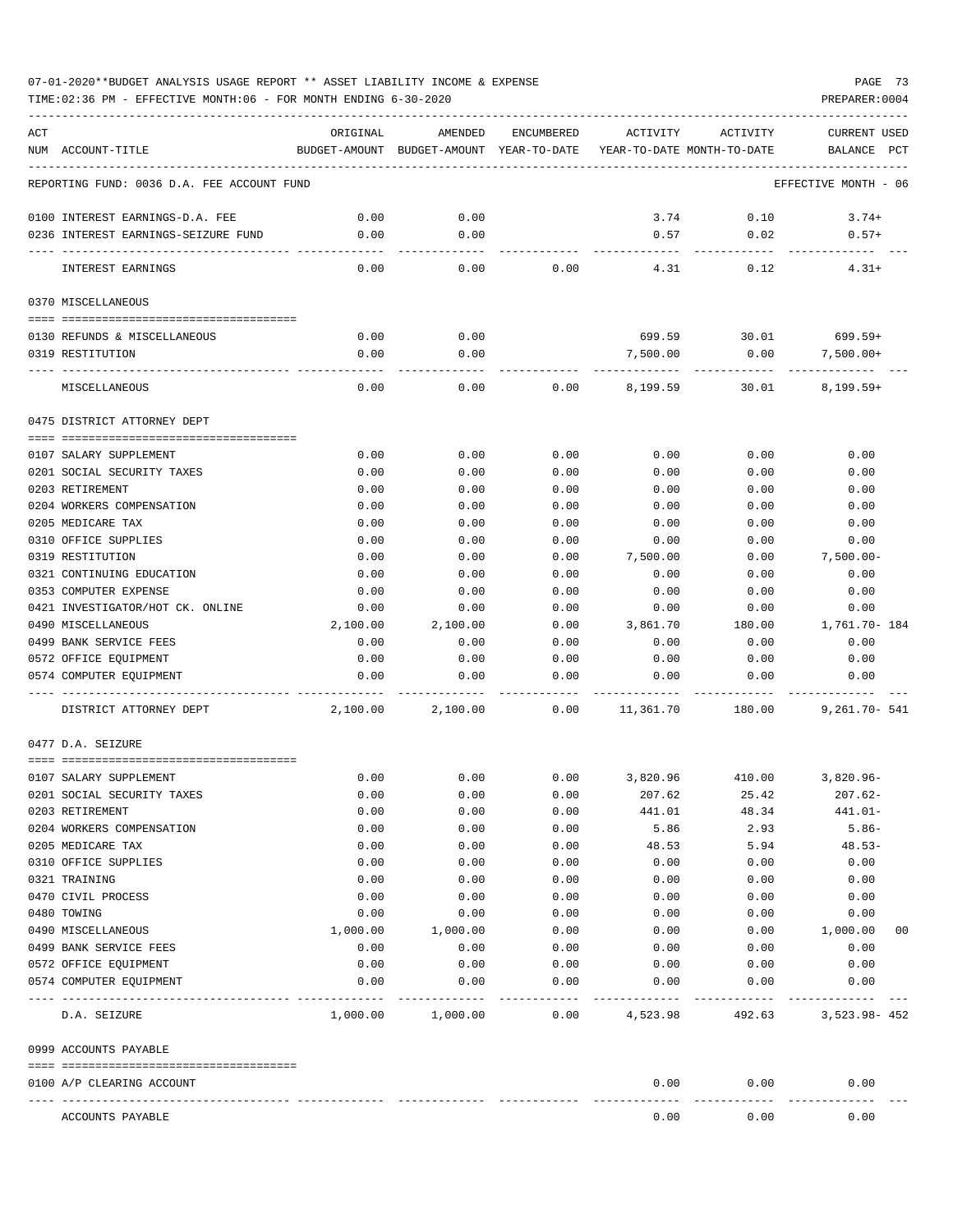07-01-2020**BUDGET ANALYSIS USAGE REPORT ** ASSET LIABILITY INCOME & EXPENSE

TIME:02:36 PM - EFFECTIVE MONTH:06 - FOR MONTH ENDING 6-30-2020

PREPARER:0004

| ACT NUM | ACCOUNT-TITLE | ORIGINAL BUDGET-AMOUNT | AMENDED BUDGET-AMOUNT | ENCUMBERED YEAR-TO-DATE | ACTIVITY YEAR-TO-DATE | ACTIVITY MONTH-TO-DATE | CURRENT USED BALANCE | PCT |
|---|---|---|---|---|---|---|---|---|
| | REPORTING FUND: 0036 D.A. FEE ACCOUNT FUND | | | | | | EFFECTIVE MONTH - 06 | |
| 0100 | INTEREST EARNINGS-D.A. FEE | 0.00 | 0.00 | | 3.74 | 0.10 | 3.74+ | |
| 0236 | INTEREST EARNINGS-SEIZURE FUND | 0.00 | 0.00 | | 0.57 | 0.02 | 0.57+ | |
| | INTEREST EARNINGS | 0.00 | 0.00 | 0.00 | 4.31 | 0.12 | 4.31+ | |
| | 0370 MISCELLANEOUS | | | | | | | |
| 0130 | REFUNDS & MISCELLANEOUS | 0.00 | 0.00 | | 699.59 | 30.01 | 699.59+ | |
| 0319 | RESTITUTION | 0.00 | 0.00 | | 7,500.00 | 0.00 | 7,500.00+ | |
| | MISCELLANEOUS | 0.00 | 0.00 | 0.00 | 8,199.59 | 30.01 | 8,199.59+ | |
| | 0475 DISTRICT ATTORNEY DEPT | | | | | | | |
| 0107 | SALARY SUPPLEMENT | 0.00 | 0.00 | 0.00 | 0.00 | 0.00 | 0.00 | |
| 0201 | SOCIAL SECURITY TAXES | 0.00 | 0.00 | 0.00 | 0.00 | 0.00 | 0.00 | |
| 0203 | RETIREMENT | 0.00 | 0.00 | 0.00 | 0.00 | 0.00 | 0.00 | |
| 0204 | WORKERS COMPENSATION | 0.00 | 0.00 | 0.00 | 0.00 | 0.00 | 0.00 | |
| 0205 | MEDICARE TAX | 0.00 | 0.00 | 0.00 | 0.00 | 0.00 | 0.00 | |
| 0310 | OFFICE SUPPLIES | 0.00 | 0.00 | 0.00 | 0.00 | 0.00 | 0.00 | |
| 0319 | RESTITUTION | 0.00 | 0.00 | 0.00 | 7,500.00 | 0.00 | 7,500.00- | |
| 0321 | CONTINUING EDUCATION | 0.00 | 0.00 | 0.00 | 0.00 | 0.00 | 0.00 | |
| 0353 | COMPUTER EXPENSE | 0.00 | 0.00 | 0.00 | 0.00 | 0.00 | 0.00 | |
| 0421 | INVESTIGATOR/HOT CK. ONLINE | 0.00 | 0.00 | 0.00 | 0.00 | 0.00 | 0.00 | |
| 0490 | MISCELLANEOUS | 2,100.00 | 2,100.00 | 0.00 | 3,861.70 | 180.00 | 1,761.70- | 184 |
| 0499 | BANK SERVICE FEES | 0.00 | 0.00 | 0.00 | 0.00 | 0.00 | 0.00 | |
| 0572 | OFFICE EQUIPMENT | 0.00 | 0.00 | 0.00 | 0.00 | 0.00 | 0.00 | |
| 0574 | COMPUTER EQUIPMENT | 0.00 | 0.00 | 0.00 | 0.00 | 0.00 | 0.00 | |
| | DISTRICT ATTORNEY DEPT | 2,100.00 | 2,100.00 | 0.00 | 11,361.70 | 180.00 | 9,261.70- | 541 |
| | 0477 D.A. SEIZURE | | | | | | | |
| 0107 | SALARY SUPPLEMENT | 0.00 | 0.00 | 0.00 | 3,820.96 | 410.00 | 3,820.96- | |
| 0201 | SOCIAL SECURITY TAXES | 0.00 | 0.00 | 0.00 | 207.62 | 25.42 | 207.62- | |
| 0203 | RETIREMENT | 0.00 | 0.00 | 0.00 | 441.01 | 48.34 | 441.01- | |
| 0204 | WORKERS COMPENSATION | 0.00 | 0.00 | 0.00 | 5.86 | 2.93 | 5.86- | |
| 0205 | MEDICARE TAX | 0.00 | 0.00 | 0.00 | 48.53 | 5.94 | 48.53- | |
| 0310 | OFFICE SUPPLIES | 0.00 | 0.00 | 0.00 | 0.00 | 0.00 | 0.00 | |
| 0321 | TRAINING | 0.00 | 0.00 | 0.00 | 0.00 | 0.00 | 0.00 | |
| 0470 | CIVIL PROCESS | 0.00 | 0.00 | 0.00 | 0.00 | 0.00 | 0.00 | |
| 0480 | TOWING | 0.00 | 0.00 | 0.00 | 0.00 | 0.00 | 0.00 | |
| 0490 | MISCELLANEOUS | 1,000.00 | 1,000.00 | 0.00 | 0.00 | 0.00 | 1,000.00 | 00 |
| 0499 | BANK SERVICE FEES | 0.00 | 0.00 | 0.00 | 0.00 | 0.00 | 0.00 | |
| 0572 | OFFICE EQUIPMENT | 0.00 | 0.00 | 0.00 | 0.00 | 0.00 | 0.00 | |
| 0574 | COMPUTER EQUIPMENT | 0.00 | 0.00 | 0.00 | 0.00 | 0.00 | 0.00 | |
| | D.A. SEIZURE | 1,000.00 | 1,000.00 | 0.00 | 4,523.98 | 492.63 | 3,523.98- | 452 |
| | 0999 ACCOUNTS PAYABLE | | | | | | | |
| 0100 | A/P CLEARING ACCOUNT | | | | 0.00 | 0.00 | 0.00 | |
| | ACCOUNTS PAYABLE | | | | 0.00 | 0.00 | 0.00 | |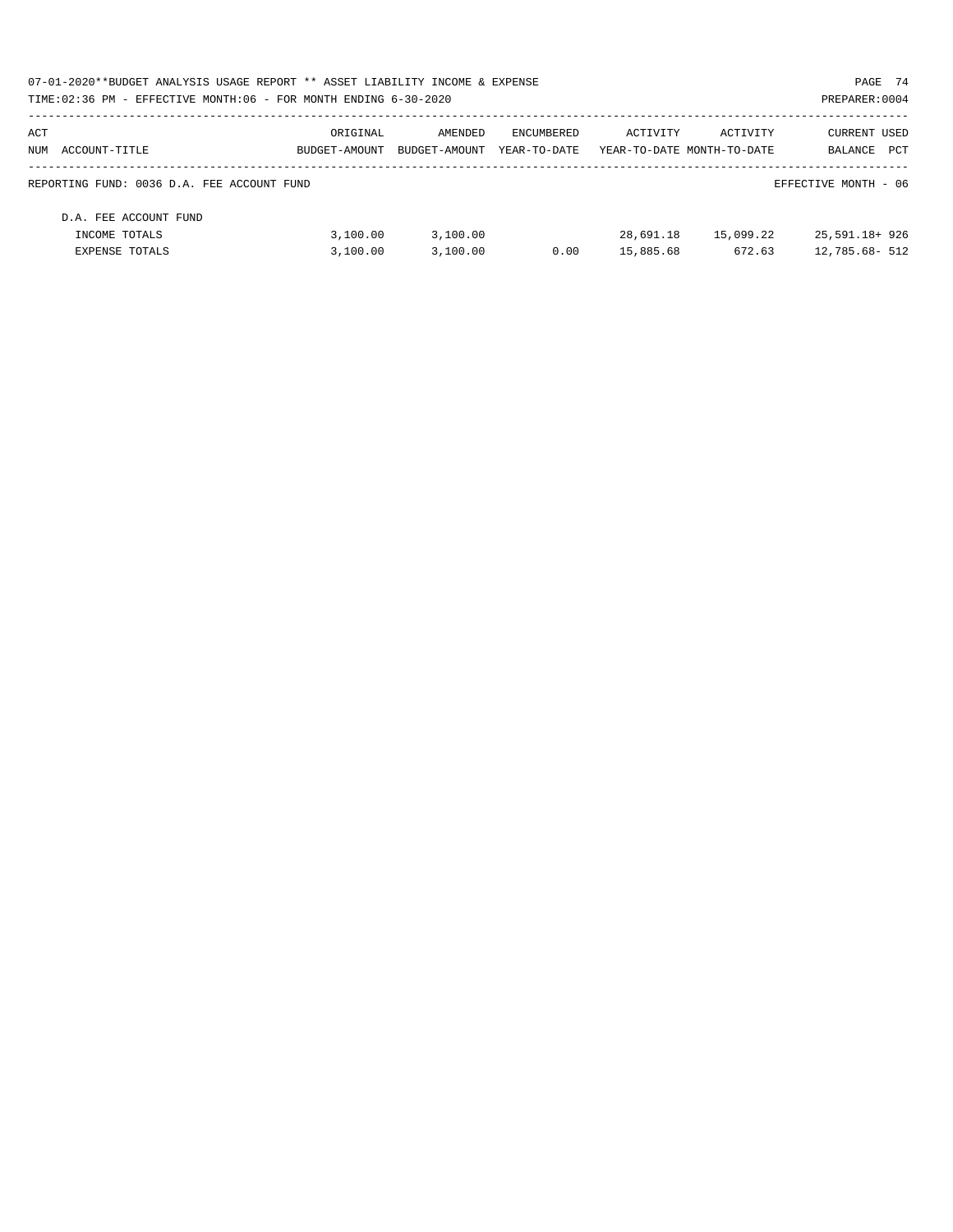| ACT NUM | ACCOUNT-TITLE | ORIGINAL BUDGET-AMOUNT | AMENDED BUDGET-AMOUNT | ENCUMBERED YEAR-TO-DATE | ACTIVITY YEAR-TO-DATE | ACTIVITY MONTH-TO-DATE | CURRENT BALANCE | USED PCT |
|---|---|---|---|---|---|---|---|---|
| | REPORTING FUND: 0036 D.A. FEE ACCOUNT FUND | | | | | | EFFECTIVE MONTH - 06 | |
| | D.A. FEE ACCOUNT FUND | | | | | | | |
| | INCOME TOTALS | 3,100.00 | 3,100.00 | | 28,691.18 | 15,099.22 | 25,591.18+ | 926 |
| | EXPENSE TOTALS | 3,100.00 | 3,100.00 | 0.00 | 15,885.68 | 672.63 | 12,785.68- | 512 |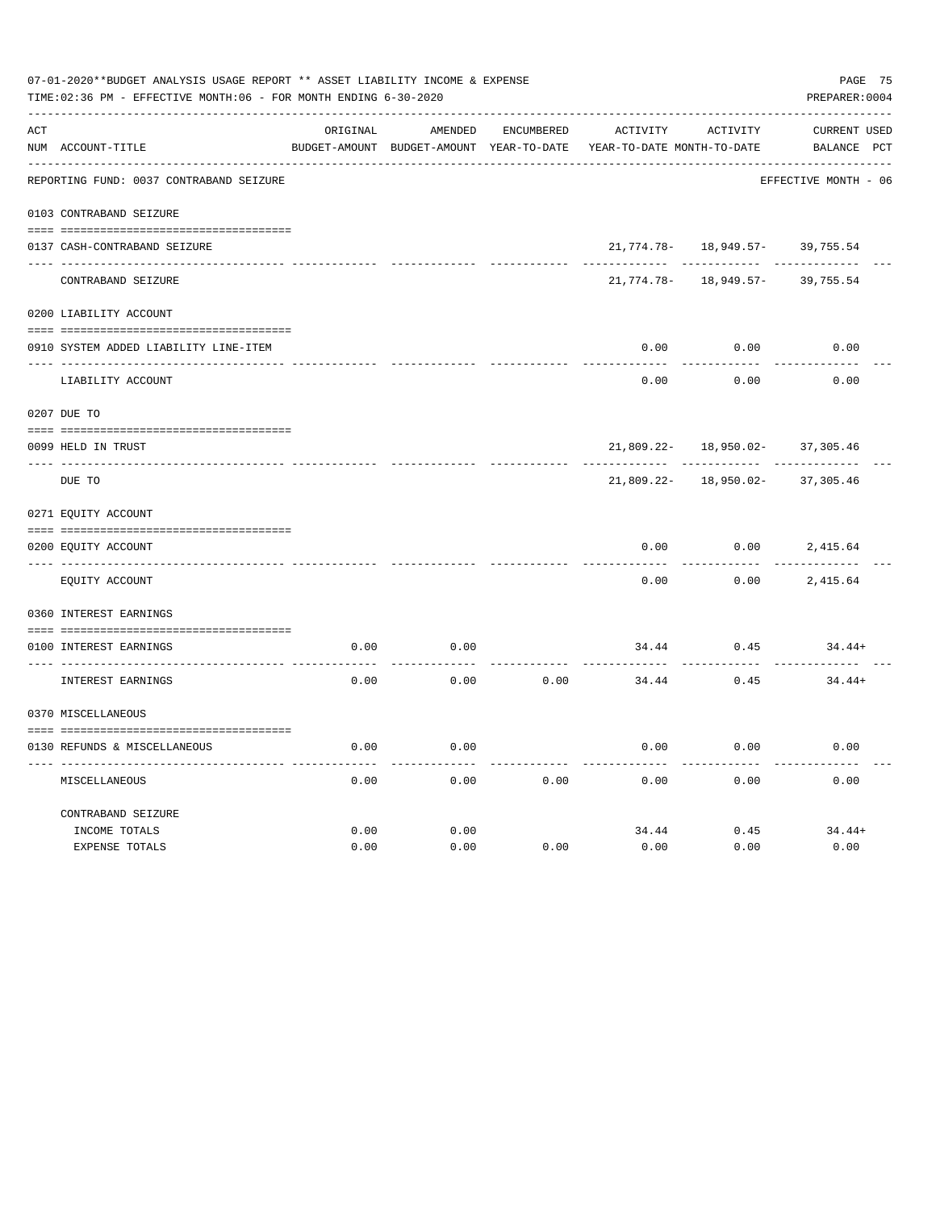07-01-2020**BUDGET ANALYSIS USAGE REPORT ** ASSET LIABILITY INCOME & EXPENSE

TIME:02:36 PM - EFFECTIVE MONTH:06 - FOR MONTH ENDING 6-30-2020

PREPARER:0004

REPORTING FUND: 0037 CONTRABAND SEIZURE — EFFECTIVE MONTH - 06

| ACT NUM | ACCOUNT-TITLE | ORIGINAL BUDGET-AMOUNT | AMENDED BUDGET-AMOUNT | ENCUMBERED YEAR-TO-DATE | ACTIVITY YEAR-TO-DATE | ACTIVITY MONTH-TO-DATE | CURRENT BALANCE | USED PCT |
|---|---|---|---|---|---|---|---|---|
| | **0103 CONTRABAND SEIZURE** | | | | | | | |
| 0137 | CASH-CONTRABAND SEIZURE | | | | 21,774.78- | 18,949.57- | 39,755.54 | |
| | CONTRABAND SEIZURE | | | | 21,774.78- | 18,949.57- | 39,755.54 | |
| | **0200 LIABILITY ACCOUNT** | | | | | | | |
| 0910 | SYSTEM ADDED LIABILITY LINE-ITEM | | | | 0.00 | 0.00 | 0.00 | |
| | LIABILITY ACCOUNT | | | | 0.00 | 0.00 | 0.00 | |
| | **0207 DUE TO** | | | | | | | |
| 0099 | HELD IN TRUST | | | | 21,809.22- | 18,950.02- | 37,305.46 | |
| | DUE TO | | | | 21,809.22- | 18,950.02- | 37,305.46 | |
| | **0271 EQUITY ACCOUNT** | | | | | | | |
| 0200 | EQUITY ACCOUNT | | | | 0.00 | 0.00 | 2,415.64 | |
| | EQUITY ACCOUNT | | | | 0.00 | 0.00 | 2,415.64 | |
| | **0360 INTEREST EARNINGS** | | | | | | | |
| 0100 | INTEREST EARNINGS | 0.00 | 0.00 | | 34.44 | 0.45 | 34.44+ | |
| | INTEREST EARNINGS | 0.00 | 0.00 | 0.00 | 34.44 | 0.45 | 34.44+ | |
| | **0370 MISCELLANEOUS** | | | | | | | |
| 0130 | REFUNDS & MISCELLANEOUS | 0.00 | 0.00 | | 0.00 | 0.00 | 0.00 | |
| | MISCELLANEOUS | 0.00 | 0.00 | 0.00 | 0.00 | 0.00 | 0.00 | |
| | **CONTRABAND SEIZURE** | | | | | | | |
| | INCOME TOTALS | 0.00 | 0.00 | | 34.44 | 0.45 | 34.44+ | |
| | EXPENSE TOTALS | 0.00 | 0.00 | 0.00 | 0.00 | 0.00 | 0.00 | |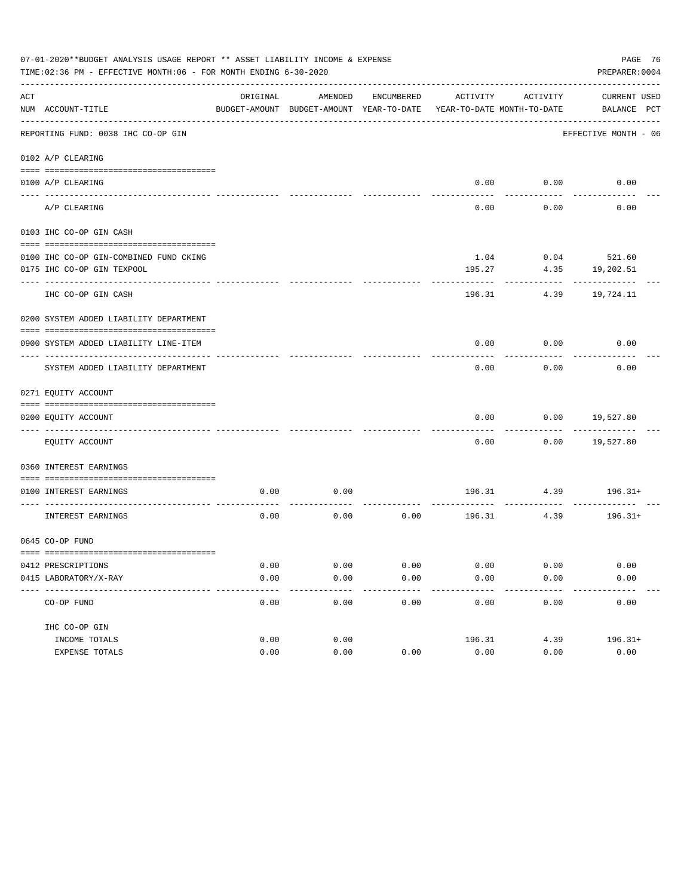07-01-2020**BUDGET ANALYSIS USAGE REPORT ** ASSET LIABILITY INCOME & EXPENSE

TIME:02:36 PM - EFFECTIVE MONTH:06 - FOR MONTH ENDING 6-30-2020

PREPARER:0004

| ACT NUM | ACCOUNT-TITLE | ORIGINAL BUDGET-AMOUNT | AMENDED BUDGET-AMOUNT | ENCUMBERED YEAR-TO-DATE | ACTIVITY YEAR-TO-DATE | ACTIVITY MONTH-TO-DATE | CURRENT BALANCE | USED PCT |
|---|---|---|---|---|---|---|---|---|
| | REPORTING FUND: 0038 IHC CO-OP GIN | | | | | | EFFECTIVE MONTH - 06 | |
| | 0102 A/P CLEARING | | | | | | | |
| 0100 | A/P CLEARING | | | | 0.00 | 0.00 | 0.00 | |
| | A/P CLEARING | | | | 0.00 | 0.00 | 0.00 | |
| | 0103 IHC CO-OP GIN CASH | | | | | | | |
| 0100 | IHC CO-OP GIN-COMBINED FUND CKING | | | | 1.04 | 0.04 | 521.60 | |
| 0175 | IHC CO-OP GIN TEXPOOL | | | | 195.27 | 4.35 | 19,202.51 | |
| | IHC CO-OP GIN CASH | | | | 196.31 | 4.39 | 19,724.11 | |
| | 0200 SYSTEM ADDED LIABILITY DEPARTMENT | | | | | | | |
| 0900 | SYSTEM ADDED LIABILITY LINE-ITEM | | | | 0.00 | 0.00 | 0.00 | |
| | SYSTEM ADDED LIABILITY DEPARTMENT | | | | 0.00 | 0.00 | 0.00 | |
| | 0271 EQUITY ACCOUNT | | | | | | | |
| 0200 | EQUITY ACCOUNT | | | | 0.00 | 0.00 | 19,527.80 | |
| | EQUITY ACCOUNT | | | | 0.00 | 0.00 | 19,527.80 | |
| | 0360 INTEREST EARNINGS | | | | | | | |
| 0100 | INTEREST EARNINGS | 0.00 | 0.00 | | 196.31 | 4.39 | 196.31+ | |
| | INTEREST EARNINGS | 0.00 | 0.00 | 0.00 | 196.31 | 4.39 | 196.31+ | |
| | 0645 CO-OP FUND | | | | | | | |
| 0412 | PRESCRIPTIONS | 0.00 | 0.00 | 0.00 | 0.00 | 0.00 | 0.00 | |
| 0415 | LABORATORY/X-RAY | 0.00 | 0.00 | 0.00 | 0.00 | 0.00 | 0.00 | |
| | CO-OP FUND | 0.00 | 0.00 | 0.00 | 0.00 | 0.00 | 0.00 | |
| | IHC CO-OP GIN | | | | | | | |
| | INCOME TOTALS | 0.00 | 0.00 | | 196.31 | 4.39 | 196.31+ | |
| | EXPENSE TOTALS | 0.00 | 0.00 | 0.00 | 0.00 | 0.00 | 0.00 | |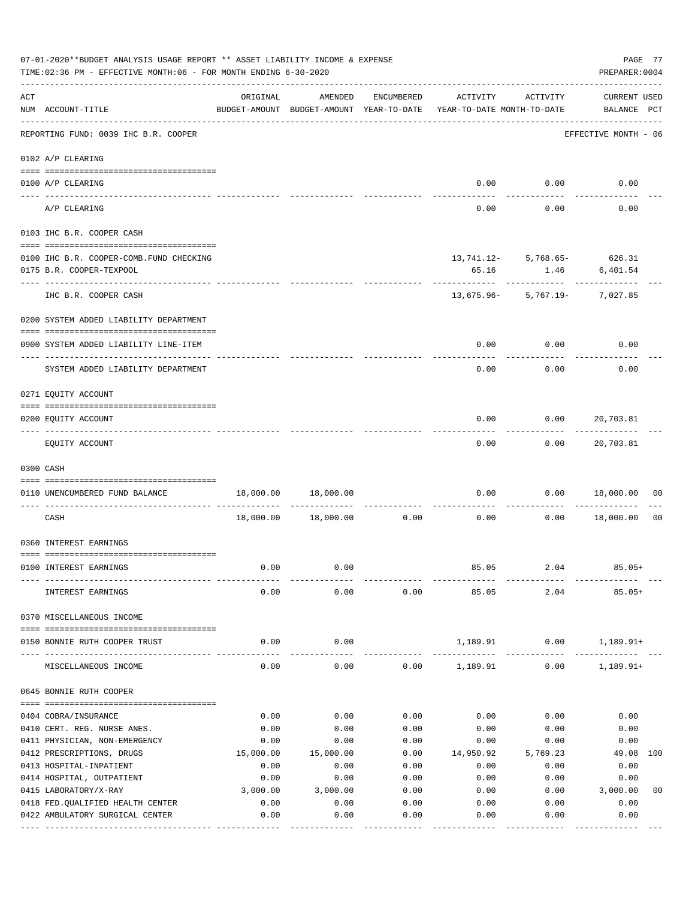07-01-2020**BUDGET ANALYSIS USAGE REPORT ** ASSET LIABILITY INCOME & EXPENSE

TIME:02:36 PM - EFFECTIVE MONTH:06 - FOR MONTH ENDING 6-30-2020

PREPARER:0004

| ACT NUM | ACCOUNT-TITLE | ORIGINAL BUDGET-AMOUNT | AMENDED BUDGET-AMOUNT | ENCUMBERED YEAR-TO-DATE | ACTIVITY YEAR-TO-DATE | ACTIVITY MONTH-TO-DATE | CURRENT BALANCE | USED PCT |
|---|---|---|---|---|---|---|---|---|
| | REPORTING FUND: 0039 IHC B.R. COOPER | | | | | | EFFECTIVE MONTH - 06 | |
| | **0102 A/P CLEARING** | | | | | | | |
| 0100 | A/P CLEARING | | | | 0.00 | 0.00 | 0.00 | |
| | A/P CLEARING | | | | 0.00 | 0.00 | 0.00 | |
| | **0103 IHC B.R. COOPER CASH** | | | | | | | |
| 0100 | IHC B.R. COOPER-COMB.FUND CHECKING | | | | 13,741.12- | 5,768.65- | 626.31 | |
| 0175 | B.R. COOPER-TEXPOOL | | | | 65.16 | 1.46 | 6,401.54 | |
| | IHC B.R. COOPER CASH | | | | 13,675.96- | 5,767.19- | 7,027.85 | |
| | **0200 SYSTEM ADDED LIABILITY DEPARTMENT** | | | | | | | |
| 0900 | SYSTEM ADDED LIABILITY LINE-ITEM | | | | 0.00 | 0.00 | 0.00 | |
| | SYSTEM ADDED LIABILITY DEPARTMENT | | | | 0.00 | 0.00 | 0.00 | |
| | **0271 EQUITY ACCOUNT** | | | | | | | |
| 0200 | EQUITY ACCOUNT | | | | 0.00 | 0.00 | 20,703.81 | |
| | EQUITY ACCOUNT | | | | 0.00 | 0.00 | 20,703.81 | |
| | **0300 CASH** | | | | | | | |
| 0110 | UNENCUMBERED FUND BALANCE | 18,000.00 | 18,000.00 | | 0.00 | 0.00 | 18,000.00 | 00 |
| | CASH | 18,000.00 | 18,000.00 | 0.00 | 0.00 | 0.00 | 18,000.00 | 00 |
| | **0360 INTEREST EARNINGS** | | | | | | | |
| 0100 | INTEREST EARNINGS | 0.00 | 0.00 | | 85.05 | 2.04 | 85.05+ | |
| | INTEREST EARNINGS | 0.00 | 0.00 | 0.00 | 85.05 | 2.04 | 85.05+ | |
| | **0370 MISCELLANEOUS INCOME** | | | | | | | |
| 0150 | BONNIE RUTH COOPER TRUST | 0.00 | 0.00 | | 1,189.91 | 0.00 | 1,189.91+ | |
| | MISCELLANEOUS INCOME | 0.00 | 0.00 | 0.00 | 1,189.91 | 0.00 | 1,189.91+ | |
| | **0645 BONNIE RUTH COOPER** | | | | | | | |
| 0404 | COBRA/INSURANCE | 0.00 | 0.00 | 0.00 | 0.00 | 0.00 | 0.00 | |
| 0410 | CERT. REG. NURSE ANES. | 0.00 | 0.00 | 0.00 | 0.00 | 0.00 | 0.00 | |
| 0411 | PHYSICIAN, NON-EMERGENCY | 0.00 | 0.00 | 0.00 | 0.00 | 0.00 | 0.00 | |
| 0412 | PRESCRIPTIONS, DRUGS | 15,000.00 | 15,000.00 | 0.00 | 14,950.92 | 5,769.23 | 49.08 | 100 |
| 0413 | HOSPITAL-INPATIENT | 0.00 | 0.00 | 0.00 | 0.00 | 0.00 | 0.00 | |
| 0414 | HOSPITAL, OUTPATIENT | 0.00 | 0.00 | 0.00 | 0.00 | 0.00 | 0.00 | |
| 0415 | LABORATORY/X-RAY | 3,000.00 | 3,000.00 | 0.00 | 0.00 | 0.00 | 3,000.00 | 00 |
| 0418 | FED.QUALIFIED HEALTH CENTER | 0.00 | 0.00 | 0.00 | 0.00 | 0.00 | 0.00 | |
| 0422 | AMBULATORY SURGICAL CENTER | 0.00 | 0.00 | 0.00 | 0.00 | 0.00 | 0.00 | |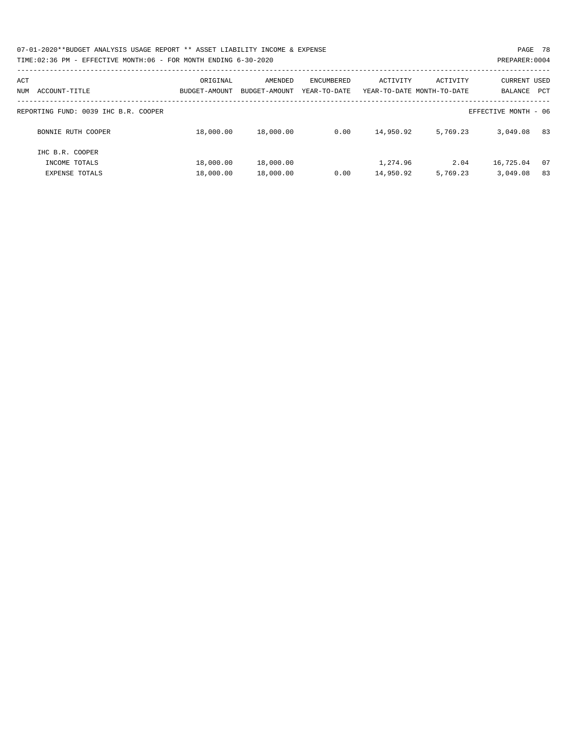07-01-2020**BUDGET ANALYSIS USAGE REPORT ** ASSET LIABILITY INCOME & EXPENSE

TIME:02:36 PM - EFFECTIVE MONTH:06 - FOR MONTH ENDING 6-30-2020

| ACT NUM | ACCOUNT-TITLE | ORIGINAL BUDGET-AMOUNT | AMENDED BUDGET-AMOUNT | ENCUMBERED YEAR-TO-DATE | ACTIVITY YEAR-TO-DATE | ACTIVITY MONTH-TO-DATE | CURRENT BALANCE | USED PCT |
|---|---|---|---|---|---|---|---|---|
| | REPORTING FUND: 0039 IHC B.R. COOPER | | | | | | EFFECTIVE MONTH - 06 | |
| | BONNIE RUTH COOPER | 18,000.00 | 18,000.00 | 0.00 | 14,950.92 | 5,769.23 | 3,049.08 | 83 |
| | IHC B.R. COOPER | | | | | | | |
| | INCOME TOTALS | 18,000.00 | 18,000.00 | | 1,274.96 | 2.04 | 16,725.04 | 07 |
| | EXPENSE TOTALS | 18,000.00 | 18,000.00 | 0.00 | 14,950.92 | 5,769.23 | 3,049.08 | 83 |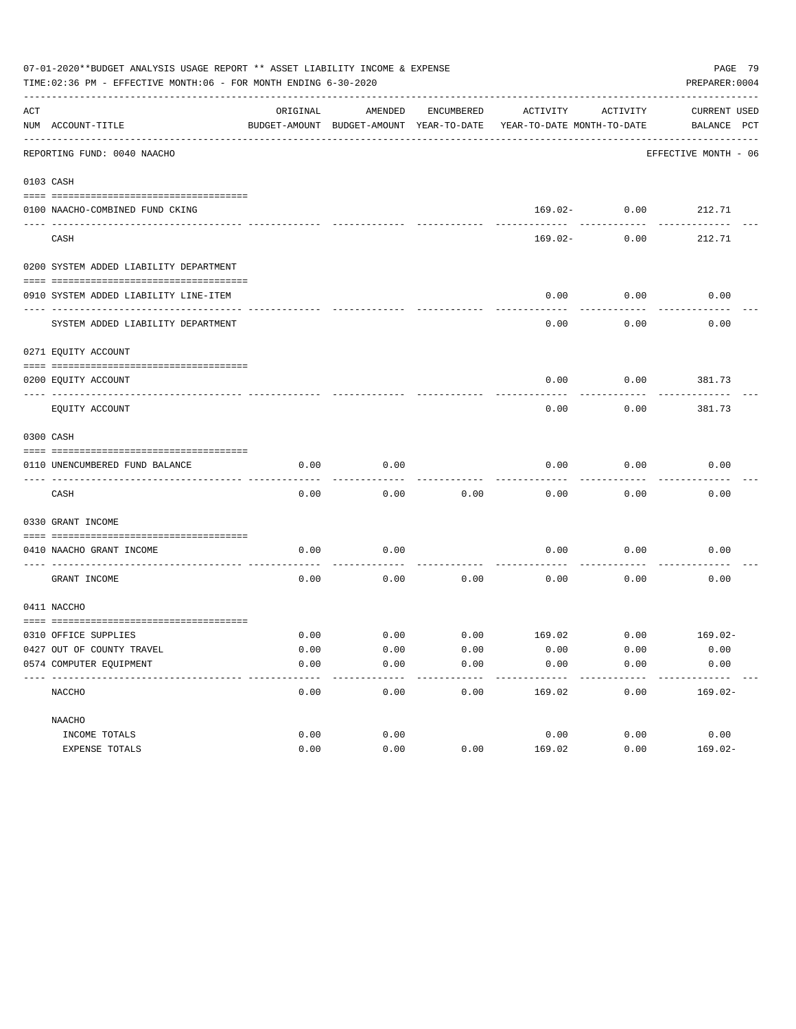07-01-2020**BUDGET ANALYSIS USAGE REPORT ** ASSET LIABILITY INCOME & EXPENSE

TIME:02:36 PM - EFFECTIVE MONTH:06 - FOR MONTH ENDING 6-30-2020

PREPARER:0004

REPORTING FUND: 0040 NAACHO — EFFECTIVE MONTH - 06

| ACT NUM | ACCOUNT-TITLE | ORIGINAL BUDGET-AMOUNT | AMENDED BUDGET-AMOUNT | ENCUMBERED YEAR-TO-DATE | ACTIVITY YEAR-TO-DATE | ACTIVITY MONTH-TO-DATE | CURRENT BALANCE | USED PCT |
|---|---|---|---|---|---|---|---|---|
| 0103 | CASH | | | | | | | |
| 0100 | NAACHO-COMBINED FUND CKING | | | | 169.02- | 0.00 | 212.71 | |
| | CASH | | | | 169.02- | 0.00 | 212.71 | |
| 0200 | SYSTEM ADDED LIABILITY DEPARTMENT | | | | | | | |
| 0910 | SYSTEM ADDED LIABILITY LINE-ITEM | | | | 0.00 | 0.00 | 0.00 | |
| | SYSTEM ADDED LIABILITY DEPARTMENT | | | | 0.00 | 0.00 | 0.00 | |
| 0271 | EQUITY ACCOUNT | | | | | | | |
| 0200 | EQUITY ACCOUNT | | | | 0.00 | 0.00 | 381.73 | |
| | EQUITY ACCOUNT | | | | 0.00 | 0.00 | 381.73 | |
| 0300 | CASH | | | | | | | |
| 0110 | UNENCUMBERED FUND BALANCE | 0.00 | 0.00 | | 0.00 | 0.00 | 0.00 | |
| | CASH | 0.00 | 0.00 | 0.00 | 0.00 | 0.00 | 0.00 | |
| 0330 | GRANT INCOME | | | | | | | |
| 0410 | NAACHO GRANT INCOME | 0.00 | 0.00 | | 0.00 | 0.00 | 0.00 | |
| | GRANT INCOME | 0.00 | 0.00 | 0.00 | 0.00 | 0.00 | 0.00 | |
| 0411 | NACCHO | | | | | | | |
| 0310 | OFFICE SUPPLIES | 0.00 | 0.00 | 0.00 | 169.02 | 0.00 | 169.02- | |
| 0427 | OUT OF COUNTY TRAVEL | 0.00 | 0.00 | 0.00 | 0.00 | 0.00 | 0.00 | |
| 0574 | COMPUTER EQUIPMENT | 0.00 | 0.00 | 0.00 | 0.00 | 0.00 | 0.00 | |
| | NACCHO | 0.00 | 0.00 | 0.00 | 169.02 | 0.00 | 169.02- | |
| | NAACHO | | | | | | | |
| | INCOME TOTALS | 0.00 | 0.00 | | 0.00 | 0.00 | 0.00 | |
| | EXPENSE TOTALS | 0.00 | 0.00 | 0.00 | 169.02 | 0.00 | 169.02- | |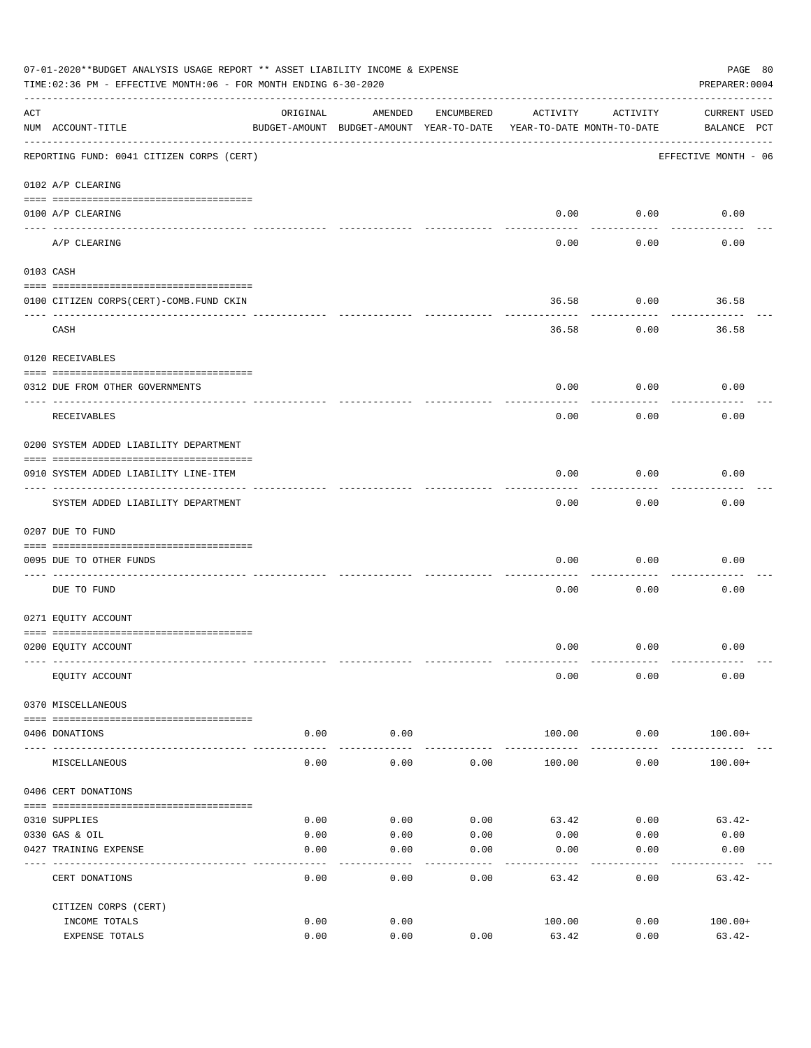07-01-2020**BUDGET ANALYSIS USAGE REPORT ** ASSET LIABILITY INCOME & EXPENSE

TIME:02:36 PM - EFFECTIVE MONTH:06 - FOR MONTH ENDING 6-30-2020

PREPARER:0004

| ACT NUM | ACCOUNT-TITLE | ORIGINAL BUDGET-AMOUNT | AMENDED BUDGET-AMOUNT | ENCUMBERED YEAR-TO-DATE | ACTIVITY YEAR-TO-DATE | ACTIVITY MONTH-TO-DATE | CURRENT BALANCE | USED PCT |
|---|---|---|---|---|---|---|---|---|
| | REPORTING FUND: 0041 CITIZEN CORPS (CERT) | | | | | | EFFECTIVE MONTH - 06 | |
| 0102 | A/P CLEARING | | | | | | | |
| 0100 | A/P CLEARING | | | | 0.00 | 0.00 | 0.00 | |
| | A/P CLEARING | | | | 0.00 | 0.00 | 0.00 | |
| 0103 | CASH | | | | | | | |
| 0100 | CITIZEN CORPS(CERT)-COMB.FUND CKIN | | | | 36.58 | 0.00 | 36.58 | |
| | CASH | | | | 36.58 | 0.00 | 36.58 | |
| 0120 | RECEIVABLES | | | | | | | |
| 0312 | DUE FROM OTHER GOVERNMENTS | | | | 0.00 | 0.00 | 0.00 | |
| | RECEIVABLES | | | | 0.00 | 0.00 | 0.00 | |
| 0200 | SYSTEM ADDED LIABILITY DEPARTMENT | | | | | | | |
| 0910 | SYSTEM ADDED LIABILITY LINE-ITEM | | | | 0.00 | 0.00 | 0.00 | |
| | SYSTEM ADDED LIABILITY DEPARTMENT | | | | 0.00 | 0.00 | 0.00 | |
| 0207 | DUE TO FUND | | | | | | | |
| 0095 | DUE TO OTHER FUNDS | | | | 0.00 | 0.00 | 0.00 | |
| | DUE TO FUND | | | | 0.00 | 0.00 | 0.00 | |
| 0271 | EQUITY ACCOUNT | | | | | | | |
| 0200 | EQUITY ACCOUNT | | | | 0.00 | 0.00 | 0.00 | |
| | EQUITY ACCOUNT | | | | 0.00 | 0.00 | 0.00 | |
| 0370 | MISCELLANEOUS | | | | | | | |
| 0406 | DONATIONS | 0.00 | 0.00 | | 100.00 | 0.00 | 100.00+ | |
| | MISCELLANEOUS | 0.00 | 0.00 | 0.00 | 100.00 | 0.00 | 100.00+ | |
| 0406 | CERT DONATIONS | | | | | | | |
| 0310 | SUPPLIES | 0.00 | 0.00 | 0.00 | 63.42 | 0.00 | 63.42- | |
| 0330 | GAS & OIL | 0.00 | 0.00 | 0.00 | 0.00 | 0.00 | 0.00 | |
| 0427 | TRAINING EXPENSE | 0.00 | 0.00 | 0.00 | 0.00 | 0.00 | 0.00 | |
| | CERT DONATIONS | 0.00 | 0.00 | 0.00 | 63.42 | 0.00 | 63.42- | |
| | CITIZEN CORPS (CERT) | | | | | | | |
| | INCOME TOTALS | 0.00 | 0.00 | | 100.00 | 0.00 | 100.00+ | |
| | EXPENSE TOTALS | 0.00 | 0.00 | 0.00 | 63.42 | 0.00 | 63.42- | |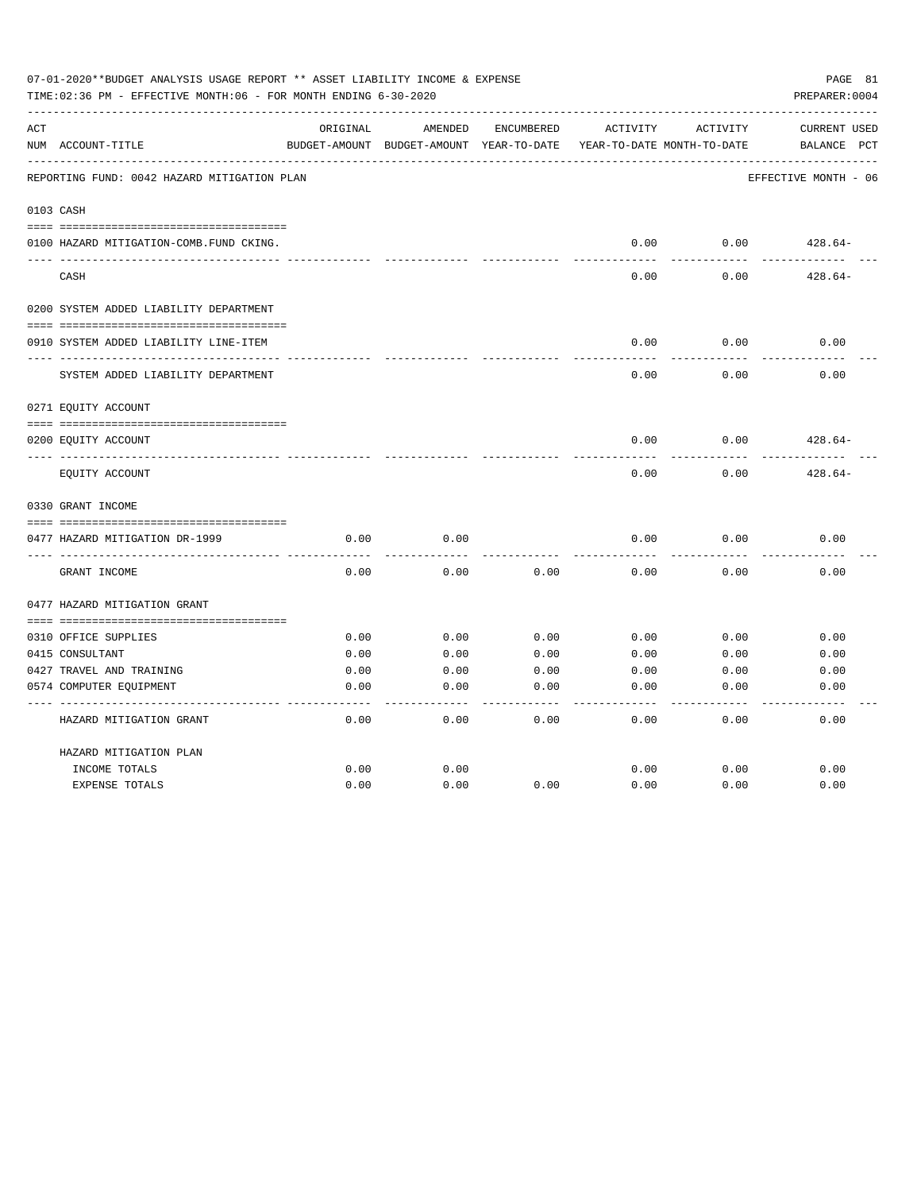07-01-2020**BUDGET ANALYSIS USAGE REPORT ** ASSET LIABILITY INCOME & EXPENSE

TIME:02:36 PM - EFFECTIVE MONTH:06 - FOR MONTH ENDING 6-30-2020

PREPARER:0004

REPORTING FUND: 0042 HAZARD MITIGATION PLAN — EFFECTIVE MONTH - 06

| ACT NUM | ACCOUNT-TITLE | ORIGINAL BUDGET-AMOUNT | AMENDED BUDGET-AMOUNT | ENCUMBERED YEAR-TO-DATE | ACTIVITY YEAR-TO-DATE | ACTIVITY MONTH-TO-DATE | CURRENT BALANCE | USED PCT |
|---|---|---|---|---|---|---|---|---|
| 0103 | CASH | | | | | | | |
| 0100 | HAZARD MITIGATION-COMB.FUND CKING. | | | | 0.00 | 0.00 | 428.64- | |
| | CASH | | | | 0.00 | 0.00 | 428.64- | |
| 0200 | SYSTEM ADDED LIABILITY DEPARTMENT | | | | | | | |
| 0910 | SYSTEM ADDED LIABILITY LINE-ITEM | | | | 0.00 | 0.00 | 0.00 | |
| | SYSTEM ADDED LIABILITY DEPARTMENT | | | | 0.00 | 0.00 | 0.00 | |
| 0271 | EQUITY ACCOUNT | | | | | | | |
| 0200 | EQUITY ACCOUNT | | | | 0.00 | 0.00 | 428.64- | |
| | EQUITY ACCOUNT | | | | 0.00 | 0.00 | 428.64- | |
| 0330 | GRANT INCOME | | | | | | | |
| 0477 | HAZARD MITIGATION DR-1999 | 0.00 | 0.00 | | 0.00 | 0.00 | 0.00 | |
| | GRANT INCOME | 0.00 | 0.00 | 0.00 | 0.00 | 0.00 | 0.00 | |
| 0477 | HAZARD MITIGATION GRANT | | | | | | | |
| 0310 | OFFICE SUPPLIES | 0.00 | 0.00 | 0.00 | 0.00 | 0.00 | 0.00 | |
| 0415 | CONSULTANT | 0.00 | 0.00 | 0.00 | 0.00 | 0.00 | 0.00 | |
| 0427 | TRAVEL AND TRAINING | 0.00 | 0.00 | 0.00 | 0.00 | 0.00 | 0.00 | |
| 0574 | COMPUTER EQUIPMENT | 0.00 | 0.00 | 0.00 | 0.00 | 0.00 | 0.00 | |
| | HAZARD MITIGATION GRANT | 0.00 | 0.00 | 0.00 | 0.00 | 0.00 | 0.00 | |
| | HAZARD MITIGATION PLAN | | | | | | | |
| | INCOME TOTALS | 0.00 | 0.00 | | 0.00 | 0.00 | 0.00 | |
| | EXPENSE TOTALS | 0.00 | 0.00 | 0.00 | 0.00 | 0.00 | 0.00 | |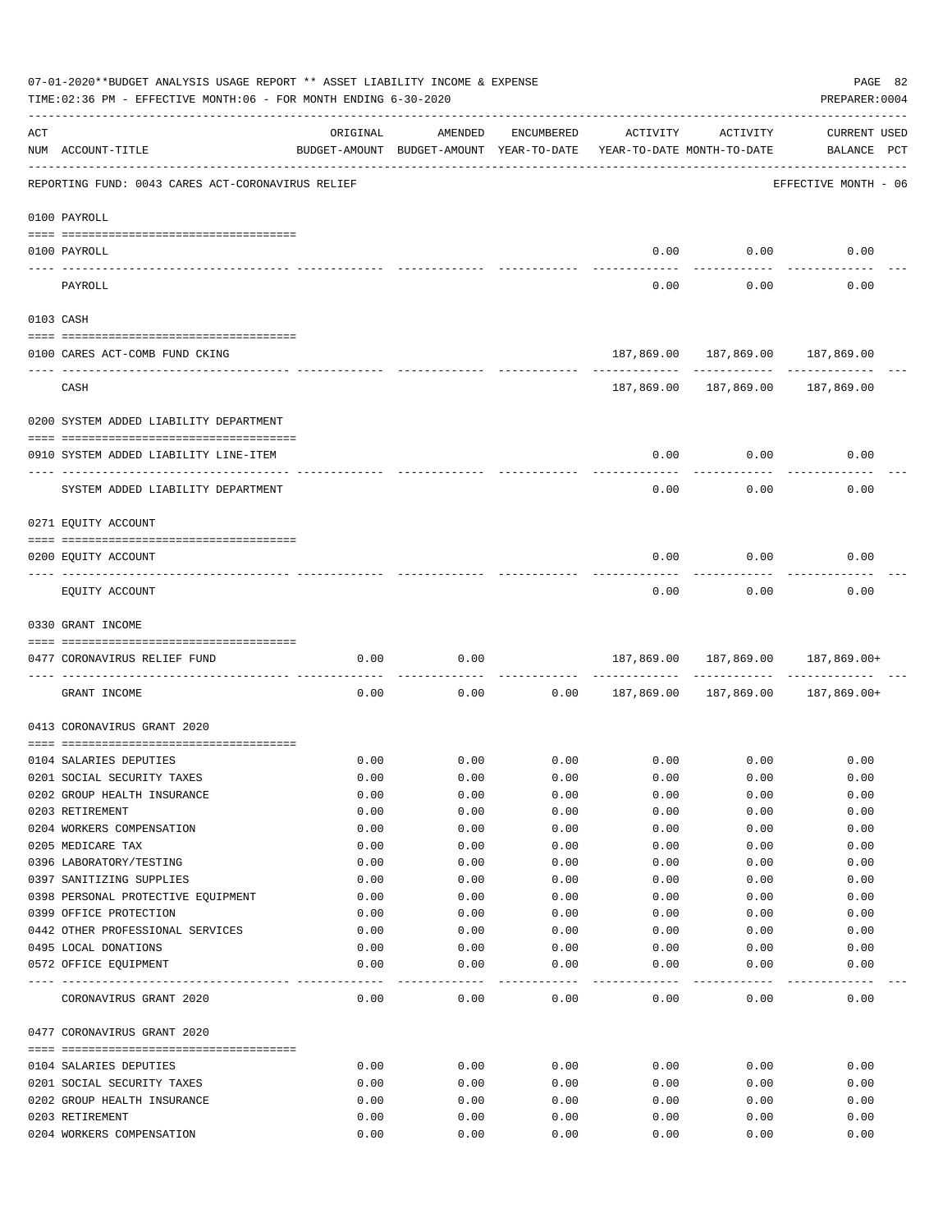07-01-2020**BUDGET ANALYSIS USAGE REPORT ** ASSET LIABILITY INCOME & EXPENSE

TIME:02:36 PM - EFFECTIVE MONTH:06 - FOR MONTH ENDING 6-30-2020

PREPARER:0004

REPORTING FUND: 0043 CARES ACT-CORONAVIRUS RELIEF — EFFECTIVE MONTH - 06

| ACT NUM | ACCOUNT-TITLE | ORIGINAL BUDGET-AMOUNT | AMENDED BUDGET-AMOUNT | ENCUMBERED YEAR-TO-DATE | ACTIVITY YEAR-TO-DATE | ACTIVITY MONTH-TO-DATE | CURRENT USED BALANCE | PCT |
|---|---|---|---|---|---|---|---|---|
| | **0100 PAYROLL** | | | | | | | |
| 0100 | PAYROLL | | | | 0.00 | 0.00 | 0.00 | |
| | PAYROLL | | | | 0.00 | 0.00 | 0.00 | |
| | **0103 CASH** | | | | | | | |
| 0100 | CARES ACT-COMB FUND CKING | | | | 187,869.00 | 187,869.00 | 187,869.00 | |
| | CASH | | | | 187,869.00 | 187,869.00 | 187,869.00 | |
| | **0200 SYSTEM ADDED LIABILITY DEPARTMENT** | | | | | | | |
| 0910 | SYSTEM ADDED LIABILITY LINE-ITEM | | | | 0.00 | 0.00 | 0.00 | |
| | SYSTEM ADDED LIABILITY DEPARTMENT | | | | 0.00 | 0.00 | 0.00 | |
| | **0271 EQUITY ACCOUNT** | | | | | | | |
| 0200 | EQUITY ACCOUNT | | | | 0.00 | 0.00 | 0.00 | |
| | EQUITY ACCOUNT | | | | 0.00 | 0.00 | 0.00 | |
| | **0330 GRANT INCOME** | | | | | | | |
| 0477 | CORONAVIRUS RELIEF FUND | 0.00 | 0.00 | | 187,869.00 | 187,869.00 | 187,869.00+ | |
| | GRANT INCOME | 0.00 | 0.00 | 0.00 | 187,869.00 | 187,869.00 | 187,869.00+ | |
| | **0413 CORONAVIRUS GRANT 2020** | | | | | | | |
| 0104 | SALARIES DEPUTIES | 0.00 | 0.00 | 0.00 | 0.00 | 0.00 | 0.00 | |
| 0201 | SOCIAL SECURITY TAXES | 0.00 | 0.00 | 0.00 | 0.00 | 0.00 | 0.00 | |
| 0202 | GROUP HEALTH INSURANCE | 0.00 | 0.00 | 0.00 | 0.00 | 0.00 | 0.00 | |
| 0203 | RETIREMENT | 0.00 | 0.00 | 0.00 | 0.00 | 0.00 | 0.00 | |
| 0204 | WORKERS COMPENSATION | 0.00 | 0.00 | 0.00 | 0.00 | 0.00 | 0.00 | |
| 0205 | MEDICARE TAX | 0.00 | 0.00 | 0.00 | 0.00 | 0.00 | 0.00 | |
| 0396 | LABORATORY/TESTING | 0.00 | 0.00 | 0.00 | 0.00 | 0.00 | 0.00 | |
| 0397 | SANITIZING SUPPLIES | 0.00 | 0.00 | 0.00 | 0.00 | 0.00 | 0.00 | |
| 0398 | PERSONAL PROTECTIVE EQUIPMENT | 0.00 | 0.00 | 0.00 | 0.00 | 0.00 | 0.00 | |
| 0399 | OFFICE PROTECTION | 0.00 | 0.00 | 0.00 | 0.00 | 0.00 | 0.00 | |
| 0442 | OTHER PROFESSIONAL SERVICES | 0.00 | 0.00 | 0.00 | 0.00 | 0.00 | 0.00 | |
| 0495 | LOCAL DONATIONS | 0.00 | 0.00 | 0.00 | 0.00 | 0.00 | 0.00 | |
| 0572 | OFFICE EQUIPMENT | 0.00 | 0.00 | 0.00 | 0.00 | 0.00 | 0.00 | |
| | CORONAVIRUS GRANT 2020 | 0.00 | 0.00 | 0.00 | 0.00 | 0.00 | 0.00 | |
| | **0477 CORONAVIRUS GRANT 2020** | | | | | | | |
| 0104 | SALARIES DEPUTIES | 0.00 | 0.00 | 0.00 | 0.00 | 0.00 | 0.00 | |
| 0201 | SOCIAL SECURITY TAXES | 0.00 | 0.00 | 0.00 | 0.00 | 0.00 | 0.00 | |
| 0202 | GROUP HEALTH INSURANCE | 0.00 | 0.00 | 0.00 | 0.00 | 0.00 | 0.00 | |
| 0203 | RETIREMENT | 0.00 | 0.00 | 0.00 | 0.00 | 0.00 | 0.00 | |
| 0204 | WORKERS COMPENSATION | 0.00 | 0.00 | 0.00 | 0.00 | 0.00 | 0.00 | |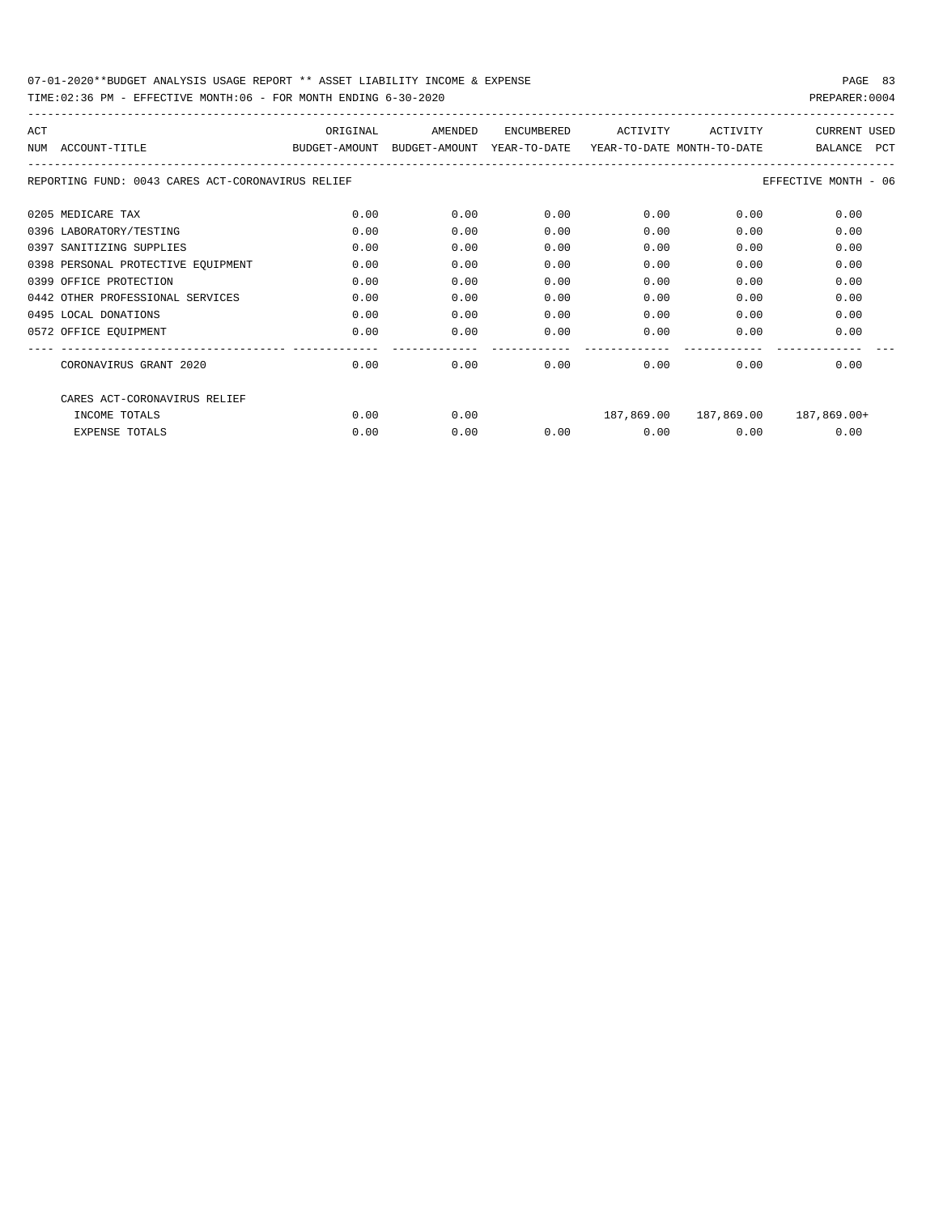07-01-2020**BUDGET ANALYSIS USAGE REPORT ** ASSET LIABILITY INCOME & EXPENSE

TIME:02:36 PM - EFFECTIVE MONTH:06 - FOR MONTH ENDING 6-30-2020

PREPARER:0004

| ACT NUM | ACCOUNT-TITLE | ORIGINAL BUDGET-AMOUNT | AMENDED BUDGET-AMOUNT | ENCUMBERED YEAR-TO-DATE | ACTIVITY YEAR-TO-DATE | ACTIVITY MONTH-TO-DATE | CURRENT BALANCE | USED PCT |
|---|---|---|---|---|---|---|---|---|
| | REPORTING FUND: 0043 CARES ACT-CORONAVIRUS RELIEF | | | | | | EFFECTIVE MONTH - 06 | |
| 0205 | MEDICARE TAX | 0.00 | 0.00 | 0.00 | 0.00 | 0.00 | 0.00 | |
| 0396 | LABORATORY/TESTING | 0.00 | 0.00 | 0.00 | 0.00 | 0.00 | 0.00 | |
| 0397 | SANITIZING SUPPLIES | 0.00 | 0.00 | 0.00 | 0.00 | 0.00 | 0.00 | |
| 0398 | PERSONAL PROTECTIVE EQUIPMENT | 0.00 | 0.00 | 0.00 | 0.00 | 0.00 | 0.00 | |
| 0399 | OFFICE PROTECTION | 0.00 | 0.00 | 0.00 | 0.00 | 0.00 | 0.00 | |
| 0442 | OTHER PROFESSIONAL SERVICES | 0.00 | 0.00 | 0.00 | 0.00 | 0.00 | 0.00 | |
| 0495 | LOCAL DONATIONS | 0.00 | 0.00 | 0.00 | 0.00 | 0.00 | 0.00 | |
| 0572 | OFFICE EQUIPMENT | 0.00 | 0.00 | 0.00 | 0.00 | 0.00 | 0.00 | |
| | CORONAVIRUS GRANT 2020 | 0.00 | 0.00 | 0.00 | 0.00 | 0.00 | 0.00 | |
| | CARES ACT-CORONAVIRUS RELIEF | | | | | | | |
| | INCOME TOTALS | 0.00 | 0.00 | | 187,869.00 | 187,869.00 | 187,869.00+ | |
| | EXPENSE TOTALS | 0.00 | 0.00 | 0.00 | 0.00 | 0.00 | 0.00 | |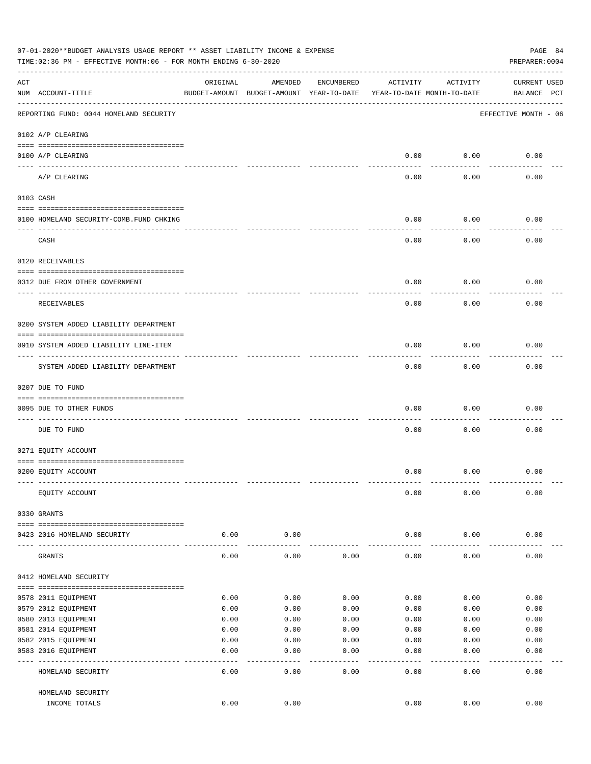07-01-2020**BUDGET ANALYSIS USAGE REPORT ** ASSET LIABILITY INCOME & EXPENSE

TIME:02:36 PM - EFFECTIVE MONTH:06 - FOR MONTH ENDING 6-30-2020

PREPARER:0004

REPORTING FUND: 0044 HOMELAND SECURITY — EFFECTIVE MONTH - 06

| ACT NUM | ACCOUNT-TITLE | ORIGINAL BUDGET-AMOUNT | AMENDED BUDGET-AMOUNT | ENCUMBERED YEAR-TO-DATE | ACTIVITY YEAR-TO-DATE | ACTIVITY MONTH-TO-DATE | CURRENT BALANCE | USED PCT |
|---|---|---|---|---|---|---|---|---|
| **0102** | **A/P CLEARING** | | | | | | | |
| 0100 | A/P CLEARING | | | | 0.00 | 0.00 | 0.00 | |
| | A/P CLEARING | | | | 0.00 | 0.00 | 0.00 | |
| **0103** | **CASH** | | | | | | | |
| 0100 | HOMELAND SECURITY-COMB.FUND CHKING | | | | 0.00 | 0.00 | 0.00 | |
| | CASH | | | | 0.00 | 0.00 | 0.00 | |
| **0120** | **RECEIVABLES** | | | | | | | |
| 0312 | DUE FROM OTHER GOVERNMENT | | | | 0.00 | 0.00 | 0.00 | |
| | RECEIVABLES | | | | 0.00 | 0.00 | 0.00 | |
| **0200** | **SYSTEM ADDED LIABILITY DEPARTMENT** | | | | | | | |
| 0910 | SYSTEM ADDED LIABILITY LINE-ITEM | | | | 0.00 | 0.00 | 0.00 | |
| | SYSTEM ADDED LIABILITY DEPARTMENT | | | | 0.00 | 0.00 | 0.00 | |
| **0207** | **DUE TO FUND** | | | | | | | |
| 0095 | DUE TO OTHER FUNDS | | | | 0.00 | 0.00 | 0.00 | |
| | DUE TO FUND | | | | 0.00 | 0.00 | 0.00 | |
| **0271** | **EQUITY ACCOUNT** | | | | | | | |
| 0200 | EQUITY ACCOUNT | | | | 0.00 | 0.00 | 0.00 | |
| | EQUITY ACCOUNT | | | | 0.00 | 0.00 | 0.00 | |
| **0330** | **GRANTS** | | | | | | | |
| 0423 | 2016 HOMELAND SECURITY | 0.00 | 0.00 | | 0.00 | 0.00 | 0.00 | |
| | GRANTS | 0.00 | 0.00 | 0.00 | 0.00 | 0.00 | 0.00 | |
| **0412** | **HOMELAND SECURITY** | | | | | | | |
| 0578 | 2011 EQUIPMENT | 0.00 | 0.00 | 0.00 | 0.00 | 0.00 | 0.00 | |
| 0579 | 2012 EQUIPMENT | 0.00 | 0.00 | 0.00 | 0.00 | 0.00 | 0.00 | |
| 0580 | 2013 EQUIPMENT | 0.00 | 0.00 | 0.00 | 0.00 | 0.00 | 0.00 | |
| 0581 | 2014 EQUIPMENT | 0.00 | 0.00 | 0.00 | 0.00 | 0.00 | 0.00 | |
| 0582 | 2015 EQUIPMENT | 0.00 | 0.00 | 0.00 | 0.00 | 0.00 | 0.00 | |
| 0583 | 2016 EQUIPMENT | 0.00 | 0.00 | 0.00 | 0.00 | 0.00 | 0.00 | |
| | HOMELAND SECURITY | 0.00 | 0.00 | 0.00 | 0.00 | 0.00 | 0.00 | |
| | HOMELAND SECURITY INCOME TOTALS | 0.00 | 0.00 | | 0.00 | 0.00 | 0.00 | |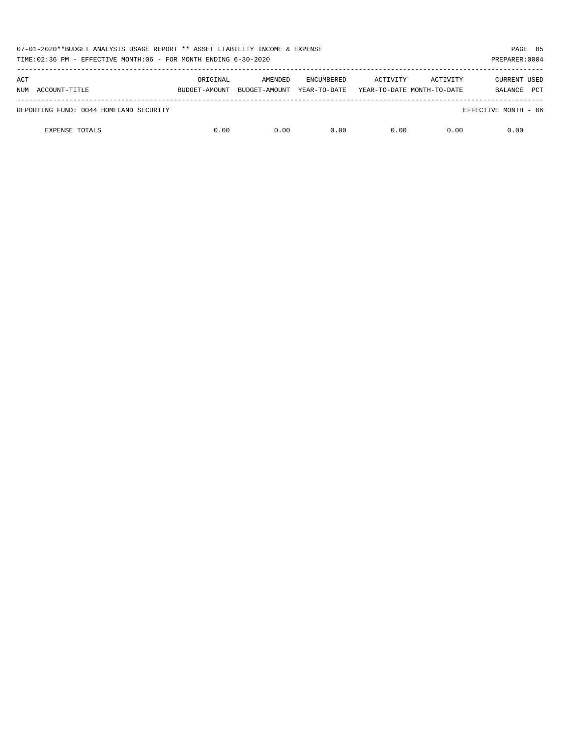07-01-2020**BUDGET ANALYSIS USAGE REPORT ** ASSET LIABILITY INCOME & EXPENSE

TIME:02:36 PM - EFFECTIVE MONTH:06 - FOR MONTH ENDING 6-30-2020

PREPARER:0004

| ACT NUM ACCOUNT-TITLE | ORIGINAL BUDGET-AMOUNT | AMENDED BUDGET-AMOUNT | ENCUMBERED YEAR-TO-DATE | ACTIVITY YEAR-TO-DATE | ACTIVITY MONTH-TO-DATE | CURRENT BALANCE | USED PCT |
|---|---|---|---|---|---|---|---|
| REPORTING FUND: 0044 HOMELAND SECURITY | | | | | | EFFECTIVE MONTH - 06 | |
| EXPENSE TOTALS | 0.00 | 0.00 | 0.00 | 0.00 | 0.00 | 0.00 | |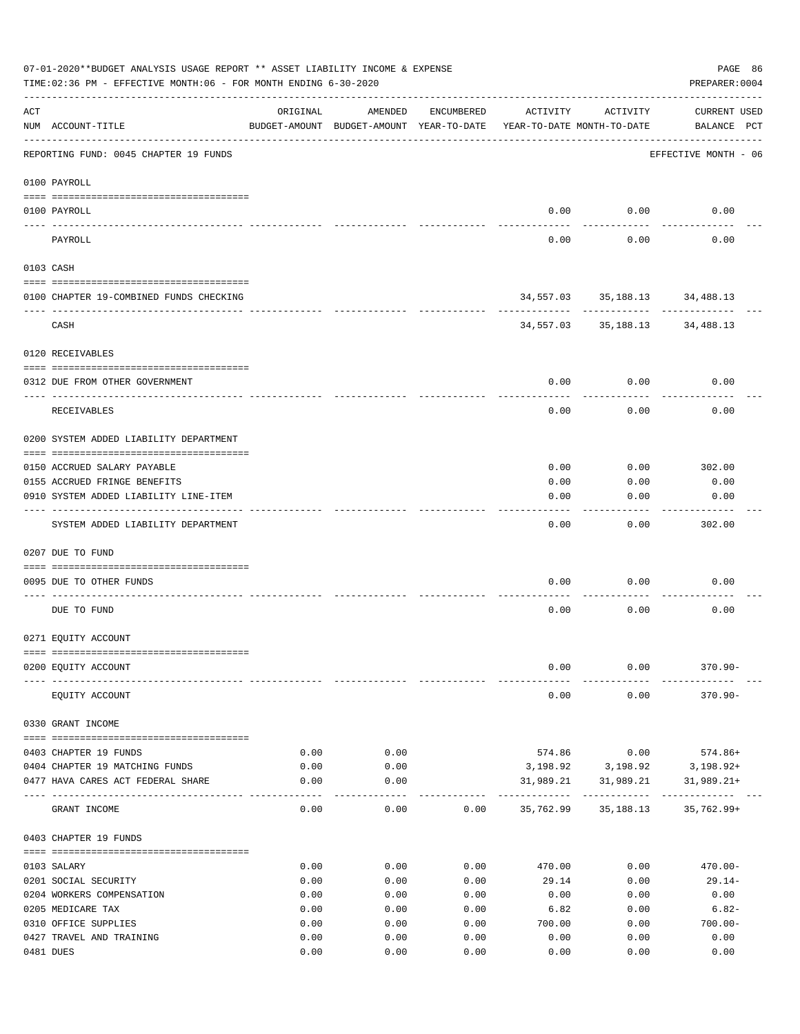07-01-2020**BUDGET ANALYSIS USAGE REPORT ** ASSET LIABILITY INCOME & EXPENSE

TIME:02:36 PM - EFFECTIVE MONTH:06 - FOR MONTH ENDING 6-30-2020

PREPARER:0004

| ACT NUM | ACCOUNT-TITLE | ORIGINAL BUDGET-AMOUNT | AMENDED BUDGET-AMOUNT | ENCUMBERED YEAR-TO-DATE | ACTIVITY YEAR-TO-DATE | ACTIVITY MONTH-TO-DATE | CURRENT USED BALANCE | PCT |
|---|---|---|---|---|---|---|---|---|
| | REPORTING FUND: 0045 CHAPTER 19 FUNDS | | | | | | EFFECTIVE MONTH - 06 | |
| | **0100 PAYROLL** | | | | | | | |
| 0100 | PAYROLL | | | | 0.00 | 0.00 | 0.00 | |
| | PAYROLL | | | | 0.00 | 0.00 | 0.00 | |
| | **0103 CASH** | | | | | | | |
| 0100 | CHAPTER 19-COMBINED FUNDS CHECKING | | | | 34,557.03 | 35,188.13 | 34,488.13 | |
| | CASH | | | | 34,557.03 | 35,188.13 | 34,488.13 | |
| | **0120 RECEIVABLES** | | | | | | | |
| 0312 | DUE FROM OTHER GOVERNMENT | | | | 0.00 | 0.00 | 0.00 | |
| | RECEIVABLES | | | | 0.00 | 0.00 | 0.00 | |
| | **0200 SYSTEM ADDED LIABILITY DEPARTMENT** | | | | | | | |
| 0150 | ACCRUED SALARY PAYABLE | | | | 0.00 | 0.00 | 302.00 | |
| 0155 | ACCRUED FRINGE BENEFITS | | | | 0.00 | 0.00 | 0.00 | |
| 0910 | SYSTEM ADDED LIABILITY LINE-ITEM | | | | 0.00 | 0.00 | 0.00 | |
| | SYSTEM ADDED LIABILITY DEPARTMENT | | | | 0.00 | 0.00 | 302.00 | |
| | **0207 DUE TO FUND** | | | | | | | |
| 0095 | DUE TO OTHER FUNDS | | | | 0.00 | 0.00 | 0.00 | |
| | DUE TO FUND | | | | 0.00 | 0.00 | 0.00 | |
| | **0271 EQUITY ACCOUNT** | | | | | | | |
| 0200 | EQUITY ACCOUNT | | | | 0.00 | 0.00 | 370.90- | |
| | EQUITY ACCOUNT | | | | 0.00 | 0.00 | 370.90- | |
| | **0330 GRANT INCOME** | | | | | | | |
| 0403 | CHAPTER 19 FUNDS | 0.00 | 0.00 | | 574.86 | 0.00 | 574.86+ | |
| 0404 | CHAPTER 19 MATCHING FUNDS | 0.00 | 0.00 | | 3,198.92 | 3,198.92 | 3,198.92+ | |
| 0477 | HAVA CARES ACT FEDERAL SHARE | 0.00 | 0.00 | | 31,989.21 | 31,989.21 | 31,989.21+ | |
| | GRANT INCOME | 0.00 | 0.00 | 0.00 | 35,762.99 | 35,188.13 | 35,762.99+ | |
| | **0403 CHAPTER 19 FUNDS** | | | | | | | |
| 0103 | SALARY | 0.00 | 0.00 | 0.00 | 470.00 | 0.00 | 470.00- | |
| 0201 | SOCIAL SECURITY | 0.00 | 0.00 | 0.00 | 29.14 | 0.00 | 29.14- | |
| 0204 | WORKERS COMPENSATION | 0.00 | 0.00 | 0.00 | 0.00 | 0.00 | 0.00 | |
| 0205 | MEDICARE TAX | 0.00 | 0.00 | 0.00 | 6.82 | 0.00 | 6.82- | |
| 0310 | OFFICE SUPPLIES | 0.00 | 0.00 | 0.00 | 700.00 | 0.00 | 700.00- | |
| 0427 | TRAVEL AND TRAINING | 0.00 | 0.00 | 0.00 | 0.00 | 0.00 | 0.00 | |
| 0481 | DUES | 0.00 | 0.00 | 0.00 | 0.00 | 0.00 | 0.00 | |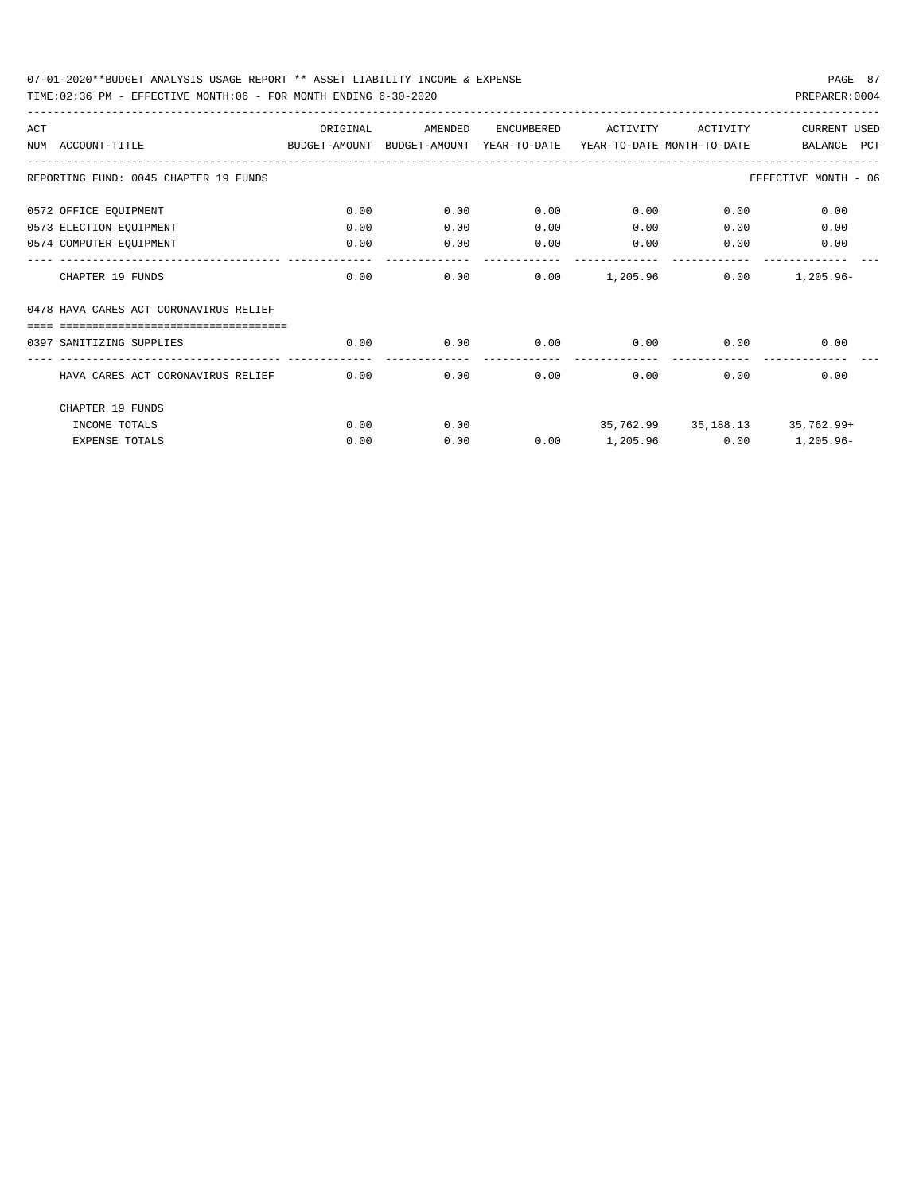07-01-2020**BUDGET ANALYSIS USAGE REPORT ** ASSET LIABILITY INCOME & EXPENSE

TIME:02:36 PM - EFFECTIVE MONTH:06 - FOR MONTH ENDING 6-30-2020

PREPARER:0004

| ACT NUM | ACCOUNT-TITLE | ORIGINAL BUDGET-AMOUNT | AMENDED BUDGET-AMOUNT | ENCUMBERED YEAR-TO-DATE | ACTIVITY YEAR-TO-DATE | ACTIVITY MONTH-TO-DATE | CURRENT BALANCE | USED PCT |
|---|---|---|---|---|---|---|---|---|
| | REPORTING FUND: 0045 CHAPTER 19 FUNDS | | | | | | EFFECTIVE MONTH - 06 | |
| 0572 | OFFICE EQUIPMENT | 0.00 | 0.00 | 0.00 | 0.00 | 0.00 | 0.00 | |
| 0573 | ELECTION EQUIPMENT | 0.00 | 0.00 | 0.00 | 0.00 | 0.00 | 0.00 | |
| 0574 | COMPUTER EQUIPMENT | 0.00 | 0.00 | 0.00 | 0.00 | 0.00 | 0.00 | |
| | CHAPTER 19 FUNDS | 0.00 | 0.00 | 0.00 | 1,205.96 | 0.00 | 1,205.96- | |
| 0478 | HAVA CARES ACT CORONAVIRUS RELIEF | | | | | | | |
| 0397 | SANITIZING SUPPLIES | 0.00 | 0.00 | 0.00 | 0.00 | 0.00 | 0.00 | |
| | HAVA CARES ACT CORONAVIRUS RELIEF | 0.00 | 0.00 | 0.00 | 0.00 | 0.00 | 0.00 | |
| | CHAPTER 19 FUNDS | | | | | | | |
| | INCOME TOTALS | 0.00 | 0.00 | | 35,762.99 | 35,188.13 | 35,762.99+ | |
| | EXPENSE TOTALS | 0.00 | 0.00 | 0.00 | 1,205.96 | 0.00 | 1,205.96- | |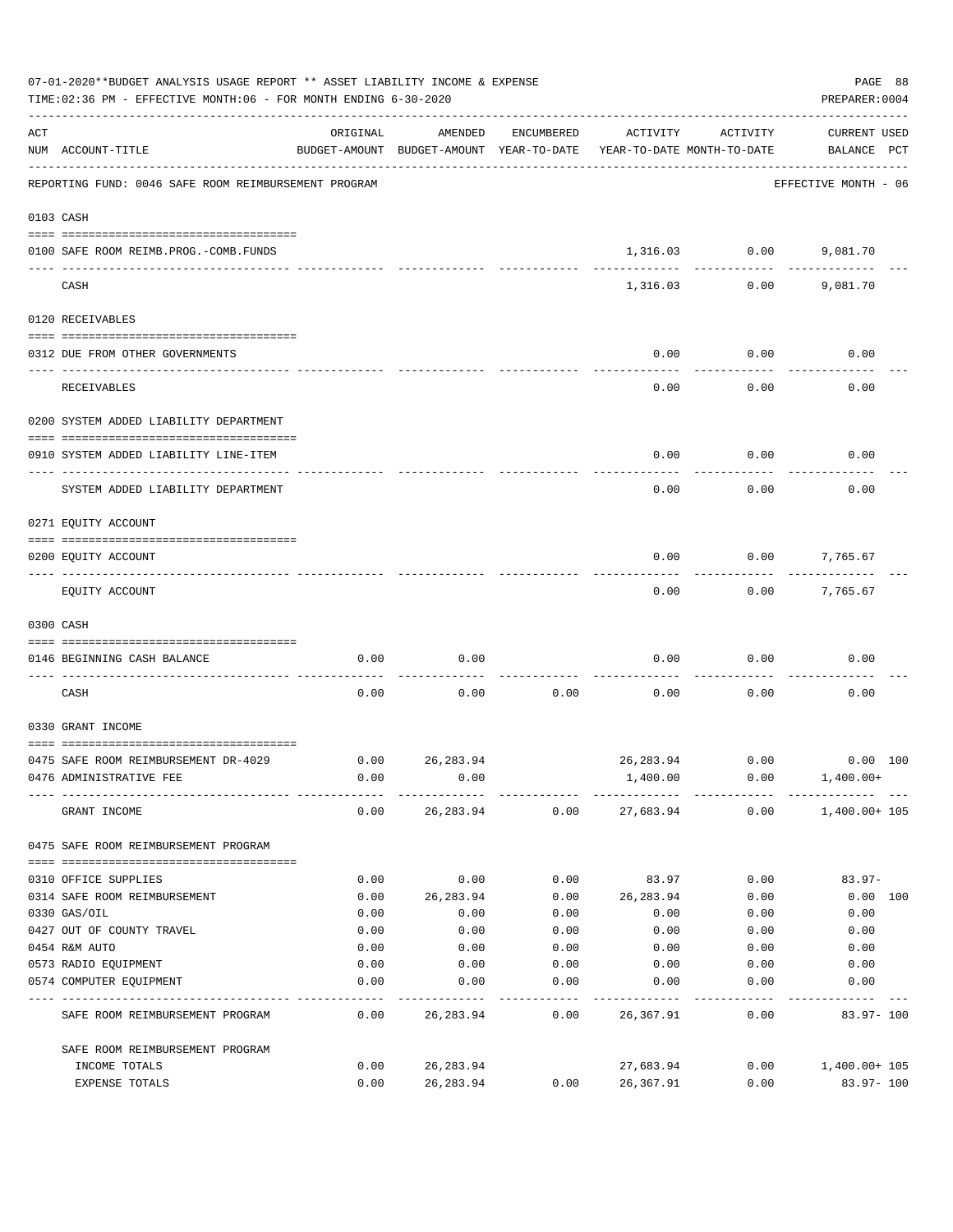07-01-2020**BUDGET ANALYSIS USAGE REPORT ** ASSET LIABILITY INCOME & EXPENSE

TIME:02:36 PM - EFFECTIVE MONTH:06 - FOR MONTH ENDING 6-30-2020

PREPARER:0004

| ACT NUM | ACCOUNT-TITLE | ORIGINAL BUDGET-AMOUNT | AMENDED BUDGET-AMOUNT | ENCUMBERED YEAR-TO-DATE | ACTIVITY YEAR-TO-DATE | ACTIVITY MONTH-TO-DATE | CURRENT USED BALANCE | PCT |
|---|---|---|---|---|---|---|---|---|
| | REPORTING FUND: 0046 SAFE ROOM REIMBURSEMENT PROGRAM | | | | | | EFFECTIVE MONTH - 06 | |
| | 0103 CASH | | | | | | | |
| 0100 | SAFE ROOM REIMB.PROG.-COMB.FUNDS | | | | 1,316.03 | 0.00 | 9,081.70 | |
| | CASH | | | | 1,316.03 | 0.00 | 9,081.70 | |
| | 0120 RECEIVABLES | | | | | | | |
| 0312 | DUE FROM OTHER GOVERNMENTS | | | | 0.00 | 0.00 | 0.00 | |
| | RECEIVABLES | | | | 0.00 | 0.00 | 0.00 | |
| | 0200 SYSTEM ADDED LIABILITY DEPARTMENT | | | | | | | |
| 0910 | SYSTEM ADDED LIABILITY LINE-ITEM | | | | 0.00 | 0.00 | 0.00 | |
| | SYSTEM ADDED LIABILITY DEPARTMENT | | | | 0.00 | 0.00 | 0.00 | |
| | 0271 EQUITY ACCOUNT | | | | | | | |
| 0200 | EQUITY ACCOUNT | | | | 0.00 | 0.00 | 7,765.67 | |
| | EQUITY ACCOUNT | | | | 0.00 | 0.00 | 7,765.67 | |
| | 0300 CASH | | | | | | | |
| 0146 | BEGINNING CASH BALANCE | 0.00 | 0.00 | | 0.00 | 0.00 | 0.00 | |
| | CASH | 0.00 | 0.00 | 0.00 | 0.00 | 0.00 | 0.00 | |
| | 0330 GRANT INCOME | | | | | | | |
| 0475 | SAFE ROOM REIMBURSEMENT DR-4029 | 0.00 | 26,283.94 | | 26,283.94 | 0.00 | 0.00 | 100 |
| 0476 | ADMINISTRATIVE FEE | 0.00 | 0.00 | | 1,400.00 | 0.00 | 1,400.00+ | |
| | GRANT INCOME | 0.00 | 26,283.94 | 0.00 | 27,683.94 | 0.00 | 1,400.00+ | 105 |
| | 0475 SAFE ROOM REIMBURSEMENT PROGRAM | | | | | | | |
| 0310 | OFFICE SUPPLIES | 0.00 | 0.00 | 0.00 | 83.97 | 0.00 | 83.97- | |
| 0314 | SAFE ROOM REIMBURSEMENT | 0.00 | 26,283.94 | 0.00 | 26,283.94 | 0.00 | 0.00 | 100 |
| 0330 | GAS/OIL | 0.00 | 0.00 | 0.00 | 0.00 | 0.00 | 0.00 | |
| 0427 | OUT OF COUNTY TRAVEL | 0.00 | 0.00 | 0.00 | 0.00 | 0.00 | 0.00 | |
| 0454 | R&M AUTO | 0.00 | 0.00 | 0.00 | 0.00 | 0.00 | 0.00 | |
| 0573 | RADIO EQUIPMENT | 0.00 | 0.00 | 0.00 | 0.00 | 0.00 | 0.00 | |
| 0574 | COMPUTER EQUIPMENT | 0.00 | 0.00 | 0.00 | 0.00 | 0.00 | 0.00 | |
| | SAFE ROOM REIMBURSEMENT PROGRAM | 0.00 | 26,283.94 | 0.00 | 26,367.91 | 0.00 | 83.97- | 100 |
| | SAFE ROOM REIMBURSEMENT PROGRAM | | | | | | | |
| | INCOME TOTALS | 0.00 | 26,283.94 | | 27,683.94 | 0.00 | 1,400.00+ | 105 |
| | EXPENSE TOTALS | 0.00 | 26,283.94 | 0.00 | 26,367.91 | 0.00 | 83.97- | 100 |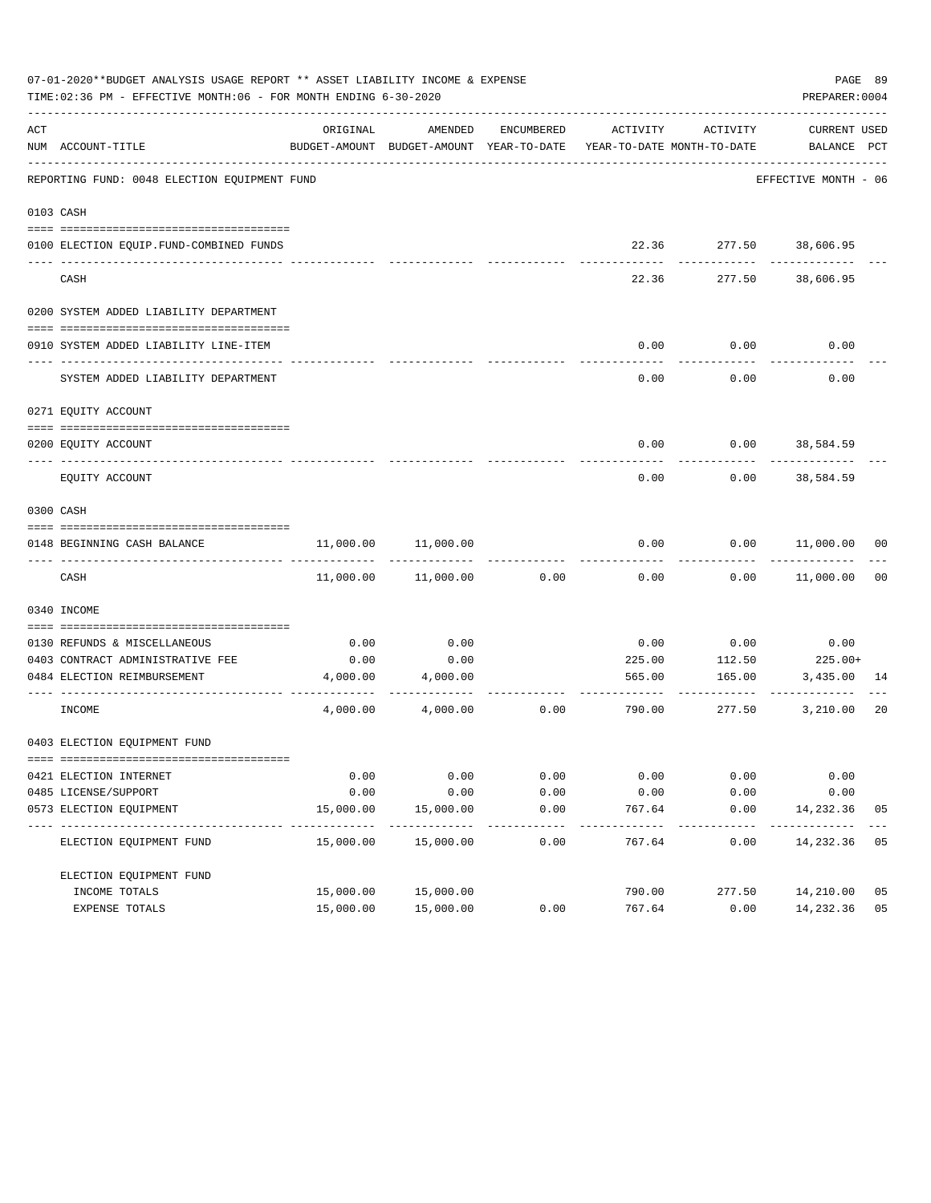07-01-2020**BUDGET ANALYSIS USAGE REPORT ** ASSET LIABILITY INCOME & EXPENSE

TIME:02:36 PM - EFFECTIVE MONTH:06 - FOR MONTH ENDING 6-30-2020

PREPARER:0004

REPORTING FUND: 0048 ELECTION EQUIPMENT FUND — EFFECTIVE MONTH - 06

| ACT NUM | ACCOUNT-TITLE | ORIGINAL BUDGET-AMOUNT | AMENDED BUDGET-AMOUNT | ENCUMBERED YEAR-TO-DATE | ACTIVITY YEAR-TO-DATE | ACTIVITY MONTH-TO-DATE | CURRENT BALANCE | USED PCT |
|---|---|---|---|---|---|---|---|---|
| **0103** | **CASH** | | | | | | | |
| 0100 | ELECTION EQUIP.FUND-COMBINED FUNDS | | | | 22.36 | 277.50 | 38,606.95 | |
| | CASH | | | | 22.36 | 277.50 | 38,606.95 | |
| **0200** | **SYSTEM ADDED LIABILITY DEPARTMENT** | | | | | | | |
| 0910 | SYSTEM ADDED LIABILITY LINE-ITEM | | | | 0.00 | 0.00 | 0.00 | |
| | SYSTEM ADDED LIABILITY DEPARTMENT | | | | 0.00 | 0.00 | 0.00 | |
| **0271** | **EQUITY ACCOUNT** | | | | | | | |
| 0200 | EQUITY ACCOUNT | | | | 0.00 | 0.00 | 38,584.59 | |
| | EQUITY ACCOUNT | | | | 0.00 | 0.00 | 38,584.59 | |
| **0300** | **CASH** | | | | | | | |
| 0148 | BEGINNING CASH BALANCE | 11,000.00 | 11,000.00 | | 0.00 | 0.00 | 11,000.00 | 00 |
| | CASH | 11,000.00 | 11,000.00 | 0.00 | 0.00 | 0.00 | 11,000.00 | 00 |
| **0340** | **INCOME** | | | | | | | |
| 0130 | REFUNDS & MISCELLANEOUS | 0.00 | 0.00 | | 0.00 | 0.00 | 0.00 | |
| 0403 | CONTRACT ADMINISTRATIVE FEE | 0.00 | 0.00 | | 225.00 | 112.50 | 225.00+ | |
| 0484 | ELECTION REIMBURSEMENT | 4,000.00 | 4,000.00 | | 565.00 | 165.00 | 3,435.00 | 14 |
| | INCOME | 4,000.00 | 4,000.00 | 0.00 | 790.00 | 277.50 | 3,210.00 | 20 |
| **0403** | **ELECTION EQUIPMENT FUND** | | | | | | | |
| 0421 | ELECTION INTERNET | 0.00 | 0.00 | 0.00 | 0.00 | 0.00 | 0.00 | |
| 0485 | LICENSE/SUPPORT | 0.00 | 0.00 | 0.00 | 0.00 | 0.00 | 0.00 | |
| 0573 | ELECTION EQUIPMENT | 15,000.00 | 15,000.00 | 0.00 | 767.64 | 0.00 | 14,232.36 | 05 |
| | ELECTION EQUIPMENT FUND | 15,000.00 | 15,000.00 | 0.00 | 767.64 | 0.00 | 14,232.36 | 05 |
| | ELECTION EQUIPMENT FUND | | | | | | | |
| | INCOME TOTALS | 15,000.00 | 15,000.00 | | 790.00 | 277.50 | 14,210.00 | 05 |
| | EXPENSE TOTALS | 15,000.00 | 15,000.00 | 0.00 | 767.64 | 0.00 | 14,232.36 | 05 |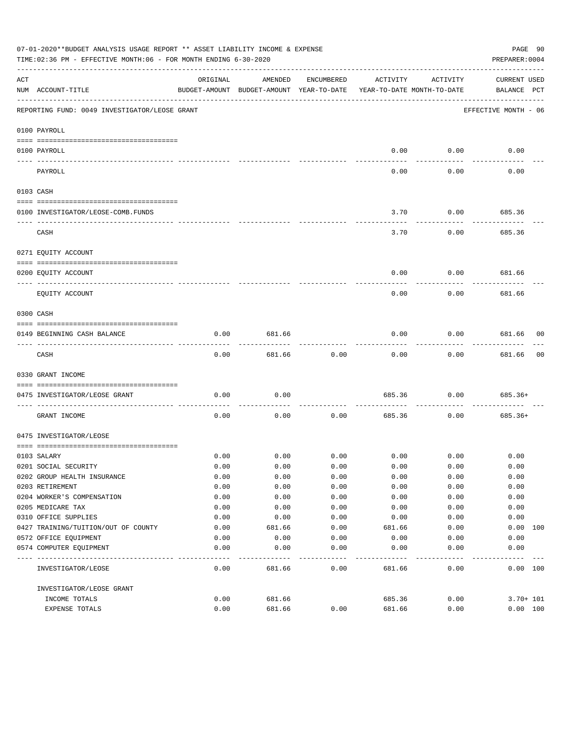07-01-2020**BUDGET ANALYSIS USAGE REPORT ** ASSET LIABILITY INCOME & EXPENSE

TIME:02:36 PM - EFFECTIVE MONTH:06 - FOR MONTH ENDING 6-30-2020

PREPARER:0004

REPORTING FUND: 0049 INVESTIGATOR/LEOSE GRANT — EFFECTIVE MONTH - 06

| ACT NUM | ACCOUNT-TITLE | ORIGINAL BUDGET-AMOUNT | AMENDED BUDGET-AMOUNT | ENCUMBERED YEAR-TO-DATE | ACTIVITY YEAR-TO-DATE | ACTIVITY MONTH-TO-DATE | CURRENT BALANCE | USED PCT |
|---|---|---|---|---|---|---|---|---|
| | **0100 PAYROLL** | | | | | | | |
| 0100 | PAYROLL | | | | 0.00 | 0.00 | 0.00 | |
| | PAYROLL | | | | 0.00 | 0.00 | 0.00 | |
| | **0103 CASH** | | | | | | | |
| 0100 | INVESTIGATOR/LEOSE-COMB.FUNDS | | | | 3.70 | 0.00 | 685.36 | |
| | CASH | | | | 3.70 | 0.00 | 685.36 | |
| | **0271 EQUITY ACCOUNT** | | | | | | | |
| 0200 | EQUITY ACCOUNT | | | | 0.00 | 0.00 | 681.66 | |
| | EQUITY ACCOUNT | | | | 0.00 | 0.00 | 681.66 | |
| | **0300 CASH** | | | | | | | |
| 0149 | BEGINNING CASH BALANCE | 0.00 | 681.66 | | 0.00 | 0.00 | 681.66 | 00 |
| | CASH | 0.00 | 681.66 | 0.00 | 0.00 | 0.00 | 681.66 | 00 |
| | **0330 GRANT INCOME** | | | | | | | |
| 0475 | INVESTIGATOR/LEOSE GRANT | 0.00 | 0.00 | | 685.36 | 0.00 | 685.36+ | |
| | GRANT INCOME | 0.00 | 0.00 | 0.00 | 685.36 | 0.00 | 685.36+ | |
| | **0475 INVESTIGATOR/LEOSE** | | | | | | | |
| 0103 | SALARY | 0.00 | 0.00 | 0.00 | 0.00 | 0.00 | 0.00 | |
| 0201 | SOCIAL SECURITY | 0.00 | 0.00 | 0.00 | 0.00 | 0.00 | 0.00 | |
| 0202 | GROUP HEALTH INSURANCE | 0.00 | 0.00 | 0.00 | 0.00 | 0.00 | 0.00 | |
| 0203 | RETIREMENT | 0.00 | 0.00 | 0.00 | 0.00 | 0.00 | 0.00 | |
| 0204 | WORKER'S COMPENSATION | 0.00 | 0.00 | 0.00 | 0.00 | 0.00 | 0.00 | |
| 0205 | MEDICARE TAX | 0.00 | 0.00 | 0.00 | 0.00 | 0.00 | 0.00 | |
| 0310 | OFFICE SUPPLIES | 0.00 | 0.00 | 0.00 | 0.00 | 0.00 | 0.00 | |
| 0427 | TRAINING/TUITION/OUT OF COUNTY | 0.00 | 681.66 | 0.00 | 681.66 | 0.00 | 0.00 | 100 |
| 0572 | OFFICE EQUIPMENT | 0.00 | 0.00 | 0.00 | 0.00 | 0.00 | 0.00 | |
| 0574 | COMPUTER EQUIPMENT | 0.00 | 0.00 | 0.00 | 0.00 | 0.00 | 0.00 | |
| | INVESTIGATOR/LEOSE | 0.00 | 681.66 | 0.00 | 681.66 | 0.00 | 0.00 | 100 |
| | **INVESTIGATOR/LEOSE GRANT** | | | | | | | |
| | INCOME TOTALS | 0.00 | 681.66 | | 685.36 | 0.00 | 3.70+ | 101 |
| | EXPENSE TOTALS | 0.00 | 681.66 | 0.00 | 681.66 | 0.00 | 0.00 | 100 |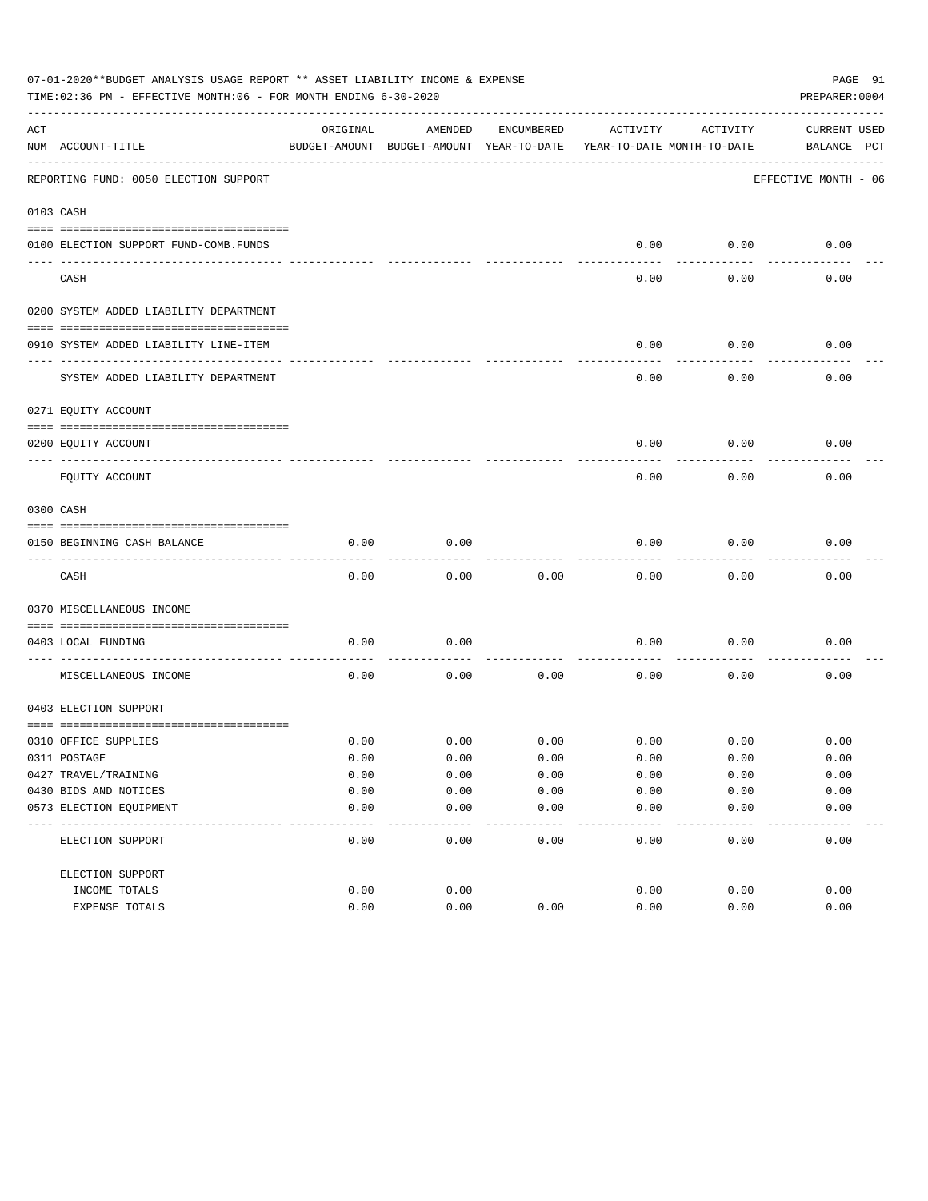07-01-2020**BUDGET ANALYSIS USAGE REPORT ** ASSET LIABILITY INCOME & EXPENSE

TIME:02:36 PM - EFFECTIVE MONTH:06 - FOR MONTH ENDING 6-30-2020

PREPARER:0004

REPORTING FUND: 0050 ELECTION SUPPORT — EFFECTIVE MONTH - 06

| ACT NUM | ACCOUNT-TITLE | ORIGINAL BUDGET-AMOUNT | AMENDED BUDGET-AMOUNT | ENCUMBERED YEAR-TO-DATE | ACTIVITY YEAR-TO-DATE | ACTIVITY MONTH-TO-DATE | CURRENT BALANCE | USED PCT |
|---|---|---|---|---|---|---|---|---|
| 0103 | CASH | | | | | | | |
| 0100 | ELECTION SUPPORT FUND-COMB.FUNDS | | | | 0.00 | 0.00 | 0.00 | |
| | CASH | | | | 0.00 | 0.00 | 0.00 | |
| 0200 | SYSTEM ADDED LIABILITY DEPARTMENT | | | | | | | |
| 0910 | SYSTEM ADDED LIABILITY LINE-ITEM | | | | 0.00 | 0.00 | 0.00 | |
| | SYSTEM ADDED LIABILITY DEPARTMENT | | | | 0.00 | 0.00 | 0.00 | |
| 0271 | EQUITY ACCOUNT | | | | | | | |
| 0200 | EQUITY ACCOUNT | | | | 0.00 | 0.00 | 0.00 | |
| | EQUITY ACCOUNT | | | | 0.00 | 0.00 | 0.00 | |
| 0300 | CASH | | | | | | | |
| 0150 | BEGINNING CASH BALANCE | 0.00 | 0.00 | | 0.00 | 0.00 | 0.00 | |
| | CASH | 0.00 | 0.00 | 0.00 | 0.00 | 0.00 | 0.00 | |
| 0370 | MISCELLANEOUS INCOME | | | | | | | |
| 0403 | LOCAL FUNDING | 0.00 | 0.00 | | 0.00 | 0.00 | 0.00 | |
| | MISCELLANEOUS INCOME | 0.00 | 0.00 | 0.00 | 0.00 | 0.00 | 0.00 | |
| 0403 | ELECTION SUPPORT | | | | | | | |
| 0310 | OFFICE SUPPLIES | 0.00 | 0.00 | 0.00 | 0.00 | 0.00 | 0.00 | |
| 0311 | POSTAGE | 0.00 | 0.00 | 0.00 | 0.00 | 0.00 | 0.00 | |
| 0427 | TRAVEL/TRAINING | 0.00 | 0.00 | 0.00 | 0.00 | 0.00 | 0.00 | |
| 0430 | BIDS AND NOTICES | 0.00 | 0.00 | 0.00 | 0.00 | 0.00 | 0.00 | |
| 0573 | ELECTION EQUIPMENT | 0.00 | 0.00 | 0.00 | 0.00 | 0.00 | 0.00 | |
| | ELECTION SUPPORT | 0.00 | 0.00 | 0.00 | 0.00 | 0.00 | 0.00 | |
| | ELECTION SUPPORT | | | | | | | |
| | INCOME TOTALS | 0.00 | 0.00 | | 0.00 | 0.00 | 0.00 | |
| | EXPENSE TOTALS | 0.00 | 0.00 | 0.00 | 0.00 | 0.00 | 0.00 | |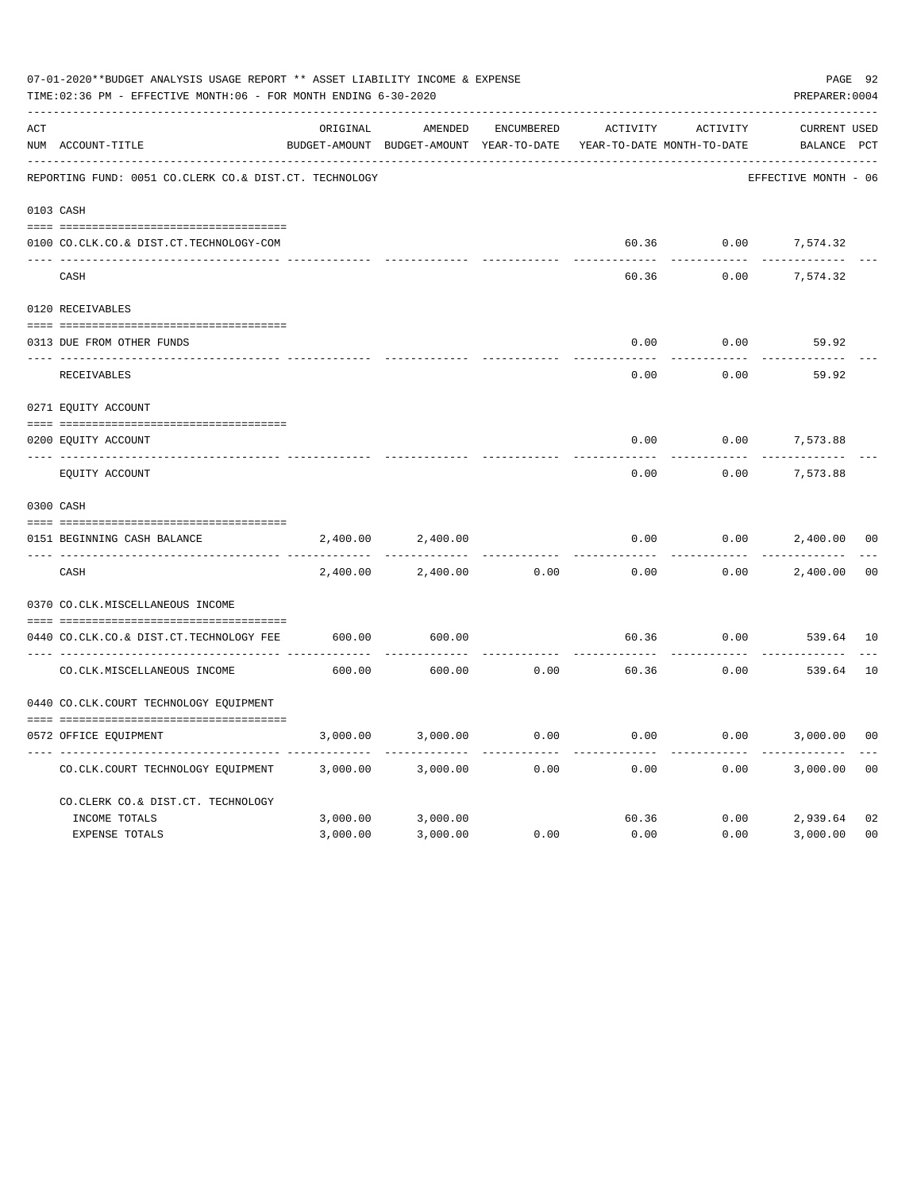07-01-2020**BUDGET ANALYSIS USAGE REPORT ** ASSET LIABILITY INCOME & EXPENSE

TIME:02:36 PM - EFFECTIVE MONTH:06 - FOR MONTH ENDING 6-30-2020

PREPARER:0004

REPORTING FUND: 0051 CO.CLERK CO.& DIST.CT. TECHNOLOGY — EFFECTIVE MONTH - 06

| ACT NUM | ACCOUNT-TITLE | ORIGINAL BUDGET-AMOUNT | AMENDED BUDGET-AMOUNT | ENCUMBERED YEAR-TO-DATE | ACTIVITY YEAR-TO-DATE | ACTIVITY MONTH-TO-DATE | CURRENT BALANCE | USED PCT |
|---|---|---|---|---|---|---|---|---|
| 0103 | CASH | | | | | | | |
| 0100 | CO.CLK.CO.& DIST.CT.TECHNOLOGY-COM | | | | 60.36 | 0.00 | 7,574.32 | |
| | CASH | | | | 60.36 | 0.00 | 7,574.32 | |
| 0120 | RECEIVABLES | | | | | | | |
| 0313 | DUE FROM OTHER FUNDS | | | | 0.00 | 0.00 | 59.92 | |
| | RECEIVABLES | | | | 0.00 | 0.00 | 59.92 | |
| 0271 | EQUITY ACCOUNT | | | | | | | |
| 0200 | EQUITY ACCOUNT | | | | 0.00 | 0.00 | 7,573.88 | |
| | EQUITY ACCOUNT | | | | 0.00 | 0.00 | 7,573.88 | |
| 0300 | CASH | | | | | | | |
| 0151 | BEGINNING CASH BALANCE | 2,400.00 | 2,400.00 | | 0.00 | 0.00 | 2,400.00 | 00 |
| | CASH | 2,400.00 | 2,400.00 | 0.00 | 0.00 | 0.00 | 2,400.00 | 00 |
| 0370 | CO.CLK.MISCELLANEOUS INCOME | | | | | | | |
| 0440 | CO.CLK.CO.& DIST.CT.TECHNOLOGY FEE | 600.00 | 600.00 | | 60.36 | 0.00 | 539.64 | 10 |
| | CO.CLK.MISCELLANEOUS INCOME | 600.00 | 600.00 | 0.00 | 60.36 | 0.00 | 539.64 | 10 |
| 0440 | CO.CLK.COURT TECHNOLOGY EQUIPMENT | | | | | | | |
| 0572 | OFFICE EQUIPMENT | 3,000.00 | 3,000.00 | 0.00 | 0.00 | 0.00 | 3,000.00 | 00 |
| | CO.CLK.COURT TECHNOLOGY EQUIPMENT | 3,000.00 | 3,000.00 | 0.00 | 0.00 | 0.00 | 3,000.00 | 00 |
| | CO.CLERK CO.& DIST.CT. TECHNOLOGY | | | | | | | |
| | INCOME TOTALS | 3,000.00 | 3,000.00 | | 60.36 | 0.00 | 2,939.64 | 02 |
| | EXPENSE TOTALS | 3,000.00 | 3,000.00 | 0.00 | 0.00 | 0.00 | 3,000.00 | 00 |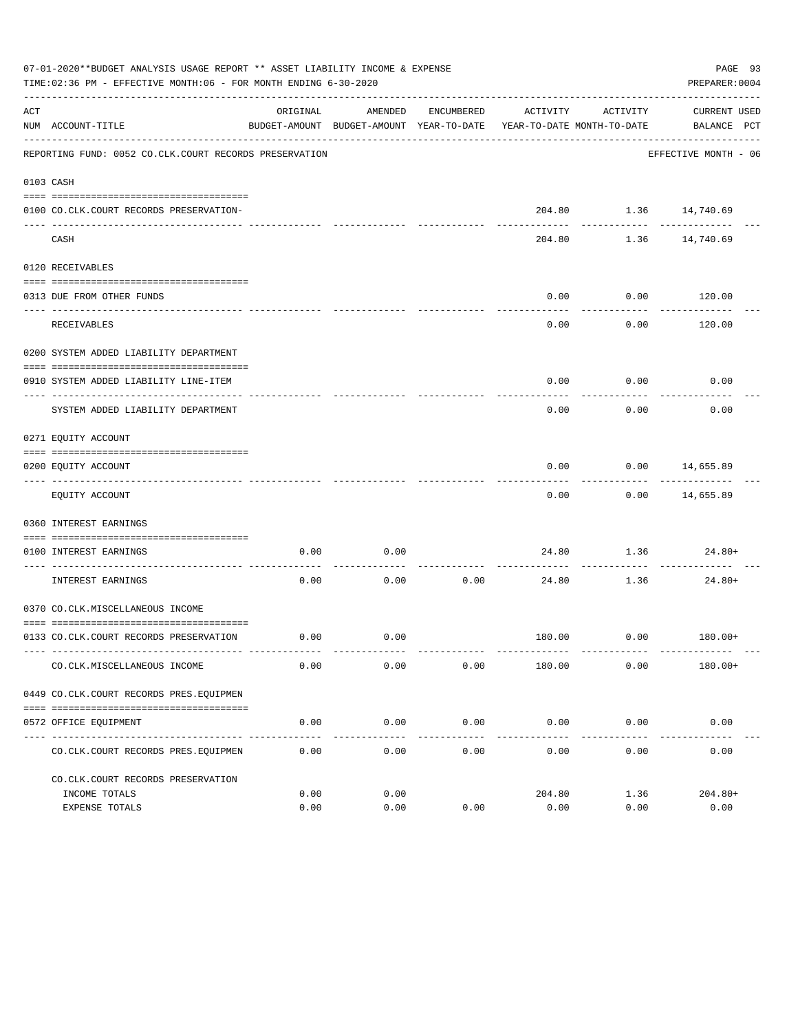07-01-2020**BUDGET ANALYSIS USAGE REPORT ** ASSET LIABILITY INCOME & EXPENSE

TIME:02:36 PM - EFFECTIVE MONTH:06 - FOR MONTH ENDING 6-30-2020

PREPARER:0004

REPORTING FUND: 0052 CO.CLK.COURT RECORDS PRESERVATION — EFFECTIVE MONTH - 06

| ACT NUM | ACCOUNT-TITLE | ORIGINAL BUDGET-AMOUNT | AMENDED BUDGET-AMOUNT | ENCUMBERED YEAR-TO-DATE | ACTIVITY YEAR-TO-DATE | ACTIVITY MONTH-TO-DATE | CURRENT BALANCE | USED PCT |
|---|---|---|---|---|---|---|---|---|
| **0103** | **CASH** | | | | | | | |
| 0100 | CO.CLK.COURT RECORDS PRESERVATION- | | | | 204.80 | 1.36 | 14,740.69 | |
| | CASH | | | | 204.80 | 1.36 | 14,740.69 | |
| **0120** | **RECEIVABLES** | | | | | | | |
| 0313 | DUE FROM OTHER FUNDS | | | | 0.00 | 0.00 | 120.00 | |
| | RECEIVABLES | | | | 0.00 | 0.00 | 120.00 | |
| **0200** | **SYSTEM ADDED LIABILITY DEPARTMENT** | | | | | | | |
| 0910 | SYSTEM ADDED LIABILITY LINE-ITEM | | | | 0.00 | 0.00 | 0.00 | |
| | SYSTEM ADDED LIABILITY DEPARTMENT | | | | 0.00 | 0.00 | 0.00 | |
| **0271** | **EQUITY ACCOUNT** | | | | | | | |
| 0200 | EQUITY ACCOUNT | | | | 0.00 | 0.00 | 14,655.89 | |
| | EQUITY ACCOUNT | | | | 0.00 | 0.00 | 14,655.89 | |
| **0360** | **INTEREST EARNINGS** | | | | | | | |
| 0100 | INTEREST EARNINGS | 0.00 | 0.00 | | 24.80 | 1.36 | 24.80+ | |
| | INTEREST EARNINGS | 0.00 | 0.00 | 0.00 | 24.80 | 1.36 | 24.80+ | |
| **0370** | **CO.CLK.MISCELLANEOUS INCOME** | | | | | | | |
| 0133 | CO.CLK.COURT RECORDS PRESERVATION | 0.00 | 0.00 | | 180.00 | 0.00 | 180.00+ | |
| | CO.CLK.MISCELLANEOUS INCOME | 0.00 | 0.00 | 0.00 | 180.00 | 0.00 | 180.00+ | |
| **0449** | **CO.CLK.COURT RECORDS PRES.EQUIPMEN** | | | | | | | |
| 0572 | OFFICE EQUIPMENT | 0.00 | 0.00 | 0.00 | 0.00 | 0.00 | 0.00 | |
| | CO.CLK.COURT RECORDS PRES.EQUIPMEN | 0.00 | 0.00 | 0.00 | 0.00 | 0.00 | 0.00 | |
| | CO.CLK.COURT RECORDS PRESERVATION | | | | | | | |
| | INCOME TOTALS | 0.00 | 0.00 | | 204.80 | 1.36 | 204.80+ | |
| | EXPENSE TOTALS | 0.00 | 0.00 | 0.00 | 0.00 | 0.00 | 0.00 | |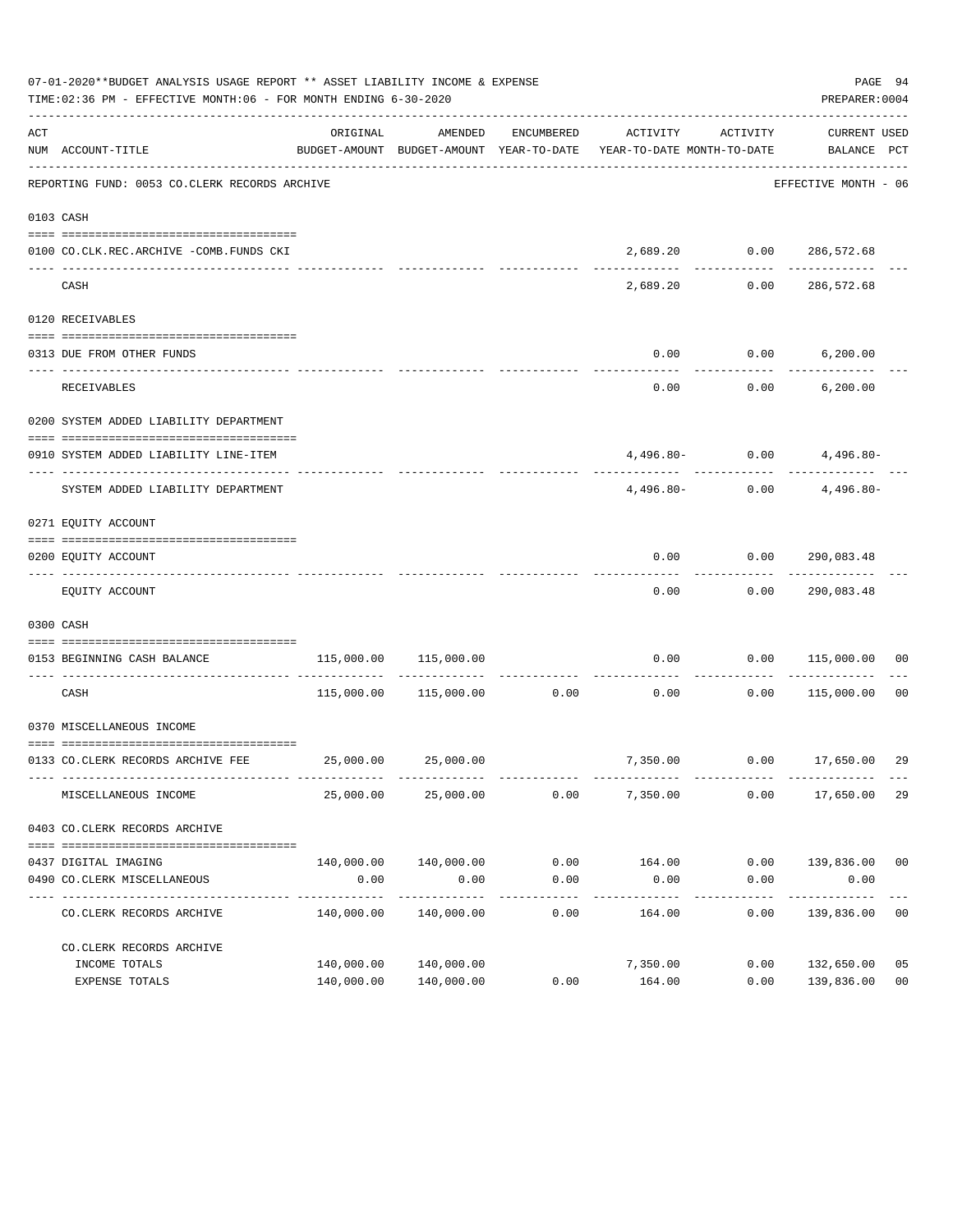07-01-2020**BUDGET ANALYSIS USAGE REPORT ** ASSET LIABILITY INCOME & EXPENSE

TIME:02:36 PM - EFFECTIVE MONTH:06 - FOR MONTH ENDING 6-30-2020

PREPARER:0004

REPORTING FUND: 0053 CO.CLERK RECORDS ARCHIVE — EFFECTIVE MONTH - 06

| ACT NUM | ACCOUNT-TITLE | ORIGINAL BUDGET-AMOUNT | AMENDED BUDGET-AMOUNT | ENCUMBERED YEAR-TO-DATE | ACTIVITY YEAR-TO-DATE | ACTIVITY MONTH-TO-DATE | CURRENT BALANCE | USED PCT |
|---|---|---|---|---|---|---|---|---|
| 0103 | CASH | | | | | | | |
| 0100 | CO.CLK.REC.ARCHIVE -COMB.FUNDS CKI | | | | 2,689.20 | 0.00 | 286,572.68 | |
| | CASH | | | | 2,689.20 | 0.00 | 286,572.68 | |
| 0120 | RECEIVABLES | | | | | | | |
| 0313 | DUE FROM OTHER FUNDS | | | | 0.00 | 0.00 | 6,200.00 | |
| | RECEIVABLES | | | | 0.00 | 0.00 | 6,200.00 | |
| 0200 | SYSTEM ADDED LIABILITY DEPARTMENT | | | | | | | |
| 0910 | SYSTEM ADDED LIABILITY LINE-ITEM | | | | 4,496.80- | 0.00 | 4,496.80- | |
| | SYSTEM ADDED LIABILITY DEPARTMENT | | | | 4,496.80- | 0.00 | 4,496.80- | |
| 0271 | EQUITY ACCOUNT | | | | | | | |
| 0200 | EQUITY ACCOUNT | | | | 0.00 | 0.00 | 290,083.48 | |
| | EQUITY ACCOUNT | | | | 0.00 | 0.00 | 290,083.48 | |
| 0300 | CASH | | | | | | | |
| 0153 | BEGINNING CASH BALANCE | 115,000.00 | 115,000.00 | | 0.00 | 0.00 | 115,000.00 | 00 |
| | CASH | 115,000.00 | 115,000.00 | 0.00 | 0.00 | 0.00 | 115,000.00 | 00 |
| 0370 | MISCELLANEOUS INCOME | | | | | | | |
| 0133 | CO.CLERK RECORDS ARCHIVE FEE | 25,000.00 | 25,000.00 | | 7,350.00 | 0.00 | 17,650.00 | 29 |
| | MISCELLANEOUS INCOME | 25,000.00 | 25,000.00 | 0.00 | 7,350.00 | 0.00 | 17,650.00 | 29 |
| 0403 | CO.CLERK RECORDS ARCHIVE | | | | | | | |
| 0437 | DIGITAL IMAGING | 140,000.00 | 140,000.00 | 0.00 | 164.00 | 0.00 | 139,836.00 | 00 |
| 0490 | CO.CLERK MISCELLANEOUS | 0.00 | 0.00 | 0.00 | 0.00 | 0.00 | 0.00 | |
| | CO.CLERK RECORDS ARCHIVE | 140,000.00 | 140,000.00 | 0.00 | 164.00 | 0.00 | 139,836.00 | 00 |
| | CO.CLERK RECORDS ARCHIVE | | | | | | | |
| | INCOME TOTALS | 140,000.00 | 140,000.00 | | 7,350.00 | 0.00 | 132,650.00 | 05 |
| | EXPENSE TOTALS | 140,000.00 | 140,000.00 | 0.00 | 164.00 | 0.00 | 139,836.00 | 00 |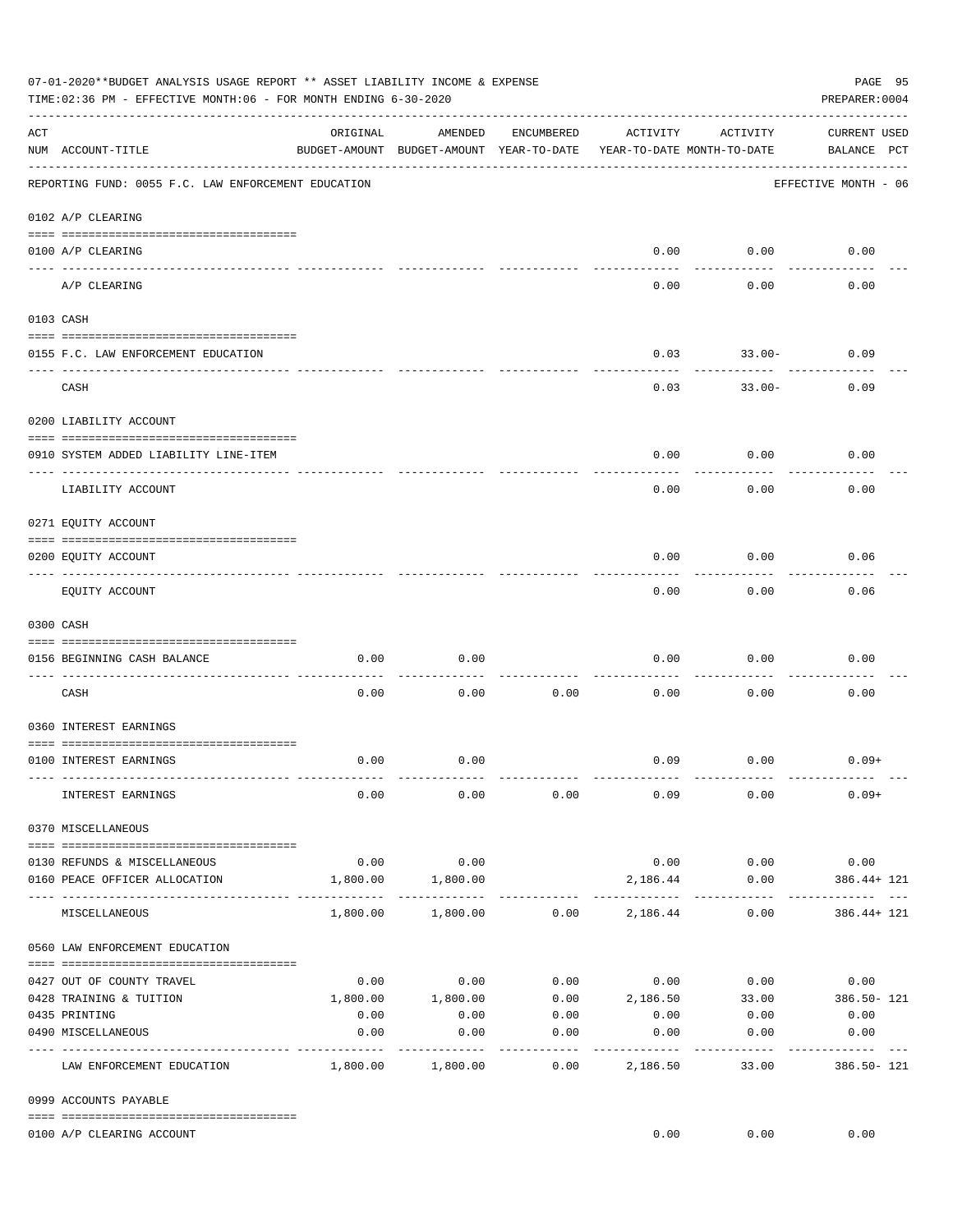07-01-2020**BUDGET ANALYSIS USAGE REPORT ** ASSET LIABILITY INCOME & EXPENSE

TIME:02:36 PM - EFFECTIVE MONTH:06 - FOR MONTH ENDING 6-30-2020

PREPARER:0004

REPORTING FUND: 0055 F.C. LAW ENFORCEMENT EDUCATION — EFFECTIVE MONTH - 06

| ACT NUM | ACCOUNT-TITLE | ORIGINAL BUDGET-AMOUNT | AMENDED BUDGET-AMOUNT | ENCUMBERED YEAR-TO-DATE | ACTIVITY YEAR-TO-DATE | ACTIVITY MONTH-TO-DATE | CURRENT BALANCE | USED PCT |
|---|---|---|---|---|---|---|---|---|
| 0102 | A/P CLEARING | | | | | | | |
| 0100 | A/P CLEARING | | | | 0.00 | 0.00 | 0.00 | |
| | A/P CLEARING | | | | 0.00 | 0.00 | 0.00 | |
| 0103 | CASH | | | | | | | |
| 0155 | F.C. LAW ENFORCEMENT EDUCATION | | | | 0.03 | 33.00- | 0.09 | |
| | CASH | | | | 0.03 | 33.00- | 0.09 | |
| 0200 | LIABILITY ACCOUNT | | | | | | | |
| 0910 | SYSTEM ADDED LIABILITY LINE-ITEM | | | | 0.00 | 0.00 | 0.00 | |
| | LIABILITY ACCOUNT | | | | 0.00 | 0.00 | 0.00 | |
| 0271 | EQUITY ACCOUNT | | | | | | | |
| 0200 | EQUITY ACCOUNT | | | | 0.00 | 0.00 | 0.06 | |
| | EQUITY ACCOUNT | | | | 0.00 | 0.00 | 0.06 | |
| 0300 | CASH | | | | | | | |
| 0156 | BEGINNING CASH BALANCE | 0.00 | 0.00 | | 0.00 | 0.00 | 0.00 | |
| | CASH | 0.00 | 0.00 | 0.00 | 0.00 | 0.00 | 0.00 | |
| 0360 | INTEREST EARNINGS | | | | | | | |
| 0100 | INTEREST EARNINGS | 0.00 | 0.00 | | 0.09 | 0.00 | 0.09+ | |
| | INTEREST EARNINGS | 0.00 | 0.00 | 0.00 | 0.09 | 0.00 | 0.09+ | |
| 0370 | MISCELLANEOUS | | | | | | | |
| 0130 | REFUNDS & MISCELLANEOUS | 0.00 | 0.00 | | 0.00 | 0.00 | 0.00 | |
| 0160 | PEACE OFFICER ALLOCATION | 1,800.00 | 1,800.00 | | 2,186.44 | 0.00 | 386.44+ | 121 |
| | MISCELLANEOUS | 1,800.00 | 1,800.00 | 0.00 | 2,186.44 | 0.00 | 386.44+ | 121 |
| 0560 | LAW ENFORCEMENT EDUCATION | | | | | | | |
| 0427 | OUT OF COUNTY TRAVEL | 0.00 | 0.00 | 0.00 | 0.00 | 0.00 | 0.00 | |
| 0428 | TRAINING & TUITION | 1,800.00 | 1,800.00 | 0.00 | 2,186.50 | 33.00 | 386.50- | 121 |
| 0435 | PRINTING | 0.00 | 0.00 | 0.00 | 0.00 | 0.00 | 0.00 | |
| 0490 | MISCELLANEOUS | 0.00 | 0.00 | 0.00 | 0.00 | 0.00 | 0.00 | |
| | LAW ENFORCEMENT EDUCATION | 1,800.00 | 1,800.00 | 0.00 | 2,186.50 | 33.00 | 386.50- | 121 |
| 0999 | ACCOUNTS PAYABLE | | | | | | | |
| 0100 | A/P CLEARING ACCOUNT | | | | 0.00 | 0.00 | 0.00 | |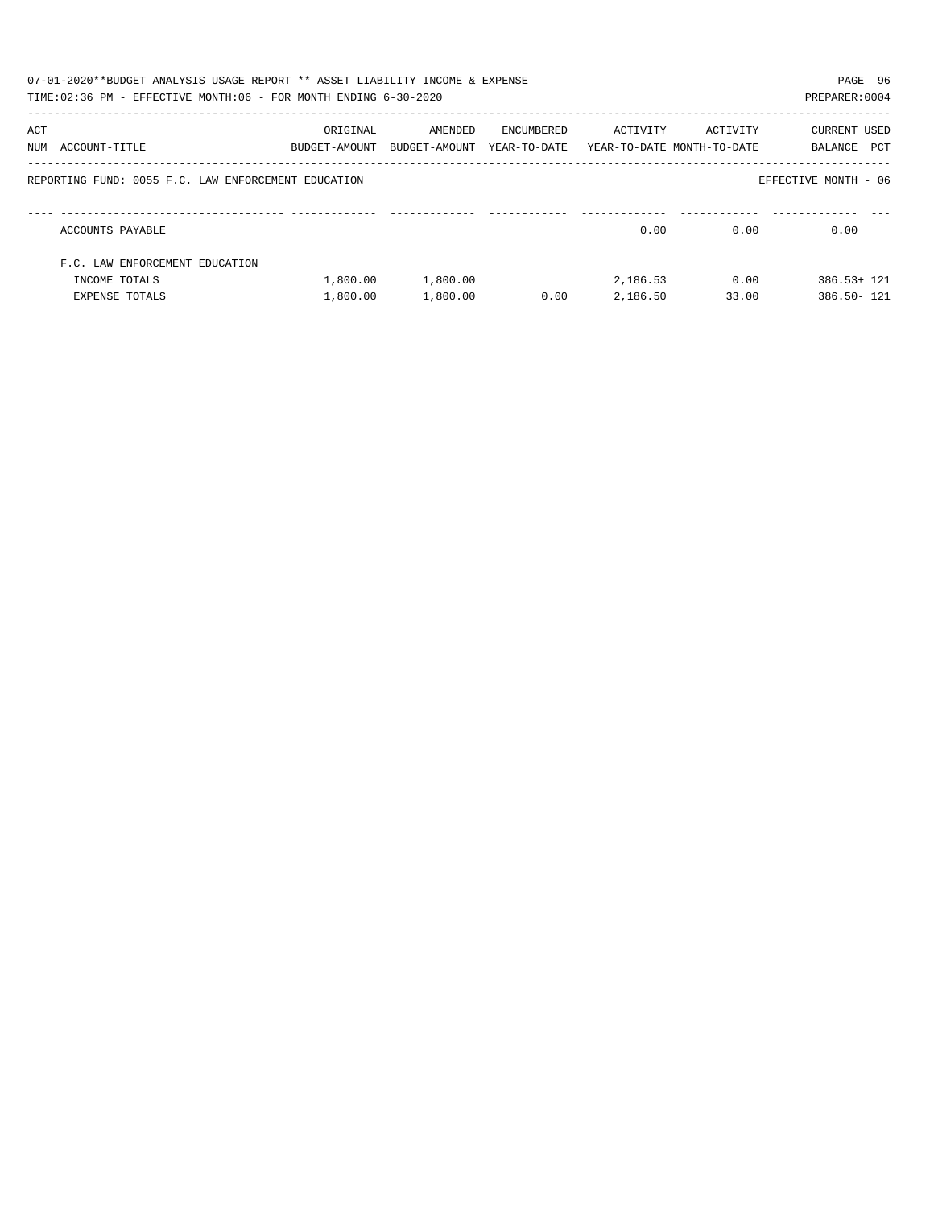07-01-2020**BUDGET ANALYSIS USAGE REPORT ** ASSET LIABILITY INCOME & EXPENSE

TIME:02:36 PM - EFFECTIVE MONTH:06 - FOR MONTH ENDING 6-30-2020

PREPARER:0004

REPORTING FUND: 0055 F.C. LAW ENFORCEMENT EDUCATION

EFFECTIVE MONTH - 06

| ACT NUM | ACCOUNT-TITLE | ORIGINAL BUDGET-AMOUNT | AMENDED BUDGET-AMOUNT | ENCUMBERED YEAR-TO-DATE | ACTIVITY YEAR-TO-DATE | ACTIVITY MONTH-TO-DATE | CURRENT BALANCE | USED PCT |
|---|---|---|---|---|---|---|---|---|
| | ACCOUNTS PAYABLE | | | | 0.00 | 0.00 | 0.00 | |
| | F.C. LAW ENFORCEMENT EDUCATION | | | | | | | |
| | INCOME TOTALS | 1,800.00 | 1,800.00 | | 2,186.53 | 0.00 | 386.53+ | 121 |
| | EXPENSE TOTALS | 1,800.00 | 1,800.00 | 0.00 | 2,186.50 | 33.00 | 386.50- | 121 |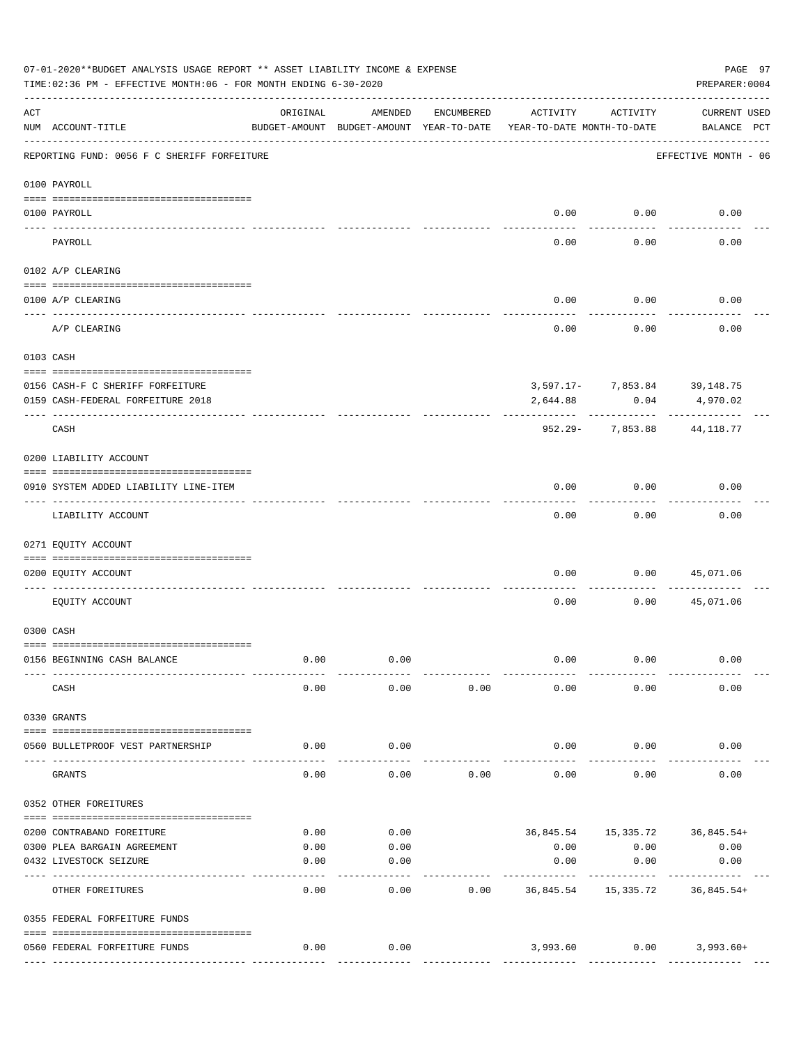07-01-2020**BUDGET ANALYSIS USAGE REPORT ** ASSET LIABILITY INCOME & EXPENSE

TIME:02:36 PM - EFFECTIVE MONTH:06 - FOR MONTH ENDING 6-30-2020

PREPARER:0004

REPORTING FUND: 0056 F C SHERIFF FORFEITURE — EFFECTIVE MONTH - 06

| ACT NUM | ACCOUNT-TITLE | ORIGINAL BUDGET-AMOUNT | AMENDED BUDGET-AMOUNT | ENCUMBERED YEAR-TO-DATE | ACTIVITY YEAR-TO-DATE | ACTIVITY MONTH-TO-DATE | CURRENT BALANCE | USED PCT |
|---|---|---|---|---|---|---|---|---|
| **0100** | **PAYROLL** | | | | | | | |
| 0100 | PAYROLL | | | | 0.00 | 0.00 | 0.00 | |
| | PAYROLL | | | | 0.00 | 0.00 | 0.00 | |
| **0102** | **A/P CLEARING** | | | | | | | |
| 0100 | A/P CLEARING | | | | 0.00 | 0.00 | 0.00 | |
| | A/P CLEARING | | | | 0.00 | 0.00 | 0.00 | |
| **0103** | **CASH** | | | | | | | |
| 0156 | CASH-F C SHERIFF FORFEITURE | | | | 3,597.17- | 7,853.84 | 39,148.75 | |
| 0159 | CASH-FEDERAL FORFEITURE 2018 | | | | 2,644.88 | 0.04 | 4,970.02 | |
| | CASH | | | | 952.29- | 7,853.88 | 44,118.77 | |
| **0200** | **LIABILITY ACCOUNT** | | | | | | | |
| 0910 | SYSTEM ADDED LIABILITY LINE-ITEM | | | | 0.00 | 0.00 | 0.00 | |
| | LIABILITY ACCOUNT | | | | 0.00 | 0.00 | 0.00 | |
| **0271** | **EQUITY ACCOUNT** | | | | | | | |
| 0200 | EQUITY ACCOUNT | | | | 0.00 | 0.00 | 45,071.06 | |
| | EQUITY ACCOUNT | | | | 0.00 | 0.00 | 45,071.06 | |
| **0300** | **CASH** | | | | | | | |
| 0156 | BEGINNING CASH BALANCE | 0.00 | 0.00 | | 0.00 | 0.00 | 0.00 | |
| | CASH | 0.00 | 0.00 | 0.00 | 0.00 | 0.00 | 0.00 | |
| **0330** | **GRANTS** | | | | | | | |
| 0560 | BULLETPROOF VEST PARTNERSHIP | 0.00 | 0.00 | | 0.00 | 0.00 | 0.00 | |
| | GRANTS | 0.00 | 0.00 | 0.00 | 0.00 | 0.00 | 0.00 | |
| **0352** | **OTHER FOREITURES** | | | | | | | |
| 0200 | CONTRABAND FOREITURE | 0.00 | 0.00 | | 36,845.54 | 15,335.72 | 36,845.54+ | |
| 0300 | PLEA BARGAIN AGREEMENT | 0.00 | 0.00 | | 0.00 | 0.00 | 0.00 | |
| 0432 | LIVESTOCK SEIZURE | 0.00 | 0.00 | | 0.00 | 0.00 | 0.00 | |
| | OTHER FOREITURES | 0.00 | 0.00 | 0.00 | 36,845.54 | 15,335.72 | 36,845.54+ | |
| **0355** | **FEDERAL FORFEITURE FUNDS** | | | | | | | |
| 0560 | FEDERAL FORFEITURE FUNDS | 0.00 | 0.00 | | 3,993.60 | 0.00 | 3,993.60+ | |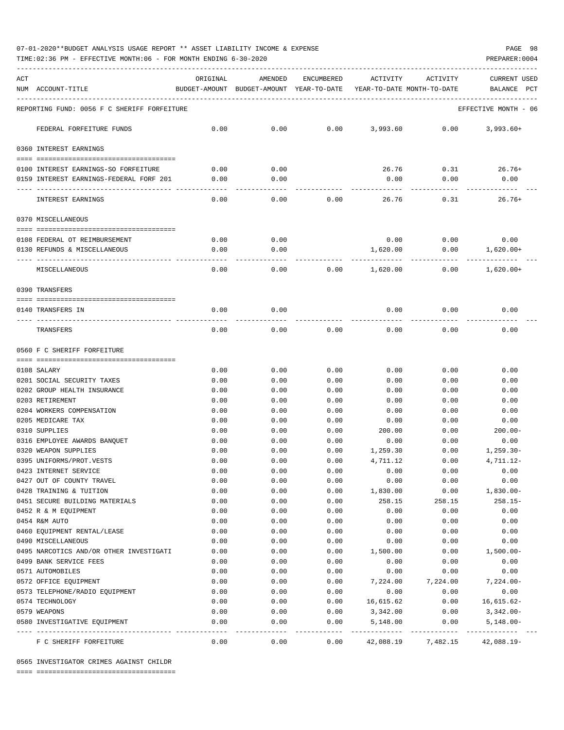07-01-2020**BUDGET ANALYSIS USAGE REPORT ** ASSET LIABILITY INCOME & EXPENSE

TIME:02:36 PM - EFFECTIVE MONTH:06 - FOR MONTH ENDING 6-30-2020

PREPARER:0004

| ACT NUM | ACCOUNT-TITLE | ORIGINAL BUDGET-AMOUNT | AMENDED BUDGET-AMOUNT | ENCUMBERED YEAR-TO-DATE | ACTIVITY YEAR-TO-DATE | ACTIVITY MONTH-TO-DATE | CURRENT USED BALANCE PCT |
|---|---|---|---|---|---|---|---|
| | REPORTING FUND: 0056 F C SHERIFF FORFEITURE | | | | | | EFFECTIVE MONTH - 06 |
| | FEDERAL FORFEITURE FUNDS | 0.00 | 0.00 | 0.00 | 3,993.60 | 0.00 | 3,993.60+ |
| | 0360 INTEREST EARNINGS | | | | | | |
| 0100 | INTEREST EARNINGS-SO FORFEITURE | 0.00 | 0.00 | | 26.76 | 0.31 | 26.76+ |
| 0159 | INTEREST EARNINGS-FEDERAL FORF 201 | 0.00 | 0.00 | | 0.00 | 0.00 | 0.00 |
| | INTEREST EARNINGS | 0.00 | 0.00 | 0.00 | 26.76 | 0.31 | 26.76+ |
| | 0370 MISCELLANEOUS | | | | | | |
| 0108 | FEDERAL OT REIMBURSEMENT | 0.00 | 0.00 | | 0.00 | 0.00 | 0.00 |
| 0130 | REFUNDS & MISCELLANEOUS | 0.00 | 0.00 | | 1,620.00 | 0.00 | 1,620.00+ |
| | MISCELLANEOUS | 0.00 | 0.00 | 0.00 | 1,620.00 | 0.00 | 1,620.00+ |
| | 0390 TRANSFERS | | | | | | |
| 0140 | TRANSFERS IN | 0.00 | 0.00 | | 0.00 | 0.00 | 0.00 |
| | TRANSFERS | 0.00 | 0.00 | 0.00 | 0.00 | 0.00 | 0.00 |
| | 0560 F C SHERIFF FORFEITURE | | | | | | |
| 0108 | SALARY | 0.00 | 0.00 | 0.00 | 0.00 | 0.00 | 0.00 |
| 0201 | SOCIAL SECURITY TAXES | 0.00 | 0.00 | 0.00 | 0.00 | 0.00 | 0.00 |
| 0202 | GROUP HEALTH INSURANCE | 0.00 | 0.00 | 0.00 | 0.00 | 0.00 | 0.00 |
| 0203 | RETIREMENT | 0.00 | 0.00 | 0.00 | 0.00 | 0.00 | 0.00 |
| 0204 | WORKERS COMPENSATION | 0.00 | 0.00 | 0.00 | 0.00 | 0.00 | 0.00 |
| 0205 | MEDICARE TAX | 0.00 | 0.00 | 0.00 | 0.00 | 0.00 | 0.00 |
| 0310 | SUPPLIES | 0.00 | 0.00 | 0.00 | 200.00 | 0.00 | 200.00- |
| 0316 | EMPLOYEE AWARDS BANQUET | 0.00 | 0.00 | 0.00 | 0.00 | 0.00 | 0.00 |
| 0320 | WEAPON SUPPLIES | 0.00 | 0.00 | 0.00 | 1,259.30 | 0.00 | 1,259.30- |
| 0395 | UNIFORMS/PROT.VESTS | 0.00 | 0.00 | 0.00 | 4,711.12 | 0.00 | 4,711.12- |
| 0423 | INTERNET SERVICE | 0.00 | 0.00 | 0.00 | 0.00 | 0.00 | 0.00 |
| 0427 | OUT OF COUNTY TRAVEL | 0.00 | 0.00 | 0.00 | 0.00 | 0.00 | 0.00 |
| 0428 | TRAINING & TUITION | 0.00 | 0.00 | 0.00 | 1,830.00 | 0.00 | 1,830.00- |
| 0451 | SECURE BUILDING MATERIALS | 0.00 | 0.00 | 0.00 | 258.15 | 258.15 | 258.15- |
| 0452 | R & M EQUIPMENT | 0.00 | 0.00 | 0.00 | 0.00 | 0.00 | 0.00 |
| 0454 | R&M AUTO | 0.00 | 0.00 | 0.00 | 0.00 | 0.00 | 0.00 |
| 0460 | EQUIPMENT RENTAL/LEASE | 0.00 | 0.00 | 0.00 | 0.00 | 0.00 | 0.00 |
| 0490 | MISCELLANEOUS | 0.00 | 0.00 | 0.00 | 0.00 | 0.00 | 0.00 |
| 0495 | NARCOTICS AND/OR OTHER INVESTIGATI | 0.00 | 0.00 | 0.00 | 1,500.00 | 0.00 | 1,500.00- |
| 0499 | BANK SERVICE FEES | 0.00 | 0.00 | 0.00 | 0.00 | 0.00 | 0.00 |
| 0571 | AUTOMOBILES | 0.00 | 0.00 | 0.00 | 0.00 | 0.00 | 0.00 |
| 0572 | OFFICE EQUIPMENT | 0.00 | 0.00 | 0.00 | 7,224.00 | 7,224.00 | 7,224.00- |
| 0573 | TELEPHONE/RADIO EQUIPMENT | 0.00 | 0.00 | 0.00 | 0.00 | 0.00 | 0.00 |
| 0574 | TECHNOLOGY | 0.00 | 0.00 | 0.00 | 16,615.62 | 0.00 | 16,615.62- |
| 0579 | WEAPONS | 0.00 | 0.00 | 0.00 | 3,342.00 | 0.00 | 3,342.00- |
| 0580 | INVESTIGATIVE EQUIPMENT | 0.00 | 0.00 | 0.00 | 5,148.00 | 0.00 | 5,148.00- |
| | F C SHERIFF FORFEITURE | 0.00 | 0.00 | 0.00 | 42,088.19 | 7,482.15 | 42,088.19- |
| | 0565 INVESTIGATOR CRIMES AGAINST CHILDR | | | | | | |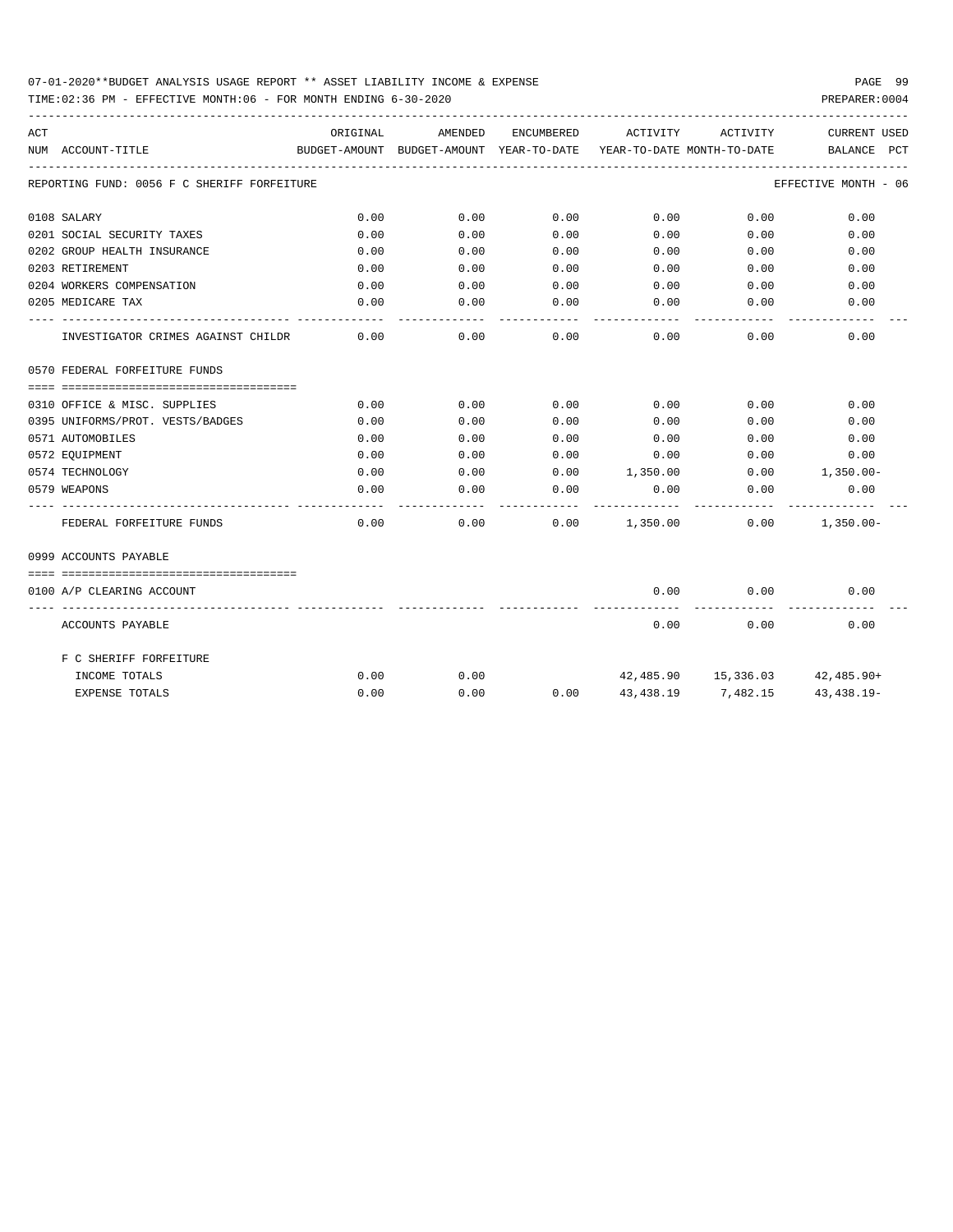07-01-2020**BUDGET ANALYSIS USAGE REPORT ** ASSET LIABILITY INCOME & EXPENSE

TIME:02:36 PM - EFFECTIVE MONTH:06 - FOR MONTH ENDING 6-30-2020

PREPARER:0004

| ACT NUM | ACCOUNT-TITLE | ORIGINAL BUDGET-AMOUNT | AMENDED BUDGET-AMOUNT | ENCUMBERED YEAR-TO-DATE | ACTIVITY YEAR-TO-DATE | ACTIVITY MONTH-TO-DATE | CURRENT BALANCE | USED PCT |
|---|---|---|---|---|---|---|---|---|
| REPORTING FUND: 0056 F C SHERIFF FORFEITURE | | | | | | | EFFECTIVE MONTH - 06 | |
| 0108 | SALARY | 0.00 | 0.00 | 0.00 | 0.00 | 0.00 | 0.00 | |
| 0201 | SOCIAL SECURITY TAXES | 0.00 | 0.00 | 0.00 | 0.00 | 0.00 | 0.00 | |
| 0202 | GROUP HEALTH INSURANCE | 0.00 | 0.00 | 0.00 | 0.00 | 0.00 | 0.00 | |
| 0203 | RETIREMENT | 0.00 | 0.00 | 0.00 | 0.00 | 0.00 | 0.00 | |
| 0204 | WORKERS COMPENSATION | 0.00 | 0.00 | 0.00 | 0.00 | 0.00 | 0.00 | |
| 0205 | MEDICARE TAX | 0.00 | 0.00 | 0.00 | 0.00 | 0.00 | 0.00 | |
| | INVESTIGATOR CRIMES AGAINST CHILDR | 0.00 | 0.00 | 0.00 | 0.00 | 0.00 | 0.00 | |
| 0570 | FEDERAL FORFEITURE FUNDS | | | | | | | |
| 0310 | OFFICE & MISC. SUPPLIES | 0.00 | 0.00 | 0.00 | 0.00 | 0.00 | 0.00 | |
| 0395 | UNIFORMS/PROT. VESTS/BADGES | 0.00 | 0.00 | 0.00 | 0.00 | 0.00 | 0.00 | |
| 0571 | AUTOMOBILES | 0.00 | 0.00 | 0.00 | 0.00 | 0.00 | 0.00 | |
| 0572 | EQUIPMENT | 0.00 | 0.00 | 0.00 | 0.00 | 0.00 | 0.00 | |
| 0574 | TECHNOLOGY | 0.00 | 0.00 | 0.00 | 1,350.00 | 0.00 | 1,350.00- | |
| 0579 | WEAPONS | 0.00 | 0.00 | 0.00 | 0.00 | 0.00 | 0.00 | |
| | FEDERAL FORFEITURE FUNDS | 0.00 | 0.00 | 0.00 | 1,350.00 | 0.00 | 1,350.00- | |
| 0999 | ACCOUNTS PAYABLE | | | | | | | |
| 0100 | A/P CLEARING ACCOUNT | | | | 0.00 | 0.00 | 0.00 | |
| | ACCOUNTS PAYABLE | | | | 0.00 | 0.00 | 0.00 | |
| | F C SHERIFF FORFEITURE | | | | | | | |
| | INCOME TOTALS | 0.00 | 0.00 | | 42,485.90 | 15,336.03 | 42,485.90+ | |
| | EXPENSE TOTALS | 0.00 | 0.00 | 0.00 | 43,438.19 | 7,482.15 | 43,438.19- | |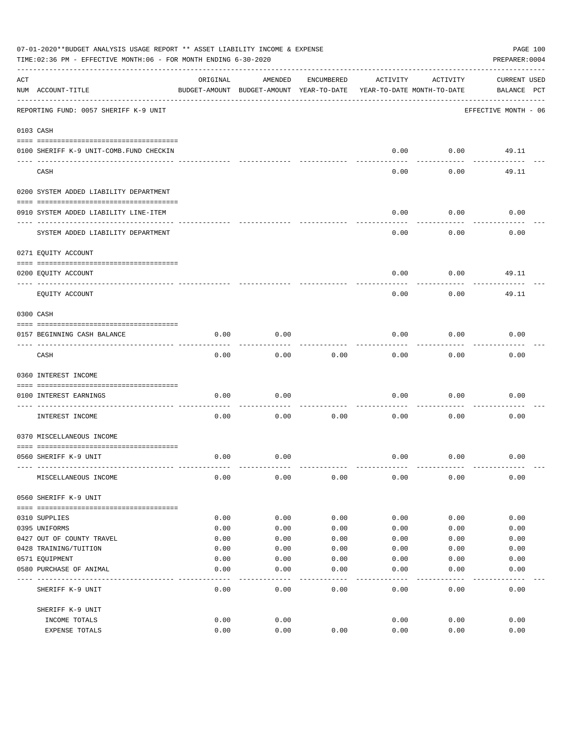07-01-2020**BUDGET ANALYSIS USAGE REPORT ** ASSET LIABILITY INCOME & EXPENSE

TIME:02:36 PM - EFFECTIVE MONTH:06 - FOR MONTH ENDING 6-30-2020

PREPARER:0004

| ACT NUM | ACCOUNT-TITLE | ORIGINAL BUDGET-AMOUNT | AMENDED BUDGET-AMOUNT | ENCUMBERED YEAR-TO-DATE | ACTIVITY YEAR-TO-DATE | ACTIVITY MONTH-TO-DATE | CURRENT BALANCE | USED PCT |
|---|---|---|---|---|---|---|---|---|
| | REPORTING FUND: 0057 SHERIFF K-9 UNIT | | | | | | EFFECTIVE MONTH - 06 | |
| 0103 | CASH | | | | | | | |
| 0100 | SHERIFF K-9 UNIT-COMB.FUND CHECKIN | | | | 0.00 | 0.00 | 49.11 | |
| | CASH | | | | 0.00 | 0.00 | 49.11 | |
| 0200 | SYSTEM ADDED LIABILITY DEPARTMENT | | | | | | | |
| 0910 | SYSTEM ADDED LIABILITY LINE-ITEM | | | | 0.00 | 0.00 | 0.00 | |
| | SYSTEM ADDED LIABILITY DEPARTMENT | | | | 0.00 | 0.00 | 0.00 | |
| 0271 | EQUITY ACCOUNT | | | | | | | |
| 0200 | EQUITY ACCOUNT | | | | 0.00 | 0.00 | 49.11 | |
| | EQUITY ACCOUNT | | | | 0.00 | 0.00 | 49.11 | |
| 0300 | CASH | | | | | | | |
| 0157 | BEGINNING CASH BALANCE | 0.00 | 0.00 | | 0.00 | 0.00 | 0.00 | |
| | CASH | 0.00 | 0.00 | 0.00 | 0.00 | 0.00 | 0.00 | |
| 0360 | INTEREST INCOME | | | | | | | |
| 0100 | INTEREST EARNINGS | 0.00 | 0.00 | | 0.00 | 0.00 | 0.00 | |
| | INTEREST INCOME | 0.00 | 0.00 | 0.00 | 0.00 | 0.00 | 0.00 | |
| 0370 | MISCELLANEOUS INCOME | | | | | | | |
| 0560 | SHERIFF K-9 UNIT | 0.00 | 0.00 | | 0.00 | 0.00 | 0.00 | |
| | MISCELLANEOUS INCOME | 0.00 | 0.00 | 0.00 | 0.00 | 0.00 | 0.00 | |
| 0560 | SHERIFF K-9 UNIT | | | | | | | |
| 0310 | SUPPLIES | 0.00 | 0.00 | 0.00 | 0.00 | 0.00 | 0.00 | |
| 0395 | UNIFORMS | 0.00 | 0.00 | 0.00 | 0.00 | 0.00 | 0.00 | |
| 0427 | OUT OF COUNTY TRAVEL | 0.00 | 0.00 | 0.00 | 0.00 | 0.00 | 0.00 | |
| 0428 | TRAINING/TUITION | 0.00 | 0.00 | 0.00 | 0.00 | 0.00 | 0.00 | |
| 0571 | EQUIPMENT | 0.00 | 0.00 | 0.00 | 0.00 | 0.00 | 0.00 | |
| 0580 | PURCHASE OF ANIMAL | 0.00 | 0.00 | 0.00 | 0.00 | 0.00 | 0.00 | |
| | SHERIFF K-9 UNIT | 0.00 | 0.00 | 0.00 | 0.00 | 0.00 | 0.00 | |
| | SHERIFF K-9 UNIT | | | | | | | |
| | INCOME TOTALS | 0.00 | 0.00 | | 0.00 | 0.00 | 0.00 | |
| | EXPENSE TOTALS | 0.00 | 0.00 | 0.00 | 0.00 | 0.00 | 0.00 | |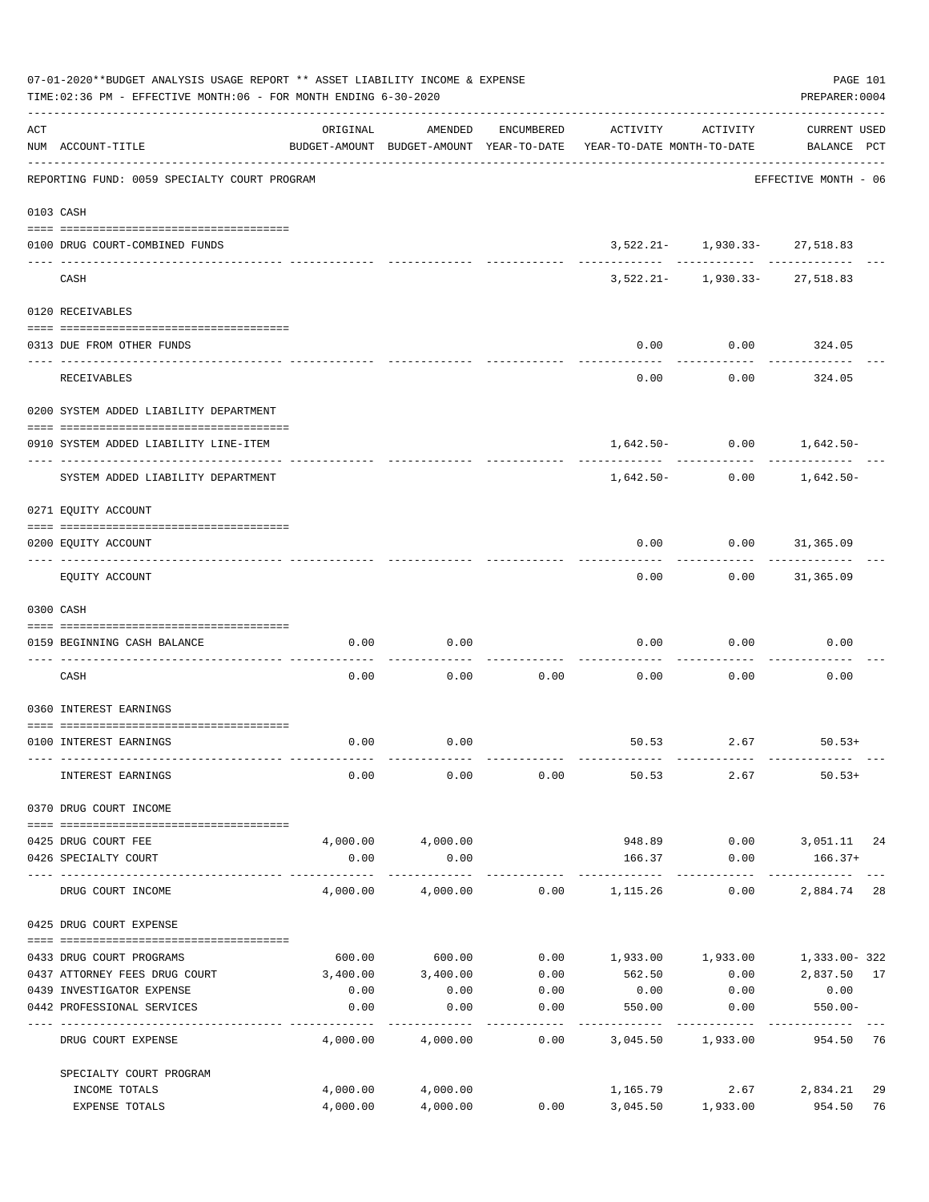07-01-2020**BUDGET ANALYSIS USAGE REPORT ** ASSET LIABILITY INCOME & EXPENSE

TIME:02:36 PM - EFFECTIVE MONTH:06 - FOR MONTH ENDING 6-30-2020

PREPARER:0004

| ACT NUM | ACCOUNT-TITLE | ORIGINAL BUDGET-AMOUNT | AMENDED BUDGET-AMOUNT | ENCUMBERED YEAR-TO-DATE | ACTIVITY YEAR-TO-DATE | ACTIVITY MONTH-TO-DATE | CURRENT BALANCE | USED PCT |
|---|---|---|---|---|---|---|---|---|
| | REPORTING FUND: 0059 SPECIALTY COURT PROGRAM | | | | | | EFFECTIVE MONTH - 06 | |
| 0103 | CASH | | | | | | | |
| 0100 | DRUG COURT-COMBINED FUNDS | | | | 3,522.21- | 1,930.33- | 27,518.83 | |
| | CASH | | | | 3,522.21- | 1,930.33- | 27,518.83 | |
| 0120 | RECEIVABLES | | | | | | | |
| 0313 | DUE FROM OTHER FUNDS | | | | 0.00 | 0.00 | 324.05 | |
| | RECEIVABLES | | | | 0.00 | 0.00 | 324.05 | |
| 0200 | SYSTEM ADDED LIABILITY DEPARTMENT | | | | | | | |
| 0910 | SYSTEM ADDED LIABILITY LINE-ITEM | | | | 1,642.50- | 0.00 | 1,642.50- | |
| | SYSTEM ADDED LIABILITY DEPARTMENT | | | | 1,642.50- | 0.00 | 1,642.50- | |
| 0271 | EQUITY ACCOUNT | | | | | | | |
| 0200 | EQUITY ACCOUNT | | | | 0.00 | 0.00 | 31,365.09 | |
| | EQUITY ACCOUNT | | | | 0.00 | 0.00 | 31,365.09 | |
| 0300 | CASH | | | | | | | |
| 0159 | BEGINNING CASH BALANCE | 0.00 | 0.00 | | 0.00 | 0.00 | 0.00 | |
| | CASH | 0.00 | 0.00 | 0.00 | 0.00 | 0.00 | 0.00 | |
| 0360 | INTEREST EARNINGS | | | | | | | |
| 0100 | INTEREST EARNINGS | 0.00 | 0.00 | | 50.53 | 2.67 | 50.53+ | |
| | INTEREST EARNINGS | 0.00 | 0.00 | 0.00 | 50.53 | 2.67 | 50.53+ | |
| 0370 | DRUG COURT INCOME | | | | | | | |
| 0425 | DRUG COURT FEE | 4,000.00 | 4,000.00 | | 948.89 | 0.00 | 3,051.11 | 24 |
| 0426 | SPECIALTY COURT | 0.00 | 0.00 | | 166.37 | 0.00 | 166.37+ | |
| | DRUG COURT INCOME | 4,000.00 | 4,000.00 | 0.00 | 1,115.26 | 0.00 | 2,884.74 | 28 |
| 0425 | DRUG COURT EXPENSE | | | | | | | |
| 0433 | DRUG COURT PROGRAMS | 600.00 | 600.00 | 0.00 | 1,933.00 | 1,933.00 | 1,333.00- | 322 |
| 0437 | ATTORNEY FEES DRUG COURT | 3,400.00 | 3,400.00 | 0.00 | 562.50 | 0.00 | 2,837.50 | 17 |
| 0439 | INVESTIGATOR EXPENSE | 0.00 | 0.00 | 0.00 | 0.00 | 0.00 | 0.00 | |
| 0442 | PROFESSIONAL SERVICES | 0.00 | 0.00 | 0.00 | 550.00 | 0.00 | 550.00- | |
| | DRUG COURT EXPENSE | 4,000.00 | 4,000.00 | 0.00 | 3,045.50 | 1,933.00 | 954.50 | 76 |
| | SPECIALTY COURT PROGRAM | | | | | | | |
| | INCOME TOTALS | 4,000.00 | 4,000.00 | | 1,165.79 | 2.67 | 2,834.21 | 29 |
| | EXPENSE TOTALS | 4,000.00 | 4,000.00 | 0.00 | 3,045.50 | 1,933.00 | 954.50 | 76 |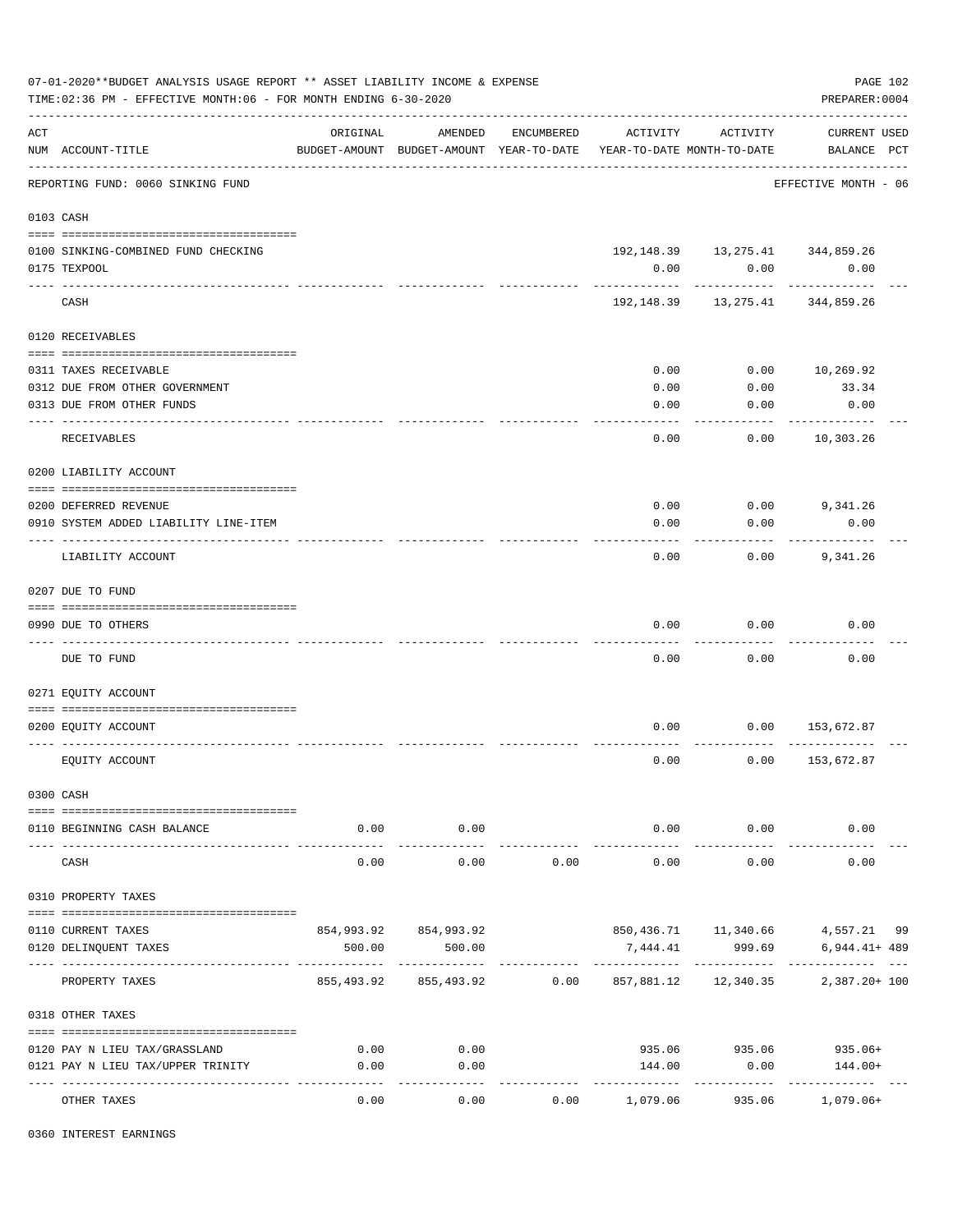07-01-2020**BUDGET ANALYSIS USAGE REPORT ** ASSET LIABILITY INCOME & EXPENSE

TIME:02:36 PM - EFFECTIVE MONTH:06 - FOR MONTH ENDING 6-30-2020

PREPARER:0004

| ACT NUM | ACCOUNT-TITLE | ORIGINAL BUDGET-AMOUNT | AMENDED BUDGET-AMOUNT | ENCUMBERED YEAR-TO-DATE | ACTIVITY YEAR-TO-DATE | ACTIVITY MONTH-TO-DATE | CURRENT BALANCE | USED PCT |
|---|---|---|---|---|---|---|---|---|
| | REPORTING FUND: 0060 SINKING FUND | | | | | | EFFECTIVE MONTH - 06 | |
| 0103 | CASH | | | | | | | |
| 0100 | SINKING-COMBINED FUND CHECKING | | | | 192,148.39 | 13,275.41 | 344,859.26 | |
| 0175 | TEXPOOL | | | | 0.00 | 0.00 | 0.00 | |
| | CASH | | | | 192,148.39 | 13,275.41 | 344,859.26 | |
| 0120 | RECEIVABLES | | | | | | | |
| 0311 | TAXES RECEIVABLE | | | | 0.00 | 0.00 | 10,269.92 | |
| 0312 | DUE FROM OTHER GOVERNMENT | | | | 0.00 | 0.00 | 33.34 | |
| 0313 | DUE FROM OTHER FUNDS | | | | 0.00 | 0.00 | 0.00 | |
| | RECEIVABLES | | | | 0.00 | 0.00 | 10,303.26 | |
| 0200 | LIABILITY ACCOUNT | | | | | | | |
| 0200 | DEFERRED REVENUE | | | | 0.00 | 0.00 | 9,341.26 | |
| 0910 | SYSTEM ADDED LIABILITY LINE-ITEM | | | | 0.00 | 0.00 | 0.00 | |
| | LIABILITY ACCOUNT | | | | 0.00 | 0.00 | 9,341.26 | |
| 0207 | DUE TO FUND | | | | | | | |
| 0990 | DUE TO OTHERS | | | | 0.00 | 0.00 | 0.00 | |
| | DUE TO FUND | | | | 0.00 | 0.00 | 0.00 | |
| 0271 | EQUITY ACCOUNT | | | | | | | |
| 0200 | EQUITY ACCOUNT | | | | 0.00 | 0.00 | 153,672.87 | |
| | EQUITY ACCOUNT | | | | 0.00 | 0.00 | 153,672.87 | |
| 0300 | CASH | | | | | | | |
| 0110 | BEGINNING CASH BALANCE | 0.00 | 0.00 | | 0.00 | 0.00 | 0.00 | |
| | CASH | 0.00 | 0.00 | 0.00 | 0.00 | 0.00 | 0.00 | |
| 0310 | PROPERTY TAXES | | | | | | | |
| 0110 | CURRENT TAXES | 854,993.92 | 854,993.92 | | 850,436.71 | 11,340.66 | 4,557.21 | 99 |
| 0120 | DELINQUENT TAXES | 500.00 | 500.00 | | 7,444.41 | 999.69 | 6,944.41+ | 489 |
| | PROPERTY TAXES | 855,493.92 | 855,493.92 | 0.00 | 857,881.12 | 12,340.35 | 2,387.20+ | 100 |
| 0318 | OTHER TAXES | | | | | | | |
| 0120 | PAY N LIEU TAX/GRASSLAND | 0.00 | 0.00 | | 935.06 | 935.06 | 935.06+ | |
| 0121 | PAY N LIEU TAX/UPPER TRINITY | 0.00 | 0.00 | | 144.00 | 0.00 | 144.00+ | |
| | OTHER TAXES | 0.00 | 0.00 | 0.00 | 1,079.06 | 935.06 | 1,079.06+ | |
| 0360 | INTEREST EARNINGS | | | | | | | |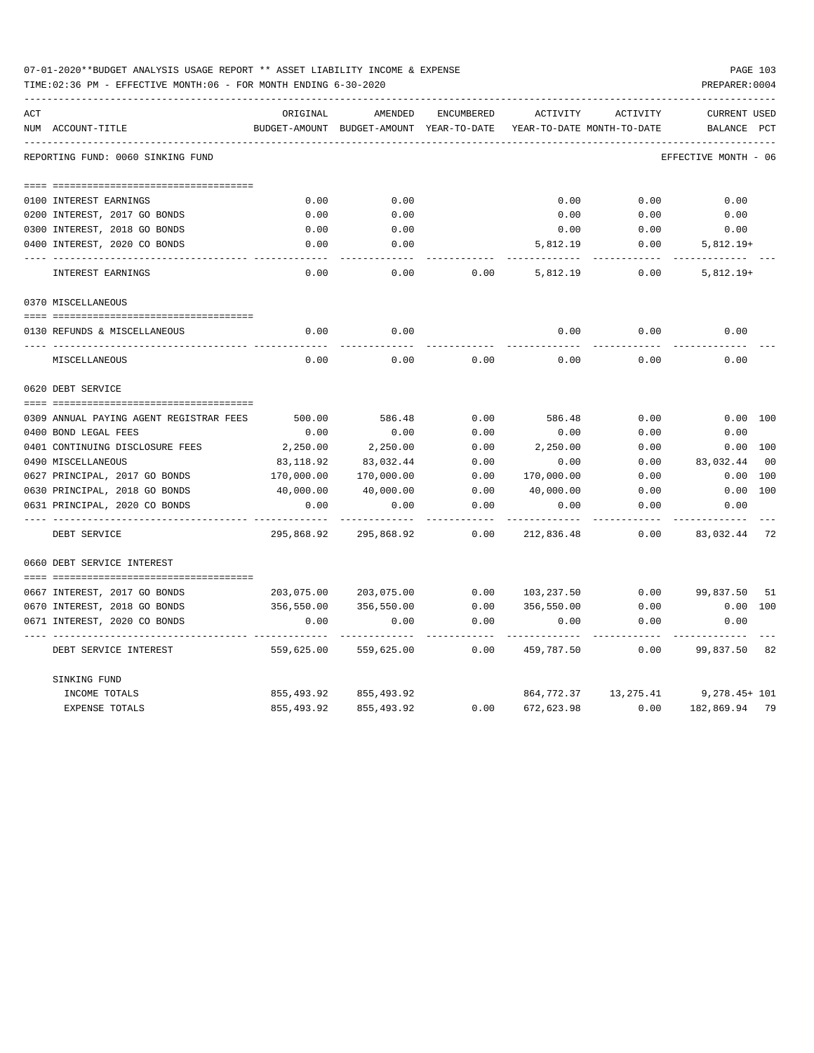07-01-2020**BUDGET ANALYSIS USAGE REPORT ** ASSET LIABILITY INCOME & EXPENSE

TIME:02:36 PM - EFFECTIVE MONTH:06 - FOR MONTH ENDING 6-30-2020

PREPARER:0004

REPORTING FUND: 0060 SINKING FUND — EFFECTIVE MONTH - 06

| ACT NUM | ACCOUNT-TITLE | ORIGINAL BUDGET-AMOUNT | AMENDED BUDGET-AMOUNT | ENCUMBERED YEAR-TO-DATE | ACTIVITY YEAR-TO-DATE | ACTIVITY MONTH-TO-DATE | CURRENT BALANCE | USED PCT |
|---|---|---|---|---|---|---|---|---|
| 0100 | INTEREST EARNINGS | 0.00 | 0.00 | | 0.00 | 0.00 | 0.00 | |
| 0200 | INTEREST, 2017 GO BONDS | 0.00 | 0.00 | | 0.00 | 0.00 | 0.00 | |
| 0300 | INTEREST, 2018 GO BONDS | 0.00 | 0.00 | | 0.00 | 0.00 | 0.00 | |
| 0400 | INTEREST, 2020 CO BONDS | 0.00 | 0.00 | | 5,812.19 | 0.00 | 5,812.19+ | |
| | INTEREST EARNINGS | 0.00 | 0.00 | 0.00 | 5,812.19 | 0.00 | 5,812.19+ | |
| | **0370 MISCELLANEOUS** | | | | | | | |
| 0130 | REFUNDS & MISCELLANEOUS | 0.00 | 0.00 | | 0.00 | 0.00 | 0.00 | |
| | MISCELLANEOUS | 0.00 | 0.00 | 0.00 | 0.00 | 0.00 | 0.00 | |
| | **0620 DEBT SERVICE** | | | | | | | |
| 0309 | ANNUAL PAYING AGENT REGISTRAR FEES | 500.00 | 586.48 | 0.00 | 586.48 | 0.00 | 0.00 | 100 |
| 0400 | BOND LEGAL FEES | 0.00 | 0.00 | 0.00 | 0.00 | 0.00 | 0.00 | |
| 0401 | CONTINUING DISCLOSURE FEES | 2,250.00 | 2,250.00 | 0.00 | 2,250.00 | 0.00 | 0.00 | 100 |
| 0490 | MISCELLANEOUS | 83,118.92 | 83,032.44 | 0.00 | 0.00 | 0.00 | 83,032.44 | 00 |
| 0627 | PRINCIPAL, 2017 GO BONDS | 170,000.00 | 170,000.00 | 0.00 | 170,000.00 | 0.00 | 0.00 | 100 |
| 0630 | PRINCIPAL, 2018 GO BONDS | 40,000.00 | 40,000.00 | 0.00 | 40,000.00 | 0.00 | 0.00 | 100 |
| 0631 | PRINCIPAL, 2020 CO BONDS | 0.00 | 0.00 | 0.00 | 0.00 | 0.00 | 0.00 | |
| | DEBT SERVICE | 295,868.92 | 295,868.92 | 0.00 | 212,836.48 | 0.00 | 83,032.44 | 72 |
| | **0660 DEBT SERVICE INTEREST** | | | | | | | |
| 0667 | INTEREST, 2017 GO BONDS | 203,075.00 | 203,075.00 | 0.00 | 103,237.50 | 0.00 | 99,837.50 | 51 |
| 0670 | INTEREST, 2018 GO BONDS | 356,550.00 | 356,550.00 | 0.00 | 356,550.00 | 0.00 | 0.00 | 100 |
| 0671 | INTEREST, 2020 CO BONDS | 0.00 | 0.00 | 0.00 | 0.00 | 0.00 | 0.00 | |
| | DEBT SERVICE INTEREST | 559,625.00 | 559,625.00 | 0.00 | 459,787.50 | 0.00 | 99,837.50 | 82 |
| | **SINKING FUND** | | | | | | | |
| | INCOME TOTALS | 855,493.92 | 855,493.92 | | 864,772.37 | 13,275.41 | 9,278.45+ | 101 |
| | EXPENSE TOTALS | 855,493.92 | 855,493.92 | 0.00 | 672,623.98 | 0.00 | 182,869.94 | 79 |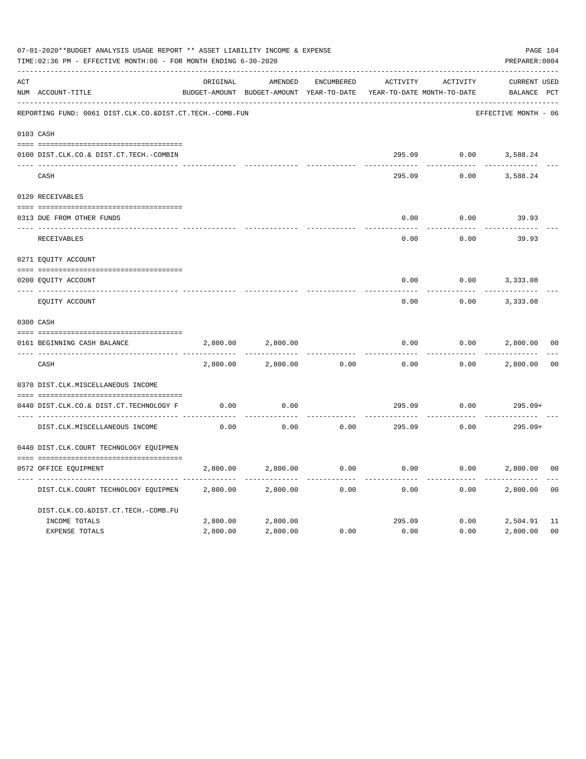07-01-2020**BUDGET ANALYSIS USAGE REPORT ** ASSET LIABILITY INCOME & EXPENSE

TIME:02:36 PM - EFFECTIVE MONTH:06 - FOR MONTH ENDING 6-30-2020

PREPARER:0004

REPORTING FUND: 0061 DIST.CLK.CO.&DIST.CT.TECH.-COMB.FUN — EFFECTIVE MONTH - 06

| ACT NUM | ACCOUNT-TITLE | ORIGINAL BUDGET-AMOUNT | AMENDED BUDGET-AMOUNT | ENCUMBERED YEAR-TO-DATE | ACTIVITY YEAR-TO-DATE | ACTIVITY MONTH-TO-DATE | CURRENT BALANCE | USED PCT |
|---|---|---|---|---|---|---|---|---|
| 0103 | CASH | | | | | | | |
| 0100 | DIST.CLK.CO.& DIST.CT.TECH.-COMBIN | | | | 295.09 | 0.00 | 3,588.24 | |
| | CASH | | | | 295.09 | 0.00 | 3,588.24 | |
| 0120 | RECEIVABLES | | | | | | | |
| 0313 | DUE FROM OTHER FUNDS | | | | 0.00 | 0.00 | 39.93 | |
| | RECEIVABLES | | | | 0.00 | 0.00 | 39.93 | |
| 0271 | EQUITY ACCOUNT | | | | | | | |
| 0200 | EQUITY ACCOUNT | | | | 0.00 | 0.00 | 3,333.08 | |
| | EQUITY ACCOUNT | | | | 0.00 | 0.00 | 3,333.08 | |
| 0300 | CASH | | | | | | | |
| 0161 | BEGINNING CASH BALANCE | 2,800.00 | 2,800.00 | | 0.00 | 0.00 | 2,800.00 | 00 |
| | CASH | 2,800.00 | 2,800.00 | 0.00 | 0.00 | 0.00 | 2,800.00 | 00 |
| 0370 | DIST.CLK.MISCELLANEOUS INCOME | | | | | | | |
| 0440 | DIST.CLK.CO.& DIST.CT.TECHNOLOGY F | 0.00 | 0.00 | | 295.09 | 0.00 | 295.09+ | |
| | DIST.CLK.MISCELLANEOUS INCOME | 0.00 | 0.00 | 0.00 | 295.09 | 0.00 | 295.09+ | |
| 0440 | DIST.CLK.COURT TECHNOLOGY EQUIPMEN | | | | | | | |
| 0572 | OFFICE EQUIPMENT | 2,800.00 | 2,800.00 | 0.00 | 0.00 | 0.00 | 2,800.00 | 00 |
| | DIST.CLK.COURT TECHNOLOGY EQUIPMEN | 2,800.00 | 2,800.00 | 0.00 | 0.00 | 0.00 | 2,800.00 | 00 |
| | DIST.CLK.CO.&DIST.CT.TECH.-COMB.FU | | | | | | | |
| | INCOME TOTALS | 2,800.00 | 2,800.00 | | 295.09 | 0.00 | 2,504.91 | 11 |
| | EXPENSE TOTALS | 2,800.00 | 2,800.00 | 0.00 | 0.00 | 0.00 | 2,800.00 | 00 |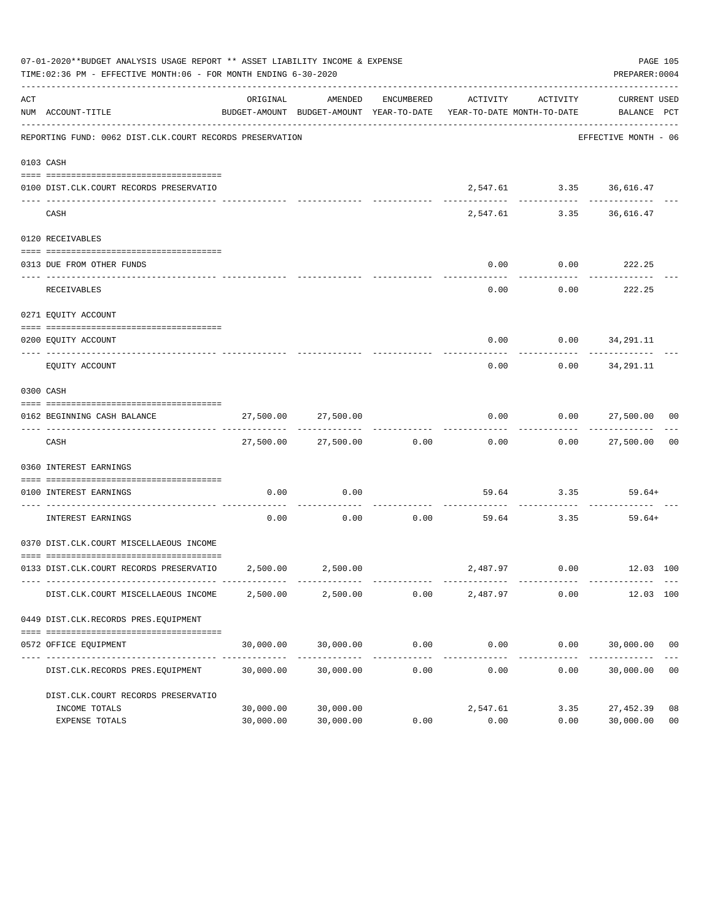07-01-2020**BUDGET ANALYSIS USAGE REPORT ** ASSET LIABILITY INCOME & EXPENSE

TIME:02:36 PM - EFFECTIVE MONTH:06 - FOR MONTH ENDING 6-30-2020

PREPARER:0004

| ACT NUM | ACCOUNT-TITLE | ORIGINAL BUDGET-AMOUNT | AMENDED BUDGET-AMOUNT | ENCUMBERED YEAR-TO-DATE | ACTIVITY YEAR-TO-DATE | ACTIVITY MONTH-TO-DATE | CURRENT BALANCE | USED PCT |
|---|---|---|---|---|---|---|---|---|
| | REPORTING FUND: 0062 DIST.CLK.COURT RECORDS PRESERVATION | | | | | | EFFECTIVE MONTH - 06 | |
| 0103 | CASH | | | | | | | |
| 0100 | DIST.CLK.COURT RECORDS PRESERVATIO | | | | 2,547.61 | 3.35 | 36,616.47 | |
| | CASH | | | | 2,547.61 | 3.35 | 36,616.47 | |
| 0120 | RECEIVABLES | | | | | | | |
| 0313 | DUE FROM OTHER FUNDS | | | | 0.00 | 0.00 | 222.25 | |
| | RECEIVABLES | | | | 0.00 | 0.00 | 222.25 | |
| 0271 | EQUITY ACCOUNT | | | | | | | |
| 0200 | EQUITY ACCOUNT | | | | 0.00 | 0.00 | 34,291.11 | |
| | EQUITY ACCOUNT | | | | 0.00 | 0.00 | 34,291.11 | |
| 0300 | CASH | | | | | | | |
| 0162 | BEGINNING CASH BALANCE | 27,500.00 | 27,500.00 | | 0.00 | 0.00 | 27,500.00 | 00 |
| | CASH | 27,500.00 | 27,500.00 | 0.00 | 0.00 | 0.00 | 27,500.00 | 00 |
| 0360 | INTEREST EARNINGS | | | | | | | |
| 0100 | INTEREST EARNINGS | 0.00 | 0.00 | | 59.64 | 3.35 | 59.64+ | |
| | INTEREST EARNINGS | 0.00 | 0.00 | 0.00 | 59.64 | 3.35 | 59.64+ | |
| 0370 | DIST.CLK.COURT MISCELLAEOUS INCOME | | | | | | | |
| 0133 | DIST.CLK.COURT RECORDS PRESERVATIO | 2,500.00 | 2,500.00 | | 2,487.97 | 0.00 | 12.03 | 100 |
| | DIST.CLK.COURT MISCELLAEOUS INCOME | 2,500.00 | 2,500.00 | 0.00 | 2,487.97 | 0.00 | 12.03 | 100 |
| 0449 | DIST.CLK.RECORDS PRES.EQUIPMENT | | | | | | | |
| 0572 | OFFICE EQUIPMENT | 30,000.00 | 30,000.00 | 0.00 | 0.00 | 0.00 | 30,000.00 | 00 |
| | DIST.CLK.RECORDS PRES.EQUIPMENT | 30,000.00 | 30,000.00 | 0.00 | 0.00 | 0.00 | 30,000.00 | 00 |
| | DIST.CLK.COURT RECORDS PRESERVATIO | | | | | | | |
| | INCOME TOTALS | 30,000.00 | 30,000.00 | | 2,547.61 | 3.35 | 27,452.39 | 08 |
| | EXPENSE TOTALS | 30,000.00 | 30,000.00 | 0.00 | 0.00 | 0.00 | 30,000.00 | 00 |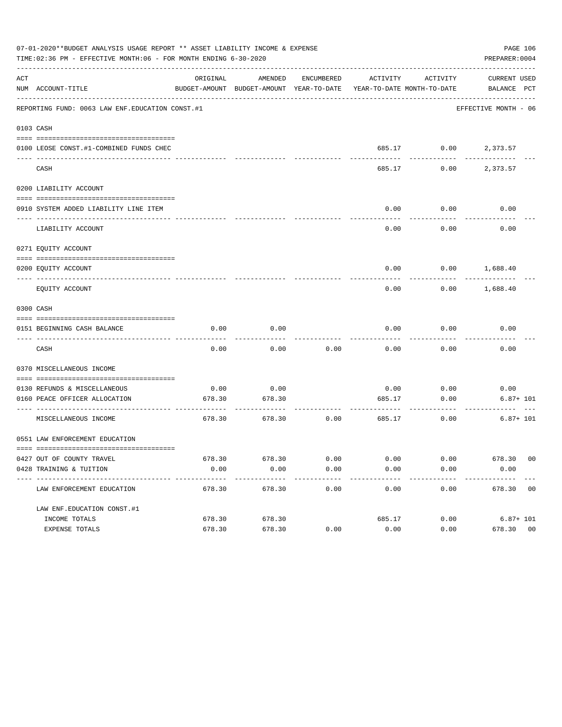07-01-2020**BUDGET ANALYSIS USAGE REPORT ** ASSET LIABILITY INCOME & EXPENSE

TIME:02:36 PM - EFFECTIVE MONTH:06 - FOR MONTH ENDING 6-30-2020

PREPARER:0004

REPORTING FUND: 0063 LAW ENF.EDUCATION CONST.#1 — EFFECTIVE MONTH - 06

| ACT NUM | ACCOUNT-TITLE | ORIGINAL BUDGET-AMOUNT | AMENDED BUDGET-AMOUNT | ENCUMBERED YEAR-TO-DATE | ACTIVITY YEAR-TO-DATE | ACTIVITY MONTH-TO-DATE | CURRENT BALANCE | USED PCT |
|---|---|---|---|---|---|---|---|---|
| 0103 | CASH | | | | | | | |
| 0100 | LEOSE CONST.#1-COMBINED FUNDS CHEC | | | | 685.17 | 0.00 | 2,373.57 | |
| | CASH | | | | 685.17 | 0.00 | 2,373.57 | |
| 0200 | LIABILITY ACCOUNT | | | | | | | |
| 0910 | SYSTEM ADDED LIABILITY LINE ITEM | | | | 0.00 | 0.00 | 0.00 | |
| | LIABILITY ACCOUNT | | | | 0.00 | 0.00 | 0.00 | |
| 0271 | EQUITY ACCOUNT | | | | | | | |
| 0200 | EQUITY ACCOUNT | | | | 0.00 | 0.00 | 1,688.40 | |
| | EQUITY ACCOUNT | | | | 0.00 | 0.00 | 1,688.40 | |
| 0300 | CASH | | | | | | | |
| 0151 | BEGINNING CASH BALANCE | 0.00 | 0.00 | | 0.00 | 0.00 | 0.00 | |
| | CASH | 0.00 | 0.00 | 0.00 | 0.00 | 0.00 | 0.00 | |
| 0370 | MISCELLANEOUS INCOME | | | | | | | |
| 0130 | REFUNDS & MISCELLANEOUS | 0.00 | 0.00 | | 0.00 | 0.00 | 0.00 | |
| 0160 | PEACE OFFICER ALLOCATION | 678.30 | 678.30 | | 685.17 | 0.00 | 6.87+ | 101 |
| | MISCELLANEOUS INCOME | 678.30 | 678.30 | 0.00 | 685.17 | 0.00 | 6.87+ | 101 |
| 0551 | LAW ENFORCEMENT EDUCATION | | | | | | | |
| 0427 | OUT OF COUNTY TRAVEL | 678.30 | 678.30 | 0.00 | 0.00 | 0.00 | 678.30 | 00 |
| 0428 | TRAINING & TUITION | 0.00 | 0.00 | 0.00 | 0.00 | 0.00 | 0.00 | |
| | LAW ENFORCEMENT EDUCATION | 678.30 | 678.30 | 0.00 | 0.00 | 0.00 | 678.30 | 00 |
| | LAW ENF.EDUCATION CONST.#1 | | | | | | | |
| | INCOME TOTALS | 678.30 | 678.30 | | 685.17 | 0.00 | 6.87+ | 101 |
| | EXPENSE TOTALS | 678.30 | 678.30 | 0.00 | 0.00 | 0.00 | 678.30 | 00 |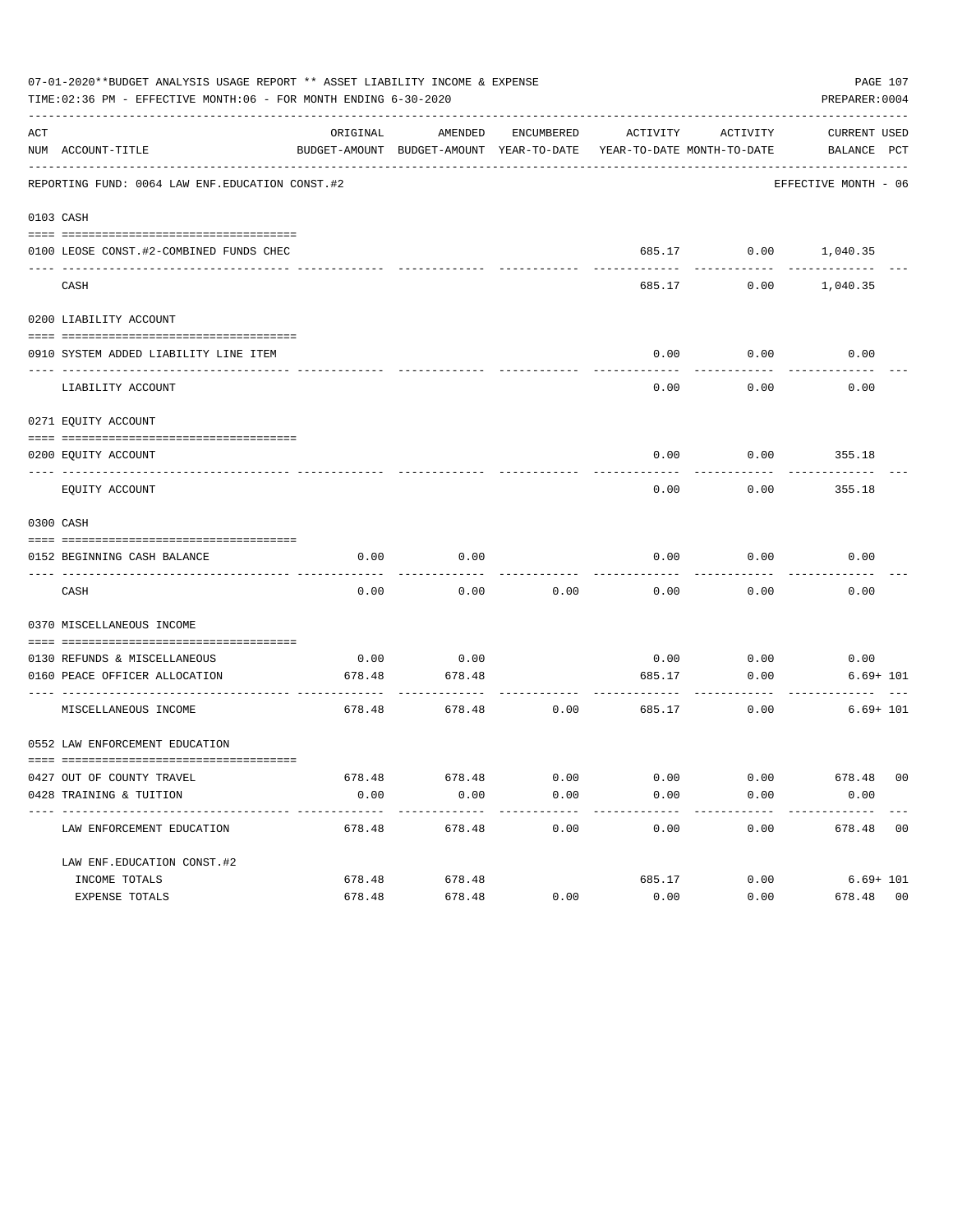07-01-2020**BUDGET ANALYSIS USAGE REPORT ** ASSET LIABILITY INCOME & EXPENSE

TIME:02:36 PM - EFFECTIVE MONTH:06 - FOR MONTH ENDING 6-30-2020

PREPARER:0004

REPORTING FUND: 0064 LAW ENF.EDUCATION CONST.#2 — EFFECTIVE MONTH - 06

| ACT NUM | ACCOUNT-TITLE | ORIGINAL BUDGET-AMOUNT | AMENDED BUDGET-AMOUNT | ENCUMBERED YEAR-TO-DATE | ACTIVITY YEAR-TO-DATE | ACTIVITY MONTH-TO-DATE | CURRENT BALANCE | USED PCT |
|---|---|---|---|---|---|---|---|---|
| **0103** | **CASH** | | | | | | | |
| 0100 | LEOSE CONST.#2-COMBINED FUNDS CHEC | | | | 685.17 | 0.00 | 1,040.35 | |
| | CASH | | | | 685.17 | 0.00 | 1,040.35 | |
| **0200** | **LIABILITY ACCOUNT** | | | | | | | |
| 0910 | SYSTEM ADDED LIABILITY LINE ITEM | | | | 0.00 | 0.00 | 0.00 | |
| | LIABILITY ACCOUNT | | | | 0.00 | 0.00 | 0.00 | |
| **0271** | **EQUITY ACCOUNT** | | | | | | | |
| 0200 | EQUITY ACCOUNT | | | | 0.00 | 0.00 | 355.18 | |
| | EQUITY ACCOUNT | | | | 0.00 | 0.00 | 355.18 | |
| **0300** | **CASH** | | | | | | | |
| 0152 | BEGINNING CASH BALANCE | 0.00 | 0.00 | | 0.00 | 0.00 | 0.00 | |
| | CASH | 0.00 | 0.00 | 0.00 | 0.00 | 0.00 | 0.00 | |
| **0370** | **MISCELLANEOUS INCOME** | | | | | | | |
| 0130 | REFUNDS & MISCELLANEOUS | 0.00 | 0.00 | | 0.00 | 0.00 | 0.00 | |
| 0160 | PEACE OFFICER ALLOCATION | 678.48 | 678.48 | | 685.17 | 0.00 | 6.69+ | 101 |
| | MISCELLANEOUS INCOME | 678.48 | 678.48 | 0.00 | 685.17 | 0.00 | 6.69+ | 101 |
| **0552** | **LAW ENFORCEMENT EDUCATION** | | | | | | | |
| 0427 | OUT OF COUNTY TRAVEL | 678.48 | 678.48 | 0.00 | 0.00 | 0.00 | 678.48 | 00 |
| 0428 | TRAINING & TUITION | 0.00 | 0.00 | 0.00 | 0.00 | 0.00 | 0.00 | |
| | LAW ENFORCEMENT EDUCATION | 678.48 | 678.48 | 0.00 | 0.00 | 0.00 | 678.48 | 00 |
| | LAW ENF.EDUCATION CONST.#2 | | | | | | | |
| | INCOME TOTALS | 678.48 | 678.48 | | 685.17 | 0.00 | 6.69+ | 101 |
| | EXPENSE TOTALS | 678.48 | 678.48 | 0.00 | 0.00 | 0.00 | 678.48 | 00 |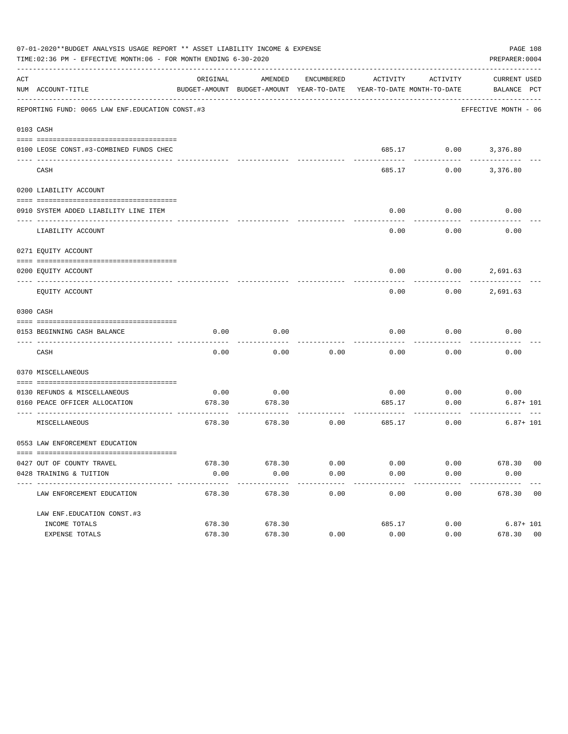07-01-2020**BUDGET ANALYSIS USAGE REPORT ** ASSET LIABILITY INCOME & EXPENSE

TIME:02:36 PM - EFFECTIVE MONTH:06 - FOR MONTH ENDING 6-30-2020

PREPARER:0004

REPORTING FUND: 0065 LAW ENF.EDUCATION CONST.#3 — EFFECTIVE MONTH - 06

| ACT NUM | ACCOUNT-TITLE | ORIGINAL BUDGET-AMOUNT | AMENDED BUDGET-AMOUNT | ENCUMBERED YEAR-TO-DATE | ACTIVITY YEAR-TO-DATE | ACTIVITY MONTH-TO-DATE | CURRENT BALANCE | USED PCT |
|---|---|---|---|---|---|---|---|---|
| **0103** | **CASH** | | | | | | | |
| 0100 | LEOSE CONST.#3-COMBINED FUNDS CHEC | | | | 685.17 | 0.00 | 3,376.80 | |
| | CASH | | | | 685.17 | 0.00 | 3,376.80 | |
| **0200** | **LIABILITY ACCOUNT** | | | | | | | |
| 0910 | SYSTEM ADDED LIABILITY LINE ITEM | | | | 0.00 | 0.00 | 0.00 | |
| | LIABILITY ACCOUNT | | | | 0.00 | 0.00 | 0.00 | |
| **0271** | **EQUITY ACCOUNT** | | | | | | | |
| 0200 | EQUITY ACCOUNT | | | | 0.00 | 0.00 | 2,691.63 | |
| | EQUITY ACCOUNT | | | | 0.00 | 0.00 | 2,691.63 | |
| **0300** | **CASH** | | | | | | | |
| 0153 | BEGINNING CASH BALANCE | 0.00 | 0.00 | | 0.00 | 0.00 | 0.00 | |
| | CASH | 0.00 | 0.00 | 0.00 | 0.00 | 0.00 | 0.00 | |
| **0370** | **MISCELLANEOUS** | | | | | | | |
| 0130 | REFUNDS & MISCELLANEOUS | 0.00 | 0.00 | | 0.00 | 0.00 | 0.00 | |
| 0160 | PEACE OFFICER ALLOCATION | 678.30 | 678.30 | | 685.17 | 0.00 | 6.87+ | 101 |
| | MISCELLANEOUS | 678.30 | 678.30 | 0.00 | 685.17 | 0.00 | 6.87+ | 101 |
| **0553** | **LAW ENFORCEMENT EDUCATION** | | | | | | | |
| 0427 | OUT OF COUNTY TRAVEL | 678.30 | 678.30 | 0.00 | 0.00 | 0.00 | 678.30 | 00 |
| 0428 | TRAINING & TUITION | 0.00 | 0.00 | 0.00 | 0.00 | 0.00 | 0.00 | |
| | LAW ENFORCEMENT EDUCATION | 678.30 | 678.30 | 0.00 | 0.00 | 0.00 | 678.30 | 00 |
| | LAW ENF.EDUCATION CONST.#3 | | | | | | | |
| | INCOME TOTALS | 678.30 | 678.30 | | 685.17 | 0.00 | 6.87+ | 101 |
| | EXPENSE TOTALS | 678.30 | 678.30 | 0.00 | 0.00 | 0.00 | 678.30 | 00 |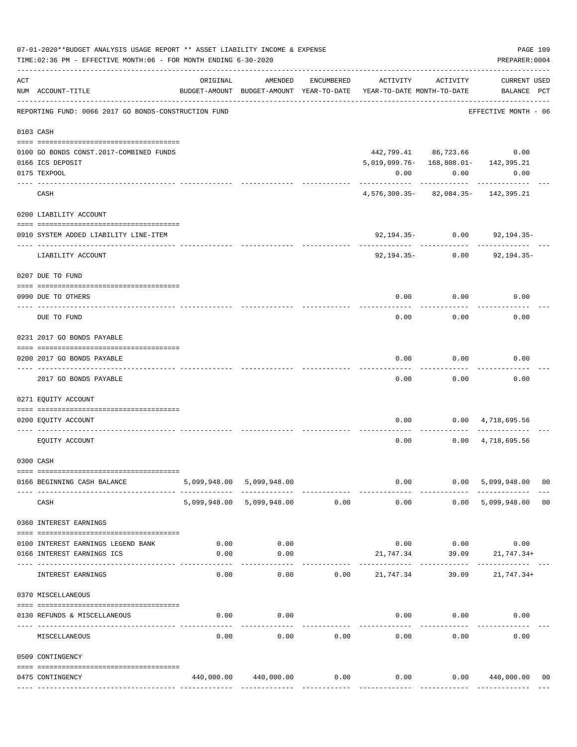07-01-2020**BUDGET ANALYSIS USAGE REPORT ** ASSET LIABILITY INCOME & EXPENSE

TIME:02:36 PM - EFFECTIVE MONTH:06 - FOR MONTH ENDING 6-30-2020

PREPARER:0004

| ACT NUM | ACCOUNT-TITLE | ORIGINAL BUDGET-AMOUNT | AMENDED BUDGET-AMOUNT | ENCUMBERED YEAR-TO-DATE | ACTIVITY YEAR-TO-DATE | ACTIVITY MONTH-TO-DATE | CURRENT BALANCE | USED PCT |
|---|---|---|---|---|---|---|---|---|
| | REPORTING FUND: 0066 2017 GO BONDS-CONSTRUCTION FUND | | | | | | EFFECTIVE MONTH - 06 | |
| | 0103 CASH | | | | | | | |
| 0100 | GO BONDS CONST.2017-COMBINED FUNDS | | | | 442,799.41 | 86,723.66 | 0.00 | |
| 0166 | ICS DEPOSIT | | | | 5,019,099.76- | 168,808.01- | 142,395.21 | |
| 0175 | TEXPOOL | | | | 0.00 | 0.00 | 0.00 | |
| | CASH | | | | 4,576,300.35- | 82,084.35- | 142,395.21 | |
| | 0200 LIABILITY ACCOUNT | | | | | | | |
| 0910 | SYSTEM ADDED LIABILITY LINE-ITEM | | | | 92,194.35- | 0.00 | 92,194.35- | |
| | LIABILITY ACCOUNT | | | | 92,194.35- | 0.00 | 92,194.35- | |
| | 0207 DUE TO FUND | | | | | | | |
| 0990 | DUE TO OTHERS | | | | 0.00 | 0.00 | 0.00 | |
| | DUE TO FUND | | | | 0.00 | 0.00 | 0.00 | |
| | 0231 2017 GO BONDS PAYABLE | | | | | | | |
| 0200 | 2017 GO BONDS PAYABLE | | | | 0.00 | 0.00 | 0.00 | |
| | 2017 GO BONDS PAYABLE | | | | 0.00 | 0.00 | 0.00 | |
| | 0271 EQUITY ACCOUNT | | | | | | | |
| 0200 | EQUITY ACCOUNT | | | | 0.00 | 0.00 | 4,718,695.56 | |
| | EQUITY ACCOUNT | | | | 0.00 | 0.00 | 4,718,695.56 | |
| | 0300 CASH | | | | | | | |
| 0166 | BEGINNING CASH BALANCE | 5,099,948.00 | 5,099,948.00 | | 0.00 | 0.00 | 5,099,948.00 | 00 |
| | CASH | 5,099,948.00 | 5,099,948.00 | 0.00 | 0.00 | 0.00 | 5,099,948.00 | 00 |
| | 0360 INTEREST EARNINGS | | | | | | | |
| 0100 | INTEREST EARNINGS LEGEND BANK | 0.00 | 0.00 | | 0.00 | 0.00 | 0.00 | |
| 0166 | INTEREST EARNINGS ICS | 0.00 | 0.00 | | 21,747.34 | 39.09 | 21,747.34+ | |
| | INTEREST EARNINGS | 0.00 | 0.00 | 0.00 | 21,747.34 | 39.09 | 21,747.34+ | |
| | 0370 MISCELLANEOUS | | | | | | | |
| 0130 | REFUNDS & MISCELLANEOUS | 0.00 | 0.00 | | 0.00 | 0.00 | 0.00 | |
| | MISCELLANEOUS | 0.00 | 0.00 | 0.00 | 0.00 | 0.00 | 0.00 | |
| | 0509 CONTINGENCY | | | | | | | |
| 0475 | CONTINGENCY | 440,000.00 | 440,000.00 | 0.00 | 0.00 | 0.00 | 440,000.00 | 00 |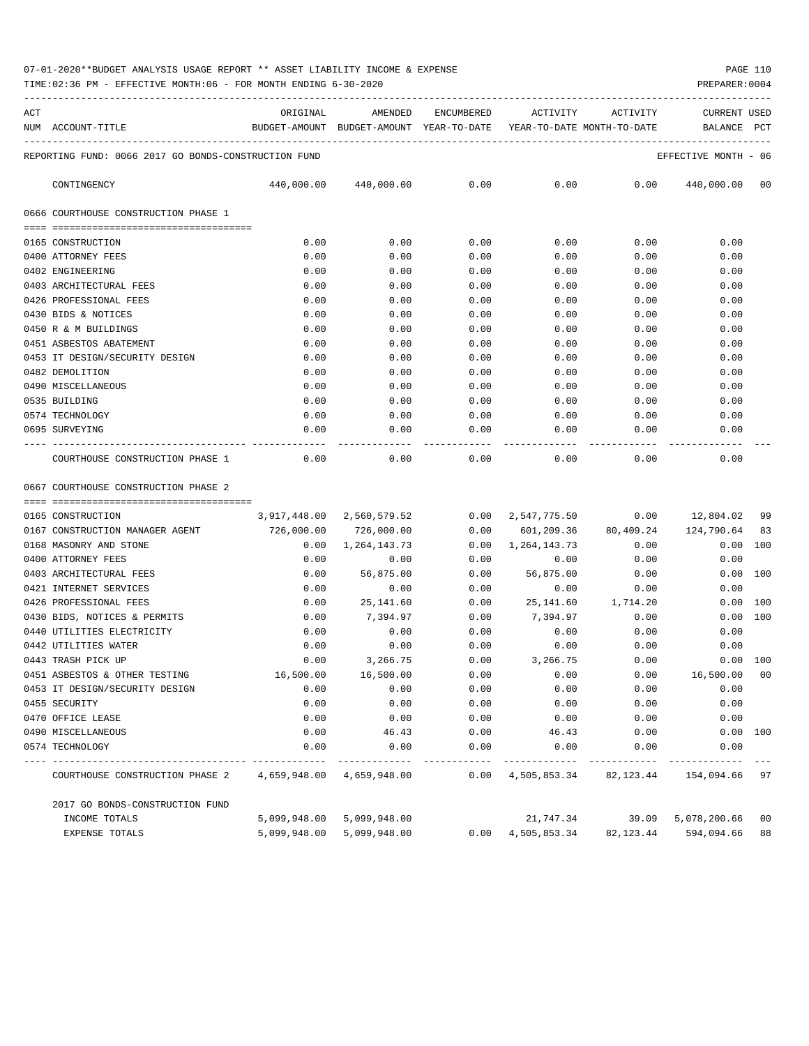07-01-2020**BUDGET ANALYSIS USAGE REPORT ** ASSET LIABILITY INCOME & EXPENSE

TIME:02:36 PM - EFFECTIVE MONTH:06 - FOR MONTH ENDING 6-30-2020

PREPARER:0004

REPORTING FUND: 0066 2017 GO BONDS-CONSTRUCTION FUND — EFFECTIVE MONTH - 06

| ACT NUM | ACCOUNT-TITLE | ORIGINAL BUDGET-AMOUNT | AMENDED BUDGET-AMOUNT | ENCUMBERED YEAR-TO-DATE | ACTIVITY YEAR-TO-DATE | ACTIVITY MONTH-TO-DATE | CURRENT BALANCE | USED PCT |
|---|---|---|---|---|---|---|---|---|
| | CONTINGENCY | 440,000.00 | 440,000.00 | 0.00 | 0.00 | 0.00 | 440,000.00 | 00 |
| | **0666 COURTHOUSE CONSTRUCTION PHASE 1** | | | | | | | |
| 0165 | CONSTRUCTION | 0.00 | 0.00 | 0.00 | 0.00 | 0.00 | 0.00 | |
| 0400 | ATTORNEY FEES | 0.00 | 0.00 | 0.00 | 0.00 | 0.00 | 0.00 | |
| 0402 | ENGINEERING | 0.00 | 0.00 | 0.00 | 0.00 | 0.00 | 0.00 | |
| 0403 | ARCHITECTURAL FEES | 0.00 | 0.00 | 0.00 | 0.00 | 0.00 | 0.00 | |
| 0426 | PROFESSIONAL FEES | 0.00 | 0.00 | 0.00 | 0.00 | 0.00 | 0.00 | |
| 0430 | BIDS & NOTICES | 0.00 | 0.00 | 0.00 | 0.00 | 0.00 | 0.00 | |
| 0450 | R & M BUILDINGS | 0.00 | 0.00 | 0.00 | 0.00 | 0.00 | 0.00 | |
| 0451 | ASBESTOS ABATEMENT | 0.00 | 0.00 | 0.00 | 0.00 | 0.00 | 0.00 | |
| 0453 | IT DESIGN/SECURITY DESIGN | 0.00 | 0.00 | 0.00 | 0.00 | 0.00 | 0.00 | |
| 0482 | DEMOLITION | 0.00 | 0.00 | 0.00 | 0.00 | 0.00 | 0.00 | |
| 0490 | MISCELLANEOUS | 0.00 | 0.00 | 0.00 | 0.00 | 0.00 | 0.00 | |
| 0535 | BUILDING | 0.00 | 0.00 | 0.00 | 0.00 | 0.00 | 0.00 | |
| 0574 | TECHNOLOGY | 0.00 | 0.00 | 0.00 | 0.00 | 0.00 | 0.00 | |
| 0695 | SURVEYING | 0.00 | 0.00 | 0.00 | 0.00 | 0.00 | 0.00 | |
| | COURTHOUSE CONSTRUCTION PHASE 1 | 0.00 | 0.00 | 0.00 | 0.00 | 0.00 | 0.00 | |
| | **0667 COURTHOUSE CONSTRUCTION PHASE 2** | | | | | | | |
| 0165 | CONSTRUCTION | 3,917,448.00 | 2,560,579.52 | 0.00 | 2,547,775.50 | 0.00 | 12,804.02 | 99 |
| 0167 | CONSTRUCTION MANAGER AGENT | 726,000.00 | 726,000.00 | 0.00 | 601,209.36 | 80,409.24 | 124,790.64 | 83 |
| 0168 | MASONRY AND STONE | 0.00 | 1,264,143.73 | 0.00 | 1,264,143.73 | 0.00 | 0.00 | 100 |
| 0400 | ATTORNEY FEES | 0.00 | 0.00 | 0.00 | 0.00 | 0.00 | 0.00 | |
| 0403 | ARCHITECTURAL FEES | 0.00 | 56,875.00 | 0.00 | 56,875.00 | 0.00 | 0.00 | 100 |
| 0421 | INTERNET SERVICES | 0.00 | 0.00 | 0.00 | 0.00 | 0.00 | 0.00 | |
| 0426 | PROFESSIONAL FEES | 0.00 | 25,141.60 | 0.00 | 25,141.60 | 1,714.20 | 0.00 | 100 |
| 0430 | BIDS, NOTICES & PERMITS | 0.00 | 7,394.97 | 0.00 | 7,394.97 | 0.00 | 0.00 | 100 |
| 0440 | UTILITIES ELECTRICITY | 0.00 | 0.00 | 0.00 | 0.00 | 0.00 | 0.00 | |
| 0442 | UTILITIES WATER | 0.00 | 0.00 | 0.00 | 0.00 | 0.00 | 0.00 | |
| 0443 | TRASH PICK UP | 0.00 | 3,266.75 | 0.00 | 3,266.75 | 0.00 | 0.00 | 100 |
| 0451 | ASBESTOS & OTHER TESTING | 16,500.00 | 16,500.00 | 0.00 | 0.00 | 0.00 | 16,500.00 | 00 |
| 0453 | IT DESIGN/SECURITY DESIGN | 0.00 | 0.00 | 0.00 | 0.00 | 0.00 | 0.00 | |
| 0455 | SECURITY | 0.00 | 0.00 | 0.00 | 0.00 | 0.00 | 0.00 | |
| 0470 | OFFICE LEASE | 0.00 | 0.00 | 0.00 | 0.00 | 0.00 | 0.00 | |
| 0490 | MISCELLANEOUS | 0.00 | 46.43 | 0.00 | 46.43 | 0.00 | 0.00 | 100 |
| 0574 | TECHNOLOGY | 0.00 | 0.00 | 0.00 | 0.00 | 0.00 | 0.00 | |
| | COURTHOUSE CONSTRUCTION PHASE 2 | 4,659,948.00 | 4,659,948.00 | 0.00 | 4,505,853.34 | 82,123.44 | 154,094.66 | 97 |
| | **2017 GO BONDS-CONSTRUCTION FUND** | | | | | | | |
| | INCOME TOTALS | 5,099,948.00 | 5,099,948.00 | | 21,747.34 | 39.09 | 5,078,200.66 | 00 |
| | EXPENSE TOTALS | 5,099,948.00 | 5,099,948.00 | 0.00 | 4,505,853.34 | 82,123.44 | 594,094.66 | 88 |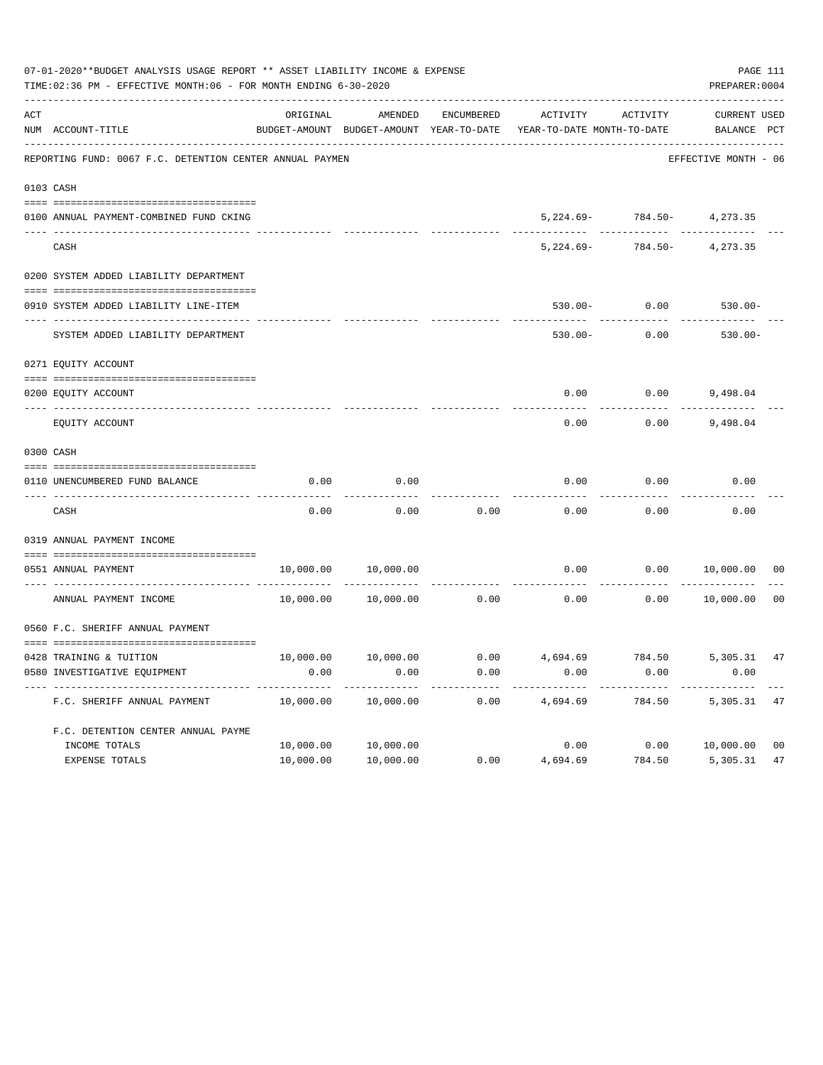07-01-2020**BUDGET ANALYSIS USAGE REPORT ** ASSET LIABILITY INCOME & EXPENSE

TIME:02:36 PM - EFFECTIVE MONTH:06 - FOR MONTH ENDING 6-30-2020

PREPARER:0004

REPORTING FUND: 0067 F.C. DETENTION CENTER ANNUAL PAYMEN — EFFECTIVE MONTH - 06

| ACT NUM | ACCOUNT-TITLE | ORIGINAL BUDGET-AMOUNT | AMENDED BUDGET-AMOUNT | ENCUMBERED YEAR-TO-DATE | ACTIVITY YEAR-TO-DATE | ACTIVITY MONTH-TO-DATE | CURRENT BALANCE | USED PCT |
|---|---|---|---|---|---|---|---|---|
| 0103 | CASH | | | | | | | |
| 0100 | ANNUAL PAYMENT-COMBINED FUND CKING | | | | 5,224.69- | 784.50- | 4,273.35 | |
| | CASH | | | | 5,224.69- | 784.50- | 4,273.35 | |
| 0200 | SYSTEM ADDED LIABILITY DEPARTMENT | | | | | | | |
| 0910 | SYSTEM ADDED LIABILITY LINE-ITEM | | | | 530.00- | 0.00 | 530.00- | |
| | SYSTEM ADDED LIABILITY DEPARTMENT | | | | 530.00- | 0.00 | 530.00- | |
| 0271 | EQUITY ACCOUNT | | | | | | | |
| 0200 | EQUITY ACCOUNT | | | | 0.00 | 0.00 | 9,498.04 | |
| | EQUITY ACCOUNT | | | | 0.00 | 0.00 | 9,498.04 | |
| 0300 | CASH | | | | | | | |
| 0110 | UNENCUMBERED FUND BALANCE | 0.00 | 0.00 | | 0.00 | 0.00 | 0.00 | |
| | CASH | 0.00 | 0.00 | 0.00 | 0.00 | 0.00 | 0.00 | |
| 0319 | ANNUAL PAYMENT INCOME | | | | | | | |
| 0551 | ANNUAL PAYMENT | 10,000.00 | 10,000.00 | | 0.00 | 0.00 | 10,000.00 | 00 |
| | ANNUAL PAYMENT INCOME | 10,000.00 | 10,000.00 | 0.00 | 0.00 | 0.00 | 10,000.00 | 00 |
| 0560 | F.C. SHERIFF ANNUAL PAYMENT | | | | | | | |
| 0428 | TRAINING & TUITION | 10,000.00 | 10,000.00 | 0.00 | 4,694.69 | 784.50 | 5,305.31 | 47 |
| 0580 | INVESTIGATIVE EQUIPMENT | 0.00 | 0.00 | 0.00 | 0.00 | 0.00 | 0.00 | |
| | F.C. SHERIFF ANNUAL PAYMENT | 10,000.00 | 10,000.00 | 0.00 | 4,694.69 | 784.50 | 5,305.31 | 47 |
| | F.C. DETENTION CENTER ANNUAL PAYME | | | | | | | |
| | INCOME TOTALS | 10,000.00 | 10,000.00 | | 0.00 | 0.00 | 10,000.00 | 00 |
| | EXPENSE TOTALS | 10,000.00 | 10,000.00 | 0.00 | 4,694.69 | 784.50 | 5,305.31 | 47 |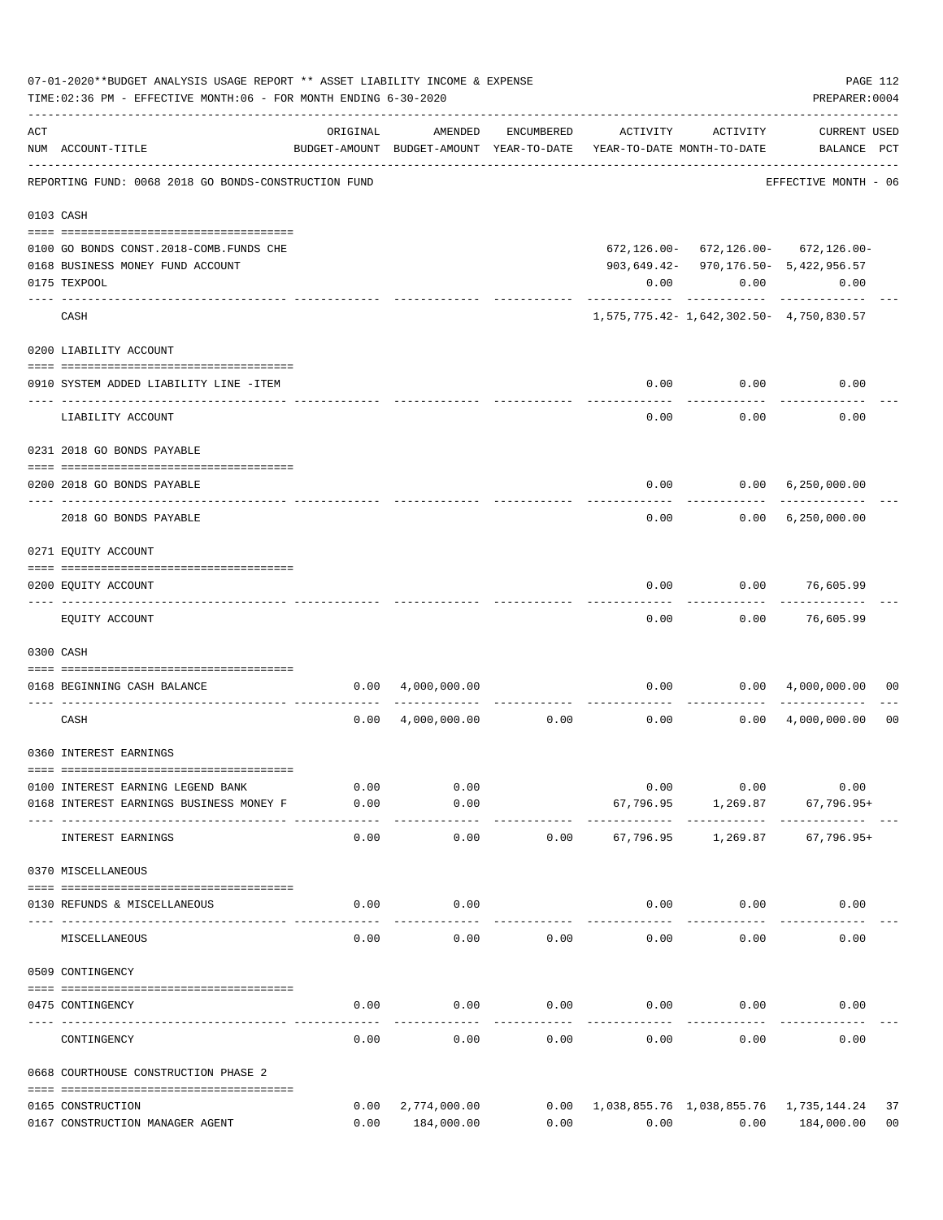07-01-2020**BUDGET ANALYSIS USAGE REPORT ** ASSET LIABILITY INCOME & EXPENSE

TIME:02:36 PM - EFFECTIVE MONTH:06 - FOR MONTH ENDING 6-30-2020

PREPARER:0004

REPORTING FUND: 0068 2018 GO BONDS-CONSTRUCTION FUND — EFFECTIVE MONTH - 06

| ACT NUM | ACCOUNT-TITLE | ORIGINAL BUDGET-AMOUNT | AMENDED BUDGET-AMOUNT | ENCUMBERED YEAR-TO-DATE | ACTIVITY YEAR-TO-DATE | ACTIVITY MONTH-TO-DATE | CURRENT BALANCE | USED PCT |
|---|---|---|---|---|---|---|---|---|
| **0103 CASH** | | | | | | | | |
| 0100 | GO BONDS CONST.2018-COMB.FUNDS CHE | | | | 672,126.00- | 672,126.00- | 672,126.00- | |
| 0168 | BUSINESS MONEY FUND ACCOUNT | | | | 903,649.42- | 970,176.50- | 5,422,956.57 | |
| 0175 | TEXPOOL | | | | 0.00 | 0.00 | 0.00 | |
| | CASH | | | | 1,575,775.42- | 1,642,302.50- | 4,750,830.57 | |
| **0200 LIABILITY ACCOUNT** | | | | | | | | |
| 0910 | SYSTEM ADDED LIABILITY LINE -ITEM | | | | 0.00 | 0.00 | 0.00 | |
| | LIABILITY ACCOUNT | | | | 0.00 | 0.00 | 0.00 | |
| **0231 2018 GO BONDS PAYABLE** | | | | | | | | |
| 0200 | 2018 GO BONDS PAYABLE | | | | 0.00 | 0.00 | 6,250,000.00 | |
| | 2018 GO BONDS PAYABLE | | | | 0.00 | 0.00 | 6,250,000.00 | |
| **0271 EQUITY ACCOUNT** | | | | | | | | |
| 0200 | EQUITY ACCOUNT | | | | 0.00 | 0.00 | 76,605.99 | |
| | EQUITY ACCOUNT | | | | 0.00 | 0.00 | 76,605.99 | |
| **0300 CASH** | | | | | | | | |
| 0168 | BEGINNING CASH BALANCE | 0.00 | 4,000,000.00 | | 0.00 | 0.00 | 4,000,000.00 | 00 |
| | CASH | 0.00 | 4,000,000.00 | 0.00 | 0.00 | 0.00 | 4,000,000.00 | 00 |
| **0360 INTEREST EARNINGS** | | | | | | | | |
| 0100 | INTEREST EARNING LEGEND BANK | 0.00 | 0.00 | | 0.00 | 0.00 | 0.00 | |
| 0168 | INTEREST EARNINGS BUSINESS MONEY F | 0.00 | 0.00 | | 67,796.95 | 1,269.87 | 67,796.95+ | |
| | INTEREST EARNINGS | 0.00 | 0.00 | 0.00 | 67,796.95 | 1,269.87 | 67,796.95+ | |
| **0370 MISCELLANEOUS** | | | | | | | | |
| 0130 | REFUNDS & MISCELLANEOUS | 0.00 | 0.00 | | 0.00 | 0.00 | 0.00 | |
| | MISCELLANEOUS | 0.00 | 0.00 | 0.00 | 0.00 | 0.00 | 0.00 | |
| **0509 CONTINGENCY** | | | | | | | | |
| 0475 | CONTINGENCY | 0.00 | 0.00 | 0.00 | 0.00 | 0.00 | 0.00 | |
| | CONTINGENCY | 0.00 | 0.00 | 0.00 | 0.00 | 0.00 | 0.00 | |
| **0668 COURTHOUSE CONSTRUCTION PHASE 2** | | | | | | | | |
| 0165 | CONSTRUCTION | 0.00 | 2,774,000.00 | 0.00 | 1,038,855.76 | 1,038,855.76 | 1,735,144.24 | 37 |
| 0167 | CONSTRUCTION MANAGER AGENT | 0.00 | 184,000.00 | 0.00 | 0.00 | 0.00 | 184,000.00 | 00 |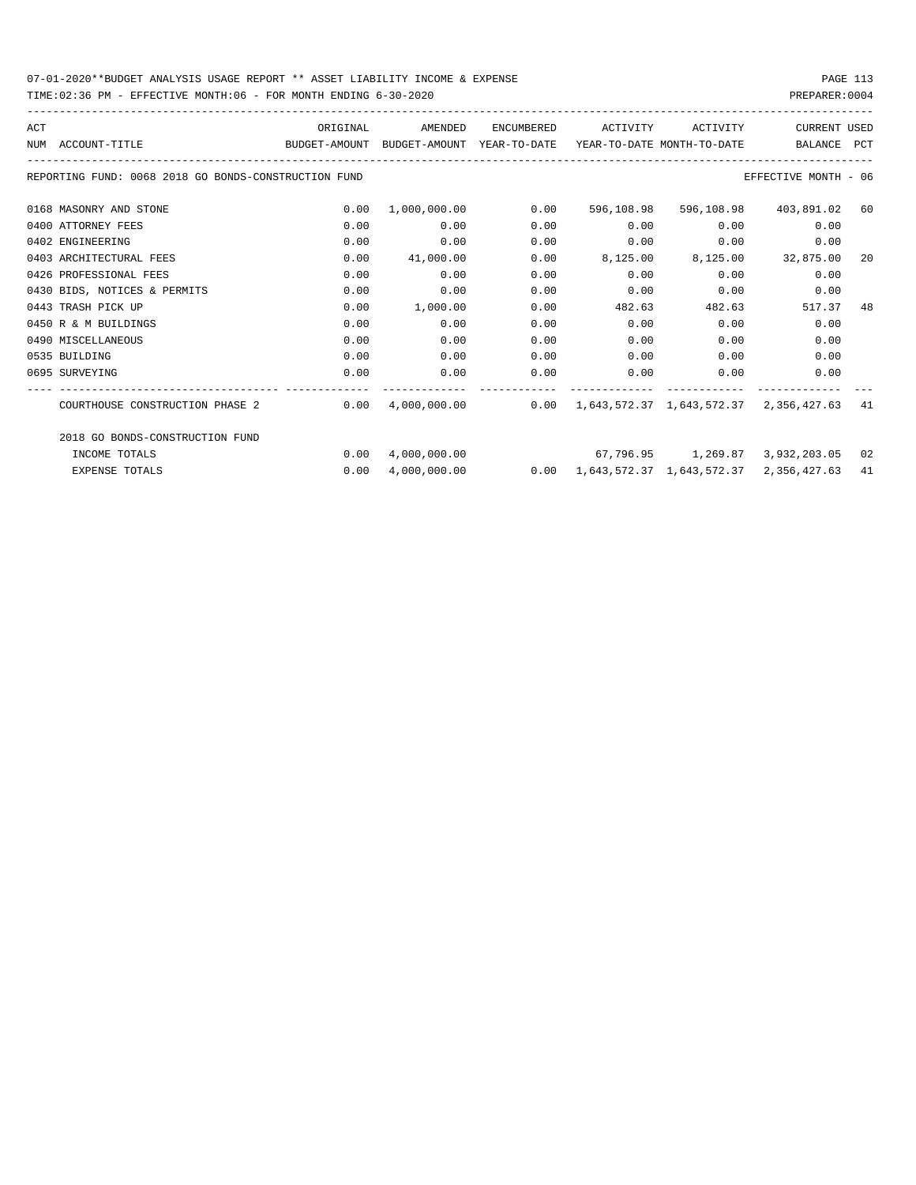07-01-2020**BUDGET ANALYSIS USAGE REPORT ** ASSET LIABILITY INCOME & EXPENSE

TIME:02:36 PM - EFFECTIVE MONTH:06 - FOR MONTH ENDING 6-30-2020

PREPARER:0004

REPORTING FUND: 0068 2018 GO BONDS-CONSTRUCTION FUND — EFFECTIVE MONTH - 06

| ACT NUM | ACCOUNT-TITLE | ORIGINAL BUDGET-AMOUNT | AMENDED BUDGET-AMOUNT | ENCUMBERED YEAR-TO-DATE | ACTIVITY YEAR-TO-DATE | ACTIVITY MONTH-TO-DATE | CURRENT BALANCE | USED PCT |
|---|---|---|---|---|---|---|---|---|
| 0168 | MASONRY AND STONE | 0.00 | 1,000,000.00 | 0.00 | 596,108.98 | 596,108.98 | 403,891.02 | 60 |
| 0400 | ATTORNEY FEES | 0.00 | 0.00 | 0.00 | 0.00 | 0.00 | 0.00 | |
| 0402 | ENGINEERING | 0.00 | 0.00 | 0.00 | 0.00 | 0.00 | 0.00 | |
| 0403 | ARCHITECTURAL FEES | 0.00 | 41,000.00 | 0.00 | 8,125.00 | 8,125.00 | 32,875.00 | 20 |
| 0426 | PROFESSIONAL FEES | 0.00 | 0.00 | 0.00 | 0.00 | 0.00 | 0.00 | |
| 0430 | BIDS, NOTICES & PERMITS | 0.00 | 0.00 | 0.00 | 0.00 | 0.00 | 0.00 | |
| 0443 | TRASH PICK UP | 0.00 | 1,000.00 | 0.00 | 482.63 | 482.63 | 517.37 | 48 |
| 0450 | R & M BUILDINGS | 0.00 | 0.00 | 0.00 | 0.00 | 0.00 | 0.00 | |
| 0490 | MISCELLANEOUS | 0.00 | 0.00 | 0.00 | 0.00 | 0.00 | 0.00 | |
| 0535 | BUILDING | 0.00 | 0.00 | 0.00 | 0.00 | 0.00 | 0.00 | |
| 0695 | SURVEYING | 0.00 | 0.00 | 0.00 | 0.00 | 0.00 | 0.00 | |
| | COURTHOUSE CONSTRUCTION PHASE 2 | 0.00 | 4,000,000.00 | 0.00 | 1,643,572.37 | 1,643,572.37 | 2,356,427.63 | 41 |
| | 2018 GO BONDS-CONSTRUCTION FUND | | | | | | | |
| | INCOME TOTALS | 0.00 | 4,000,000.00 | | 67,796.95 | 1,269.87 | 3,932,203.05 | 02 |
| | EXPENSE TOTALS | 0.00 | 4,000,000.00 | 0.00 | 1,643,572.37 | 1,643,572.37 | 2,356,427.63 | 41 |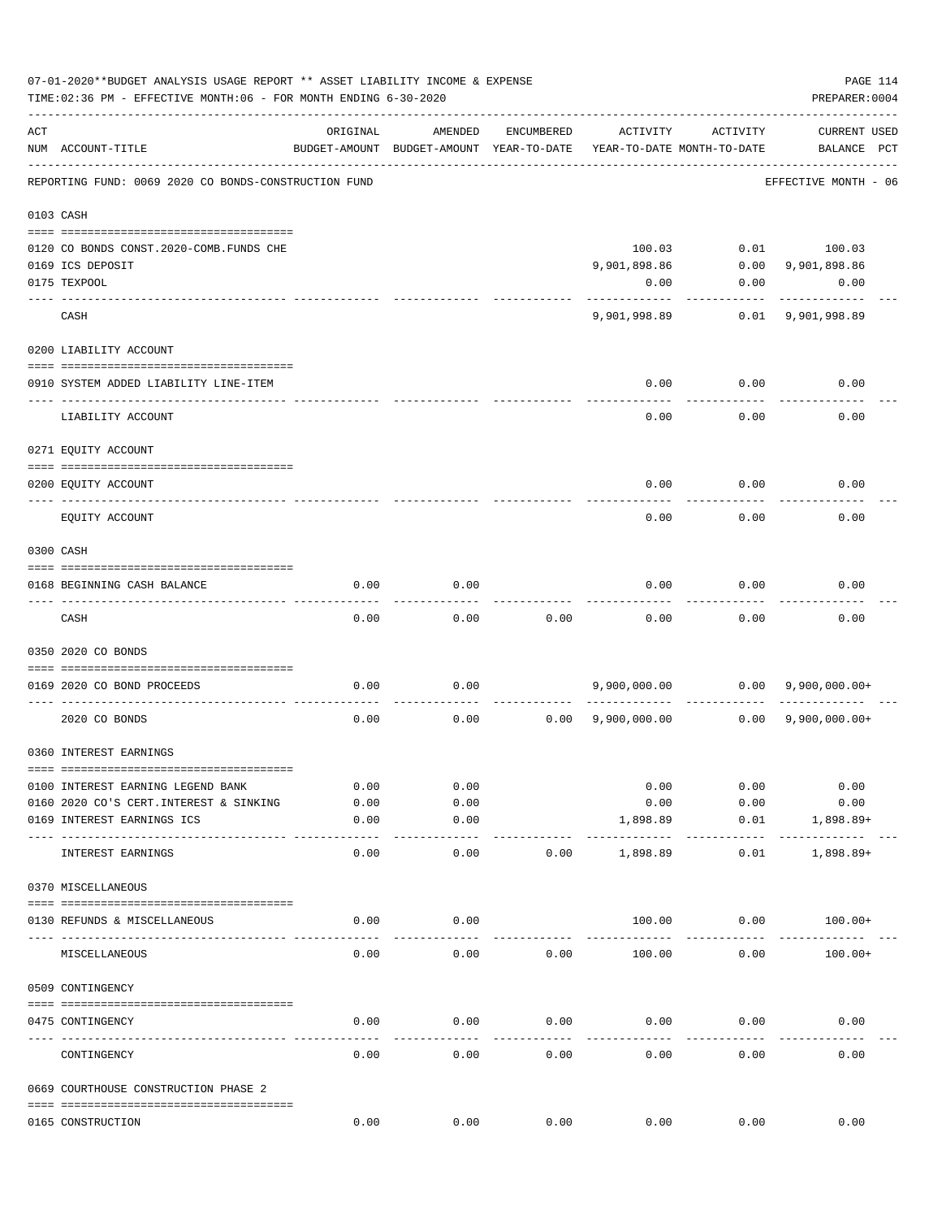07-01-2020**BUDGET ANALYSIS USAGE REPORT ** ASSET LIABILITY INCOME & EXPENSE
TIME:02:36 PM - EFFECTIVE MONTH:06 - FOR MONTH ENDING 6-30-2020
PREPARER:0004

REPORTING FUND: 0069 2020 CO BONDS-CONSTRUCTION FUND — EFFECTIVE MONTH - 06

| ACT NUM | ACCOUNT-TITLE | ORIGINAL BUDGET-AMOUNT | AMENDED BUDGET-AMOUNT | ENCUMBERED YEAR-TO-DATE | ACTIVITY YEAR-TO-DATE | ACTIVITY MONTH-TO-DATE | CURRENT BALANCE | USED PCT |
|---|---|---|---|---|---|---|---|---|
| 0103 | CASH | | | | | | | |
| 0120 | CO BONDS CONST.2020-COMB.FUNDS CHE | | | | 100.03 | 0.01 | 100.03 | |
| 0169 | ICS DEPOSIT | | | | 9,901,898.86 | 0.00 | 9,901,898.86 | |
| 0175 | TEXPOOL | | | | 0.00 | 0.00 | 0.00 | |
| | CASH | | | | 9,901,998.89 | 0.01 | 9,901,998.89 | |
| 0200 | LIABILITY ACCOUNT | | | | | | | |
| 0910 | SYSTEM ADDED LIABILITY LINE-ITEM | | | | 0.00 | 0.00 | 0.00 | |
| | LIABILITY ACCOUNT | | | | 0.00 | 0.00 | 0.00 | |
| 0271 | EQUITY ACCOUNT | | | | | | | |
| 0200 | EQUITY ACCOUNT | | | | 0.00 | 0.00 | 0.00 | |
| | EQUITY ACCOUNT | | | | 0.00 | 0.00 | 0.00 | |
| 0300 | CASH | | | | | | | |
| 0168 | BEGINNING CASH BALANCE | 0.00 | 0.00 | | 0.00 | 0.00 | 0.00 | |
| | CASH | 0.00 | 0.00 | 0.00 | 0.00 | 0.00 | 0.00 | |
| 0350 | 2020 CO BONDS | | | | | | | |
| 0169 | 2020 CO BOND PROCEEDS | 0.00 | 0.00 | | 9,900,000.00 | 0.00 | 9,900,000.00+ | |
| | 2020 CO BONDS | 0.00 | 0.00 | 0.00 | 9,900,000.00 | 0.00 | 9,900,000.00+ | |
| 0360 | INTEREST EARNINGS | | | | | | | |
| 0100 | INTEREST EARNING LEGEND BANK | 0.00 | 0.00 | | 0.00 | 0.00 | 0.00 | |
| 0160 | 2020 CO'S CERT.INTEREST & SINKING | 0.00 | 0.00 | | 0.00 | 0.00 | 0.00 | |
| 0169 | INTEREST EARNINGS ICS | 0.00 | 0.00 | | 1,898.89 | 0.01 | 1,898.89+ | |
| | INTEREST EARNINGS | 0.00 | 0.00 | 0.00 | 1,898.89 | 0.01 | 1,898.89+ | |
| 0370 | MISCELLANEOUS | | | | | | | |
| 0130 | REFUNDS & MISCELLANEOUS | 0.00 | 0.00 | | 100.00 | 0.00 | 100.00+ | |
| | MISCELLANEOUS | 0.00 | 0.00 | 0.00 | 100.00 | 0.00 | 100.00+ | |
| 0509 | CONTINGENCY | | | | | | | |
| 0475 | CONTINGENCY | 0.00 | 0.00 | 0.00 | 0.00 | 0.00 | 0.00 | |
| | CONTINGENCY | 0.00 | 0.00 | 0.00 | 0.00 | 0.00 | 0.00 | |
| 0669 | COURTHOUSE CONSTRUCTION PHASE 2 | | | | | | | |
| 0165 | CONSTRUCTION | 0.00 | 0.00 | 0.00 | 0.00 | 0.00 | 0.00 | |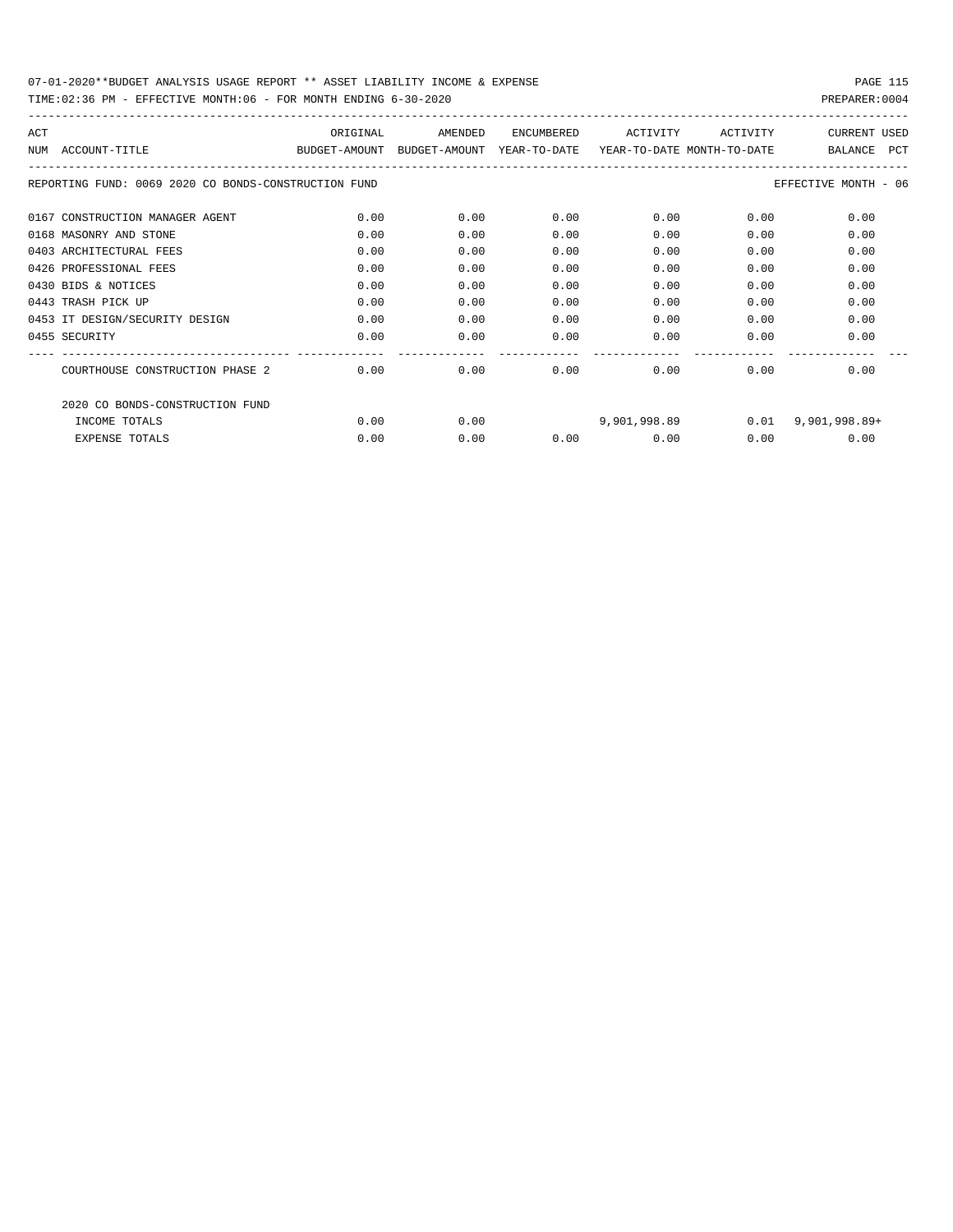07-01-2020**BUDGET ANALYSIS USAGE REPORT ** ASSET LIABILITY INCOME & EXPENSE

TIME:02:36 PM - EFFECTIVE MONTH:06 - FOR MONTH ENDING 6-30-2020

PREPARER:0004

| ACT NUM | ACCOUNT-TITLE | ORIGINAL BUDGET-AMOUNT | AMENDED BUDGET-AMOUNT | ENCUMBERED YEAR-TO-DATE | ACTIVITY YEAR-TO-DATE | ACTIVITY MONTH-TO-DATE | CURRENT BALANCE | USED PCT |
|---|---|---|---|---|---|---|---|---|
| | REPORTING FUND: 0069 2020 CO BONDS-CONSTRUCTION FUND | | | | | | EFFECTIVE MONTH - 06 | |
| 0167 | CONSTRUCTION MANAGER AGENT | 0.00 | 0.00 | 0.00 | 0.00 | 0.00 | 0.00 | |
| 0168 | MASONRY AND STONE | 0.00 | 0.00 | 0.00 | 0.00 | 0.00 | 0.00 | |
| 0403 | ARCHITECTURAL FEES | 0.00 | 0.00 | 0.00 | 0.00 | 0.00 | 0.00 | |
| 0426 | PROFESSIONAL FEES | 0.00 | 0.00 | 0.00 | 0.00 | 0.00 | 0.00 | |
| 0430 | BIDS & NOTICES | 0.00 | 0.00 | 0.00 | 0.00 | 0.00 | 0.00 | |
| 0443 | TRASH PICK UP | 0.00 | 0.00 | 0.00 | 0.00 | 0.00 | 0.00 | |
| 0453 | IT DESIGN/SECURITY DESIGN | 0.00 | 0.00 | 0.00 | 0.00 | 0.00 | 0.00 | |
| 0455 | SECURITY | 0.00 | 0.00 | 0.00 | 0.00 | 0.00 | 0.00 | |
| | COURTHOUSE CONSTRUCTION PHASE 2 | 0.00 | 0.00 | 0.00 | 0.00 | 0.00 | 0.00 | |
| | 2020 CO BONDS-CONSTRUCTION FUND | | | | | | | |
| | INCOME TOTALS | 0.00 | 0.00 | | 9,901,998.89 | 0.01 | 9,901,998.89+ | |
| | EXPENSE TOTALS | 0.00 | 0.00 | 0.00 | 0.00 | 0.00 | 0.00 | |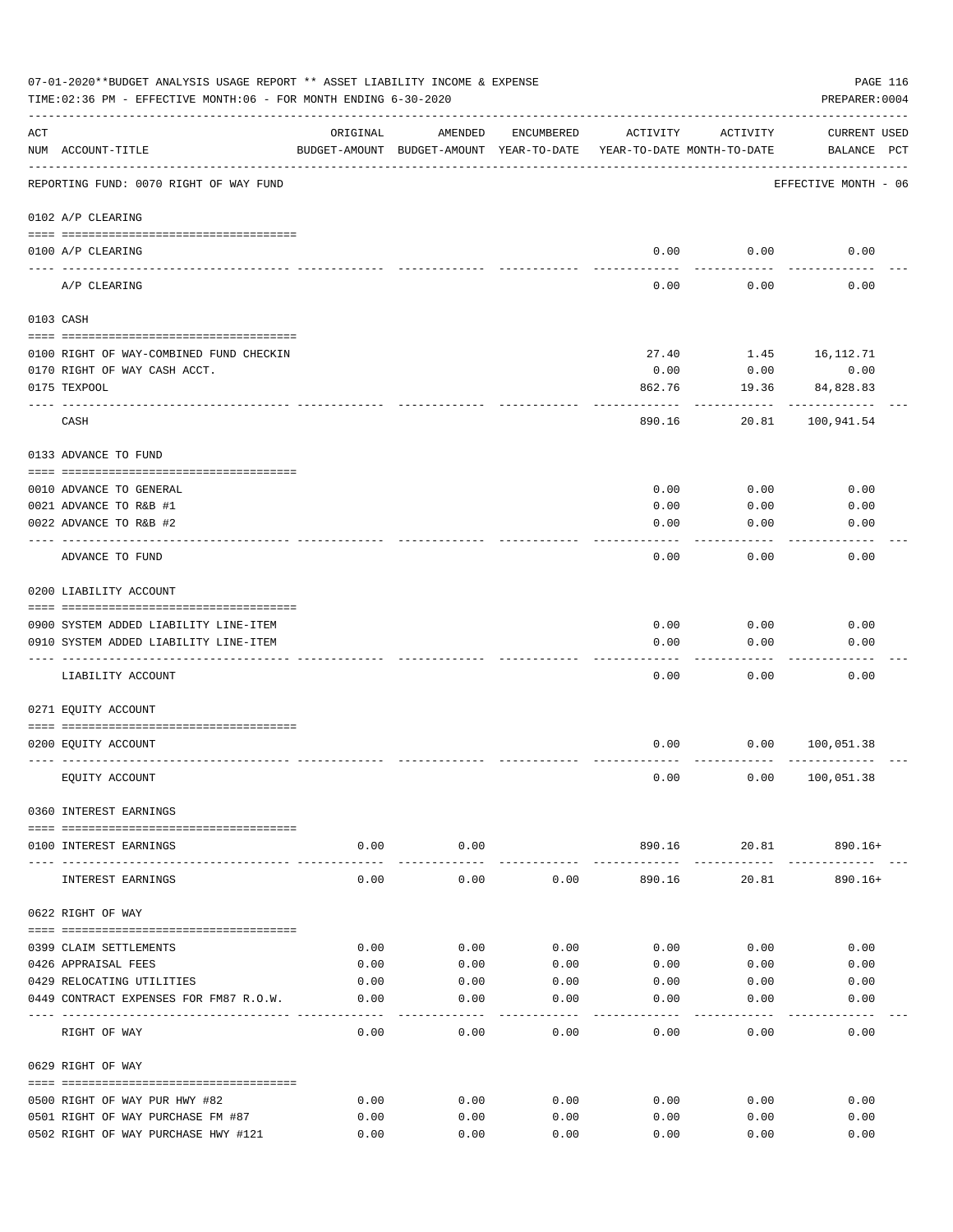07-01-2020**BUDGET ANALYSIS USAGE REPORT ** ASSET LIABILITY INCOME & EXPENSE

TIME:02:36 PM - EFFECTIVE MONTH:06 - FOR MONTH ENDING 6-30-2020

PREPARER:0004

| ACT NUM | ACCOUNT-TITLE | ORIGINAL BUDGET-AMOUNT | AMENDED BUDGET-AMOUNT | ENCUMBERED YEAR-TO-DATE | ACTIVITY YEAR-TO-DATE | ACTIVITY MONTH-TO-DATE | CURRENT BALANCE | USED PCT |
|---|---|---|---|---|---|---|---|---|
| | REPORTING FUND: 0070 RIGHT OF WAY FUND | | | | | | EFFECTIVE MONTH - 06 | |
| | 0102 A/P CLEARING | | | | | | | |
| 0100 | A/P CLEARING | | | | 0.00 | 0.00 | 0.00 | |
| | A/P CLEARING | | | | 0.00 | 0.00 | 0.00 | |
| | 0103 CASH | | | | | | | |
| 0100 | RIGHT OF WAY-COMBINED FUND CHECKIN | | | | 27.40 | 1.45 | 16,112.71 | |
| 0170 | RIGHT OF WAY CASH ACCT. | | | | 0.00 | 0.00 | 0.00 | |
| 0175 | TEXPOOL | | | | 862.76 | 19.36 | 84,828.83 | |
| | CASH | | | | 890.16 | 20.81 | 100,941.54 | |
| | 0133 ADVANCE TO FUND | | | | | | | |
| 0010 | ADVANCE TO GENERAL | | | | 0.00 | 0.00 | 0.00 | |
| 0021 | ADVANCE TO R&B #1 | | | | 0.00 | 0.00 | 0.00 | |
| 0022 | ADVANCE TO R&B #2 | | | | 0.00 | 0.00 | 0.00 | |
| | ADVANCE TO FUND | | | | 0.00 | 0.00 | 0.00 | |
| | 0200 LIABILITY ACCOUNT | | | | | | | |
| 0900 | SYSTEM ADDED LIABILITY LINE-ITEM | | | | 0.00 | 0.00 | 0.00 | |
| 0910 | SYSTEM ADDED LIABILITY LINE-ITEM | | | | 0.00 | 0.00 | 0.00 | |
| | LIABILITY ACCOUNT | | | | 0.00 | 0.00 | 0.00 | |
| | 0271 EQUITY ACCOUNT | | | | | | | |
| 0200 | EQUITY ACCOUNT | | | | 0.00 | 0.00 | 100,051.38 | |
| | EQUITY ACCOUNT | | | | 0.00 | 0.00 | 100,051.38 | |
| | 0360 INTEREST EARNINGS | | | | | | | |
| 0100 | INTEREST EARNINGS | 0.00 | 0.00 | | 890.16 | 20.81 | 890.16+ | |
| | INTEREST EARNINGS | 0.00 | 0.00 | 0.00 | 890.16 | 20.81 | 890.16+ | |
| | 0622 RIGHT OF WAY | | | | | | | |
| 0399 | CLAIM SETTLEMENTS | 0.00 | 0.00 | 0.00 | 0.00 | 0.00 | 0.00 | |
| 0426 | APPRAISAL FEES | 0.00 | 0.00 | 0.00 | 0.00 | 0.00 | 0.00 | |
| 0429 | RELOCATING UTILITIES | 0.00 | 0.00 | 0.00 | 0.00 | 0.00 | 0.00 | |
| 0449 | CONTRACT EXPENSES FOR FM87 R.O.W. | 0.00 | 0.00 | 0.00 | 0.00 | 0.00 | 0.00 | |
| | RIGHT OF WAY | 0.00 | 0.00 | 0.00 | 0.00 | 0.00 | 0.00 | |
| | 0629 RIGHT OF WAY | | | | | | | |
| 0500 | RIGHT OF WAY PUR HWY #82 | 0.00 | 0.00 | 0.00 | 0.00 | 0.00 | 0.00 | |
| 0501 | RIGHT OF WAY PURCHASE FM #87 | 0.00 | 0.00 | 0.00 | 0.00 | 0.00 | 0.00 | |
| 0502 | RIGHT OF WAY PURCHASE HWY #121 | 0.00 | 0.00 | 0.00 | 0.00 | 0.00 | 0.00 | |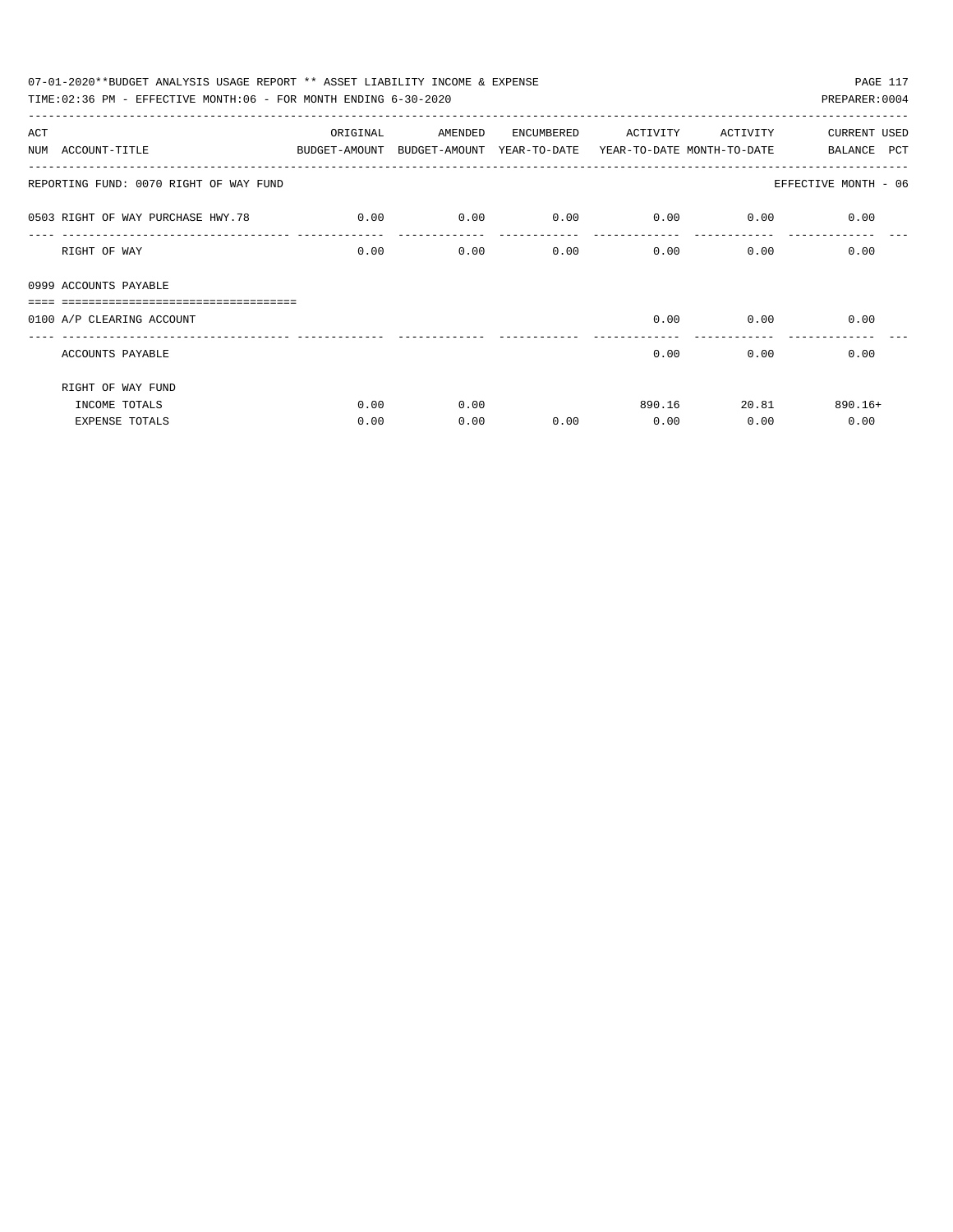07-01-2020**BUDGET ANALYSIS USAGE REPORT ** ASSET LIABILITY INCOME & EXPENSE

TIME:02:36 PM - EFFECTIVE MONTH:06 - FOR MONTH ENDING 6-30-2020 PREPARER:0004

| ACT NUM | ACCOUNT-TITLE | ORIGINAL BUDGET-AMOUNT | AMENDED BUDGET-AMOUNT | ENCUMBERED YEAR-TO-DATE | ACTIVITY YEAR-TO-DATE | ACTIVITY MONTH-TO-DATE | CURRENT BALANCE | USED PCT |
|---|---|---|---|---|---|---|---|---|
| | REPORTING FUND: 0070 RIGHT OF WAY FUND | | | | | | EFFECTIVE MONTH - 06 | |
| 0503 | RIGHT OF WAY PURCHASE HWY.78 | 0.00 | 0.00 | 0.00 | 0.00 | 0.00 | 0.00 | |
| | RIGHT OF WAY | 0.00 | 0.00 | 0.00 | 0.00 | 0.00 | 0.00 | |
| 0999 | ACCOUNTS PAYABLE | | | | | | | |
| 0100 | A/P CLEARING ACCOUNT | | | | 0.00 | 0.00 | 0.00 | |
| | ACCOUNTS PAYABLE | | | | 0.00 | 0.00 | 0.00 | |
| | RIGHT OF WAY FUND | | | | | | | |
| | INCOME TOTALS | 0.00 | 0.00 | | 890.16 | 20.81 | 890.16+ | |
| | EXPENSE TOTALS | 0.00 | 0.00 | 0.00 | 0.00 | 0.00 | 0.00 | |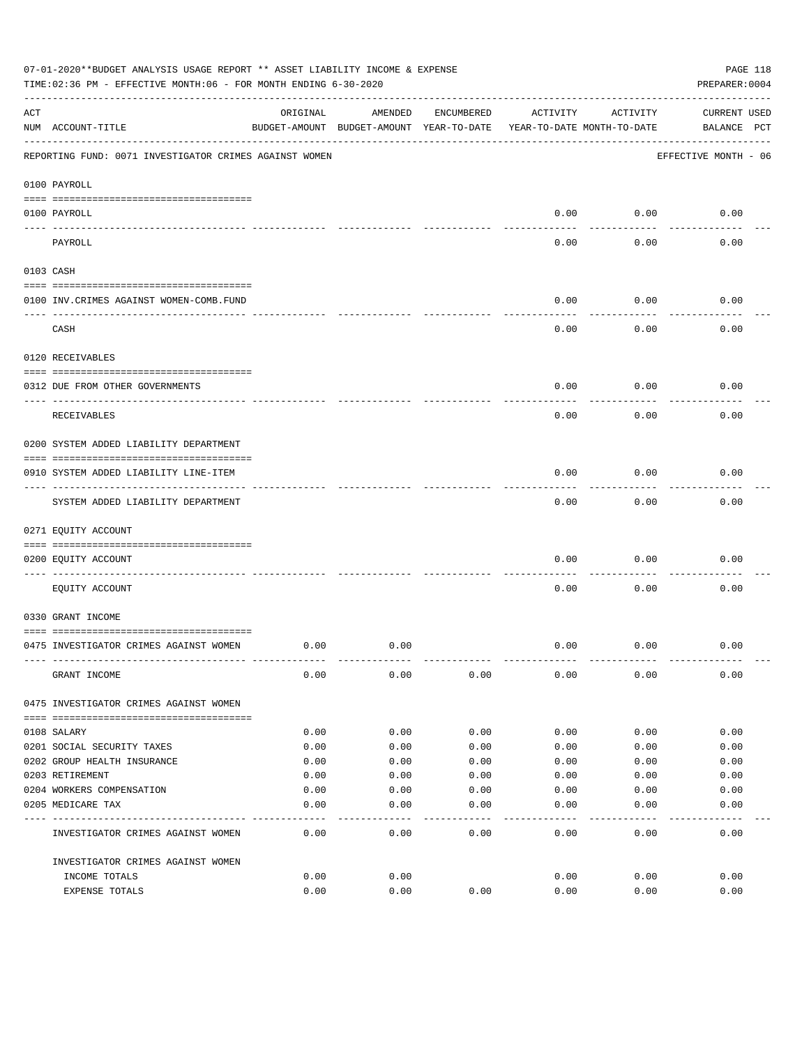07-01-2020**BUDGET ANALYSIS USAGE REPORT ** ASSET LIABILITY INCOME & EXPENSE

TIME:02:36 PM - EFFECTIVE MONTH:06 - FOR MONTH ENDING 6-30-2020

PREPARER:0004

REPORTING FUND: 0071 INVESTIGATOR CRIMES AGAINST WOMEN — EFFECTIVE MONTH - 06

| ACT NUM | ACCOUNT-TITLE | ORIGINAL BUDGET-AMOUNT | AMENDED BUDGET-AMOUNT | ENCUMBERED YEAR-TO-DATE | ACTIVITY YEAR-TO-DATE | ACTIVITY MONTH-TO-DATE | CURRENT BALANCE | USED PCT |
|---|---|---|---|---|---|---|---|---|
| | **0100 PAYROLL** | | | | | | | |
| 0100 | PAYROLL | | | | 0.00 | 0.00 | 0.00 | |
| | PAYROLL | | | | 0.00 | 0.00 | 0.00 | |
| | **0103 CASH** | | | | | | | |
| 0100 | INV.CRIMES AGAINST WOMEN-COMB.FUND | | | | 0.00 | 0.00 | 0.00 | |
| | CASH | | | | 0.00 | 0.00 | 0.00 | |
| | **0120 RECEIVABLES** | | | | | | | |
| 0312 | DUE FROM OTHER GOVERNMENTS | | | | 0.00 | 0.00 | 0.00 | |
| | RECEIVABLES | | | | 0.00 | 0.00 | 0.00 | |
| | **0200 SYSTEM ADDED LIABILITY DEPARTMENT** | | | | | | | |
| 0910 | SYSTEM ADDED LIABILITY LINE-ITEM | | | | 0.00 | 0.00 | 0.00 | |
| | SYSTEM ADDED LIABILITY DEPARTMENT | | | | 0.00 | 0.00 | 0.00 | |
| | **0271 EQUITY ACCOUNT** | | | | | | | |
| 0200 | EQUITY ACCOUNT | | | | 0.00 | 0.00 | 0.00 | |
| | EQUITY ACCOUNT | | | | 0.00 | 0.00 | 0.00 | |
| | **0330 GRANT INCOME** | | | | | | | |
| 0475 | INVESTIGATOR CRIMES AGAINST WOMEN | 0.00 | 0.00 | | 0.00 | 0.00 | 0.00 | |
| | GRANT INCOME | 0.00 | 0.00 | 0.00 | 0.00 | 0.00 | 0.00 | |
| | **0475 INVESTIGATOR CRIMES AGAINST WOMEN** | | | | | | | |
| 0108 | SALARY | 0.00 | 0.00 | 0.00 | 0.00 | 0.00 | 0.00 | |
| 0201 | SOCIAL SECURITY TAXES | 0.00 | 0.00 | 0.00 | 0.00 | 0.00 | 0.00 | |
| 0202 | GROUP HEALTH INSURANCE | 0.00 | 0.00 | 0.00 | 0.00 | 0.00 | 0.00 | |
| 0203 | RETIREMENT | 0.00 | 0.00 | 0.00 | 0.00 | 0.00 | 0.00 | |
| 0204 | WORKERS COMPENSATION | 0.00 | 0.00 | 0.00 | 0.00 | 0.00 | 0.00 | |
| 0205 | MEDICARE TAX | 0.00 | 0.00 | 0.00 | 0.00 | 0.00 | 0.00 | |
| | INVESTIGATOR CRIMES AGAINST WOMEN | 0.00 | 0.00 | 0.00 | 0.00 | 0.00 | 0.00 | |
| | **INVESTIGATOR CRIMES AGAINST WOMEN** | | | | | | | |
| | INCOME TOTALS | 0.00 | 0.00 | | 0.00 | 0.00 | 0.00 | |
| | EXPENSE TOTALS | 0.00 | 0.00 | 0.00 | 0.00 | 0.00 | 0.00 | |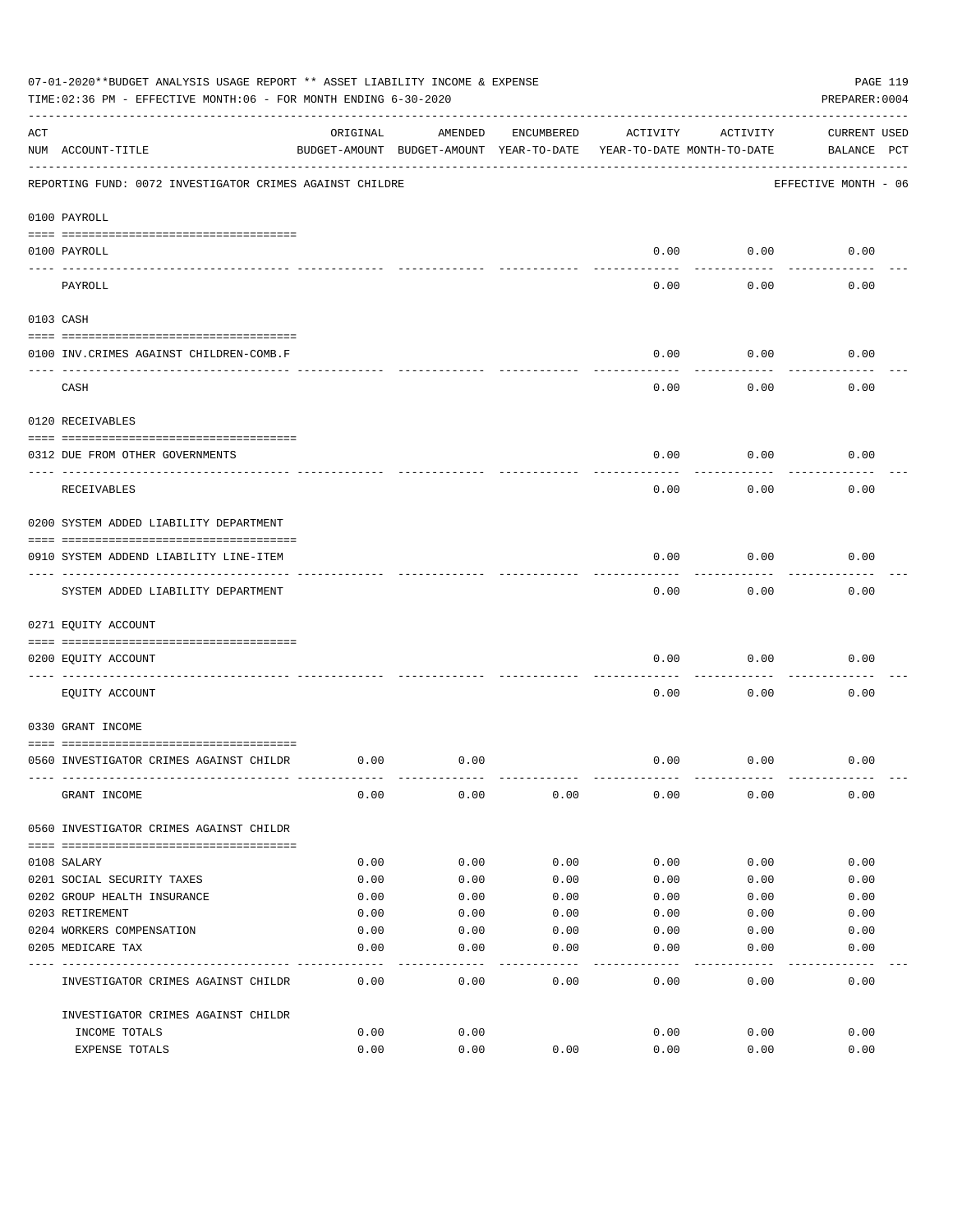07-01-2020**BUDGET ANALYSIS USAGE REPORT ** ASSET LIABILITY INCOME & EXPENSE

TIME:02:36 PM - EFFECTIVE MONTH:06 - FOR MONTH ENDING 6-30-2020

PREPARER:0004

REPORTING FUND: 0072 INVESTIGATOR CRIMES AGAINST CHILDRE — EFFECTIVE MONTH - 06

| ACT NUM | ACCOUNT-TITLE | ORIGINAL BUDGET-AMOUNT | AMENDED BUDGET-AMOUNT | ENCUMBERED YEAR-TO-DATE | ACTIVITY YEAR-TO-DATE | ACTIVITY MONTH-TO-DATE | CURRENT BALANCE | USED PCT |
|---|---|---|---|---|---|---|---|---|
| | **0100 PAYROLL** | | | | | | | |
| 0100 | PAYROLL | | | | 0.00 | 0.00 | 0.00 | |
| | PAYROLL | | | | 0.00 | 0.00 | 0.00 | |
| | **0103 CASH** | | | | | | | |
| 0100 | INV.CRIMES AGAINST CHILDREN-COMB.F | | | | 0.00 | 0.00 | 0.00 | |
| | CASH | | | | 0.00 | 0.00 | 0.00 | |
| | **0120 RECEIVABLES** | | | | | | | |
| 0312 | DUE FROM OTHER GOVERNMENTS | | | | 0.00 | 0.00 | 0.00 | |
| | RECEIVABLES | | | | 0.00 | 0.00 | 0.00 | |
| | **0200 SYSTEM ADDED LIABILITY DEPARTMENT** | | | | | | | |
| 0910 | SYSTEM ADDEND LIABILITY LINE-ITEM | | | | 0.00 | 0.00 | 0.00 | |
| | SYSTEM ADDED LIABILITY DEPARTMENT | | | | 0.00 | 0.00 | 0.00 | |
| | **0271 EQUITY ACCOUNT** | | | | | | | |
| 0200 | EQUITY ACCOUNT | | | | 0.00 | 0.00 | 0.00 | |
| | EQUITY ACCOUNT | | | | 0.00 | 0.00 | 0.00 | |
| | **0330 GRANT INCOME** | | | | | | | |
| 0560 | INVESTIGATOR CRIMES AGAINST CHILDR | 0.00 | 0.00 | | 0.00 | 0.00 | 0.00 | |
| | GRANT INCOME | 0.00 | 0.00 | 0.00 | 0.00 | 0.00 | 0.00 | |
| | **0560 INVESTIGATOR CRIMES AGAINST CHILDR** | | | | | | | |
| 0108 | SALARY | 0.00 | 0.00 | 0.00 | 0.00 | 0.00 | 0.00 | |
| 0201 | SOCIAL SECURITY TAXES | 0.00 | 0.00 | 0.00 | 0.00 | 0.00 | 0.00 | |
| 0202 | GROUP HEALTH INSURANCE | 0.00 | 0.00 | 0.00 | 0.00 | 0.00 | 0.00 | |
| 0203 | RETIREMENT | 0.00 | 0.00 | 0.00 | 0.00 | 0.00 | 0.00 | |
| 0204 | WORKERS COMPENSATION | 0.00 | 0.00 | 0.00 | 0.00 | 0.00 | 0.00 | |
| 0205 | MEDICARE TAX | 0.00 | 0.00 | 0.00 | 0.00 | 0.00 | 0.00 | |
| | INVESTIGATOR CRIMES AGAINST CHILDR | 0.00 | 0.00 | 0.00 | 0.00 | 0.00 | 0.00 | |
| | INVESTIGATOR CRIMES AGAINST CHILDR | | | | | | | |
| | INCOME TOTALS | 0.00 | 0.00 | | 0.00 | 0.00 | 0.00 | |
| | EXPENSE TOTALS | 0.00 | 0.00 | 0.00 | 0.00 | 0.00 | 0.00 | |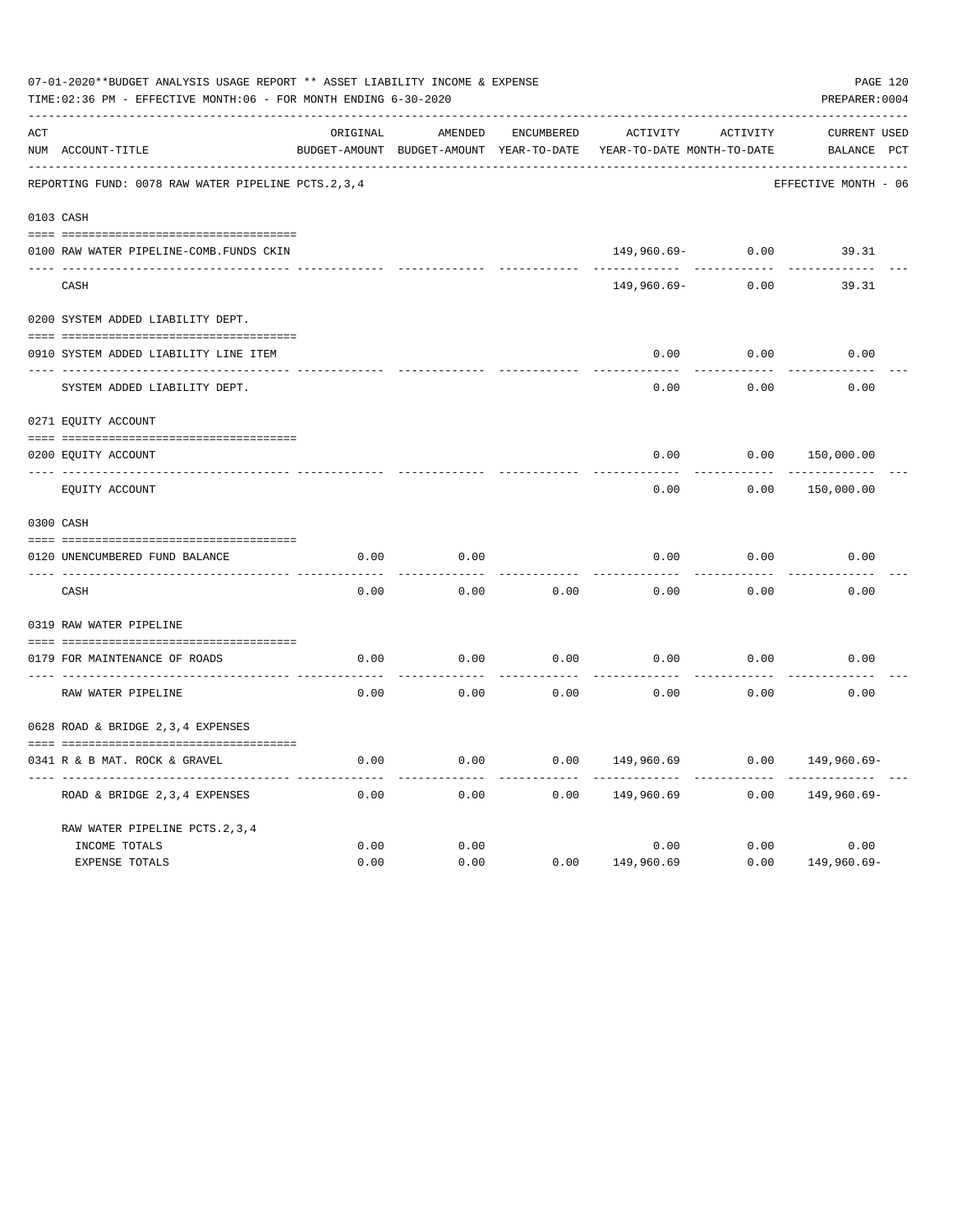07-01-2020**BUDGET ANALYSIS USAGE REPORT ** ASSET LIABILITY INCOME & EXPENSE

TIME:02:36 PM - EFFECTIVE MONTH:06 - FOR MONTH ENDING 6-30-2020

PREPARER:0004

REPORTING FUND: 0078 RAW WATER PIPELINE PCTS.2,3,4 — EFFECTIVE MONTH - 06

| ACT NUM | ACCOUNT-TITLE | ORIGINAL BUDGET-AMOUNT | AMENDED BUDGET-AMOUNT | ENCUMBERED YEAR-TO-DATE | ACTIVITY YEAR-TO-DATE | ACTIVITY MONTH-TO-DATE | CURRENT BALANCE | USED PCT |
|---|---|---|---|---|---|---|---|---|
| 0103 | CASH | | | | | | | |
| 0100 | RAW WATER PIPELINE-COMB.FUNDS CKIN | | | | 149,960.69- | 0.00 | 39.31 | |
| | CASH | | | | 149,960.69- | 0.00 | 39.31 | |
| 0200 | SYSTEM ADDED LIABILITY DEPT. | | | | | | | |
| 0910 | SYSTEM ADDED LIABILITY LINE ITEM | | | | 0.00 | 0.00 | 0.00 | |
| | SYSTEM ADDED LIABILITY DEPT. | | | | 0.00 | 0.00 | 0.00 | |
| 0271 | EQUITY ACCOUNT | | | | | | | |
| 0200 | EQUITY ACCOUNT | | | | 0.00 | 0.00 | 150,000.00 | |
| | EQUITY ACCOUNT | | | | 0.00 | 0.00 | 150,000.00 | |
| 0300 | CASH | | | | | | | |
| 0120 | UNENCUMBERED FUND BALANCE | 0.00 | 0.00 | | 0.00 | 0.00 | 0.00 | |
| | CASH | 0.00 | 0.00 | 0.00 | 0.00 | 0.00 | 0.00 | |
| 0319 | RAW WATER PIPELINE | | | | | | | |
| 0179 | FOR MAINTENANCE OF ROADS | 0.00 | 0.00 | 0.00 | 0.00 | 0.00 | 0.00 | |
| | RAW WATER PIPELINE | 0.00 | 0.00 | 0.00 | 0.00 | 0.00 | 0.00 | |
| 0628 | ROAD & BRIDGE 2,3,4 EXPENSES | | | | | | | |
| 0341 | R & B MAT. ROCK & GRAVEL | 0.00 | 0.00 | 0.00 | 149,960.69 | 0.00 | 149,960.69- | |
| | ROAD & BRIDGE 2,3,4 EXPENSES | 0.00 | 0.00 | 0.00 | 149,960.69 | 0.00 | 149,960.69- | |
| | RAW WATER PIPELINE PCTS.2,3,4 | | | | | | | |
| | INCOME TOTALS | 0.00 | 0.00 | | 0.00 | 0.00 | 0.00 | |
| | EXPENSE TOTALS | 0.00 | 0.00 | 0.00 | 149,960.69 | 0.00 | 149,960.69- | |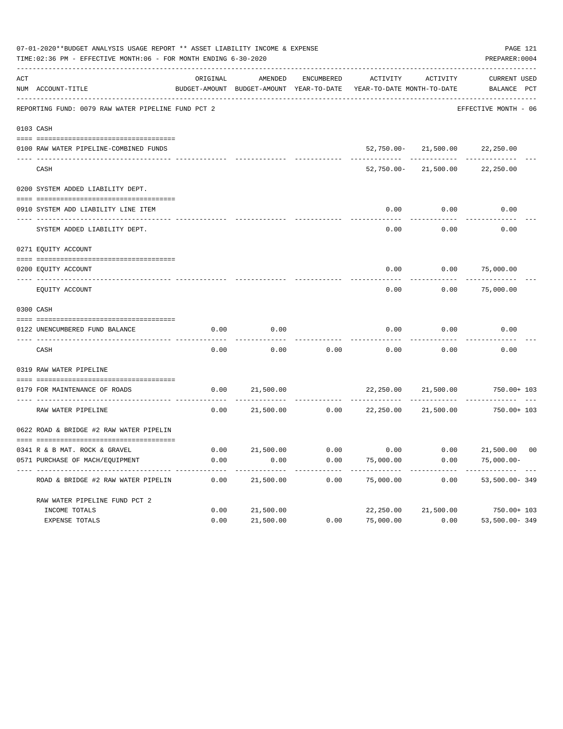07-01-2020**BUDGET ANALYSIS USAGE REPORT ** ASSET LIABILITY INCOME & EXPENSE

TIME:02:36 PM - EFFECTIVE MONTH:06 - FOR MONTH ENDING 6-30-2020

PREPARER:0004

REPORTING FUND: 0079 RAW WATER PIPELINE FUND PCT 2 — EFFECTIVE MONTH - 06

| ACT NUM | ACCOUNT-TITLE | ORIGINAL BUDGET-AMOUNT | AMENDED BUDGET-AMOUNT | ENCUMBERED YEAR-TO-DATE | ACTIVITY YEAR-TO-DATE | ACTIVITY MONTH-TO-DATE | CURRENT BALANCE | USED PCT |
|---|---|---|---|---|---|---|---|---|
| **0103** | **CASH** | | | | | | | |
| 0100 | RAW WATER PIPELINE-COMBINED FUNDS | | | | 52,750.00- | 21,500.00 | 22,250.00 | |
| | CASH | | | | 52,750.00- | 21,500.00 | 22,250.00 | |
| **0200** | **SYSTEM ADDED LIABILITY DEPT.** | | | | | | | |
| 0910 | SYSTEM ADD LIABILITY LINE ITEM | | | | 0.00 | 0.00 | 0.00 | |
| | SYSTEM ADDED LIABILITY DEPT. | | | | 0.00 | 0.00 | 0.00 | |
| **0271** | **EQUITY ACCOUNT** | | | | | | | |
| 0200 | EQUITY ACCOUNT | | | | 0.00 | 0.00 | 75,000.00 | |
| | EQUITY ACCOUNT | | | | 0.00 | 0.00 | 75,000.00 | |
| **0300** | **CASH** | | | | | | | |
| 0122 | UNENCUMBERED FUND BALANCE | 0.00 | 0.00 | | 0.00 | 0.00 | 0.00 | |
| | CASH | 0.00 | 0.00 | 0.00 | 0.00 | 0.00 | 0.00 | |
| **0319** | **RAW WATER PIPELINE** | | | | | | | |
| 0179 | FOR MAINTENANCE OF ROADS | 0.00 | 21,500.00 | | 22,250.00 | 21,500.00 | 750.00+ | 103 |
| | RAW WATER PIPELINE | 0.00 | 21,500.00 | 0.00 | 22,250.00 | 21,500.00 | 750.00+ | 103 |
| **0622** | **ROAD & BRIDGE #2 RAW WATER PIPELIN** | | | | | | | |
| 0341 | R & B MAT. ROCK & GRAVEL | 0.00 | 21,500.00 | 0.00 | 0.00 | 0.00 | 21,500.00 | 00 |
| 0571 | PURCHASE OF MACH/EQUIPMENT | 0.00 | 0.00 | 0.00 | 75,000.00 | 0.00 | 75,000.00- | |
| | ROAD & BRIDGE #2 RAW WATER PIPELIN | 0.00 | 21,500.00 | 0.00 | 75,000.00 | 0.00 | 53,500.00- | 349 |
| | RAW WATER PIPELINE FUND PCT 2 | | | | | | | |
| | INCOME TOTALS | 0.00 | 21,500.00 | | 22,250.00 | 21,500.00 | 750.00+ | 103 |
| | EXPENSE TOTALS | 0.00 | 21,500.00 | 0.00 | 75,000.00 | 0.00 | 53,500.00- | 349 |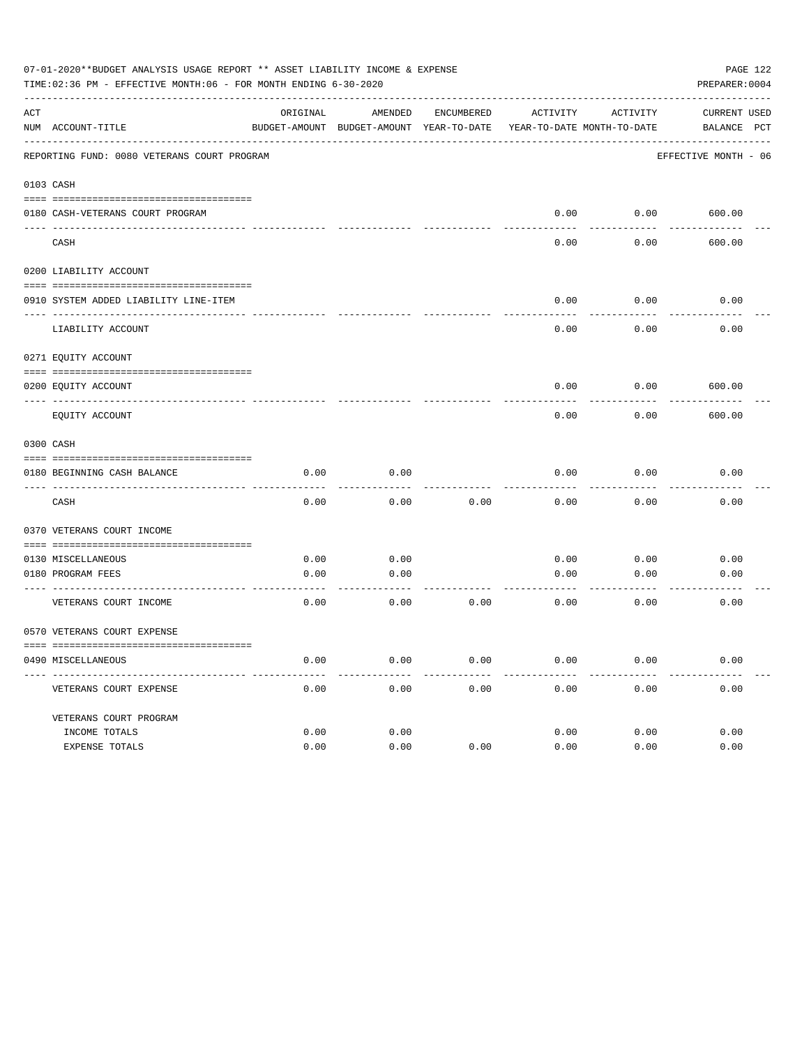07-01-2020**BUDGET ANALYSIS USAGE REPORT ** ASSET LIABILITY INCOME & EXPENSE

TIME:02:36 PM - EFFECTIVE MONTH:06 - FOR MONTH ENDING 6-30-2020

PREPARER:0004

REPORTING FUND: 0080 VETERANS COURT PROGRAM — EFFECTIVE MONTH - 06

| ACT NUM | ACCOUNT-TITLE | ORIGINAL BUDGET-AMOUNT | AMENDED BUDGET-AMOUNT | ENCUMBERED YEAR-TO-DATE | ACTIVITY YEAR-TO-DATE | ACTIVITY MONTH-TO-DATE | CURRENT BALANCE | USED PCT |
|---|---|---|---|---|---|---|---|---|
| **0103** | **CASH** | | | | | | | |
| 0180 | CASH-VETERANS COURT PROGRAM | | | | 0.00 | 0.00 | 600.00 | |
| | CASH | | | | 0.00 | 0.00 | 600.00 | |
| **0200** | **LIABILITY ACCOUNT** | | | | | | | |
| 0910 | SYSTEM ADDED LIABILITY LINE-ITEM | | | | 0.00 | 0.00 | 0.00 | |
| | LIABILITY ACCOUNT | | | | 0.00 | 0.00 | 0.00 | |
| **0271** | **EQUITY ACCOUNT** | | | | | | | |
| 0200 | EQUITY ACCOUNT | | | | 0.00 | 0.00 | 600.00 | |
| | EQUITY ACCOUNT | | | | 0.00 | 0.00 | 600.00 | |
| **0300** | **CASH** | | | | | | | |
| 0180 | BEGINNING CASH BALANCE | 0.00 | 0.00 | | 0.00 | 0.00 | 0.00 | |
| | CASH | 0.00 | 0.00 | 0.00 | 0.00 | 0.00 | 0.00 | |
| **0370** | **VETERANS COURT INCOME** | | | | | | | |
| 0130 | MISCELLANEOUS | 0.00 | 0.00 | | 0.00 | 0.00 | 0.00 | |
| 0180 | PROGRAM FEES | 0.00 | 0.00 | | 0.00 | 0.00 | 0.00 | |
| | VETERANS COURT INCOME | 0.00 | 0.00 | 0.00 | 0.00 | 0.00 | 0.00 | |
| **0570** | **VETERANS COURT EXPENSE** | | | | | | | |
| 0490 | MISCELLANEOUS | 0.00 | 0.00 | 0.00 | 0.00 | 0.00 | 0.00 | |
| | VETERANS COURT EXPENSE | 0.00 | 0.00 | 0.00 | 0.00 | 0.00 | 0.00 | |
| | VETERANS COURT PROGRAM | | | | | | | |
| | INCOME TOTALS | 0.00 | 0.00 | | 0.00 | 0.00 | 0.00 | |
| | EXPENSE TOTALS | 0.00 | 0.00 | 0.00 | 0.00 | 0.00 | 0.00 | |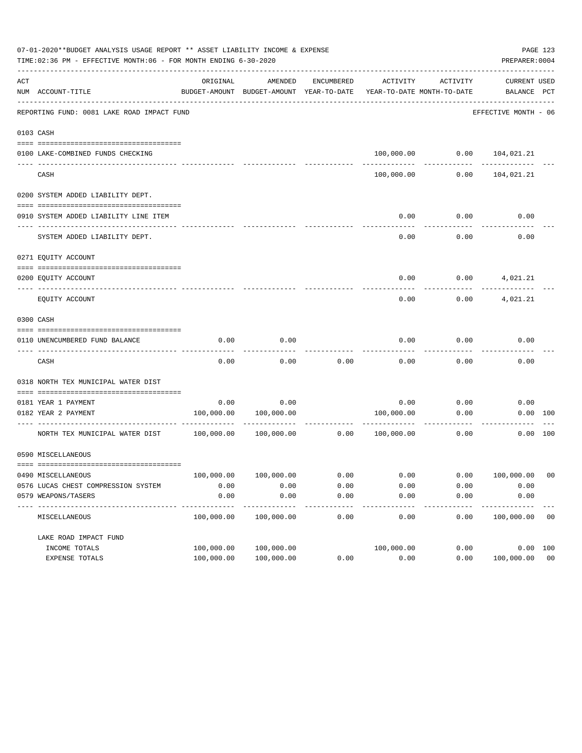07-01-2020**BUDGET ANALYSIS USAGE REPORT ** ASSET LIABILITY INCOME & EXPENSE

TIME:02:36 PM - EFFECTIVE MONTH:06 - FOR MONTH ENDING 6-30-2020

PREPARER:0004

| ACT NUM | ACCOUNT-TITLE | ORIGINAL BUDGET-AMOUNT | AMENDED BUDGET-AMOUNT | ENCUMBERED YEAR-TO-DATE | ACTIVITY YEAR-TO-DATE | ACTIVITY MONTH-TO-DATE | CURRENT BALANCE | USED PCT |
|---|---|---|---|---|---|---|---|---|
| | REPORTING FUND: 0081 LAKE ROAD IMPACT FUND | | | | | | EFFECTIVE MONTH - 06 | |
| | 0103 CASH | | | | | | | |
| 0100 | LAKE-COMBINED FUNDS CHECKING | | | | 100,000.00 | 0.00 | 104,021.21 | |
| | CASH | | | | 100,000.00 | 0.00 | 104,021.21 | |
| | 0200 SYSTEM ADDED LIABILITY DEPT. | | | | | | | |
| 0910 | SYSTEM ADDED LIABILITY LINE ITEM | | | | 0.00 | 0.00 | 0.00 | |
| | SYSTEM ADDED LIABILITY DEPT. | | | | 0.00 | 0.00 | 0.00 | |
| | 0271 EQUITY ACCOUNT | | | | | | | |
| 0200 | EQUITY ACCOUNT | | | | 0.00 | 0.00 | 4,021.21 | |
| | EQUITY ACCOUNT | | | | 0.00 | 0.00 | 4,021.21 | |
| | 0300 CASH | | | | | | | |
| 0110 | UNENCUMBERED FUND BALANCE | 0.00 | 0.00 | | 0.00 | 0.00 | 0.00 | |
| | CASH | 0.00 | 0.00 | 0.00 | 0.00 | 0.00 | 0.00 | |
| | 0318 NORTH TEX MUNICIPAL WATER DIST | | | | | | | |
| 0181 | YEAR 1 PAYMENT | 0.00 | 0.00 | | 0.00 | 0.00 | 0.00 | |
| 0182 | YEAR 2 PAYMENT | 100,000.00 | 100,000.00 | | 100,000.00 | 0.00 | 0.00 | 100 |
| | NORTH TEX MUNICIPAL WATER DIST | 100,000.00 | 100,000.00 | 0.00 | 100,000.00 | 0.00 | 0.00 | 100 |
| | 0590 MISCELLANEOUS | | | | | | | |
| 0490 | MISCELLANEOUS | 100,000.00 | 100,000.00 | 0.00 | 0.00 | 0.00 | 100,000.00 | 00 |
| 0576 | LUCAS CHEST COMPRESSION SYSTEM | 0.00 | 0.00 | 0.00 | 0.00 | 0.00 | 0.00 | |
| 0579 | WEAPONS/TASERS | 0.00 | 0.00 | 0.00 | 0.00 | 0.00 | 0.00 | |
| | MISCELLANEOUS | 100,000.00 | 100,000.00 | 0.00 | 0.00 | 0.00 | 100,000.00 | 00 |
| | LAKE ROAD IMPACT FUND | | | | | | | |
| | INCOME TOTALS | 100,000.00 | 100,000.00 | | 100,000.00 | 0.00 | 0.00 | 100 |
| | EXPENSE TOTALS | 100,000.00 | 100,000.00 | 0.00 | 0.00 | 0.00 | 100,000.00 | 00 |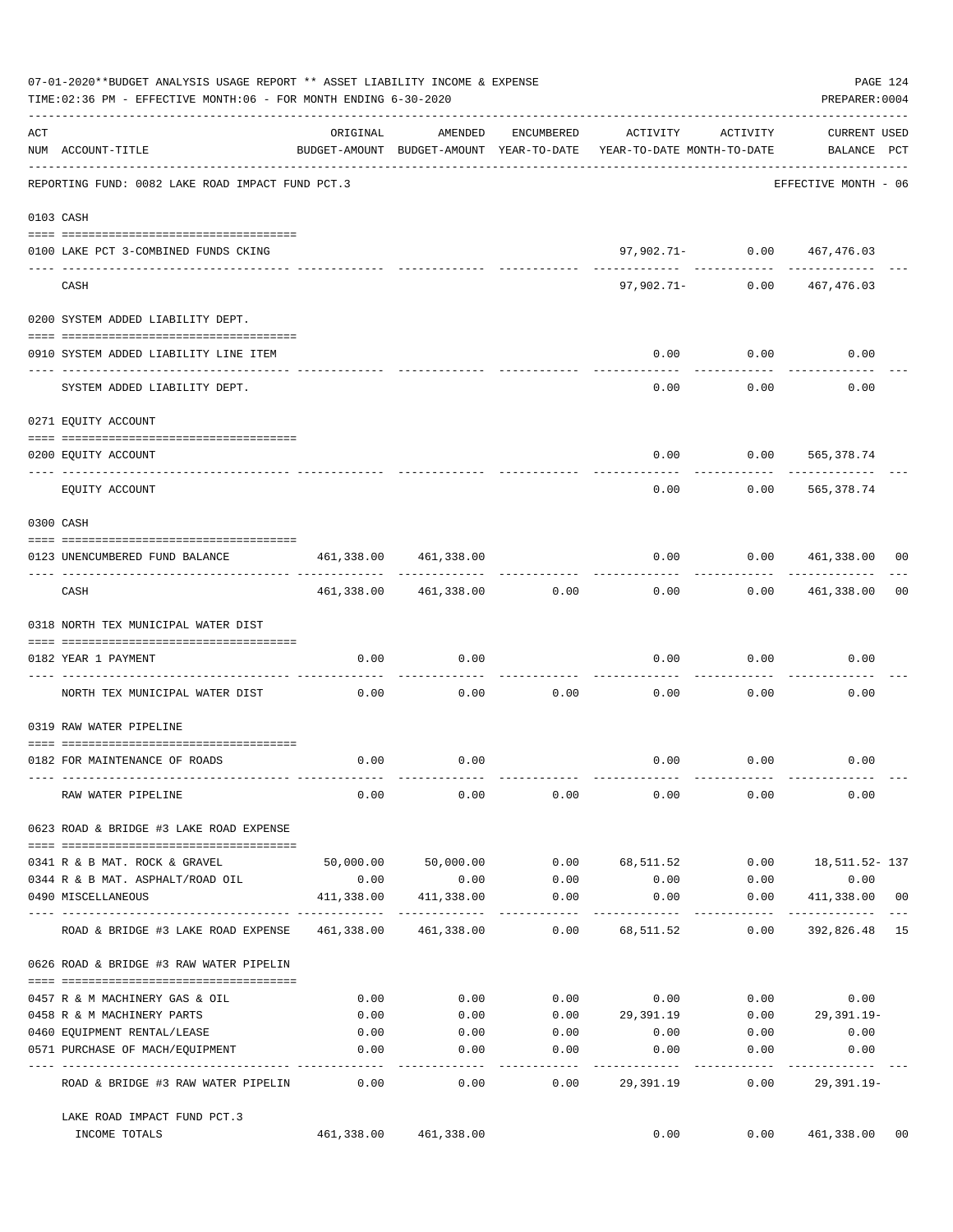07-01-2020**BUDGET ANALYSIS USAGE REPORT ** ASSET LIABILITY INCOME & EXPENSE

TIME:02:36 PM - EFFECTIVE MONTH:06 - FOR MONTH ENDING 6-30-2020

PREPARER:0004

REPORTING FUND: 0082 LAKE ROAD IMPACT FUND PCT.3 — EFFECTIVE MONTH - 06

| ACT NUM | ACCOUNT-TITLE | ORIGINAL BUDGET-AMOUNT | AMENDED BUDGET-AMOUNT | ENCUMBERED YEAR-TO-DATE | ACTIVITY YEAR-TO-DATE | ACTIVITY MONTH-TO-DATE | CURRENT BALANCE | USED PCT |
|---|---|---|---|---|---|---|---|---|
| | **0103 CASH** | | | | | | | |
| 0100 | LAKE PCT 3-COMBINED FUNDS CKING | | | | 97,902.71- | 0.00 | 467,476.03 | |
| | CASH | | | | 97,902.71- | 0.00 | 467,476.03 | |
| | **0200 SYSTEM ADDED LIABILITY DEPT.** | | | | | | | |
| 0910 | SYSTEM ADDED LIABILITY LINE ITEM | | | | 0.00 | 0.00 | 0.00 | |
| | SYSTEM ADDED LIABILITY DEPT. | | | | 0.00 | 0.00 | 0.00 | |
| | **0271 EQUITY ACCOUNT** | | | | | | | |
| 0200 | EQUITY ACCOUNT | | | | 0.00 | 0.00 | 565,378.74 | |
| | EQUITY ACCOUNT | | | | 0.00 | 0.00 | 565,378.74 | |
| | **0300 CASH** | | | | | | | |
| 0123 | UNENCUMBERED FUND BALANCE | 461,338.00 | 461,338.00 | | 0.00 | 0.00 | 461,338.00 | 00 |
| | CASH | 461,338.00 | 461,338.00 | 0.00 | 0.00 | 0.00 | 461,338.00 | 00 |
| | **0318 NORTH TEX MUNICIPAL WATER DIST** | | | | | | | |
| 0182 | YEAR 1 PAYMENT | 0.00 | 0.00 | | 0.00 | 0.00 | 0.00 | |
| | NORTH TEX MUNICIPAL WATER DIST | 0.00 | 0.00 | 0.00 | 0.00 | 0.00 | 0.00 | |
| | **0319 RAW WATER PIPELINE** | | | | | | | |
| 0182 | FOR MAINTENANCE OF ROADS | 0.00 | 0.00 | | 0.00 | 0.00 | 0.00 | |
| | RAW WATER PIPELINE | 0.00 | 0.00 | 0.00 | 0.00 | 0.00 | 0.00 | |
| | **0623 ROAD & BRIDGE #3 LAKE ROAD EXPENSE** | | | | | | | |
| 0341 | R & B MAT. ROCK & GRAVEL | 50,000.00 | 50,000.00 | 0.00 | 68,511.52 | 0.00 | 18,511.52- | 137 |
| 0344 | R & B MAT. ASPHALT/ROAD OIL | 0.00 | 0.00 | 0.00 | 0.00 | 0.00 | 0.00 | |
| 0490 | MISCELLANEOUS | 411,338.00 | 411,338.00 | 0.00 | 0.00 | 0.00 | 411,338.00 | 00 |
| | ROAD & BRIDGE #3 LAKE ROAD EXPENSE | 461,338.00 | 461,338.00 | 0.00 | 68,511.52 | 0.00 | 392,826.48 | 15 |
| | **0626 ROAD & BRIDGE #3 RAW WATER PIPELIN** | | | | | | | |
| 0457 | R & M MACHINERY GAS & OIL | 0.00 | 0.00 | 0.00 | 0.00 | 0.00 | 0.00 | |
| 0458 | R & M MACHINERY PARTS | 0.00 | 0.00 | 0.00 | 29,391.19 | 0.00 | 29,391.19- | |
| 0460 | EQUIPMENT RENTAL/LEASE | 0.00 | 0.00 | 0.00 | 0.00 | 0.00 | 0.00 | |
| 0571 | PURCHASE OF MACH/EQUIPMENT | 0.00 | 0.00 | 0.00 | 0.00 | 0.00 | 0.00 | |
| | ROAD & BRIDGE #3 RAW WATER PIPELIN | 0.00 | 0.00 | 0.00 | 29,391.19 | 0.00 | 29,391.19- | |
| | LAKE ROAD IMPACT FUND PCT.3 INCOME TOTALS | 461,338.00 | 461,338.00 | | 0.00 | 0.00 | 461,338.00 | 00 |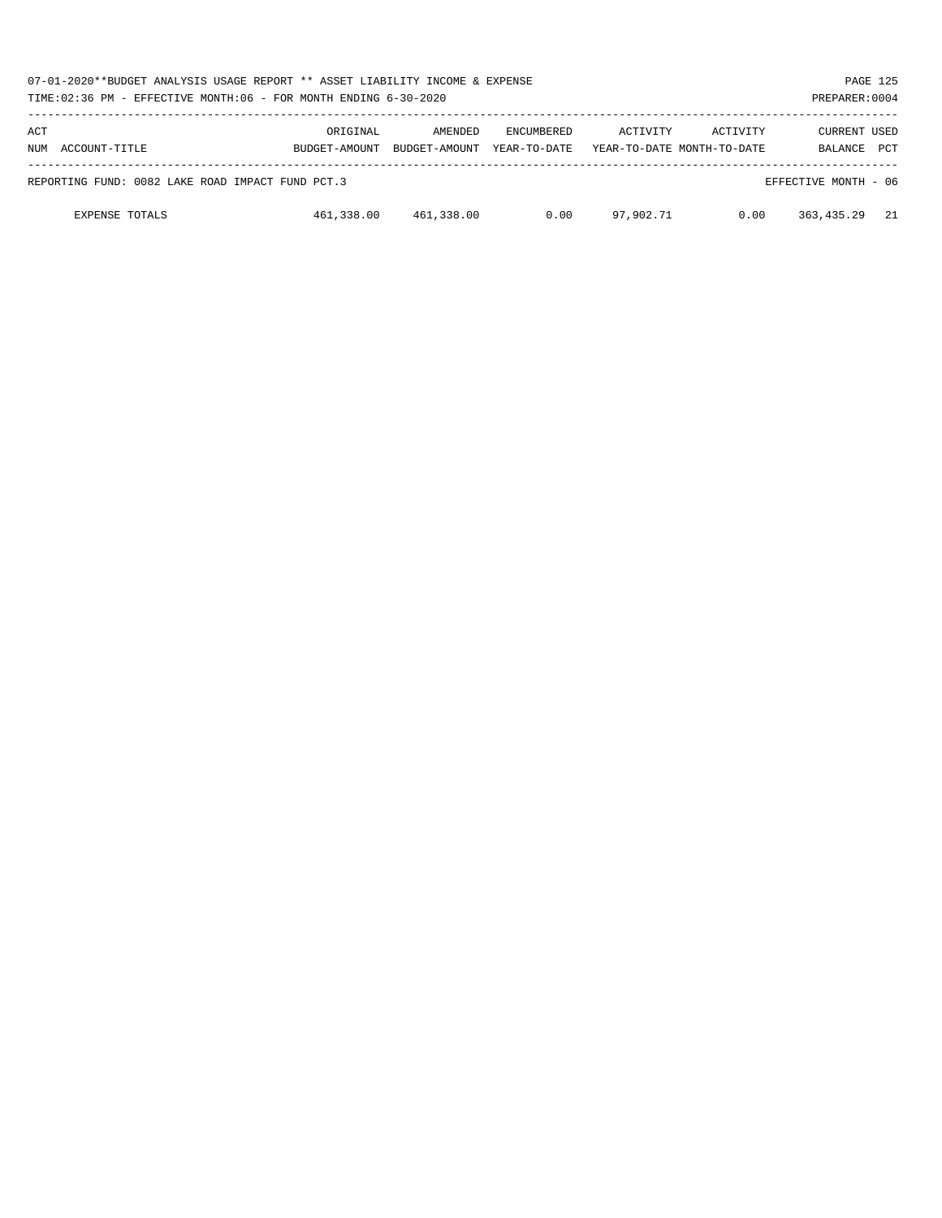| ACT NUM | ACCOUNT-TITLE | ORIGINAL BUDGET-AMOUNT | AMENDED BUDGET-AMOUNT | ENCUMBERED YEAR-TO-DATE | ACTIVITY YEAR-TO-DATE | ACTIVITY MONTH-TO-DATE | CURRENT BALANCE | USED PCT |
|---|---|---|---|---|---|---|---|---|
| REPORTING FUND: 0082 LAKE ROAD IMPACT FUND PCT.3 | | | | | | | EFFECTIVE MONTH - 06 | |
| | EXPENSE TOTALS | 461,338.00 | 461,338.00 | 0.00 | 97,902.71 | 0.00 | 363,435.29 | 21 |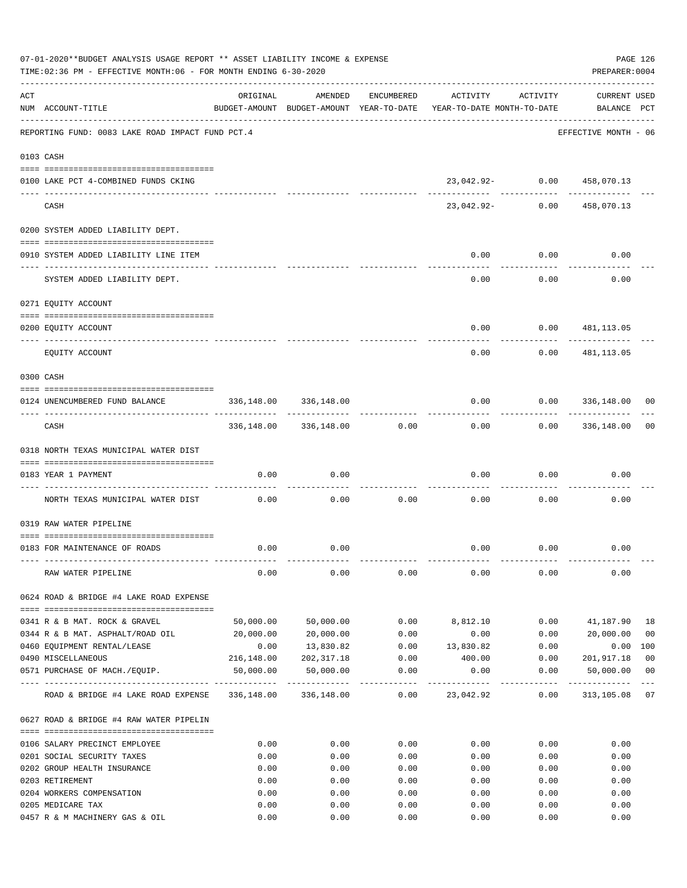07-01-2020**BUDGET ANALYSIS USAGE REPORT ** ASSET LIABILITY INCOME & EXPENSE

TIME:02:36 PM - EFFECTIVE MONTH:06 - FOR MONTH ENDING 6-30-2020

PREPARER:0004

REPORTING FUND: 0083 LAKE ROAD IMPACT FUND PCT.4 — EFFECTIVE MONTH - 06

| ACT NUM | ACCOUNT-TITLE | ORIGINAL BUDGET-AMOUNT | AMENDED BUDGET-AMOUNT | ENCUMBERED YEAR-TO-DATE | ACTIVITY YEAR-TO-DATE | ACTIVITY MONTH-TO-DATE | CURRENT BALANCE | USED PCT |
|---|---|---|---|---|---|---|---|---|
| **0103** | **CASH** | | | | | | | |
| 0100 | LAKE PCT 4-COMBINED FUNDS CKING | | | | 23,042.92- | 0.00 | 458,070.13 | |
| | CASH | | | | 23,042.92- | 0.00 | 458,070.13 | |
| **0200** | **SYSTEM ADDED LIABILITY DEPT.** | | | | | | | |
| 0910 | SYSTEM ADDED LIABILITY LINE ITEM | | | | 0.00 | 0.00 | 0.00 | |
| | SYSTEM ADDED LIABILITY DEPT. | | | | 0.00 | 0.00 | 0.00 | |
| **0271** | **EQUITY ACCOUNT** | | | | | | | |
| 0200 | EQUITY ACCOUNT | | | | 0.00 | 0.00 | 481,113.05 | |
| | EQUITY ACCOUNT | | | | 0.00 | 0.00 | 481,113.05 | |
| **0300** | **CASH** | | | | | | | |
| 0124 | UNENCUMBERED FUND BALANCE | 336,148.00 | 336,148.00 | | 0.00 | 0.00 | 336,148.00 | 00 |
| | CASH | 336,148.00 | 336,148.00 | 0.00 | 0.00 | 0.00 | 336,148.00 | 00 |
| **0318** | **NORTH TEXAS MUNICIPAL WATER DIST** | | | | | | | |
| 0183 | YEAR 1 PAYMENT | 0.00 | 0.00 | | 0.00 | 0.00 | 0.00 | |
| | NORTH TEXAS MUNICIPAL WATER DIST | 0.00 | 0.00 | 0.00 | 0.00 | 0.00 | 0.00 | |
| **0319** | **RAW WATER PIPELINE** | | | | | | | |
| 0183 | FOR MAINTENANCE OF ROADS | 0.00 | 0.00 | | 0.00 | 0.00 | 0.00 | |
| | RAW WATER PIPELINE | 0.00 | 0.00 | 0.00 | 0.00 | 0.00 | 0.00 | |
| **0624** | **ROAD & BRIDGE #4 LAKE ROAD EXPENSE** | | | | | | | |
| 0341 | R & B MAT. ROCK & GRAVEL | 50,000.00 | 50,000.00 | 0.00 | 8,812.10 | 0.00 | 41,187.90 | 18 |
| 0344 | R & B MAT. ASPHALT/ROAD OIL | 20,000.00 | 20,000.00 | 0.00 | 0.00 | 0.00 | 20,000.00 | 00 |
| 0460 | EQUIPMENT RENTAL/LEASE | 0.00 | 13,830.82 | 0.00 | 13,830.82 | 0.00 | 0.00 | 100 |
| 0490 | MISCELLANEOUS | 216,148.00 | 202,317.18 | 0.00 | 400.00 | 0.00 | 201,917.18 | 00 |
| 0571 | PURCHASE OF MACH./EQUIP. | 50,000.00 | 50,000.00 | 0.00 | 0.00 | 0.00 | 50,000.00 | 00 |
| | ROAD & BRIDGE #4 LAKE ROAD EXPENSE | 336,148.00 | 336,148.00 | 0.00 | 23,042.92 | 0.00 | 313,105.08 | 07 |
| **0627** | **ROAD & BRIDGE #4 RAW WATER PIPELIN** | | | | | | | |
| 0106 | SALARY PRECINCT EMPLOYEE | 0.00 | 0.00 | 0.00 | 0.00 | 0.00 | 0.00 | |
| 0201 | SOCIAL SECURITY TAXES | 0.00 | 0.00 | 0.00 | 0.00 | 0.00 | 0.00 | |
| 0202 | GROUP HEALTH INSURANCE | 0.00 | 0.00 | 0.00 | 0.00 | 0.00 | 0.00 | |
| 0203 | RETIREMENT | 0.00 | 0.00 | 0.00 | 0.00 | 0.00 | 0.00 | |
| 0204 | WORKERS COMPENSATION | 0.00 | 0.00 | 0.00 | 0.00 | 0.00 | 0.00 | |
| 0205 | MEDICARE TAX | 0.00 | 0.00 | 0.00 | 0.00 | 0.00 | 0.00 | |
| 0457 | R & M MACHINERY GAS & OIL | 0.00 | 0.00 | 0.00 | 0.00 | 0.00 | 0.00 | |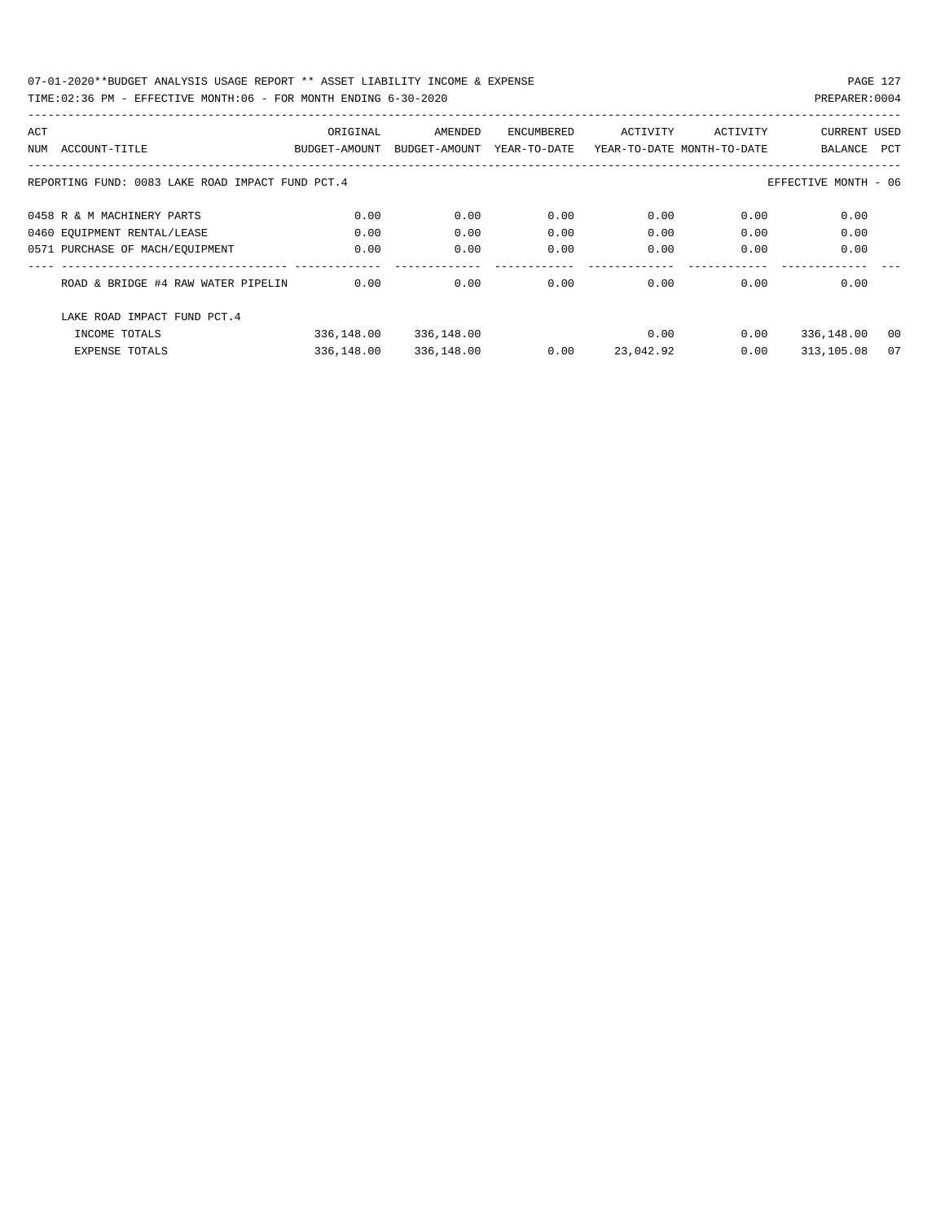REPORTING FUND: 0083 LAKE ROAD IMPACT FUND PCT.4 — EFFECTIVE MONTH - 06

| ACT NUM | ACCOUNT-TITLE | ORIGINAL BUDGET-AMOUNT | AMENDED BUDGET-AMOUNT | ENCUMBERED YEAR-TO-DATE | ACTIVITY YEAR-TO-DATE | ACTIVITY MONTH-TO-DATE | CURRENT BALANCE | USED PCT |
|---|---|---|---|---|---|---|---|---|
| 0458 | R & M MACHINERY PARTS | 0.00 | 0.00 | 0.00 | 0.00 | 0.00 | 0.00 | |
| 0460 | EQUIPMENT RENTAL/LEASE | 0.00 | 0.00 | 0.00 | 0.00 | 0.00 | 0.00 | |
| 0571 | PURCHASE OF MACH/EQUIPMENT | 0.00 | 0.00 | 0.00 | 0.00 | 0.00 | 0.00 | |
| | ROAD & BRIDGE #4 RAW WATER PIPELIN | 0.00 | 0.00 | 0.00 | 0.00 | 0.00 | 0.00 | |
| | LAKE ROAD IMPACT FUND PCT.4 | | | | | | | |
| | INCOME TOTALS | 336,148.00 | 336,148.00 | | 0.00 | 0.00 | 336,148.00 | 00 |
| | EXPENSE TOTALS | 336,148.00 | 336,148.00 | 0.00 | 23,042.92 | 0.00 | 313,105.08 | 07 |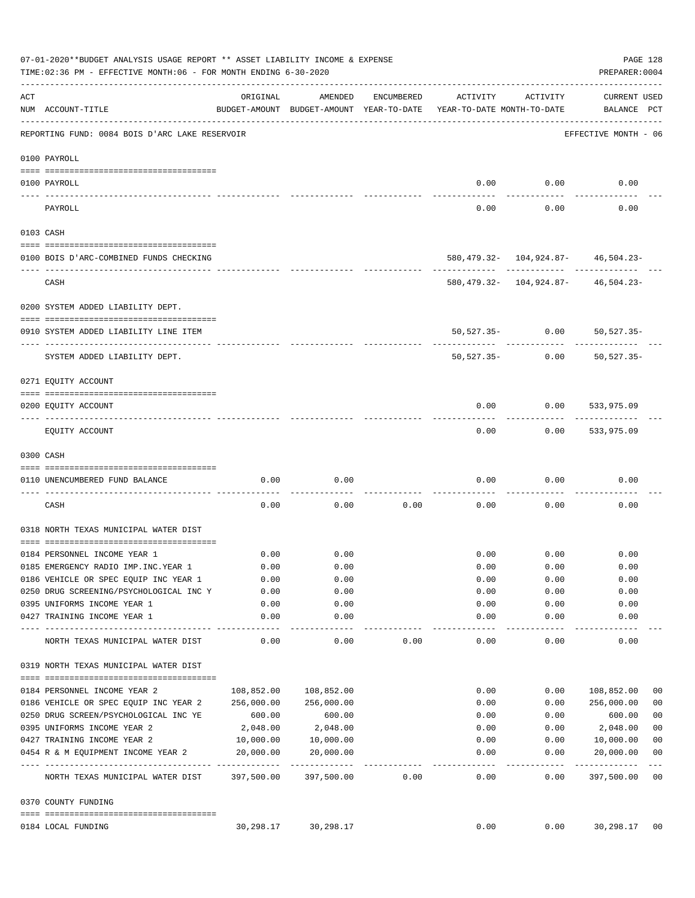07-01-2020**BUDGET ANALYSIS USAGE REPORT ** ASSET LIABILITY INCOME & EXPENSE

TIME:02:36 PM - EFFECTIVE MONTH:06 - FOR MONTH ENDING 6-30-2020

PREPARER:0004

REPORTING FUND: 0084 BOIS D'ARC LAKE RESERVOIR — EFFECTIVE MONTH - 06

| ACT NUM | ACCOUNT-TITLE | ORIGINAL BUDGET-AMOUNT | AMENDED BUDGET-AMOUNT | ENCUMBERED YEAR-TO-DATE | ACTIVITY YEAR-TO-DATE | ACTIVITY MONTH-TO-DATE | CURRENT BALANCE | USED PCT |
|---|---|---|---|---|---|---|---|---|
| | **0100 PAYROLL** | | | | | | | |
| 0100 | PAYROLL | | | | 0.00 | 0.00 | 0.00 | |
| | PAYROLL | | | | 0.00 | 0.00 | 0.00 | |
| | **0103 CASH** | | | | | | | |
| 0100 | BOIS D'ARC-COMBINED FUNDS CHECKING | | | | 580,479.32- | 104,924.87- | 46,504.23- | |
| | CASH | | | | 580,479.32- | 104,924.87- | 46,504.23- | |
| | **0200 SYSTEM ADDED LIABILITY DEPT.** | | | | | | | |
| 0910 | SYSTEM ADDED LIABILITY LINE ITEM | | | | 50,527.35- | 0.00 | 50,527.35- | |
| | SYSTEM ADDED LIABILITY DEPT. | | | | 50,527.35- | 0.00 | 50,527.35- | |
| | **0271 EQUITY ACCOUNT** | | | | | | | |
| 0200 | EQUITY ACCOUNT | | | | 0.00 | 0.00 | 533,975.09 | |
| | EQUITY ACCOUNT | | | | 0.00 | 0.00 | 533,975.09 | |
| | **0300 CASH** | | | | | | | |
| 0110 | UNENCUMBERED FUND BALANCE | 0.00 | 0.00 | | 0.00 | 0.00 | 0.00 | |
| | CASH | 0.00 | 0.00 | 0.00 | 0.00 | 0.00 | 0.00 | |
| | **0318 NORTH TEXAS MUNICIPAL WATER DIST** | | | | | | | |
| 0184 | PERSONNEL INCOME YEAR 1 | 0.00 | 0.00 | | 0.00 | 0.00 | 0.00 | |
| 0185 | EMERGENCY RADIO IMP.INC.YEAR 1 | 0.00 | 0.00 | | 0.00 | 0.00 | 0.00 | |
| 0186 | VEHICLE OR SPEC EQUIP INC YEAR 1 | 0.00 | 0.00 | | 0.00 | 0.00 | 0.00 | |
| 0250 | DRUG SCREENING/PSYCHOLOGICAL INC Y | 0.00 | 0.00 | | 0.00 | 0.00 | 0.00 | |
| 0395 | UNIFORMS INCOME YEAR 1 | 0.00 | 0.00 | | 0.00 | 0.00 | 0.00 | |
| 0427 | TRAINING INCOME YEAR 1 | 0.00 | 0.00 | | 0.00 | 0.00 | 0.00 | |
| | NORTH TEXAS MUNICIPAL WATER DIST | 0.00 | 0.00 | 0.00 | 0.00 | 0.00 | 0.00 | |
| | **0319 NORTH TEXAS MUNICIPAL WATER DIST** | | | | | | | |
| 0184 | PERSONNEL INCOME YEAR 2 | 108,852.00 | 108,852.00 | | 0.00 | 0.00 | 108,852.00 | 00 |
| 0186 | VEHICLE OR SPEC EQUIP INC YEAR 2 | 256,000.00 | 256,000.00 | | 0.00 | 0.00 | 256,000.00 | 00 |
| 0250 | DRUG SCREEN/PSYCHOLOGICAL INC YE | 600.00 | 600.00 | | 0.00 | 0.00 | 600.00 | 00 |
| 0395 | UNIFORMS INCOME YEAR 2 | 2,048.00 | 2,048.00 | | 0.00 | 0.00 | 2,048.00 | 00 |
| 0427 | TRAINING INCOME YEAR 2 | 10,000.00 | 10,000.00 | | 0.00 | 0.00 | 10,000.00 | 00 |
| 0454 | R & M EQUIPMENT INCOME YEAR 2 | 20,000.00 | 20,000.00 | | 0.00 | 0.00 | 20,000.00 | 00 |
| | NORTH TEXAS MUNICIPAL WATER DIST | 397,500.00 | 397,500.00 | 0.00 | 0.00 | 0.00 | 397,500.00 | 00 |
| | **0370 COUNTY FUNDING** | | | | | | | |
| 0184 | LOCAL FUNDING | 30,298.17 | 30,298.17 | | 0.00 | 0.00 | 30,298.17 | 00 |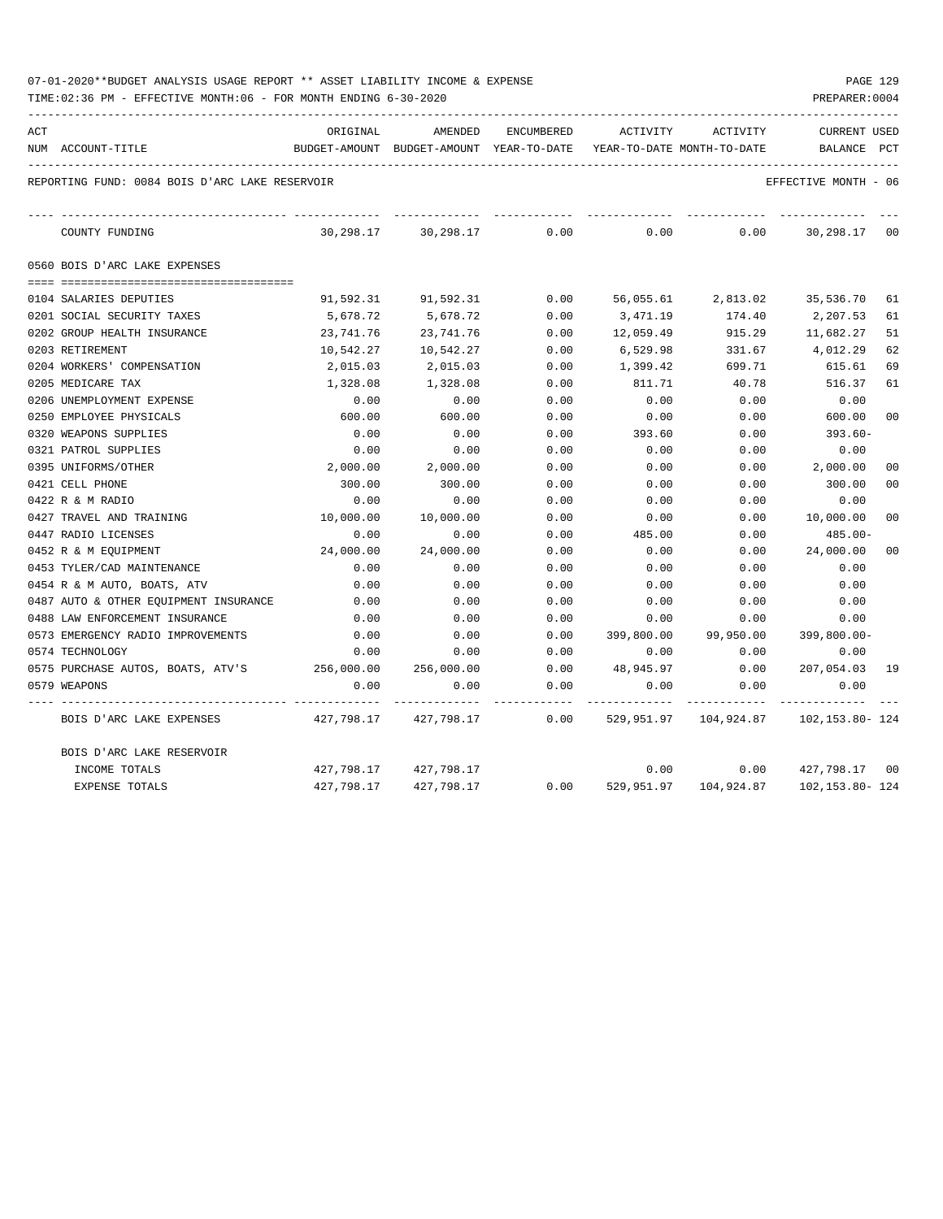07-01-2020**BUDGET ANALYSIS USAGE REPORT ** ASSET LIABILITY INCOME & EXPENSE

TIME:02:36 PM - EFFECTIVE MONTH:06 - FOR MONTH ENDING 6-30-2020

PREPARER:0004

REPORTING FUND: 0084 BOIS D'ARC LAKE RESERVOIR — EFFECTIVE MONTH - 06

| ACT NUM | ACCOUNT-TITLE | ORIGINAL BUDGET-AMOUNT | AMENDED BUDGET-AMOUNT | ENCUMBERED YEAR-TO-DATE | ACTIVITY YEAR-TO-DATE | ACTIVITY MONTH-TO-DATE | CURRENT BALANCE | USED PCT |
|---|---|---|---|---|---|---|---|---|
| | COUNTY FUNDING | 30,298.17 | 30,298.17 | 0.00 | 0.00 | 0.00 | 30,298.17 | 00 |
| | **0560 BOIS D'ARC LAKE EXPENSES** | | | | | | | |
| 0104 | SALARIES DEPUTIES | 91,592.31 | 91,592.31 | 0.00 | 56,055.61 | 2,813.02 | 35,536.70 | 61 |
| 0201 | SOCIAL SECURITY TAXES | 5,678.72 | 5,678.72 | 0.00 | 3,471.19 | 174.40 | 2,207.53 | 61 |
| 0202 | GROUP HEALTH INSURANCE | 23,741.76 | 23,741.76 | 0.00 | 12,059.49 | 915.29 | 11,682.27 | 51 |
| 0203 | RETIREMENT | 10,542.27 | 10,542.27 | 0.00 | 6,529.98 | 331.67 | 4,012.29 | 62 |
| 0204 | WORKERS' COMPENSATION | 2,015.03 | 2,015.03 | 0.00 | 1,399.42 | 699.71 | 615.61 | 69 |
| 0205 | MEDICARE TAX | 1,328.08 | 1,328.08 | 0.00 | 811.71 | 40.78 | 516.37 | 61 |
| 0206 | UNEMPLOYMENT EXPENSE | 0.00 | 0.00 | 0.00 | 0.00 | 0.00 | 0.00 | |
| 0250 | EMPLOYEE PHYSICALS | 600.00 | 600.00 | 0.00 | 0.00 | 0.00 | 600.00 | 00 |
| 0320 | WEAPONS SUPPLIES | 0.00 | 0.00 | 0.00 | 393.60 | 0.00 | 393.60- | |
| 0321 | PATROL SUPPLIES | 0.00 | 0.00 | 0.00 | 0.00 | 0.00 | 0.00 | |
| 0395 | UNIFORMS/OTHER | 2,000.00 | 2,000.00 | 0.00 | 0.00 | 0.00 | 2,000.00 | 00 |
| 0421 | CELL PHONE | 300.00 | 300.00 | 0.00 | 0.00 | 0.00 | 300.00 | 00 |
| 0422 | R & M RADIO | 0.00 | 0.00 | 0.00 | 0.00 | 0.00 | 0.00 | |
| 0427 | TRAVEL AND TRAINING | 10,000.00 | 10,000.00 | 0.00 | 0.00 | 0.00 | 10,000.00 | 00 |
| 0447 | RADIO LICENSES | 0.00 | 0.00 | 0.00 | 485.00 | 0.00 | 485.00- | |
| 0452 | R & M EQUIPMENT | 24,000.00 | 24,000.00 | 0.00 | 0.00 | 0.00 | 24,000.00 | 00 |
| 0453 | TYLER/CAD MAINTENANCE | 0.00 | 0.00 | 0.00 | 0.00 | 0.00 | 0.00 | |
| 0454 | R & M AUTO, BOATS, ATV | 0.00 | 0.00 | 0.00 | 0.00 | 0.00 | 0.00 | |
| 0487 | AUTO & OTHER EQUIPMENT INSURANCE | 0.00 | 0.00 | 0.00 | 0.00 | 0.00 | 0.00 | |
| 0488 | LAW ENFORCEMENT INSURANCE | 0.00 | 0.00 | 0.00 | 0.00 | 0.00 | 0.00 | |
| 0573 | EMERGENCY RADIO IMPROVEMENTS | 0.00 | 0.00 | 0.00 | 399,800.00 | 99,950.00 | 399,800.00- | |
| 0574 | TECHNOLOGY | 0.00 | 0.00 | 0.00 | 0.00 | 0.00 | 0.00 | |
| 0575 | PURCHASE AUTOS, BOATS, ATV'S | 256,000.00 | 256,000.00 | 0.00 | 48,945.97 | 0.00 | 207,054.03 | 19 |
| 0579 | WEAPONS | 0.00 | 0.00 | 0.00 | 0.00 | 0.00 | 0.00 | |
| | BOIS D'ARC LAKE EXPENSES | 427,798.17 | 427,798.17 | 0.00 | 529,951.97 | 104,924.87 | 102,153.80- | 124 |
| | **BOIS D'ARC LAKE RESERVOIR** | | | | | | | |
| | INCOME TOTALS | 427,798.17 | 427,798.17 | | 0.00 | 0.00 | 427,798.17 | 00 |
| | EXPENSE TOTALS | 427,798.17 | 427,798.17 | 0.00 | 529,951.97 | 104,924.87 | 102,153.80- | 124 |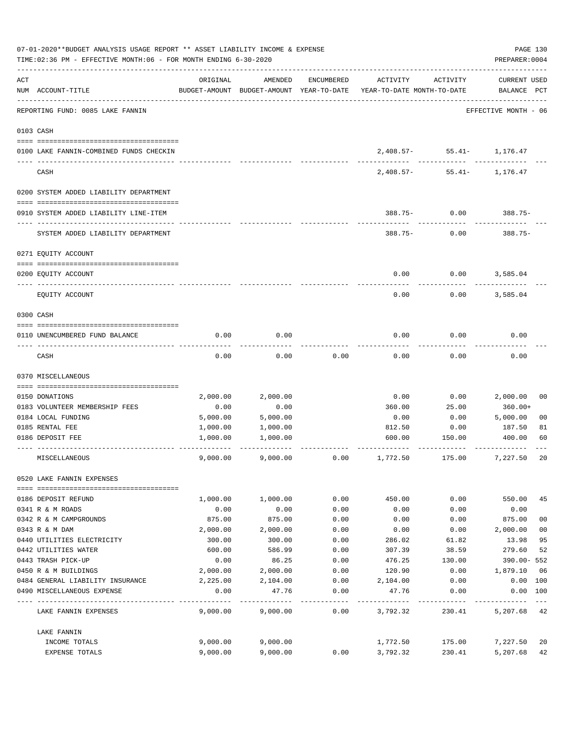07-01-2020**BUDGET ANALYSIS USAGE REPORT ** ASSET LIABILITY INCOME & EXPENSE

TIME:02:36 PM - EFFECTIVE MONTH:06 - FOR MONTH ENDING 6-30-2020

PREPARER:0004

REPORTING FUND: 0085 LAKE FANNIN — EFFECTIVE MONTH - 06

| ACT NUM | ACCOUNT-TITLE | ORIGINAL BUDGET-AMOUNT | AMENDED BUDGET-AMOUNT | ENCUMBERED YEAR-TO-DATE | ACTIVITY YEAR-TO-DATE | ACTIVITY MONTH-TO-DATE | CURRENT USED BALANCE | PCT |
|---|---|---|---|---|---|---|---|---|
| 0103 | CASH | | | | | | | |
| 0100 | LAKE FANNIN-COMBINED FUNDS CHECKIN | | | | 2,408.57- | 55.41- | 1,176.47 | |
| | CASH | | | | 2,408.57- | 55.41- | 1,176.47 | |
| 0200 | SYSTEM ADDED LIABILITY DEPARTMENT | | | | | | | |
| 0910 | SYSTEM ADDED LIABILITY LINE-ITEM | | | | 388.75- | 0.00 | 388.75- | |
| | SYSTEM ADDED LIABILITY DEPARTMENT | | | | 388.75- | 0.00 | 388.75- | |
| 0271 | EQUITY ACCOUNT | | | | | | | |
| 0200 | EQUITY ACCOUNT | | | | 0.00 | 0.00 | 3,585.04 | |
| | EQUITY ACCOUNT | | | | 0.00 | 0.00 | 3,585.04 | |
| 0300 | CASH | | | | | | | |
| 0110 | UNENCUMBERED FUND BALANCE | 0.00 | 0.00 | | 0.00 | 0.00 | 0.00 | |
| | CASH | 0.00 | 0.00 | 0.00 | 0.00 | 0.00 | 0.00 | |
| 0370 | MISCELLANEOUS | | | | | | | |
| 0150 | DONATIONS | 2,000.00 | 2,000.00 | | 0.00 | 0.00 | 2,000.00 | 00 |
| 0183 | VOLUNTEER MEMBERSHIP FEES | 0.00 | 0.00 | | 360.00 | 25.00 | 360.00+ | |
| 0184 | LOCAL FUNDING | 5,000.00 | 5,000.00 | | 0.00 | 0.00 | 5,000.00 | 00 |
| 0185 | RENTAL FEE | 1,000.00 | 1,000.00 | | 812.50 | 0.00 | 187.50 | 81 |
| 0186 | DEPOSIT FEE | 1,000.00 | 1,000.00 | | 600.00 | 150.00 | 400.00 | 60 |
| | MISCELLANEOUS | 9,000.00 | 9,000.00 | 0.00 | 1,772.50 | 175.00 | 7,227.50 | 20 |
| 0520 | LAKE FANNIN EXPENSES | | | | | | | |
| 0186 | DEPOSIT REFUND | 1,000.00 | 1,000.00 | 0.00 | 450.00 | 0.00 | 550.00 | 45 |
| 0341 | R & M ROADS | 0.00 | 0.00 | 0.00 | 0.00 | 0.00 | 0.00 | |
| 0342 | R & M CAMPGROUNDS | 875.00 | 875.00 | 0.00 | 0.00 | 0.00 | 875.00 | 00 |
| 0343 | R & M DAM | 2,000.00 | 2,000.00 | 0.00 | 0.00 | 0.00 | 2,000.00 | 00 |
| 0440 | UTILITIES ELECTRICITY | 300.00 | 300.00 | 0.00 | 286.02 | 61.82 | 13.98 | 95 |
| 0442 | UTILITIES WATER | 600.00 | 586.99 | 0.00 | 307.39 | 38.59 | 279.60 | 52 |
| 0443 | TRASH PICK-UP | 0.00 | 86.25 | 0.00 | 476.25 | 130.00 | 390.00- | 552 |
| 0450 | R & M BUILDINGS | 2,000.00 | 2,000.00 | 0.00 | 120.90 | 0.00 | 1,879.10 | 06 |
| 0484 | GENERAL LIABILITY INSURANCE | 2,225.00 | 2,104.00 | 0.00 | 2,104.00 | 0.00 | 0.00 | 100 |
| 0490 | MISCELLANEOUS EXPENSE | 0.00 | 47.76 | 0.00 | 47.76 | 0.00 | 0.00 | 100 |
| | LAKE FANNIN EXPENSES | 9,000.00 | 9,000.00 | 0.00 | 3,792.32 | 230.41 | 5,207.68 | 42 |
| | LAKE FANNIN | | | | | | | |
| | INCOME TOTALS | 9,000.00 | 9,000.00 | | 1,772.50 | 175.00 | 7,227.50 | 20 |
| | EXPENSE TOTALS | 9,000.00 | 9,000.00 | 0.00 | 3,792.32 | 230.41 | 5,207.68 | 42 |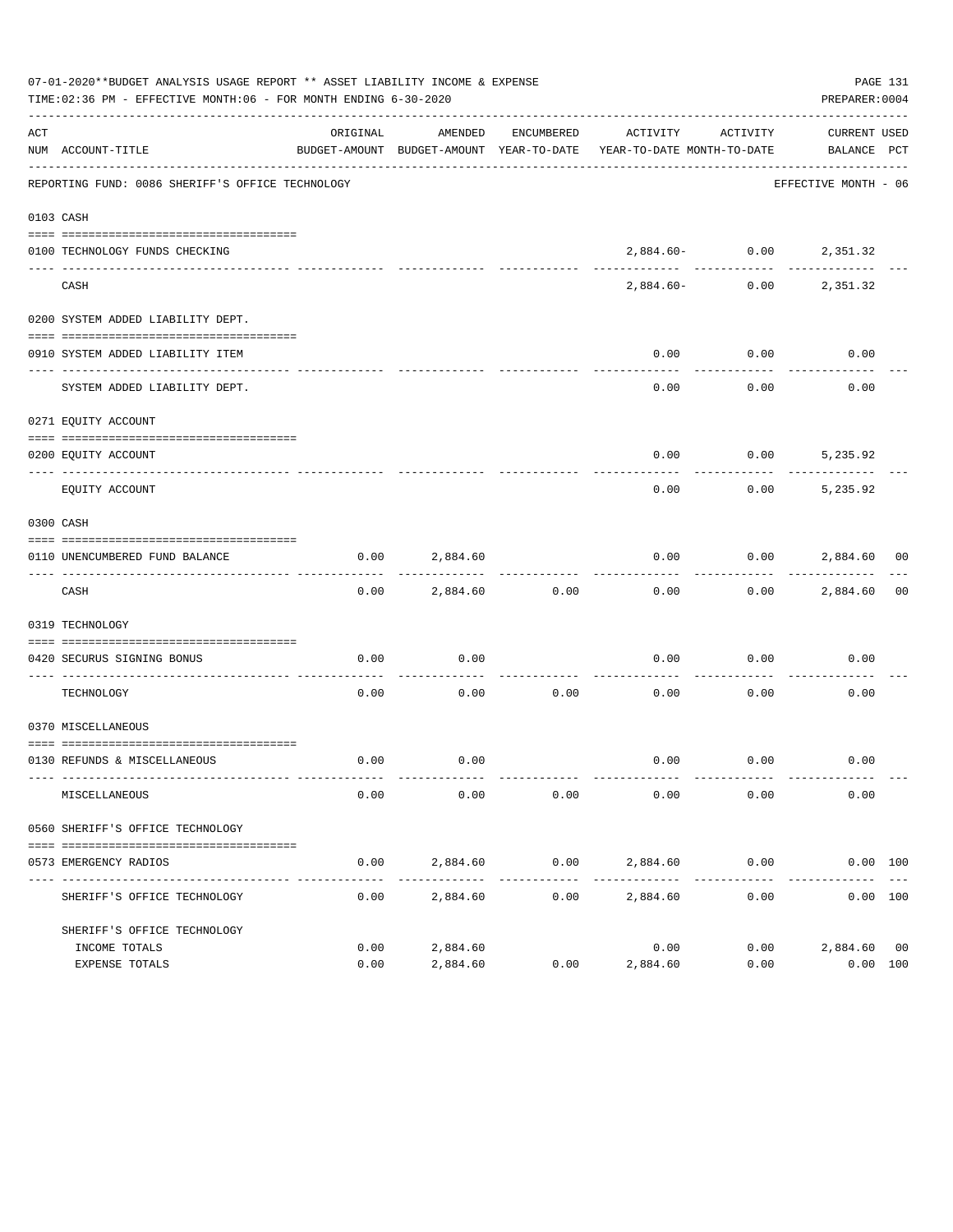07-01-2020**BUDGET ANALYSIS USAGE REPORT ** ASSET LIABILITY INCOME & EXPENSE

TIME:02:36 PM - EFFECTIVE MONTH:06 - FOR MONTH ENDING 6-30-2020

PREPARER:0004

REPORTING FUND: 0086 SHERIFF'S OFFICE TECHNOLOGY — EFFECTIVE MONTH - 06

| ACT NUM | ACCOUNT-TITLE | ORIGINAL BUDGET-AMOUNT | AMENDED BUDGET-AMOUNT | ENCUMBERED YEAR-TO-DATE | ACTIVITY YEAR-TO-DATE | ACTIVITY MONTH-TO-DATE | CURRENT BALANCE | USED PCT |
|---|---|---|---|---|---|---|---|---|
| 0103 | CASH | | | | | | | |
| 0100 | TECHNOLOGY FUNDS CHECKING | | | | 2,884.60- | 0.00 | 2,351.32 | |
| | CASH | | | | 2,884.60- | 0.00 | 2,351.32 | |
| 0200 | SYSTEM ADDED LIABILITY DEPT. | | | | | | | |
| 0910 | SYSTEM ADDED LIABILITY ITEM | | | | 0.00 | 0.00 | 0.00 | |
| | SYSTEM ADDED LIABILITY DEPT. | | | | 0.00 | 0.00 | 0.00 | |
| 0271 | EQUITY ACCOUNT | | | | | | | |
| 0200 | EQUITY ACCOUNT | | | | 0.00 | 0.00 | 5,235.92 | |
| | EQUITY ACCOUNT | | | | 0.00 | 0.00 | 5,235.92 | |
| 0300 | CASH | | | | | | | |
| 0110 | UNENCUMBERED FUND BALANCE | 0.00 | 2,884.60 | | 0.00 | 0.00 | 2,884.60 | 00 |
| | CASH | 0.00 | 2,884.60 | 0.00 | 0.00 | 0.00 | 2,884.60 | 00 |
| 0319 | TECHNOLOGY | | | | | | | |
| 0420 | SECURUS SIGNING BONUS | 0.00 | 0.00 | | 0.00 | 0.00 | 0.00 | |
| | TECHNOLOGY | 0.00 | 0.00 | 0.00 | 0.00 | 0.00 | 0.00 | |
| 0370 | MISCELLANEOUS | | | | | | | |
| 0130 | REFUNDS & MISCELLANEOUS | 0.00 | 0.00 | | 0.00 | 0.00 | 0.00 | |
| | MISCELLANEOUS | 0.00 | 0.00 | 0.00 | 0.00 | 0.00 | 0.00 | |
| 0560 | SHERIFF'S OFFICE TECHNOLOGY | | | | | | | |
| 0573 | EMERGENCY RADIOS | 0.00 | 2,884.60 | 0.00 | 2,884.60 | 0.00 | 0.00 | 100 |
| | SHERIFF'S OFFICE TECHNOLOGY | 0.00 | 2,884.60 | 0.00 | 2,884.60 | 0.00 | 0.00 | 100 |
| | SHERIFF'S OFFICE TECHNOLOGY | | | | | | | |
| | INCOME TOTALS | 0.00 | 2,884.60 | | 0.00 | 0.00 | 2,884.60 | 00 |
| | EXPENSE TOTALS | 0.00 | 2,884.60 | 0.00 | 2,884.60 | 0.00 | 0.00 | 100 |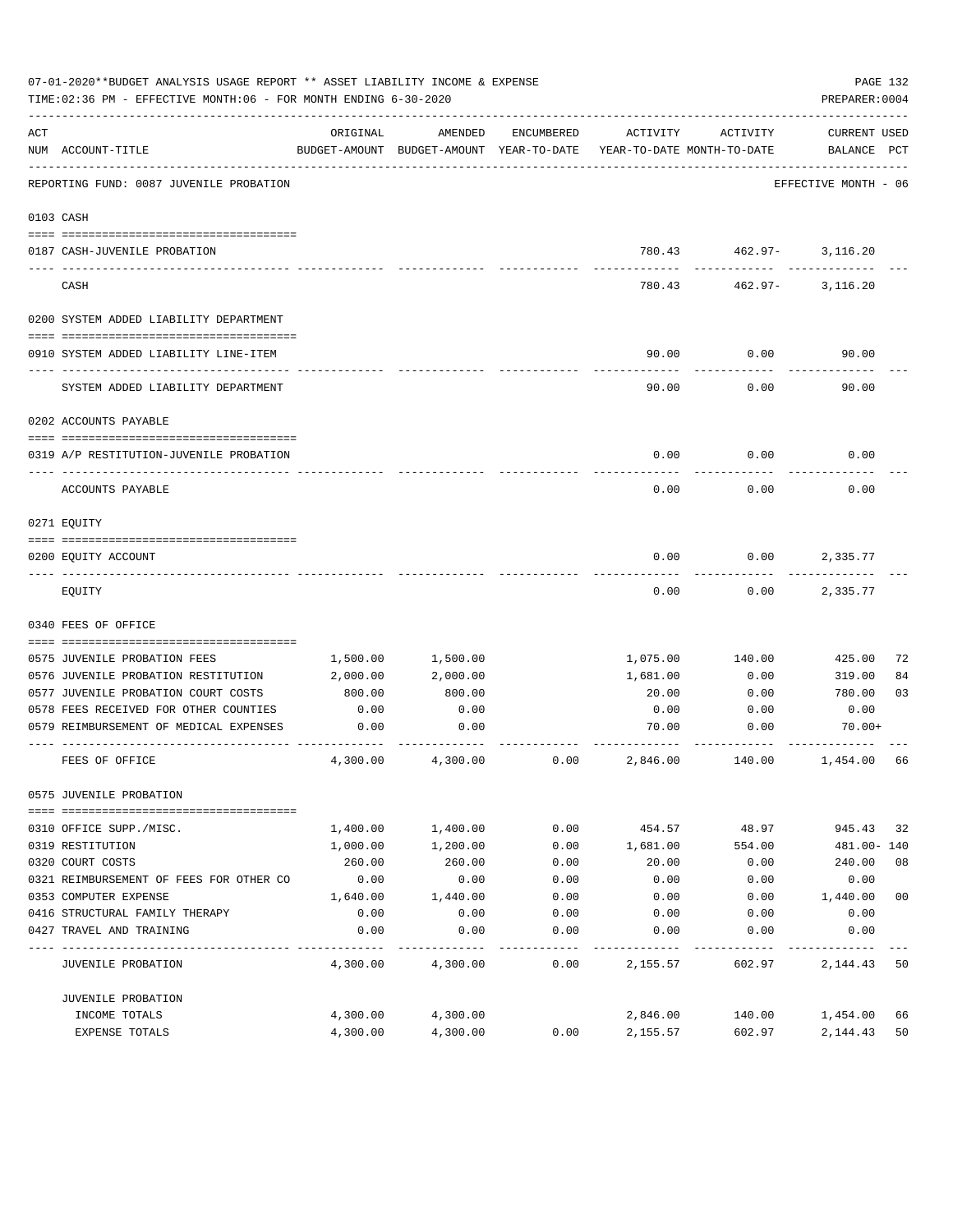07-01-2020**BUDGET ANALYSIS USAGE REPORT ** ASSET LIABILITY INCOME & EXPENSE

TIME:02:36 PM - EFFECTIVE MONTH:06 - FOR MONTH ENDING 6-30-2020

PREPARER:0004

REPORTING FUND: 0087 JUVENILE PROBATION — EFFECTIVE MONTH - 06

| ACT NUM | ACCOUNT-TITLE | ORIGINAL BUDGET-AMOUNT | AMENDED BUDGET-AMOUNT | ENCUMBERED YEAR-TO-DATE | ACTIVITY YEAR-TO-DATE | ACTIVITY MONTH-TO-DATE | CURRENT BALANCE | USED PCT |
|---|---|---|---|---|---|---|---|---|
| 0103 | CASH | | | | | | | |
| 0187 | CASH-JUVENILE PROBATION | | | | 780.43 | 462.97- | 3,116.20 | |
| | CASH | | | | 780.43 | 462.97- | 3,116.20 | |
| 0200 | SYSTEM ADDED LIABILITY DEPARTMENT | | | | | | | |
| 0910 | SYSTEM ADDED LIABILITY LINE-ITEM | | | | 90.00 | 0.00 | 90.00 | |
| | SYSTEM ADDED LIABILITY DEPARTMENT | | | | 90.00 | 0.00 | 90.00 | |
| 0202 | ACCOUNTS PAYABLE | | | | | | | |
| 0319 | A/P RESTITUTION-JUVENILE PROBATION | | | | 0.00 | 0.00 | 0.00 | |
| | ACCOUNTS PAYABLE | | | | 0.00 | 0.00 | 0.00 | |
| 0271 | EQUITY | | | | | | | |
| 0200 | EQUITY ACCOUNT | | | | 0.00 | 0.00 | 2,335.77 | |
| | EQUITY | | | | 0.00 | 0.00 | 2,335.77 | |
| 0340 | FEES OF OFFICE | | | | | | | |
| 0575 | JUVENILE PROBATION FEES | 1,500.00 | 1,500.00 | | 1,075.00 | 140.00 | 425.00 | 72 |
| 0576 | JUVENILE PROBATION RESTITUTION | 2,000.00 | 2,000.00 | | 1,681.00 | 0.00 | 319.00 | 84 |
| 0577 | JUVENILE PROBATION COURT COSTS | 800.00 | 800.00 | | 20.00 | 0.00 | 780.00 | 03 |
| 0578 | FEES RECEIVED FOR OTHER COUNTIES | 0.00 | 0.00 | | 0.00 | 0.00 | 0.00 | |
| 0579 | REIMBURSEMENT OF MEDICAL EXPENSES | 0.00 | 0.00 | | 70.00 | 0.00 | 70.00+ | |
| | FEES OF OFFICE | 4,300.00 | 4,300.00 | 0.00 | 2,846.00 | 140.00 | 1,454.00 | 66 |
| 0575 | JUVENILE PROBATION | | | | | | | |
| 0310 | OFFICE SUPP./MISC. | 1,400.00 | 1,400.00 | 0.00 | 454.57 | 48.97 | 945.43 | 32 |
| 0319 | RESTITUTION | 1,000.00 | 1,200.00 | 0.00 | 1,681.00 | 554.00 | 481.00- | 140 |
| 0320 | COURT COSTS | 260.00 | 260.00 | 0.00 | 20.00 | 0.00 | 240.00 | 08 |
| 0321 | REIMBURSEMENT OF FEES FOR OTHER CO | 0.00 | 0.00 | 0.00 | 0.00 | 0.00 | 0.00 | |
| 0353 | COMPUTER EXPENSE | 1,640.00 | 1,440.00 | 0.00 | 0.00 | 0.00 | 1,440.00 | 00 |
| 0416 | STRUCTURAL FAMILY THERAPY | 0.00 | 0.00 | 0.00 | 0.00 | 0.00 | 0.00 | |
| 0427 | TRAVEL AND TRAINING | 0.00 | 0.00 | 0.00 | 0.00 | 0.00 | 0.00 | |
| | JUVENILE PROBATION | 4,300.00 | 4,300.00 | 0.00 | 2,155.57 | 602.97 | 2,144.43 | 50 |
| | JUVENILE PROBATION | | | | | | | |
| | INCOME TOTALS | 4,300.00 | 4,300.00 | | 2,846.00 | 140.00 | 1,454.00 | 66 |
| | EXPENSE TOTALS | 4,300.00 | 4,300.00 | 0.00 | 2,155.57 | 602.97 | 2,144.43 | 50 |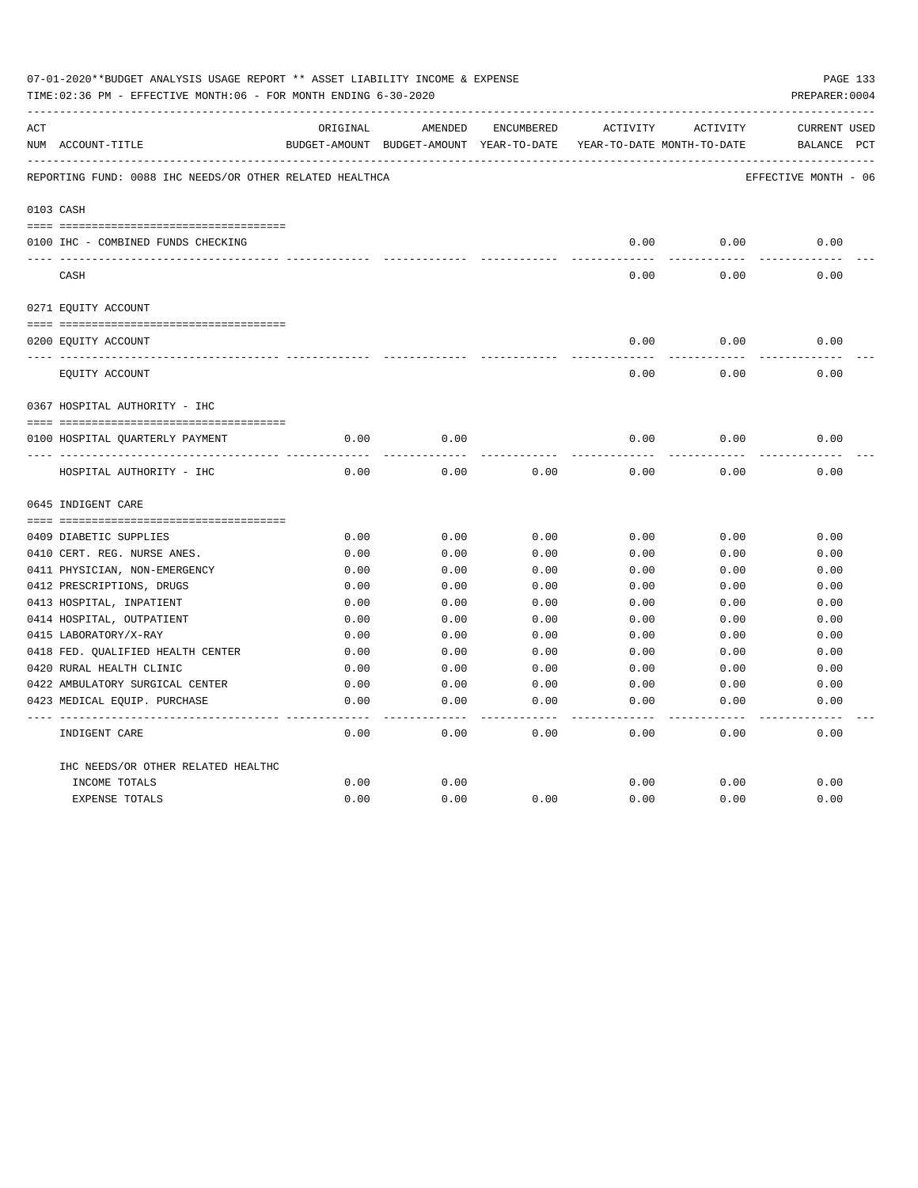07-01-2020**BUDGET ANALYSIS USAGE REPORT ** ASSET LIABILITY INCOME & EXPENSE

TIME:02:36 PM - EFFECTIVE MONTH:06 - FOR MONTH ENDING 6-30-2020

PREPARER:0004

| ACT NUM | ACCOUNT-TITLE | ORIGINAL BUDGET-AMOUNT | AMENDED BUDGET-AMOUNT | ENCUMBERED YEAR-TO-DATE | ACTIVITY YEAR-TO-DATE | ACTIVITY MONTH-TO-DATE | CURRENT BALANCE | USED PCT |
|---|---|---|---|---|---|---|---|---|
| | REPORTING FUND: 0088 IHC NEEDS/OR OTHER RELATED HEALTHCA | | | | | | EFFECTIVE MONTH - 06 | |
| 0103 | CASH | | | | | | | |
| 0100 | IHC - COMBINED FUNDS CHECKING | | | | 0.00 | 0.00 | 0.00 | |
| | CASH | | | | 0.00 | 0.00 | 0.00 | |
| 0271 | EQUITY ACCOUNT | | | | | | | |
| 0200 | EQUITY ACCOUNT | | | | 0.00 | 0.00 | 0.00 | |
| | EQUITY ACCOUNT | | | | 0.00 | 0.00 | 0.00 | |
| 0367 | HOSPITAL AUTHORITY - IHC | | | | | | | |
| 0100 | HOSPITAL QUARTERLY PAYMENT | 0.00 | 0.00 | | 0.00 | 0.00 | 0.00 | |
| | HOSPITAL AUTHORITY - IHC | 0.00 | 0.00 | 0.00 | 0.00 | 0.00 | 0.00 | |
| 0645 | INDIGENT CARE | | | | | | | |
| 0409 | DIABETIC SUPPLIES | 0.00 | 0.00 | 0.00 | 0.00 | 0.00 | 0.00 | |
| 0410 | CERT. REG. NURSE ANES. | 0.00 | 0.00 | 0.00 | 0.00 | 0.00 | 0.00 | |
| 0411 | PHYSICIAN, NON-EMERGENCY | 0.00 | 0.00 | 0.00 | 0.00 | 0.00 | 0.00 | |
| 0412 | PRESCRIPTIONS, DRUGS | 0.00 | 0.00 | 0.00 | 0.00 | 0.00 | 0.00 | |
| 0413 | HOSPITAL, INPATIENT | 0.00 | 0.00 | 0.00 | 0.00 | 0.00 | 0.00 | |
| 0414 | HOSPITAL, OUTPATIENT | 0.00 | 0.00 | 0.00 | 0.00 | 0.00 | 0.00 | |
| 0415 | LABORATORY/X-RAY | 0.00 | 0.00 | 0.00 | 0.00 | 0.00 | 0.00 | |
| 0418 | FED. QUALIFIED HEALTH CENTER | 0.00 | 0.00 | 0.00 | 0.00 | 0.00 | 0.00 | |
| 0420 | RURAL HEALTH CLINIC | 0.00 | 0.00 | 0.00 | 0.00 | 0.00 | 0.00 | |
| 0422 | AMBULATORY SURGICAL CENTER | 0.00 | 0.00 | 0.00 | 0.00 | 0.00 | 0.00 | |
| 0423 | MEDICAL EQUIP. PURCHASE | 0.00 | 0.00 | 0.00 | 0.00 | 0.00 | 0.00 | |
| | INDIGENT CARE | 0.00 | 0.00 | 0.00 | 0.00 | 0.00 | 0.00 | |
| | IHC NEEDS/OR OTHER RELATED HEALTHC | | | | | | | |
| | INCOME TOTALS | 0.00 | 0.00 | | 0.00 | 0.00 | 0.00 | |
| | EXPENSE TOTALS | 0.00 | 0.00 | 0.00 | 0.00 | 0.00 | 0.00 | |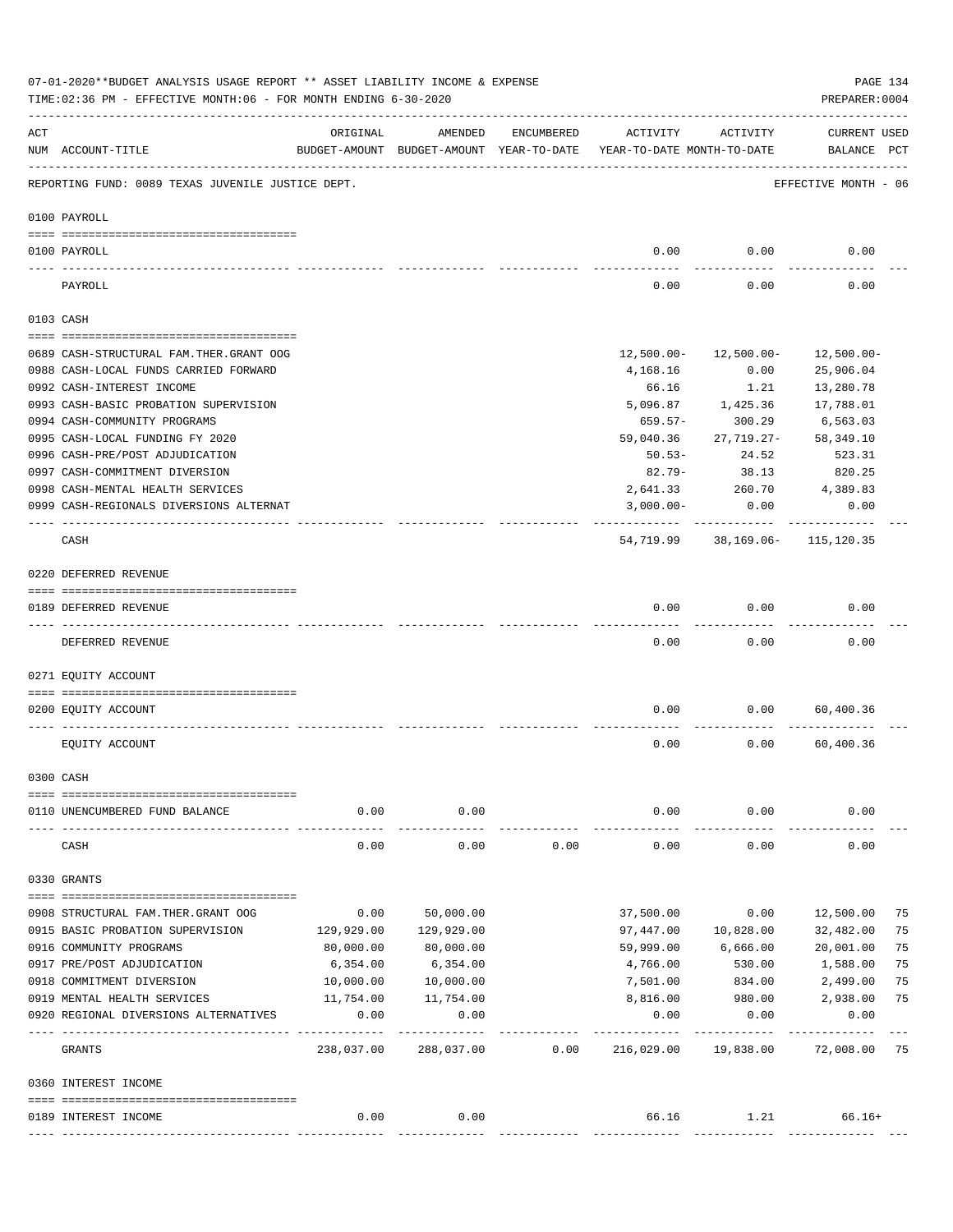07-01-2020**BUDGET ANALYSIS USAGE REPORT ** ASSET LIABILITY INCOME & EXPENSE

TIME:02:36 PM - EFFECTIVE MONTH:06 - FOR MONTH ENDING 6-30-2020

PREPARER:0004

REPORTING FUND: 0089 TEXAS JUVENILE JUSTICE DEPT. — EFFECTIVE MONTH - 06

| ACT NUM | ACCOUNT-TITLE | ORIGINAL BUDGET-AMOUNT | AMENDED BUDGET-AMOUNT | ENCUMBERED YEAR-TO-DATE | ACTIVITY YEAR-TO-DATE | ACTIVITY MONTH-TO-DATE | CURRENT BALANCE | USED PCT |
|---|---|---|---|---|---|---|---|---|
| | **0100 PAYROLL** | | | | | | | |
| 0100 | PAYROLL | | | | 0.00 | 0.00 | 0.00 | |
| | PAYROLL | | | | 0.00 | 0.00 | 0.00 | |
| | **0103 CASH** | | | | | | | |
| 0689 | CASH-STRUCTURAL FAM.THER.GRANT OOG | | | | 12,500.00- | 12,500.00- | 12,500.00- | |
| 0988 | CASH-LOCAL FUNDS CARRIED FORWARD | | | | 4,168.16 | 0.00 | 25,906.04 | |
| 0992 | CASH-INTEREST INCOME | | | | 66.16 | 1.21 | 13,280.78 | |
| 0993 | CASH-BASIC PROBATION SUPERVISION | | | | 5,096.87 | 1,425.36 | 17,788.01 | |
| 0994 | CASH-COMMUNITY PROGRAMS | | | | 659.57- | 300.29 | 6,563.03 | |
| 0995 | CASH-LOCAL FUNDING FY 2020 | | | | 59,040.36 | 27,719.27- | 58,349.10 | |
| 0996 | CASH-PRE/POST ADJUDICATION | | | | 50.53- | 24.52 | 523.31 | |
| 0997 | CASH-COMMITMENT DIVERSION | | | | 82.79- | 38.13 | 820.25 | |
| 0998 | CASH-MENTAL HEALTH SERVICES | | | | 2,641.33 | 260.70 | 4,389.83 | |
| 0999 | CASH-REGIONALS DIVERSIONS ALTERNAT | | | | 3,000.00- | 0.00 | 0.00 | |
| | CASH | | | | 54,719.99 | 38,169.06- | 115,120.35 | |
| | **0220 DEFERRED REVENUE** | | | | | | | |
| 0189 | DEFERRED REVENUE | | | | 0.00 | 0.00 | 0.00 | |
| | DEFERRED REVENUE | | | | 0.00 | 0.00 | 0.00 | |
| | **0271 EQUITY ACCOUNT** | | | | | | | |
| 0200 | EQUITY ACCOUNT | | | | 0.00 | 0.00 | 60,400.36 | |
| | EQUITY ACCOUNT | | | | 0.00 | 0.00 | 60,400.36 | |
| | **0300 CASH** | | | | | | | |
| 0110 | UNENCUMBERED FUND BALANCE | 0.00 | 0.00 | | 0.00 | 0.00 | 0.00 | |
| | CASH | 0.00 | 0.00 | 0.00 | 0.00 | 0.00 | 0.00 | |
| | **0330 GRANTS** | | | | | | | |
| 0908 | STRUCTURAL FAM.THER.GRANT OOG | 0.00 | 50,000.00 | | 37,500.00 | 0.00 | 12,500.00 | 75 |
| 0915 | BASIC PROBATION SUPERVISION | 129,929.00 | 129,929.00 | | 97,447.00 | 10,828.00 | 32,482.00 | 75 |
| 0916 | COMMUNITY PROGRAMS | 80,000.00 | 80,000.00 | | 59,999.00 | 6,666.00 | 20,001.00 | 75 |
| 0917 | PRE/POST ADJUDICATION | 6,354.00 | 6,354.00 | | 4,766.00 | 530.00 | 1,588.00 | 75 |
| 0918 | COMMITMENT DIVERSION | 10,000.00 | 10,000.00 | | 7,501.00 | 834.00 | 2,499.00 | 75 |
| 0919 | MENTAL HEALTH SERVICES | 11,754.00 | 11,754.00 | | 8,816.00 | 980.00 | 2,938.00 | 75 |
| 0920 | REGIONAL DIVERSIONS ALTERNATIVES | 0.00 | 0.00 | | 0.00 | 0.00 | 0.00 | |
| | GRANTS | 238,037.00 | 288,037.00 | 0.00 | 216,029.00 | 19,838.00 | 72,008.00 | 75 |
| | **0360 INTEREST INCOME** | | | | | | | |
| 0189 | INTEREST INCOME | 0.00 | 0.00 | | 66.16 | 1.21 | 66.16+ | |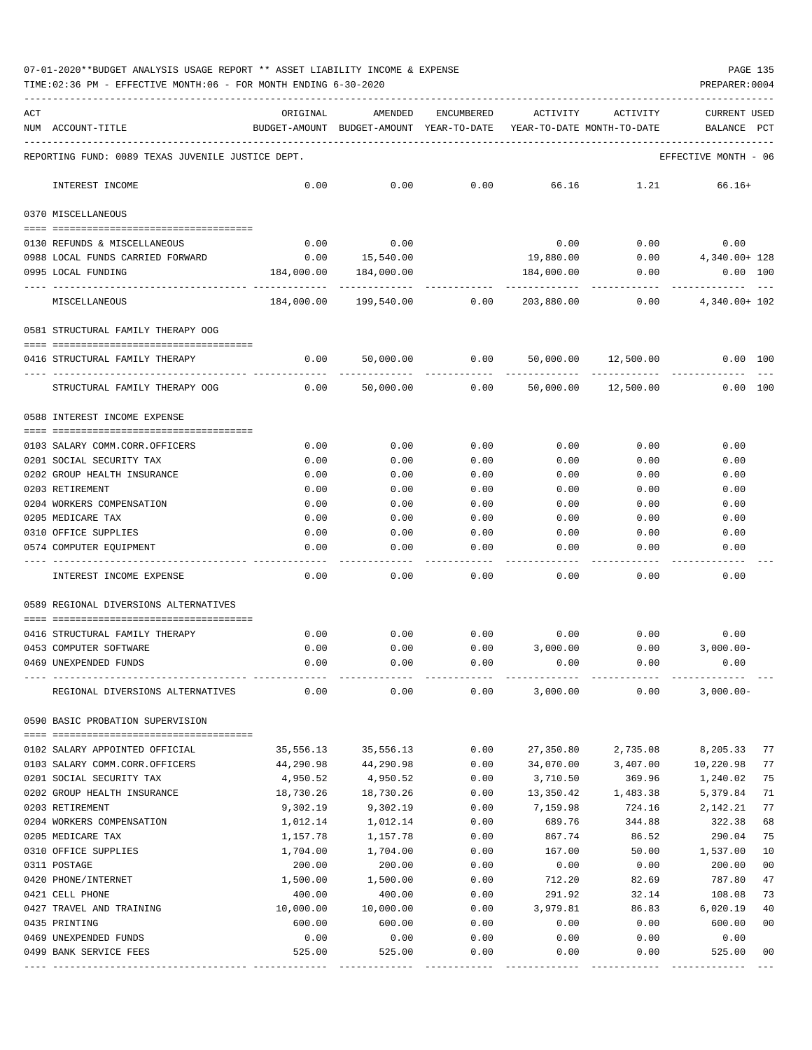07-01-2020**BUDGET ANALYSIS USAGE REPORT ** ASSET LIABILITY INCOME & EXPENSE

TIME:02:36 PM - EFFECTIVE MONTH:06 - FOR MONTH ENDING 6-30-2020

PREPARER:0004

| ACT NUM | ACCOUNT-TITLE | ORIGINAL BUDGET-AMOUNT | AMENDED BUDGET-AMOUNT | ENCUMBERED YEAR-TO-DATE | ACTIVITY YEAR-TO-DATE | ACTIVITY MONTH-TO-DATE | CURRENT BALANCE | USED PCT |
|---|---|---|---|---|---|---|---|---|
| | REPORTING FUND: 0089 TEXAS JUVENILE JUSTICE DEPT. | | | | | | EFFECTIVE MONTH - 06 | |
| | INTEREST INCOME | 0.00 | 0.00 | 0.00 | 66.16 | 1.21 | 66.16+ | |
| | 0370 MISCELLANEOUS | | | | | | | |
| 0130 | REFUNDS & MISCELLANEOUS | 0.00 | 0.00 | | 0.00 | 0.00 | 0.00 | |
| 0988 | LOCAL FUNDS CARRIED FORWARD | 0.00 | 15,540.00 | | 19,880.00 | 0.00 | 4,340.00+ | 128 |
| 0995 | LOCAL FUNDING | 184,000.00 | 184,000.00 | | 184,000.00 | 0.00 | 0.00 | 100 |
| | MISCELLANEOUS | 184,000.00 | 199,540.00 | 0.00 | 203,880.00 | 0.00 | 4,340.00+ | 102 |
| | 0581 STRUCTURAL FAMILY THERAPY OOG | | | | | | | |
| 0416 | STRUCTURAL FAMILY THERAPY | 0.00 | 50,000.00 | 0.00 | 50,000.00 | 12,500.00 | 0.00 | 100 |
| | STRUCTURAL FAMILY THERAPY OOG | 0.00 | 50,000.00 | 0.00 | 50,000.00 | 12,500.00 | 0.00 | 100 |
| | 0588 INTEREST INCOME EXPENSE | | | | | | | |
| 0103 | SALARY COMM.CORR.OFFICERS | 0.00 | 0.00 | 0.00 | 0.00 | 0.00 | 0.00 | |
| 0201 | SOCIAL SECURITY TAX | 0.00 | 0.00 | 0.00 | 0.00 | 0.00 | 0.00 | |
| 0202 | GROUP HEALTH INSURANCE | 0.00 | 0.00 | 0.00 | 0.00 | 0.00 | 0.00 | |
| 0203 | RETIREMENT | 0.00 | 0.00 | 0.00 | 0.00 | 0.00 | 0.00 | |
| 0204 | WORKERS COMPENSATION | 0.00 | 0.00 | 0.00 | 0.00 | 0.00 | 0.00 | |
| 0205 | MEDICARE TAX | 0.00 | 0.00 | 0.00 | 0.00 | 0.00 | 0.00 | |
| 0310 | OFFICE SUPPLIES | 0.00 | 0.00 | 0.00 | 0.00 | 0.00 | 0.00 | |
| 0574 | COMPUTER EQUIPMENT | 0.00 | 0.00 | 0.00 | 0.00 | 0.00 | 0.00 | |
| | INTEREST INCOME EXPENSE | 0.00 | 0.00 | 0.00 | 0.00 | 0.00 | 0.00 | |
| | 0589 REGIONAL DIVERSIONS ALTERNATIVES | | | | | | | |
| 0416 | STRUCTURAL FAMILY THERAPY | 0.00 | 0.00 | 0.00 | 0.00 | 0.00 | 0.00 | |
| 0453 | COMPUTER SOFTWARE | 0.00 | 0.00 | 0.00 | 3,000.00 | 0.00 | 3,000.00- | |
| 0469 | UNEXPENDED FUNDS | 0.00 | 0.00 | 0.00 | 0.00 | 0.00 | 0.00 | |
| | REGIONAL DIVERSIONS ALTERNATIVES | 0.00 | 0.00 | 0.00 | 3,000.00 | 0.00 | 3,000.00- | |
| | 0590 BASIC PROBATION SUPERVISION | | | | | | | |
| 0102 | SALARY APPOINTED OFFICIAL | 35,556.13 | 35,556.13 | 0.00 | 27,350.80 | 2,735.08 | 8,205.33 | 77 |
| 0103 | SALARY COMM.CORR.OFFICERS | 44,290.98 | 44,290.98 | 0.00 | 34,070.00 | 3,407.00 | 10,220.98 | 77 |
| 0201 | SOCIAL SECURITY TAX | 4,950.52 | 4,950.52 | 0.00 | 3,710.50 | 369.96 | 1,240.02 | 75 |
| 0202 | GROUP HEALTH INSURANCE | 18,730.26 | 18,730.26 | 0.00 | 13,350.42 | 1,483.38 | 5,379.84 | 71 |
| 0203 | RETIREMENT | 9,302.19 | 9,302.19 | 0.00 | 7,159.98 | 724.16 | 2,142.21 | 77 |
| 0204 | WORKERS COMPENSATION | 1,012.14 | 1,012.14 | 0.00 | 689.76 | 344.88 | 322.38 | 68 |
| 0205 | MEDICARE TAX | 1,157.78 | 1,157.78 | 0.00 | 867.74 | 86.52 | 290.04 | 75 |
| 0310 | OFFICE SUPPLIES | 1,704.00 | 1,704.00 | 0.00 | 167.00 | 50.00 | 1,537.00 | 10 |
| 0311 | POSTAGE | 200.00 | 200.00 | 0.00 | 0.00 | 0.00 | 200.00 | 00 |
| 0420 | PHONE/INTERNET | 1,500.00 | 1,500.00 | 0.00 | 712.20 | 82.69 | 787.80 | 47 |
| 0421 | CELL PHONE | 400.00 | 400.00 | 0.00 | 291.92 | 32.14 | 108.08 | 73 |
| 0427 | TRAVEL AND TRAINING | 10,000.00 | 10,000.00 | 0.00 | 3,979.81 | 86.83 | 6,020.19 | 40 |
| 0435 | PRINTING | 600.00 | 600.00 | 0.00 | 0.00 | 0.00 | 600.00 | 00 |
| 0469 | UNEXPENDED FUNDS | 0.00 | 0.00 | 0.00 | 0.00 | 0.00 | 0.00 | |
| 0499 | BANK SERVICE FEES | 525.00 | 525.00 | 0.00 | 0.00 | 0.00 | 525.00 | 00 |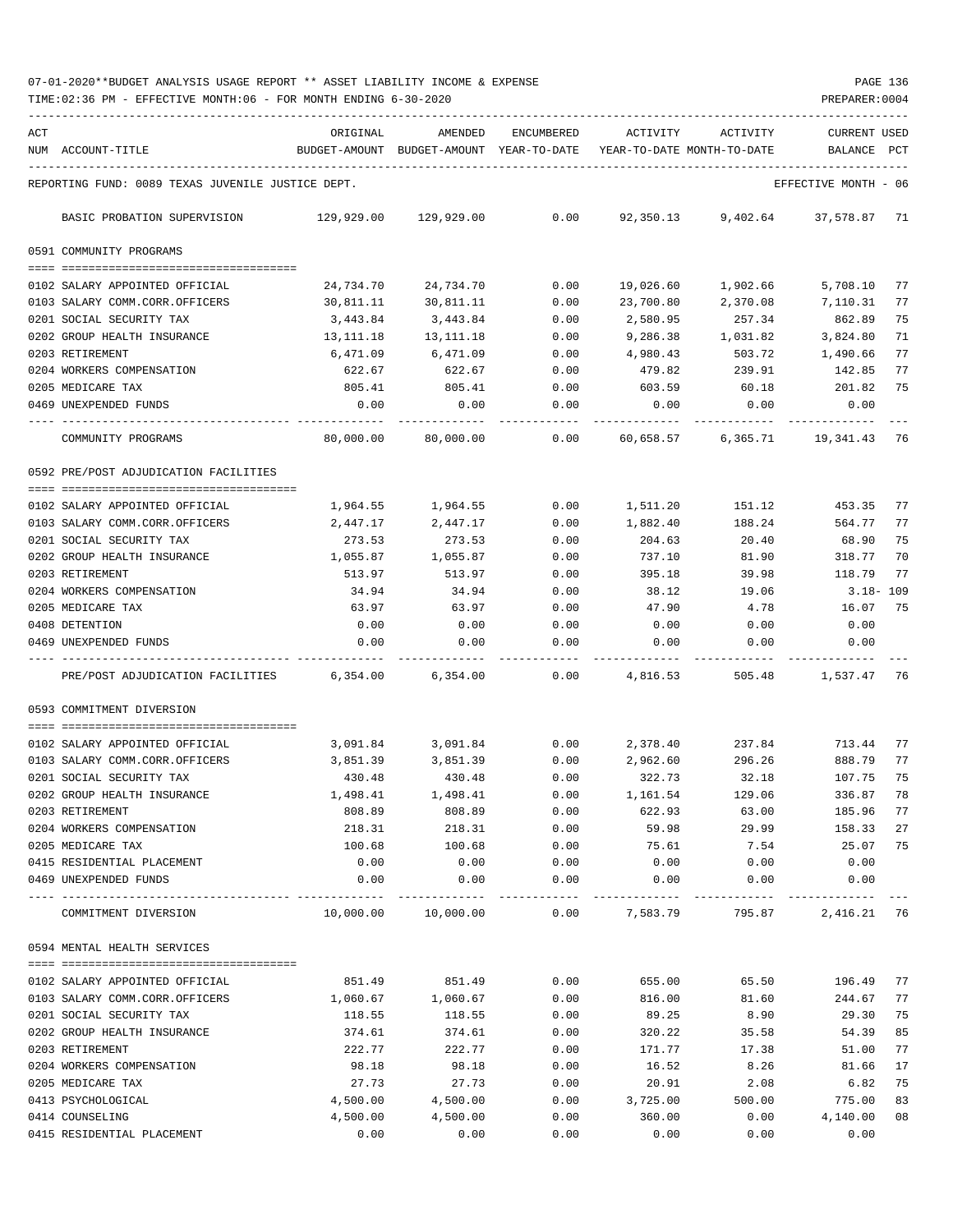07-01-2020**BUDGET ANALYSIS USAGE REPORT ** ASSET LIABILITY INCOME & EXPENSE

TIME:02:36 PM - EFFECTIVE MONTH:06 - FOR MONTH ENDING 6-30-2020

PREPARER:0004

REPORTING FUND: 0089 TEXAS JUVENILE JUSTICE DEPT.

EFFECTIVE MONTH - 06

| ACT NUM | ACCOUNT-TITLE | ORIGINAL BUDGET-AMOUNT | AMENDED BUDGET-AMOUNT | ENCUMBERED YEAR-TO-DATE | ACTIVITY YEAR-TO-DATE | ACTIVITY MONTH-TO-DATE | CURRENT BALANCE | USED PCT |
|---|---|---|---|---|---|---|---|---|
| | BASIC PROBATION SUPERVISION | 129,929.00 | 129,929.00 | 0.00 | 92,350.13 | 9,402.64 | 37,578.87 | 71 |
| | **0591 COMMUNITY PROGRAMS** | | | | | | | |
| 0102 | SALARY APPOINTED OFFICIAL | 24,734.70 | 24,734.70 | 0.00 | 19,026.60 | 1,902.66 | 5,708.10 | 77 |
| 0103 | SALARY COMM.CORR.OFFICERS | 30,811.11 | 30,811.11 | 0.00 | 23,700.80 | 2,370.08 | 7,110.31 | 77 |
| 0201 | SOCIAL SECURITY TAX | 3,443.84 | 3,443.84 | 0.00 | 2,580.95 | 257.34 | 862.89 | 75 |
| 0202 | GROUP HEALTH INSURANCE | 13,111.18 | 13,111.18 | 0.00 | 9,286.38 | 1,031.82 | 3,824.80 | 71 |
| 0203 | RETIREMENT | 6,471.09 | 6,471.09 | 0.00 | 4,980.43 | 503.72 | 1,490.66 | 77 |
| 0204 | WORKERS COMPENSATION | 622.67 | 622.67 | 0.00 | 479.82 | 239.91 | 142.85 | 77 |
| 0205 | MEDICARE TAX | 805.41 | 805.41 | 0.00 | 603.59 | 60.18 | 201.82 | 75 |
| 0469 | UNEXPENDED FUNDS | 0.00 | 0.00 | 0.00 | 0.00 | 0.00 | 0.00 | |
| | COMMUNITY PROGRAMS | 80,000.00 | 80,000.00 | 0.00 | 60,658.57 | 6,365.71 | 19,341.43 | 76 |
| | **0592 PRE/POST ADJUDICATION FACILITIES** | | | | | | | |
| 0102 | SALARY APPOINTED OFFICIAL | 1,964.55 | 1,964.55 | 0.00 | 1,511.20 | 151.12 | 453.35 | 77 |
| 0103 | SALARY COMM.CORR.OFFICERS | 2,447.17 | 2,447.17 | 0.00 | 1,882.40 | 188.24 | 564.77 | 77 |
| 0201 | SOCIAL SECURITY TAX | 273.53 | 273.53 | 0.00 | 204.63 | 20.40 | 68.90 | 75 |
| 0202 | GROUP HEALTH INSURANCE | 1,055.87 | 1,055.87 | 0.00 | 737.10 | 81.90 | 318.77 | 70 |
| 0203 | RETIREMENT | 513.97 | 513.97 | 0.00 | 395.18 | 39.98 | 118.79 | 77 |
| 0204 | WORKERS COMPENSATION | 34.94 | 34.94 | 0.00 | 38.12 | 19.06 | 3.18- | 109 |
| 0205 | MEDICARE TAX | 63.97 | 63.97 | 0.00 | 47.90 | 4.78 | 16.07 | 75 |
| 0408 | DETENTION | 0.00 | 0.00 | 0.00 | 0.00 | 0.00 | 0.00 | |
| 0469 | UNEXPENDED FUNDS | 0.00 | 0.00 | 0.00 | 0.00 | 0.00 | 0.00 | |
| | PRE/POST ADJUDICATION FACILITIES | 6,354.00 | 6,354.00 | 0.00 | 4,816.53 | 505.48 | 1,537.47 | 76 |
| | **0593 COMMITMENT DIVERSION** | | | | | | | |
| 0102 | SALARY APPOINTED OFFICIAL | 3,091.84 | 3,091.84 | 0.00 | 2,378.40 | 237.84 | 713.44 | 77 |
| 0103 | SALARY COMM.CORR.OFFICERS | 3,851.39 | 3,851.39 | 0.00 | 2,962.60 | 296.26 | 888.79 | 77 |
| 0201 | SOCIAL SECURITY TAX | 430.48 | 430.48 | 0.00 | 322.73 | 32.18 | 107.75 | 75 |
| 0202 | GROUP HEALTH INSURANCE | 1,498.41 | 1,498.41 | 0.00 | 1,161.54 | 129.06 | 336.87 | 78 |
| 0203 | RETIREMENT | 808.89 | 808.89 | 0.00 | 622.93 | 63.00 | 185.96 | 77 |
| 0204 | WORKERS COMPENSATION | 218.31 | 218.31 | 0.00 | 59.98 | 29.99 | 158.33 | 27 |
| 0205 | MEDICARE TAX | 100.68 | 100.68 | 0.00 | 75.61 | 7.54 | 25.07 | 75 |
| 0415 | RESIDENTIAL PLACEMENT | 0.00 | 0.00 | 0.00 | 0.00 | 0.00 | 0.00 | |
| 0469 | UNEXPENDED FUNDS | 0.00 | 0.00 | 0.00 | 0.00 | 0.00 | 0.00 | |
| | COMMITMENT DIVERSION | 10,000.00 | 10,000.00 | 0.00 | 7,583.79 | 795.87 | 2,416.21 | 76 |
| | **0594 MENTAL HEALTH SERVICES** | | | | | | | |
| 0102 | SALARY APPOINTED OFFICIAL | 851.49 | 851.49 | 0.00 | 655.00 | 65.50 | 196.49 | 77 |
| 0103 | SALARY COMM.CORR.OFFICERS | 1,060.67 | 1,060.67 | 0.00 | 816.00 | 81.60 | 244.67 | 77 |
| 0201 | SOCIAL SECURITY TAX | 118.55 | 118.55 | 0.00 | 89.25 | 8.90 | 29.30 | 75 |
| 0202 | GROUP HEALTH INSURANCE | 374.61 | 374.61 | 0.00 | 320.22 | 35.58 | 54.39 | 85 |
| 0203 | RETIREMENT | 222.77 | 222.77 | 0.00 | 171.77 | 17.38 | 51.00 | 77 |
| 0204 | WORKERS COMPENSATION | 98.18 | 98.18 | 0.00 | 16.52 | 8.26 | 81.66 | 17 |
| 0205 | MEDICARE TAX | 27.73 | 27.73 | 0.00 | 20.91 | 2.08 | 6.82 | 75 |
| 0413 | PSYCHOLOGICAL | 4,500.00 | 4,500.00 | 0.00 | 3,725.00 | 500.00 | 775.00 | 83 |
| 0414 | COUNSELING | 4,500.00 | 4,500.00 | 0.00 | 360.00 | 0.00 | 4,140.00 | 08 |
| 0415 | RESIDENTIAL PLACEMENT | 0.00 | 0.00 | 0.00 | 0.00 | 0.00 | 0.00 | |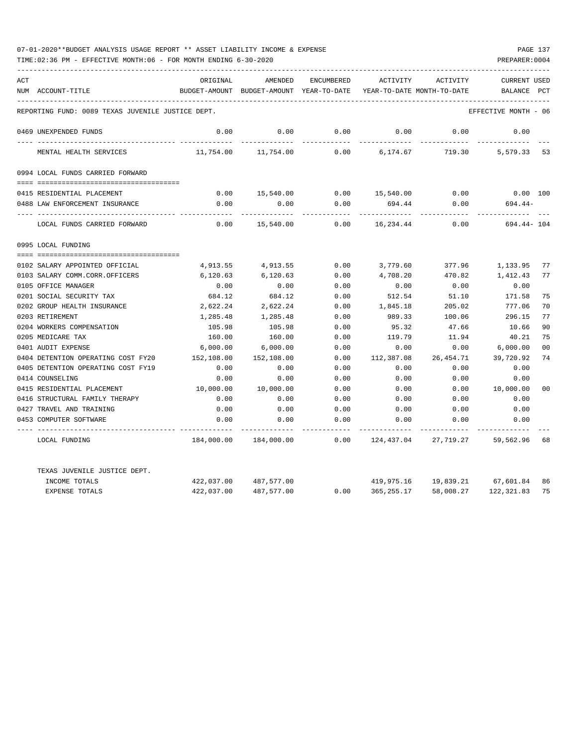07-01-2020**BUDGET ANALYSIS USAGE REPORT ** ASSET LIABILITY INCOME & EXPENSE

TIME:02:36 PM - EFFECTIVE MONTH:06 - FOR MONTH ENDING 6-30-2020

PREPARER:0004

| ACT NUM | ACCOUNT-TITLE | ORIGINAL BUDGET-AMOUNT | AMENDED BUDGET-AMOUNT | ENCUMBERED YEAR-TO-DATE | ACTIVITY YEAR-TO-DATE | ACTIVITY MONTH-TO-DATE | CURRENT BALANCE | USED PCT |
|---|---|---|---|---|---|---|---|---|
| | REPORTING FUND: 0089 TEXAS JUVENILE JUSTICE DEPT. | | | | | | EFFECTIVE MONTH - 06 | |
| 0469 | UNEXPENDED FUNDS | 0.00 | 0.00 | 0.00 | 0.00 | 0.00 | 0.00 | |
| | MENTAL HEALTH SERVICES | 11,754.00 | 11,754.00 | 0.00 | 6,174.67 | 719.30 | 5,579.33 | 53 |
| 0994 | LOCAL FUNDS CARRIED FORWARD | | | | | | | |
| 0415 | RESIDENTIAL PLACEMENT | 0.00 | 15,540.00 | 0.00 | 15,540.00 | 0.00 | 0.00 | 100 |
| 0488 | LAW ENFORCEMENT INSURANCE | 0.00 | 0.00 | 0.00 | 694.44 | 0.00 | 694.44- | |
| | LOCAL FUNDS CARRIED FORWARD | 0.00 | 15,540.00 | 0.00 | 16,234.44 | 0.00 | 694.44- | 104 |
| 0995 | LOCAL FUNDING | | | | | | | |
| 0102 | SALARY APPOINTED OFFICIAL | 4,913.55 | 4,913.55 | 0.00 | 3,779.60 | 377.96 | 1,133.95 | 77 |
| 0103 | SALARY COMM.CORR.OFFICERS | 6,120.63 | 6,120.63 | 0.00 | 4,708.20 | 470.82 | 1,412.43 | 77 |
| 0105 | OFFICE MANAGER | 0.00 | 0.00 | 0.00 | 0.00 | 0.00 | 0.00 | |
| 0201 | SOCIAL SECURITY TAX | 684.12 | 684.12 | 0.00 | 512.54 | 51.10 | 171.58 | 75 |
| 0202 | GROUP HEALTH INSURANCE | 2,622.24 | 2,622.24 | 0.00 | 1,845.18 | 205.02 | 777.06 | 70 |
| 0203 | RETIREMENT | 1,285.48 | 1,285.48 | 0.00 | 989.33 | 100.06 | 296.15 | 77 |
| 0204 | WORKERS COMPENSATION | 105.98 | 105.98 | 0.00 | 95.32 | 47.66 | 10.66 | 90 |
| 0205 | MEDICARE TAX | 160.00 | 160.00 | 0.00 | 119.79 | 11.94 | 40.21 | 75 |
| 0401 | AUDIT EXPENSE | 6,000.00 | 6,000.00 | 0.00 | 0.00 | 0.00 | 6,000.00 | 00 |
| 0404 | DETENTION OPERATING COST FY20 | 152,108.00 | 152,108.00 | 0.00 | 112,387.08 | 26,454.71 | 39,720.92 | 74 |
| 0405 | DETENTION OPERATING COST FY19 | 0.00 | 0.00 | 0.00 | 0.00 | 0.00 | 0.00 | |
| 0414 | COUNSELING | 0.00 | 0.00 | 0.00 | 0.00 | 0.00 | 0.00 | |
| 0415 | RESIDENTIAL PLACEMENT | 10,000.00 | 10,000.00 | 0.00 | 0.00 | 0.00 | 10,000.00 | 00 |
| 0416 | STRUCTURAL FAMILY THERAPY | 0.00 | 0.00 | 0.00 | 0.00 | 0.00 | 0.00 | |
| 0427 | TRAVEL AND TRAINING | 0.00 | 0.00 | 0.00 | 0.00 | 0.00 | 0.00 | |
| 0453 | COMPUTER SOFTWARE | 0.00 | 0.00 | 0.00 | 0.00 | 0.00 | 0.00 | |
| | LOCAL FUNDING | 184,000.00 | 184,000.00 | 0.00 | 124,437.04 | 27,719.27 | 59,562.96 | 68 |
| | TEXAS JUVENILE JUSTICE DEPT. | | | | | | | |
| | INCOME TOTALS | 422,037.00 | 487,577.00 | | 419,975.16 | 19,839.21 | 67,601.84 | 86 |
| | EXPENSE TOTALS | 422,037.00 | 487,577.00 | 0.00 | 365,255.17 | 58,008.27 | 122,321.83 | 75 |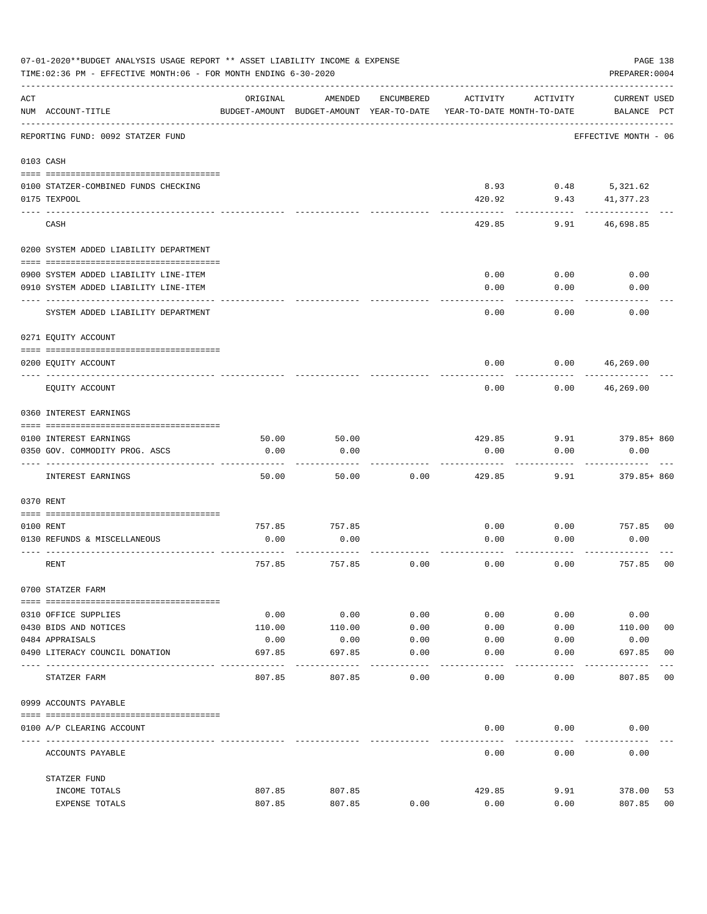07-01-2020**BUDGET ANALYSIS USAGE REPORT ** ASSET LIABILITY INCOME & EXPENSE

TIME:02:36 PM - EFFECTIVE MONTH:06 - FOR MONTH ENDING 6-30-2020

PREPARER:0004

| ACT NUM | ACCOUNT-TITLE | ORIGINAL BUDGET-AMOUNT | AMENDED BUDGET-AMOUNT | ENCUMBERED YEAR-TO-DATE | ACTIVITY YEAR-TO-DATE | ACTIVITY MONTH-TO-DATE | CURRENT USED BALANCE | PCT |
|---|---|---|---|---|---|---|---|---|
| | REPORTING FUND: 0092 STATZER FUND | | | | | | EFFECTIVE MONTH - 06 | |
| 0103 | CASH | | | | | | | |
| 0100 | STATZER-COMBINED FUNDS CHECKING | | | | 8.93 | 0.48 | 5,321.62 | |
| 0175 | TEXPOOL | | | | 420.92 | 9.43 | 41,377.23 | |
| | CASH | | | | 429.85 | 9.91 | 46,698.85 | |
| 0200 | SYSTEM ADDED LIABILITY DEPARTMENT | | | | | | | |
| 0900 | SYSTEM ADDED LIABILITY LINE-ITEM | | | | 0.00 | 0.00 | 0.00 | |
| 0910 | SYSTEM ADDED LIABILITY LINE-ITEM | | | | 0.00 | 0.00 | 0.00 | |
| | SYSTEM ADDED LIABILITY DEPARTMENT | | | | 0.00 | 0.00 | 0.00 | |
| 0271 | EQUITY ACCOUNT | | | | | | | |
| 0200 | EQUITY ACCOUNT | | | | 0.00 | 0.00 | 46,269.00 | |
| | EQUITY ACCOUNT | | | | 0.00 | 0.00 | 46,269.00 | |
| 0360 | INTEREST EARNINGS | | | | | | | |
| 0100 | INTEREST EARNINGS | 50.00 | 50.00 | | 429.85 | 9.91 | 379.85+ | 860 |
| 0350 | GOV. COMMODITY PROG. ASCS | 0.00 | 0.00 | | 0.00 | 0.00 | 0.00 | |
| | INTEREST EARNINGS | 50.00 | 50.00 | 0.00 | 429.85 | 9.91 | 379.85+ | 860 |
| 0370 | RENT | | | | | | | |
| 0100 | RENT | 757.85 | 757.85 | | 0.00 | 0.00 | 757.85 | 00 |
| 0130 | REFUNDS & MISCELLANEOUS | 0.00 | 0.00 | | 0.00 | 0.00 | 0.00 | |
| | RENT | 757.85 | 757.85 | 0.00 | 0.00 | 0.00 | 757.85 | 00 |
| 0700 | STATZER FARM | | | | | | | |
| 0310 | OFFICE SUPPLIES | 0.00 | 0.00 | 0.00 | 0.00 | 0.00 | 0.00 | |
| 0430 | BIDS AND NOTICES | 110.00 | 110.00 | 0.00 | 0.00 | 0.00 | 110.00 | 00 |
| 0484 | APPRAISALS | 0.00 | 0.00 | 0.00 | 0.00 | 0.00 | 0.00 | |
| 0490 | LITERACY COUNCIL DONATION | 697.85 | 697.85 | 0.00 | 0.00 | 0.00 | 697.85 | 00 |
| | STATZER FARM | 807.85 | 807.85 | 0.00 | 0.00 | 0.00 | 807.85 | 00 |
| 0999 | ACCOUNTS PAYABLE | | | | | | | |
| 0100 | A/P CLEARING ACCOUNT | | | | 0.00 | 0.00 | 0.00 | |
| | ACCOUNTS PAYABLE | | | | 0.00 | 0.00 | 0.00 | |
| | STATZER FUND | | | | | | | |
| | INCOME TOTALS | 807.85 | 807.85 | | 429.85 | 9.91 | 378.00 | 53 |
| | EXPENSE TOTALS | 807.85 | 807.85 | 0.00 | 0.00 | 0.00 | 807.85 | 00 |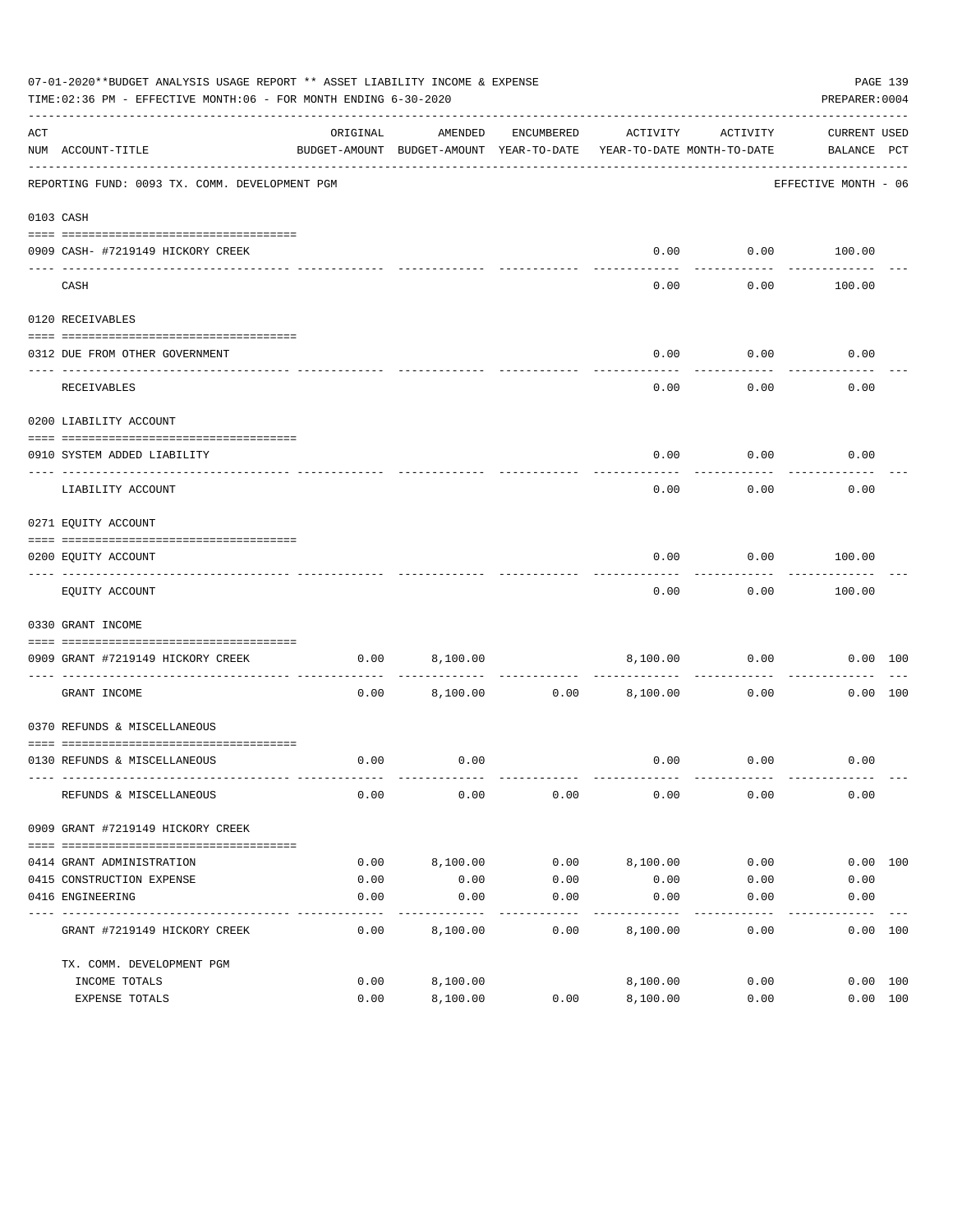07-01-2020**BUDGET ANALYSIS USAGE REPORT ** ASSET LIABILITY INCOME & EXPENSE

TIME:02:36 PM - EFFECTIVE MONTH:06 - FOR MONTH ENDING 6-30-2020

PREPARER:0004

REPORTING FUND: 0093 TX. COMM. DEVELOPMENT PGM — EFFECTIVE MONTH - 06

| ACT NUM | ACCOUNT-TITLE | ORIGINAL BUDGET-AMOUNT | AMENDED BUDGET-AMOUNT | ENCUMBERED YEAR-TO-DATE | ACTIVITY YEAR-TO-DATE | ACTIVITY MONTH-TO-DATE | CURRENT BALANCE | USED PCT |
|---|---|---|---|---|---|---|---|---|
| **0103** | **CASH** | | | | | | | |
| 0909 | CASH- #7219149 HICKORY CREEK | | | | 0.00 | 0.00 | 100.00 | |
| | CASH | | | | 0.00 | 0.00 | 100.00 | |
| **0120** | **RECEIVABLES** | | | | | | | |
| 0312 | DUE FROM OTHER GOVERNMENT | | | | 0.00 | 0.00 | 0.00 | |
| | RECEIVABLES | | | | 0.00 | 0.00 | 0.00 | |
| **0200** | **LIABILITY ACCOUNT** | | | | | | | |
| 0910 | SYSTEM ADDED LIABILITY | | | | 0.00 | 0.00 | 0.00 | |
| | LIABILITY ACCOUNT | | | | 0.00 | 0.00 | 0.00 | |
| **0271** | **EQUITY ACCOUNT** | | | | | | | |
| 0200 | EQUITY ACCOUNT | | | | 0.00 | 0.00 | 100.00 | |
| | EQUITY ACCOUNT | | | | 0.00 | 0.00 | 100.00 | |
| **0330** | **GRANT INCOME** | | | | | | | |
| 0909 | GRANT #7219149 HICKORY CREEK | 0.00 | 8,100.00 | | 8,100.00 | 0.00 | 0.00 | 100 |
| | GRANT INCOME | 0.00 | 8,100.00 | 0.00 | 8,100.00 | 0.00 | 0.00 | 100 |
| **0370** | **REFUNDS & MISCELLANEOUS** | | | | | | | |
| 0130 | REFUNDS & MISCELLANEOUS | 0.00 | 0.00 | | 0.00 | 0.00 | 0.00 | |
| | REFUNDS & MISCELLANEOUS | 0.00 | 0.00 | 0.00 | 0.00 | 0.00 | 0.00 | |
| **0909** | **GRANT #7219149 HICKORY CREEK** | | | | | | | |
| 0414 | GRANT ADMINISTRATION | 0.00 | 8,100.00 | 0.00 | 8,100.00 | 0.00 | 0.00 | 100 |
| 0415 | CONSTRUCTION EXPENSE | 0.00 | 0.00 | 0.00 | 0.00 | 0.00 | 0.00 | |
| 0416 | ENGINEERING | 0.00 | 0.00 | 0.00 | 0.00 | 0.00 | 0.00 | |
| | GRANT #7219149 HICKORY CREEK | 0.00 | 8,100.00 | 0.00 | 8,100.00 | 0.00 | 0.00 | 100 |
| | TX. COMM. DEVELOPMENT PGM | | | | | | | |
| | INCOME TOTALS | 0.00 | 8,100.00 | | 8,100.00 | 0.00 | 0.00 | 100 |
| | EXPENSE TOTALS | 0.00 | 8,100.00 | 0.00 | 8,100.00 | 0.00 | 0.00 | 100 |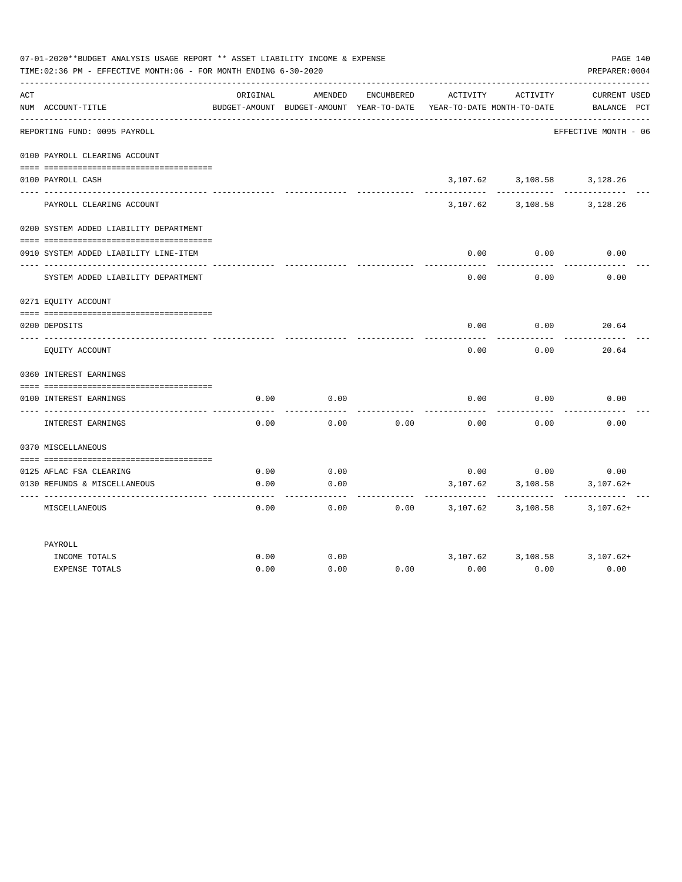07-01-2020**BUDGET ANALYSIS USAGE REPORT ** ASSET LIABILITY INCOME & EXPENSE

TIME:02:36 PM - EFFECTIVE MONTH:06 - FOR MONTH ENDING 6-30-2020

PREPARER:0004

REPORTING FUND: 0095 PAYROLL — EFFECTIVE MONTH - 06

| ACT NUM | ACCOUNT-TITLE | ORIGINAL BUDGET-AMOUNT | AMENDED BUDGET-AMOUNT | ENCUMBERED YEAR-TO-DATE | ACTIVITY YEAR-TO-DATE | ACTIVITY MONTH-TO-DATE | CURRENT BALANCE | USED PCT |
|---|---|---|---|---|---|---|---|---|
| | **0100 PAYROLL CLEARING ACCOUNT** | | | | | | | |
| 0100 | PAYROLL CASH | | | | 3,107.62 | 3,108.58 | 3,128.26 | |
| | PAYROLL CLEARING ACCOUNT | | | | 3,107.62 | 3,108.58 | 3,128.26 | |
| | **0200 SYSTEM ADDED LIABILITY DEPARTMENT** | | | | | | | |
| 0910 | SYSTEM ADDED LIABILITY LINE-ITEM | | | | 0.00 | 0.00 | 0.00 | |
| | SYSTEM ADDED LIABILITY DEPARTMENT | | | | 0.00 | 0.00 | 0.00 | |
| | **0271 EQUITY ACCOUNT** | | | | | | | |
| 0200 | DEPOSITS | | | | 0.00 | 0.00 | 20.64 | |
| | EQUITY ACCOUNT | | | | 0.00 | 0.00 | 20.64 | |
| | **0360 INTEREST EARNINGS** | | | | | | | |
| 0100 | INTEREST EARNINGS | 0.00 | 0.00 | | 0.00 | 0.00 | 0.00 | |
| | INTEREST EARNINGS | 0.00 | 0.00 | 0.00 | 0.00 | 0.00 | 0.00 | |
| | **0370 MISCELLANEOUS** | | | | | | | |
| 0125 | AFLAC FSA CLEARING | 0.00 | 0.00 | | 0.00 | 0.00 | 0.00 | |
| 0130 | REFUNDS & MISCELLANEOUS | 0.00 | 0.00 | | 3,107.62 | 3,108.58 | 3,107.62+ | |
| | MISCELLANEOUS | 0.00 | 0.00 | 0.00 | 3,107.62 | 3,108.58 | 3,107.62+ | |
| | **PAYROLL** | | | | | | | |
| | INCOME TOTALS | 0.00 | 0.00 | | 3,107.62 | 3,108.58 | 3,107.62+ | |
| | EXPENSE TOTALS | 0.00 | 0.00 | 0.00 | 0.00 | 0.00 | 0.00 | |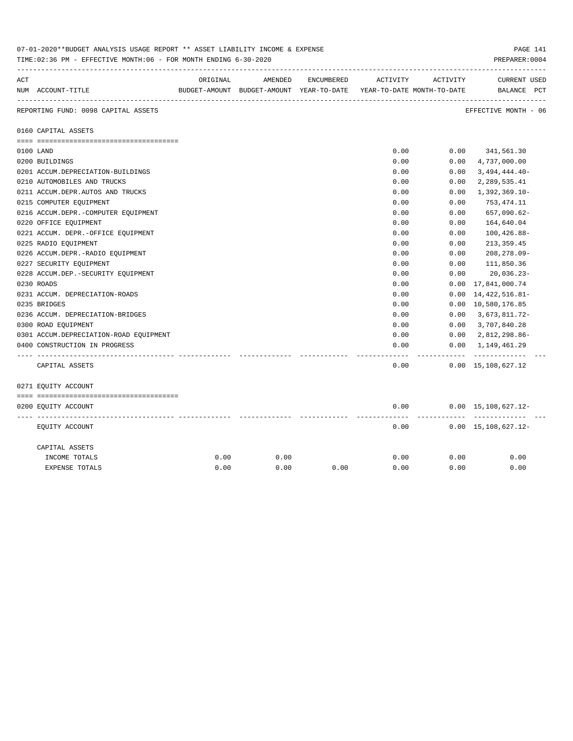07-01-2020**BUDGET ANALYSIS USAGE REPORT ** ASSET LIABILITY INCOME & EXPENSE

TIME:02:36 PM - EFFECTIVE MONTH:06 - FOR MONTH ENDING 6-30-2020

PREPARER:0004

REPORTING FUND: 0098 CAPITAL ASSETS — EFFECTIVE MONTH - 06

| ACT NUM | ACCOUNT-TITLE | ORIGINAL BUDGET-AMOUNT | AMENDED BUDGET-AMOUNT | ENCUMBERED YEAR-TO-DATE | ACTIVITY YEAR-TO-DATE | ACTIVITY MONTH-TO-DATE | CURRENT BALANCE | USED PCT |
|---|---|---|---|---|---|---|---|---|
| | **0160 CAPITAL ASSETS** | | | | | | | |
| 0100 | LAND | | | | 0.00 | 0.00 | 341,561.30 | |
| 0200 | BUILDINGS | | | | 0.00 | 0.00 | 4,737,000.00 | |
| 0201 | ACCUM.DEPRECIATION-BUILDINGS | | | | 0.00 | 0.00 | 3,494,444.40- | |
| 0210 | AUTOMOBILES AND TRUCKS | | | | 0.00 | 0.00 | 2,289,535.41 | |
| 0211 | ACCUM.DEPR.AUTOS AND TRUCKS | | | | 0.00 | 0.00 | 1,392,369.10- | |
| 0215 | COMPUTER EQUIPMENT | | | | 0.00 | 0.00 | 753,474.11 | |
| 0216 | ACCUM.DEPR.-COMPUTER EQUIPMENT | | | | 0.00 | 0.00 | 657,090.62- | |
| 0220 | OFFICE EQUIPMENT | | | | 0.00 | 0.00 | 164,640.04 | |
| 0221 | ACCUM. DEPR.-OFFICE EQUIPMENT | | | | 0.00 | 0.00 | 100,426.88- | |
| 0225 | RADIO EQUIPMENT | | | | 0.00 | 0.00 | 213,359.45 | |
| 0226 | ACCUM.DEPR.-RADIO EQUIPMENT | | | | 0.00 | 0.00 | 208,278.09- | |
| 0227 | SECURITY EQUIPMENT | | | | 0.00 | 0.00 | 111,850.36 | |
| 0228 | ACCUM.DEP.-SECURITY EQUIPMENT | | | | 0.00 | 0.00 | 20,036.23- | |
| 0230 | ROADS | | | | 0.00 | 0.00 | 17,841,000.74 | |
| 0231 | ACCUM. DEPRECIATION-ROADS | | | | 0.00 | 0.00 | 14,422,516.81- | |
| 0235 | BRIDGES | | | | 0.00 | 0.00 | 10,580,176.85 | |
| 0236 | ACCUM. DEPRECIATION-BRIDGES | | | | 0.00 | 0.00 | 3,673,811.72- | |
| 0300 | ROAD EQUIPMENT | | | | 0.00 | 0.00 | 3,707,840.28 | |
| 0301 | ACCUM.DEPRECIATION-ROAD EQUIPMENT | | | | 0.00 | 0.00 | 2,812,298.86- | |
| 0400 | CONSTRUCTION IN PROGRESS | | | | 0.00 | 0.00 | 1,149,461.29 | |
| | CAPITAL ASSETS | | | | 0.00 | 0.00 | 15,108,627.12 | |
| | **0271 EQUITY ACCOUNT** | | | | | | | |
| 0200 | EQUITY ACCOUNT | | | | 0.00 | 0.00 | 15,108,627.12- | |
| | EQUITY ACCOUNT | | | | 0.00 | 0.00 | 15,108,627.12- | |
| | CAPITAL ASSETS | | | | | | | |
| | INCOME TOTALS | 0.00 | 0.00 | | 0.00 | 0.00 | 0.00 | |
| | EXPENSE TOTALS | 0.00 | 0.00 | 0.00 | 0.00 | 0.00 | 0.00 | |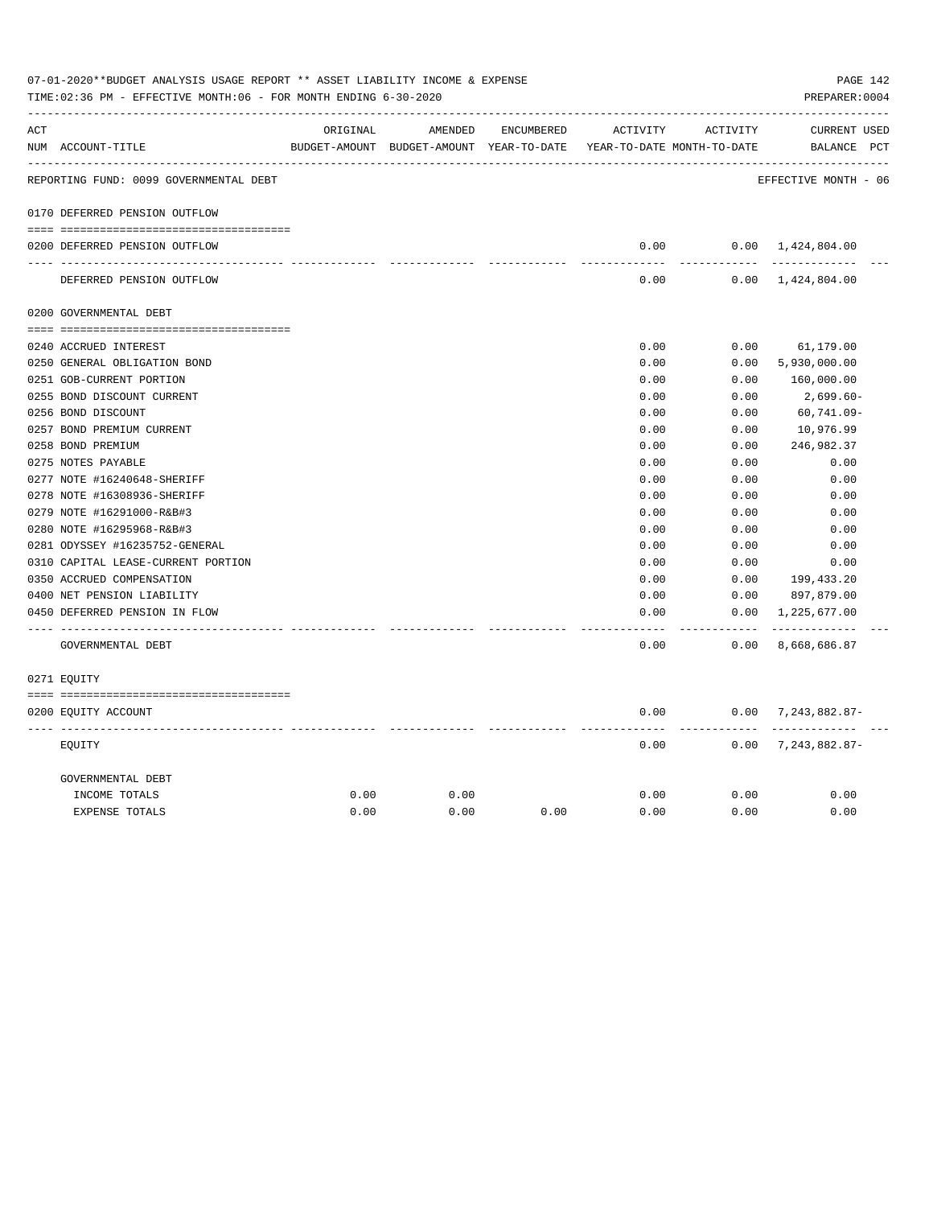07-01-2020**BUDGET ANALYSIS USAGE REPORT ** ASSET LIABILITY INCOME & EXPENSE

TIME:02:36 PM - EFFECTIVE MONTH:06 - FOR MONTH ENDING 6-30-2020

PREPARER:0004

REPORTING FUND: 0099 GOVERNMENTAL DEBT — EFFECTIVE MONTH - 06

| ACT NUM | ACCOUNT-TITLE | ORIGINAL BUDGET-AMOUNT | AMENDED BUDGET-AMOUNT | ENCUMBERED YEAR-TO-DATE | ACTIVITY YEAR-TO-DATE | ACTIVITY MONTH-TO-DATE | CURRENT BALANCE | USED PCT |
|---|---|---|---|---|---|---|---|---|
| | **0170 DEFERRED PENSION OUTFLOW** | | | | | | | |
| 0200 | DEFERRED PENSION OUTFLOW | | | | 0.00 | 0.00 | 1,424,804.00 | |
| | DEFERRED PENSION OUTFLOW | | | | 0.00 | 0.00 | 1,424,804.00 | |
| | **0200 GOVERNMENTAL DEBT** | | | | | | | |
| 0240 | ACCRUED INTEREST | | | | 0.00 | 0.00 | 61,179.00 | |
| 0250 | GENERAL OBLIGATION BOND | | | | 0.00 | 0.00 | 5,930,000.00 | |
| 0251 | GOB-CURRENT PORTION | | | | 0.00 | 0.00 | 160,000.00 | |
| 0255 | BOND DISCOUNT CURRENT | | | | 0.00 | 0.00 | 2,699.60- | |
| 0256 | BOND DISCOUNT | | | | 0.00 | 0.00 | 60,741.09- | |
| 0257 | BOND PREMIUM CURRENT | | | | 0.00 | 0.00 | 10,976.99 | |
| 0258 | BOND PREMIUM | | | | 0.00 | 0.00 | 246,982.37 | |
| 0275 | NOTES PAYABLE | | | | 0.00 | 0.00 | 0.00 | |
| 0277 | NOTE #16240648-SHERIFF | | | | 0.00 | 0.00 | 0.00 | |
| 0278 | NOTE #16308936-SHERIFF | | | | 0.00 | 0.00 | 0.00 | |
| 0279 | NOTE #16291000-R&B#3 | | | | 0.00 | 0.00 | 0.00 | |
| 0280 | NOTE #16295968-R&B#3 | | | | 0.00 | 0.00 | 0.00 | |
| 0281 | ODYSSEY #16235752-GENERAL | | | | 0.00 | 0.00 | 0.00 | |
| 0310 | CAPITAL LEASE-CURRENT PORTION | | | | 0.00 | 0.00 | 0.00 | |
| 0350 | ACCRUED COMPENSATION | | | | 0.00 | 0.00 | 199,433.20 | |
| 0400 | NET PENSION LIABILITY | | | | 0.00 | 0.00 | 897,879.00 | |
| 0450 | DEFERRED PENSION IN FLOW | | | | 0.00 | 0.00 | 1,225,677.00 | |
| | GOVERNMENTAL DEBT | | | | 0.00 | 0.00 | 8,668,686.87 | |
| | **0271 EQUITY** | | | | | | | |
| 0200 | EQUITY ACCOUNT | | | | 0.00 | 0.00 | 7,243,882.87- | |
| | EQUITY | | | | 0.00 | 0.00 | 7,243,882.87- | |
| | GOVERNMENTAL DEBT | | | | | | | |
| | INCOME TOTALS | 0.00 | 0.00 | | 0.00 | 0.00 | 0.00 | |
| | EXPENSE TOTALS | 0.00 | 0.00 | 0.00 | 0.00 | 0.00 | 0.00 | |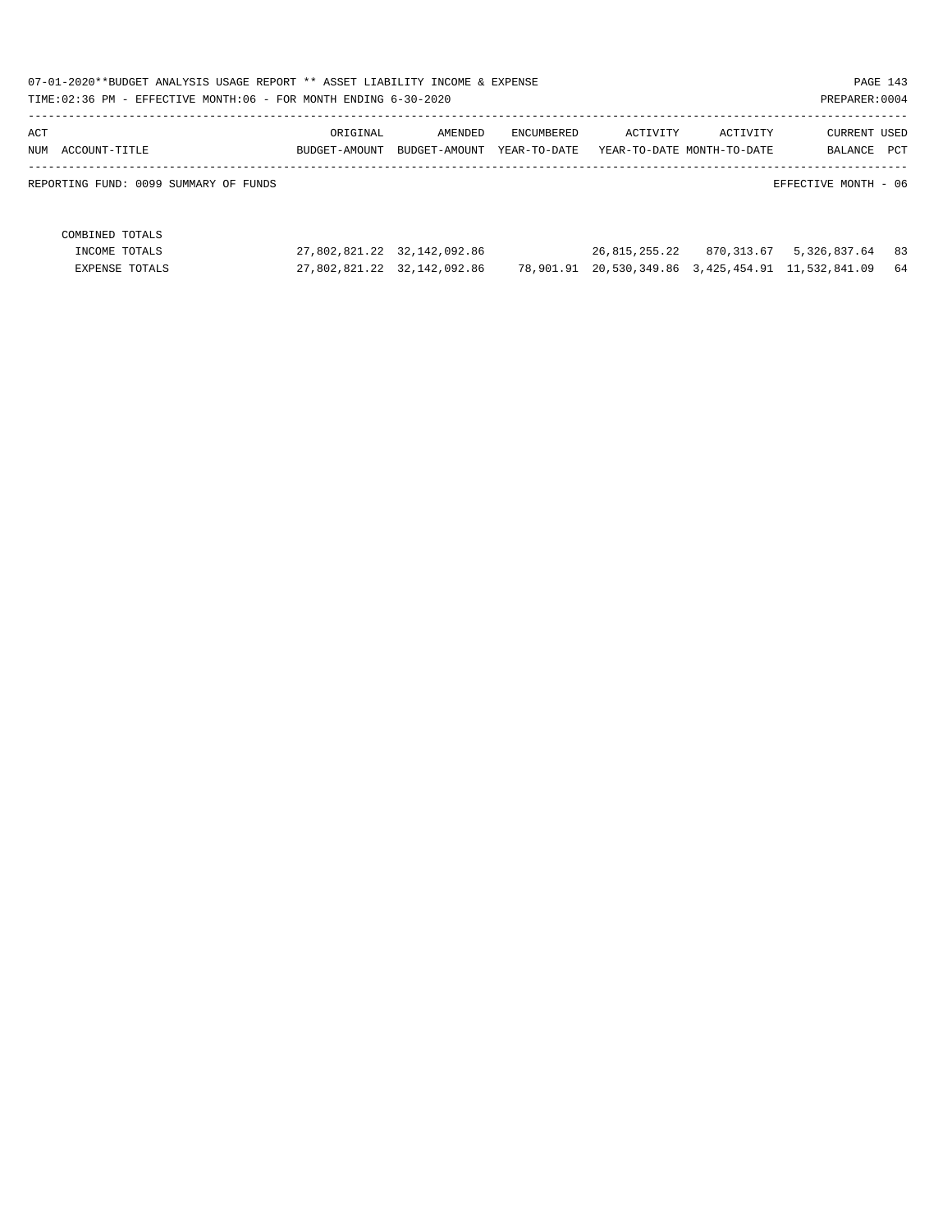07-01-2020**BUDGET ANALYSIS USAGE REPORT ** ASSET LIABILITY INCOME & EXPENSE

TIME:02:36 PM - EFFECTIVE MONTH:06 - FOR MONTH ENDING 6-30-2020

PREPARER:0004

| ACT NUM | ACCOUNT-TITLE | ORIGINAL BUDGET-AMOUNT | AMENDED BUDGET-AMOUNT | ENCUMBERED YEAR-TO-DATE | ACTIVITY YEAR-TO-DATE | ACTIVITY MONTH-TO-DATE | CURRENT BALANCE | USED PCT |
|---|---|---|---|---|---|---|---|---|
| | REPORTING FUND: 0099 SUMMARY OF FUNDS | | | | | | EFFECTIVE MONTH - 06 | |
| | COMBINED TOTALS | | | | | | | |
| | INCOME TOTALS | 27,802,821.22 | 32,142,092.86 | | 26,815,255.22 | 870,313.67 | 5,326,837.64 | 83 |
| | EXPENSE TOTALS | 27,802,821.22 | 32,142,092.86 | 78,901.91 | 20,530,349.86 | 3,425,454.91 | 11,532,841.09 | 64 |